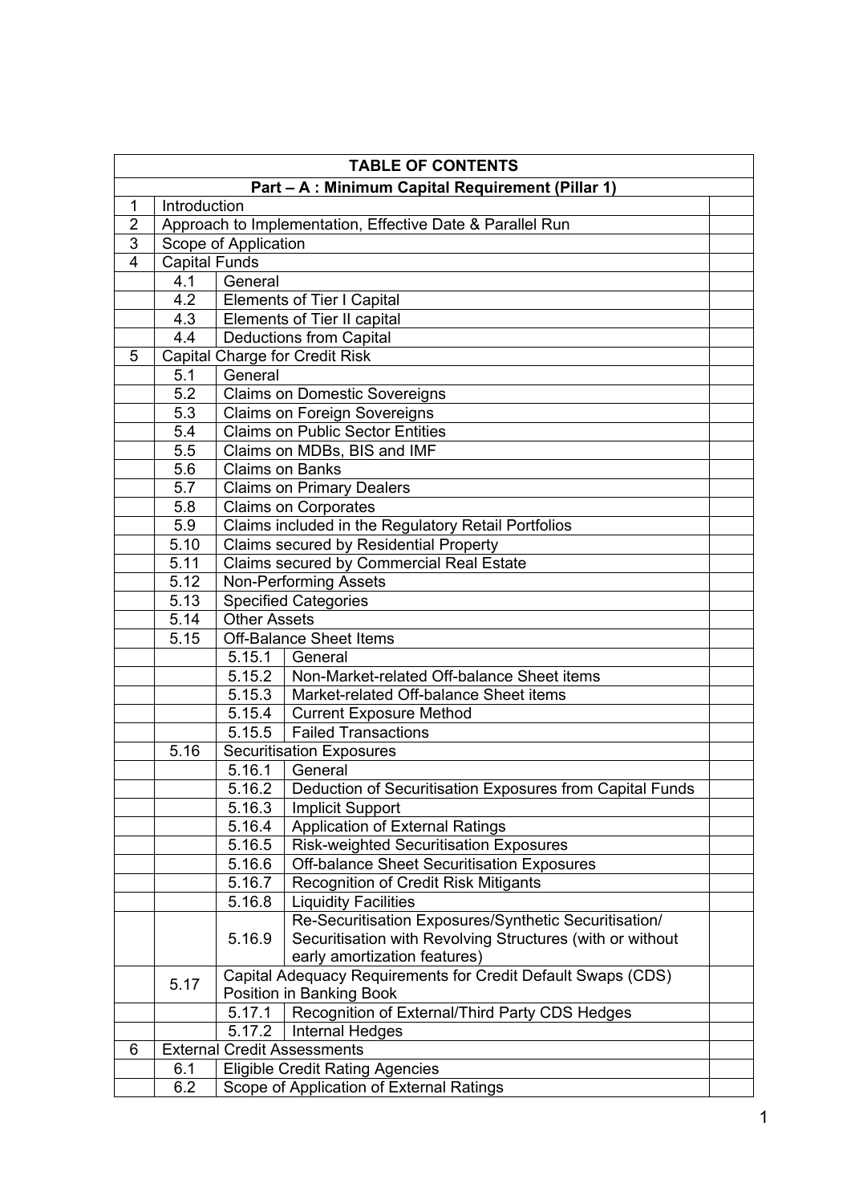| TABLE OF CONTENTS | | | | |
|---|---|---|---|---|
| **Part – A : Minimum Capital Requirement (Pillar 1)** | | | | |
| 1 | Introduction | | | |
| 2 | Approach to Implementation, Effective Date & Parallel Run | | | |
| 3 | Scope of Application | | | |
| 4 | Capital Funds | | | |
| | 4.1 | General | | |
| | 4.2 | Elements of Tier I Capital | | |
| | 4.3 | Elements of Tier II capital | | |
| | 4.4 | Deductions from Capital | | |
| 5 | Capital Charge for Credit Risk | | | |
| | 5.1 | General | | |
| | 5.2 | Claims on Domestic Sovereigns | | |
| | 5.3 | Claims on Foreign Sovereigns | | |
| | 5.4 | Claims on Public Sector Entities | | |
| | 5.5 | Claims on MDBs, BIS and IMF | | |
| | 5.6 | Claims on Banks | | |
| | 5.7 | Claims on Primary Dealers | | |
| | 5.8 | Claims on Corporates | | |
| | 5.9 | Claims included in the Regulatory Retail Portfolios | | |
| | 5.10 | Claims secured by Residential Property | | |
| | 5.11 | Claims secured by Commercial Real Estate | | |
| | 5.12 | Non-Performing Assets | | |
| | 5.13 | Specified Categories | | |
| | 5.14 | Other Assets | | |
| | 5.15 | Off-Balance Sheet Items | | |
| | | 5.15.1 | General | |
| | | 5.15.2 | Non-Market-related Off-balance Sheet items | |
| | | 5.15.3 | Market-related Off-balance Sheet items | |
| | | 5.15.4 | Current Exposure Method | |
| | | 5.15.5 | Failed Transactions | |
| | 5.16 | Securitisation Exposures | | |
| | | 5.16.1 | General | |
| | | 5.16.2 | Deduction of Securitisation Exposures from Capital Funds | |
| | | 5.16.3 | Implicit Support | |
| | | 5.16.4 | Application of External Ratings | |
| | | 5.16.5 | Risk-weighted Securitisation Exposures | |
| | | 5.16.6 | Off-balance Sheet Securitisation Exposures | |
| | | 5.16.7 | Recognition of Credit Risk Mitigants | |
| | | 5.16.8 | Liquidity Facilities | |
| | | 5.16.9 | Re-Securitisation Exposures/Synthetic Securitisation/ Securitisation with Revolving Structures (with or without early amortization features) | |
| | 5.17 | Capital Adequacy Requirements for Credit Default Swaps (CDS) Position in Banking Book | | |
| | | 5.17.1 | Recognition of External/Third Party CDS Hedges | |
| | | 5.17.2 | Internal Hedges | |
| 6 | External Credit Assessments | | | |
| | 6.1 | Eligible Credit Rating Agencies | | |
| | 6.2 | Scope of Application of External Ratings | | |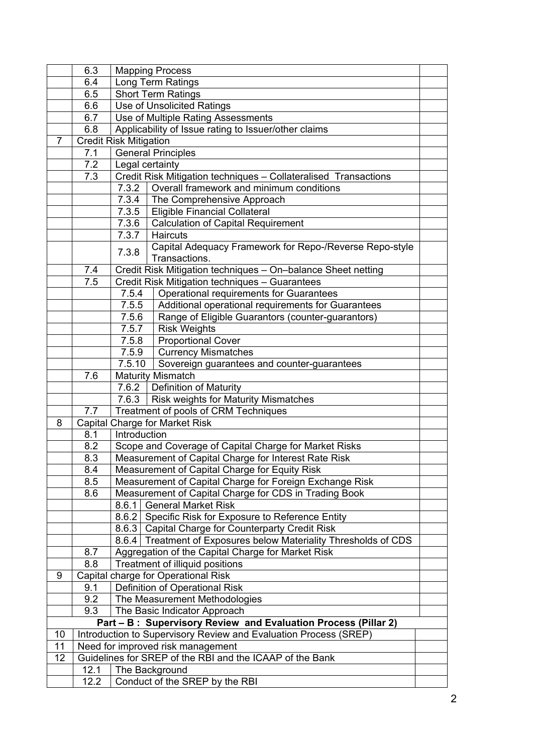| | | | | |
|---|---|---|---|---|
| | 6.3 | Mapping Process | | |
| | 6.4 | Long Term Ratings | | |
| | 6.5 | Short Term Ratings | | |
| | 6.6 | Use of Unsolicited Ratings | | |
| | 6.7 | Use of Multiple Rating Assessments | | |
| | 6.8 | Applicability of Issue rating to Issuer/other claims | | |
| 7 | Credit Risk Mitigation | | | |
| | 7.1 | General Principles | | |
| | 7.2 | Legal certainty | | |
| | 7.3 | Credit Risk Mitigation techniques – Collateralised Transactions | | |
| | | 7.3.2 | Overall framework and minimum conditions | |
| | | 7.3.4 | The Comprehensive Approach | |
| | | 7.3.5 | Eligible Financial Collateral | |
| | | 7.3.6 | Calculation of Capital Requirement | |
| | | 7.3.7 | Haircuts | |
| | | 7.3.8 | Capital Adequacy Framework for Repo-/Reverse Repo-style Transactions. | |
| | 7.4 | Credit Risk Mitigation techniques – On–balance Sheet netting | | |
| | 7.5 | Credit Risk Mitigation techniques – Guarantees | | |
| | | 7.5.4 | Operational requirements for Guarantees | |
| | | 7.5.5 | Additional operational requirements for Guarantees | |
| | | 7.5.6 | Range of Eligible Guarantors (counter-guarantors) | |
| | | 7.5.7 | Risk Weights | |
| | | 7.5.8 | Proportional Cover | |
| | | 7.5.9 | Currency Mismatches | |
| | | 7.5.10 | Sovereign guarantees and counter-guarantees | |
| | 7.6 | Maturity Mismatch | | |
| | | 7.6.2 | Definition of Maturity | |
| | | 7.6.3 | Risk weights for Maturity Mismatches | |
| | 7.7 | Treatment of pools of CRM Techniques | | |
| 8 | Capital Charge for Market Risk | | | |
| | 8.1 | Introduction | | |
| | 8.2 | Scope and Coverage of Capital Charge for Market Risks | | |
| | 8.3 | Measurement of Capital Charge for Interest Rate Risk | | |
| | 8.4 | Measurement of Capital Charge for Equity Risk | | |
| | 8.5 | Measurement of Capital Charge for Foreign Exchange Risk | | |
| | 8.6 | Measurement of Capital Charge for CDS in Trading Book | | |
| | | 8.6.1 | General Market Risk | |
| | | 8.6.2 | Specific Risk for Exposure to Reference Entity | |
| | | 8.6.3 | Capital Charge for Counterparty Credit Risk | |
| | | 8.6.4 | Treatment of Exposures below Materiality Thresholds of CDS | |
| | 8.7 | Aggregation of the Capital Charge for Market Risk | | |
| | 8.8 | Treatment of illiquid positions | | |
| 9 | Capital charge for Operational Risk | | | |
| | 9.1 | Definition of Operational Risk | | |
| | 9.2 | The Measurement Methodologies | | |
| | 9.3 | The Basic Indicator Approach | | |
| **Part – B : Supervisory Review and Evaluation Process (Pillar 2)** | | | | |
| 10 | Introduction to Supervisory Review and Evaluation Process (SREP) | | | |
| 11 | Need for improved risk management | | | |
| 12 | Guidelines for SREP of the RBI and the ICAAP of the Bank | | | |
| | 12.1 | The Background | | |
| | 12.2 | Conduct of the SREP by the RBI | | |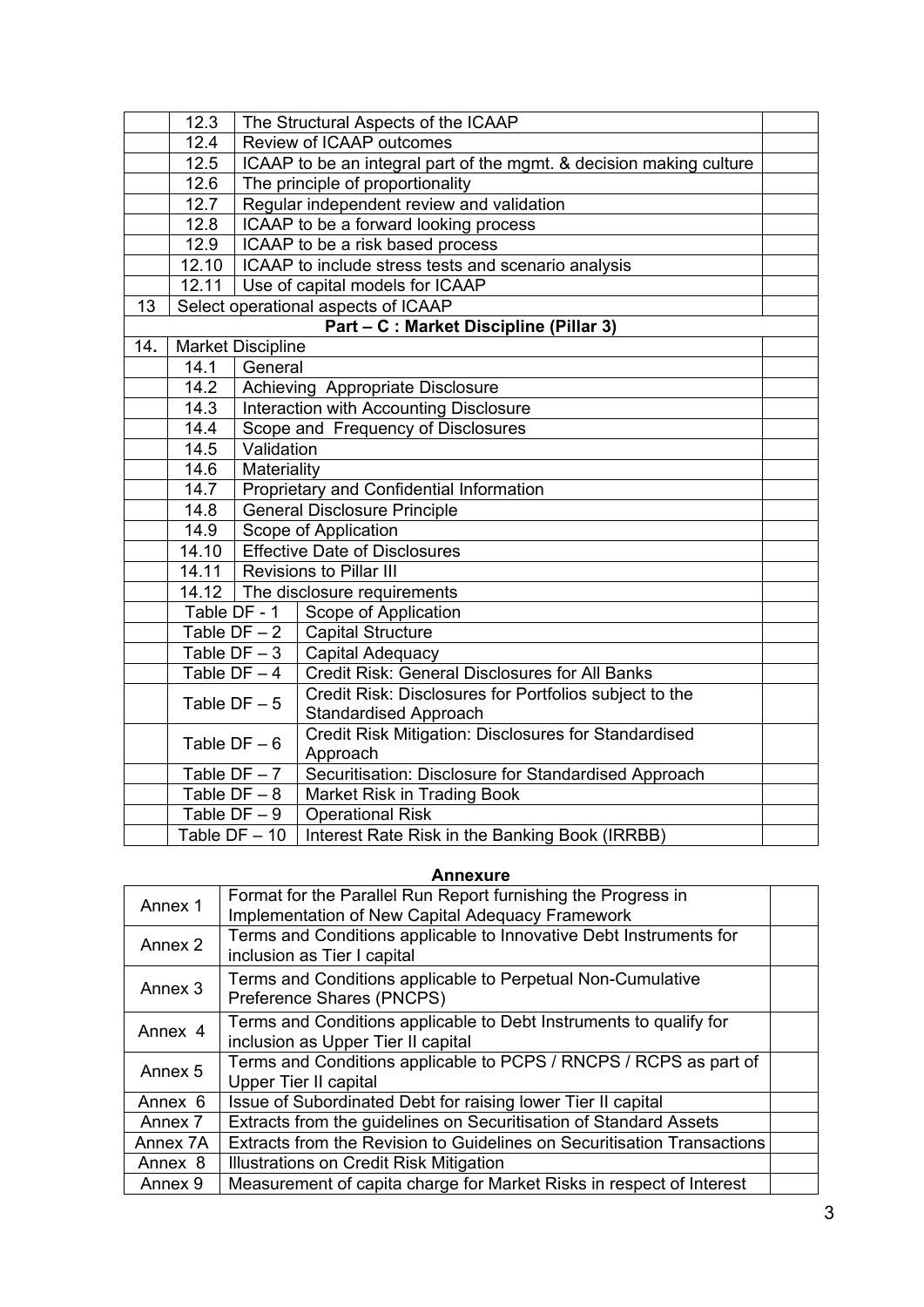| | | | |
|---|---|---|---|
| | 12.3 | The Structural Aspects of the ICAAP | |
| | 12.4 | Review of ICAAP outcomes | |
| | 12.5 | ICAAP to be an integral part of the mgmt. & decision making culture | |
| | 12.6 | The principle of proportionality | |
| | 12.7 | Regular independent review and validation | |
| | 12.8 | ICAAP to be a forward looking process | |
| | 12.9 | ICAAP to be a risk based process | |
| | 12.10 | ICAAP to include stress tests and scenario analysis | |
| | 12.11 | Use of capital models for ICAAP | |
| 13 | Select operational aspects of ICAAP | | |
| | **Part – C : Market Discipline (Pillar 3)** | | |
| 14. | Market Discipline | | |
| | 14.1 | General | |
| | 14.2 | Achieving Appropriate Disclosure | |
| | 14.3 | Interaction with Accounting Disclosure | |
| | 14.4 | Scope and Frequency of Disclosures | |
| | 14.5 | Validation | |
| | 14.6 | Materiality | |
| | 14.7 | Proprietary and Confidential Information | |
| | 14.8 | General Disclosure Principle | |
| | 14.9 | Scope of Application | |
| | 14.10 | Effective Date of Disclosures | |
| | 14.11 | Revisions to Pillar III | |
| | 14.12 | The disclosure requirements | |
| | Table DF - 1 | Scope of Application | |
| | Table DF – 2 | Capital Structure | |
| | Table DF – 3 | Capital Adequacy | |
| | Table DF – 4 | Credit Risk: General Disclosures for All Banks | |
| | Table DF – 5 | Credit Risk: Disclosures for Portfolios subject to the Standardised Approach | |
| | Table DF – 6 | Credit Risk Mitigation: Disclosures for Standardised Approach | |
| | Table DF – 7 | Securitisation: Disclosure for Standardised Approach | |
| | Table DF – 8 | Market Risk in Trading Book | |
| | Table DF – 9 | Operational Risk | |
| | Table DF – 10 | Interest Rate Risk in the Banking Book (IRRBB) | |

**Annexure**

| | | |
|---|---|---|
| Annex 1 | Format for the Parallel Run Report furnishing the Progress in Implementation of New Capital Adequacy Framework | |
| Annex 2 | Terms and Conditions applicable to Innovative Debt Instruments for inclusion as Tier I capital | |
| Annex 3 | Terms and Conditions applicable to Perpetual Non-Cumulative Preference Shares (PNCPS) | |
| Annex 4 | Terms and Conditions applicable to Debt Instruments to qualify for inclusion as Upper Tier II capital | |
| Annex 5 | Terms and Conditions applicable to PCPS / RNCPS / RCPS as part of Upper Tier II capital | |
| Annex 6 | Issue of Subordinated Debt for raising lower Tier II capital | |
| Annex 7 | Extracts from the guidelines on Securitisation of Standard Assets | |
| Annex 7A | Extracts from the Revision to Guidelines on Securitisation Transactions | |
| Annex 8 | Illustrations on Credit Risk Mitigation | |
| Annex 9 | Measurement of capita charge for Market Risks in respect of Interest | |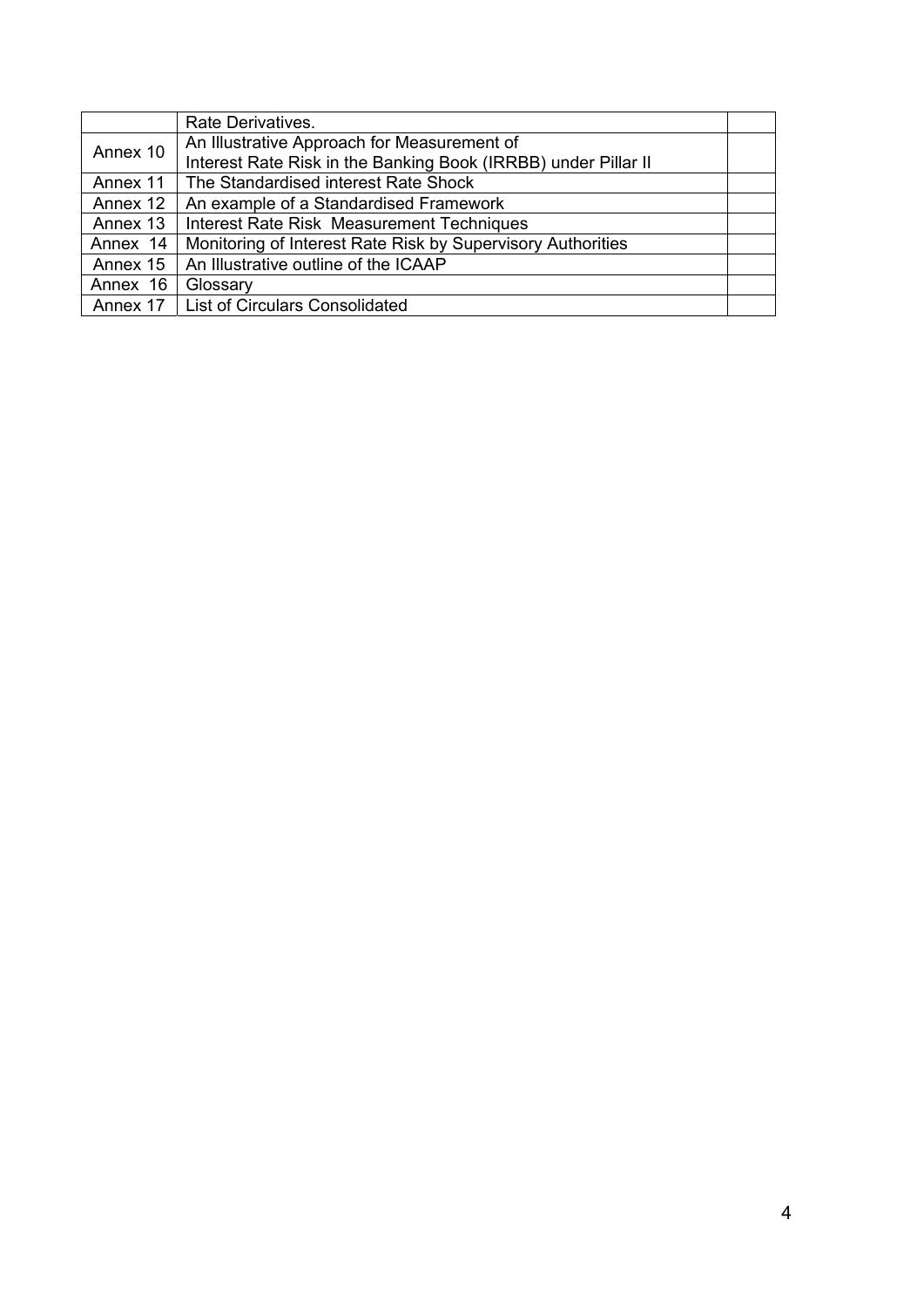| | | |
|---|---|---|
| | Rate Derivatives. | |
| Annex 10 | An Illustrative Approach for Measurement of Interest Rate Risk in the Banking Book (IRRBB) under Pillar II | |
| Annex 11 | The Standardised interest Rate Shock | |
| Annex 12 | An example of a Standardised Framework | |
| Annex 13 | Interest Rate Risk Measurement Techniques | |
| Annex 14 | Monitoring of Interest Rate Risk by Supervisory Authorities | |
| Annex 15 | An Illustrative outline of the ICAAP | |
| Annex 16 | Glossary | |
| Annex 17 | List of Circulars Consolidated | |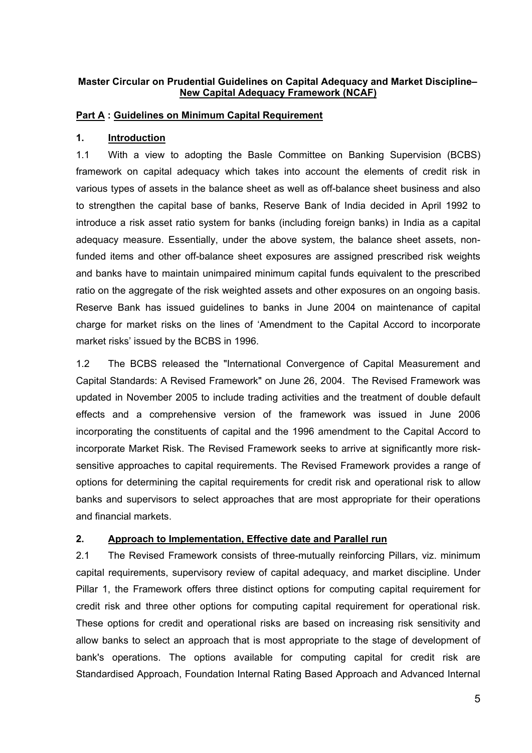**Master Circular on Prudential Guidelines on Capital Adequacy and Market Discipline– New Capital Adequacy Framework (NCAF)**

## Part A : Guidelines on Minimum Capital Requirement

### 1. Introduction

1.1 With a view to adopting the Basle Committee on Banking Supervision (BCBS) framework on capital adequacy which takes into account the elements of credit risk in various types of assets in the balance sheet as well as off-balance sheet business and also to strengthen the capital base of banks, Reserve Bank of India decided in April 1992 to introduce a risk asset ratio system for banks (including foreign banks) in India as a capital adequacy measure. Essentially, under the above system, the balance sheet assets, non-funded items and other off-balance sheet exposures are assigned prescribed risk weights and banks have to maintain unimpaired minimum capital funds equivalent to the prescribed ratio on the aggregate of the risk weighted assets and other exposures on an ongoing basis. Reserve Bank has issued guidelines to banks in June 2004 on maintenance of capital charge for market risks on the lines of 'Amendment to the Capital Accord to incorporate market risks' issued by the BCBS in 1996.

1.2 The BCBS released the "International Convergence of Capital Measurement and Capital Standards: A Revised Framework" on June 26, 2004. The Revised Framework was updated in November 2005 to include trading activities and the treatment of double default effects and a comprehensive version of the framework was issued in June 2006 incorporating the constituents of capital and the 1996 amendment to the Capital Accord to incorporate Market Risk. The Revised Framework seeks to arrive at significantly more risk-sensitive approaches to capital requirements. The Revised Framework provides a range of options for determining the capital requirements for credit risk and operational risk to allow banks and supervisors to select approaches that are most appropriate for their operations and financial markets.

### 2. Approach to Implementation, Effective date and Parallel run

2.1 The Revised Framework consists of three-mutually reinforcing Pillars, viz. minimum capital requirements, supervisory review of capital adequacy, and market discipline. Under Pillar 1, the Framework offers three distinct options for computing capital requirement for credit risk and three other options for computing capital requirement for operational risk. These options for credit and operational risks are based on increasing risk sensitivity and allow banks to select an approach that is most appropriate to the stage of development of bank's operations. The options available for computing capital for credit risk are Standardised Approach, Foundation Internal Rating Based Approach and Advanced Internal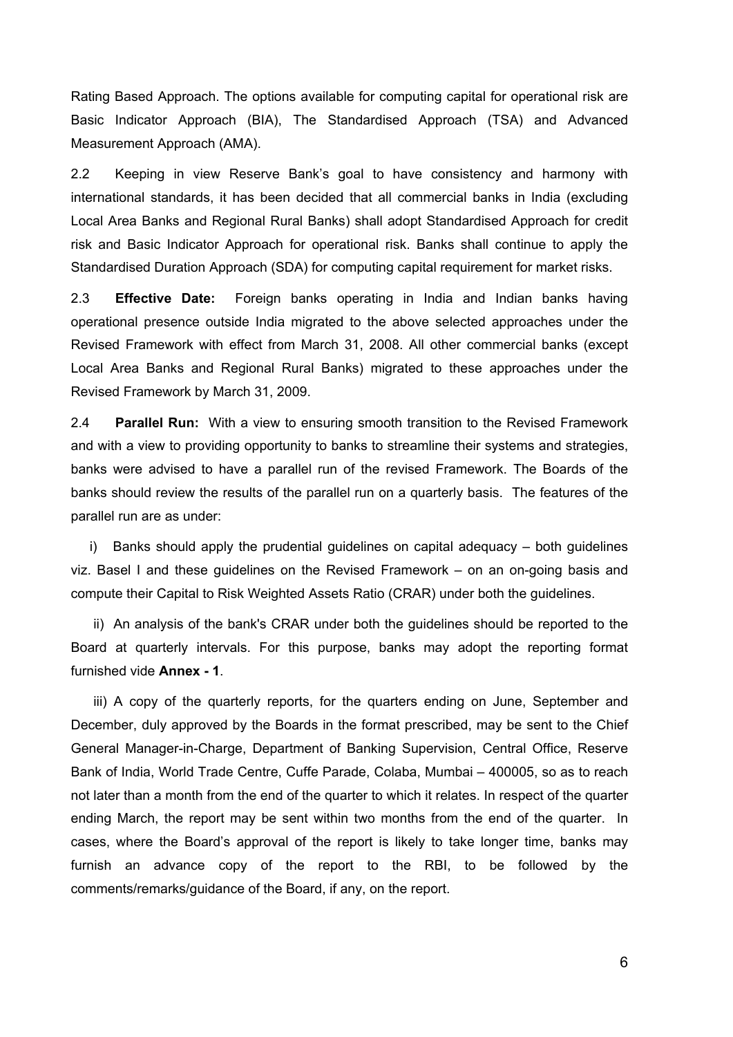Rating Based Approach. The options available for computing capital for operational risk are Basic Indicator Approach (BIA), The Standardised Approach (TSA) and Advanced Measurement Approach (AMA).

2.2 Keeping in view Reserve Bank's goal to have consistency and harmony with international standards, it has been decided that all commercial banks in India (excluding Local Area Banks and Regional Rural Banks) shall adopt Standardised Approach for credit risk and Basic Indicator Approach for operational risk. Banks shall continue to apply the Standardised Duration Approach (SDA) for computing capital requirement for market risks.

2.3 **Effective Date:** Foreign banks operating in India and Indian banks having operational presence outside India migrated to the above selected approaches under the Revised Framework with effect from March 31, 2008. All other commercial banks (except Local Area Banks and Regional Rural Banks) migrated to these approaches under the Revised Framework by March 31, 2009.

2.4 **Parallel Run:** With a view to ensuring smooth transition to the Revised Framework and with a view to providing opportunity to banks to streamline their systems and strategies, banks were advised to have a parallel run of the revised Framework. The Boards of the banks should review the results of the parallel run on a quarterly basis. The features of the parallel run are as under:

i) Banks should apply the prudential guidelines on capital adequacy – both guidelines viz. Basel I and these guidelines on the Revised Framework – on an on-going basis and compute their Capital to Risk Weighted Assets Ratio (CRAR) under both the guidelines.

ii) An analysis of the bank's CRAR under both the guidelines should be reported to the Board at quarterly intervals. For this purpose, banks may adopt the reporting format furnished vide **Annex - 1**.

iii) A copy of the quarterly reports, for the quarters ending on June, September and December, duly approved by the Boards in the format prescribed, may be sent to the Chief General Manager-in-Charge, Department of Banking Supervision, Central Office, Reserve Bank of India, World Trade Centre, Cuffe Parade, Colaba, Mumbai – 400005, so as to reach not later than a month from the end of the quarter to which it relates. In respect of the quarter ending March, the report may be sent within two months from the end of the quarter. In cases, where the Board's approval of the report is likely to take longer time, banks may furnish an advance copy of the report to the RBI, to be followed by the comments/remarks/guidance of the Board, if any, on the report.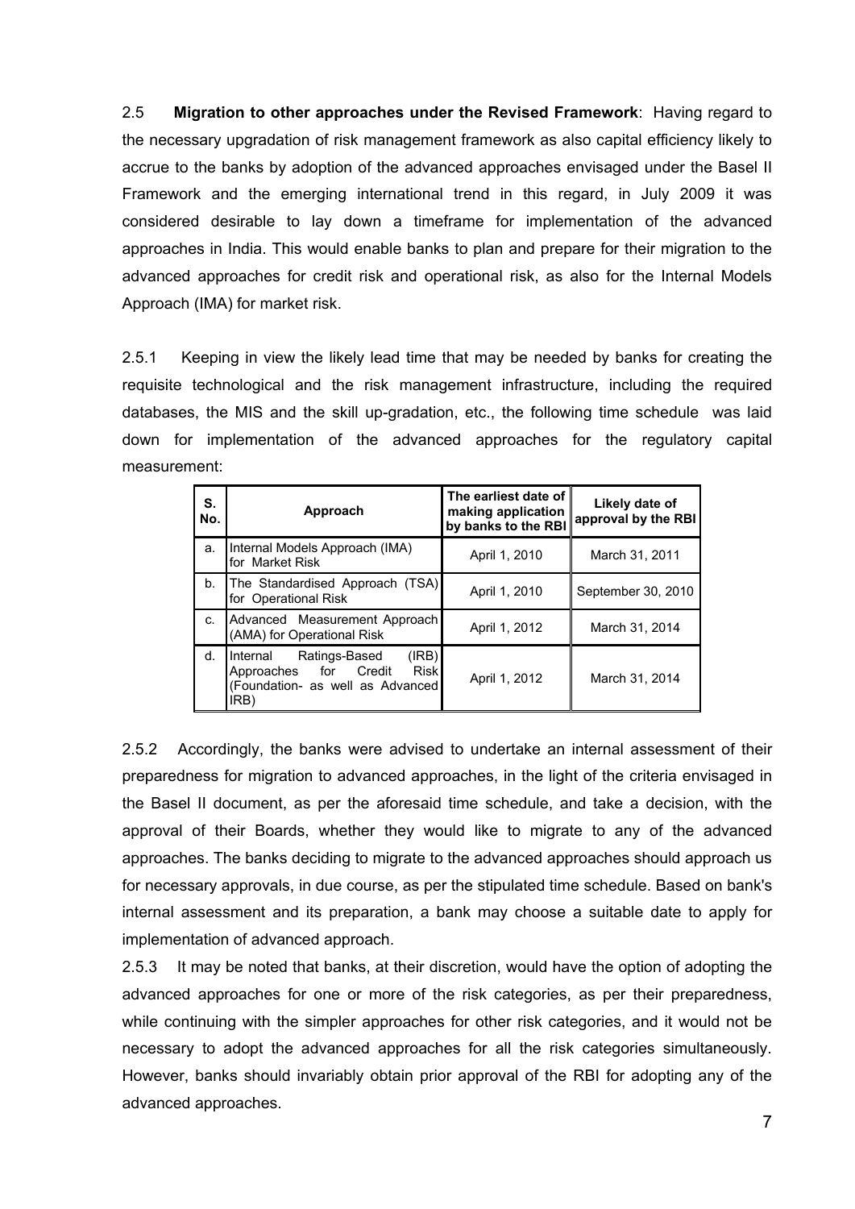2.5 **Migration to other approaches under the Revised Framework**: Having regard to the necessary upgradation of risk management framework as also capital efficiency likely to accrue to the banks by adoption of the advanced approaches envisaged under the Basel II Framework and the emerging international trend in this regard, in July 2009 it was considered desirable to lay down a timeframe for implementation of the advanced approaches in India. This would enable banks to plan and prepare for their migration to the advanced approaches for credit risk and operational risk, as also for the Internal Models Approach (IMA) for market risk.

2.5.1 Keeping in view the likely lead time that may be needed by banks for creating the requisite technological and the risk management infrastructure, including the required databases, the MIS and the skill up-gradation, etc., the following time schedule was laid down for implementation of the advanced approaches for the regulatory capital measurement:

| S. No. | Approach | The earliest date of making application by banks to the RBI | Likely date of approval by the RBI |
|---|---|---|---|
| a. | Internal Models Approach (IMA) for Market Risk | April 1, 2010 | March 31, 2011 |
| b. | The Standardised Approach (TSA) for Operational Risk | April 1, 2010 | September 30, 2010 |
| c. | Advanced Measurement Approach (AMA) for Operational Risk | April 1, 2012 | March 31, 2014 |
| d. | Internal Ratings-Based (IRB) Approaches for Credit Risk (Foundation- as well as Advanced IRB) | April 1, 2012 | March 31, 2014 |

2.5.2 Accordingly, the banks were advised to undertake an internal assessment of their preparedness for migration to advanced approaches, in the light of the criteria envisaged in the Basel II document, as per the aforesaid time schedule, and take a decision, with the approval of their Boards, whether they would like to migrate to any of the advanced approaches. The banks deciding to migrate to the advanced approaches should approach us for necessary approvals, in due course, as per the stipulated time schedule. Based on bank's internal assessment and its preparation, a bank may choose a suitable date to apply for implementation of advanced approach.

2.5.3 It may be noted that banks, at their discretion, would have the option of adopting the advanced approaches for one or more of the risk categories, as per their preparedness, while continuing with the simpler approaches for other risk categories, and it would not be necessary to adopt the advanced approaches for all the risk categories simultaneously. However, banks should invariably obtain prior approval of the RBI for adopting any of the advanced approaches.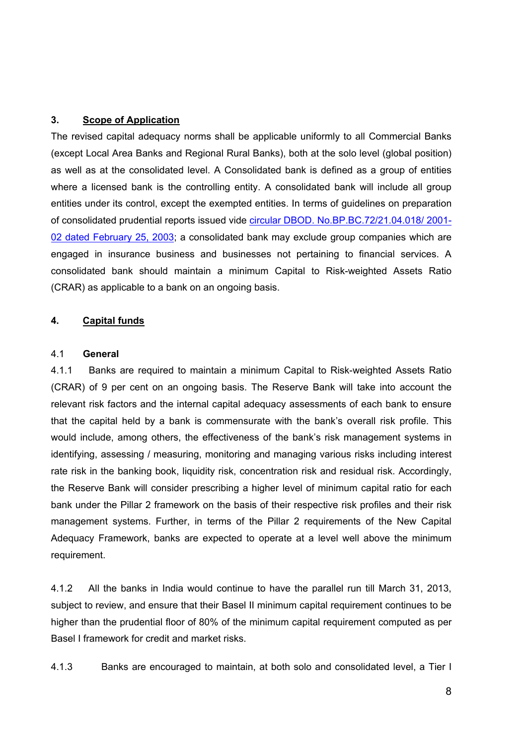## 3. Scope of Application

The revised capital adequacy norms shall be applicable uniformly to all Commercial Banks (except Local Area Banks and Regional Rural Banks), both at the solo level (global position) as well as at the consolidated level. A Consolidated bank is defined as a group of entities where a licensed bank is the controlling entity. A consolidated bank will include all group entities under its control, except the exempted entities. In terms of guidelines on preparation of consolidated prudential reports issued vide circular DBOD. No.BP.BC.72/21.04.018/ 2001-02 dated February 25, 2003; a consolidated bank may exclude group companies which are engaged in insurance business and businesses not pertaining to financial services. A consolidated bank should maintain a minimum Capital to Risk-weighted Assets Ratio (CRAR) as applicable to a bank on an ongoing basis.

## 4. Capital funds

### 4.1 General

4.1.1 Banks are required to maintain a minimum Capital to Risk-weighted Assets Ratio (CRAR) of 9 per cent on an ongoing basis. The Reserve Bank will take into account the relevant risk factors and the internal capital adequacy assessments of each bank to ensure that the capital held by a bank is commensurate with the bank's overall risk profile. This would include, among others, the effectiveness of the bank's risk management systems in identifying, assessing / measuring, monitoring and managing various risks including interest rate risk in the banking book, liquidity risk, concentration risk and residual risk. Accordingly, the Reserve Bank will consider prescribing a higher level of minimum capital ratio for each bank under the Pillar 2 framework on the basis of their respective risk profiles and their risk management systems. Further, in terms of the Pillar 2 requirements of the New Capital Adequacy Framework, banks are expected to operate at a level well above the minimum requirement.

4.1.2 All the banks in India would continue to have the parallel run till March 31, 2013, subject to review, and ensure that their Basel II minimum capital requirement continues to be higher than the prudential floor of 80% of the minimum capital requirement computed as per Basel I framework for credit and market risks.

4.1.3 Banks are encouraged to maintain, at both solo and consolidated level, a Tier I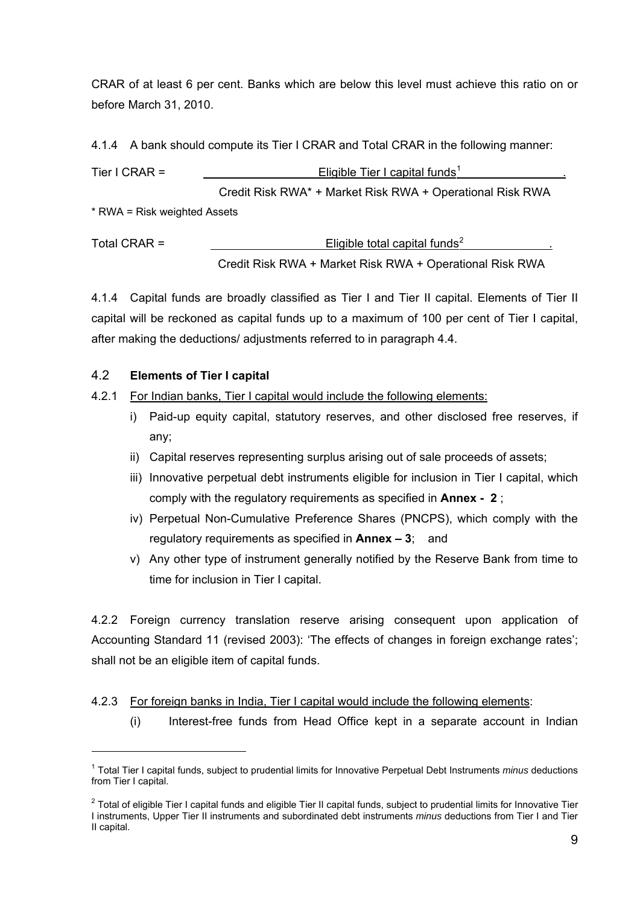CRAR of at least 6 per cent. Banks which are below this level must achieve this ratio on or before March 31, 2010.

4.1.4 A bank should compute its Tier I CRAR and Total CRAR in the following manner:

$$\text{Tier I CRAR} = \frac{\text{Eligible Tier I capital funds}^{1}}{\text{Credit Risk RWA}^{*} + \text{Market Risk RWA} + \text{Operational Risk RWA}}$$

\* RWA = Risk weighted Assets

$$\text{Total CRAR} = \frac{\text{Eligible total capital funds}^{2}}{\text{Credit Risk RWA} + \text{Market Risk RWA} + \text{Operational Risk RWA}}$$

4.1.4 Capital funds are broadly classified as Tier I and Tier II capital. Elements of Tier II capital will be reckoned as capital funds up to a maximum of 100 per cent of Tier I capital, after making the deductions/ adjustments referred to in paragraph 4.4.

### 4.2 Elements of Tier I capital

4.2.1 For Indian banks, Tier I capital would include the following elements:

i) Paid-up equity capital, statutory reserves, and other disclosed free reserves, if any;

ii) Capital reserves representing surplus arising out of sale proceeds of assets;

iii) Innovative perpetual debt instruments eligible for inclusion in Tier I capital, which comply with the regulatory requirements as specified in **Annex - 2** ;

iv) Perpetual Non-Cumulative Preference Shares (PNCPS), which comply with the regulatory requirements as specified in **Annex – 3**; and

v) Any other type of instrument generally notified by the Reserve Bank from time to time for inclusion in Tier I capital.

4.2.2 Foreign currency translation reserve arising consequent upon application of Accounting Standard 11 (revised 2003): 'The effects of changes in foreign exchange rates'; shall not be an eligible item of capital funds.

4.2.3 For foreign banks in India, Tier I capital would include the following elements:

(i) Interest-free funds from Head Office kept in a separate account in Indian

---

[1] Total Tier I capital funds, subject to prudential limits for Innovative Perpetual Debt Instruments *minus* deductions from Tier I capital.

[2] Total of eligible Tier I capital funds and eligible Tier II capital funds, subject to prudential limits for Innovative Tier I instruments, Upper Tier II instruments and subordinated debt instruments *minus* deductions from Tier I and Tier II capital.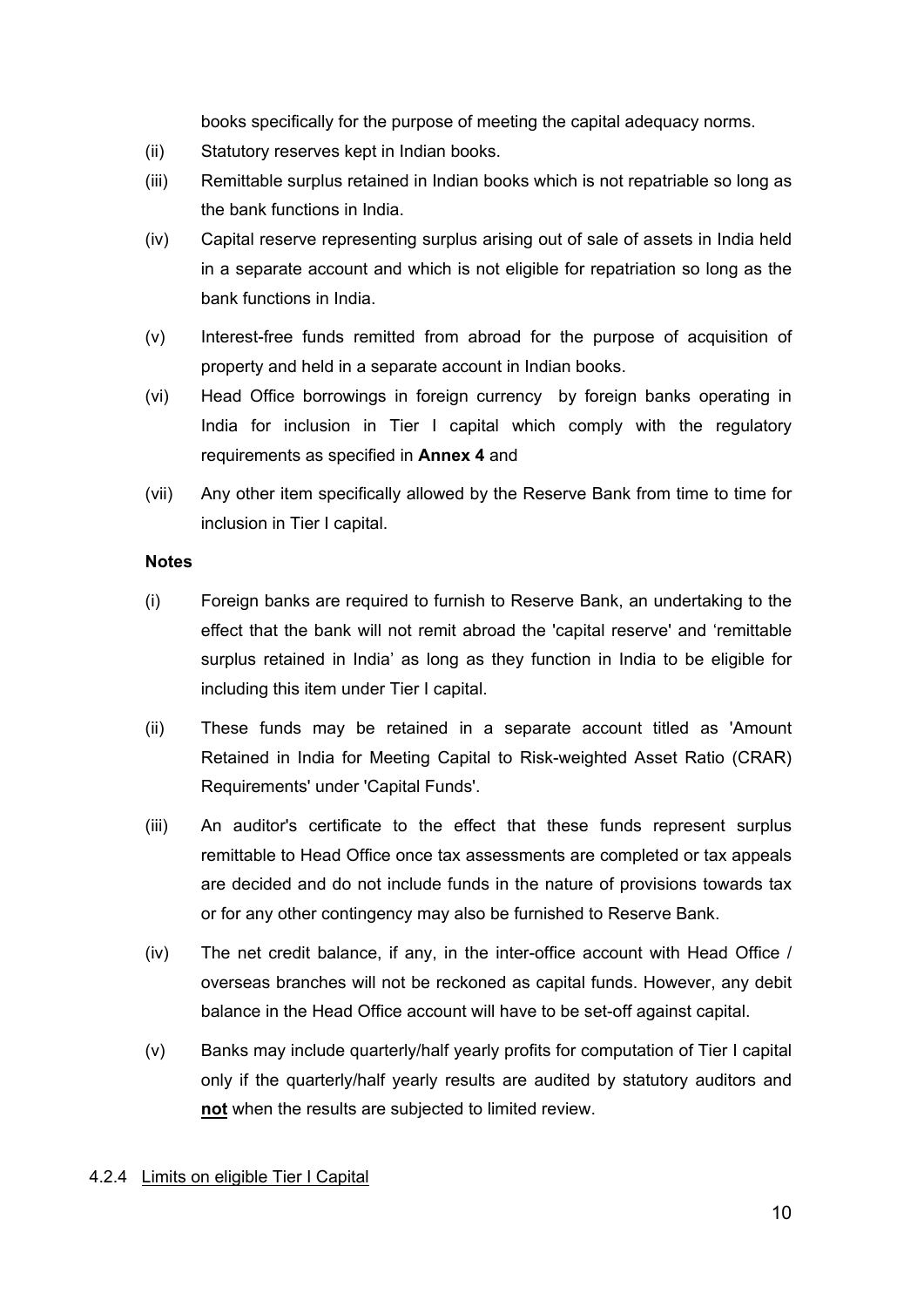books specifically for the purpose of meeting the capital adequacy norms.

(ii) Statutory reserves kept in Indian books.

(iii) Remittable surplus retained in Indian books which is not repatriable so long as the bank functions in India.

(iv) Capital reserve representing surplus arising out of sale of assets in India held in a separate account and which is not eligible for repatriation so long as the bank functions in India.

(v) Interest-free funds remitted from abroad for the purpose of acquisition of property and held in a separate account in Indian books.

(vi) Head Office borrowings in foreign currency by foreign banks operating in India for inclusion in Tier I capital which comply with the regulatory requirements as specified in **Annex 4** and

(vii) Any other item specifically allowed by the Reserve Bank from time to time for inclusion in Tier I capital.

**Notes**

(i) Foreign banks are required to furnish to Reserve Bank, an undertaking to the effect that the bank will not remit abroad the 'capital reserve' and 'remittable surplus retained in India' as long as they function in India to be eligible for including this item under Tier I capital.

(ii) These funds may be retained in a separate account titled as 'Amount Retained in India for Meeting Capital to Risk-weighted Asset Ratio (CRAR) Requirements' under 'Capital Funds'.

(iii) An auditor's certificate to the effect that these funds represent surplus remittable to Head Office once tax assessments are completed or tax appeals are decided and do not include funds in the nature of provisions towards tax or for any other contingency may also be furnished to Reserve Bank.

(iv) The net credit balance, if any, in the inter-office account with Head Office / overseas branches will not be reckoned as capital funds. However, any debit balance in the Head Office account will have to be set-off against capital.

(v) Banks may include quarterly/half yearly profits for computation of Tier I capital only if the quarterly/half yearly results are audited by statutory auditors and **not** when the results are subjected to limited review.

4.2.4 Limits on eligible Tier I Capital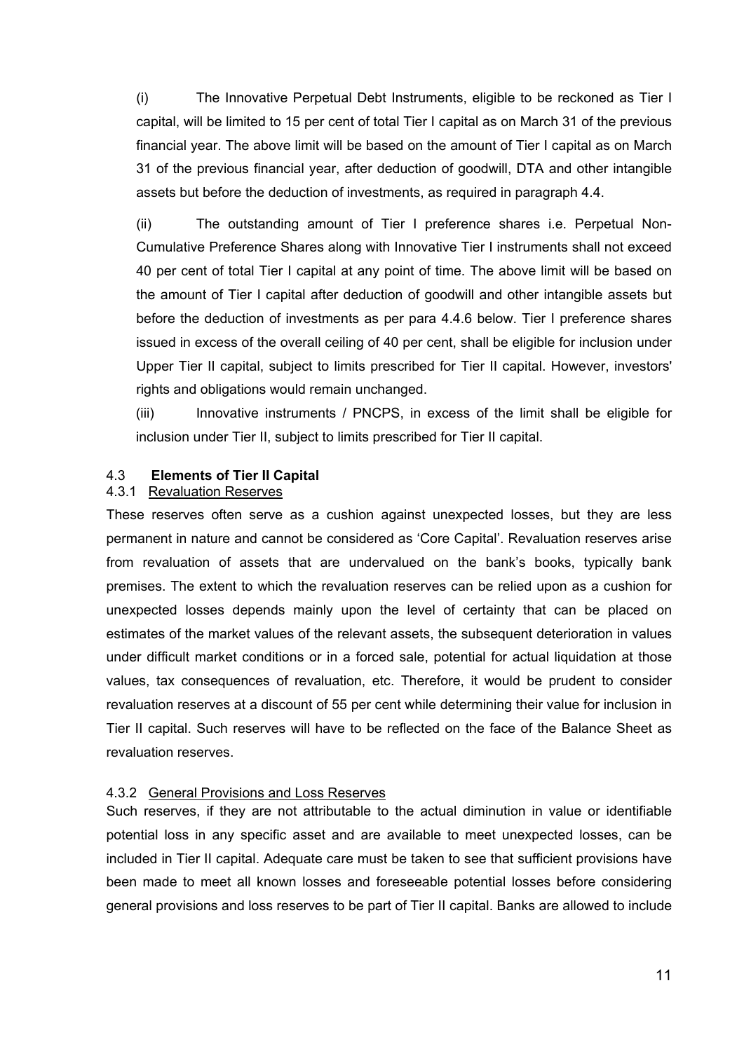(i) The Innovative Perpetual Debt Instruments, eligible to be reckoned as Tier I capital, will be limited to 15 per cent of total Tier I capital as on March 31 of the previous financial year. The above limit will be based on the amount of Tier I capital as on March 31 of the previous financial year, after deduction of goodwill, DTA and other intangible assets but before the deduction of investments, as required in paragraph 4.4.

(ii) The outstanding amount of Tier I preference shares i.e. Perpetual Non-Cumulative Preference Shares along with Innovative Tier I instruments shall not exceed 40 per cent of total Tier I capital at any point of time. The above limit will be based on the amount of Tier I capital after deduction of goodwill and other intangible assets but before the deduction of investments as per para 4.4.6 below. Tier I preference shares issued in excess of the overall ceiling of 40 per cent, shall be eligible for inclusion under Upper Tier II capital, subject to limits prescribed for Tier II capital. However, investors' rights and obligations would remain unchanged.

(iii) Innovative instruments / PNCPS, in excess of the limit shall be eligible for inclusion under Tier II, subject to limits prescribed for Tier II capital.

## 4.3 Elements of Tier II Capital

### 4.3.1 Revaluation Reserves

These reserves often serve as a cushion against unexpected losses, but they are less permanent in nature and cannot be considered as 'Core Capital'. Revaluation reserves arise from revaluation of assets that are undervalued on the bank's books, typically bank premises. The extent to which the revaluation reserves can be relied upon as a cushion for unexpected losses depends mainly upon the level of certainty that can be placed on estimates of the market values of the relevant assets, the subsequent deterioration in values under difficult market conditions or in a forced sale, potential for actual liquidation at those values, tax consequences of revaluation, etc. Therefore, it would be prudent to consider revaluation reserves at a discount of 55 per cent while determining their value for inclusion in Tier II capital. Such reserves will have to be reflected on the face of the Balance Sheet as revaluation reserves.

### 4.3.2 General Provisions and Loss Reserves

Such reserves, if they are not attributable to the actual diminution in value or identifiable potential loss in any specific asset and are available to meet unexpected losses, can be included in Tier II capital. Adequate care must be taken to see that sufficient provisions have been made to meet all known losses and foreseeable potential losses before considering general provisions and loss reserves to be part of Tier II capital. Banks are allowed to include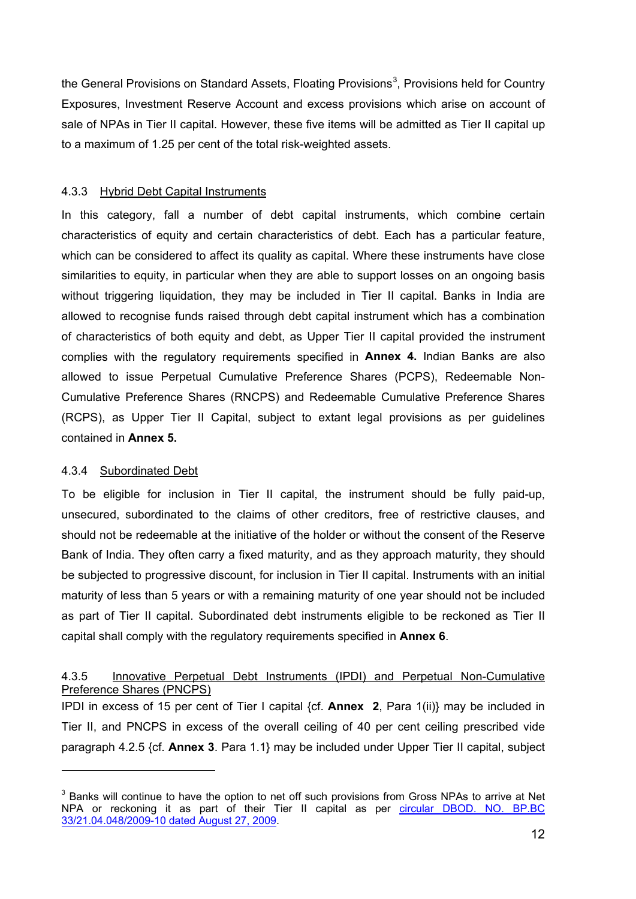the General Provisions on Standard Assets, Floating Provisions[3], Provisions held for Country Exposures, Investment Reserve Account and excess provisions which arise on account of sale of NPAs in Tier II capital. However, these five items will be admitted as Tier II capital up to a maximum of 1.25 per cent of the total risk-weighted assets.

#### 4.3.3 Hybrid Debt Capital Instruments

In this category, fall a number of debt capital instruments, which combine certain characteristics of equity and certain characteristics of debt. Each has a particular feature, which can be considered to affect its quality as capital. Where these instruments have close similarities to equity, in particular when they are able to support losses on an ongoing basis without triggering liquidation, they may be included in Tier II capital. Banks in India are allowed to recognise funds raised through debt capital instrument which has a combination of characteristics of both equity and debt, as Upper Tier II capital provided the instrument complies with the regulatory requirements specified in **Annex 4.** Indian Banks are also allowed to issue Perpetual Cumulative Preference Shares (PCPS), Redeemable Non-Cumulative Preference Shares (RNCPS) and Redeemable Cumulative Preference Shares (RCPS), as Upper Tier II Capital, subject to extant legal provisions as per guidelines contained in **Annex 5.**

#### 4.3.4 Subordinated Debt

To be eligible for inclusion in Tier II capital, the instrument should be fully paid-up, unsecured, subordinated to the claims of other creditors, free of restrictive clauses, and should not be redeemable at the initiative of the holder or without the consent of the Reserve Bank of India. They often carry a fixed maturity, and as they approach maturity, they should be subjected to progressive discount, for inclusion in Tier II capital. Instruments with an initial maturity of less than 5 years or with a remaining maturity of one year should not be included as part of Tier II capital. Subordinated debt instruments eligible to be reckoned as Tier II capital shall comply with the regulatory requirements specified in **Annex 6**.

#### 4.3.5 Innovative Perpetual Debt Instruments (IPDI) and Perpetual Non-Cumulative Preference Shares (PNCPS)

IPDI in excess of 15 per cent of Tier I capital {cf. **Annex 2**, Para 1(ii)} may be included in Tier II, and PNCPS in excess of the overall ceiling of 40 per cent ceiling prescribed vide paragraph 4.2.5 {cf. **Annex 3**. Para 1.1} may be included under Upper Tier II capital, subject

---

[3] Banks will continue to have the option to net off such provisions from Gross NPAs to arrive at Net NPA or reckoning it as part of their Tier II capital as per circular DBOD. NO. BP.BC 33/21.04.048/2009-10 dated August 27, 2009.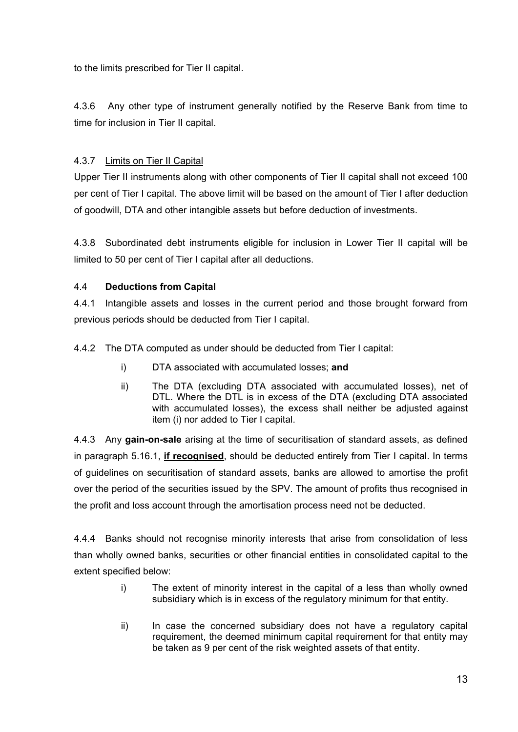to the limits prescribed for Tier II capital.

4.3.6 Any other type of instrument generally notified by the Reserve Bank from time to time for inclusion in Tier II capital.

4.3.7 Limits on Tier II Capital

Upper Tier II instruments along with other components of Tier II capital shall not exceed 100 per cent of Tier I capital. The above limit will be based on the amount of Tier I after deduction of goodwill, DTA and other intangible assets but before deduction of investments.

4.3.8 Subordinated debt instruments eligible for inclusion in Lower Tier II capital will be limited to 50 per cent of Tier I capital after all deductions.

### 4.4 **Deductions from Capital**

4.4.1 Intangible assets and losses in the current period and those brought forward from previous periods should be deducted from Tier I capital.

4.4.2 The DTA computed as under should be deducted from Tier I capital:

i) DTA associated with accumulated losses; **and**

ii) The DTA (excluding DTA associated with accumulated losses), net of DTL. Where the DTL is in excess of the DTA (excluding DTA associated with accumulated losses), the excess shall neither be adjusted against item (i) nor added to Tier I capital.

4.4.3 Any **gain-on-sale** arising at the time of securitisation of standard assets, as defined in paragraph 5.16.1, **if recognised**, should be deducted entirely from Tier I capital. In terms of guidelines on securitisation of standard assets, banks are allowed to amortise the profit over the period of the securities issued by the SPV. The amount of profits thus recognised in the profit and loss account through the amortisation process need not be deducted.

4.4.4 Banks should not recognise minority interests that arise from consolidation of less than wholly owned banks, securities or other financial entities in consolidated capital to the extent specified below:

i) The extent of minority interest in the capital of a less than wholly owned subsidiary which is in excess of the regulatory minimum for that entity.

ii) In case the concerned subsidiary does not have a regulatory capital requirement, the deemed minimum capital requirement for that entity may be taken as 9 per cent of the risk weighted assets of that entity.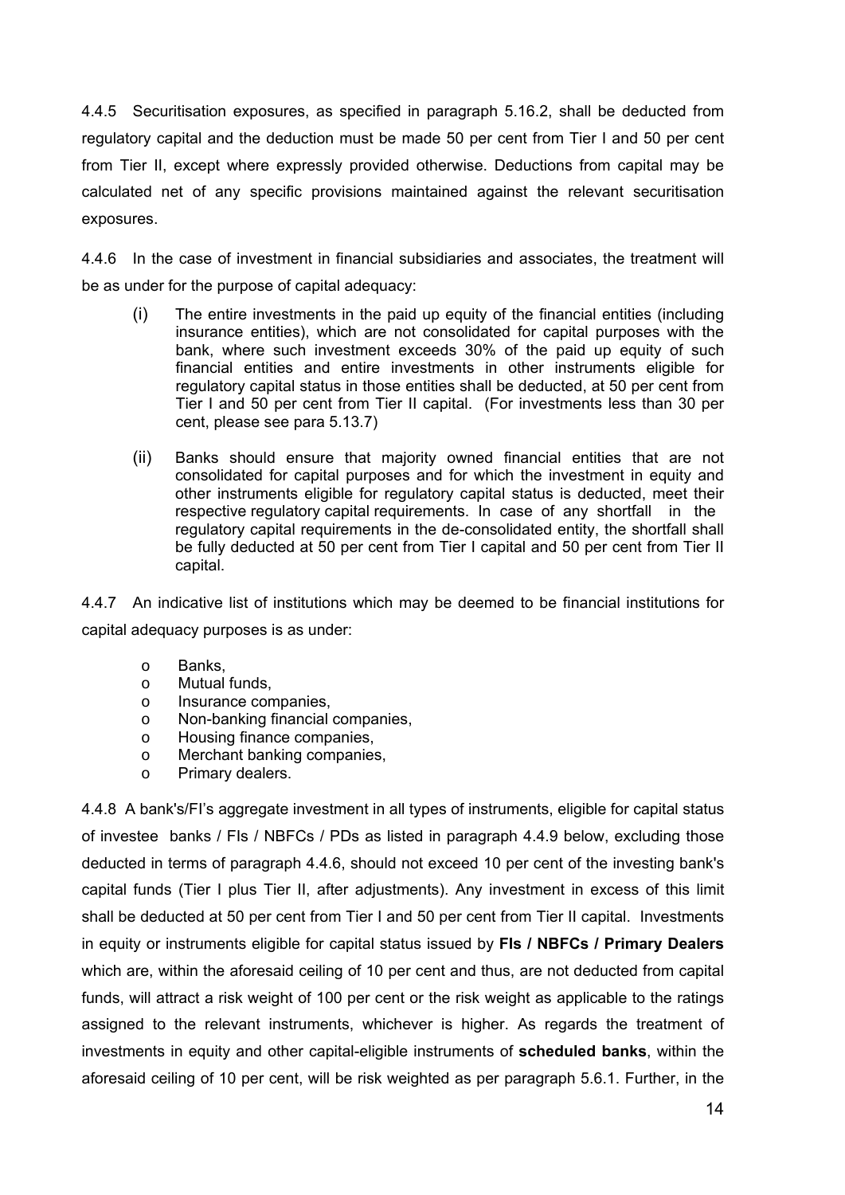4.4.5 Securitisation exposures, as specified in paragraph 5.16.2, shall be deducted from regulatory capital and the deduction must be made 50 per cent from Tier I and 50 per cent from Tier II, except where expressly provided otherwise. Deductions from capital may be calculated net of any specific provisions maintained against the relevant securitisation exposures.

4.4.6 In the case of investment in financial subsidiaries and associates, the treatment will be as under for the purpose of capital adequacy:

(i) The entire investments in the paid up equity of the financial entities (including insurance entities), which are not consolidated for capital purposes with the bank, where such investment exceeds 30% of the paid up equity of such financial entities and entire investments in other instruments eligible for regulatory capital status in those entities shall be deducted, at 50 per cent from Tier I and 50 per cent from Tier II capital. (For investments less than 30 per cent, please see para 5.13.7)

(ii) Banks should ensure that majority owned financial entities that are not consolidated for capital purposes and for which the investment in equity and other instruments eligible for regulatory capital status is deducted, meet their respective regulatory capital requirements. In case of any shortfall in the regulatory capital requirements in the de-consolidated entity, the shortfall shall be fully deducted at 50 per cent from Tier I capital and 50 per cent from Tier II capital.

4.4.7 An indicative list of institutions which may be deemed to be financial institutions for capital adequacy purposes is as under:

- Banks,
- Mutual funds,
- Insurance companies,
- Non-banking financial companies,
- Housing finance companies,
- Merchant banking companies,
- Primary dealers.

4.4.8 A bank's/FI's aggregate investment in all types of instruments, eligible for capital status of investee banks / FIs / NBFCs / PDs as listed in paragraph 4.4.9 below, excluding those deducted in terms of paragraph 4.4.6, should not exceed 10 per cent of the investing bank's capital funds (Tier I plus Tier II, after adjustments). Any investment in excess of this limit shall be deducted at 50 per cent from Tier I and 50 per cent from Tier II capital. Investments in equity or instruments eligible for capital status issued by **FIs / NBFCs / Primary Dealers** which are, within the aforesaid ceiling of 10 per cent and thus, are not deducted from capital funds, will attract a risk weight of 100 per cent or the risk weight as applicable to the ratings assigned to the relevant instruments, whichever is higher. As regards the treatment of investments in equity and other capital-eligible instruments of **scheduled banks**, within the aforesaid ceiling of 10 per cent, will be risk weighted as per paragraph 5.6.1. Further, in the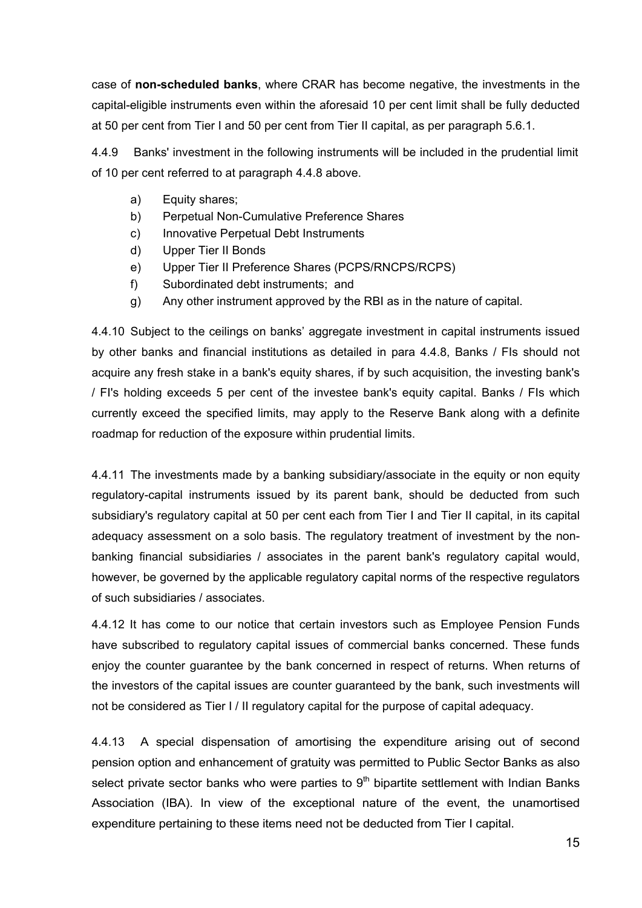case of **non-scheduled banks**, where CRAR has become negative, the investments in the capital-eligible instruments even within the aforesaid 10 per cent limit shall be fully deducted at 50 per cent from Tier I and 50 per cent from Tier II capital, as per paragraph 5.6.1.

4.4.9 Banks' investment in the following instruments will be included in the prudential limit of 10 per cent referred to at paragraph 4.4.8 above.

a) Equity shares;
b) Perpetual Non-Cumulative Preference Shares
c) Innovative Perpetual Debt Instruments
d) Upper Tier II Bonds
e) Upper Tier II Preference Shares (PCPS/RNCPS/RCPS)
f) Subordinated debt instruments; and
g) Any other instrument approved by the RBI as in the nature of capital.

4.4.10 Subject to the ceilings on banks' aggregate investment in capital instruments issued by other banks and financial institutions as detailed in para 4.4.8, Banks / FIs should not acquire any fresh stake in a bank's equity shares, if by such acquisition, the investing bank's / FI's holding exceeds 5 per cent of the investee bank's equity capital. Banks / FIs which currently exceed the specified limits, may apply to the Reserve Bank along with a definite roadmap for reduction of the exposure within prudential limits.

4.4.11 The investments made by a banking subsidiary/associate in the equity or non equity regulatory-capital instruments issued by its parent bank, should be deducted from such subsidiary's regulatory capital at 50 per cent each from Tier I and Tier II capital, in its capital adequacy assessment on a solo basis. The regulatory treatment of investment by the non-banking financial subsidiaries / associates in the parent bank's regulatory capital would, however, be governed by the applicable regulatory capital norms of the respective regulators of such subsidiaries / associates.

4.4.12 It has come to our notice that certain investors such as Employee Pension Funds have subscribed to regulatory capital issues of commercial banks concerned. These funds enjoy the counter guarantee by the bank concerned in respect of returns. When returns of the investors of the capital issues are counter guaranteed by the bank, such investments will not be considered as Tier I / II regulatory capital for the purpose of capital adequacy.

4.4.13 A special dispensation of amortising the expenditure arising out of second pension option and enhancement of gratuity was permitted to Public Sector Banks as also select private sector banks who were parties to 9th bipartite settlement with Indian Banks Association (IBA). In view of the exceptional nature of the event, the unamortised expenditure pertaining to these items need not be deducted from Tier I capital.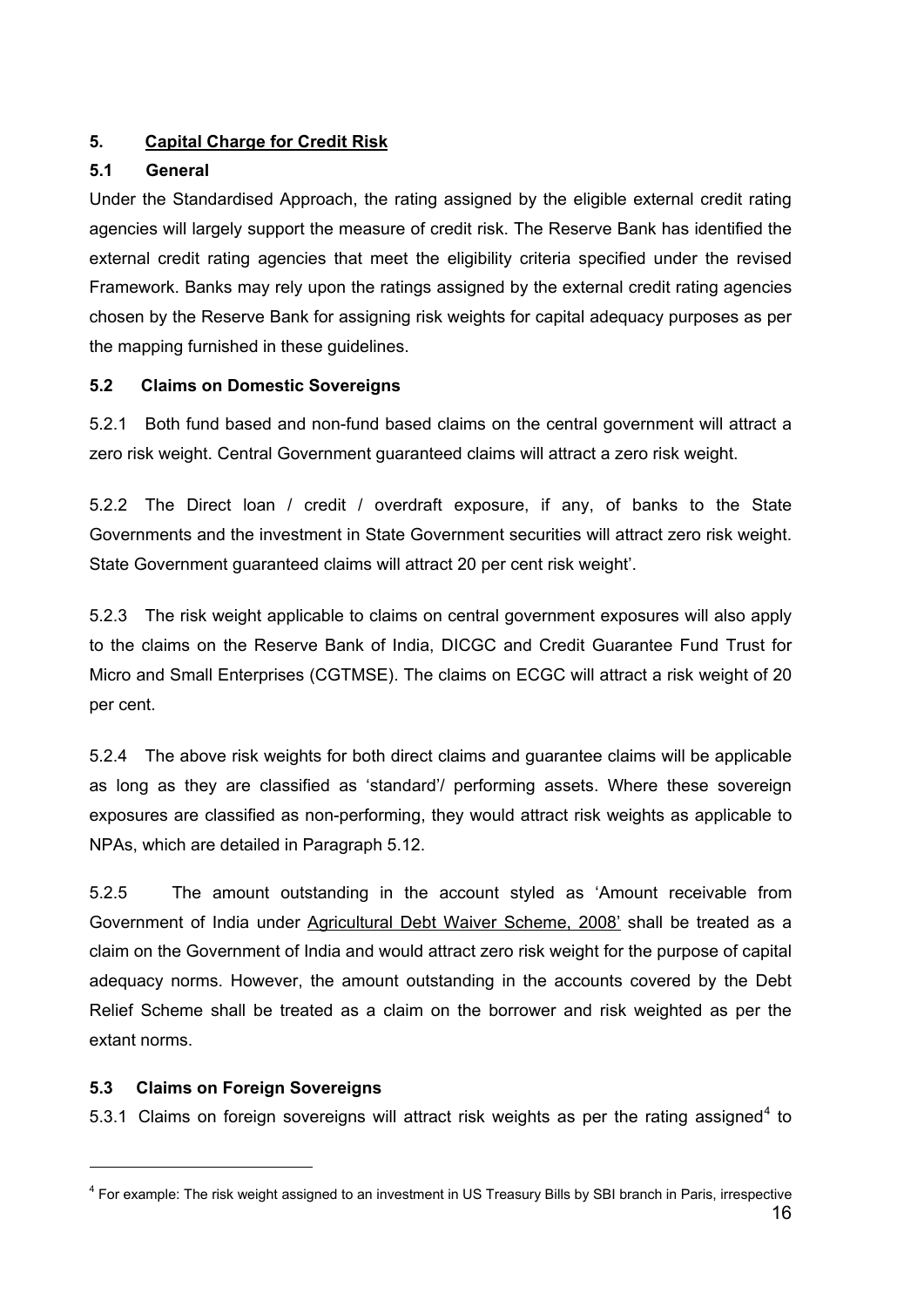## 5. Capital Charge for Credit Risk

### 5.1 General

Under the Standardised Approach, the rating assigned by the eligible external credit rating agencies will largely support the measure of credit risk. The Reserve Bank has identified the external credit rating agencies that meet the eligibility criteria specified under the revised Framework. Banks may rely upon the ratings assigned by the external credit rating agencies chosen by the Reserve Bank for assigning risk weights for capital adequacy purposes as per the mapping furnished in these guidelines.

### 5.2 Claims on Domestic Sovereigns

5.2.1 Both fund based and non-fund based claims on the central government will attract a zero risk weight. Central Government guaranteed claims will attract a zero risk weight.

5.2.2 The Direct loan / credit / overdraft exposure, if any, of banks to the State Governments and the investment in State Government securities will attract zero risk weight. State Government guaranteed claims will attract 20 per cent risk weight'.

5.2.3 The risk weight applicable to claims on central government exposures will also apply to the claims on the Reserve Bank of India, DICGC and Credit Guarantee Fund Trust for Micro and Small Enterprises (CGTMSE). The claims on ECGC will attract a risk weight of 20 per cent.

5.2.4 The above risk weights for both direct claims and guarantee claims will be applicable as long as they are classified as 'standard'/ performing assets. Where these sovereign exposures are classified as non-performing, they would attract risk weights as applicable to NPAs, which are detailed in Paragraph 5.12.

5.2.5 The amount outstanding in the account styled as 'Amount receivable from Government of India under Agricultural Debt Waiver Scheme, 2008' shall be treated as a claim on the Government of India and would attract zero risk weight for the purpose of capital adequacy norms. However, the amount outstanding in the accounts covered by the Debt Relief Scheme shall be treated as a claim on the borrower and risk weighted as per the extant norms.

### 5.3 Claims on Foreign Sovereigns

5.3.1 Claims on foreign sovereigns will attract risk weights as per the rating assigned[4] to

[4] For example: The risk weight assigned to an investment in US Treasury Bills by SBI branch in Paris, irrespective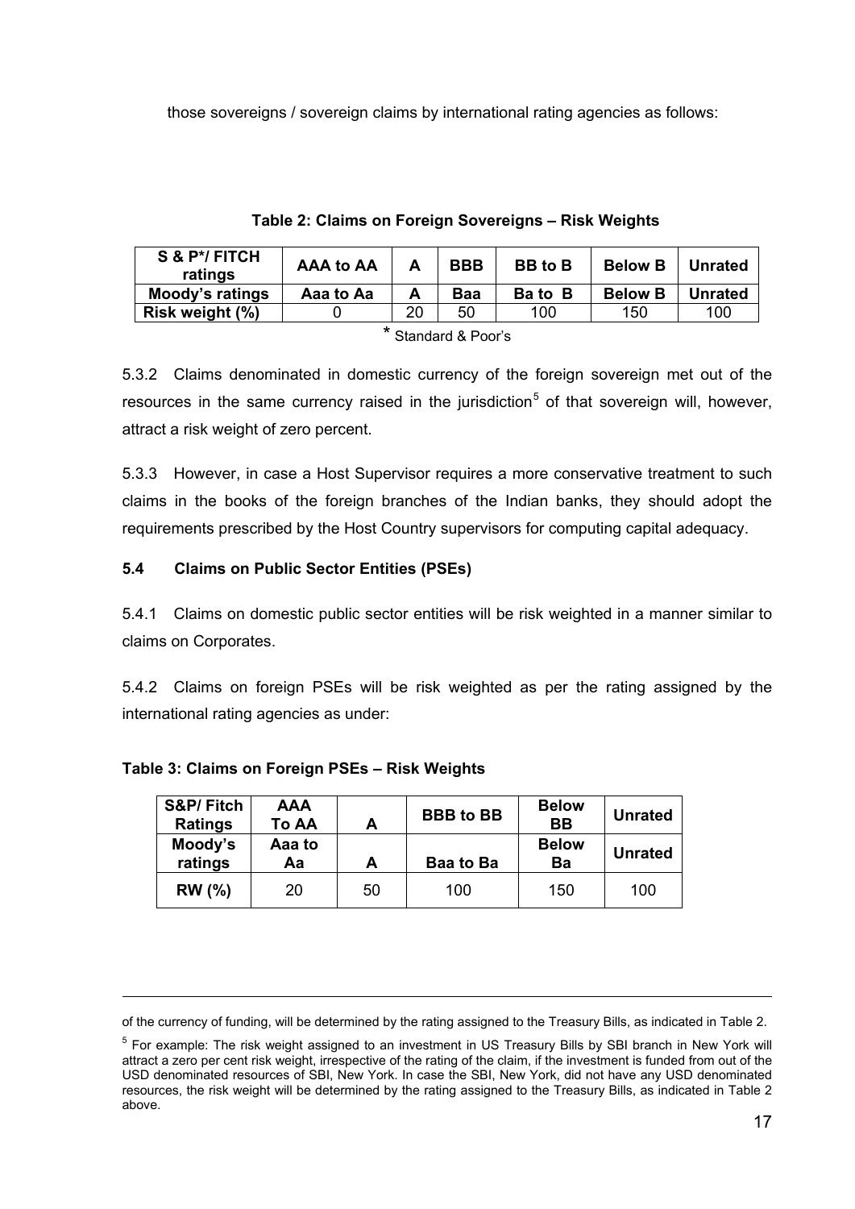those sovereigns / sovereign claims by international rating agencies as follows:

**Table 2: Claims on Foreign Sovereigns – Risk Weights**

| S & P*/ FITCH ratings | AAA to AA | A | BBB | BB to B | Below B | Unrated |
|---|---|---|---|---|---|---|
| **Moody's ratings** | **Aaa to Aa** | **A** | **Baa** | **Ba to B** | **Below B** | **Unrated** |
| **Risk weight (%)** | 0 | 20 | 50 | 100 | 150 | 100 |

\* Standard & Poor's

5.3.2 Claims denominated in domestic currency of the foreign sovereign met out of the resources in the same currency raised in the jurisdiction[5] of that sovereign will, however, attract a risk weight of zero percent.

5.3.3 However, in case a Host Supervisor requires a more conservative treatment to such claims in the books of the foreign branches of the Indian banks, they should adopt the requirements prescribed by the Host Country supervisors for computing capital adequacy.

**5.4 Claims on Public Sector Entities (PSEs)**

5.4.1 Claims on domestic public sector entities will be risk weighted in a manner similar to claims on Corporates.

5.4.2 Claims on foreign PSEs will be risk weighted as per the rating assigned by the international rating agencies as under:

**Table 3: Claims on Foreign PSEs – Risk Weights**

| S&P/ Fitch Ratings | AAA To AA | A | BBB to BB | Below BB | Unrated |
|---|---|---|---|---|---|
| **Moody's ratings** | **Aaa to Aa** | **A** | **Baa to Ba** | **Below Ba** | **Unrated** |
| **RW (%)** | 20 | 50 | 100 | 150 | 100 |

---

of the currency of funding, will be determined by the rating assigned to the Treasury Bills, as indicated in Table 2.

[5] For example: The risk weight assigned to an investment in US Treasury Bills by SBI branch in New York will attract a zero per cent risk weight, irrespective of the rating of the claim, if the investment is funded from out of the USD denominated resources of SBI, New York. In case the SBI, New York, did not have any USD denominated resources, the risk weight will be determined by the rating assigned to the Treasury Bills, as indicated in Table 2 above.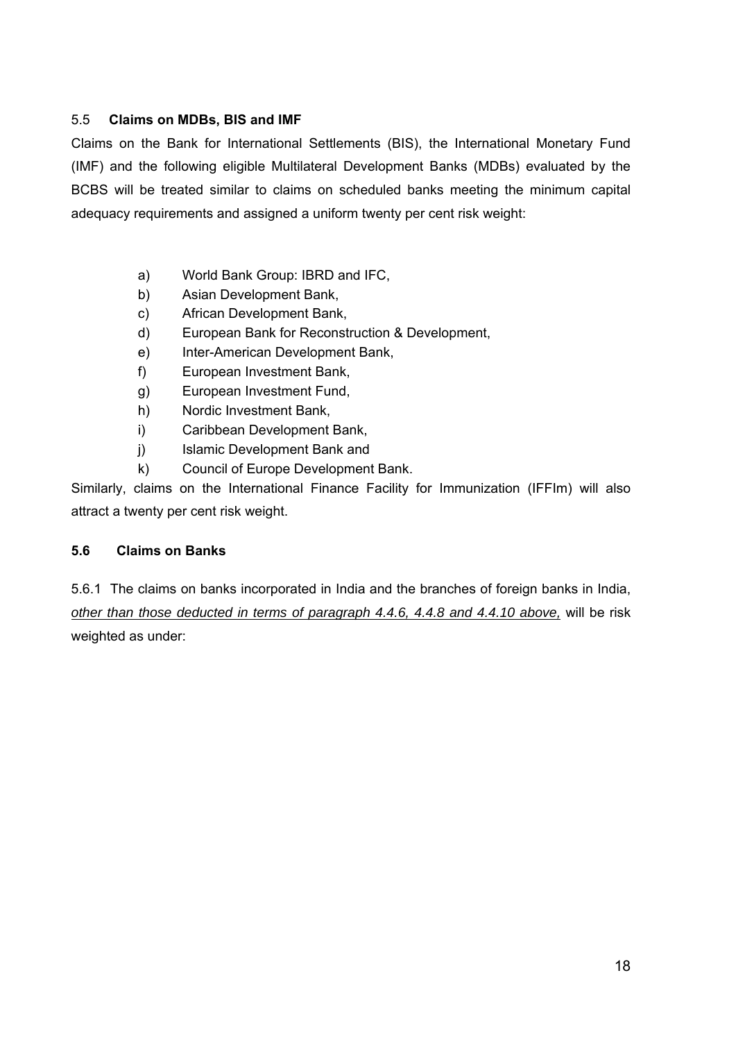## 5.5 **Claims on MDBs, BIS and IMF**

Claims on the Bank for International Settlements (BIS), the International Monetary Fund (IMF) and the following eligible Multilateral Development Banks (MDBs) evaluated by the BCBS will be treated similar to claims on scheduled banks meeting the minimum capital adequacy requirements and assigned a uniform twenty per cent risk weight:

a) World Bank Group: IBRD and IFC,
b) Asian Development Bank,
c) African Development Bank,
d) European Bank for Reconstruction & Development,
e) Inter-American Development Bank,
f) European Investment Bank,
g) European Investment Fund,
h) Nordic Investment Bank,
i) Caribbean Development Bank,
j) Islamic Development Bank and
k) Council of Europe Development Bank.

Similarly, claims on the International Finance Facility for Immunization (IFFIm) will also attract a twenty per cent risk weight.

## **5.6 Claims on Banks**

5.6.1 The claims on banks incorporated in India and the branches of foreign banks in India, *other than those deducted in terms of paragraph 4.4.6, 4.4.8 and 4.4.10 above,* will be risk weighted as under: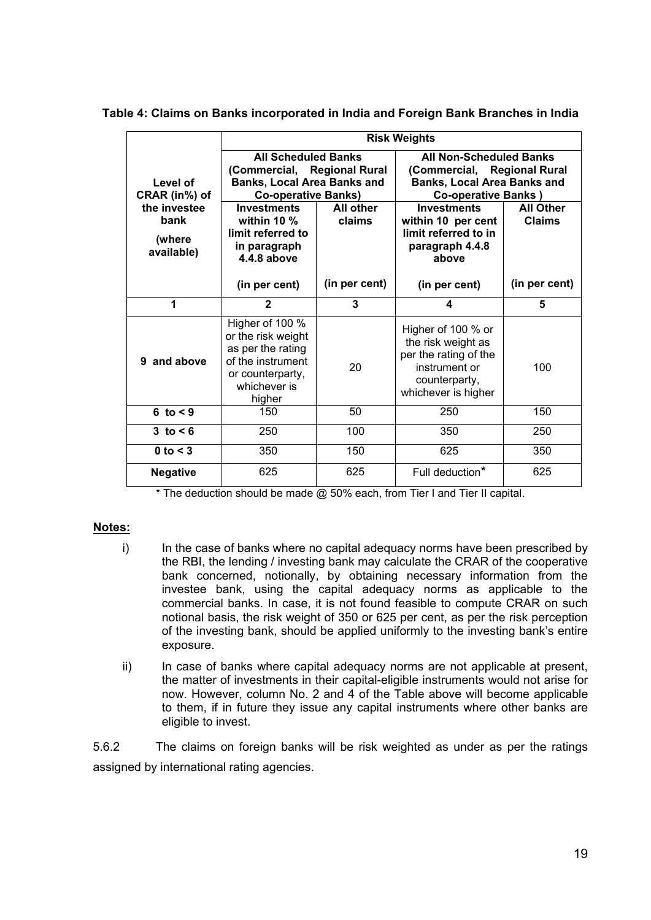**Table 4: Claims on Banks incorporated in India and Foreign Bank Branches in India**

| Level of CRAR (in%) of the investee bank (where available) | Risk Weights | | | |
|---|---|---|---|---|
| | All Scheduled Banks (Commercial, Regional Rural Banks, Local Area Banks and Co-operative Banks) | | All Non-Scheduled Banks (Commercial, Regional Rural Banks, Local Area Banks and Co-operative Banks ) | |
| | Investments within 10 % limit referred to in paragraph 4.4.8 above (in per cent) | All other claims (in per cent) | Investments within 10 per cent limit referred to in paragraph 4.4.8 above (in per cent) | All Other Claims (in per cent) |
| 1 | 2 | 3 | 4 | 5 |
| 9 and above | Higher of 100 % or the risk weight as per the rating of the instrument or counterparty, whichever is higher | 20 | Higher of 100 % or the risk weight as per the rating of the instrument or counterparty, whichever is higher | 100 |
| 6 to < 9 | 150 | 50 | 250 | 150 |
| 3 to < 6 | 250 | 100 | 350 | 250 |
| 0 to < 3 | 350 | 150 | 625 | 350 |
| Negative | 625 | 625 | Full deduction* | 625 |

\* The deduction should be made @ 50% each, from Tier I and Tier II capital.

**Notes:**

i) In the case of banks where no capital adequacy norms have been prescribed by the RBI, the lending / investing bank may calculate the CRAR of the cooperative bank concerned, notionally, by obtaining necessary information from the investee bank, using the capital adequacy norms as applicable to the commercial banks. In case, it is not found feasible to compute CRAR on such notional basis, the risk weight of 350 or 625 per cent, as per the risk perception of the investing bank, should be applied uniformly to the investing bank's entire exposure.

ii) In case of banks where capital adequacy norms are not applicable at present, the matter of investments in their capital-eligible instruments would not arise for now. However, column No. 2 and 4 of the Table above will become applicable to them, if in future they issue any capital instruments where other banks are eligible to invest.

5.6.2 The claims on foreign banks will be risk weighted as under as per the ratings assigned by international rating agencies.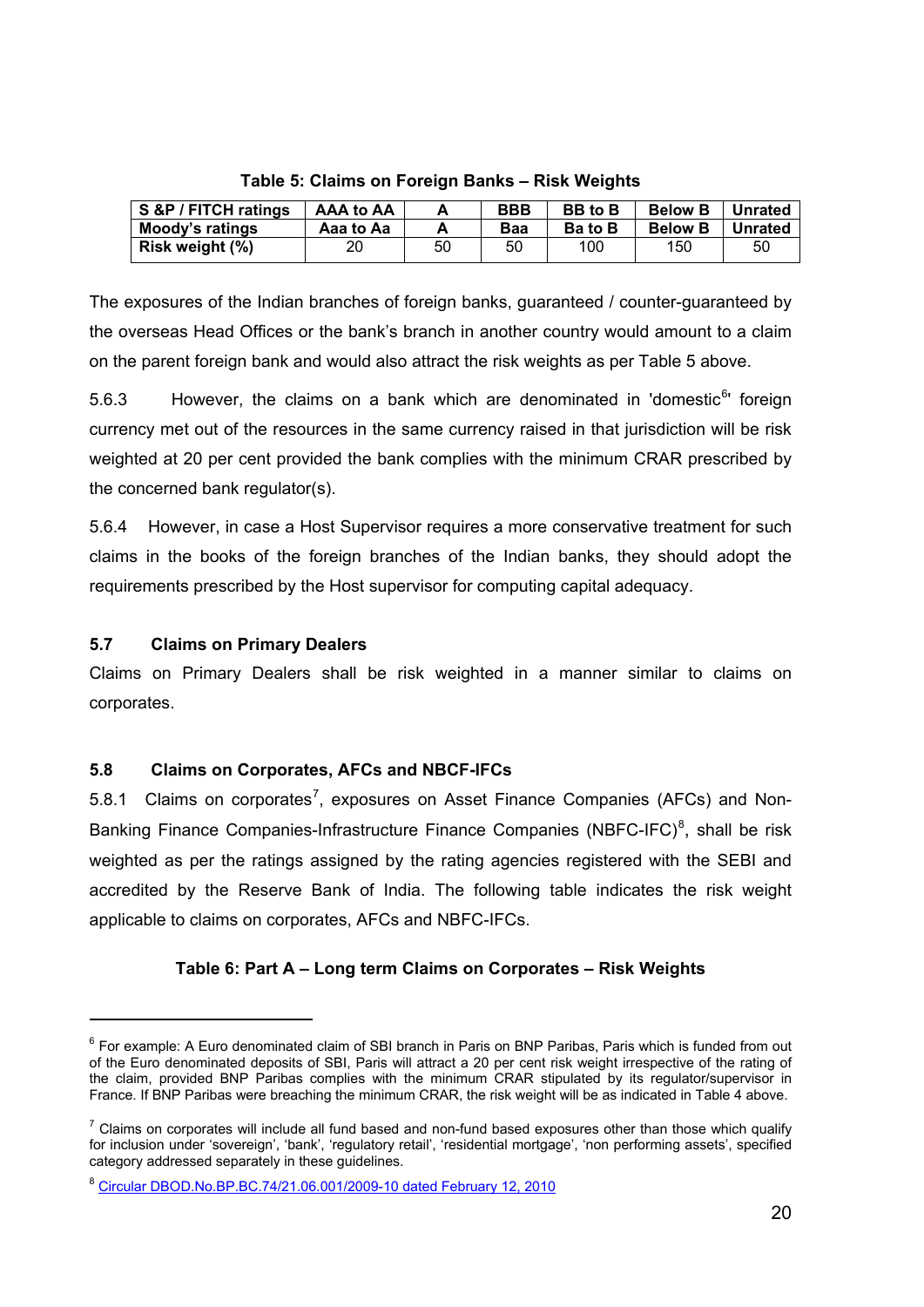**Table 5: Claims on Foreign Banks – Risk Weights**

| S &P / FITCH ratings | AAA to AA | A | BBB | BB to B | Below B | Unrated |
|---|---|---|---|---|---|---|
| Moody's ratings | Aaa to Aa | A | Baa | Ba to B | Below B | Unrated |
| Risk weight (%) | 20 | 50 | 50 | 100 | 150 | 50 |

The exposures of the Indian branches of foreign banks, guaranteed / counter-guaranteed by the overseas Head Offices or the bank's branch in another country would amount to a claim on the parent foreign bank and would also attract the risk weights as per Table 5 above.

5.6.3 However, the claims on a bank which are denominated in 'domestic[6]' foreign currency met out of the resources in the same currency raised in that jurisdiction will be risk weighted at 20 per cent provided the bank complies with the minimum CRAR prescribed by the concerned bank regulator(s).

5.6.4 However, in case a Host Supervisor requires a more conservative treatment for such claims in the books of the foreign branches of the Indian banks, they should adopt the requirements prescribed by the Host supervisor for computing capital adequacy.

### 5.7 Claims on Primary Dealers

Claims on Primary Dealers shall be risk weighted in a manner similar to claims on corporates.

### 5.8 Claims on Corporates, AFCs and NBCF-IFCs

5.8.1 Claims on corporates[7], exposures on Asset Finance Companies (AFCs) and Non-Banking Finance Companies-Infrastructure Finance Companies (NBFC-IFC)[8], shall be risk weighted as per the ratings assigned by the rating agencies registered with the SEBI and accredited by the Reserve Bank of India. The following table indicates the risk weight applicable to claims on corporates, AFCs and NBFC-IFCs.

**Table 6: Part A – Long term Claims on Corporates – Risk Weights**

---

[6] For example: A Euro denominated claim of SBI branch in Paris on BNP Paribas, Paris which is funded from out of the Euro denominated deposits of SBI, Paris will attract a 20 per cent risk weight irrespective of the rating of the claim, provided BNP Paribas complies with the minimum CRAR stipulated by its regulator/supervisor in France. If BNP Paribas were breaching the minimum CRAR, the risk weight will be as indicated in Table 4 above.

[7] Claims on corporates will include all fund based and non-fund based exposures other than those which qualify for inclusion under 'sovereign', 'bank', 'regulatory retail', 'residential mortgage', 'non performing assets', specified category addressed separately in these guidelines.

[8] Circular DBOD.No.BP.BC.74/21.06.001/2009-10 dated February 12, 2010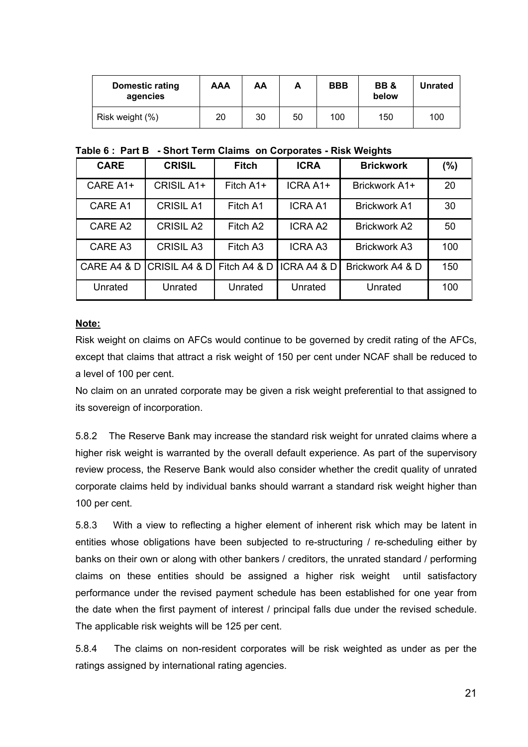| Domestic rating agencies | AAA | AA | A | BBB | BB & below | Unrated |
|---|---|---|---|---|---|---|
| Risk weight (%) | 20 | 30 | 50 | 100 | 150 | 100 |

**Table 6 : Part B - Short Term Claims on Corporates - Risk Weights**

| CARE | CRISIL | Fitch | ICRA | Brickwork | (%) |
|---|---|---|---|---|---|
| CARE A1+ | CRISIL A1+ | Fitch A1+ | ICRA A1+ | Brickwork A1+ | 20 |
| CARE A1 | CRISIL A1 | Fitch A1 | ICRA A1 | Brickwork A1 | 30 |
| CARE A2 | CRISIL A2 | Fitch A2 | ICRA A2 | Brickwork A2 | 50 |
| CARE A3 | CRISIL A3 | Fitch A3 | ICRA A3 | Brickwork A3 | 100 |
| CARE A4 & D | CRISIL A4 & D | Fitch A4 & D | ICRA A4 & D | Brickwork A4 & D | 150 |
| Unrated | Unrated | Unrated | Unrated | Unrated | 100 |

**Note:**

Risk weight on claims on AFCs would continue to be governed by credit rating of the AFCs, except that claims that attract a risk weight of 150 per cent under NCAF shall be reduced to a level of 100 per cent.

No claim on an unrated corporate may be given a risk weight preferential to that assigned to its sovereign of incorporation.

5.8.2 The Reserve Bank may increase the standard risk weight for unrated claims where a higher risk weight is warranted by the overall default experience. As part of the supervisory review process, the Reserve Bank would also consider whether the credit quality of unrated corporate claims held by individual banks should warrant a standard risk weight higher than 100 per cent.

5.8.3 With a view to reflecting a higher element of inherent risk which may be latent in entities whose obligations have been subjected to re-structuring / re-scheduling either by banks on their own or along with other bankers / creditors, the unrated standard / performing claims on these entities should be assigned a higher risk weight until satisfactory performance under the revised payment schedule has been established for one year from the date when the first payment of interest / principal falls due under the revised schedule. The applicable risk weights will be 125 per cent.

5.8.4 The claims on non-resident corporates will be risk weighted as under as per the ratings assigned by international rating agencies.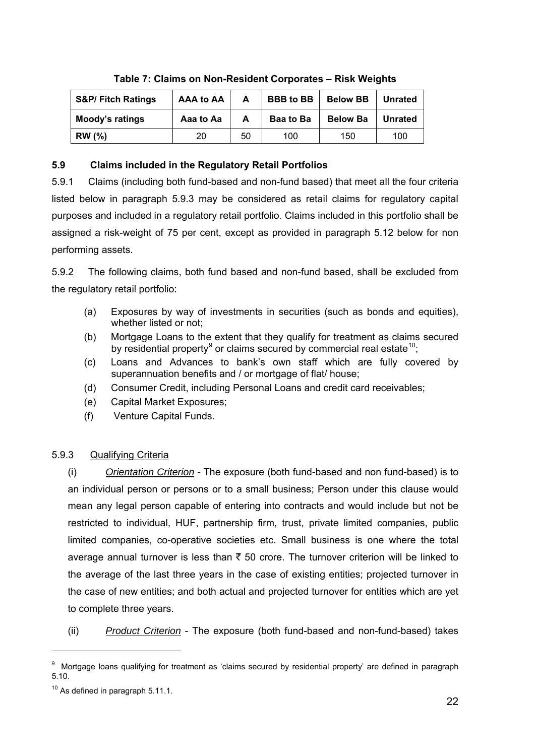**Table 7: Claims on Non-Resident Corporates – Risk Weights**

| S&P/ Fitch Ratings | AAA to AA | A | BBB to BB | Below BB | Unrated |
|---|---|---|---|---|---|
| Moody's ratings | Aaa to Aa | A | Baa to Ba | Below Ba | Unrated |
| RW (%) | 20 | 50 | 100 | 150 | 100 |

### 5.9 Claims included in the Regulatory Retail Portfolios

5.9.1 Claims (including both fund-based and non-fund based) that meet all the four criteria listed below in paragraph 5.9.3 may be considered as retail claims for regulatory capital purposes and included in a regulatory retail portfolio. Claims included in this portfolio shall be assigned a risk-weight of 75 per cent, except as provided in paragraph 5.12 below for non performing assets.

5.9.2 The following claims, both fund based and non-fund based, shall be excluded from the regulatory retail portfolio:

(a) Exposures by way of investments in securities (such as bonds and equities), whether listed or not;

(b) Mortgage Loans to the extent that they qualify for treatment as claims secured by residential property[9] or claims secured by commercial real estate[10];

(c) Loans and Advances to bank's own staff which are fully covered by superannuation benefits and / or mortgage of flat/ house;

(d) Consumer Credit, including Personal Loans and credit card receivables;

(e) Capital Market Exposures;

(f) Venture Capital Funds.

5.9.3 Qualifying Criteria

(i) *Orientation Criterion* - The exposure (both fund-based and non fund-based) is to an individual person or persons or to a small business; Person under this clause would mean any legal person capable of entering into contracts and would include but not be restricted to individual, HUF, partnership firm, trust, private limited companies, public limited companies, co-operative societies etc. Small business is one where the total average annual turnover is less than ₹ 50 crore. The turnover criterion will be linked to the average of the last three years in the case of existing entities; projected turnover in the case of new entities; and both actual and projected turnover for entities which are yet to complete three years.

(ii) *Product Criterion* - The exposure (both fund-based and non-fund-based) takes

---

[9] Mortgage loans qualifying for treatment as 'claims secured by residential property' are defined in paragraph 5.10.

[10] As defined in paragraph 5.11.1.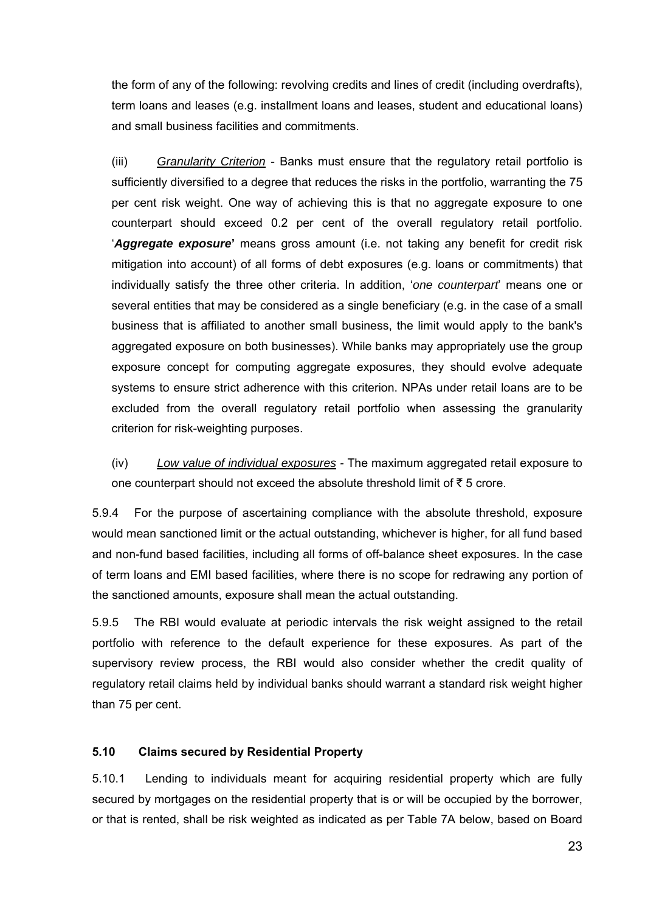the form of any of the following: revolving credits and lines of credit (including overdrafts), term loans and leases (e.g. installment loans and leases, student and educational loans) and small business facilities and commitments.

(iii) *Granularity Criterion* - Banks must ensure that the regulatory retail portfolio is sufficiently diversified to a degree that reduces the risks in the portfolio, warranting the 75 per cent risk weight. One way of achieving this is that no aggregate exposure to one counterpart should exceed 0.2 per cent of the overall regulatory retail portfolio. '***Aggregate exposure*'** means gross amount (i.e. not taking any benefit for credit risk mitigation into account) of all forms of debt exposures (e.g. loans or commitments) that individually satisfy the three other criteria. In addition, '*one counterpart*' means one or several entities that may be considered as a single beneficiary (e.g. in the case of a small business that is affiliated to another small business, the limit would apply to the bank's aggregated exposure on both businesses). While banks may appropriately use the group exposure concept for computing aggregate exposures, they should evolve adequate systems to ensure strict adherence with this criterion. NPAs under retail loans are to be excluded from the overall regulatory retail portfolio when assessing the granularity criterion for risk-weighting purposes.

(iv) *Low value of individual exposures* - The maximum aggregated retail exposure to one counterpart should not exceed the absolute threshold limit of ₹ 5 crore.

5.9.4 For the purpose of ascertaining compliance with the absolute threshold, exposure would mean sanctioned limit or the actual outstanding, whichever is higher, for all fund based and non-fund based facilities, including all forms of off-balance sheet exposures. In the case of term loans and EMI based facilities, where there is no scope for redrawing any portion of the sanctioned amounts, exposure shall mean the actual outstanding.

5.9.5 The RBI would evaluate at periodic intervals the risk weight assigned to the retail portfolio with reference to the default experience for these exposures. As part of the supervisory review process, the RBI would also consider whether the credit quality of regulatory retail claims held by individual banks should warrant a standard risk weight higher than 75 per cent.

### 5.10 Claims secured by Residential Property

5.10.1 Lending to individuals meant for acquiring residential property which are fully secured by mortgages on the residential property that is or will be occupied by the borrower, or that is rented, shall be risk weighted as indicated as per Table 7A below, based on Board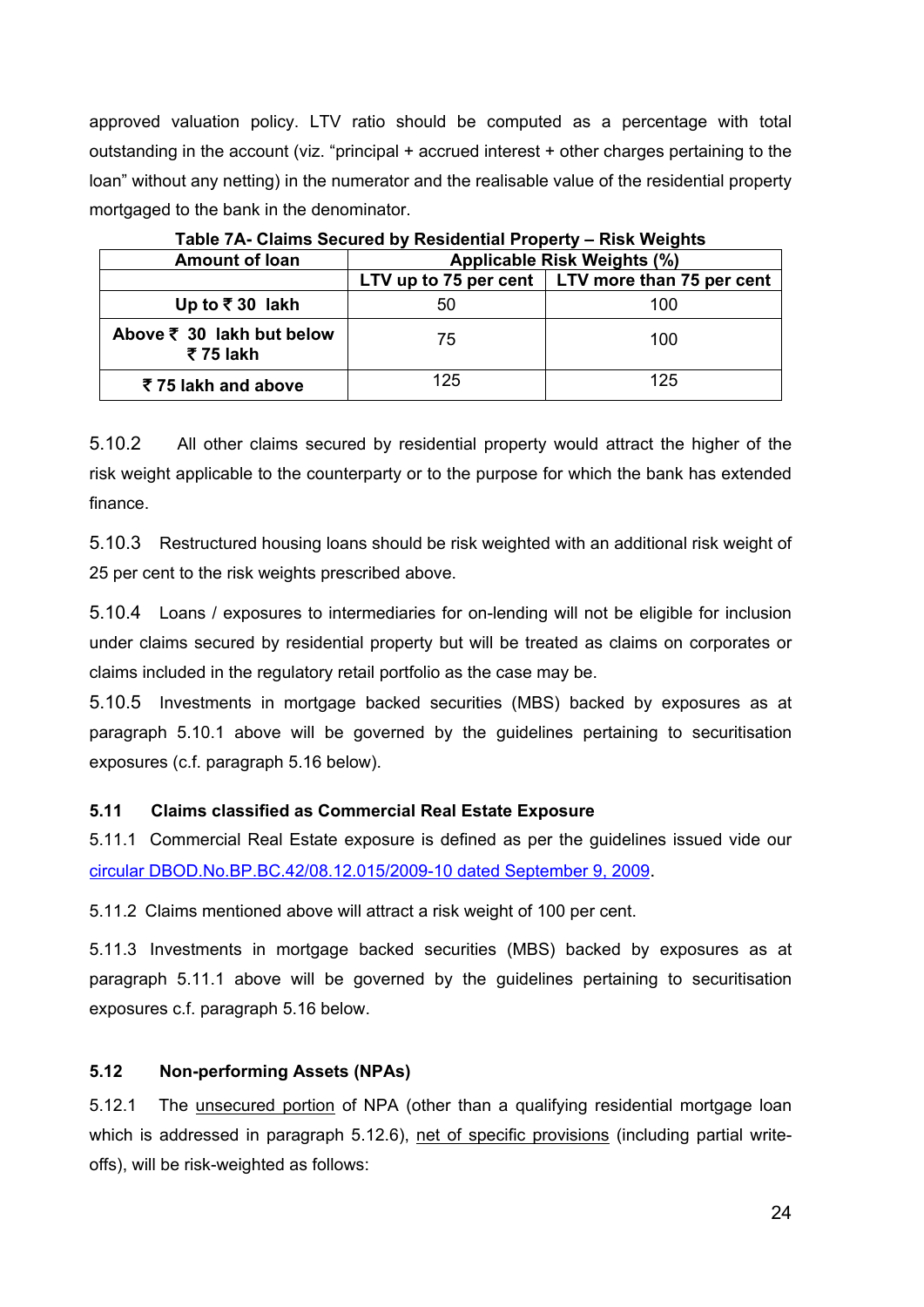approved valuation policy. LTV ratio should be computed as a percentage with total outstanding in the account (viz. "principal + accrued interest + other charges pertaining to the loan" without any netting) in the numerator and the realisable value of the residential property mortgaged to the bank in the denominator.

**Table 7A- Claims Secured by Residential Property – Risk Weights**

| Amount of loan | Applicable Risk Weights (%) | |
|---|---|---|
| | LTV up to 75 per cent | LTV more than 75 per cent |
| Up to ₹ 30 lakh | 50 | 100 |
| Above ₹ 30 lakh but below ₹ 75 lakh | 75 | 100 |
| ₹ 75 lakh and above | 125 | 125 |

5.10.2 All other claims secured by residential property would attract the higher of the risk weight applicable to the counterparty or to the purpose for which the bank has extended finance.

5.10.3 Restructured housing loans should be risk weighted with an additional risk weight of 25 per cent to the risk weights prescribed above.

5.10.4 Loans / exposures to intermediaries for on-lending will not be eligible for inclusion under claims secured by residential property but will be treated as claims on corporates or claims included in the regulatory retail portfolio as the case may be.

5.10.5 Investments in mortgage backed securities (MBS) backed by exposures as at paragraph 5.10.1 above will be governed by the guidelines pertaining to securitisation exposures (c.f. paragraph 5.16 below).

**5.11 Claims classified as Commercial Real Estate Exposure**

5.11.1 Commercial Real Estate exposure is defined as per the guidelines issued vide our circular DBOD.No.BP.BC.42/08.12.015/2009-10 dated September 9, 2009.

5.11.2 Claims mentioned above will attract a risk weight of 100 per cent.

5.11.3 Investments in mortgage backed securities (MBS) backed by exposures as at paragraph 5.11.1 above will be governed by the guidelines pertaining to securitisation exposures c.f. paragraph 5.16 below.

**5.12 Non-performing Assets (NPAs)**

5.12.1 The unsecured portion of NPA (other than a qualifying residential mortgage loan which is addressed in paragraph 5.12.6), net of specific provisions (including partial write-offs), will be risk-weighted as follows: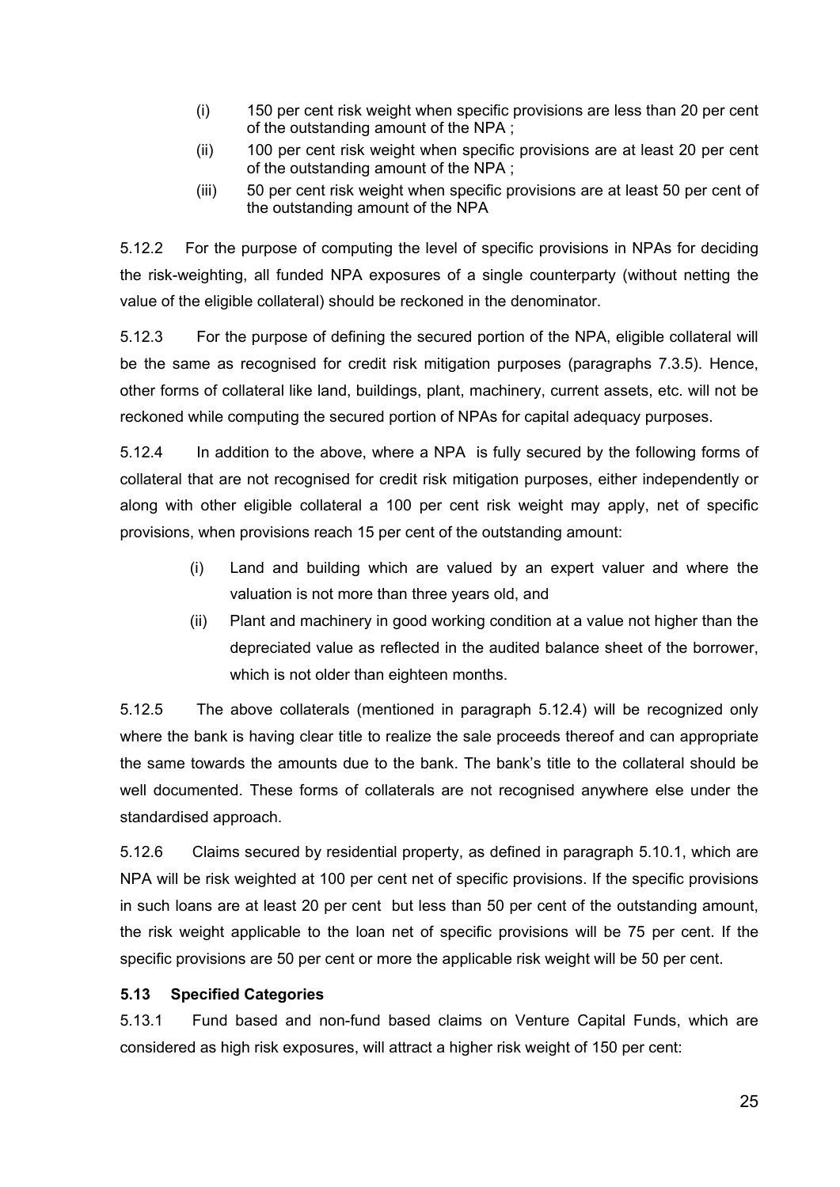(i) 150 per cent risk weight when specific provisions are less than 20 per cent of the outstanding amount of the NPA ;

(ii) 100 per cent risk weight when specific provisions are at least 20 per cent of the outstanding amount of the NPA ;

(iii) 50 per cent risk weight when specific provisions are at least 50 per cent of the outstanding amount of the NPA

5.12.2 For the purpose of computing the level of specific provisions in NPAs for deciding the risk-weighting, all funded NPA exposures of a single counterparty (without netting the value of the eligible collateral) should be reckoned in the denominator.

5.12.3 For the purpose of defining the secured portion of the NPA, eligible collateral will be the same as recognised for credit risk mitigation purposes (paragraphs 7.3.5). Hence, other forms of collateral like land, buildings, plant, machinery, current assets, etc. will not be reckoned while computing the secured portion of NPAs for capital adequacy purposes.

5.12.4 In addition to the above, where a NPA is fully secured by the following forms of collateral that are not recognised for credit risk mitigation purposes, either independently or along with other eligible collateral a 100 per cent risk weight may apply, net of specific provisions, when provisions reach 15 per cent of the outstanding amount:

(i) Land and building which are valued by an expert valuer and where the valuation is not more than three years old, and

(ii) Plant and machinery in good working condition at a value not higher than the depreciated value as reflected in the audited balance sheet of the borrower, which is not older than eighteen months.

5.12.5 The above collaterals (mentioned in paragraph 5.12.4) will be recognized only where the bank is having clear title to realize the sale proceeds thereof and can appropriate the same towards the amounts due to the bank. The bank's title to the collateral should be well documented. These forms of collaterals are not recognised anywhere else under the standardised approach.

5.12.6 Claims secured by residential property, as defined in paragraph 5.10.1, which are NPA will be risk weighted at 100 per cent net of specific provisions. If the specific provisions in such loans are at least 20 per cent but less than 50 per cent of the outstanding amount, the risk weight applicable to the loan net of specific provisions will be 75 per cent. If the specific provisions are 50 per cent or more the applicable risk weight will be 50 per cent.

### 5.13 Specified Categories

5.13.1 Fund based and non-fund based claims on Venture Capital Funds, which are considered as high risk exposures, will attract a higher risk weight of 150 per cent: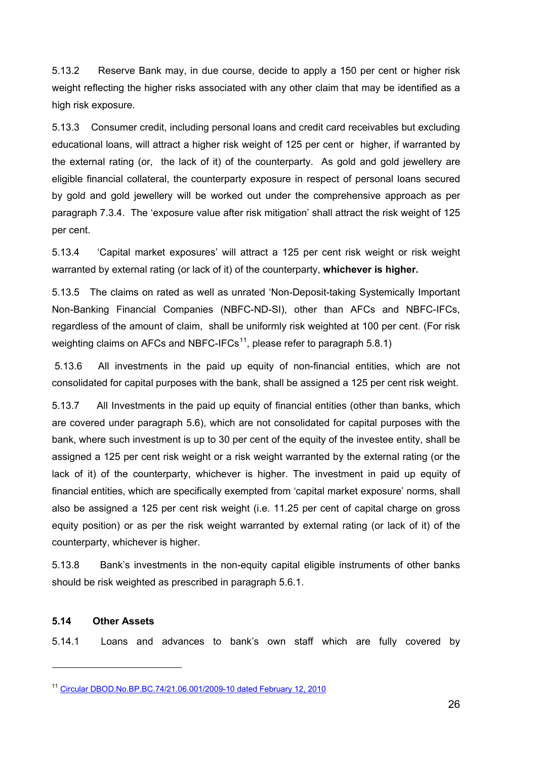5.13.2 Reserve Bank may, in due course, decide to apply a 150 per cent or higher risk weight reflecting the higher risks associated with any other claim that may be identified as a high risk exposure.

5.13.3 Consumer credit, including personal loans and credit card receivables but excluding educational loans, will attract a higher risk weight of 125 per cent or higher, if warranted by the external rating (or, the lack of it) of the counterparty. As gold and gold jewellery are eligible financial collateral, the counterparty exposure in respect of personal loans secured by gold and gold jewellery will be worked out under the comprehensive approach as per paragraph 7.3.4. The 'exposure value after risk mitigation' shall attract the risk weight of 125 per cent.

5.13.4 'Capital market exposures' will attract a 125 per cent risk weight or risk weight warranted by external rating (or lack of it) of the counterparty, **whichever is higher.**

5.13.5 The claims on rated as well as unrated 'Non-Deposit-taking Systemically Important Non-Banking Financial Companies (NBFC-ND-SI), other than AFCs and NBFC-IFCs, regardless of the amount of claim, shall be uniformly risk weighted at 100 per cent. (For risk weighting claims on AFCs and NBFC-IFCs[11], please refer to paragraph 5.8.1)

5.13.6 All investments in the paid up equity of non-financial entities, which are not consolidated for capital purposes with the bank, shall be assigned a 125 per cent risk weight.

5.13.7 All Investments in the paid up equity of financial entities (other than banks, which are covered under paragraph 5.6), which are not consolidated for capital purposes with the bank, where such investment is up to 30 per cent of the equity of the investee entity, shall be assigned a 125 per cent risk weight or a risk weight warranted by the external rating (or the lack of it) of the counterparty, whichever is higher. The investment in paid up equity of financial entities, which are specifically exempted from 'capital market exposure' norms, shall also be assigned a 125 per cent risk weight (i.e. 11.25 per cent of capital charge on gross equity position) or as per the risk weight warranted by external rating (or lack of it) of the counterparty, whichever is higher.

5.13.8 Bank's investments in the non-equity capital eligible instruments of other banks should be risk weighted as prescribed in paragraph 5.6.1.

**5.14 Other Assets**

5.14.1 Loans and advances to bank's own staff which are fully covered by

---

[11] Circular DBOD.No.BP.BC.74/21.06.001/2009-10 dated February 12, 2010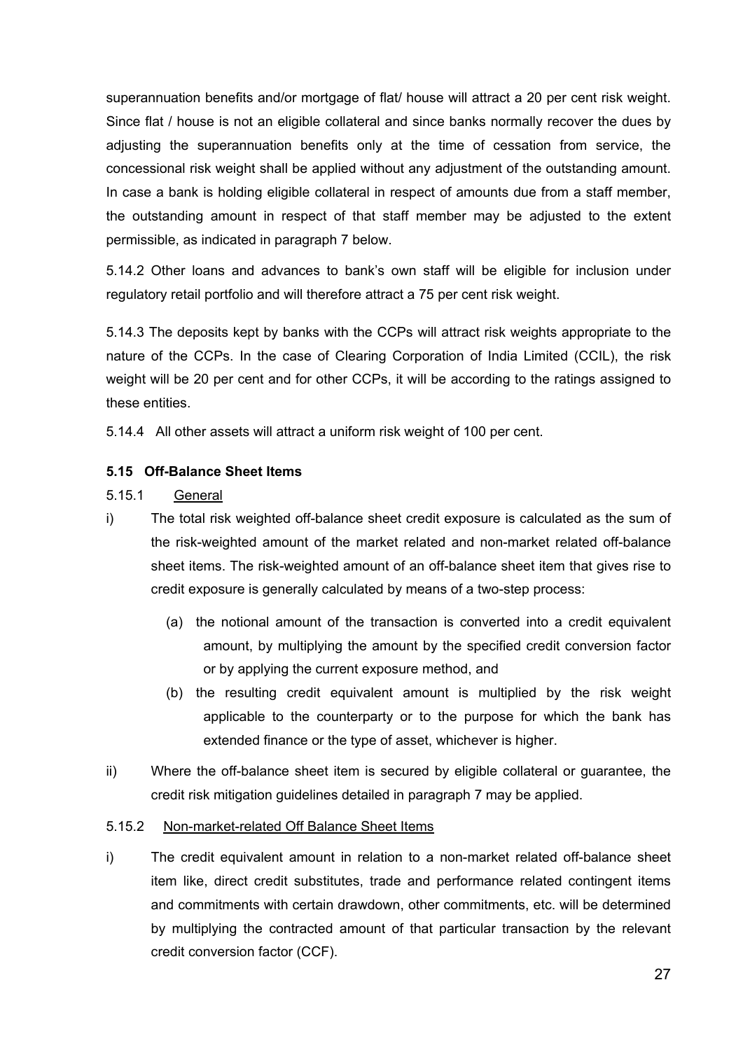superannuation benefits and/or mortgage of flat/ house will attract a 20 per cent risk weight. Since flat / house is not an eligible collateral and since banks normally recover the dues by adjusting the superannuation benefits only at the time of cessation from service, the concessional risk weight shall be applied without any adjustment of the outstanding amount. In case a bank is holding eligible collateral in respect of amounts due from a staff member, the outstanding amount in respect of that staff member may be adjusted to the extent permissible, as indicated in paragraph 7 below.

5.14.2 Other loans and advances to bank's own staff will be eligible for inclusion under regulatory retail portfolio and will therefore attract a 75 per cent risk weight.

5.14.3 The deposits kept by banks with the CCPs will attract risk weights appropriate to the nature of the CCPs. In the case of Clearing Corporation of India Limited (CCIL), the risk weight will be 20 per cent and for other CCPs, it will be according to the ratings assigned to these entities.

5.14.4 All other assets will attract a uniform risk weight of 100 per cent.

**5.15 Off-Balance Sheet Items**

5.15.1 General

i) The total risk weighted off-balance sheet credit exposure is calculated as the sum of the risk-weighted amount of the market related and non-market related off-balance sheet items. The risk-weighted amount of an off-balance sheet item that gives rise to credit exposure is generally calculated by means of a two-step process:

   (a) the notional amount of the transaction is converted into a credit equivalent amount, by multiplying the amount by the specified credit conversion factor or by applying the current exposure method, and

   (b) the resulting credit equivalent amount is multiplied by the risk weight applicable to the counterparty or to the purpose for which the bank has extended finance or the type of asset, whichever is higher.

ii) Where the off-balance sheet item is secured by eligible collateral or guarantee, the credit risk mitigation guidelines detailed in paragraph 7 may be applied.

5.15.2 Non-market-related Off Balance Sheet Items

i) The credit equivalent amount in relation to a non-market related off-balance sheet item like, direct credit substitutes, trade and performance related contingent items and commitments with certain drawdown, other commitments, etc. will be determined by multiplying the contracted amount of that particular transaction by the relevant credit conversion factor (CCF).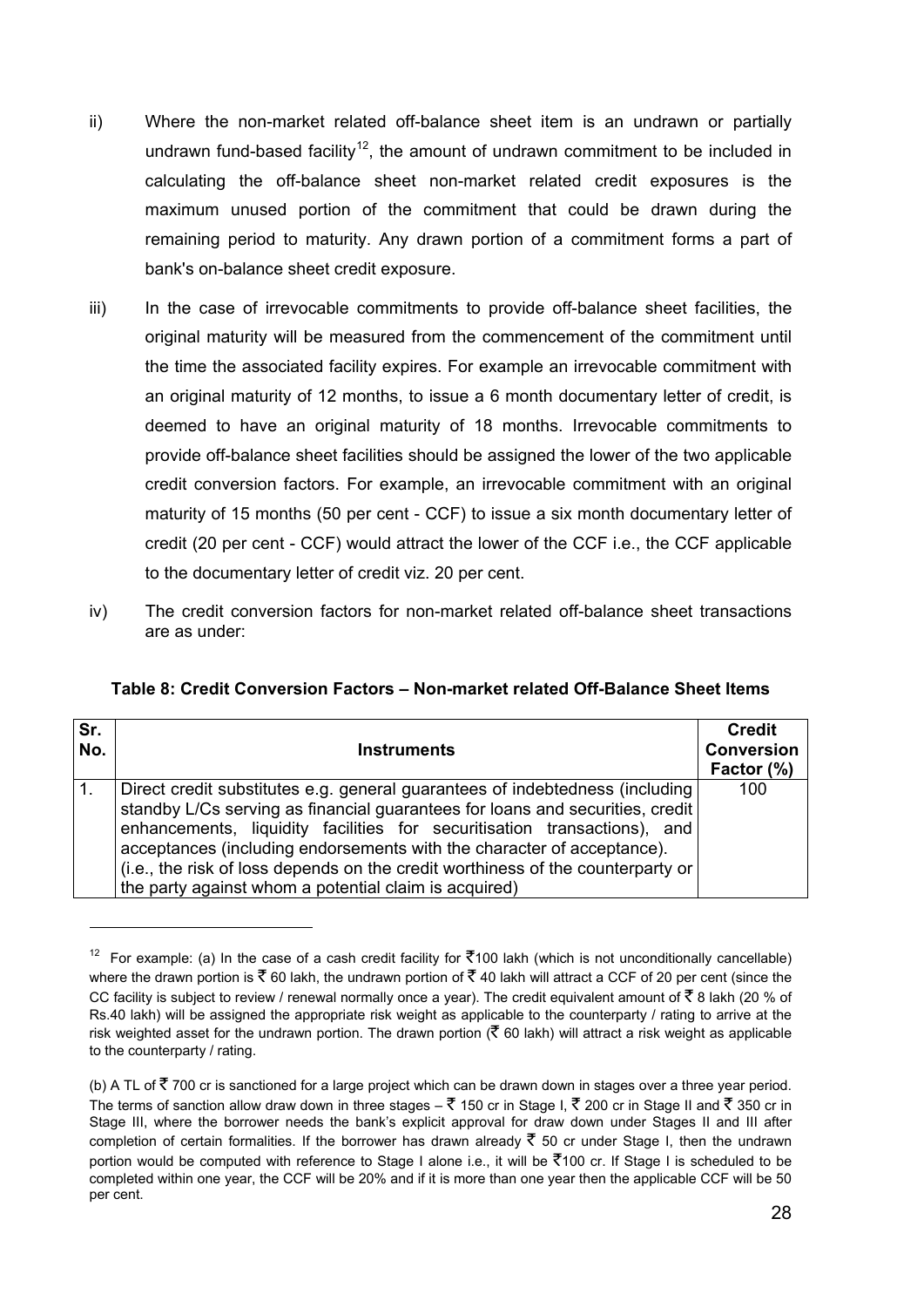ii) Where the non-market related off-balance sheet item is an undrawn or partially undrawn fund-based facility[12], the amount of undrawn commitment to be included in calculating the off-balance sheet non-market related credit exposures is the maximum unused portion of the commitment that could be drawn during the remaining period to maturity. Any drawn portion of a commitment forms a part of bank's on-balance sheet credit exposure.

iii) In the case of irrevocable commitments to provide off-balance sheet facilities, the original maturity will be measured from the commencement of the commitment until the time the associated facility expires. For example an irrevocable commitment with an original maturity of 12 months, to issue a 6 month documentary letter of credit, is deemed to have an original maturity of 18 months. Irrevocable commitments to provide off-balance sheet facilities should be assigned the lower of the two applicable credit conversion factors. For example, an irrevocable commitment with an original maturity of 15 months (50 per cent - CCF) to issue a six month documentary letter of credit (20 per cent - CCF) would attract the lower of the CCF i.e., the CCF applicable to the documentary letter of credit viz. 20 per cent.

iv) The credit conversion factors for non-market related off-balance sheet transactions are as under:

**Table 8: Credit Conversion Factors – Non-market related Off-Balance Sheet Items**

| Sr. No. | Instruments | Credit Conversion Factor (%) |
|---|---|---|
| 1. | Direct credit substitutes e.g. general guarantees of indebtedness (including standby L/Cs serving as financial guarantees for loans and securities, credit enhancements, liquidity facilities for securitisation transactions), and acceptances (including endorsements with the character of acceptance). (i.e., the risk of loss depends on the credit worthiness of the counterparty or the party against whom a potential claim is acquired) | 100 |

---

[12] For example: (a) In the case of a cash credit facility for ₹100 lakh (which is not unconditionally cancellable) where the drawn portion is ₹ 60 lakh, the undrawn portion of ₹ 40 lakh will attract a CCF of 20 per cent (since the CC facility is subject to review / renewal normally once a year). The credit equivalent amount of ₹ 8 lakh (20 % of Rs.40 lakh) will be assigned the appropriate risk weight as applicable to the counterparty / rating to arrive at the risk weighted asset for the undrawn portion. The drawn portion (₹ 60 lakh) will attract a risk weight as applicable to the counterparty / rating.

(b) A TL of ₹ 700 cr is sanctioned for a large project which can be drawn down in stages over a three year period. The terms of sanction allow draw down in three stages – ₹ 150 cr in Stage I, ₹ 200 cr in Stage II and ₹ 350 cr in Stage III, where the borrower needs the bank's explicit approval for draw down under Stages II and III after completion of certain formalities. If the borrower has drawn already ₹ 50 cr under Stage I, then the undrawn portion would be computed with reference to Stage I alone i.e., it will be ₹100 cr. If Stage I is scheduled to be completed within one year, the CCF will be 20% and if it is more than one year then the applicable CCF will be 50 per cent.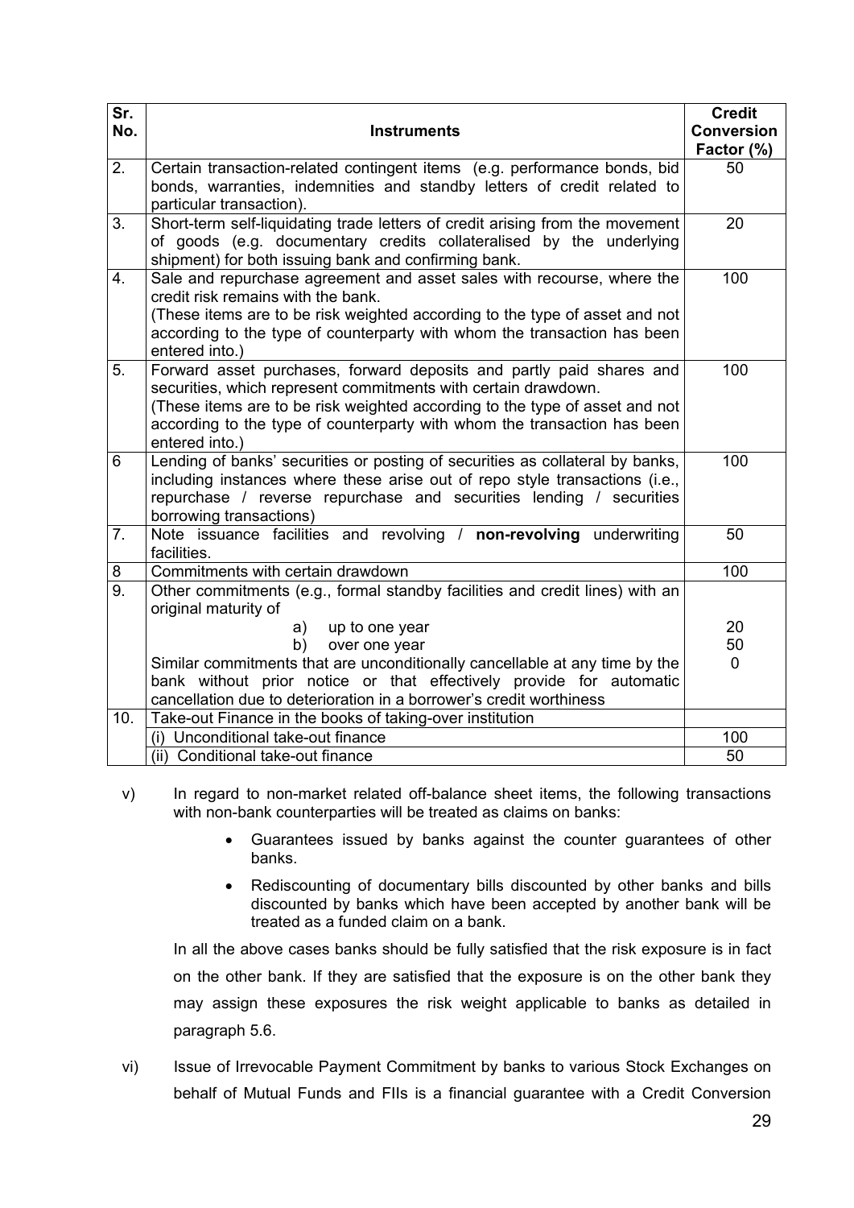| Sr. No. | Instruments | Credit Conversion Factor (%) |
|---|---|---|
| 2. | Certain transaction-related contingent items (e.g. performance bonds, bid bonds, warranties, indemnities and standby letters of credit related to particular transaction). | 50 |
| 3. | Short-term self-liquidating trade letters of credit arising from the movement of goods (e.g. documentary credits collateralised by the underlying shipment) for both issuing bank and confirming bank. | 20 |
| 4. | Sale and repurchase agreement and asset sales with recourse, where the credit risk remains with the bank.<br>(These items are to be risk weighted according to the type of asset and not according to the type of counterparty with whom the transaction has been entered into.) | 100 |
| 5. | Forward asset purchases, forward deposits and partly paid shares and securities, which represent commitments with certain drawdown.<br>(These items are to be risk weighted according to the type of asset and not according to the type of counterparty with whom the transaction has been entered into.) | 100 |
| 6 | Lending of banks' securities or posting of securities as collateral by banks, including instances where these arise out of repo style transactions (i.e., repurchase / reverse repurchase and securities lending / securities borrowing transactions) | 100 |
| 7. | Note issuance facilities and revolving / **non-revolving** underwriting facilities. | 50 |
| 8 | Commitments with certain drawdown | 100 |
| 9. | Other commitments (e.g., formal standby facilities and credit lines) with an original maturity of<br>a) up to one year<br>b) over one year<br>Similar commitments that are unconditionally cancellable at any time by the bank without prior notice or that effectively provide for automatic cancellation due to deterioration in a borrower's credit worthiness | <br><br>20<br>50<br>0 |
| 10. | Take-out Finance in the books of taking-over institution | |
| | (i) Unconditional take-out finance | 100 |
| | (ii) Conditional take-out finance | 50 |

v) In regard to non-market related off-balance sheet items, the following transactions with non-bank counterparties will be treated as claims on banks:

- Guarantees issued by banks against the counter guarantees of other banks.
- Rediscounting of documentary bills discounted by other banks and bills discounted by banks which have been accepted by another bank will be treated as a funded claim on a bank.

In all the above cases banks should be fully satisfied that the risk exposure is in fact on the other bank. If they are satisfied that the exposure is on the other bank they may assign these exposures the risk weight applicable to banks as detailed in paragraph 5.6.

vi) Issue of Irrevocable Payment Commitment by banks to various Stock Exchanges on behalf of Mutual Funds and FIIs is a financial guarantee with a Credit Conversion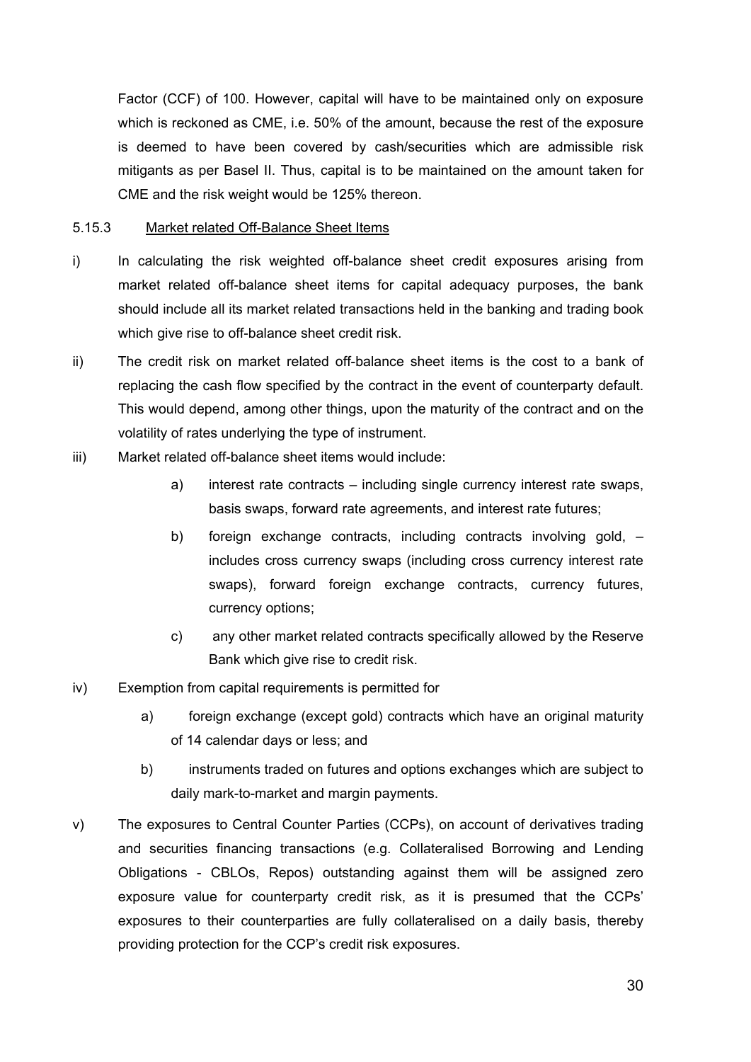Factor (CCF) of 100. However, capital will have to be maintained only on exposure which is reckoned as CME, i.e. 50% of the amount, because the rest of the exposure is deemed to have been covered by cash/securities which are admissible risk mitigants as per Basel II. Thus, capital is to be maintained on the amount taken for CME and the risk weight would be 125% thereon.

#### 5.15.3 Market related Off-Balance Sheet Items

i) In calculating the risk weighted off-balance sheet credit exposures arising from market related off-balance sheet items for capital adequacy purposes, the bank should include all its market related transactions held in the banking and trading book which give rise to off-balance sheet credit risk.

ii) The credit risk on market related off-balance sheet items is the cost to a bank of replacing the cash flow specified by the contract in the event of counterparty default. This would depend, among other things, upon the maturity of the contract and on the volatility of rates underlying the type of instrument.

iii) Market related off-balance sheet items would include:

  a) interest rate contracts – including single currency interest rate swaps, basis swaps, forward rate agreements, and interest rate futures;

  b) foreign exchange contracts, including contracts involving gold, – includes cross currency swaps (including cross currency interest rate swaps), forward foreign exchange contracts, currency futures, currency options;

  c) any other market related contracts specifically allowed by the Reserve Bank which give rise to credit risk.

iv) Exemption from capital requirements is permitted for

  a) foreign exchange (except gold) contracts which have an original maturity of 14 calendar days or less; and

  b) instruments traded on futures and options exchanges which are subject to daily mark-to-market and margin payments.

v) The exposures to Central Counter Parties (CCPs), on account of derivatives trading and securities financing transactions (e.g. Collateralised Borrowing and Lending Obligations - CBLOs, Repos) outstanding against them will be assigned zero exposure value for counterparty credit risk, as it is presumed that the CCPs' exposures to their counterparties are fully collateralised on a daily basis, thereby providing protection for the CCP's credit risk exposures.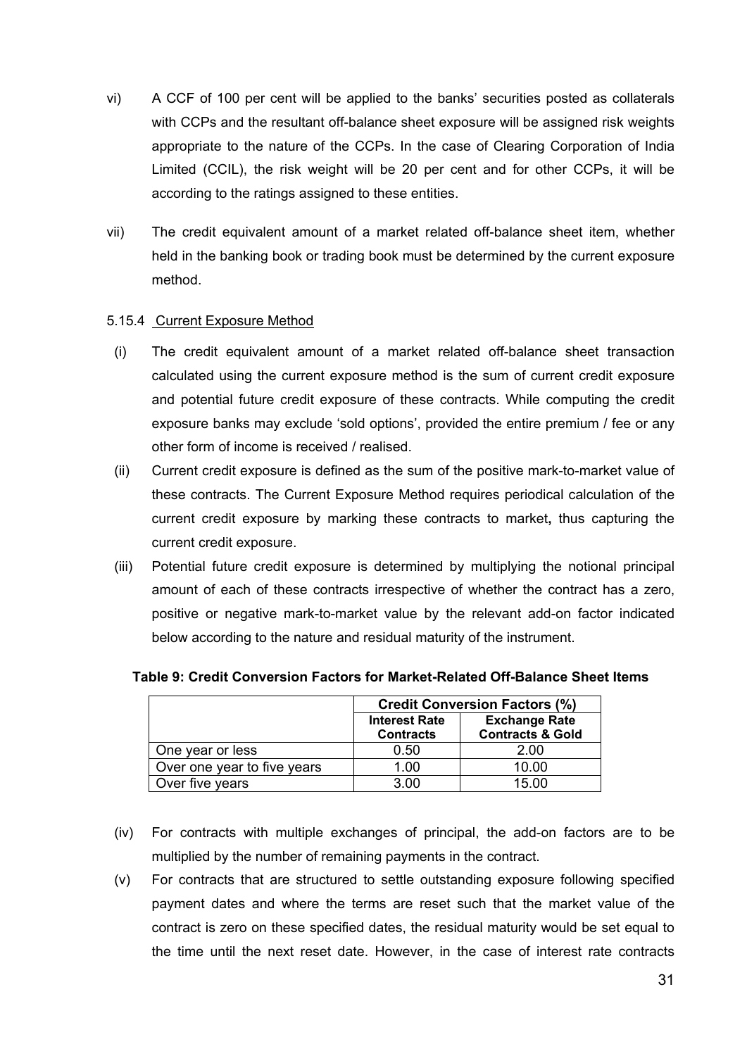vi) A CCF of 100 per cent will be applied to the banks' securities posted as collaterals with CCPs and the resultant off-balance sheet exposure will be assigned risk weights appropriate to the nature of the CCPs. In the case of Clearing Corporation of India Limited (CCIL), the risk weight will be 20 per cent and for other CCPs, it will be according to the ratings assigned to these entities.

vii) The credit equivalent amount of a market related off-balance sheet item, whether held in the banking book or trading book must be determined by the current exposure method.

5.15.4 Current Exposure Method

(i) The credit equivalent amount of a market related off-balance sheet transaction calculated using the current exposure method is the sum of current credit exposure and potential future credit exposure of these contracts. While computing the credit exposure banks may exclude 'sold options', provided the entire premium / fee or any other form of income is received / realised.

(ii) Current credit exposure is defined as the sum of the positive mark-to-market value of these contracts. The Current Exposure Method requires periodical calculation of the current credit exposure by marking these contracts to market**,** thus capturing the current credit exposure.

(iii) Potential future credit exposure is determined by multiplying the notional principal amount of each of these contracts irrespective of whether the contract has a zero, positive or negative mark-to-market value by the relevant add-on factor indicated below according to the nature and residual maturity of the instrument.

**Table 9: Credit Conversion Factors for Market-Related Off-Balance Sheet Items**

| | **Credit Conversion Factors (%)** | |
|---|---|---|
| | **Interest Rate Contracts** | **Exchange Rate Contracts & Gold** |
| One year or less | 0.50 | 2.00 |
| Over one year to five years | 1.00 | 10.00 |
| Over five years | 3.00 | 15.00 |

(iv) For contracts with multiple exchanges of principal, the add-on factors are to be multiplied by the number of remaining payments in the contract.

(v) For contracts that are structured to settle outstanding exposure following specified payment dates and where the terms are reset such that the market value of the contract is zero on these specified dates, the residual maturity would be set equal to the time until the next reset date. However, in the case of interest rate contracts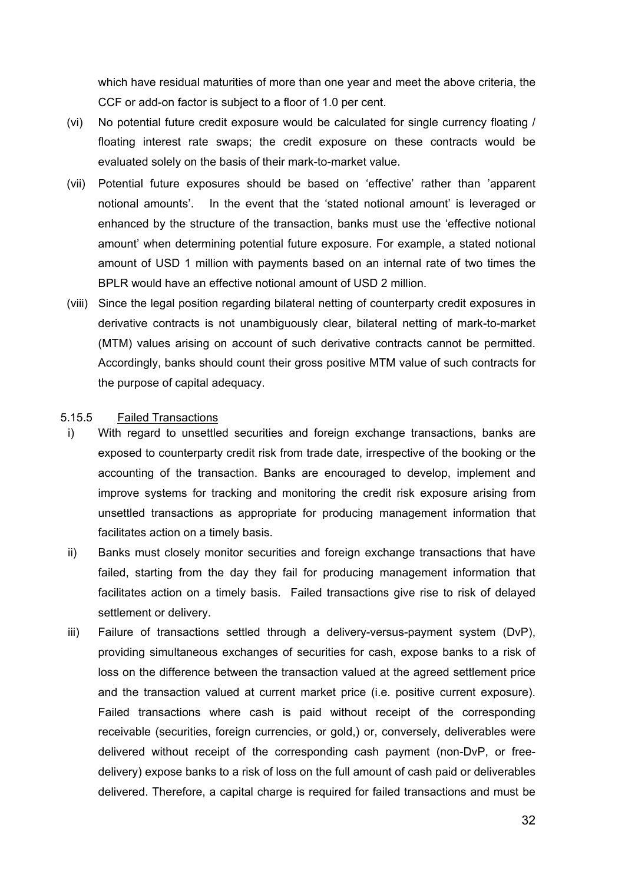which have residual maturities of more than one year and meet the above criteria, the CCF or add-on factor is subject to a floor of 1.0 per cent.

(vi) No potential future credit exposure would be calculated for single currency floating / floating interest rate swaps; the credit exposure on these contracts would be evaluated solely on the basis of their mark-to-market value.

(vii) Potential future exposures should be based on 'effective' rather than 'apparent notional amounts'. In the event that the 'stated notional amount' is leveraged or enhanced by the structure of the transaction, banks must use the 'effective notional amount' when determining potential future exposure. For example, a stated notional amount of USD 1 million with payments based on an internal rate of two times the BPLR would have an effective notional amount of USD 2 million.

(viii) Since the legal position regarding bilateral netting of counterparty credit exposures in derivative contracts is not unambiguously clear, bilateral netting of mark-to-market (MTM) values arising on account of such derivative contracts cannot be permitted. Accordingly, banks should count their gross positive MTM value of such contracts for the purpose of capital adequacy.

5.15.5 Failed Transactions

i) With regard to unsettled securities and foreign exchange transactions, banks are exposed to counterparty credit risk from trade date, irrespective of the booking or the accounting of the transaction. Banks are encouraged to develop, implement and improve systems for tracking and monitoring the credit risk exposure arising from unsettled transactions as appropriate for producing management information that facilitates action on a timely basis.

ii) Banks must closely monitor securities and foreign exchange transactions that have failed, starting from the day they fail for producing management information that facilitates action on a timely basis. Failed transactions give rise to risk of delayed settlement or delivery.

iii) Failure of transactions settled through a delivery-versus-payment system (DvP), providing simultaneous exchanges of securities for cash, expose banks to a risk of loss on the difference between the transaction valued at the agreed settlement price and the transaction valued at current market price (i.e. positive current exposure). Failed transactions where cash is paid without receipt of the corresponding receivable (securities, foreign currencies, or gold,) or, conversely, deliverables were delivered without receipt of the corresponding cash payment (non-DvP, or free-delivery) expose banks to a risk of loss on the full amount of cash paid or deliverables delivered. Therefore, a capital charge is required for failed transactions and must be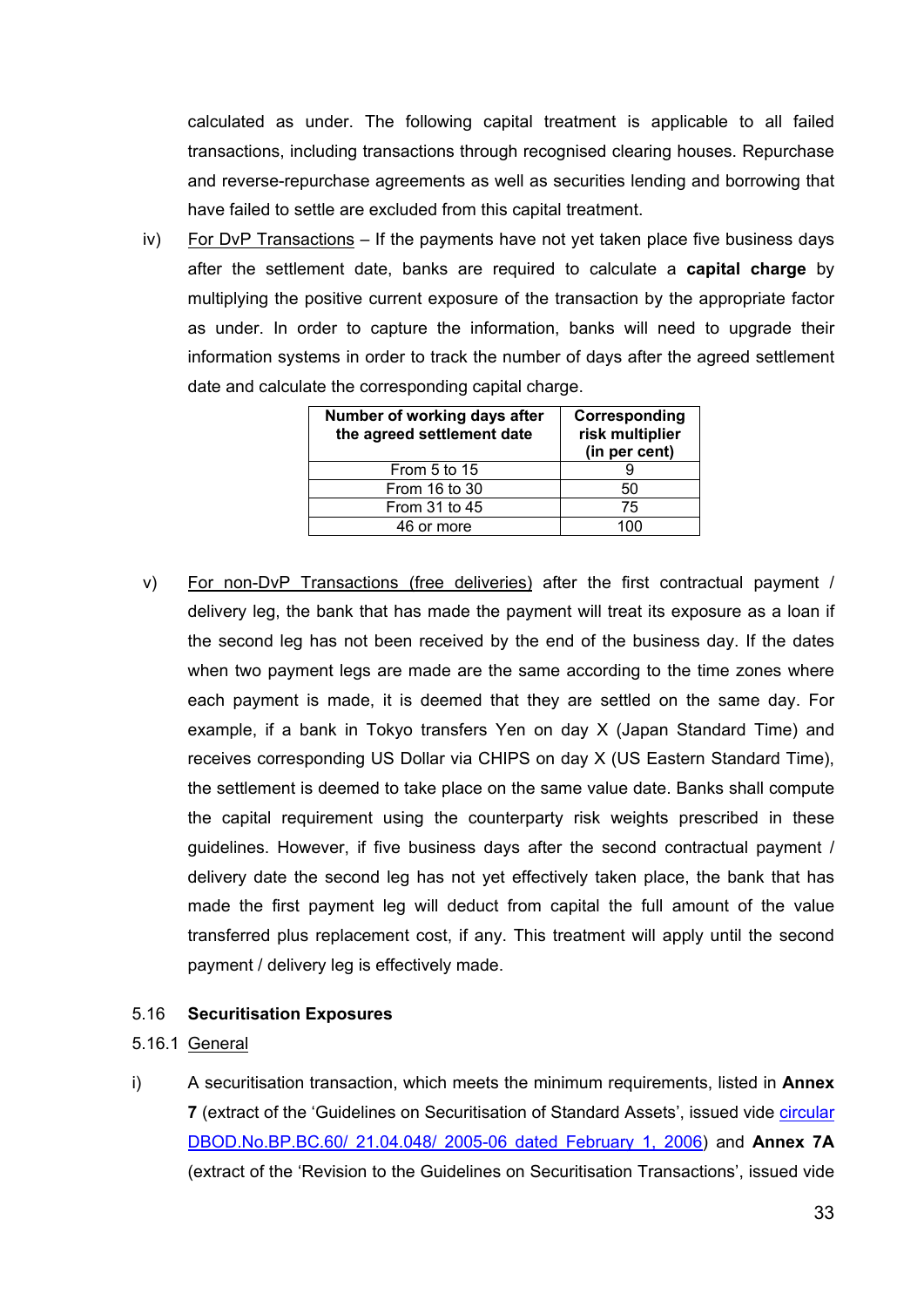calculated as under. The following capital treatment is applicable to all failed transactions, including transactions through recognised clearing houses. Repurchase and reverse-repurchase agreements as well as securities lending and borrowing that have failed to settle are excluded from this capital treatment.

iv) For DvP Transactions – If the payments have not yet taken place five business days after the settlement date, banks are required to calculate a **capital charge** by multiplying the positive current exposure of the transaction by the appropriate factor as under. In order to capture the information, banks will need to upgrade their information systems in order to track the number of days after the agreed settlement date and calculate the corresponding capital charge.

| Number of working days after the agreed settlement date | Corresponding risk multiplier (in per cent) |
|---|---|
| From 5 to 15 | 9 |
| From 16 to 30 | 50 |
| From 31 to 45 | 75 |
| 46 or more | 100 |

v) For non-DvP Transactions (free deliveries) after the first contractual payment / delivery leg, the bank that has made the payment will treat its exposure as a loan if the second leg has not been received by the end of the business day. If the dates when two payment legs are made are the same according to the time zones where each payment is made, it is deemed that they are settled on the same day. For example, if a bank in Tokyo transfers Yen on day X (Japan Standard Time) and receives corresponding US Dollar via CHIPS on day X (US Eastern Standard Time), the settlement is deemed to take place on the same value date. Banks shall compute the capital requirement using the counterparty risk weights prescribed in these guidelines. However, if five business days after the second contractual payment / delivery date the second leg has not yet effectively taken place, the bank that has made the first payment leg will deduct from capital the full amount of the value transferred plus replacement cost, if any. This treatment will apply until the second payment / delivery leg is effectively made.

## 5.16 Securitisation Exposures

### 5.16.1 General

i) A securitisation transaction, which meets the minimum requirements, listed in **Annex 7** (extract of the 'Guidelines on Securitisation of Standard Assets', issued vide circular DBOD.No.BP.BC.60/ 21.04.048/ 2005-06 dated February 1, 2006) and **Annex 7A** (extract of the 'Revision to the Guidelines on Securitisation Transactions', issued vide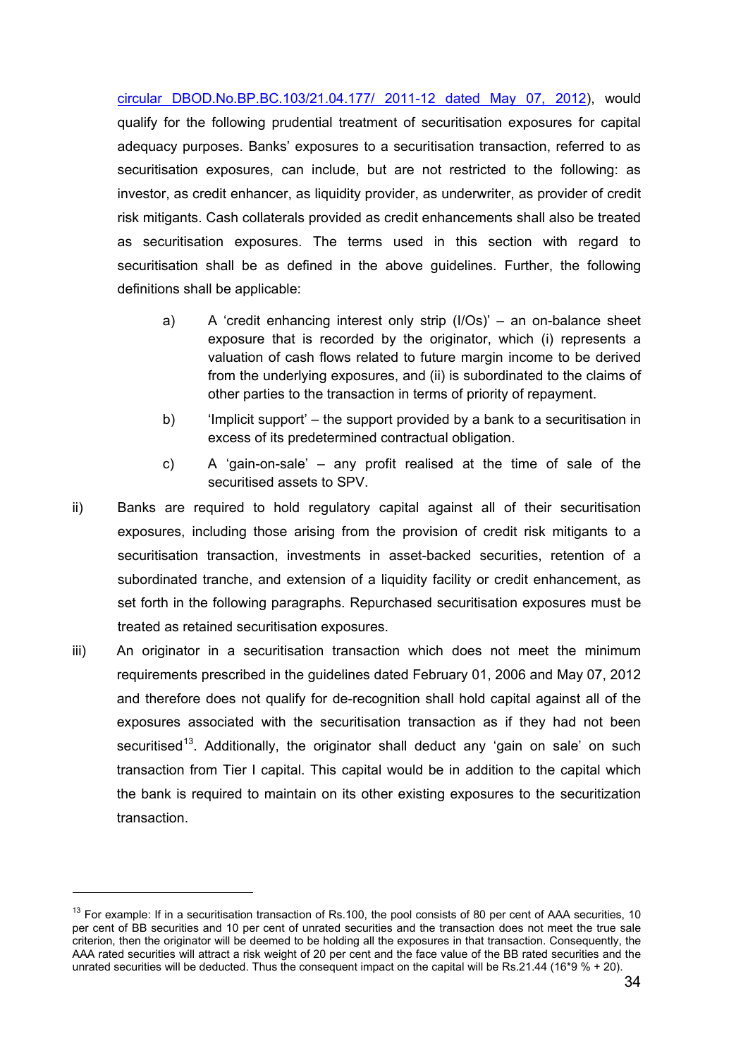circular DBOD.No.BP.BC.103/21.04.177/ 2011-12 dated May 07, 2012), would qualify for the following prudential treatment of securitisation exposures for capital adequacy purposes. Banks' exposures to a securitisation transaction, referred to as securitisation exposures, can include, but are not restricted to the following: as investor, as credit enhancer, as liquidity provider, as underwriter, as provider of credit risk mitigants. Cash collaterals provided as credit enhancements shall also be treated as securitisation exposures. The terms used in this section with regard to securitisation shall be as defined in the above guidelines. Further, the following definitions shall be applicable:

a) A 'credit enhancing interest only strip (I/Os)' – an on-balance sheet exposure that is recorded by the originator, which (i) represents a valuation of cash flows related to future margin income to be derived from the underlying exposures, and (ii) is subordinated to the claims of other parties to the transaction in terms of priority of repayment.

b) 'Implicit support' – the support provided by a bank to a securitisation in excess of its predetermined contractual obligation.

c) A 'gain-on-sale' – any profit realised at the time of sale of the securitised assets to SPV.

ii) Banks are required to hold regulatory capital against all of their securitisation exposures, including those arising from the provision of credit risk mitigants to a securitisation transaction, investments in asset-backed securities, retention of a subordinated tranche, and extension of a liquidity facility or credit enhancement, as set forth in the following paragraphs. Repurchased securitisation exposures must be treated as retained securitisation exposures.

iii) An originator in a securitisation transaction which does not meet the minimum requirements prescribed in the guidelines dated February 01, 2006 and May 07, 2012 and therefore does not qualify for de-recognition shall hold capital against all of the exposures associated with the securitisation transaction as if they had not been securitised[13]. Additionally, the originator shall deduct any 'gain on sale' on such transaction from Tier I capital. This capital would be in addition to the capital which the bank is required to maintain on its other existing exposures to the securitization transaction.

---

[13] For example: If in a securitisation transaction of Rs.100, the pool consists of 80 per cent of AAA securities, 10 per cent of BB securities and 10 per cent of unrated securities and the transaction does not meet the true sale criterion, then the originator will be deemed to be holding all the exposures in that transaction. Consequently, the AAA rated securities will attract a risk weight of 20 per cent and the face value of the BB rated securities and the unrated securities will be deducted. Thus the consequent impact on the capital will be Rs.21.44 (16*9 % + 20).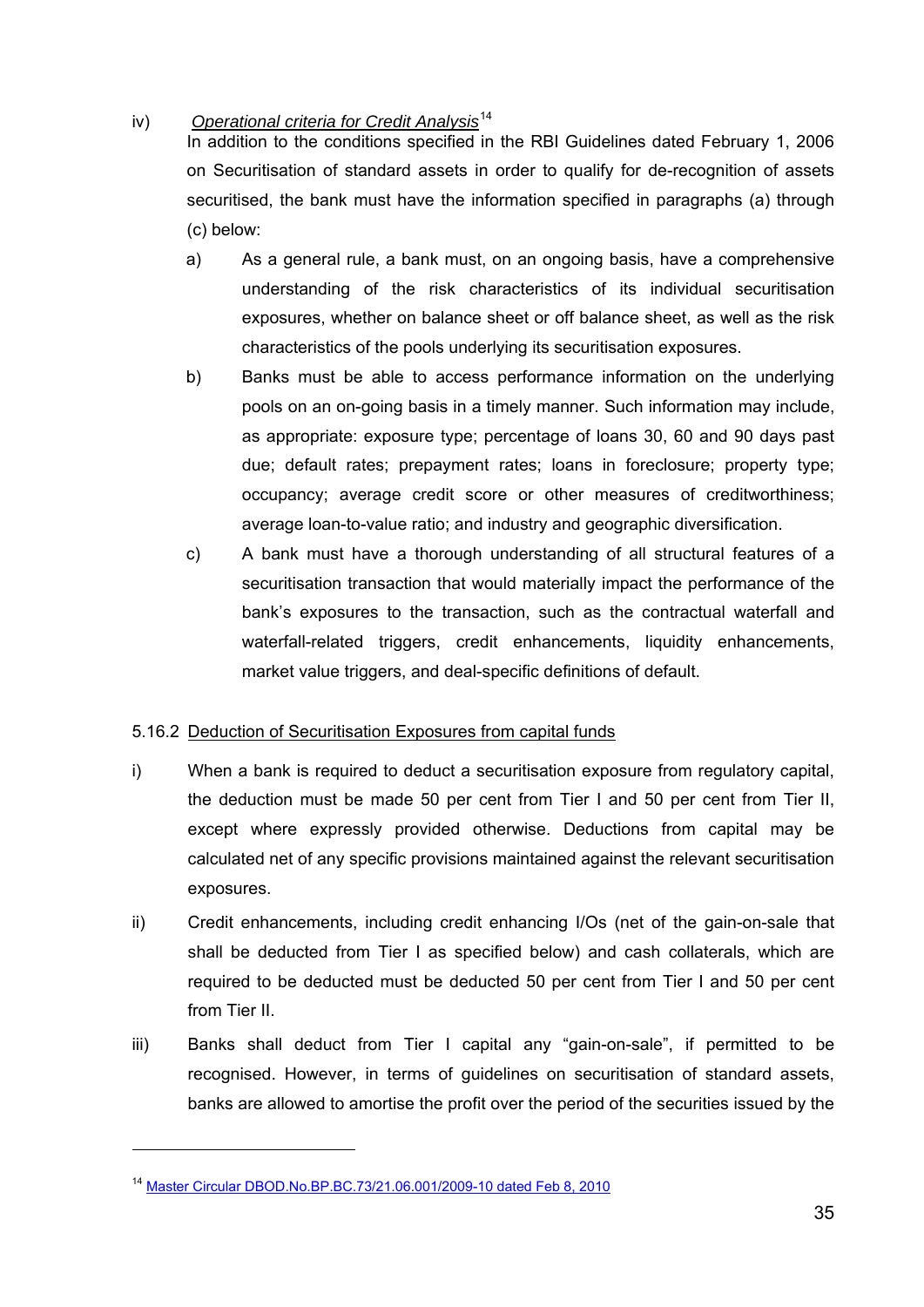iv) *Operational criteria for Credit Analysis*[14]

In addition to the conditions specified in the RBI Guidelines dated February 1, 2006 on Securitisation of standard assets in order to qualify for de-recognition of assets securitised, the bank must have the information specified in paragraphs (a) through (c) below:

a) As a general rule, a bank must, on an ongoing basis, have a comprehensive understanding of the risk characteristics of its individual securitisation exposures, whether on balance sheet or off balance sheet, as well as the risk characteristics of the pools underlying its securitisation exposures.

b) Banks must be able to access performance information on the underlying pools on an on-going basis in a timely manner. Such information may include, as appropriate: exposure type; percentage of loans 30, 60 and 90 days past due; default rates; prepayment rates; loans in foreclosure; property type; occupancy; average credit score or other measures of creditworthiness; average loan-to-value ratio; and industry and geographic diversification.

c) A bank must have a thorough understanding of all structural features of a securitisation transaction that would materially impact the performance of the bank's exposures to the transaction, such as the contractual waterfall and waterfall-related triggers, credit enhancements, liquidity enhancements, market value triggers, and deal-specific definitions of default.

5.16.2 Deduction of Securitisation Exposures from capital funds

i) When a bank is required to deduct a securitisation exposure from regulatory capital, the deduction must be made 50 per cent from Tier I and 50 per cent from Tier II, except where expressly provided otherwise. Deductions from capital may be calculated net of any specific provisions maintained against the relevant securitisation exposures.

ii) Credit enhancements, including credit enhancing I/Os (net of the gain-on-sale that shall be deducted from Tier I as specified below) and cash collaterals, which are required to be deducted must be deducted 50 per cent from Tier I and 50 per cent from Tier II.

iii) Banks shall deduct from Tier I capital any "gain-on-sale", if permitted to be recognised. However, in terms of guidelines on securitisation of standard assets, banks are allowed to amortise the profit over the period of the securities issued by the

[14] Master Circular DBOD.No.BP.BC.73/21.06.001/2009-10 dated Feb 8, 2010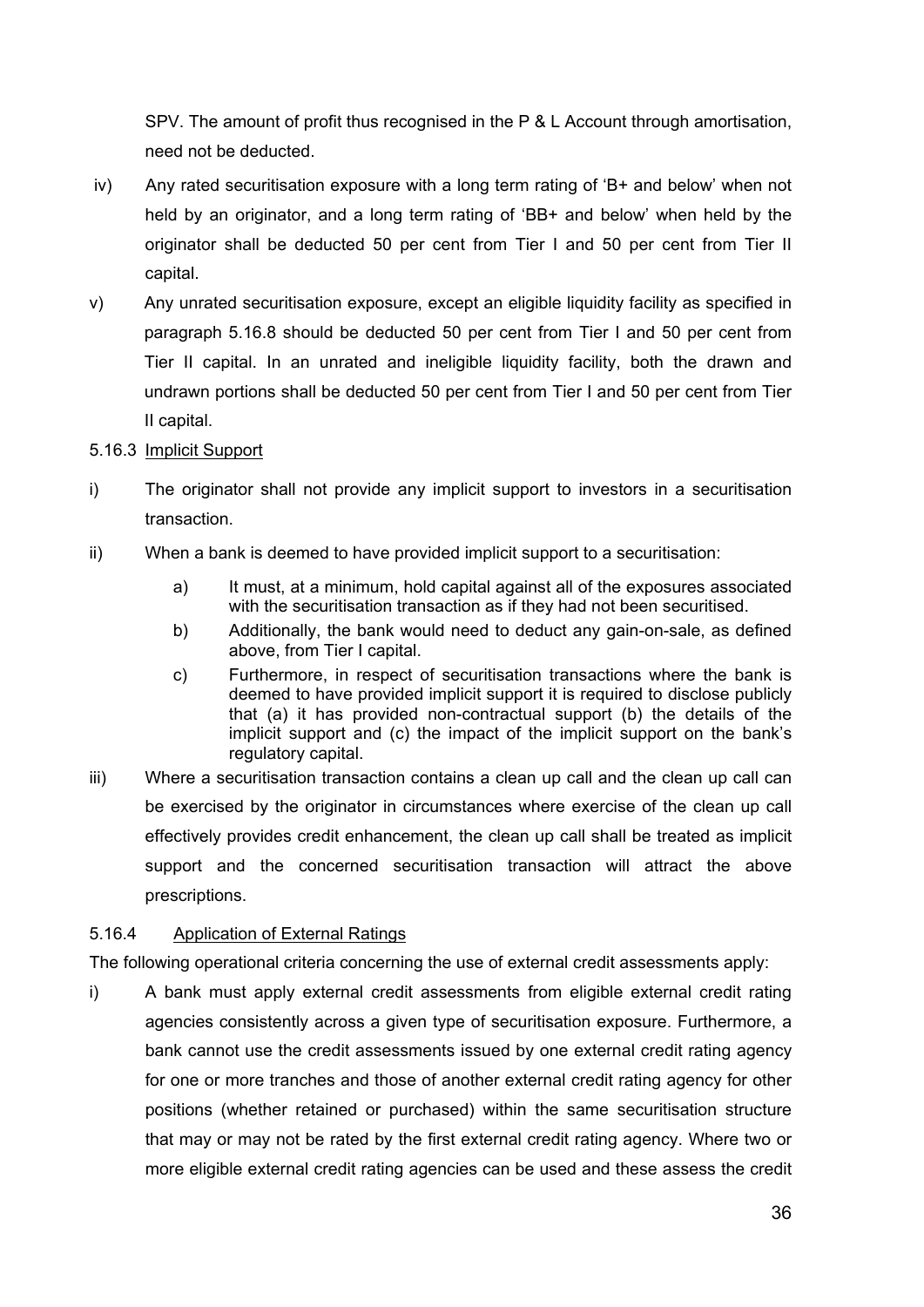SPV. The amount of profit thus recognised in the P & L Account through amortisation, need not be deducted.

iv) Any rated securitisation exposure with a long term rating of 'B+ and below' when not held by an originator, and a long term rating of 'BB+ and below' when held by the originator shall be deducted 50 per cent from Tier I and 50 per cent from Tier II capital.

v) Any unrated securitisation exposure, except an eligible liquidity facility as specified in paragraph 5.16.8 should be deducted 50 per cent from Tier I and 50 per cent from Tier II capital. In an unrated and ineligible liquidity facility, both the drawn and undrawn portions shall be deducted 50 per cent from Tier I and 50 per cent from Tier II capital.

5.16.3 Implicit Support

i) The originator shall not provide any implicit support to investors in a securitisation transaction.

ii) When a bank is deemed to have provided implicit support to a securitisation:

   a) It must, at a minimum, hold capital against all of the exposures associated with the securitisation transaction as if they had not been securitised.

   b) Additionally, the bank would need to deduct any gain-on-sale, as defined above, from Tier I capital.

   c) Furthermore, in respect of securitisation transactions where the bank is deemed to have provided implicit support it is required to disclose publicly that (a) it has provided non-contractual support (b) the details of the implicit support and (c) the impact of the implicit support on the bank's regulatory capital.

iii) Where a securitisation transaction contains a clean up call and the clean up call can be exercised by the originator in circumstances where exercise of the clean up call effectively provides credit enhancement, the clean up call shall be treated as implicit support and the concerned securitisation transaction will attract the above prescriptions.

5.16.4 Application of External Ratings

The following operational criteria concerning the use of external credit assessments apply:

i) A bank must apply external credit assessments from eligible external credit rating agencies consistently across a given type of securitisation exposure. Furthermore, a bank cannot use the credit assessments issued by one external credit rating agency for one or more tranches and those of another external credit rating agency for other positions (whether retained or purchased) within the same securitisation structure that may or may not be rated by the first external credit rating agency. Where two or more eligible external credit rating agencies can be used and these assess the credit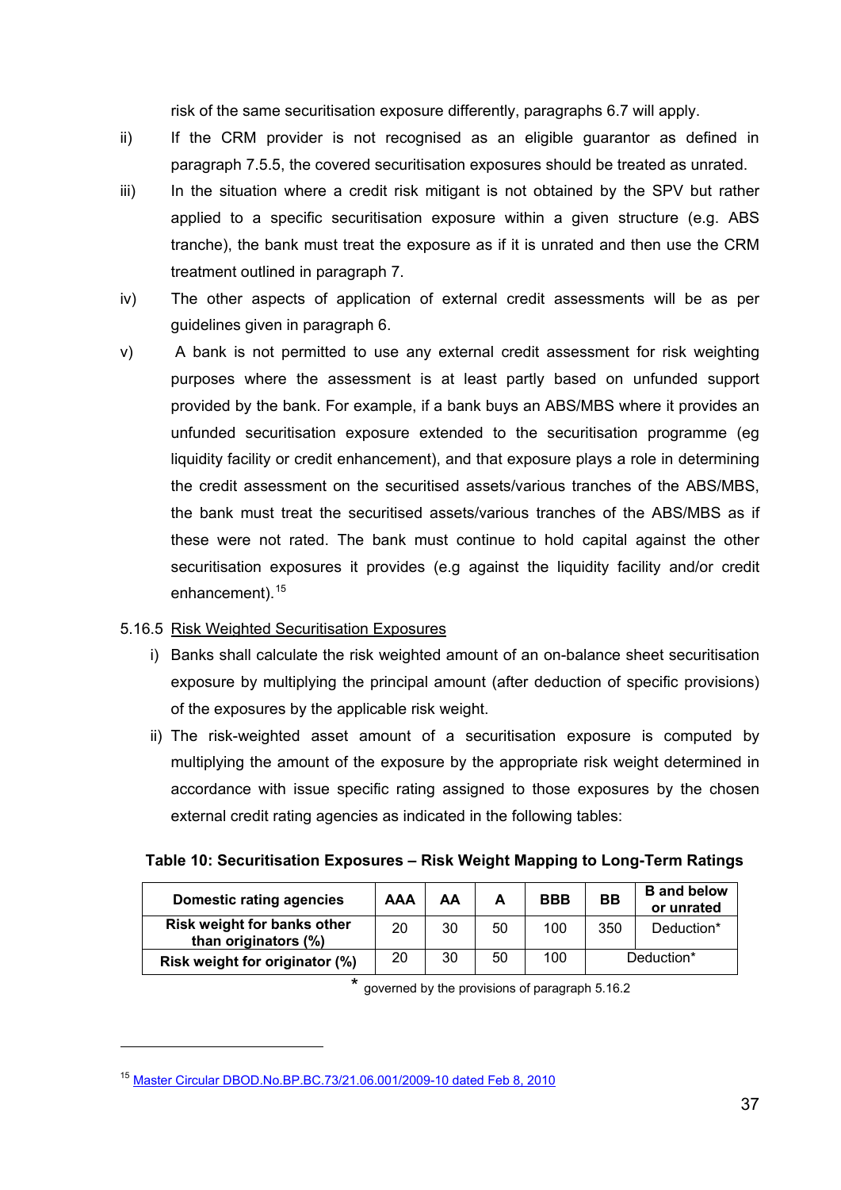risk of the same securitisation exposure differently, paragraphs 6.7 will apply.

ii) If the CRM provider is not recognised as an eligible guarantor as defined in paragraph 7.5.5, the covered securitisation exposures should be treated as unrated.

iii) In the situation where a credit risk mitigant is not obtained by the SPV but rather applied to a specific securitisation exposure within a given structure (e.g. ABS tranche), the bank must treat the exposure as if it is unrated and then use the CRM treatment outlined in paragraph 7.

iv) The other aspects of application of external credit assessments will be as per guidelines given in paragraph 6.

v) A bank is not permitted to use any external credit assessment for risk weighting purposes where the assessment is at least partly based on unfunded support provided by the bank. For example, if a bank buys an ABS/MBS where it provides an unfunded securitisation exposure extended to the securitisation programme (eg liquidity facility or credit enhancement), and that exposure plays a role in determining the credit assessment on the securitised assets/various tranches of the ABS/MBS, the bank must treat the securitised assets/various tranches of the ABS/MBS as if these were not rated. The bank must continue to hold capital against the other securitisation exposures it provides (e.g against the liquidity facility and/or credit enhancement).[15]

5.16.5 Risk Weighted Securitisation Exposures

i) Banks shall calculate the risk weighted amount of an on-balance sheet securitisation exposure by multiplying the principal amount (after deduction of specific provisions) of the exposures by the applicable risk weight.

ii) The risk-weighted asset amount of a securitisation exposure is computed by multiplying the amount of the exposure by the appropriate risk weight determined in accordance with issue specific rating assigned to those exposures by the chosen external credit rating agencies as indicated in the following tables:

**Table 10: Securitisation Exposures – Risk Weight Mapping to Long-Term Ratings**

| Domestic rating agencies | AAA | AA | A | BBB | BB | B and below or unrated |
|---|---|---|---|---|---|---|
| Risk weight for banks other than originators (%) | 20 | 30 | 50 | 100 | 350 | Deduction* |
| Risk weight for originator (%) | 20 | 30 | 50 | 100 | Deduction* | |

\* governed by the provisions of paragraph 5.16.2

[15] Master Circular DBOD.No.BP.BC.73/21.06.001/2009-10 dated Feb 8, 2010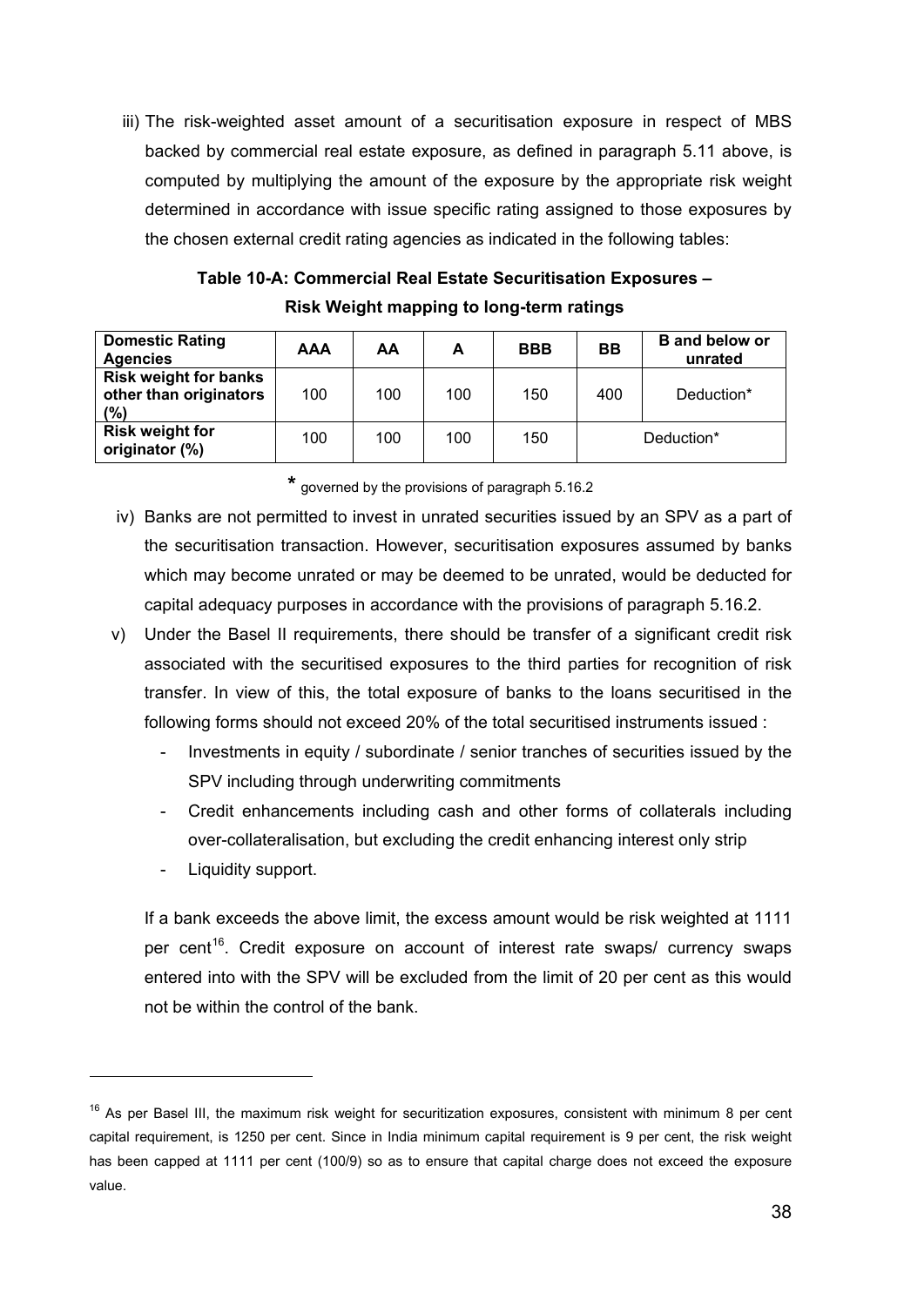iii) The risk-weighted asset amount of a securitisation exposure in respect of MBS backed by commercial real estate exposure, as defined in paragraph 5.11 above, is computed by multiplying the amount of the exposure by the appropriate risk weight determined in accordance with issue specific rating assigned to those exposures by the chosen external credit rating agencies as indicated in the following tables:

**Table 10-A: Commercial Real Estate Securitisation Exposures – Risk Weight mapping to long-term ratings**

| Domestic Rating Agencies | AAA | AA | A | BBB | BB | B and below or unrated |
|---|---|---|---|---|---|---|
| Risk weight for banks other than originators (%) | 100 | 100 | 100 | 150 | 400 | Deduction* |
| Risk weight for originator (%) | 100 | 100 | 100 | 150 | Deduction* | |

\* governed by the provisions of paragraph 5.16.2

iv) Banks are not permitted to invest in unrated securities issued by an SPV as a part of the securitisation transaction. However, securitisation exposures assumed by banks which may become unrated or may be deemed to be unrated, would be deducted for capital adequacy purposes in accordance with the provisions of paragraph 5.16.2.

v) Under the Basel II requirements, there should be transfer of a significant credit risk associated with the securitised exposures to the third parties for recognition of risk transfer. In view of this, the total exposure of banks to the loans securitised in the following forms should not exceed 20% of the total securitised instruments issued :

- Investments in equity / subordinate / senior tranches of securities issued by the SPV including through underwriting commitments
- Credit enhancements including cash and other forms of collaterals including over-collateralisation, but excluding the credit enhancing interest only strip
- Liquidity support.

If a bank exceeds the above limit, the excess amount would be risk weighted at 1111 per cent[16]. Credit exposure on account of interest rate swaps/ currency swaps entered into with the SPV will be excluded from the limit of 20 per cent as this would not be within the control of the bank.

[16] As per Basel III, the maximum risk weight for securitization exposures, consistent with minimum 8 per cent capital requirement, is 1250 per cent. Since in India minimum capital requirement is 9 per cent, the risk weight has been capped at 1111 per cent (100/9) so as to ensure that capital charge does not exceed the exposure value.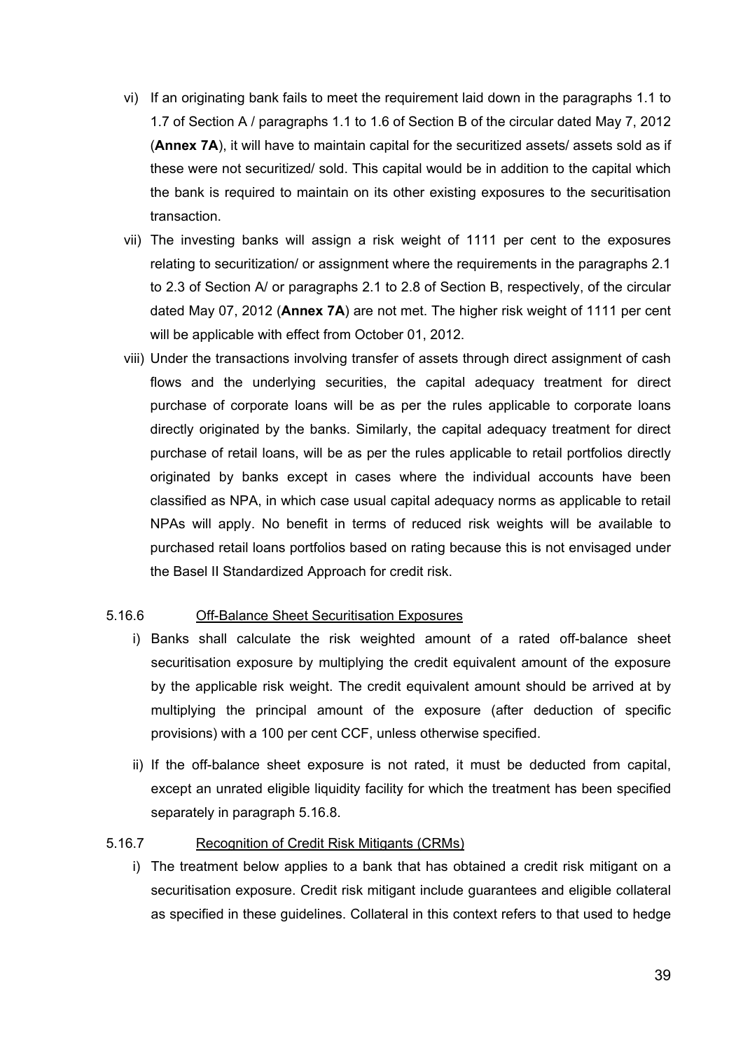vi) If an originating bank fails to meet the requirement laid down in the paragraphs 1.1 to 1.7 of Section A / paragraphs 1.1 to 1.6 of Section B of the circular dated May 7, 2012 (**Annex 7A**), it will have to maintain capital for the securitized assets/ assets sold as if these were not securitized/ sold. This capital would be in addition to the capital which the bank is required to maintain on its other existing exposures to the securitisation transaction.

vii) The investing banks will assign a risk weight of 1111 per cent to the exposures relating to securitization/ or assignment where the requirements in the paragraphs 2.1 to 2.3 of Section A/ or paragraphs 2.1 to 2.8 of Section B, respectively, of the circular dated May 07, 2012 (**Annex 7A**) are not met. The higher risk weight of 1111 per cent will be applicable with effect from October 01, 2012.

viii) Under the transactions involving transfer of assets through direct assignment of cash flows and the underlying securities, the capital adequacy treatment for direct purchase of corporate loans will be as per the rules applicable to corporate loans directly originated by the banks. Similarly, the capital adequacy treatment for direct purchase of retail loans, will be as per the rules applicable to retail portfolios directly originated by banks except in cases where the individual accounts have been classified as NPA, in which case usual capital adequacy norms as applicable to retail NPAs will apply. No benefit in terms of reduced risk weights will be available to purchased retail loans portfolios based on rating because this is not envisaged under the Basel II Standardized Approach for credit risk.

5.16.6 Off-Balance Sheet Securitisation Exposures

i) Banks shall calculate the risk weighted amount of a rated off-balance sheet securitisation exposure by multiplying the credit equivalent amount of the exposure by the applicable risk weight. The credit equivalent amount should be arrived at by multiplying the principal amount of the exposure (after deduction of specific provisions) with a 100 per cent CCF, unless otherwise specified.

ii) If the off-balance sheet exposure is not rated, it must be deducted from capital, except an unrated eligible liquidity facility for which the treatment has been specified separately in paragraph 5.16.8.

5.16.7 Recognition of Credit Risk Mitigants (CRMs)

i) The treatment below applies to a bank that has obtained a credit risk mitigant on a securitisation exposure. Credit risk mitigant include guarantees and eligible collateral as specified in these guidelines. Collateral in this context refers to that used to hedge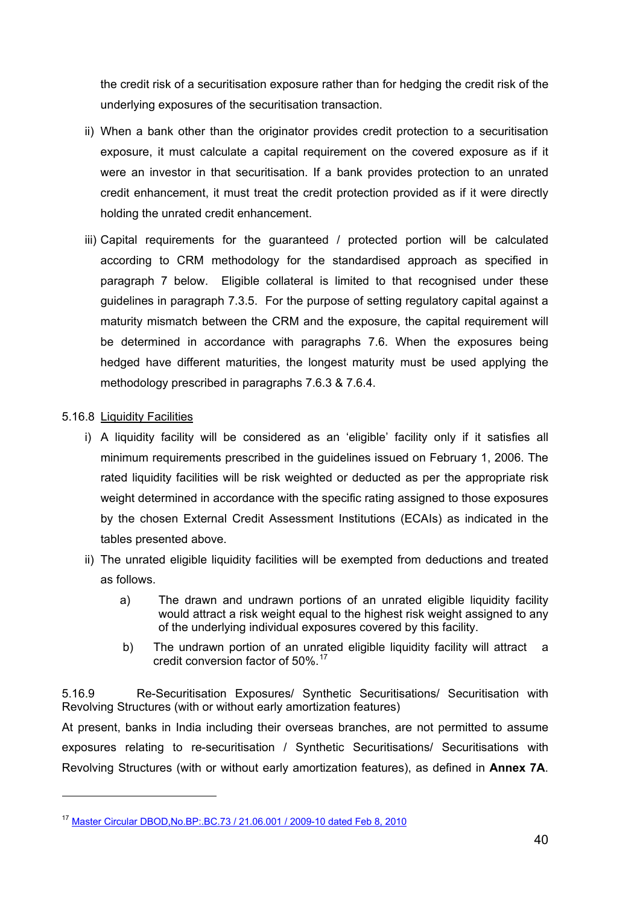the credit risk of a securitisation exposure rather than for hedging the credit risk of the underlying exposures of the securitisation transaction.

ii) When a bank other than the originator provides credit protection to a securitisation exposure, it must calculate a capital requirement on the covered exposure as if it were an investor in that securitisation. If a bank provides protection to an unrated credit enhancement, it must treat the credit protection provided as if it were directly holding the unrated credit enhancement.

iii) Capital requirements for the guaranteed / protected portion will be calculated according to CRM methodology for the standardised approach as specified in paragraph 7 below. Eligible collateral is limited to that recognised under these guidelines in paragraph 7.3.5. For the purpose of setting regulatory capital against a maturity mismatch between the CRM and the exposure, the capital requirement will be determined in accordance with paragraphs 7.6. When the exposures being hedged have different maturities, the longest maturity must be used applying the methodology prescribed in paragraphs 7.6.3 & 7.6.4.

5.16.8 Liquidity Facilities

i) A liquidity facility will be considered as an 'eligible' facility only if it satisfies all minimum requirements prescribed in the guidelines issued on February 1, 2006. The rated liquidity facilities will be risk weighted or deducted as per the appropriate risk weight determined in accordance with the specific rating assigned to those exposures by the chosen External Credit Assessment Institutions (ECAIs) as indicated in the tables presented above.

ii) The unrated eligible liquidity facilities will be exempted from deductions and treated as follows.

a) The drawn and undrawn portions of an unrated eligible liquidity facility would attract a risk weight equal to the highest risk weight assigned to any of the underlying individual exposures covered by this facility.

b) The undrawn portion of an unrated eligible liquidity facility will attract a credit conversion factor of 50%.[17]

5.16.9 Re-Securitisation Exposures/ Synthetic Securitisations/ Securitisation with Revolving Structures (with or without early amortization features)

At present, banks in India including their overseas branches, are not permitted to assume exposures relating to re-securitisation / Synthetic Securitisations/ Securitisations with Revolving Structures (with or without early amortization features), as defined in **Annex 7A**.

---

[17] Master Circular DBOD,No.BP:.BC.73 / 21.06.001 / 2009-10 dated Feb 8, 2010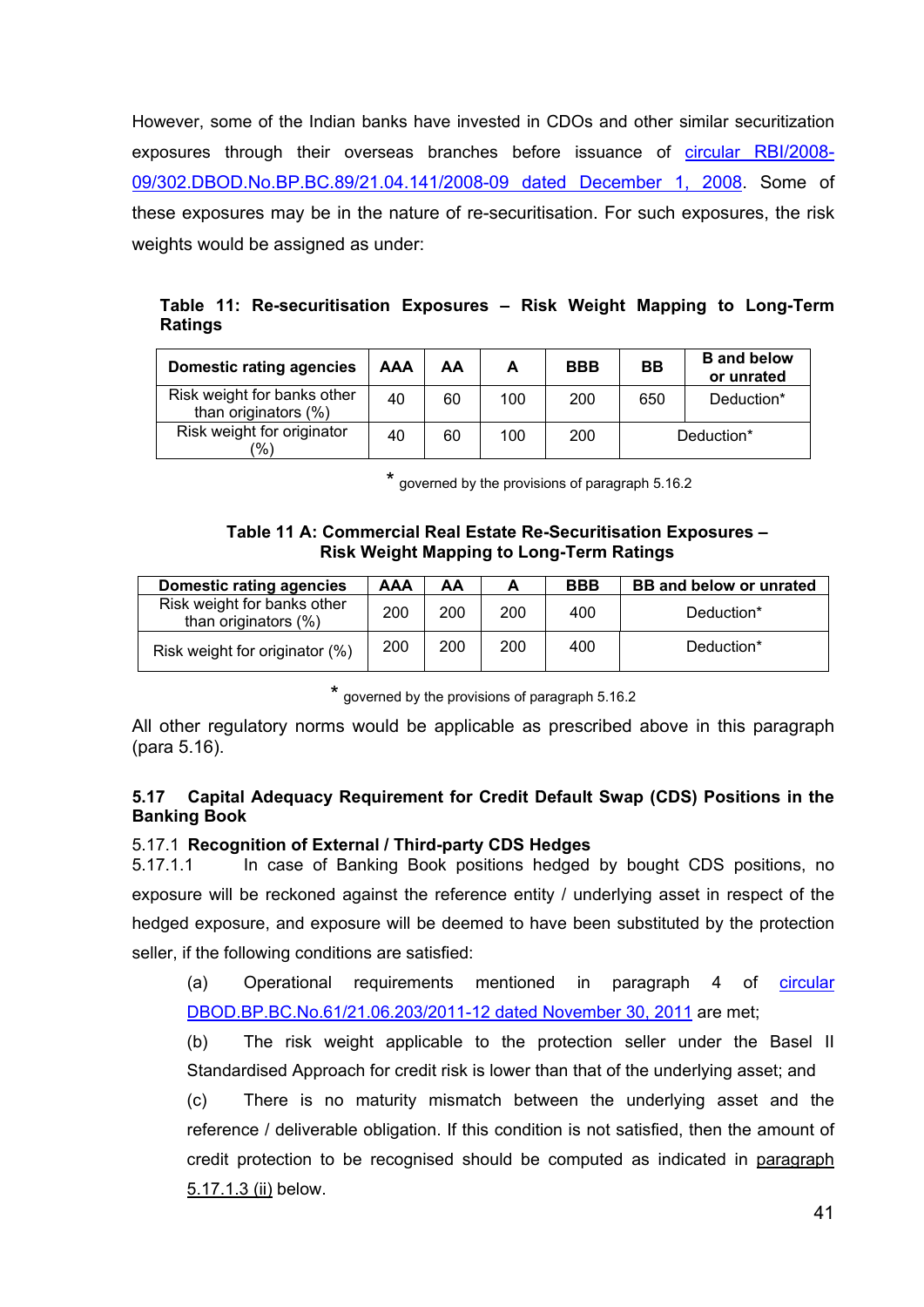However, some of the Indian banks have invested in CDOs and other similar securitization exposures through their overseas branches before issuance of circular RBI/2008-09/302.DBOD.No.BP.BC.89/21.04.141/2008-09 dated December 1, 2008. Some of these exposures may be in the nature of re-securitisation. For such exposures, the risk weights would be assigned as under:

**Table 11: Re-securitisation Exposures – Risk Weight Mapping to Long-Term Ratings**

| Domestic rating agencies | AAA | AA | A | BBB | BB | B and below or unrated |
|---|---|---|---|---|---|---|
| Risk weight for banks other than originators (%) | 40 | 60 | 100 | 200 | 650 | Deduction* |
| Risk weight for originator (%) | 40 | 60 | 100 | 200 | Deduction* | |

\* governed by the provisions of paragraph 5.16.2

**Table 11 A: Commercial Real Estate Re-Securitisation Exposures – Risk Weight Mapping to Long-Term Ratings**

| Domestic rating agencies | AAA | AA | A | BBB | BB and below or unrated |
|---|---|---|---|---|---|
| Risk weight for banks other than originators (%) | 200 | 200 | 200 | 400 | Deduction* |
| Risk weight for originator (%) | 200 | 200 | 200 | 400 | Deduction* |

\* governed by the provisions of paragraph 5.16.2

All other regulatory norms would be applicable as prescribed above in this paragraph (para 5.16).

### 5.17 Capital Adequacy Requirement for Credit Default Swap (CDS) Positions in the Banking Book

5.17.1 **Recognition of External / Third-party CDS Hedges**

5.17.1.1 In case of Banking Book positions hedged by bought CDS positions, no exposure will be reckoned against the reference entity / underlying asset in respect of the hedged exposure, and exposure will be deemed to have been substituted by the protection seller, if the following conditions are satisfied:

(a) Operational requirements mentioned in paragraph 4 of circular DBOD.BP.BC.No.61/21.06.203/2011-12 dated November 30, 2011 are met;

(b) The risk weight applicable to the protection seller under the Basel II Standardised Approach for credit risk is lower than that of the underlying asset; and

(c) There is no maturity mismatch between the underlying asset and the reference / deliverable obligation. If this condition is not satisfied, then the amount of credit protection to be recognised should be computed as indicated in paragraph 5.17.1.3 (ii) below.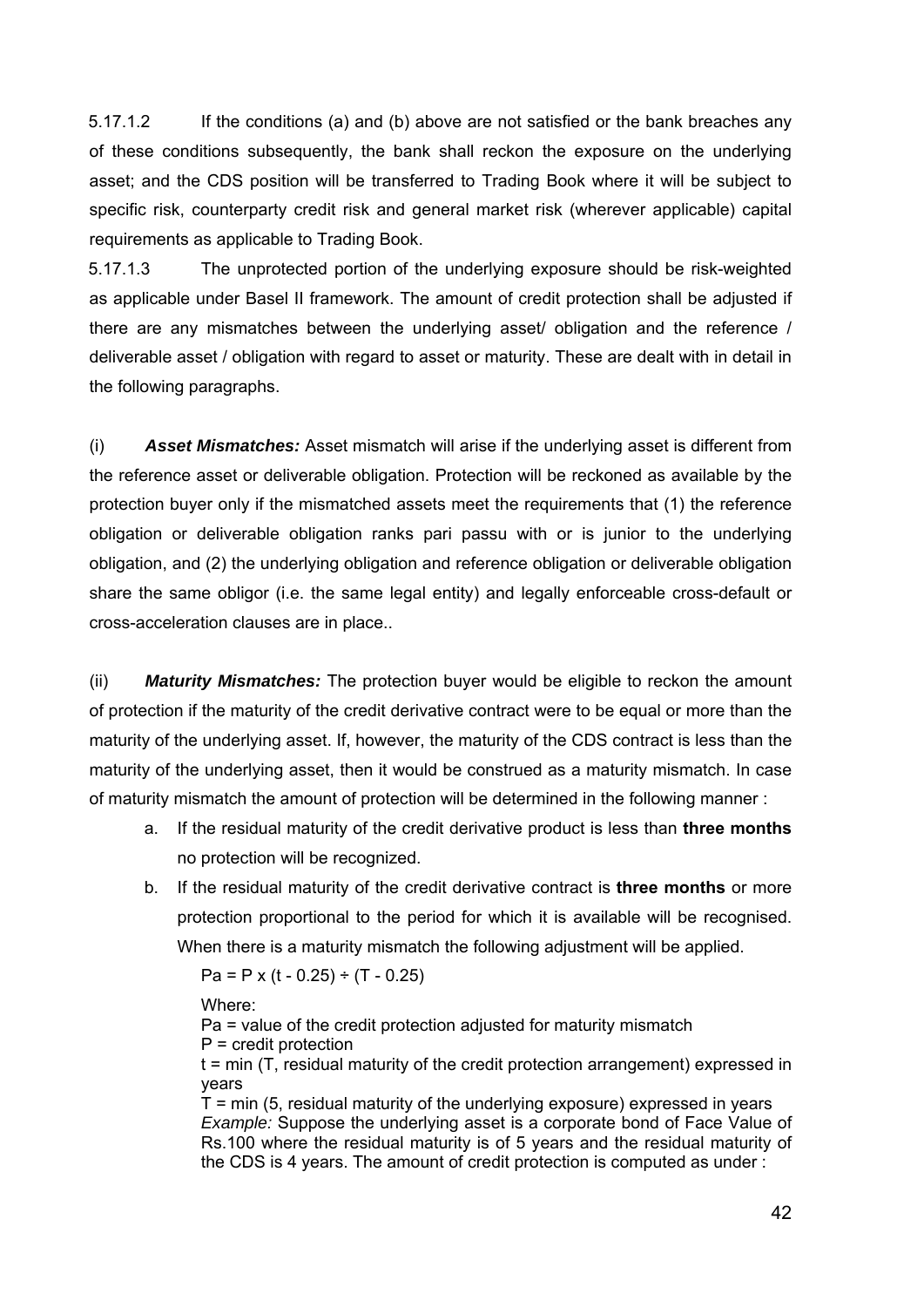5.17.1.2 If the conditions (a) and (b) above are not satisfied or the bank breaches any of these conditions subsequently, the bank shall reckon the exposure on the underlying asset; and the CDS position will be transferred to Trading Book where it will be subject to specific risk, counterparty credit risk and general market risk (wherever applicable) capital requirements as applicable to Trading Book.

5.17.1.3 The unprotected portion of the underlying exposure should be risk-weighted as applicable under Basel II framework. The amount of credit protection shall be adjusted if there are any mismatches between the underlying asset/ obligation and the reference / deliverable asset / obligation with regard to asset or maturity. These are dealt with in detail in the following paragraphs.

(i) ***Asset Mismatches:*** Asset mismatch will arise if the underlying asset is different from the reference asset or deliverable obligation. Protection will be reckoned as available by the protection buyer only if the mismatched assets meet the requirements that (1) the reference obligation or deliverable obligation ranks pari passu with or is junior to the underlying obligation, and (2) the underlying obligation and reference obligation or deliverable obligation share the same obligor (i.e. the same legal entity) and legally enforceable cross-default or cross-acceleration clauses are in place..

(ii) ***Maturity Mismatches:*** The protection buyer would be eligible to reckon the amount of protection if the maturity of the credit derivative contract were to be equal or more than the maturity of the underlying asset. If, however, the maturity of the CDS contract is less than the maturity of the underlying asset, then it would be construed as a maturity mismatch. In case of maturity mismatch the amount of protection will be determined in the following manner :

a. If the residual maturity of the credit derivative product is less than **three months** no protection will be recognized.

b. If the residual maturity of the credit derivative contract is **three months** or more protection proportional to the period for which it is available will be recognised. When there is a maturity mismatch the following adjustment will be applied.

$$Pa = P \times (t - 0.25) \div (T - 0.25)$$

Where:
Pa = value of the credit protection adjusted for maturity mismatch
P = credit protection
t = min (T, residual maturity of the credit protection arrangement) expressed in years
T = min (5, residual maturity of the underlying exposure) expressed in years
*Example:* Suppose the underlying asset is a corporate bond of Face Value of Rs.100 where the residual maturity is of 5 years and the residual maturity of the CDS is 4 years. The amount of credit protection is computed as under :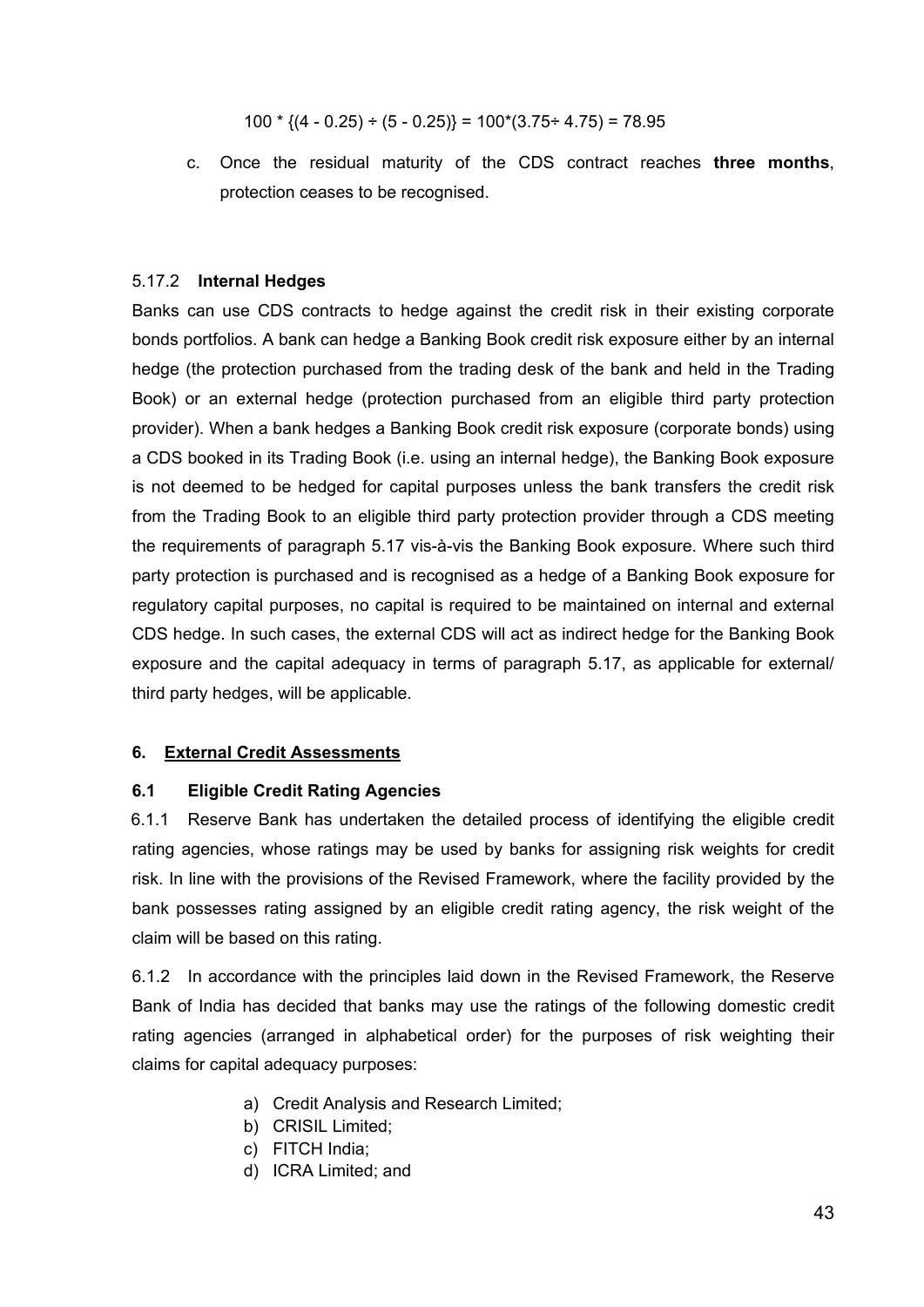$$100 * \{(4 - 0.25) \div (5 - 0.25)\} = 100*(3.75 \div 4.75) = 78.95$$

c. Once the residual maturity of the CDS contract reaches **three months**, protection ceases to be recognised.

#### 5.17.2 **Internal Hedges**

Banks can use CDS contracts to hedge against the credit risk in their existing corporate bonds portfolios. A bank can hedge a Banking Book credit risk exposure either by an internal hedge (the protection purchased from the trading desk of the bank and held in the Trading Book) or an external hedge (protection purchased from an eligible third party protection provider). When a bank hedges a Banking Book credit risk exposure (corporate bonds) using a CDS booked in its Trading Book (i.e. using an internal hedge), the Banking Book exposure is not deemed to be hedged for capital purposes unless the bank transfers the credit risk from the Trading Book to an eligible third party protection provider through a CDS meeting the requirements of paragraph 5.17 vis-à-vis the Banking Book exposure. Where such third party protection is purchased and is recognised as a hedge of a Banking Book exposure for regulatory capital purposes, no capital is required to be maintained on internal and external CDS hedge. In such cases, the external CDS will act as indirect hedge for the Banking Book exposure and the capital adequacy in terms of paragraph 5.17, as applicable for external/ third party hedges, will be applicable.

## 6. External Credit Assessments

### 6.1 Eligible Credit Rating Agencies

6.1.1 Reserve Bank has undertaken the detailed process of identifying the eligible credit rating agencies, whose ratings may be used by banks for assigning risk weights for credit risk. In line with the provisions of the Revised Framework, where the facility provided by the bank possesses rating assigned by an eligible credit rating agency, the risk weight of the claim will be based on this rating.

6.1.2 In accordance with the principles laid down in the Revised Framework, the Reserve Bank of India has decided that banks may use the ratings of the following domestic credit rating agencies (arranged in alphabetical order) for the purposes of risk weighting their claims for capital adequacy purposes:

a) Credit Analysis and Research Limited;
b) CRISIL Limited;
c) FITCH India;
d) ICRA Limited; and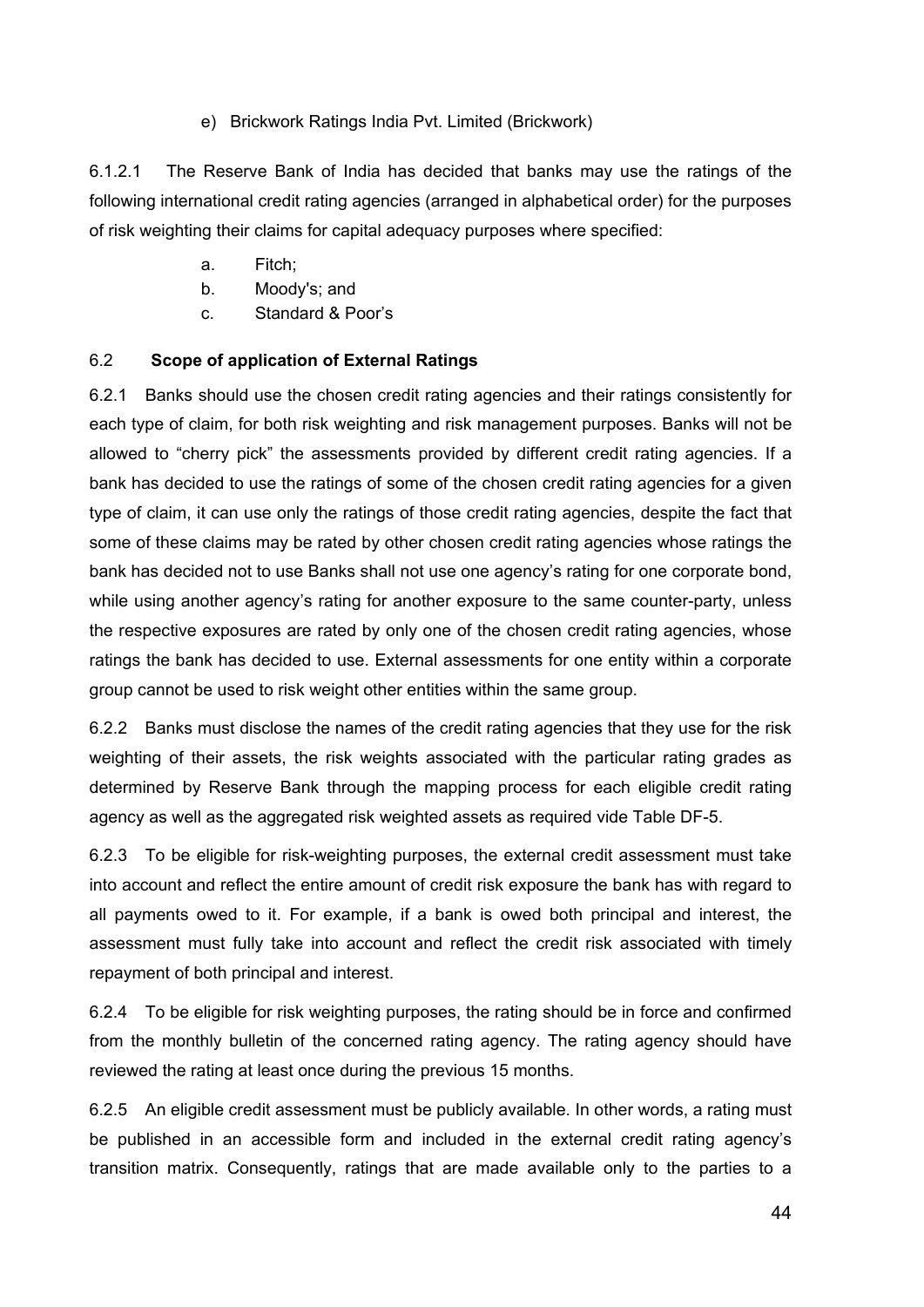e) Brickwork Ratings India Pvt. Limited (Brickwork)

6.1.2.1 The Reserve Bank of India has decided that banks may use the ratings of the following international credit rating agencies (arranged in alphabetical order) for the purposes of risk weighting their claims for capital adequacy purposes where specified:

a. Fitch;
b. Moody's; and
c. Standard & Poor's

### 6.2 Scope of application of External Ratings

6.2.1 Banks should use the chosen credit rating agencies and their ratings consistently for each type of claim, for both risk weighting and risk management purposes. Banks will not be allowed to "cherry pick" the assessments provided by different credit rating agencies. If a bank has decided to use the ratings of some of the chosen credit rating agencies for a given type of claim, it can use only the ratings of those credit rating agencies, despite the fact that some of these claims may be rated by other chosen credit rating agencies whose ratings the bank has decided not to use Banks shall not use one agency's rating for one corporate bond, while using another agency's rating for another exposure to the same counter-party, unless the respective exposures are rated by only one of the chosen credit rating agencies, whose ratings the bank has decided to use. External assessments for one entity within a corporate group cannot be used to risk weight other entities within the same group.

6.2.2 Banks must disclose the names of the credit rating agencies that they use for the risk weighting of their assets, the risk weights associated with the particular rating grades as determined by Reserve Bank through the mapping process for each eligible credit rating agency as well as the aggregated risk weighted assets as required vide Table DF-5.

6.2.3 To be eligible for risk-weighting purposes, the external credit assessment must take into account and reflect the entire amount of credit risk exposure the bank has with regard to all payments owed to it. For example, if a bank is owed both principal and interest, the assessment must fully take into account and reflect the credit risk associated with timely repayment of both principal and interest.

6.2.4 To be eligible for risk weighting purposes, the rating should be in force and confirmed from the monthly bulletin of the concerned rating agency. The rating agency should have reviewed the rating at least once during the previous 15 months.

6.2.5 An eligible credit assessment must be publicly available. In other words, a rating must be published in an accessible form and included in the external credit rating agency's transition matrix. Consequently, ratings that are made available only to the parties to a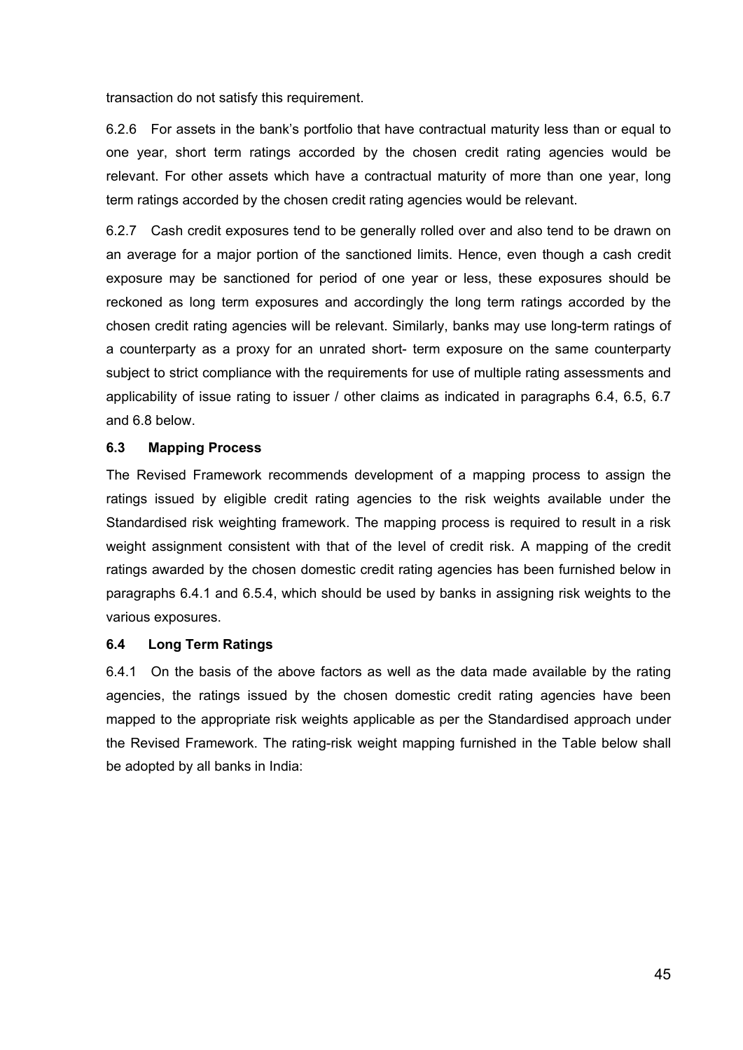transaction do not satisfy this requirement.

6.2.6 For assets in the bank's portfolio that have contractual maturity less than or equal to one year, short term ratings accorded by the chosen credit rating agencies would be relevant. For other assets which have a contractual maturity of more than one year, long term ratings accorded by the chosen credit rating agencies would be relevant.

6.2.7 Cash credit exposures tend to be generally rolled over and also tend to be drawn on an average for a major portion of the sanctioned limits. Hence, even though a cash credit exposure may be sanctioned for period of one year or less, these exposures should be reckoned as long term exposures and accordingly the long term ratings accorded by the chosen credit rating agencies will be relevant. Similarly, banks may use long-term ratings of a counterparty as a proxy for an unrated short- term exposure on the same counterparty subject to strict compliance with the requirements for use of multiple rating assessments and applicability of issue rating to issuer / other claims as indicated in paragraphs 6.4, 6.5, 6.7 and 6.8 below.

### 6.3 Mapping Process

The Revised Framework recommends development of a mapping process to assign the ratings issued by eligible credit rating agencies to the risk weights available under the Standardised risk weighting framework. The mapping process is required to result in a risk weight assignment consistent with that of the level of credit risk. A mapping of the credit ratings awarded by the chosen domestic credit rating agencies has been furnished below in paragraphs 6.4.1 and 6.5.4, which should be used by banks in assigning risk weights to the various exposures.

### 6.4 Long Term Ratings

6.4.1 On the basis of the above factors as well as the data made available by the rating agencies, the ratings issued by the chosen domestic credit rating agencies have been mapped to the appropriate risk weights applicable as per the Standardised approach under the Revised Framework. The rating-risk weight mapping furnished in the Table below shall be adopted by all banks in India: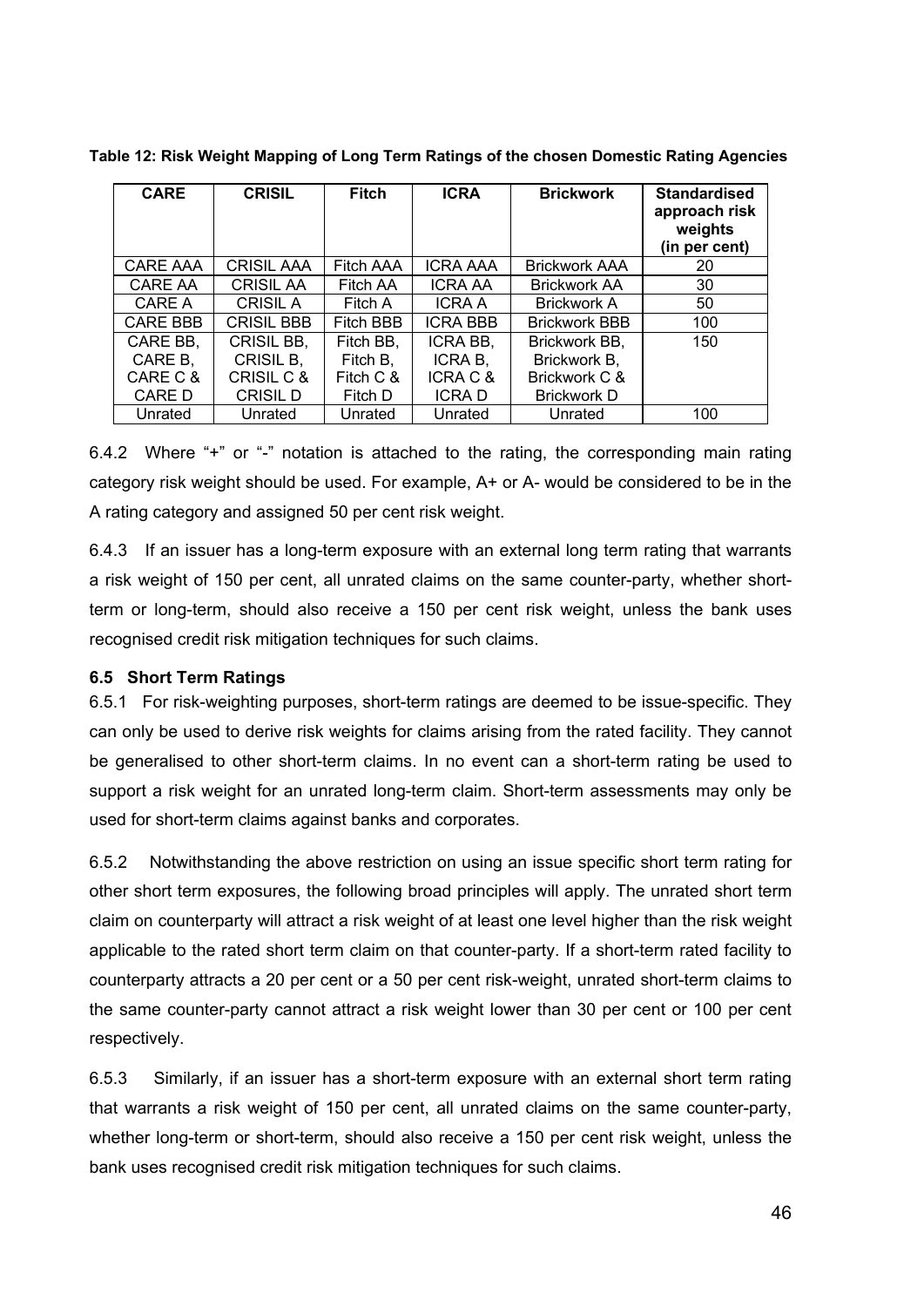**Table 12: Risk Weight Mapping of Long Term Ratings of the chosen Domestic Rating Agencies**

| CARE | CRISIL | Fitch | ICRA | Brickwork | Standardised approach risk weights (in per cent) |
|---|---|---|---|---|---|
| CARE AAA | CRISIL AAA | Fitch AAA | ICRA AAA | Brickwork AAA | 20 |
| CARE AA | CRISIL AA | Fitch AA | ICRA AA | Brickwork AA | 30 |
| CARE A | CRISIL A | Fitch A | ICRA A | Brickwork A | 50 |
| CARE BBB | CRISIL BBB | Fitch BBB | ICRA BBB | Brickwork BBB | 100 |
| CARE BB, CARE B, CARE C & CARE D | CRISIL BB, CRISIL B, CRISIL C & CRISIL D | Fitch BB, Fitch B, Fitch C & Fitch D | ICRA BB, ICRA B, ICRA C & ICRA D | Brickwork BB, Brickwork B, Brickwork C & Brickwork D | 150 |
| Unrated | Unrated | Unrated | Unrated | Unrated | 100 |

6.4.2 Where "+" or "-" notation is attached to the rating, the corresponding main rating category risk weight should be used. For example, A+ or A- would be considered to be in the A rating category and assigned 50 per cent risk weight.

6.4.3 If an issuer has a long-term exposure with an external long term rating that warrants a risk weight of 150 per cent, all unrated claims on the same counter-party, whether short-term or long-term, should also receive a 150 per cent risk weight, unless the bank uses recognised credit risk mitigation techniques for such claims.

### 6.5 Short Term Ratings

6.5.1 For risk-weighting purposes, short-term ratings are deemed to be issue-specific. They can only be used to derive risk weights for claims arising from the rated facility. They cannot be generalised to other short-term claims. In no event can a short-term rating be used to support a risk weight for an unrated long-term claim. Short-term assessments may only be used for short-term claims against banks and corporates.

6.5.2 Notwithstanding the above restriction on using an issue specific short term rating for other short term exposures, the following broad principles will apply. The unrated short term claim on counterparty will attract a risk weight of at least one level higher than the risk weight applicable to the rated short term claim on that counter-party. If a short-term rated facility to counterparty attracts a 20 per cent or a 50 per cent risk-weight, unrated short-term claims to the same counter-party cannot attract a risk weight lower than 30 per cent or 100 per cent respectively.

6.5.3 Similarly, if an issuer has a short-term exposure with an external short term rating that warrants a risk weight of 150 per cent, all unrated claims on the same counter-party, whether long-term or short-term, should also receive a 150 per cent risk weight, unless the bank uses recognised credit risk mitigation techniques for such claims.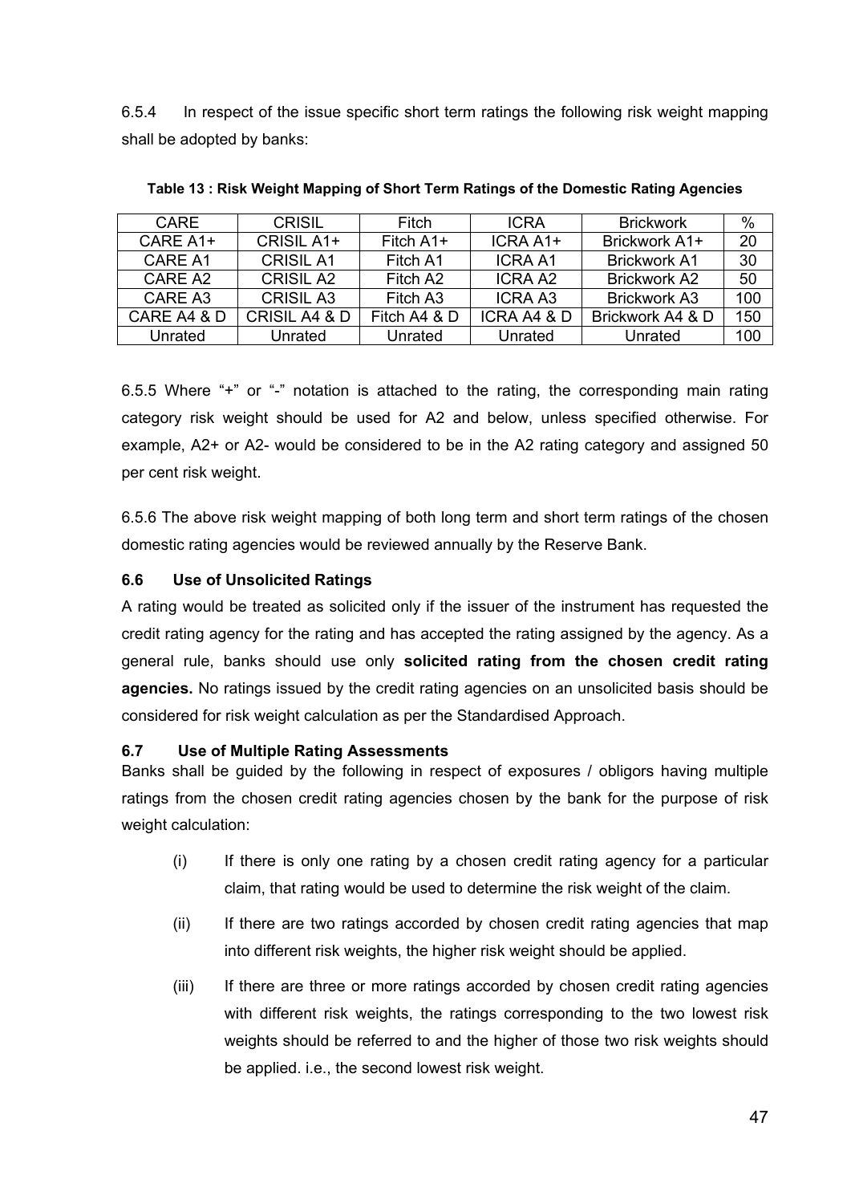6.5.4 In respect of the issue specific short term ratings the following risk weight mapping shall be adopted by banks:

**Table 13 : Risk Weight Mapping of Short Term Ratings of the Domestic Rating Agencies**

| CARE | CRISIL | Fitch | ICRA | Brickwork | % |
|---|---|---|---|---|---|
| CARE A1+ | CRISIL A1+ | Fitch A1+ | ICRA A1+ | Brickwork A1+ | 20 |
| CARE A1 | CRISIL A1 | Fitch A1 | ICRA A1 | Brickwork A1 | 30 |
| CARE A2 | CRISIL A2 | Fitch A2 | ICRA A2 | Brickwork A2 | 50 |
| CARE A3 | CRISIL A3 | Fitch A3 | ICRA A3 | Brickwork A3 | 100 |
| CARE A4 & D | CRISIL A4 & D | Fitch A4 & D | ICRA A4 & D | Brickwork A4 & D | 150 |
| Unrated | Unrated | Unrated | Unrated | Unrated | 100 |

6.5.5 Where "+" or "-" notation is attached to the rating, the corresponding main rating category risk weight should be used for A2 and below, unless specified otherwise. For example, A2+ or A2- would be considered to be in the A2 rating category and assigned 50 per cent risk weight.

6.5.6 The above risk weight mapping of both long term and short term ratings of the chosen domestic rating agencies would be reviewed annually by the Reserve Bank.

### 6.6 Use of Unsolicited Ratings

A rating would be treated as solicited only if the issuer of the instrument has requested the credit rating agency for the rating and has accepted the rating assigned by the agency. As a general rule, banks should use only **solicited rating from the chosen credit rating agencies.** No ratings issued by the credit rating agencies on an unsolicited basis should be considered for risk weight calculation as per the Standardised Approach.

### 6.7 Use of Multiple Rating Assessments

Banks shall be guided by the following in respect of exposures / obligors having multiple ratings from the chosen credit rating agencies chosen by the bank for the purpose of risk weight calculation:

(i) If there is only one rating by a chosen credit rating agency for a particular claim, that rating would be used to determine the risk weight of the claim.

(ii) If there are two ratings accorded by chosen credit rating agencies that map into different risk weights, the higher risk weight should be applied.

(iii) If there are three or more ratings accorded by chosen credit rating agencies with different risk weights, the ratings corresponding to the two lowest risk weights should be referred to and the higher of those two risk weights should be applied. i.e., the second lowest risk weight.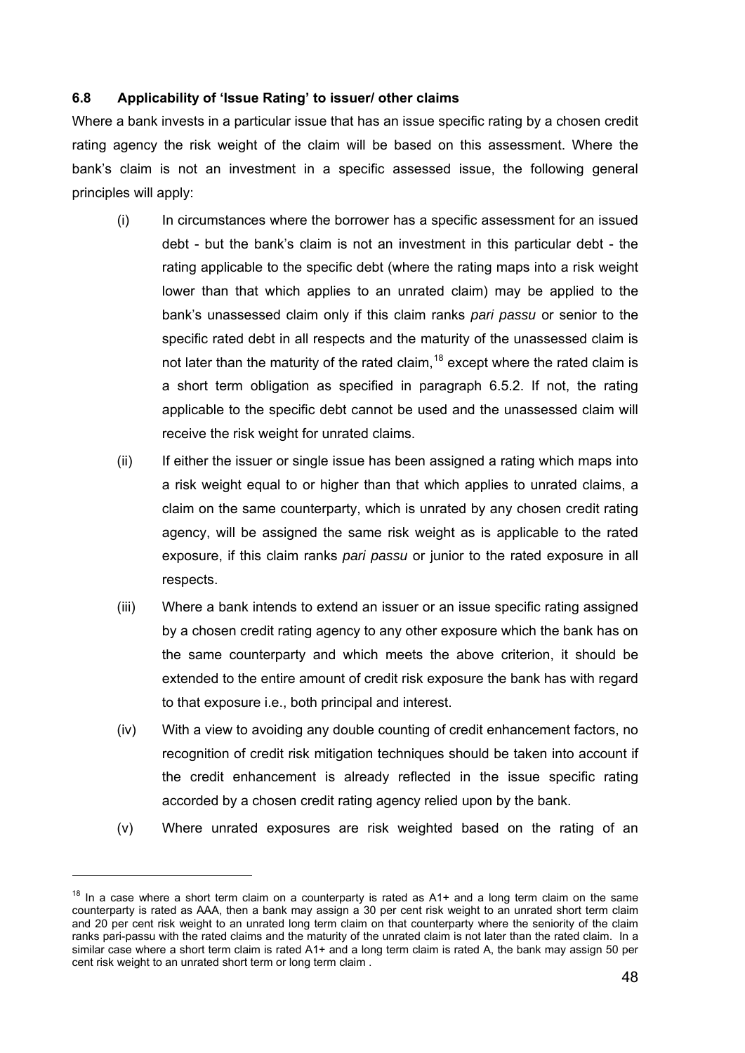### 6.8 Applicability of 'Issue Rating' to issuer/ other claims

Where a bank invests in a particular issue that has an issue specific rating by a chosen credit rating agency the risk weight of the claim will be based on this assessment. Where the bank's claim is not an investment in a specific assessed issue, the following general principles will apply:

(i) In circumstances where the borrower has a specific assessment for an issued debt - but the bank's claim is not an investment in this particular debt - the rating applicable to the specific debt (where the rating maps into a risk weight lower than that which applies to an unrated claim) may be applied to the bank's unassessed claim only if this claim ranks *pari passu* or senior to the specific rated debt in all respects and the maturity of the unassessed claim is not later than the maturity of the rated claim,[18] except where the rated claim is a short term obligation as specified in paragraph 6.5.2. If not, the rating applicable to the specific debt cannot be used and the unassessed claim will receive the risk weight for unrated claims.

(ii) If either the issuer or single issue has been assigned a rating which maps into a risk weight equal to or higher than that which applies to unrated claims, a claim on the same counterparty, which is unrated by any chosen credit rating agency, will be assigned the same risk weight as is applicable to the rated exposure, if this claim ranks *pari passu* or junior to the rated exposure in all respects.

(iii) Where a bank intends to extend an issuer or an issue specific rating assigned by a chosen credit rating agency to any other exposure which the bank has on the same counterparty and which meets the above criterion, it should be extended to the entire amount of credit risk exposure the bank has with regard to that exposure i.e., both principal and interest.

(iv) With a view to avoiding any double counting of credit enhancement factors, no recognition of credit risk mitigation techniques should be taken into account if the credit enhancement is already reflected in the issue specific rating accorded by a chosen credit rating agency relied upon by the bank.

(v) Where unrated exposures are risk weighted based on the rating of an

---

[18] In a case where a short term claim on a counterparty is rated as A1+ and a long term claim on the same counterparty is rated as AAA, then a bank may assign a 30 per cent risk weight to an unrated short term claim and 20 per cent risk weight to an unrated long term claim on that counterparty where the seniority of the claim ranks pari-passu with the rated claims and the maturity of the unrated claim is not later than the rated claim. In a similar case where a short term claim is rated A1+ and a long term claim is rated A, the bank may assign 50 per cent risk weight to an unrated short term or long term claim .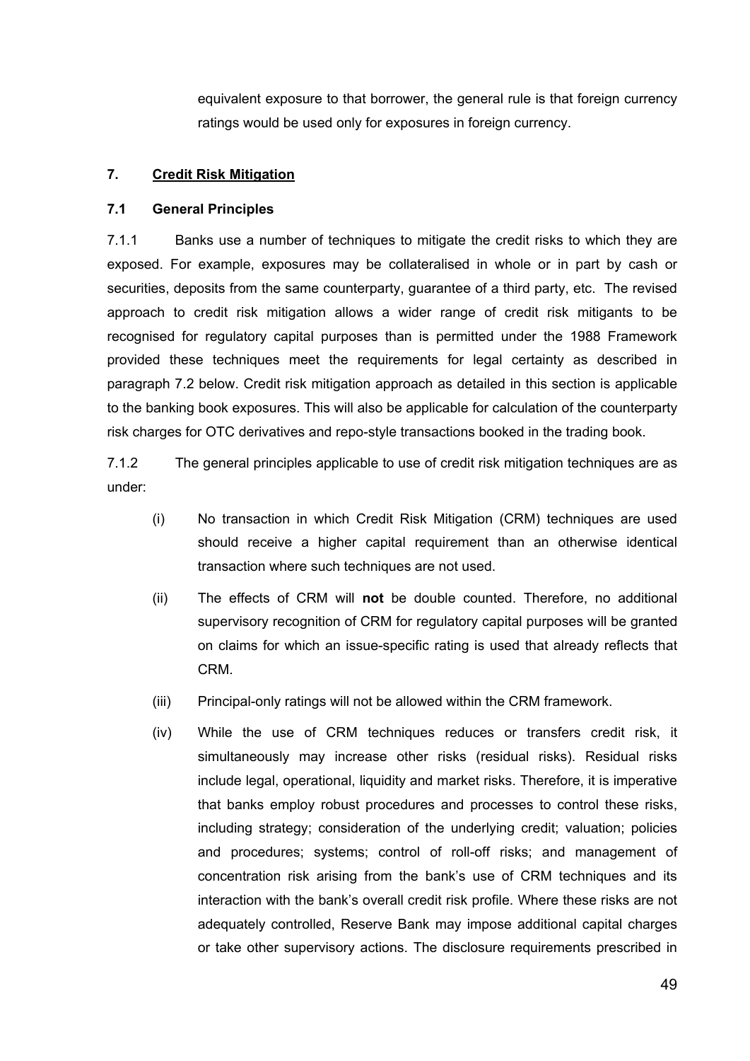equivalent exposure to that borrower, the general rule is that foreign currency ratings would be used only for exposures in foreign currency.

## 7. Credit Risk Mitigation

### 7.1 General Principles

7.1.1 Banks use a number of techniques to mitigate the credit risks to which they are exposed. For example, exposures may be collateralised in whole or in part by cash or securities, deposits from the same counterparty, guarantee of a third party, etc. The revised approach to credit risk mitigation allows a wider range of credit risk mitigants to be recognised for regulatory capital purposes than is permitted under the 1988 Framework provided these techniques meet the requirements for legal certainty as described in paragraph 7.2 below. Credit risk mitigation approach as detailed in this section is applicable to the banking book exposures. This will also be applicable for calculation of the counterparty risk charges for OTC derivatives and repo-style transactions booked in the trading book.

7.1.2 The general principles applicable to use of credit risk mitigation techniques are as under:

(i) No transaction in which Credit Risk Mitigation (CRM) techniques are used should receive a higher capital requirement than an otherwise identical transaction where such techniques are not used.

(ii) The effects of CRM will **not** be double counted. Therefore, no additional supervisory recognition of CRM for regulatory capital purposes will be granted on claims for which an issue-specific rating is used that already reflects that CRM.

(iii) Principal-only ratings will not be allowed within the CRM framework.

(iv) While the use of CRM techniques reduces or transfers credit risk, it simultaneously may increase other risks (residual risks). Residual risks include legal, operational, liquidity and market risks. Therefore, it is imperative that banks employ robust procedures and processes to control these risks, including strategy; consideration of the underlying credit; valuation; policies and procedures; systems; control of roll-off risks; and management of concentration risk arising from the bank's use of CRM techniques and its interaction with the bank's overall credit risk profile. Where these risks are not adequately controlled, Reserve Bank may impose additional capital charges or take other supervisory actions. The disclosure requirements prescribed in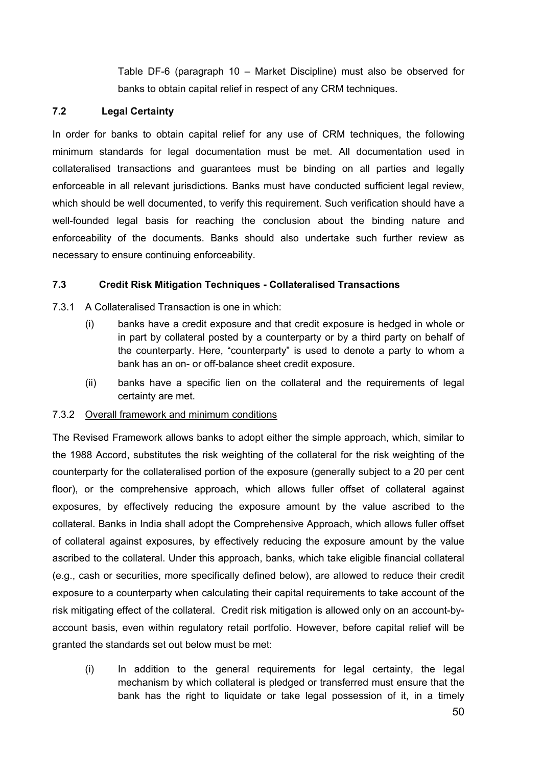Table DF-6 (paragraph 10 – Market Discipline) must also be observed for banks to obtain capital relief in respect of any CRM techniques.

### 7.2 Legal Certainty

In order for banks to obtain capital relief for any use of CRM techniques, the following minimum standards for legal documentation must be met. All documentation used in collateralised transactions and guarantees must be binding on all parties and legally enforceable in all relevant jurisdictions. Banks must have conducted sufficient legal review, which should be well documented, to verify this requirement. Such verification should have a well-founded legal basis for reaching the conclusion about the binding nature and enforceability of the documents. Banks should also undertake such further review as necessary to ensure continuing enforceability.

### 7.3 Credit Risk Mitigation Techniques - Collateralised Transactions

7.3.1 A Collateralised Transaction is one in which:

(i) banks have a credit exposure and that credit exposure is hedged in whole or in part by collateral posted by a counterparty or by a third party on behalf of the counterparty. Here, “counterparty” is used to denote a party to whom a bank has an on- or off-balance sheet credit exposure.

(ii) banks have a specific lien on the collateral and the requirements of legal certainty are met.

7.3.2 Overall framework and minimum conditions

The Revised Framework allows banks to adopt either the simple approach, which, similar to the 1988 Accord, substitutes the risk weighting of the collateral for the risk weighting of the counterparty for the collateralised portion of the exposure (generally subject to a 20 per cent floor), or the comprehensive approach, which allows fuller offset of collateral against exposures, by effectively reducing the exposure amount by the value ascribed to the collateral. Banks in India shall adopt the Comprehensive Approach, which allows fuller offset of collateral against exposures, by effectively reducing the exposure amount by the value ascribed to the collateral. Under this approach, banks, which take eligible financial collateral (e.g., cash or securities, more specifically defined below), are allowed to reduce their credit exposure to a counterparty when calculating their capital requirements to take account of the risk mitigating effect of the collateral. Credit risk mitigation is allowed only on an account-by-account basis, even within regulatory retail portfolio. However, before capital relief will be granted the standards set out below must be met:

(i) In addition to the general requirements for legal certainty, the legal mechanism by which collateral is pledged or transferred must ensure that the bank has the right to liquidate or take legal possession of it, in a timely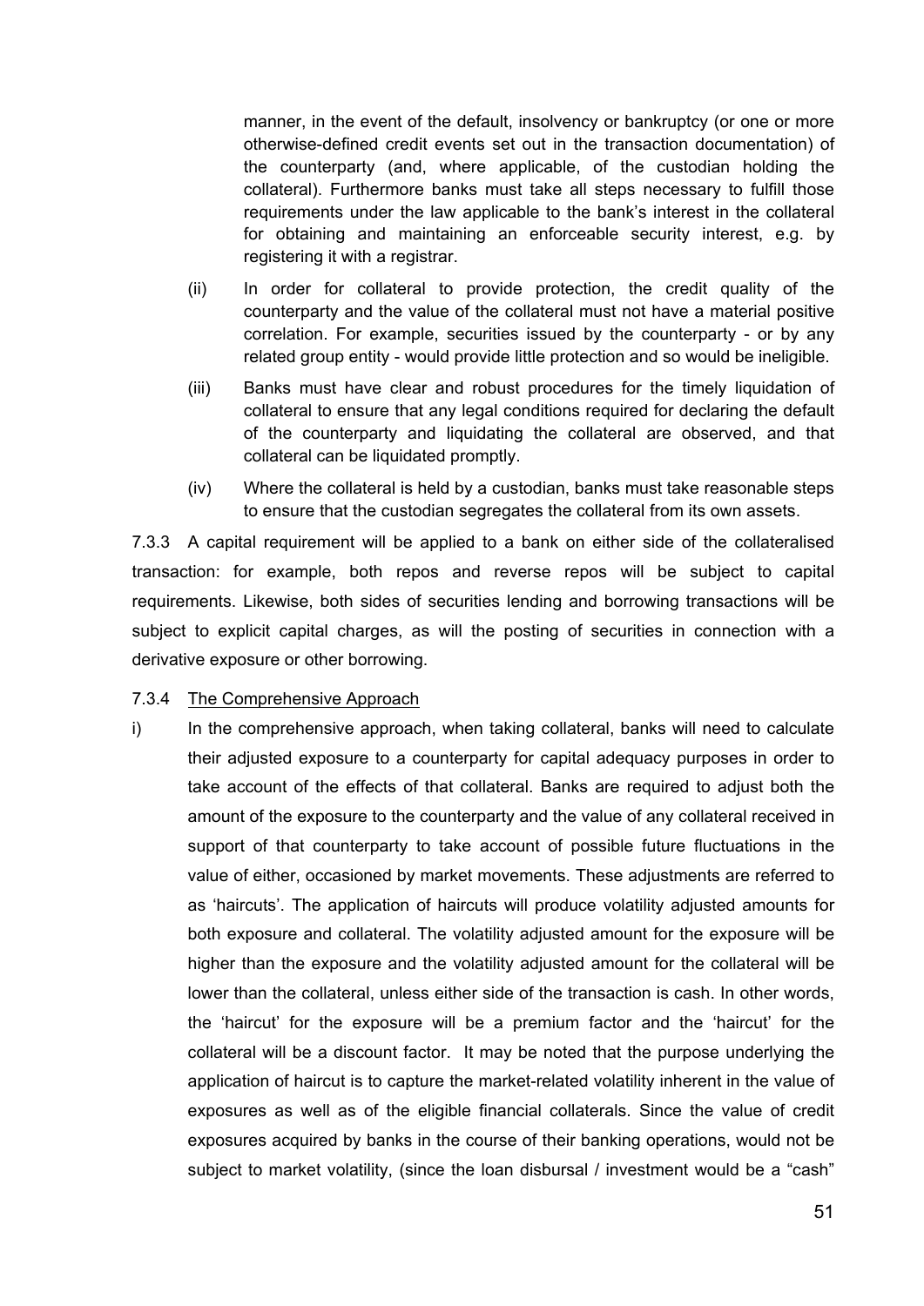manner, in the event of the default, insolvency or bankruptcy (or one or more otherwise-defined credit events set out in the transaction documentation) of the counterparty (and, where applicable, of the custodian holding the collateral). Furthermore banks must take all steps necessary to fulfill those requirements under the law applicable to the bank's interest in the collateral for obtaining and maintaining an enforceable security interest, e.g. by registering it with a registrar.

(ii) In order for collateral to provide protection, the credit quality of the counterparty and the value of the collateral must not have a material positive correlation. For example, securities issued by the counterparty - or by any related group entity - would provide little protection and so would be ineligible.

(iii) Banks must have clear and robust procedures for the timely liquidation of collateral to ensure that any legal conditions required for declaring the default of the counterparty and liquidating the collateral are observed, and that collateral can be liquidated promptly.

(iv) Where the collateral is held by a custodian, banks must take reasonable steps to ensure that the custodian segregates the collateral from its own assets.

7.3.3 A capital requirement will be applied to a bank on either side of the collateralised transaction: for example, both repos and reverse repos will be subject to capital requirements. Likewise, both sides of securities lending and borrowing transactions will be subject to explicit capital charges, as will the posting of securities in connection with a derivative exposure or other borrowing.

7.3.4 <u>The Comprehensive Approach</u>

i) In the comprehensive approach, when taking collateral, banks will need to calculate their adjusted exposure to a counterparty for capital adequacy purposes in order to take account of the effects of that collateral. Banks are required to adjust both the amount of the exposure to the counterparty and the value of any collateral received in support of that counterparty to take account of possible future fluctuations in the value of either, occasioned by market movements. These adjustments are referred to as 'haircuts'. The application of haircuts will produce volatility adjusted amounts for both exposure and collateral. The volatility adjusted amount for the exposure will be higher than the exposure and the volatility adjusted amount for the collateral will be lower than the collateral, unless either side of the transaction is cash. In other words, the 'haircut' for the exposure will be a premium factor and the 'haircut' for the collateral will be a discount factor. It may be noted that the purpose underlying the application of haircut is to capture the market-related volatility inherent in the value of exposures as well as of the eligible financial collaterals. Since the value of credit exposures acquired by banks in the course of their banking operations, would not be subject to market volatility, (since the loan disbursal / investment would be a "cash"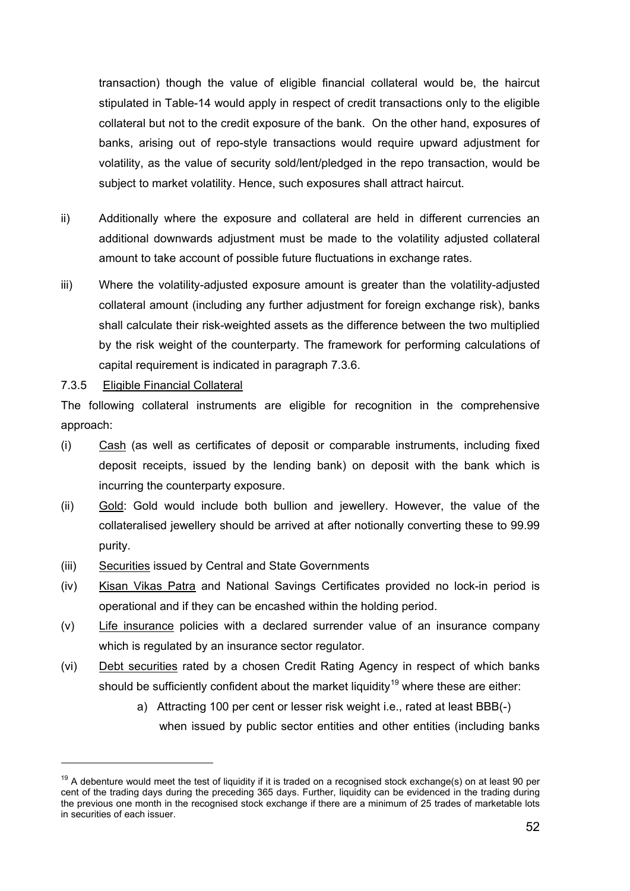transaction) though the value of eligible financial collateral would be, the haircut stipulated in Table-14 would apply in respect of credit transactions only to the eligible collateral but not to the credit exposure of the bank. On the other hand, exposures of banks, arising out of repo-style transactions would require upward adjustment for volatility, as the value of security sold/lent/pledged in the repo transaction, would be subject to market volatility. Hence, such exposures shall attract haircut.

ii) Additionally where the exposure and collateral are held in different currencies an additional downwards adjustment must be made to the volatility adjusted collateral amount to take account of possible future fluctuations in exchange rates.

iii) Where the volatility-adjusted exposure amount is greater than the volatility-adjusted collateral amount (including any further adjustment for foreign exchange risk), banks shall calculate their risk-weighted assets as the difference between the two multiplied by the risk weight of the counterparty. The framework for performing calculations of capital requirement is indicated in paragraph 7.3.6.

7.3.5 Eligible Financial Collateral

The following collateral instruments are eligible for recognition in the comprehensive approach:

(i) Cash (as well as certificates of deposit or comparable instruments, including fixed deposit receipts, issued by the lending bank) on deposit with the bank which is incurring the counterparty exposure.

(ii) Gold: Gold would include both bullion and jewellery. However, the value of the collateralised jewellery should be arrived at after notionally converting these to 99.99 purity.

(iii) Securities issued by Central and State Governments

(iv) Kisan Vikas Patra and National Savings Certificates provided no lock-in period is operational and if they can be encashed within the holding period.

(v) Life insurance policies with a declared surrender value of an insurance company which is regulated by an insurance sector regulator.

(vi) Debt securities rated by a chosen Credit Rating Agency in respect of which banks should be sufficiently confident about the market liquidity[19] where these are either:

a) Attracting 100 per cent or lesser risk weight i.e., rated at least BBB(-) when issued by public sector entities and other entities (including banks

[19] A debenture would meet the test of liquidity if it is traded on a recognised stock exchange(s) on at least 90 per cent of the trading days during the preceding 365 days. Further, liquidity can be evidenced in the trading during the previous one month in the recognised stock exchange if there are a minimum of 25 trades of marketable lots in securities of each issuer.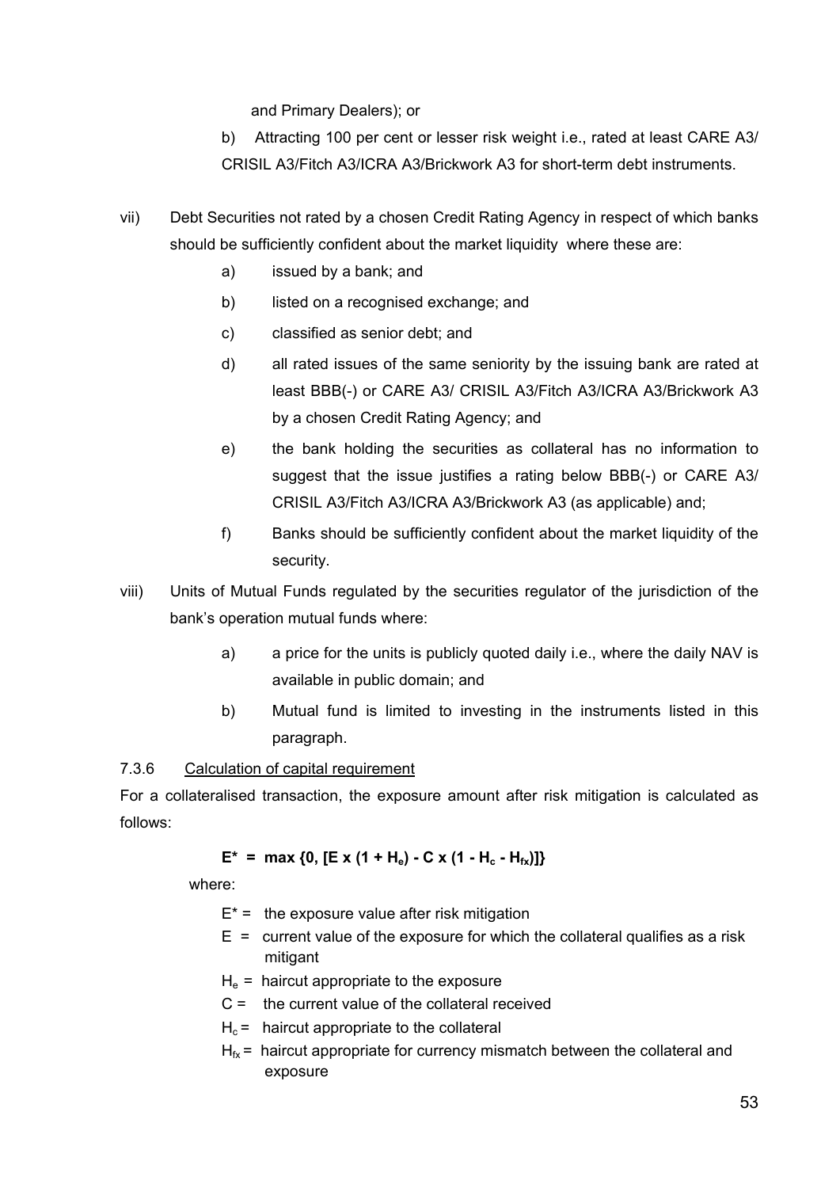and Primary Dealers); or

b) Attracting 100 per cent or lesser risk weight i.e., rated at least CARE A3/ CRISIL A3/Fitch A3/ICRA A3/Brickwork A3 for short-term debt instruments.

vii) Debt Securities not rated by a chosen Credit Rating Agency in respect of which banks should be sufficiently confident about the market liquidity where these are:

a) issued by a bank; and

b) listed on a recognised exchange; and

c) classified as senior debt; and

d) all rated issues of the same seniority by the issuing bank are rated at least BBB(-) or CARE A3/ CRISIL A3/Fitch A3/ICRA A3/Brickwork A3 by a chosen Credit Rating Agency; and

e) the bank holding the securities as collateral has no information to suggest that the issue justifies a rating below BBB(-) or CARE A3/ CRISIL A3/Fitch A3/ICRA A3/Brickwork A3 (as applicable) and;

f) Banks should be sufficiently confident about the market liquidity of the security.

viii) Units of Mutual Funds regulated by the securities regulator of the jurisdiction of the bank's operation mutual funds where:

a) a price for the units is publicly quoted daily i.e., where the daily NAV is available in public domain; and

b) Mutual fund is limited to investing in the instruments listed in this paragraph.

7.3.6 Calculation of capital requirement

For a collateralised transaction, the exposure amount after risk mitigation is calculated as follows:

$$E^* = \max \{0, [E \times (1 + H_e) - C \times (1 - H_c - H_{fx})]\}$$

where:

$E^*$ = the exposure value after risk mitigation

$E$ = current value of the exposure for which the collateral qualifies as a risk mitigant

$H_e$ = haircut appropriate to the exposure

$C$ = the current value of the collateral received

$H_c$ = haircut appropriate to the collateral

$H_{fx}$ = haircut appropriate for currency mismatch between the collateral and exposure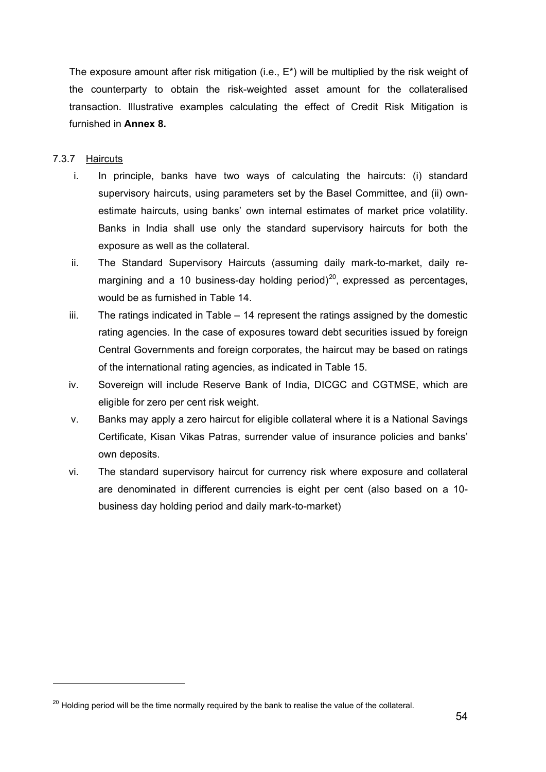The exposure amount after risk mitigation (i.e., E*) will be multiplied by the risk weight of the counterparty to obtain the risk-weighted asset amount for the collateralised transaction. Illustrative examples calculating the effect of Credit Risk Mitigation is furnished in **Annex 8.**

7.3.7 Haircuts

i. In principle, banks have two ways of calculating the haircuts: (i) standard supervisory haircuts, using parameters set by the Basel Committee, and (ii) own-estimate haircuts, using banks' own internal estimates of market price volatility. Banks in India shall use only the standard supervisory haircuts for both the exposure as well as the collateral.

ii. The Standard Supervisory Haircuts (assuming daily mark-to-market, daily re-margining and a 10 business-day holding period)[20], expressed as percentages, would be as furnished in Table 14.

iii. The ratings indicated in Table – 14 represent the ratings assigned by the domestic rating agencies. In the case of exposures toward debt securities issued by foreign Central Governments and foreign corporates, the haircut may be based on ratings of the international rating agencies, as indicated in Table 15.

iv. Sovereign will include Reserve Bank of India, DICGC and CGTMSE, which are eligible for zero per cent risk weight.

v. Banks may apply a zero haircut for eligible collateral where it is a National Savings Certificate, Kisan Vikas Patras, surrender value of insurance policies and banks' own deposits.

vi. The standard supervisory haircut for currency risk where exposure and collateral are denominated in different currencies is eight per cent (also based on a 10-business day holding period and daily mark-to-market)

[20] Holding period will be the time normally required by the bank to realise the value of the collateral.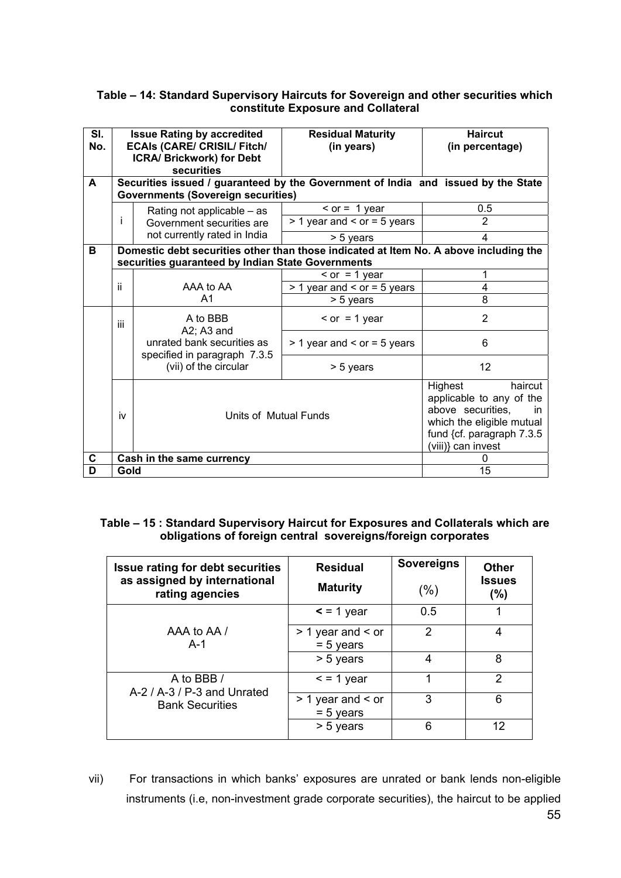**Table – 14: Standard Supervisory Haircuts for Sovereign and other securities which constitute Exposure and Collateral**

| Sl. No. | | Issue Rating by accredited ECAIs (CARE/ CRISIL/ Fitch/ ICRA/ Brickwork) for Debt securities | Residual Maturity (in years) | Haircut (in percentage) |
|---|---|---|---|---|
| **A** | **Securities issued / guaranteed by the Government of India and issued by the State Governments (Sovereign securities)** | | | |
| | i | Rating not applicable – as Government securities are not currently rated in India | < or = 1 year | 0.5 |
| | | | > 1 year and < or = 5 years | 2 |
| | | | > 5 years | 4 |
| **B** | **Domestic debt securities other than those indicated at Item No. A above including the securities guaranteed by Indian State Governments** | | | |
| | ii | AAA to AA A1 | < or = 1 year | 1 |
| | | | > 1 year and < or = 5 years | 4 |
| | | | > 5 years | 8 |
| | iii | A to BBB A2; A3 and unrated bank securities as specified in paragraph 7.3.5 (vii) of the circular | < or = 1 year | 2 |
| | | | > 1 year and < or = 5 years | 6 |
| | | | > 5 years | 12 |
| | iv | Units of Mutual Funds | | Highest haircut applicable to any of the above securities, in which the eligible mutual fund {cf. paragraph 7.3.5 (viii)} can invest |
| **C** | **Cash in the same currency** | | | 0 |
| **D** | **Gold** | | | 15 |

**Table – 15 : Standard Supervisory Haircut for Exposures and Collaterals which are obligations of foreign central sovereigns/foreign corporates**

| Issue rating for debt securities as assigned by international rating agencies | Residual Maturity | Sovereigns (%) | Other Issues (%) |
|---|---|---|---|
| AAA to AA / A-1 | < = 1 year | 0.5 | 1 |
| | > 1 year and < or = 5 years | 2 | 4 |
| | > 5 years | 4 | 8 |
| A to BBB / A-2 / A-3 / P-3 and Unrated Bank Securities | < = 1 year | 1 | 2 |
| | > 1 year and < or = 5 years | 3 | 6 |
| | > 5 years | 6 | 12 |

vii) For transactions in which banks' exposures are unrated or bank lends non-eligible instruments (i.e, non-investment grade corporate securities), the haircut to be applied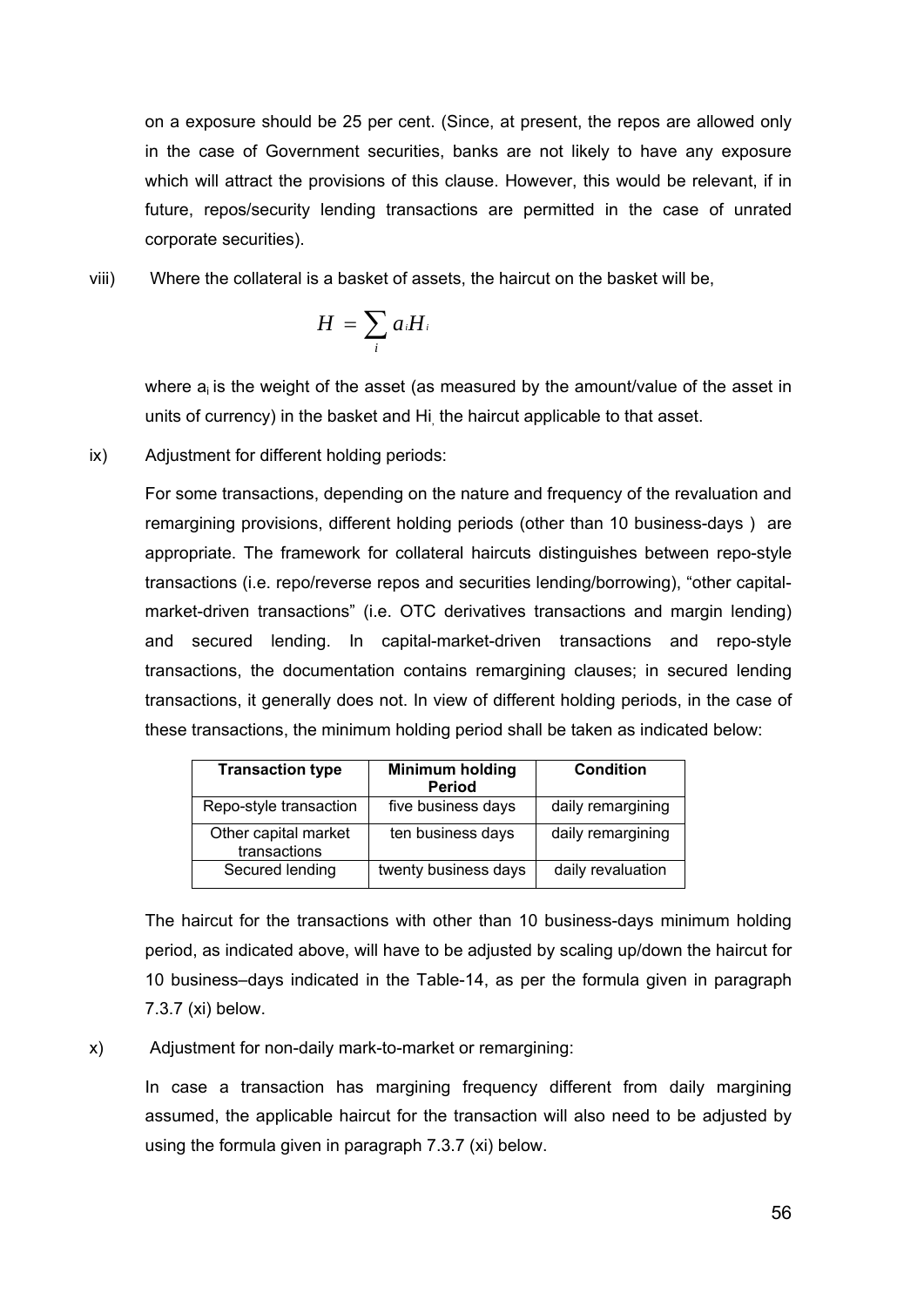on a exposure should be 25 per cent. (Since, at present, the repos are allowed only in the case of Government securities, banks are not likely to have any exposure which will attract the provisions of this clause. However, this would be relevant, if in future, repos/security lending transactions are permitted in the case of unrated corporate securities).

viii) Where the collateral is a basket of assets, the haircut on the basket will be,

$$H = \sum_{i} a_i H_i$$

where $a_i$ is the weight of the asset (as measured by the amount/value of the asset in units of currency) in the basket and $H_i$ the haircut applicable to that asset.

ix) Adjustment for different holding periods:

For some transactions, depending on the nature and frequency of the revaluation and remargining provisions, different holding periods (other than 10 business-days ) are appropriate. The framework for collateral haircuts distinguishes between repo-style transactions (i.e. repo/reverse repos and securities lending/borrowing), "other capital-market-driven transactions" (i.e. OTC derivatives transactions and margin lending) and secured lending. In capital-market-driven transactions and repo-style transactions, the documentation contains remargining clauses; in secured lending transactions, it generally does not. In view of different holding periods, in the case of these transactions, the minimum holding period shall be taken as indicated below:

| Transaction type | Minimum holding Period | Condition |
|---|---|---|
| Repo-style transaction | five business days | daily remargining |
| Other capital market transactions | ten business days | daily remargining |
| Secured lending | twenty business days | daily revaluation |

The haircut for the transactions with other than 10 business-days minimum holding period, as indicated above, will have to be adjusted by scaling up/down the haircut for 10 business–days indicated in the Table-14, as per the formula given in paragraph 7.3.7 (xi) below.

x) Adjustment for non-daily mark-to-market or remargining:

In case a transaction has margining frequency different from daily margining assumed, the applicable haircut for the transaction will also need to be adjusted by using the formula given in paragraph 7.3.7 (xi) below.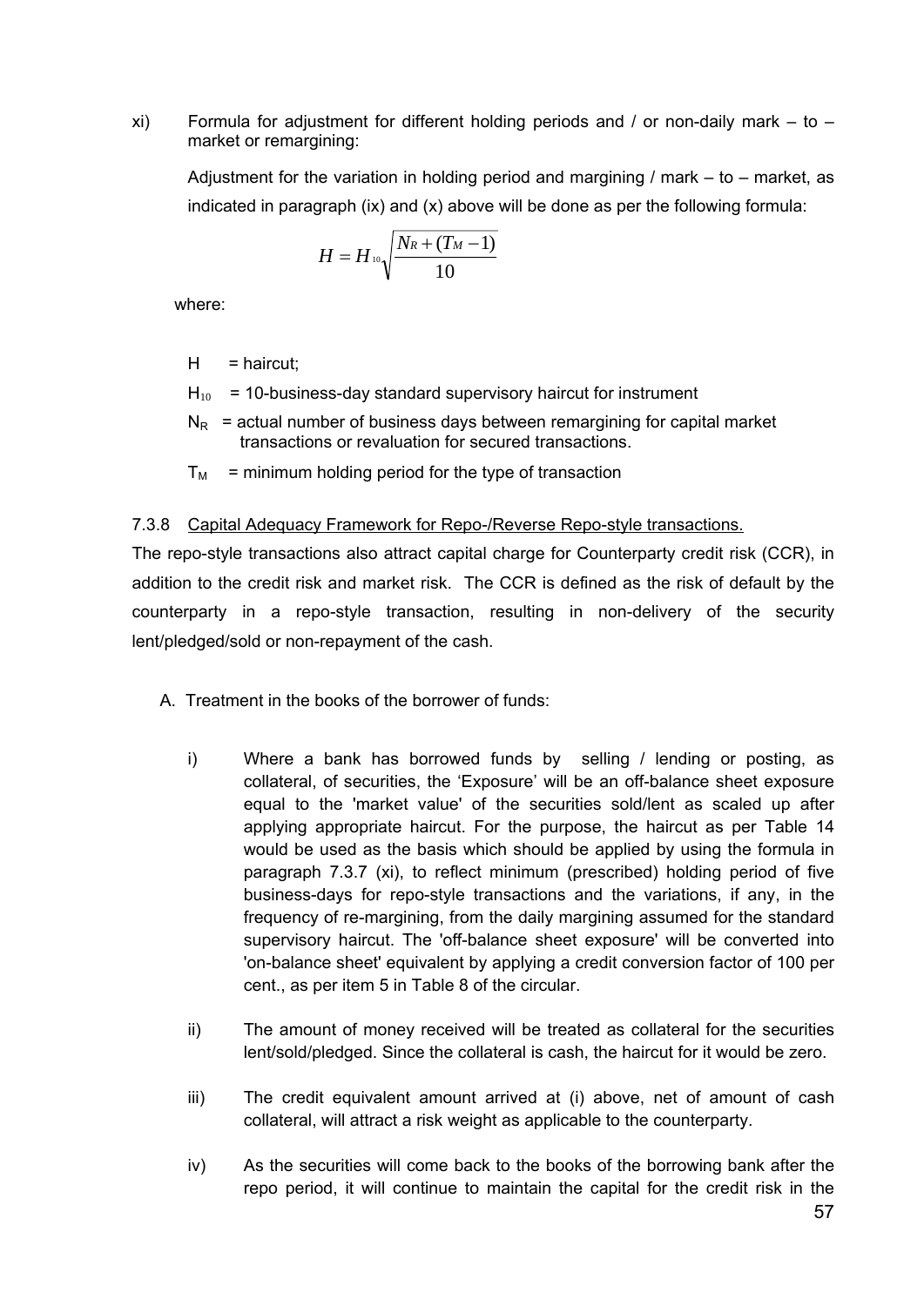xi) Formula for adjustment for different holding periods and / or non-daily mark – to – market or remargining:

Adjustment for the variation in holding period and margining / mark – to – market, as indicated in paragraph (ix) and (x) above will be done as per the following formula:

$$H = H_{10}\sqrt{\frac{N_R + (T_M - 1)}{10}}$$

where:

$H$ = haircut;

$H_{10}$ = 10-business-day standard supervisory haircut for instrument

$N_R$ = actual number of business days between remargining for capital market transactions or revaluation for secured transactions.

$T_M$ = minimum holding period for the type of transaction

7.3.8 Capital Adequacy Framework for Repo-/Reverse Repo-style transactions.

The repo-style transactions also attract capital charge for Counterparty credit risk (CCR), in addition to the credit risk and market risk. The CCR is defined as the risk of default by the counterparty in a repo-style transaction, resulting in non-delivery of the security lent/pledged/sold or non-repayment of the cash.

A. Treatment in the books of the borrower of funds:

i) Where a bank has borrowed funds by selling / lending or posting, as collateral, of securities, the 'Exposure' will be an off-balance sheet exposure equal to the 'market value' of the securities sold/lent as scaled up after applying appropriate haircut. For the purpose, the haircut as per Table 14 would be used as the basis which should be applied by using the formula in paragraph 7.3.7 (xi), to reflect minimum (prescribed) holding period of five business-days for repo-style transactions and the variations, if any, in the frequency of re-margining, from the daily margining assumed for the standard supervisory haircut. The 'off-balance sheet exposure' will be converted into 'on-balance sheet' equivalent by applying a credit conversion factor of 100 per cent., as per item 5 in Table 8 of the circular.

ii) The amount of money received will be treated as collateral for the securities lent/sold/pledged. Since the collateral is cash, the haircut for it would be zero.

iii) The credit equivalent amount arrived at (i) above, net of amount of cash collateral, will attract a risk weight as applicable to the counterparty.

iv) As the securities will come back to the books of the borrowing bank after the repo period, it will continue to maintain the capital for the credit risk in the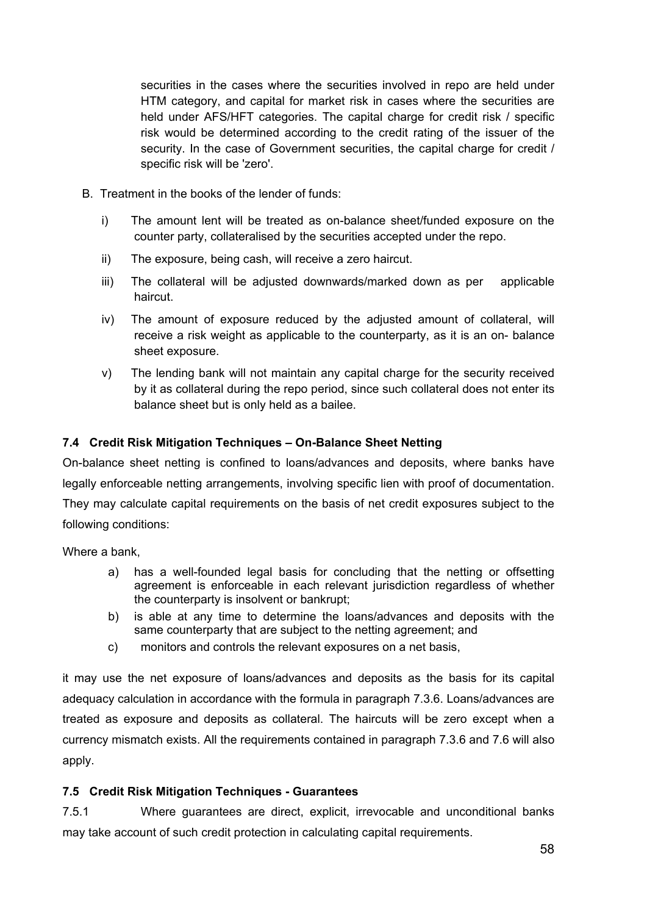securities in the cases where the securities involved in repo are held under HTM category, and capital for market risk in cases where the securities are held under AFS/HFT categories. The capital charge for credit risk / specific risk would be determined according to the credit rating of the issuer of the security. In the case of Government securities, the capital charge for credit / specific risk will be 'zero'.

B. Treatment in the books of the lender of funds:

   i) The amount lent will be treated as on-balance sheet/funded exposure on the counter party, collateralised by the securities accepted under the repo.

   ii) The exposure, being cash, will receive a zero haircut.

   iii) The collateral will be adjusted downwards/marked down as per applicable haircut.

   iv) The amount of exposure reduced by the adjusted amount of collateral, will receive a risk weight as applicable to the counterparty, as it is an on- balance sheet exposure.

   v) The lending bank will not maintain any capital charge for the security received by it as collateral during the repo period, since such collateral does not enter its balance sheet but is only held as a bailee.

### 7.4 Credit Risk Mitigation Techniques – On-Balance Sheet Netting

On-balance sheet netting is confined to loans/advances and deposits, where banks have legally enforceable netting arrangements, involving specific lien with proof of documentation. They may calculate capital requirements on the basis of net credit exposures subject to the following conditions:

Where a bank,

a) has a well-founded legal basis for concluding that the netting or offsetting agreement is enforceable in each relevant jurisdiction regardless of whether the counterparty is insolvent or bankrupt;

b) is able at any time to determine the loans/advances and deposits with the same counterparty that are subject to the netting agreement; and

c) monitors and controls the relevant exposures on a net basis,

it may use the net exposure of loans/advances and deposits as the basis for its capital adequacy calculation in accordance with the formula in paragraph 7.3.6. Loans/advances are treated as exposure and deposits as collateral. The haircuts will be zero except when a currency mismatch exists. All the requirements contained in paragraph 7.3.6 and 7.6 will also apply.

### 7.5 Credit Risk Mitigation Techniques - Guarantees

7.5.1 Where guarantees are direct, explicit, irrevocable and unconditional banks may take account of such credit protection in calculating capital requirements.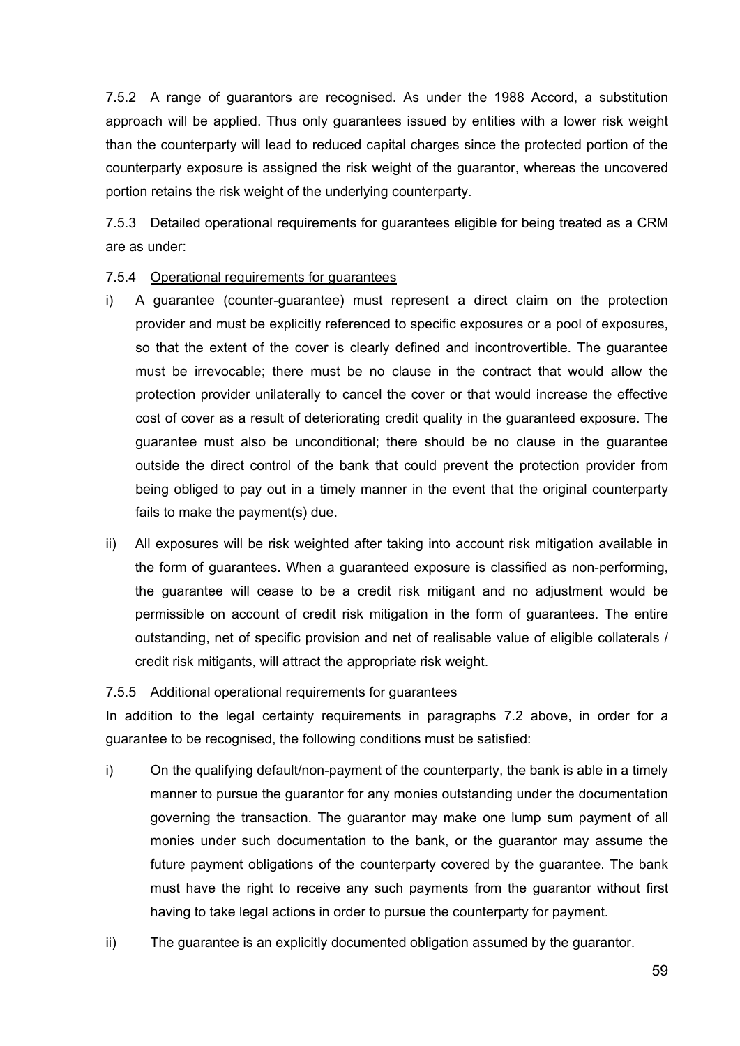7.5.2 A range of guarantors are recognised. As under the 1988 Accord, a substitution approach will be applied. Thus only guarantees issued by entities with a lower risk weight than the counterparty will lead to reduced capital charges since the protected portion of the counterparty exposure is assigned the risk weight of the guarantor, whereas the uncovered portion retains the risk weight of the underlying counterparty.

7.5.3 Detailed operational requirements for guarantees eligible for being treated as a CRM are as under:

7.5.4 Operational requirements for guarantees

i) A guarantee (counter-guarantee) must represent a direct claim on the protection provider and must be explicitly referenced to specific exposures or a pool of exposures, so that the extent of the cover is clearly defined and incontrovertible. The guarantee must be irrevocable; there must be no clause in the contract that would allow the protection provider unilaterally to cancel the cover or that would increase the effective cost of cover as a result of deteriorating credit quality in the guaranteed exposure. The guarantee must also be unconditional; there should be no clause in the guarantee outside the direct control of the bank that could prevent the protection provider from being obliged to pay out in a timely manner in the event that the original counterparty fails to make the payment(s) due.

ii) All exposures will be risk weighted after taking into account risk mitigation available in the form of guarantees. When a guaranteed exposure is classified as non-performing, the guarantee will cease to be a credit risk mitigant and no adjustment would be permissible on account of credit risk mitigation in the form of guarantees. The entire outstanding, net of specific provision and net of realisable value of eligible collaterals / credit risk mitigants, will attract the appropriate risk weight.

7.5.5 Additional operational requirements for guarantees

In addition to the legal certainty requirements in paragraphs 7.2 above, in order for a guarantee to be recognised, the following conditions must be satisfied:

i) On the qualifying default/non-payment of the counterparty, the bank is able in a timely manner to pursue the guarantor for any monies outstanding under the documentation governing the transaction. The guarantor may make one lump sum payment of all monies under such documentation to the bank, or the guarantor may assume the future payment obligations of the counterparty covered by the guarantee. The bank must have the right to receive any such payments from the guarantor without first having to take legal actions in order to pursue the counterparty for payment.

ii) The guarantee is an explicitly documented obligation assumed by the guarantor.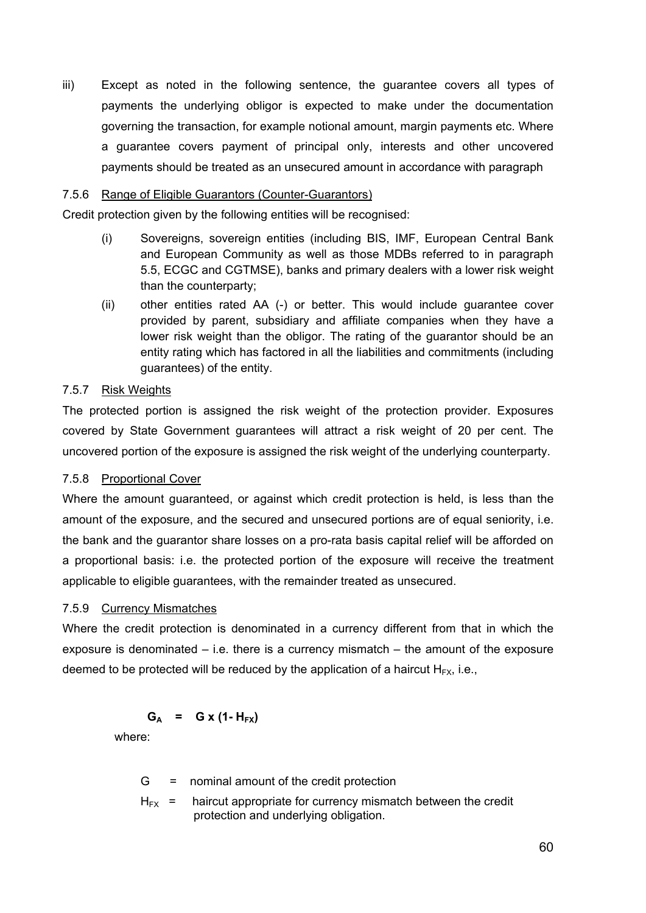iii) Except as noted in the following sentence, the guarantee covers all types of payments the underlying obligor is expected to make under the documentation governing the transaction, for example notional amount, margin payments etc. Where a guarantee covers payment of principal only, interests and other uncovered payments should be treated as an unsecured amount in accordance with paragraph

### 7.5.6 Range of Eligible Guarantors (Counter-Guarantors)

Credit protection given by the following entities will be recognised:

(i) Sovereigns, sovereign entities (including BIS, IMF, European Central Bank and European Community as well as those MDBs referred to in paragraph 5.5, ECGC and CGTMSE), banks and primary dealers with a lower risk weight than the counterparty;

(ii) other entities rated AA (-) or better. This would include guarantee cover provided by parent, subsidiary and affiliate companies when they have a lower risk weight than the obligor. The rating of the guarantor should be an entity rating which has factored in all the liabilities and commitments (including guarantees) of the entity.

### 7.5.7 Risk Weights

The protected portion is assigned the risk weight of the protection provider. Exposures covered by State Government guarantees will attract a risk weight of 20 per cent. The uncovered portion of the exposure is assigned the risk weight of the underlying counterparty.

### 7.5.8 Proportional Cover

Where the amount guaranteed, or against which credit protection is held, is less than the amount of the exposure, and the secured and unsecured portions are of equal seniority, i.e. the bank and the guarantor share losses on a pro-rata basis capital relief will be afforded on a proportional basis: i.e. the protected portion of the exposure will receive the treatment applicable to eligible guarantees, with the remainder treated as unsecured.

### 7.5.9 Currency Mismatches

Where the credit protection is denominated in a currency different from that in which the exposure is denominated – i.e. there is a currency mismatch – the amount of the exposure deemed to be protected will be reduced by the application of a haircut $H_{FX}$, i.e.,

$$G_A = G \times (1 - H_{FX})$$

where:

$G$ = nominal amount of the credit protection

$H_{FX}$ = haircut appropriate for currency mismatch between the credit protection and underlying obligation.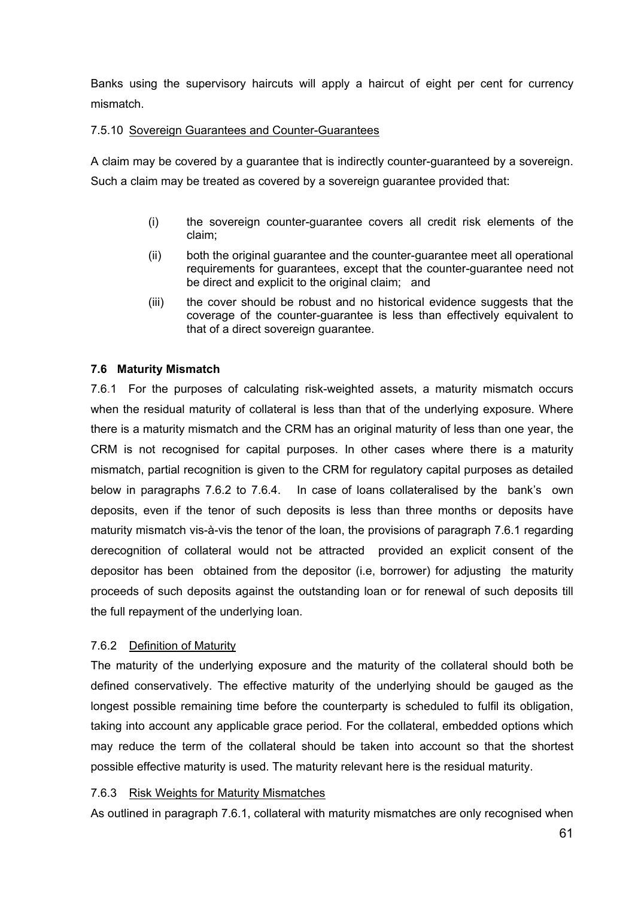Banks using the supervisory haircuts will apply a haircut of eight per cent for currency mismatch.

7.5.10 Sovereign Guarantees and Counter-Guarantees

A claim may be covered by a guarantee that is indirectly counter-guaranteed by a sovereign. Such a claim may be treated as covered by a sovereign guarantee provided that:

(i) the sovereign counter-guarantee covers all credit risk elements of the claim;

(ii) both the original guarantee and the counter-guarantee meet all operational requirements for guarantees, except that the counter-guarantee need not be direct and explicit to the original claim; and

(iii) the cover should be robust and no historical evidence suggests that the coverage of the counter-guarantee is less than effectively equivalent to that of a direct sovereign guarantee.

### 7.6 Maturity Mismatch

7.6.1 For the purposes of calculating risk-weighted assets, a maturity mismatch occurs when the residual maturity of collateral is less than that of the underlying exposure. Where there is a maturity mismatch and the CRM has an original maturity of less than one year, the CRM is not recognised for capital purposes. In other cases where there is a maturity mismatch, partial recognition is given to the CRM for regulatory capital purposes as detailed below in paragraphs 7.6.2 to 7.6.4. In case of loans collateralised by the bank's own deposits, even if the tenor of such deposits is less than three months or deposits have maturity mismatch vis-à-vis the tenor of the loan, the provisions of paragraph 7.6.1 regarding derecognition of collateral would not be attracted provided an explicit consent of the depositor has been obtained from the depositor (i.e, borrower) for adjusting the maturity proceeds of such deposits against the outstanding loan or for renewal of such deposits till the full repayment of the underlying loan.

7.6.2 Definition of Maturity

The maturity of the underlying exposure and the maturity of the collateral should both be defined conservatively. The effective maturity of the underlying should be gauged as the longest possible remaining time before the counterparty is scheduled to fulfil its obligation, taking into account any applicable grace period. For the collateral, embedded options which may reduce the term of the collateral should be taken into account so that the shortest possible effective maturity is used. The maturity relevant here is the residual maturity.

7.6.3 Risk Weights for Maturity Mismatches

As outlined in paragraph 7.6.1, collateral with maturity mismatches are only recognised when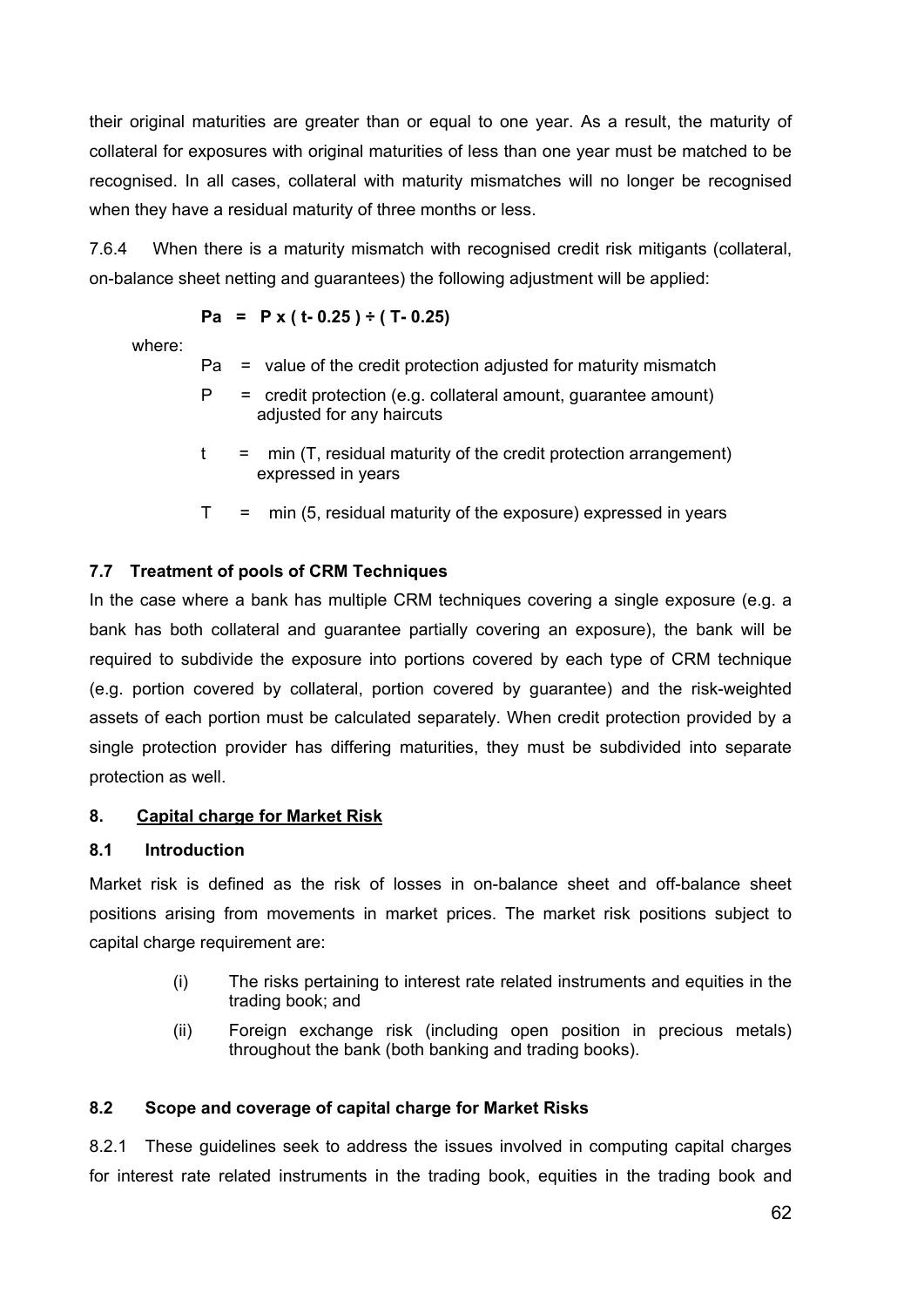their original maturities are greater than or equal to one year. As a result, the maturity of collateral for exposures with original maturities of less than one year must be matched to be recognised. In all cases, collateral with maturity mismatches will no longer be recognised when they have a residual maturity of three months or less.

7.6.4 When there is a maturity mismatch with recognised credit risk mitigants (collateral, on-balance sheet netting and guarantees) the following adjustment will be applied:

$$Pa = P \times (t - 0.25) \div (T - 0.25)$$

where:

- Pa = value of the credit protection adjusted for maturity mismatch
- P = credit protection (e.g. collateral amount, guarantee amount) adjusted for any haircuts
- t = min (T, residual maturity of the credit protection arrangement) expressed in years
- T = min (5, residual maturity of the exposure) expressed in years

### 7.7 Treatment of pools of CRM Techniques

In the case where a bank has multiple CRM techniques covering a single exposure (e.g. a bank has both collateral and guarantee partially covering an exposure), the bank will be required to subdivide the exposure into portions covered by each type of CRM technique (e.g. portion covered by collateral, portion covered by guarantee) and the risk-weighted assets of each portion must be calculated separately. When credit protection provided by a single protection provider has differing maturities, they must be subdivided into separate protection as well.

## 8. Capital charge for Market Risk

### 8.1 Introduction

Market risk is defined as the risk of losses in on-balance sheet and off-balance sheet positions arising from movements in market prices. The market risk positions subject to capital charge requirement are:

(i) The risks pertaining to interest rate related instruments and equities in the trading book; and

(ii) Foreign exchange risk (including open position in precious metals) throughout the bank (both banking and trading books).

### 8.2 Scope and coverage of capital charge for Market Risks

8.2.1 These guidelines seek to address the issues involved in computing capital charges for interest rate related instruments in the trading book, equities in the trading book and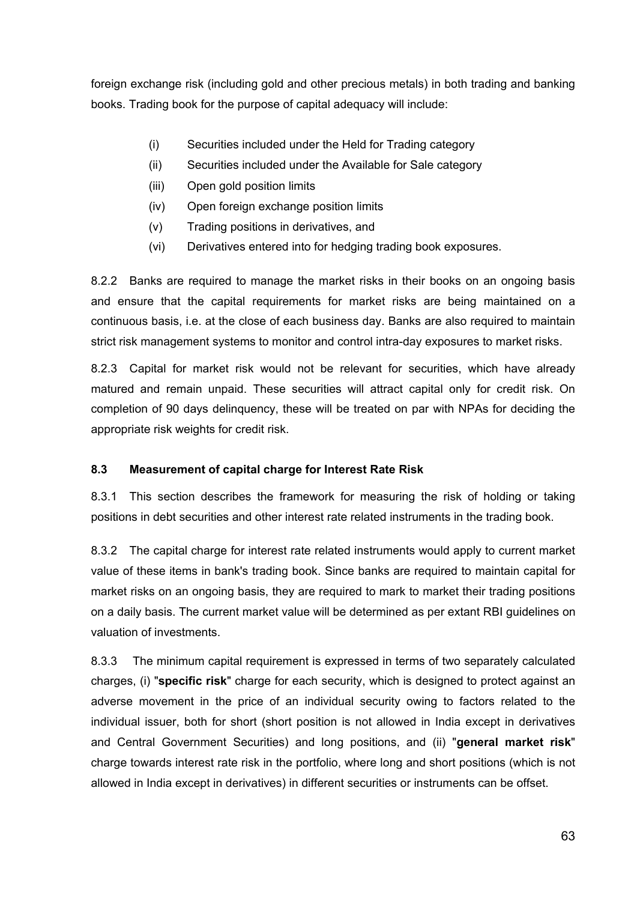foreign exchange risk (including gold and other precious metals) in both trading and banking books. Trading book for the purpose of capital adequacy will include:

(i) Securities included under the Held for Trading category
(ii) Securities included under the Available for Sale category
(iii) Open gold position limits
(iv) Open foreign exchange position limits
(v) Trading positions in derivatives, and
(vi) Derivatives entered into for hedging trading book exposures.

8.2.2 Banks are required to manage the market risks in their books on an ongoing basis and ensure that the capital requirements for market risks are being maintained on a continuous basis, i.e. at the close of each business day. Banks are also required to maintain strict risk management systems to monitor and control intra-day exposures to market risks.

8.2.3 Capital for market risk would not be relevant for securities, which have already matured and remain unpaid. These securities will attract capital only for credit risk. On completion of 90 days delinquency, these will be treated on par with NPAs for deciding the appropriate risk weights for credit risk.

### 8.3 Measurement of capital charge for Interest Rate Risk

8.3.1 This section describes the framework for measuring the risk of holding or taking positions in debt securities and other interest rate related instruments in the trading book.

8.3.2 The capital charge for interest rate related instruments would apply to current market value of these items in bank's trading book. Since banks are required to maintain capital for market risks on an ongoing basis, they are required to mark to market their trading positions on a daily basis. The current market value will be determined as per extant RBI guidelines on valuation of investments.

8.3.3 The minimum capital requirement is expressed in terms of two separately calculated charges, (i) "**specific risk**" charge for each security, which is designed to protect against an adverse movement in the price of an individual security owing to factors related to the individual issuer, both for short (short position is not allowed in India except in derivatives and Central Government Securities) and long positions, and (ii) "**general market risk**" charge towards interest rate risk in the portfolio, where long and short positions (which is not allowed in India except in derivatives) in different securities or instruments can be offset.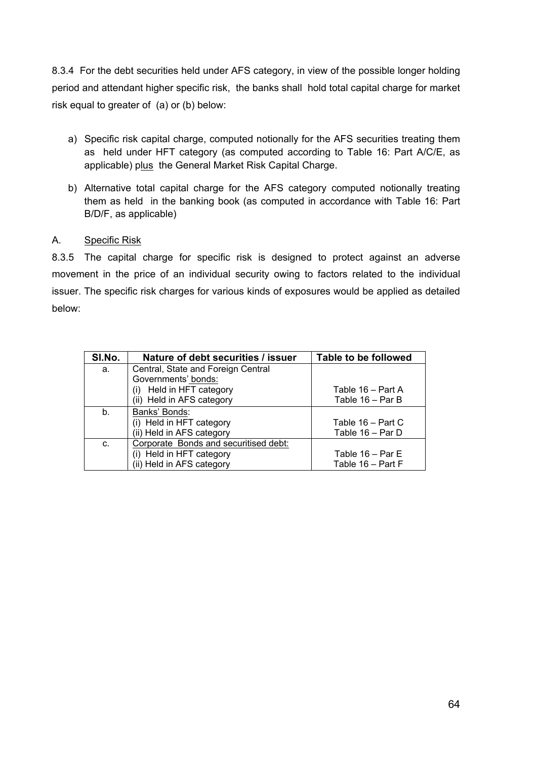8.3.4 For the debt securities held under AFS category, in view of the possible longer holding period and attendant higher specific risk, the banks shall hold total capital charge for market risk equal to greater of (a) or (b) below:

a) Specific risk capital charge, computed notionally for the AFS securities treating them as held under HFT category (as computed according to Table 16: Part A/C/E, as applicable) plus the General Market Risk Capital Charge.

b) Alternative total capital charge for the AFS category computed notionally treating them as held in the banking book (as computed in accordance with Table 16: Part B/D/F, as applicable)

A. Specific Risk

8.3.5 The capital charge for specific risk is designed to protect against an adverse movement in the price of an individual security owing to factors related to the individual issuer. The specific risk charges for various kinds of exposures would be applied as detailed below:

| Sl.No. | Nature of debt securities / issuer | Table to be followed |
|---|---|---|
| a. | Central, State and Foreign Central Governments' bonds:<br>(i) Held in HFT category<br>(ii) Held in AFS category | <br><br>Table 16 – Part A<br>Table 16 – Par B |
| b. | Banks' Bonds:<br>(i) Held in HFT category<br>(ii) Held in AFS category | <br>Table 16 – Part C<br>Table 16 – Par D |
| c. | Corporate Bonds and securitised debt:<br>(i) Held in HFT category<br>(ii) Held in AFS category | <br>Table 16 – Par E<br>Table 16 – Part F |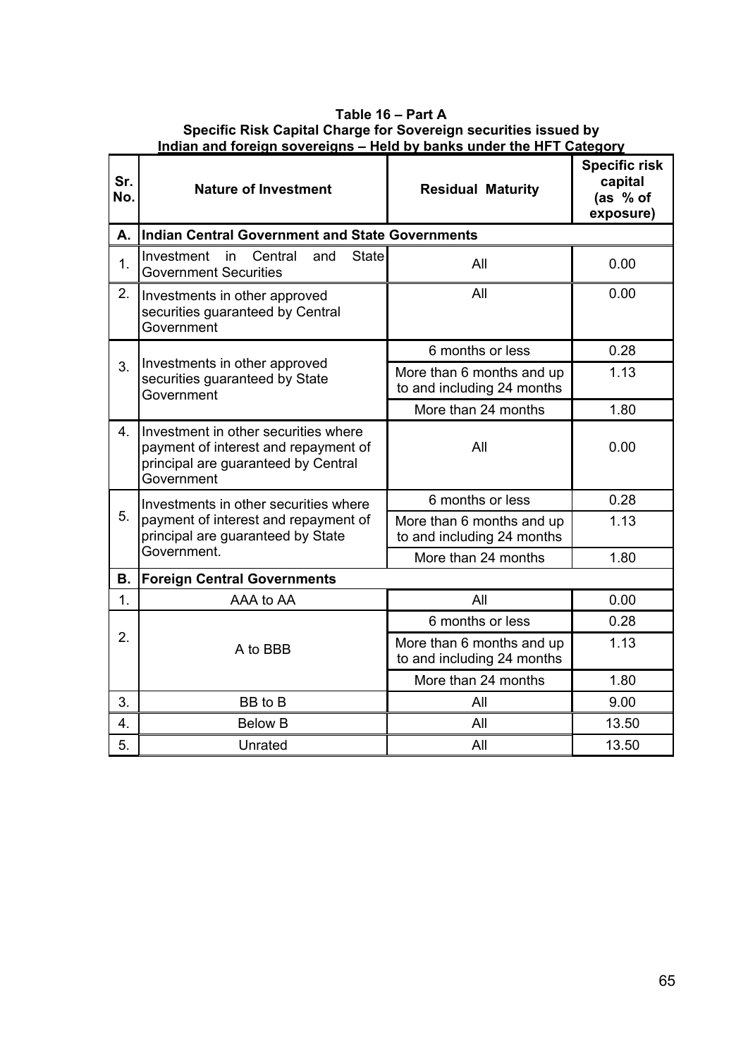**Table 16 – Part A**
**Specific Risk Capital Charge for Sovereign securities issued by Indian and foreign sovereigns – Held by banks under the HFT Category**

| Sr. No. | Nature of Investment | Residual Maturity | Specific risk capital (as % of exposure) |
|---|---|---|---|
| **A.** | **Indian Central Government and State Governments** | | |
| 1. | Investment in Central and State Government Securities | All | 0.00 |
| 2. | Investments in other approved securities guaranteed by Central Government | All | 0.00 |
| 3. | Investments in other approved securities guaranteed by State Government | 6 months or less | 0.28 |
| | | More than 6 months and up to and including 24 months | 1.13 |
| | | More than 24 months | 1.80 |
| 4. | Investment in other securities where payment of interest and repayment of principal are guaranteed by Central Government | All | 0.00 |
| 5. | Investments in other securities where payment of interest and repayment of principal are guaranteed by State Government. | 6 months or less | 0.28 |
| | | More than 6 months and up to and including 24 months | 1.13 |
| | | More than 24 months | 1.80 |
| **B.** | **Foreign Central Governments** | | |
| 1. | AAA to AA | All | 0.00 |
| 2. | A to BBB | 6 months or less | 0.28 |
| | | More than 6 months and up to and including 24 months | 1.13 |
| | | More than 24 months | 1.80 |
| 3. | BB to B | All | 9.00 |
| 4. | Below B | All | 13.50 |
| 5. | Unrated | All | 13.50 |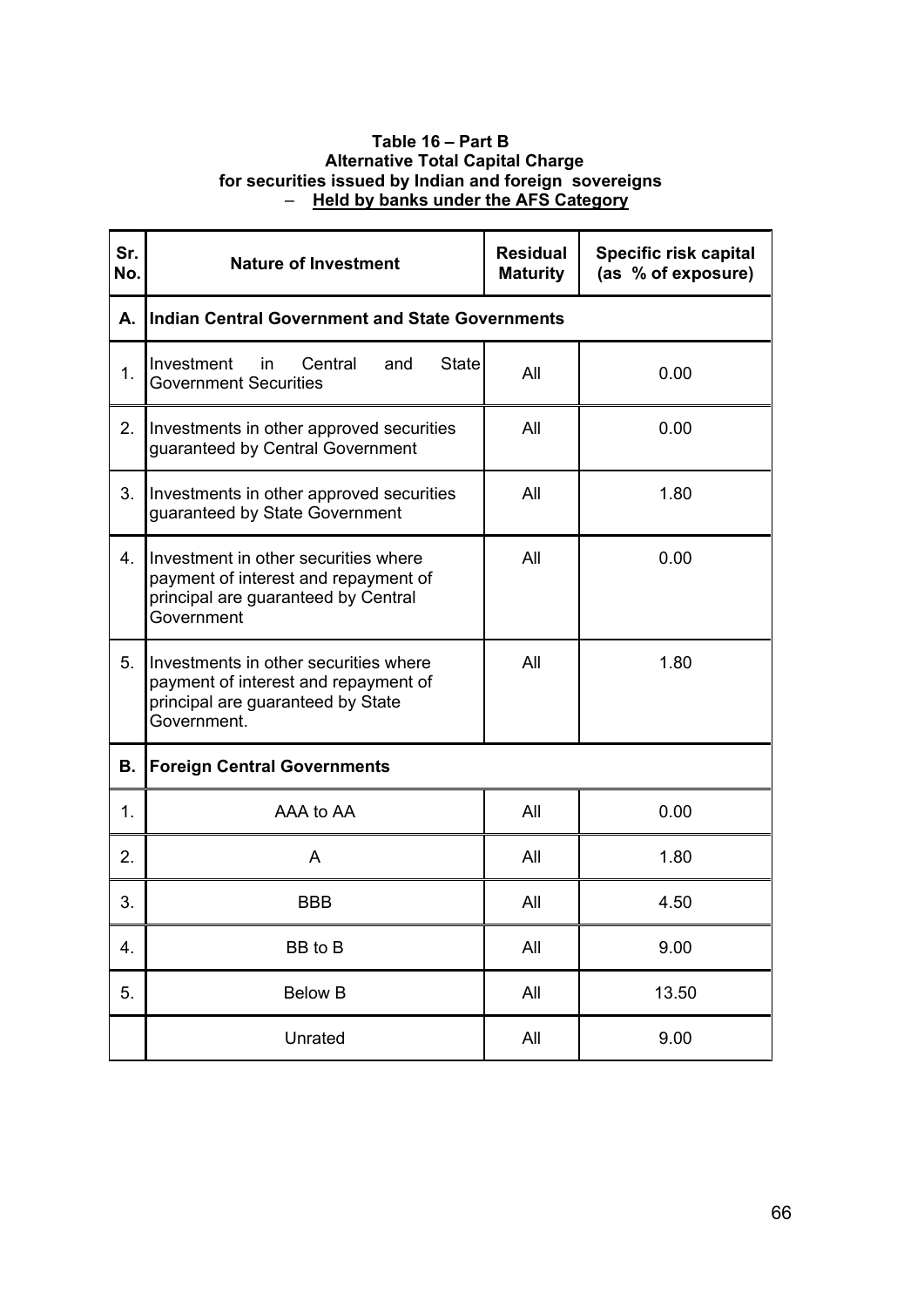**Table 16 – Part B**
**Alternative Total Capital Charge**
**for securities issued by Indian and foreign sovereigns**
**– Held by banks under the AFS Category**

| Sr. No. | Nature of Investment | Residual Maturity | Specific risk capital (as % of exposure) |
|---|---|---|---|
| **A.** | **Indian Central Government and State Governments** | | |
| 1. | Investment in Central and State Government Securities | All | 0.00 |
| 2. | Investments in other approved securities guaranteed by Central Government | All | 0.00 |
| 3. | Investments in other approved securities guaranteed by State Government | All | 1.80 |
| 4. | Investment in other securities where payment of interest and repayment of principal are guaranteed by Central Government | All | 0.00 |
| 5. | Investments in other securities where payment of interest and repayment of principal are guaranteed by State Government. | All | 1.80 |
| **B.** | **Foreign Central Governments** | | |
| 1. | AAA to AA | All | 0.00 |
| 2. | A | All | 1.80 |
| 3. | BBB | All | 4.50 |
| 4. | BB to B | All | 9.00 |
| 5. | Below B | All | 13.50 |
| | Unrated | All | 9.00 |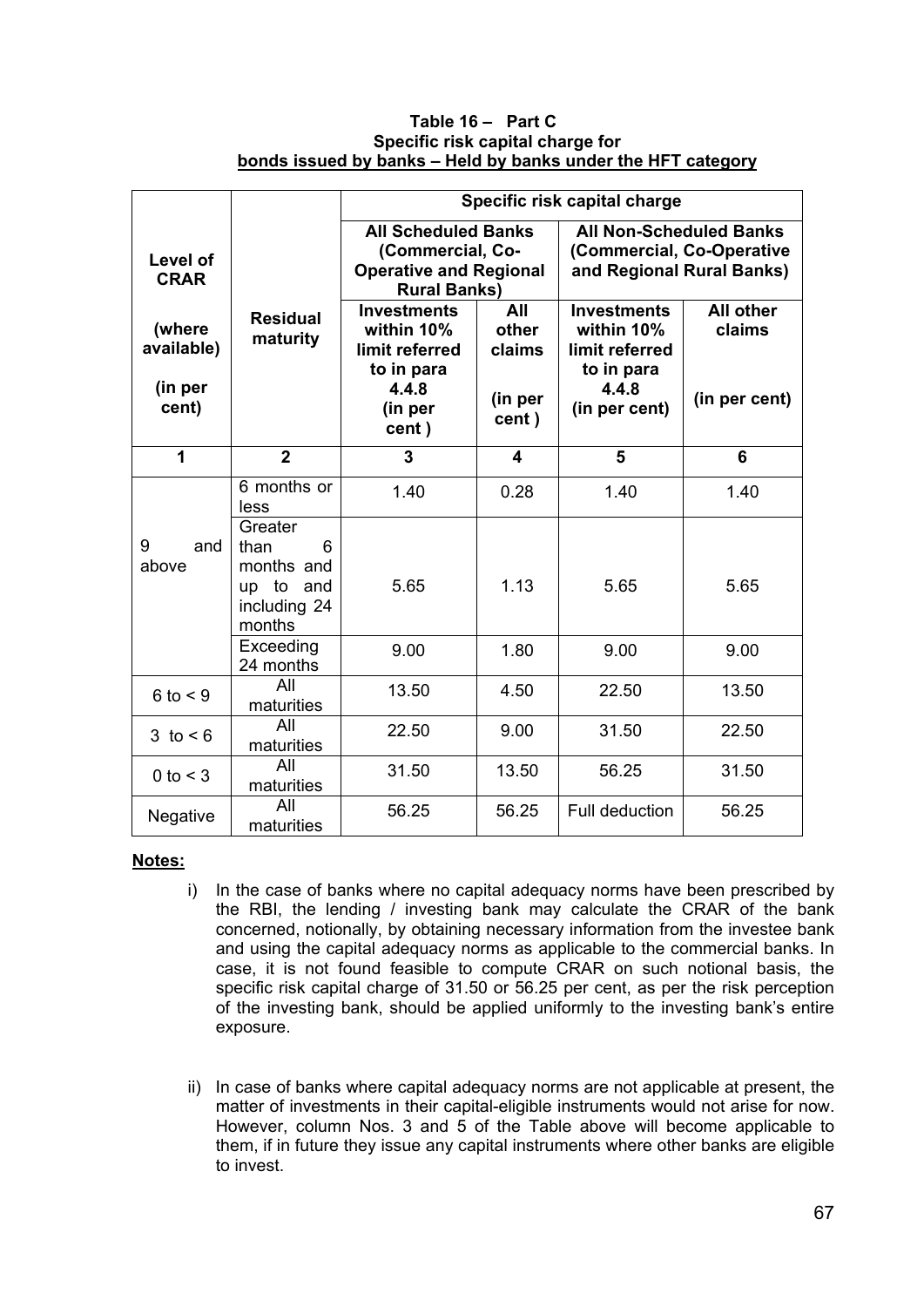**Table 16 – Part C**
**Specific risk capital charge for**
**bonds issued by banks – Held by banks under the HFT category**

| Level of CRAR (where available) (in per cent) | Residual maturity | Specific risk capital charge | | | |
|---|---|---|---|---|---|
| | | All Scheduled Banks (Commercial, Co-Operative and Regional Rural Banks) | | All Non-Scheduled Banks (Commercial, Co-Operative and Regional Rural Banks) | |
| | | Investments within 10% limit referred to in para 4.4.8 (in per cent ) | All other claims (in per cent ) | Investments within 10% limit referred to in para 4.4.8 (in per cent) | All other claims (in per cent) |
| **1** | **2** | **3** | **4** | **5** | **6** |
| 9 and above | 6 months or less | 1.40 | 0.28 | 1.40 | 1.40 |
| | Greater than 6 months and up to and including 24 months | 5.65 | 1.13 | 5.65 | 5.65 |
| | Exceeding 24 months | 9.00 | 1.80 | 9.00 | 9.00 |
| 6 to < 9 | All maturities | 13.50 | 4.50 | 22.50 | 13.50 |
| 3 to < 6 | All maturities | 22.50 | 9.00 | 31.50 | 22.50 |
| 0 to < 3 | All maturities | 31.50 | 13.50 | 56.25 | 31.50 |
| Negative | All maturities | 56.25 | 56.25 | Full deduction | 56.25 |

**Notes:**

i) In the case of banks where no capital adequacy norms have been prescribed by the RBI, the lending / investing bank may calculate the CRAR of the bank concerned, notionally, by obtaining necessary information from the investee bank and using the capital adequacy norms as applicable to the commercial banks. In case, it is not found feasible to compute CRAR on such notional basis, the specific risk capital charge of 31.50 or 56.25 per cent, as per the risk perception of the investing bank, should be applied uniformly to the investing bank's entire exposure.

ii) In case of banks where capital adequacy norms are not applicable at present, the matter of investments in their capital-eligible instruments would not arise for now. However, column Nos. 3 and 5 of the Table above will become applicable to them, if in future they issue any capital instruments where other banks are eligible to invest.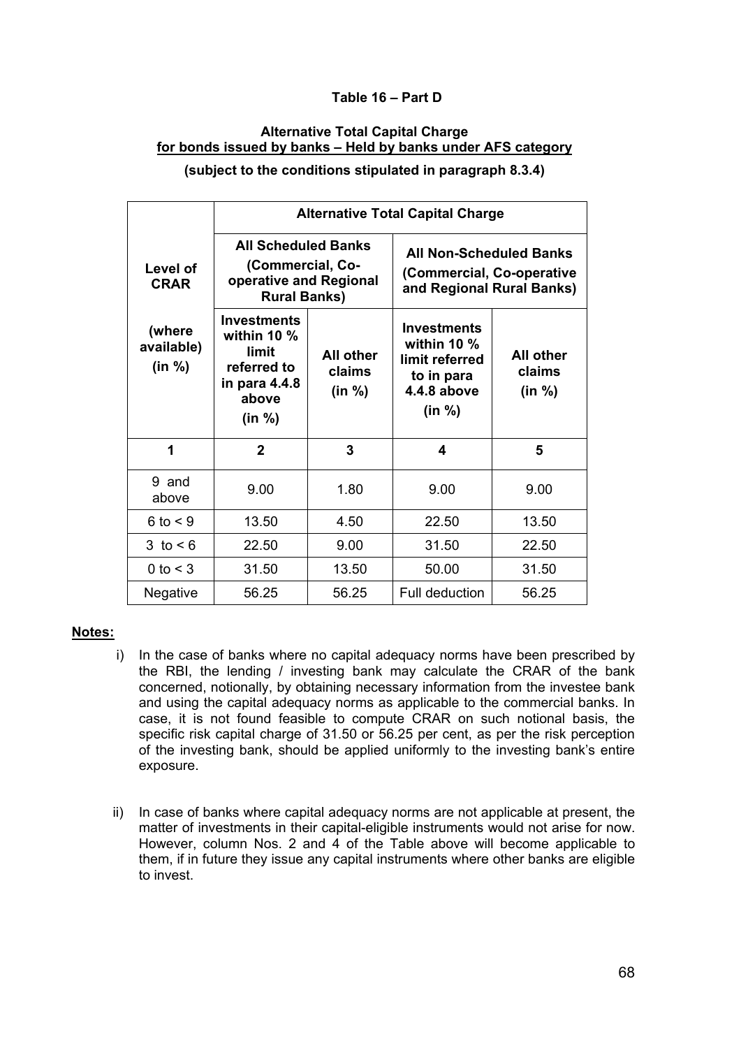**Table 16 – Part D**

**Alternative Total Capital Charge**
**for bonds issued by banks – Held by banks under AFS category**

**(subject to the conditions stipulated in paragraph 8.3.4)**

| Level of CRAR (where available) (in %) | Alternative Total Capital Charge | | | |
|---|---|---|---|---|
| | All Scheduled Banks (Commercial, Co-operative and Regional Rural Banks) | | All Non-Scheduled Banks (Commercial, Co-operative and Regional Rural Banks) | |
| | Investments within 10 % limit referred to in para 4.4.8 above (in %) | All other claims (in %) | Investments within 10 % limit referred to in para 4.4.8 above (in %) | All other claims (in %) |
| 1 | 2 | 3 | 4 | 5 |
| 9 and above | 9.00 | 1.80 | 9.00 | 9.00 |
| 6 to < 9 | 13.50 | 4.50 | 22.50 | 13.50 |
| 3 to < 6 | 22.50 | 9.00 | 31.50 | 22.50 |
| 0 to < 3 | 31.50 | 13.50 | 50.00 | 31.50 |
| Negative | 56.25 | 56.25 | Full deduction | 56.25 |

**Notes:**

i) In the case of banks where no capital adequacy norms have been prescribed by the RBI, the lending / investing bank may calculate the CRAR of the bank concerned, notionally, by obtaining necessary information from the investee bank and using the capital adequacy norms as applicable to the commercial banks. In case, it is not found feasible to compute CRAR on such notional basis, the specific risk capital charge of 31.50 or 56.25 per cent, as per the risk perception of the investing bank, should be applied uniformly to the investing bank's entire exposure.

ii) In case of banks where capital adequacy norms are not applicable at present, the matter of investments in their capital-eligible instruments would not arise for now. However, column Nos. 2 and 4 of the Table above will become applicable to them, if in future they issue any capital instruments where other banks are eligible to invest.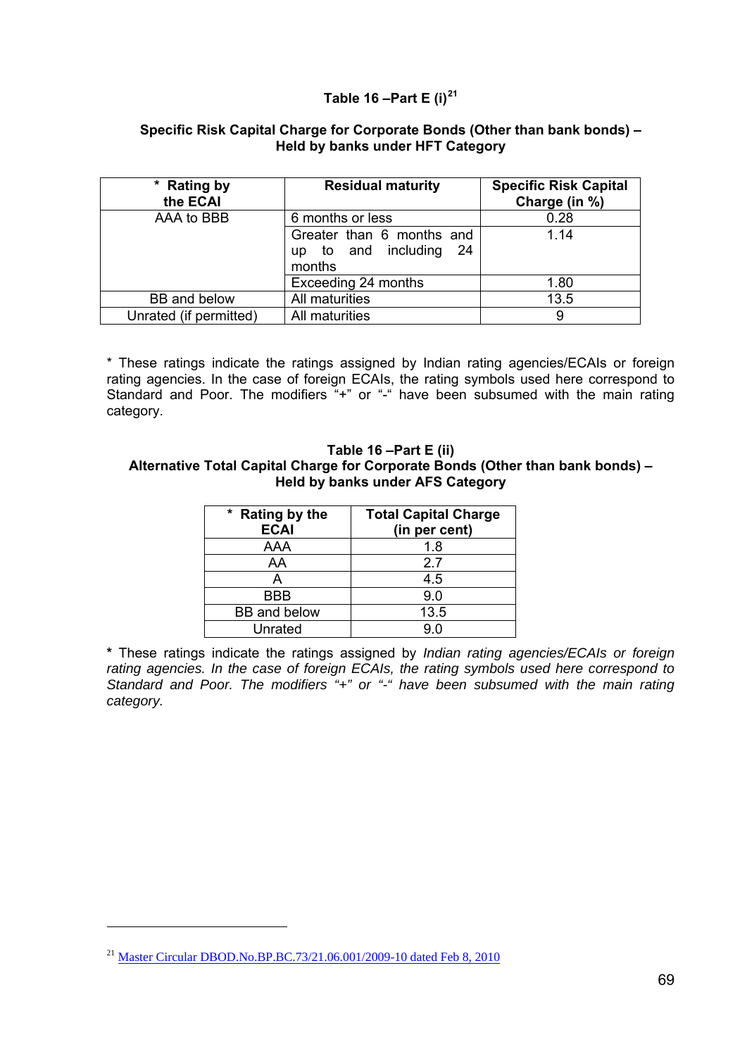**Table 16 –Part E (i)**[21]

**Specific Risk Capital Charge for Corporate Bonds (Other than bank bonds) – Held by banks under HFT Category**

| * Rating by the ECAI | Residual maturity | Specific Risk Capital Charge (in %) |
|---|---|---|
| AAA to BBB | 6 months or less | 0.28 |
| | Greater than 6 months and up to and including 24 months | 1.14 |
| | Exceeding 24 months | 1.80 |
| BB and below | All maturities | 13.5 |
| Unrated (if permitted) | All maturities | 9 |

* These ratings indicate the ratings assigned by Indian rating agencies/ECAIs or foreign rating agencies. In the case of foreign ECAIs, the rating symbols used here correspond to Standard and Poor. The modifiers "+" or "-" have been subsumed with the main rating category.

**Table 16 –Part E (ii)**
**Alternative Total Capital Charge for Corporate Bonds (Other than bank bonds) – Held by banks under AFS Category**

| * Rating by the ECAI | Total Capital Charge (in per cent) |
|---|---|
| AAA | 1.8 |
| AA | 2.7 |
| A | 4.5 |
| BBB | 9.0 |
| BB and below | 13.5 |
| Unrated | 9.0 |

**\*** These ratings indicate the ratings assigned by *Indian rating agencies/ECAIs or foreign rating agencies. In the case of foreign ECAIs, the rating symbols used here correspond to Standard and Poor. The modifiers "+" or "-" have been subsumed with the main rating category.*

[21] Master Circular DBOD.No.BP.BC.73/21.06.001/2009-10 dated Feb 8, 2010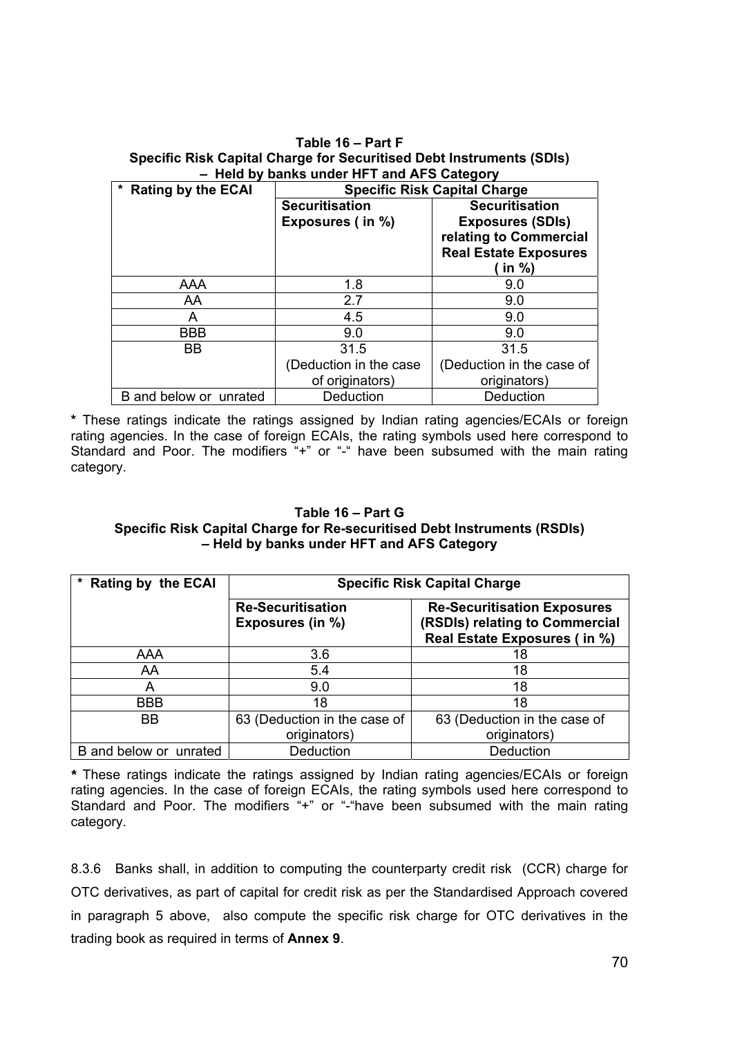**Table 16 – Part F**
**Specific Risk Capital Charge for Securitised Debt Instruments (SDIs) – Held by banks under HFT and AFS Category**

| * Rating by the ECAI | Specific Risk Capital Charge | |
|---|---|---|
| | Securitisation Exposures ( in %) | Securitisation Exposures (SDIs) relating to Commercial Real Estate Exposures ( in %) |
| AAA | 1.8 | 9.0 |
| AA | 2.7 | 9.0 |
| A | 4.5 | 9.0 |
| BBB | 9.0 | 9.0 |
| BB | 31.5 (Deduction in the case of originators) | 31.5 (Deduction in the case of originators) |
| B and below or unrated | Deduction | Deduction |

**\*** These ratings indicate the ratings assigned by Indian rating agencies/ECAIs or foreign rating agencies. In the case of foreign ECAIs, the rating symbols used here correspond to Standard and Poor. The modifiers "+" or "-" have been subsumed with the main rating category.

**Table 16 – Part G**
**Specific Risk Capital Charge for Re-securitised Debt Instruments (RSDIs) – Held by banks under HFT and AFS Category**

| * Rating by the ECAI | Specific Risk Capital Charge | |
|---|---|---|
| | Re-Securitisation Exposures (in %) | Re-Securitisation Exposures (RSDIs) relating to Commercial Real Estate Exposures ( in %) |
| AAA | 3.6 | 18 |
| AA | 5.4 | 18 |
| A | 9.0 | 18 |
| BBB | 18 | 18 |
| BB | 63 (Deduction in the case of originators) | 63 (Deduction in the case of originators) |
| B and below or unrated | Deduction | Deduction |

**\*** These ratings indicate the ratings assigned by Indian rating agencies/ECAIs or foreign rating agencies. In the case of foreign ECAIs, the rating symbols used here correspond to Standard and Poor. The modifiers "+" or "-"have been subsumed with the main rating category.

8.3.6 Banks shall, in addition to computing the counterparty credit risk (CCR) charge for OTC derivatives, as part of capital for credit risk as per the Standardised Approach covered in paragraph 5 above, also compute the specific risk charge for OTC derivatives in the trading book as required in terms of **Annex 9**.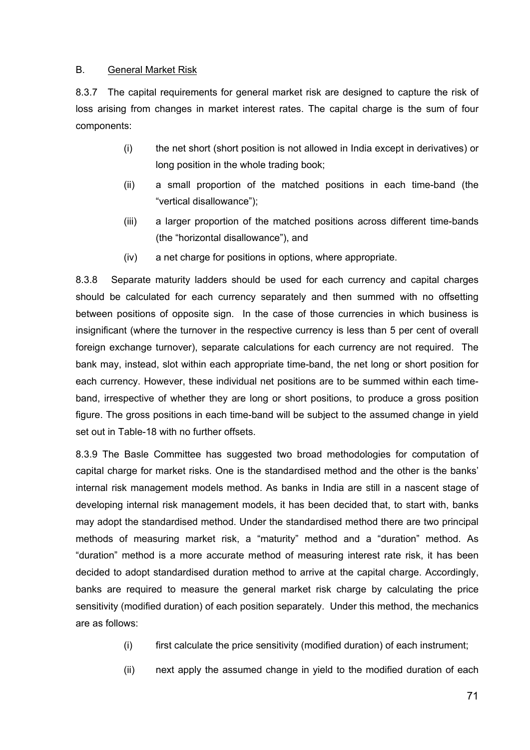## B. General Market Risk

8.3.7 The capital requirements for general market risk are designed to capture the risk of loss arising from changes in market interest rates. The capital charge is the sum of four components:

(i) the net short (short position is not allowed in India except in derivatives) or long position in the whole trading book;

(ii) a small proportion of the matched positions in each time-band (the "vertical disallowance");

(iii) a larger proportion of the matched positions across different time-bands (the "horizontal disallowance"), and

(iv) a net charge for positions in options, where appropriate.

8.3.8 Separate maturity ladders should be used for each currency and capital charges should be calculated for each currency separately and then summed with no offsetting between positions of opposite sign. In the case of those currencies in which business is insignificant (where the turnover in the respective currency is less than 5 per cent of overall foreign exchange turnover), separate calculations for each currency are not required. The bank may, instead, slot within each appropriate time-band, the net long or short position for each currency. However, these individual net positions are to be summed within each time-band, irrespective of whether they are long or short positions, to produce a gross position figure. The gross positions in each time-band will be subject to the assumed change in yield set out in Table-18 with no further offsets.

8.3.9 The Basle Committee has suggested two broad methodologies for computation of capital charge for market risks. One is the standardised method and the other is the banks' internal risk management models method. As banks in India are still in a nascent stage of developing internal risk management models, it has been decided that, to start with, banks may adopt the standardised method. Under the standardised method there are two principal methods of measuring market risk, a "maturity" method and a "duration" method. As "duration" method is a more accurate method of measuring interest rate risk, it has been decided to adopt standardised duration method to arrive at the capital charge. Accordingly, banks are required to measure the general market risk charge by calculating the price sensitivity (modified duration) of each position separately. Under this method, the mechanics are as follows:

(i) first calculate the price sensitivity (modified duration) of each instrument;

(ii) next apply the assumed change in yield to the modified duration of each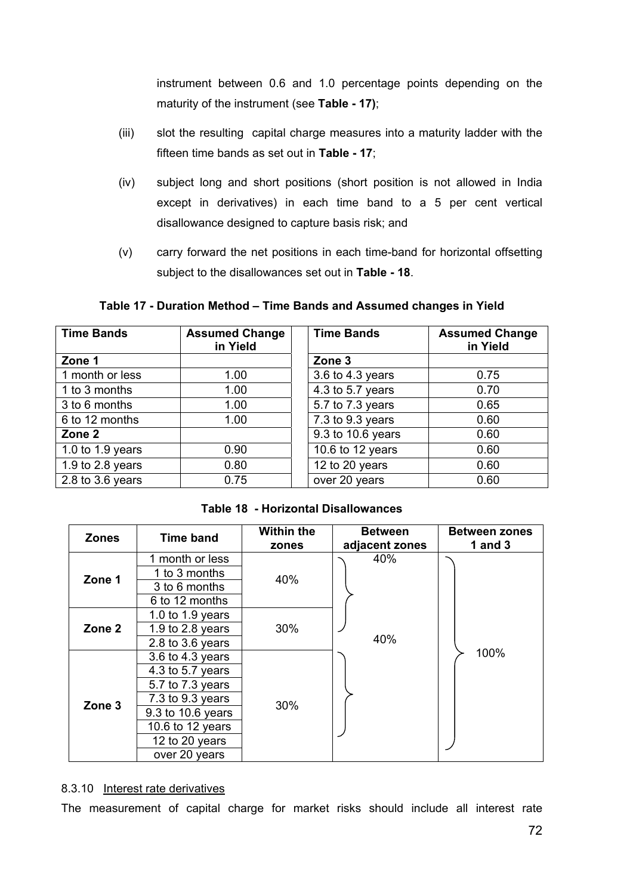instrument between 0.6 and 1.0 percentage points depending on the maturity of the instrument (see **Table - 17)**;

(iii) slot the resulting capital charge measures into a maturity ladder with the fifteen time bands as set out in **Table - 17**;

(iv) subject long and short positions (short position is not allowed in India except in derivatives) in each time band to a 5 per cent vertical disallowance designed to capture basis risk; and

(v) carry forward the net positions in each time-band for horizontal offsetting subject to the disallowances set out in **Table - 18**.

**Table 17 - Duration Method – Time Bands and Assumed changes in Yield**

| Time Bands | Assumed Change in Yield | Time Bands | Assumed Change in Yield |
|---|---|---|---|
| **Zone 1** | | **Zone 3** | |
| 1 month or less | 1.00 | 3.6 to 4.3 years | 0.75 |
| 1 to 3 months | 1.00 | 4.3 to 5.7 years | 0.70 |
| 3 to 6 months | 1.00 | 5.7 to 7.3 years | 0.65 |
| 6 to 12 months | 1.00 | 7.3 to 9.3 years | 0.60 |
| **Zone 2** | | 9.3 to 10.6 years | 0.60 |
| 1.0 to 1.9 years | 0.90 | 10.6 to 12 years | 0.60 |
| 1.9 to 2.8 years | 0.80 | 12 to 20 years | 0.60 |
| 2.8 to 3.6 years | 0.75 | over 20 years | 0.60 |

**Table 18 - Horizontal Disallowances**

| Zones | Time band | Within the zones | Between adjacent zones | Between zones 1 and 3 |
|---|---|---|---|---|
| Zone 1 | 1 month or less | 40% | 40% (Zones 1 and 2) | 100% |
| | 1 to 3 months | | | |
| | 3 to 6 months | | | |
| | 6 to 12 months | | | |
| Zone 2 | 1.0 to 1.9 years | 30% | | |
| | 1.9 to 2.8 years | | 40% (Zones 2 and 3) | |
| | 2.8 to 3.6 years | | | |
| Zone 3 | 3.6 to 4.3 years | 30% | | |
| | 4.3 to 5.7 years | | | |
| | 5.7 to 7.3 years | | | |
| | 7.3 to 9.3 years | | | |
| | 9.3 to 10.6 years | | | |
| | 10.6 to 12 years | | | |
| | 12 to 20 years | | | |
| | over 20 years | | | |

8.3.10 Interest rate derivatives

The measurement of capital charge for market risks should include all interest rate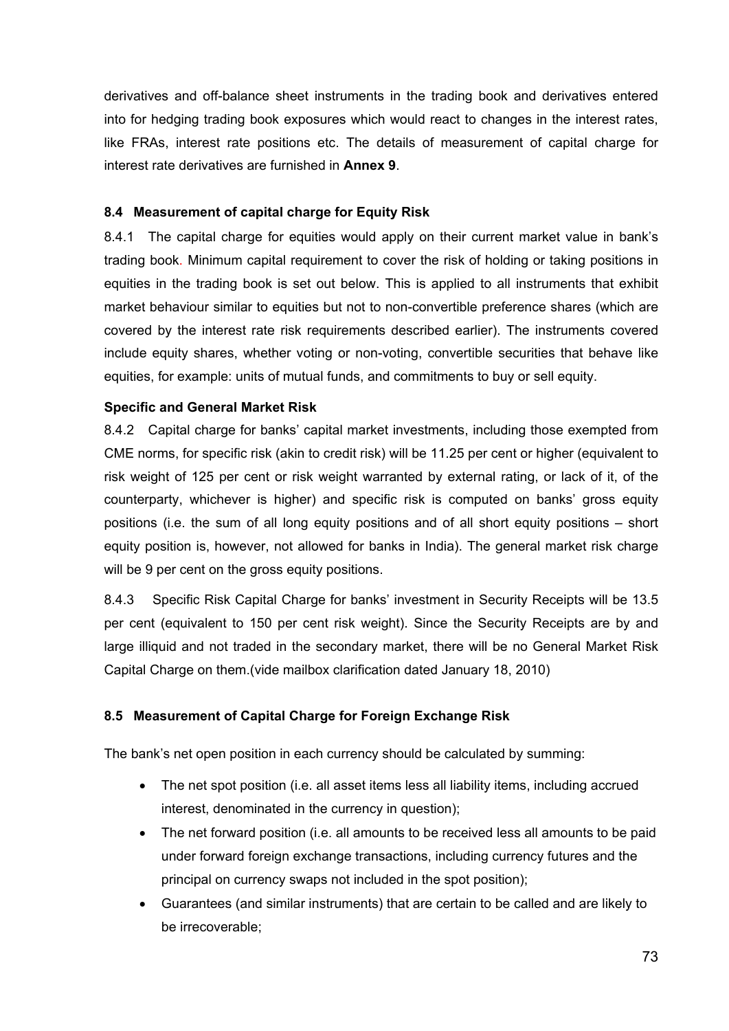derivatives and off-balance sheet instruments in the trading book and derivatives entered into for hedging trading book exposures which would react to changes in the interest rates, like FRAs, interest rate positions etc. The details of measurement of capital charge for interest rate derivatives are furnished in **Annex 9**.

### 8.4 Measurement of capital charge for Equity Risk

8.4.1 The capital charge for equities would apply on their current market value in bank's trading book. Minimum capital requirement to cover the risk of holding or taking positions in equities in the trading book is set out below. This is applied to all instruments that exhibit market behaviour similar to equities but not to non-convertible preference shares (which are covered by the interest rate risk requirements described earlier). The instruments covered include equity shares, whether voting or non-voting, convertible securities that behave like equities, for example: units of mutual funds, and commitments to buy or sell equity.

**Specific and General Market Risk**

8.4.2 Capital charge for banks' capital market investments, including those exempted from CME norms, for specific risk (akin to credit risk) will be 11.25 per cent or higher (equivalent to risk weight of 125 per cent or risk weight warranted by external rating, or lack of it, of the counterparty, whichever is higher) and specific risk is computed on banks' gross equity positions (i.e. the sum of all long equity positions and of all short equity positions – short equity position is, however, not allowed for banks in India). The general market risk charge will be 9 per cent on the gross equity positions.

8.4.3 Specific Risk Capital Charge for banks' investment in Security Receipts will be 13.5 per cent (equivalent to 150 per cent risk weight). Since the Security Receipts are by and large illiquid and not traded in the secondary market, there will be no General Market Risk Capital Charge on them.(vide mailbox clarification dated January 18, 2010)

### 8.5 Measurement of Capital Charge for Foreign Exchange Risk

The bank's net open position in each currency should be calculated by summing:

- The net spot position (i.e. all asset items less all liability items, including accrued interest, denominated in the currency in question);
- The net forward position (i.e. all amounts to be received less all amounts to be paid under forward foreign exchange transactions, including currency futures and the principal on currency swaps not included in the spot position);
- Guarantees (and similar instruments) that are certain to be called and are likely to be irrecoverable;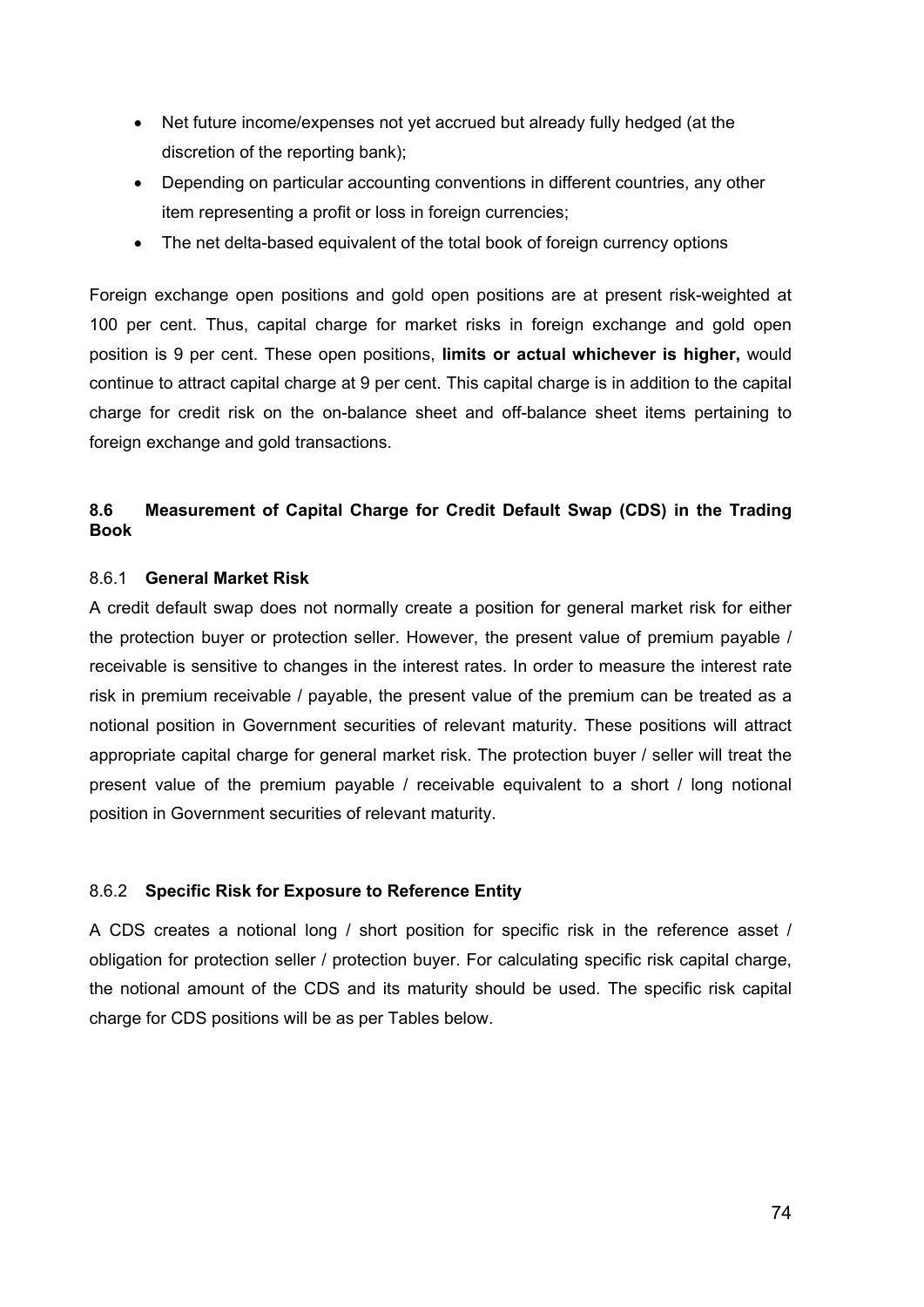- Net future income/expenses not yet accrued but already fully hedged (at the discretion of the reporting bank);
- Depending on particular accounting conventions in different countries, any other item representing a profit or loss in foreign currencies;
- The net delta-based equivalent of the total book of foreign currency options

Foreign exchange open positions and gold open positions are at present risk-weighted at 100 per cent. Thus, capital charge for market risks in foreign exchange and gold open position is 9 per cent. These open positions, **limits or actual whichever is higher,** would continue to attract capital charge at 9 per cent. This capital charge is in addition to the capital charge for credit risk on the on-balance sheet and off-balance sheet items pertaining to foreign exchange and gold transactions.

### 8.6 Measurement of Capital Charge for Credit Default Swap (CDS) in the Trading Book

#### 8.6.1 General Market Risk

A credit default swap does not normally create a position for general market risk for either the protection buyer or protection seller. However, the present value of premium payable / receivable is sensitive to changes in the interest rates. In order to measure the interest rate risk in premium receivable / payable, the present value of the premium can be treated as a notional position in Government securities of relevant maturity. These positions will attract appropriate capital charge for general market risk. The protection buyer / seller will treat the present value of the premium payable / receivable equivalent to a short / long notional position in Government securities of relevant maturity.

#### 8.6.2 Specific Risk for Exposure to Reference Entity

A CDS creates a notional long / short position for specific risk in the reference asset / obligation for protection seller / protection buyer. For calculating specific risk capital charge, the notional amount of the CDS and its maturity should be used. The specific risk capital charge for CDS positions will be as per Tables below.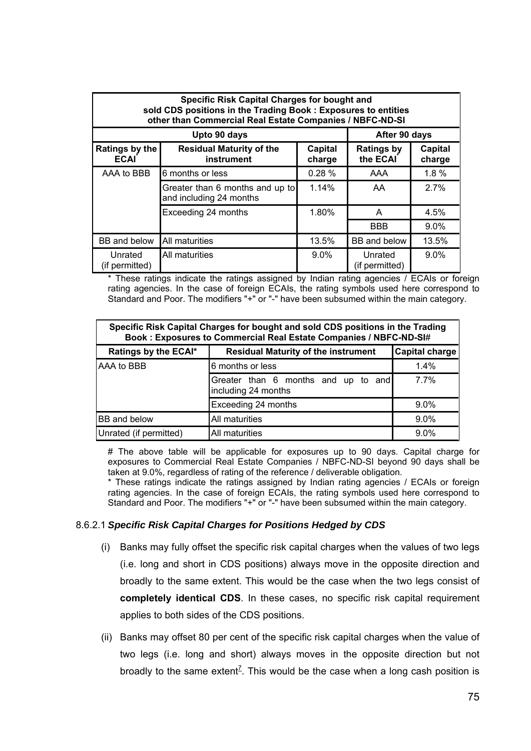| Specific Risk Capital Charges for bought and sold CDS positions in the Trading Book : Exposures to entities other than Commercial Real Estate Companies / NBFC-ND-SI | | | | |
|---|---|---|---|---|
| Upto 90 days | | | After 90 days | |
| Ratings by the ECAI* | Residual Maturity of the instrument | Capital charge | Ratings by the ECAI* | Capital charge |
| AAA to BBB | 6 months or less | 0.28 % | AAA | 1.8 % |
| | Greater than 6 months and up to and including 24 months | 1.14% | AA | 2.7% |
| | Exceeding 24 months | 1.80% | A | 4.5% |
| | | | BBB | 9.0% |
| BB and below | All maturities | 13.5% | BB and below | 13.5% |
| Unrated (if permitted) | All maturities | 9.0% | Unrated (if permitted) | 9.0% |

\* These ratings indicate the ratings assigned by Indian rating agencies / ECAIs or foreign rating agencies. In the case of foreign ECAIs, the rating symbols used here correspond to Standard and Poor. The modifiers "+" or "-" have been subsumed within the main category.

| Specific Risk Capital Charges for bought and sold CDS positions in the Trading Book : Exposures to Commercial Real Estate Companies / NBFC-ND-SI# | | |
|---|---|---|
| Ratings by the ECAI* | Residual Maturity of the instrument | Capital charge |
| AAA to BBB | 6 months or less | 1.4% |
| | Greater than 6 months and up to and including 24 months | 7.7% |
| | Exceeding 24 months | 9.0% |
| BB and below | All maturities | 9.0% |
| Unrated (if permitted) | All maturities | 9.0% |

# The above table will be applicable for exposures up to 90 days. Capital charge for exposures to Commercial Real Estate Companies / NBFC-ND-SI beyond 90 days shall be taken at 9.0%, regardless of rating of the reference / deliverable obligation.

\* These ratings indicate the ratings assigned by Indian rating agencies / ECAIs or foreign rating agencies. In the case of foreign ECAIs, the rating symbols used here correspond to Standard and Poor. The modifiers "+" or "-" have been subsumed within the main category.

8.6.2.1 ***Specific Risk Capital Charges for Positions Hedged by CDS***

(i) Banks may fully offset the specific risk capital charges when the values of two legs (i.e. long and short in CDS positions) always move in the opposite direction and broadly to the same extent. This would be the case when the two legs consist of **completely identical CDS**. In these cases, no specific risk capital requirement applies to both sides of the CDS positions.

(ii) Banks may offset 80 per cent of the specific risk capital charges when the value of two legs (i.e. long and short) always moves in the opposite direction but not broadly to the same extent[7]. This would be the case when a long cash position is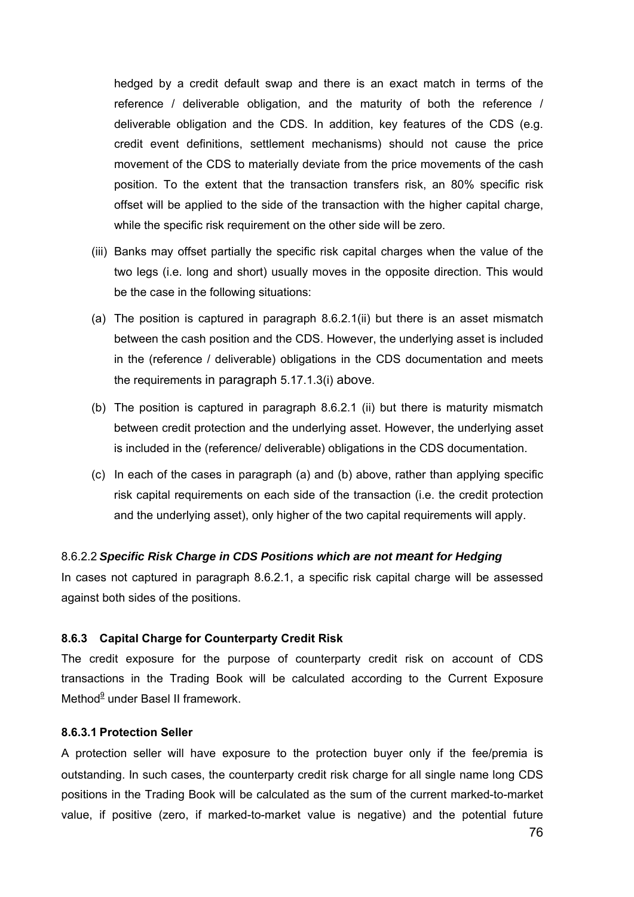hedged by a credit default swap and there is an exact match in terms of the reference / deliverable obligation, and the maturity of both the reference / deliverable obligation and the CDS. In addition, key features of the CDS (e.g. credit event definitions, settlement mechanisms) should not cause the price movement of the CDS to materially deviate from the price movements of the cash position. To the extent that the transaction transfers risk, an 80% specific risk offset will be applied to the side of the transaction with the higher capital charge, while the specific risk requirement on the other side will be zero.

(iii) Banks may offset partially the specific risk capital charges when the value of the two legs (i.e. long and short) usually moves in the opposite direction. This would be the case in the following situations:

(a) The position is captured in paragraph 8.6.2.1(ii) but there is an asset mismatch between the cash position and the CDS. However, the underlying asset is included in the (reference / deliverable) obligations in the CDS documentation and meets the requirements in paragraph 5.17.1.3(i) above.

(b) The position is captured in paragraph 8.6.2.1 (ii) but there is maturity mismatch between credit protection and the underlying asset. However, the underlying asset is included in the (reference/ deliverable) obligations in the CDS documentation.

(c) In each of the cases in paragraph (a) and (b) above, rather than applying specific risk capital requirements on each side of the transaction (i.e. the credit protection and the underlying asset), only higher of the two capital requirements will apply.

8.6.2.2 ***Specific Risk Charge in CDS Positions which are not meant for Hedging***

In cases not captured in paragraph 8.6.2.1, a specific risk capital charge will be assessed against both sides of the positions.

**8.6.3 Capital Charge for Counterparty Credit Risk**

The credit exposure for the purpose of counterparty credit risk on account of CDS transactions in the Trading Book will be calculated according to the Current Exposure Method[9] under Basel II framework.

**8.6.3.1 Protection Seller**

A protection seller will have exposure to the protection buyer only if the fee/premia is outstanding. In such cases, the counterparty credit risk charge for all single name long CDS positions in the Trading Book will be calculated as the sum of the current marked-to-market value, if positive (zero, if marked-to-market value is negative) and the potential future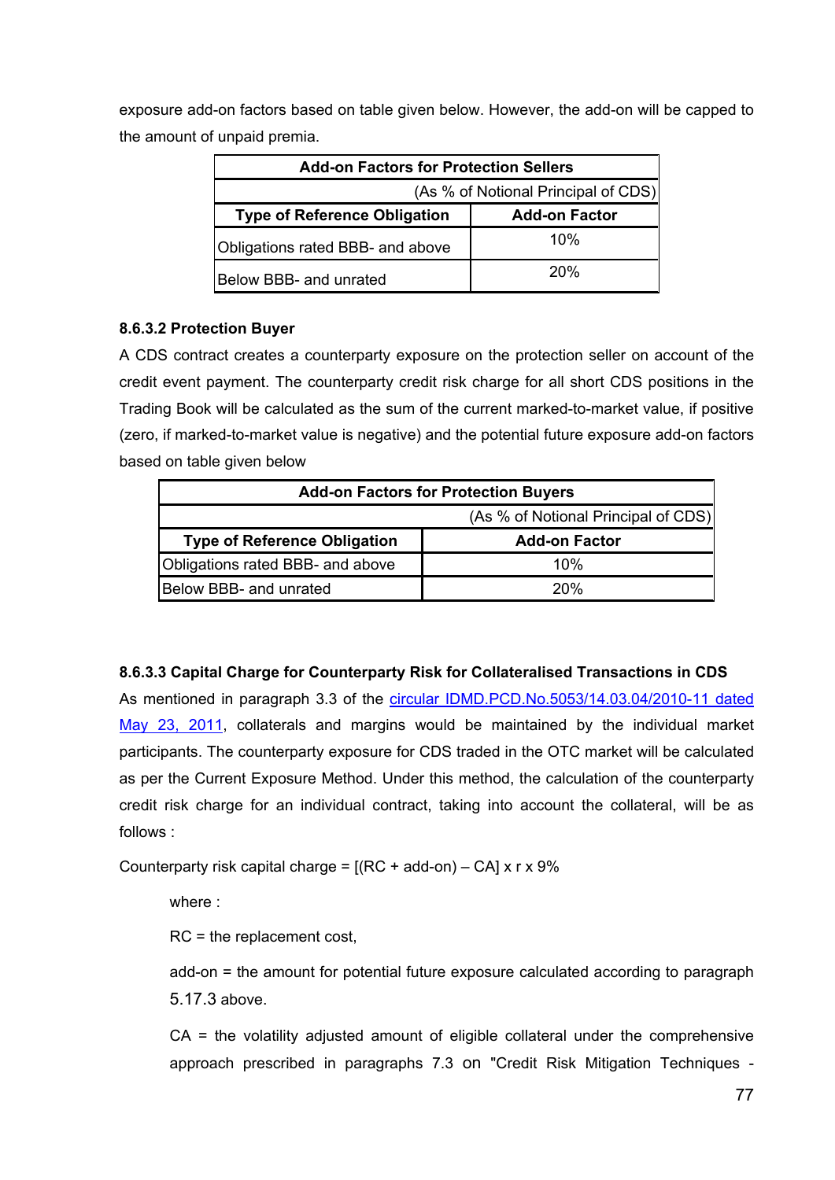exposure add-on factors based on table given below. However, the add-on will be capped to the amount of unpaid premia.

| Add-on Factors for Protection Sellers | |
|---|---|
| | (As % of Notional Principal of CDS) |
| **Type of Reference Obligation** | **Add-on Factor** |
| Obligations rated BBB- and above | 10% |
| Below BBB- and unrated | 20% |

#### 8.6.3.2 Protection Buyer

A CDS contract creates a counterparty exposure on the protection seller on account of the credit event payment. The counterparty credit risk charge for all short CDS positions in the Trading Book will be calculated as the sum of the current marked-to-market value, if positive (zero, if marked-to-market value is negative) and the potential future exposure add-on factors based on table given below

| Add-on Factors for Protection Buyers | |
|---|---|
| | (As % of Notional Principal of CDS) |
| **Type of Reference Obligation** | **Add-on Factor** |
| Obligations rated BBB- and above | 10% |
| Below BBB- and unrated | 20% |

#### 8.6.3.3 Capital Charge for Counterparty Risk for Collateralised Transactions in CDS

As mentioned in paragraph 3.3 of the circular IDMD.PCD.No.5053/14.03.04/2010-11 dated May 23, 2011, collaterals and margins would be maintained by the individual market participants. The counterparty exposure for CDS traded in the OTC market will be calculated as per the Current Exposure Method. Under this method, the calculation of the counterparty credit risk charge for an individual contract, taking into account the collateral, will be as follows :

Counterparty risk capital charge = [(RC + add-on) – CA] x r x 9%

where :

RC = the replacement cost,

add-on = the amount for potential future exposure calculated according to paragraph 5.17.3 above.

CA = the volatility adjusted amount of eligible collateral under the comprehensive approach prescribed in paragraphs 7.3 on "Credit Risk Mitigation Techniques -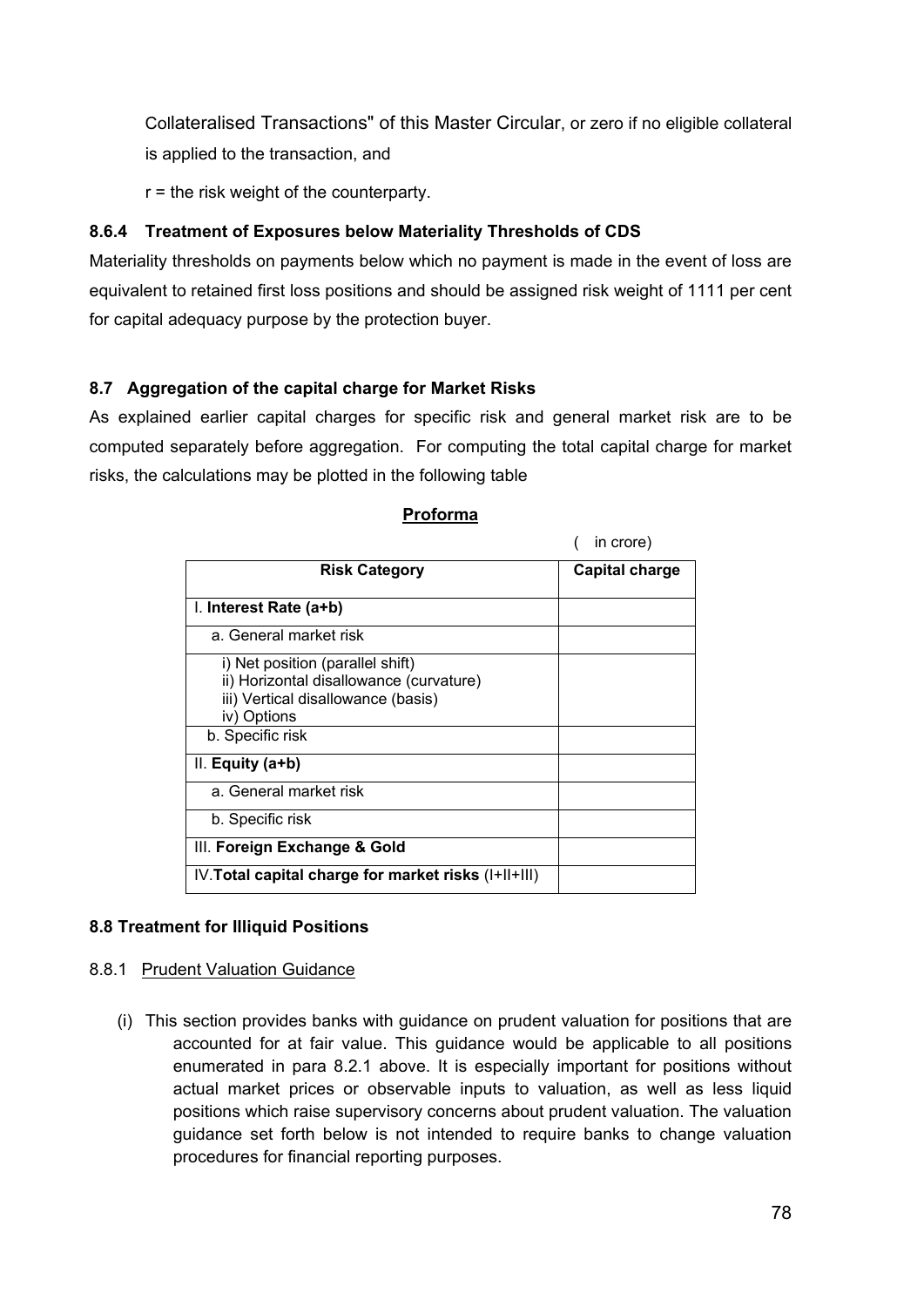Collateralised Transactions" of this Master Circular, or zero if no eligible collateral is applied to the transaction, and

r = the risk weight of the counterparty.

### 8.6.4 Treatment of Exposures below Materiality Thresholds of CDS

Materiality thresholds on payments below which no payment is made in the event of loss are equivalent to retained first loss positions and should be assigned risk weight of 1111 per cent for capital adequacy purpose by the protection buyer.

## 8.7 Aggregation of the capital charge for Market Risks

As explained earlier capital charges for specific risk and general market risk are to be computed separately before aggregation. For computing the total capital charge for market risks, the calculations may be plotted in the following table

**Proforma**

( in crore)

| Risk Category | Capital charge |
|---|---|
| I. **Interest Rate (a+b)** | |
| a. General market risk | |
| i) Net position (parallel shift)<br>ii) Horizontal disallowance (curvature)<br>iii) Vertical disallowance (basis)<br>iv) Options | |
| b. Specific risk | |
| II. **Equity (a+b)** | |
| a. General market risk | |
| b. Specific risk | |
| III. **Foreign Exchange & Gold** | |
| IV. **Total capital charge for market risks** (I+II+III) | |

## 8.8 Treatment for Illiquid Positions

8.8.1 Prudent Valuation Guidance

(i) This section provides banks with guidance on prudent valuation for positions that are accounted for at fair value. This guidance would be applicable to all positions enumerated in para 8.2.1 above. It is especially important for positions without actual market prices or observable inputs to valuation, as well as less liquid positions which raise supervisory concerns about prudent valuation. The valuation guidance set forth below is not intended to require banks to change valuation procedures for financial reporting purposes.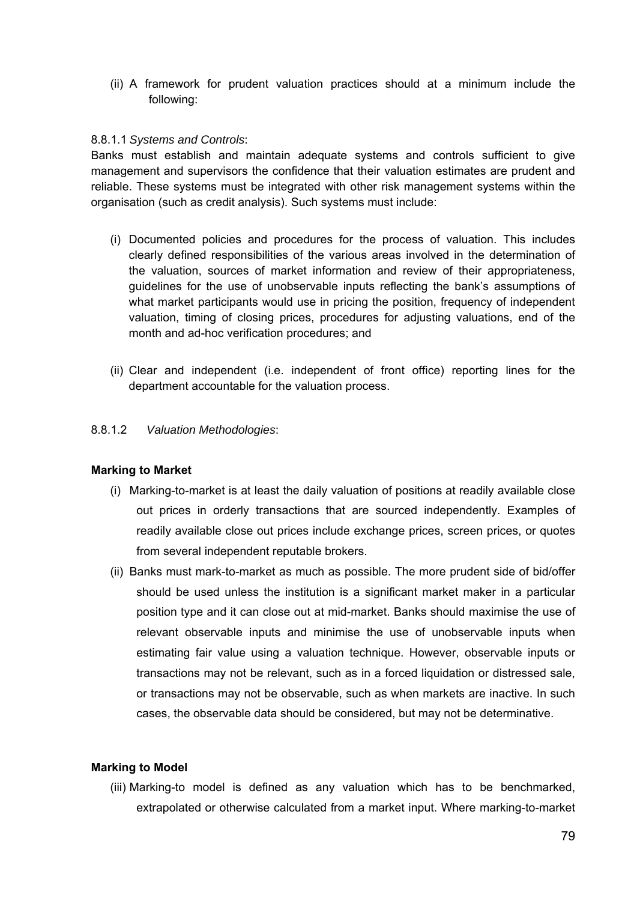(ii) A framework for prudent valuation practices should at a minimum include the following:

8.8.1.1 *Systems and Controls*:

Banks must establish and maintain adequate systems and controls sufficient to give management and supervisors the confidence that their valuation estimates are prudent and reliable. These systems must be integrated with other risk management systems within the organisation (such as credit analysis). Such systems must include:

(i) Documented policies and procedures for the process of valuation. This includes clearly defined responsibilities of the various areas involved in the determination of the valuation, sources of market information and review of their appropriateness, guidelines for the use of unobservable inputs reflecting the bank's assumptions of what market participants would use in pricing the position, frequency of independent valuation, timing of closing prices, procedures for adjusting valuations, end of the month and ad-hoc verification procedures; and

(ii) Clear and independent (i.e. independent of front office) reporting lines for the department accountable for the valuation process.

8.8.1.2 *Valuation Methodologies*:

**Marking to Market**

(i) Marking-to-market is at least the daily valuation of positions at readily available close out prices in orderly transactions that are sourced independently. Examples of readily available close out prices include exchange prices, screen prices, or quotes from several independent reputable brokers.

(ii) Banks must mark-to-market as much as possible. The more prudent side of bid/offer should be used unless the institution is a significant market maker in a particular position type and it can close out at mid-market. Banks should maximise the use of relevant observable inputs and minimise the use of unobservable inputs when estimating fair value using a valuation technique. However, observable inputs or transactions may not be relevant, such as in a forced liquidation or distressed sale, or transactions may not be observable, such as when markets are inactive. In such cases, the observable data should be considered, but may not be determinative.

**Marking to Model**

(iii) Marking-to model is defined as any valuation which has to be benchmarked, extrapolated or otherwise calculated from a market input. Where marking-to-market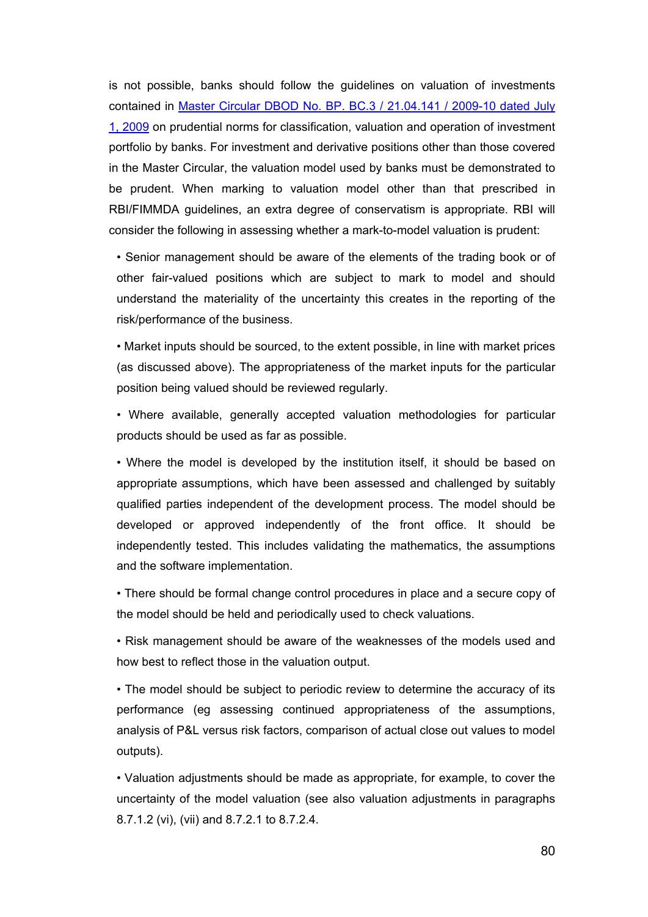is not possible, banks should follow the guidelines on valuation of investments contained in [Master Circular DBOD No. BP. BC.3 / 21.04.141 / 2009-10 dated July 1, 2009]() on prudential norms for classification, valuation and operation of investment portfolio by banks. For investment and derivative positions other than those covered in the Master Circular, the valuation model used by banks must be demonstrated to be prudent. When marking to valuation model other than that prescribed in RBI/FIMMDA guidelines, an extra degree of conservatism is appropriate. RBI will consider the following in assessing whether a mark-to-model valuation is prudent:

- Senior management should be aware of the elements of the trading book or of other fair-valued positions which are subject to mark to model and should understand the materiality of the uncertainty this creates in the reporting of the risk/performance of the business.
- Market inputs should be sourced, to the extent possible, in line with market prices (as discussed above). The appropriateness of the market inputs for the particular position being valued should be reviewed regularly.
- Where available, generally accepted valuation methodologies for particular products should be used as far as possible.
- Where the model is developed by the institution itself, it should be based on appropriate assumptions, which have been assessed and challenged by suitably qualified parties independent of the development process. The model should be developed or approved independently of the front office. It should be independently tested. This includes validating the mathematics, the assumptions and the software implementation.
- There should be formal change control procedures in place and a secure copy of the model should be held and periodically used to check valuations.
- Risk management should be aware of the weaknesses of the models used and how best to reflect those in the valuation output.
- The model should be subject to periodic review to determine the accuracy of its performance (eg assessing continued appropriateness of the assumptions, analysis of P&L versus risk factors, comparison of actual close out values to model outputs).
- Valuation adjustments should be made as appropriate, for example, to cover the uncertainty of the model valuation (see also valuation adjustments in paragraphs 8.7.1.2 (vi), (vii) and 8.7.2.1 to 8.7.2.4.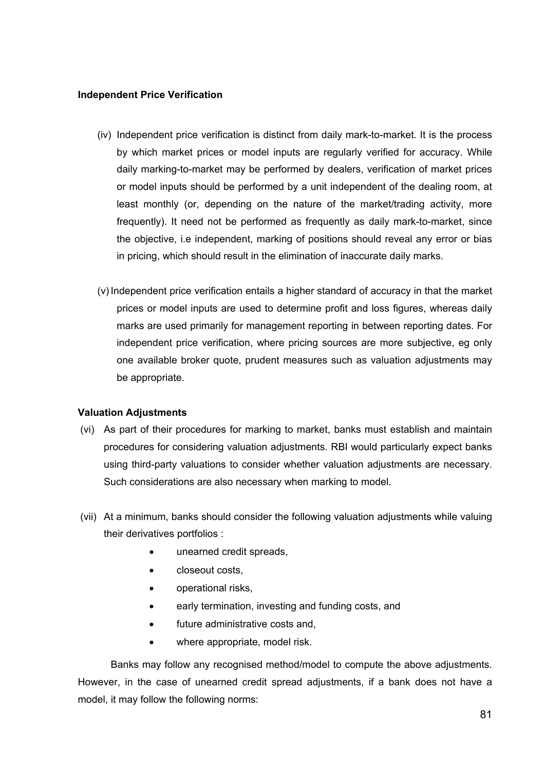**Independent Price Verification**

(iv) Independent price verification is distinct from daily mark-to-market. It is the process by which market prices or model inputs are regularly verified for accuracy. While daily marking-to-market may be performed by dealers, verification of market prices or model inputs should be performed by a unit independent of the dealing room, at least monthly (or, depending on the nature of the market/trading activity, more frequently). It need not be performed as frequently as daily mark-to-market, since the objective, i.e independent, marking of positions should reveal any error or bias in pricing, which should result in the elimination of inaccurate daily marks.

(v) Independent price verification entails a higher standard of accuracy in that the market prices or model inputs are used to determine profit and loss figures, whereas daily marks are used primarily for management reporting in between reporting dates. For independent price verification, where pricing sources are more subjective, eg only one available broker quote, prudent measures such as valuation adjustments may be appropriate.

**Valuation Adjustments**

(vi) As part of their procedures for marking to market, banks must establish and maintain procedures for considering valuation adjustments. RBI would particularly expect banks using third-party valuations to consider whether valuation adjustments are necessary. Such considerations are also necessary when marking to model.

(vii) At a minimum, banks should consider the following valuation adjustments while valuing their derivatives portfolios :

- unearned credit spreads,
- closeout costs,
- operational risks,
- early termination, investing and funding costs, and
- future administrative costs and,
- where appropriate, model risk.

Banks may follow any recognised method/model to compute the above adjustments. However, in the case of unearned credit spread adjustments, if a bank does not have a model, it may follow the following norms: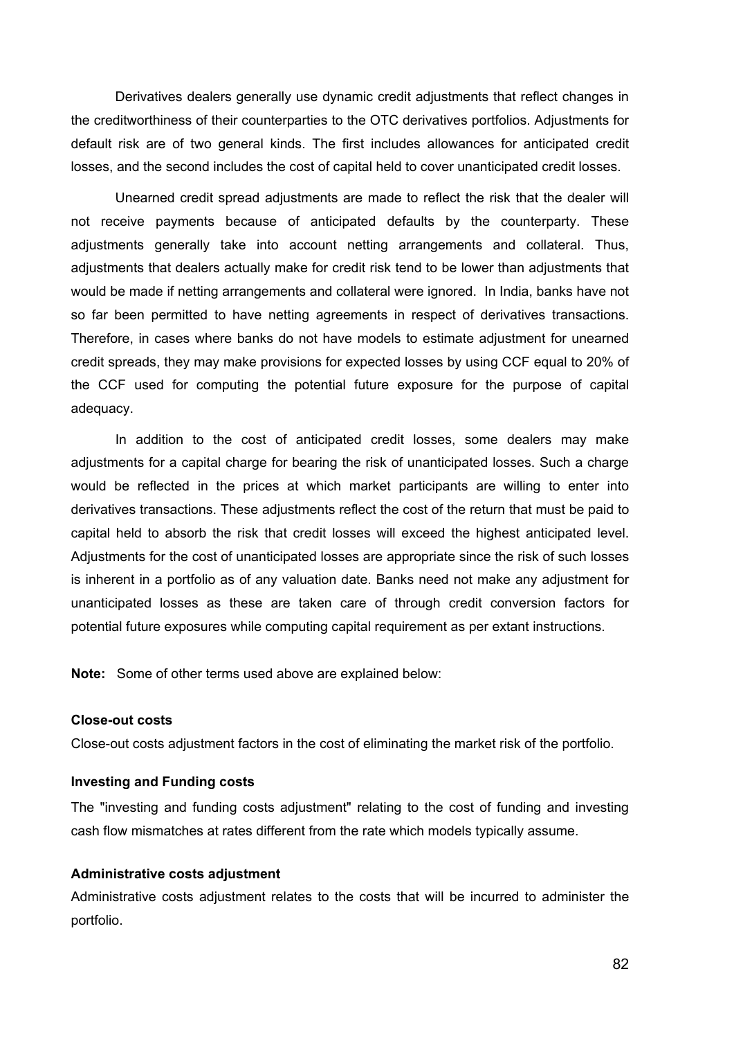Derivatives dealers generally use dynamic credit adjustments that reflect changes in the creditworthiness of their counterparties to the OTC derivatives portfolios. Adjustments for default risk are of two general kinds. The first includes allowances for anticipated credit losses, and the second includes the cost of capital held to cover unanticipated credit losses.

Unearned credit spread adjustments are made to reflect the risk that the dealer will not receive payments because of anticipated defaults by the counterparty. These adjustments generally take into account netting arrangements and collateral. Thus, adjustments that dealers actually make for credit risk tend to be lower than adjustments that would be made if netting arrangements and collateral were ignored. In India, banks have not so far been permitted to have netting agreements in respect of derivatives transactions. Therefore, in cases where banks do not have models to estimate adjustment for unearned credit spreads, they may make provisions for expected losses by using CCF equal to 20% of the CCF used for computing the potential future exposure for the purpose of capital adequacy.

In addition to the cost of anticipated credit losses, some dealers may make adjustments for a capital charge for bearing the risk of unanticipated losses. Such a charge would be reflected in the prices at which market participants are willing to enter into derivatives transactions. These adjustments reflect the cost of the return that must be paid to capital held to absorb the risk that credit losses will exceed the highest anticipated level. Adjustments for the cost of unanticipated losses are appropriate since the risk of such losses is inherent in a portfolio as of any valuation date. Banks need not make any adjustment for unanticipated losses as these are taken care of through credit conversion factors for potential future exposures while computing capital requirement as per extant instructions.

**Note:** Some of other terms used above are explained below:

**Close-out costs**

Close-out costs adjustment factors in the cost of eliminating the market risk of the portfolio.

**Investing and Funding costs**

The "investing and funding costs adjustment" relating to the cost of funding and investing cash flow mismatches at rates different from the rate which models typically assume.

**Administrative costs adjustment**

Administrative costs adjustment relates to the costs that will be incurred to administer the portfolio.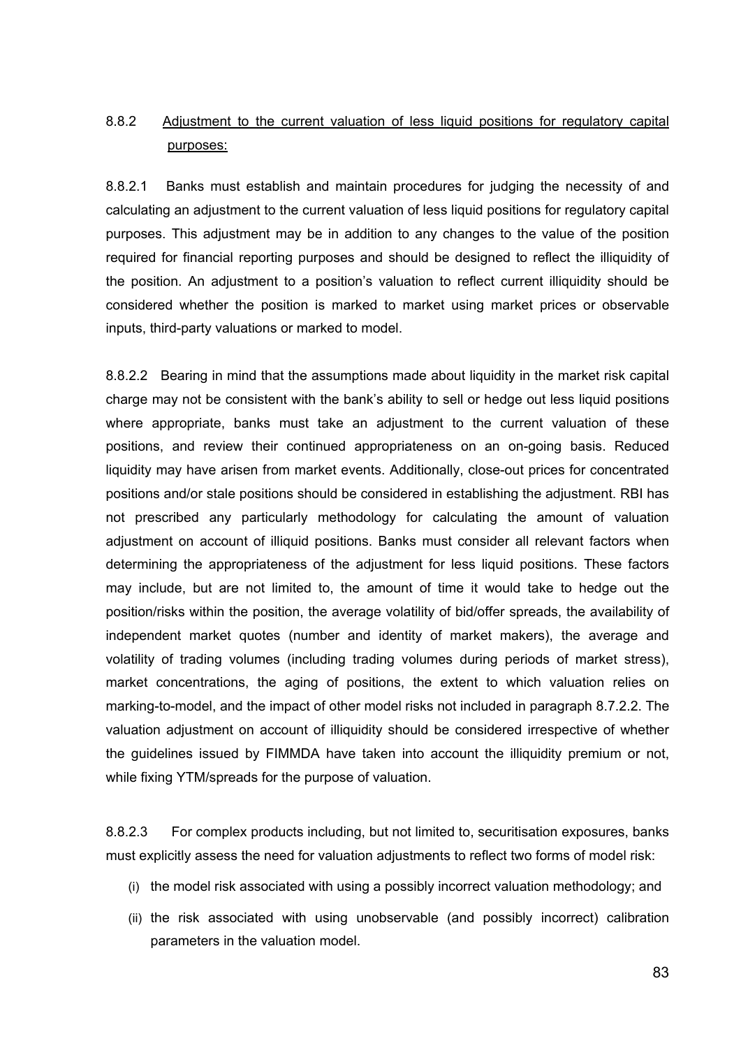8.8.2 Adjustment to the current valuation of less liquid positions for regulatory capital purposes:

8.8.2.1 Banks must establish and maintain procedures for judging the necessity of and calculating an adjustment to the current valuation of less liquid positions for regulatory capital purposes. This adjustment may be in addition to any changes to the value of the position required for financial reporting purposes and should be designed to reflect the illiquidity of the position. An adjustment to a position's valuation to reflect current illiquidity should be considered whether the position is marked to market using market prices or observable inputs, third-party valuations or marked to model.

8.8.2.2 Bearing in mind that the assumptions made about liquidity in the market risk capital charge may not be consistent with the bank's ability to sell or hedge out less liquid positions where appropriate, banks must take an adjustment to the current valuation of these positions, and review their continued appropriateness on an on-going basis. Reduced liquidity may have arisen from market events. Additionally, close-out prices for concentrated positions and/or stale positions should be considered in establishing the adjustment. RBI has not prescribed any particularly methodology for calculating the amount of valuation adjustment on account of illiquid positions. Banks must consider all relevant factors when determining the appropriateness of the adjustment for less liquid positions. These factors may include, but are not limited to, the amount of time it would take to hedge out the position/risks within the position, the average volatility of bid/offer spreads, the availability of independent market quotes (number and identity of market makers), the average and volatility of trading volumes (including trading volumes during periods of market stress), market concentrations, the aging of positions, the extent to which valuation relies on marking-to-model, and the impact of other model risks not included in paragraph 8.7.2.2. The valuation adjustment on account of illiquidity should be considered irrespective of whether the guidelines issued by FIMMDA have taken into account the illiquidity premium or not, while fixing YTM/spreads for the purpose of valuation.

8.8.2.3 For complex products including, but not limited to, securitisation exposures, banks must explicitly assess the need for valuation adjustments to reflect two forms of model risk:

(i) the model risk associated with using a possibly incorrect valuation methodology; and

(ii) the risk associated with using unobservable (and possibly incorrect) calibration parameters in the valuation model.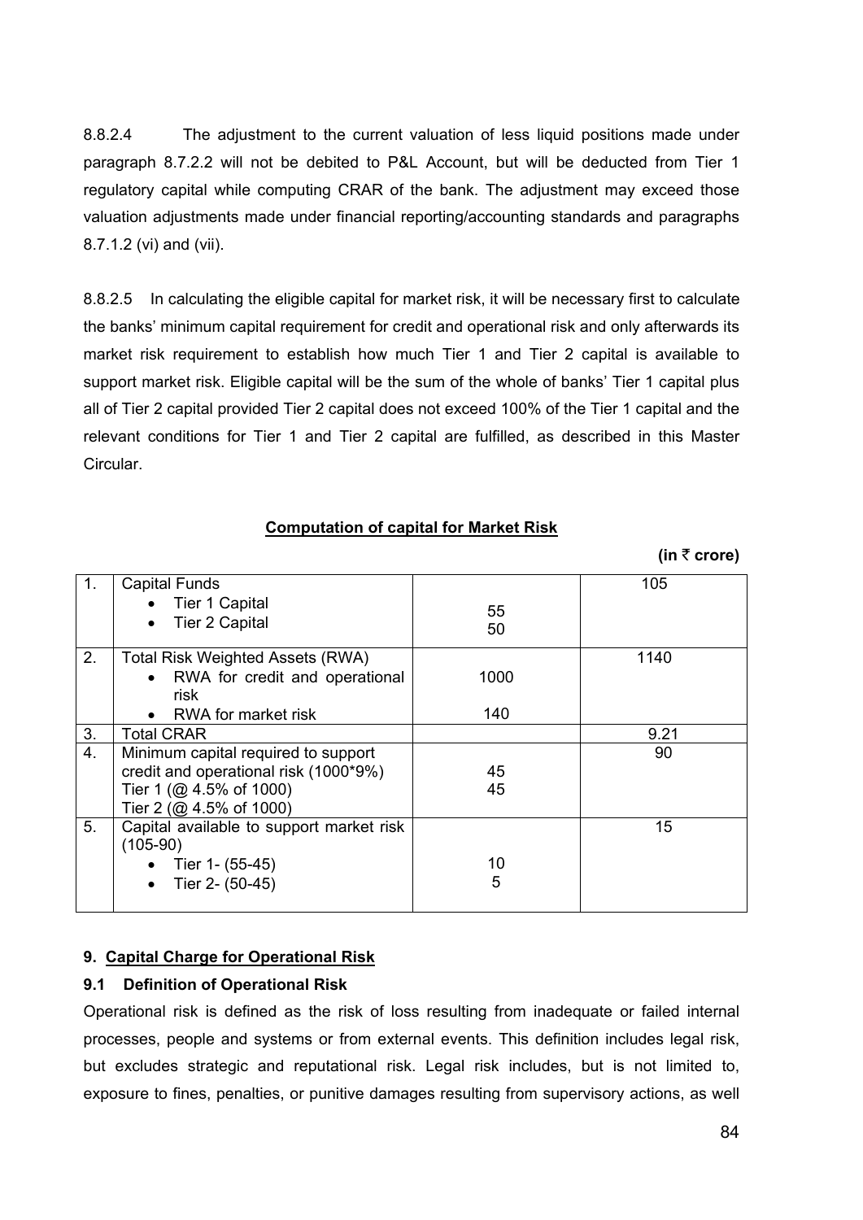8.8.2.4 The adjustment to the current valuation of less liquid positions made under paragraph 8.7.2.2 will not be debited to P&L Account, but will be deducted from Tier 1 regulatory capital while computing CRAR of the bank. The adjustment may exceed those valuation adjustments made under financial reporting/accounting standards and paragraphs 8.7.1.2 (vi) and (vii).

8.8.2.5 In calculating the eligible capital for market risk, it will be necessary first to calculate the banks' minimum capital requirement for credit and operational risk and only afterwards its market risk requirement to establish how much Tier 1 and Tier 2 capital is available to support market risk. Eligible capital will be the sum of the whole of banks' Tier 1 capital plus all of Tier 2 capital provided Tier 2 capital does not exceed 100% of the Tier 1 capital and the relevant conditions for Tier 1 and Tier 2 capital are fulfilled, as described in this Master Circular.

**Computation of capital for Market Risk**

**(in ₹ crore)**

| | | | |
|---|---|---|---|
| 1. | Capital Funds<br>• Tier 1 Capital<br>• Tier 2 Capital | <br>55<br>50 | 105 |
| 2. | Total Risk Weighted Assets (RWA)<br>• RWA for credit and operational risk<br>• RWA for market risk | <br>1000<br>140 | 1140 |
| 3. | Total CRAR | | 9.21 |
| 4. | Minimum capital required to support credit and operational risk (1000*9%)<br>Tier 1 (@ 4.5% of 1000)<br>Tier 2 (@ 4.5% of 1000) | <br>45<br>45 | 90 |
| 5. | Capital available to support market risk (105-90)<br>• Tier 1- (55-45)<br>• Tier 2- (50-45) | <br>10<br>5 | 15 |

## 9. Capital Charge for Operational Risk

### 9.1 Definition of Operational Risk

Operational risk is defined as the risk of loss resulting from inadequate or failed internal processes, people and systems or from external events. This definition includes legal risk, but excludes strategic and reputational risk. Legal risk includes, but is not limited to, exposure to fines, penalties, or punitive damages resulting from supervisory actions, as well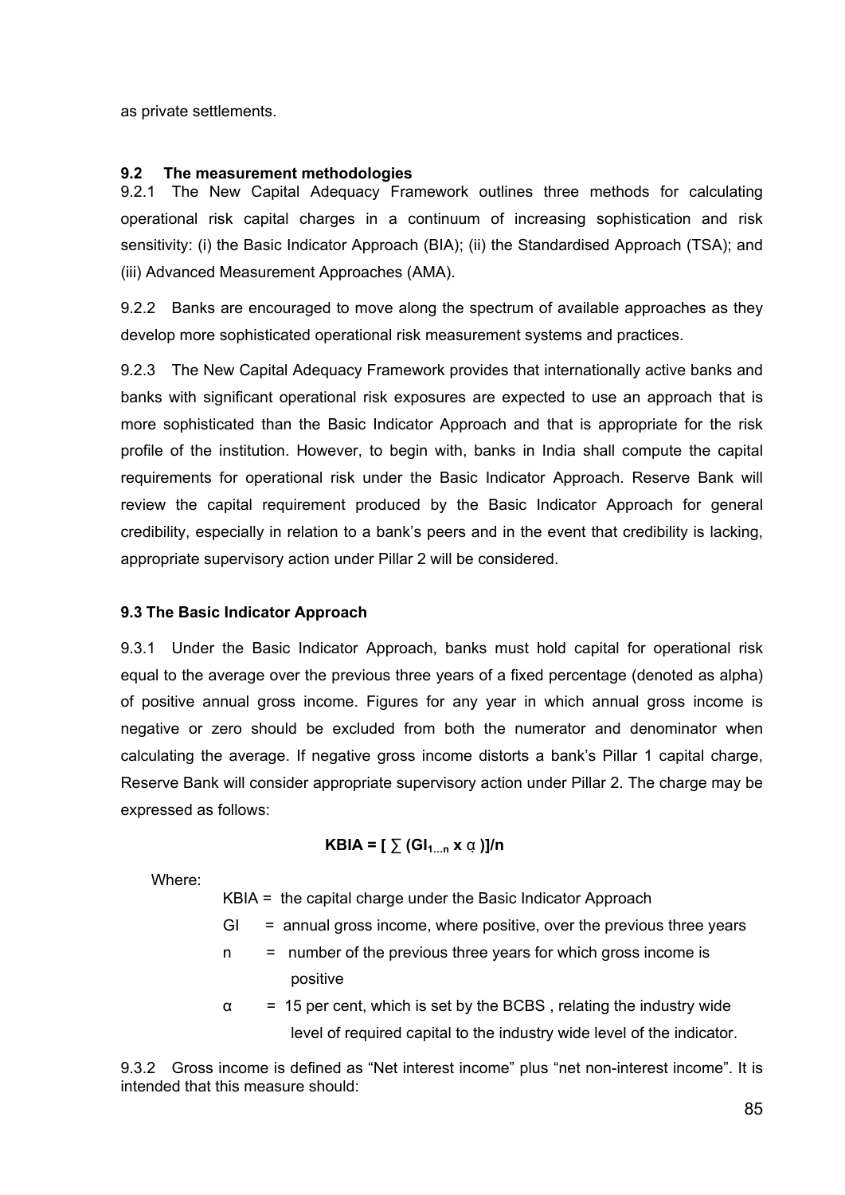as private settlements.

### 9.2 The measurement methodologies

9.2.1 The New Capital Adequacy Framework outlines three methods for calculating operational risk capital charges in a continuum of increasing sophistication and risk sensitivity: (i) the Basic Indicator Approach (BIA); (ii) the Standardised Approach (TSA); and (iii) Advanced Measurement Approaches (AMA).

9.2.2 Banks are encouraged to move along the spectrum of available approaches as they develop more sophisticated operational risk measurement systems and practices.

9.2.3 The New Capital Adequacy Framework provides that internationally active banks and banks with significant operational risk exposures are expected to use an approach that is more sophisticated than the Basic Indicator Approach and that is appropriate for the risk profile of the institution. However, to begin with, banks in India shall compute the capital requirements for operational risk under the Basic Indicator Approach. Reserve Bank will review the capital requirement produced by the Basic Indicator Approach for general credibility, especially in relation to a bank's peers and in the event that credibility is lacking, appropriate supervisory action under Pillar 2 will be considered.

### 9.3 The Basic Indicator Approach

9.3.1 Under the Basic Indicator Approach, banks must hold capital for operational risk equal to the average over the previous three years of a fixed percentage (denoted as alpha) of positive annual gross income. Figures for any year in which annual gross income is negative or zero should be excluded from both the numerator and denominator when calculating the average. If negative gross income distorts a bank's Pillar 1 capital charge, Reserve Bank will consider appropriate supervisory action under Pillar 2. The charge may be expressed as follows:

$$\mathbf{KBIA = [\sum (GI_{1 \ldots n} \times \alpha)]/n}$$

Where:

KBIA = the capital charge under the Basic Indicator Approach

GI = annual gross income, where positive, over the previous three years

n = number of the previous three years for which gross income is positive

$\alpha$ = 15 per cent, which is set by the BCBS , relating the industry wide level of required capital to the industry wide level of the indicator.

9.3.2 Gross income is defined as "Net interest income" plus "net non-interest income". It is intended that this measure should: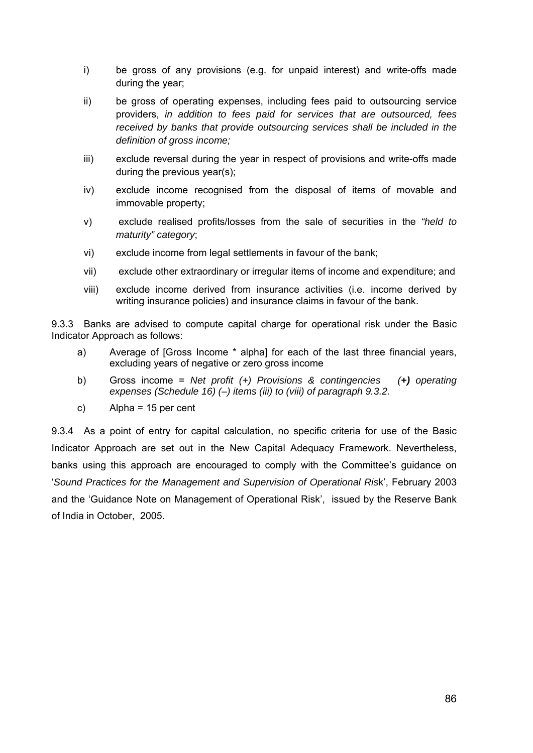i) be gross of any provisions (e.g. for unpaid interest) and write-offs made during the year;

ii) be gross of operating expenses, including fees paid to outsourcing service providers, *in addition to fees paid for services that are outsourced, fees received by banks that provide outsourcing services shall be included in the definition of gross income;*

iii) exclude reversal during the year in respect of provisions and write-offs made during the previous year(s);

iv) exclude income recognised from the disposal of items of movable and immovable property;

v) exclude realised profits/losses from the sale of securities in the *"held to maturity" category*;

vi) exclude income from legal settlements in favour of the bank;

vii) exclude other extraordinary or irregular items of income and expenditure; and

viii) exclude income derived from insurance activities (i.e. income derived by writing insurance policies) and insurance claims in favour of the bank.

9.3.3 Banks are advised to compute capital charge for operational risk under the Basic Indicator Approach as follows:

a) Average of [Gross Income * alpha] for each of the last three financial years, excluding years of negative or zero gross income

b) Gross income = *Net profit (+) Provisions & contingencies* ***(+)*** *operating expenses (Schedule 16) (–) items (iii) to (viii) of paragraph 9.3.2.*

c) Alpha = 15 per cent

9.3.4 As a point of entry for capital calculation, no specific criteria for use of the Basic Indicator Approach are set out in the New Capital Adequacy Framework. Nevertheless, banks using this approach are encouraged to comply with the Committee's guidance on '*Sound Practices for the Management and Supervision of Operational Risk*', February 2003 and the 'Guidance Note on Management of Operational Risk', issued by the Reserve Bank of India in October, 2005.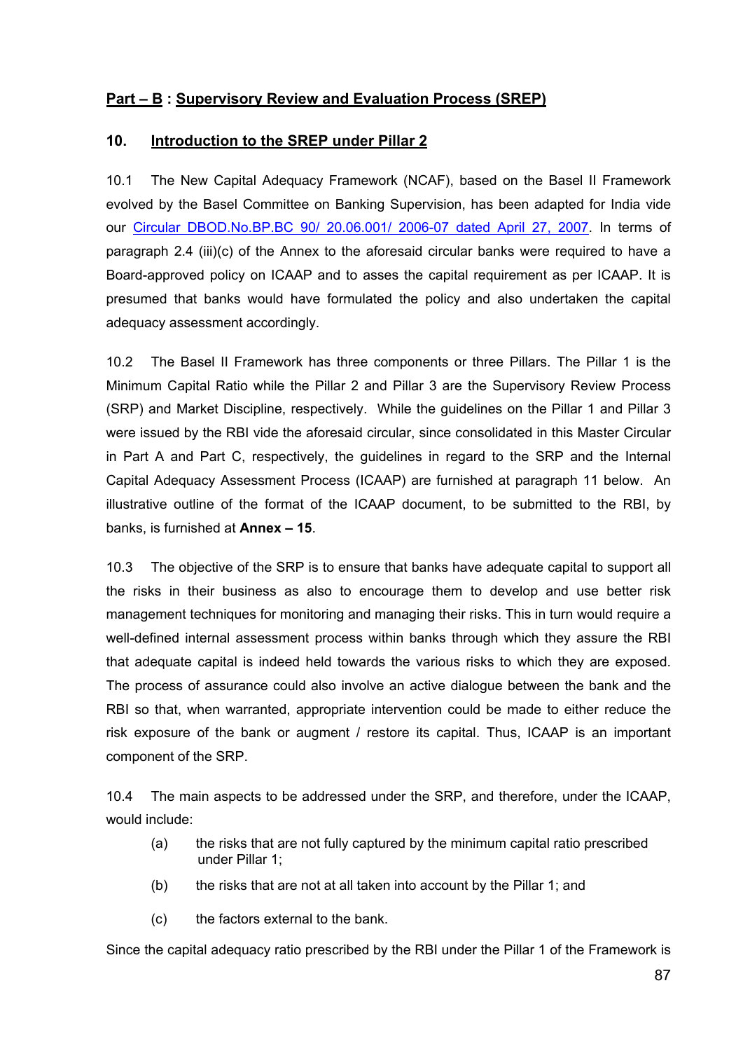## Part – B : Supervisory Review and Evaluation Process (SREP)

### 10. Introduction to the SREP under Pillar 2

10.1 The New Capital Adequacy Framework (NCAF), based on the Basel II Framework evolved by the Basel Committee on Banking Supervision, has been adapted for India vide our Circular DBOD.No.BP.BC 90/ 20.06.001/ 2006-07 dated April 27, 2007. In terms of paragraph 2.4 (iii)(c) of the Annex to the aforesaid circular banks were required to have a Board-approved policy on ICAAP and to asses the capital requirement as per ICAAP. It is presumed that banks would have formulated the policy and also undertaken the capital adequacy assessment accordingly.

10.2 The Basel II Framework has three components or three Pillars. The Pillar 1 is the Minimum Capital Ratio while the Pillar 2 and Pillar 3 are the Supervisory Review Process (SRP) and Market Discipline, respectively. While the guidelines on the Pillar 1 and Pillar 3 were issued by the RBI vide the aforesaid circular, since consolidated in this Master Circular in Part A and Part C, respectively, the guidelines in regard to the SRP and the Internal Capital Adequacy Assessment Process (ICAAP) are furnished at paragraph 11 below. An illustrative outline of the format of the ICAAP document, to be submitted to the RBI, by banks, is furnished at **Annex – 15**.

10.3 The objective of the SRP is to ensure that banks have adequate capital to support all the risks in their business as also to encourage them to develop and use better risk management techniques for monitoring and managing their risks. This in turn would require a well-defined internal assessment process within banks through which they assure the RBI that adequate capital is indeed held towards the various risks to which they are exposed. The process of assurance could also involve an active dialogue between the bank and the RBI so that, when warranted, appropriate intervention could be made to either reduce the risk exposure of the bank or augment / restore its capital. Thus, ICAAP is an important component of the SRP.

10.4 The main aspects to be addressed under the SRP, and therefore, under the ICAAP, would include:

(a) the risks that are not fully captured by the minimum capital ratio prescribed under Pillar 1;

(b) the risks that are not at all taken into account by the Pillar 1; and

(c) the factors external to the bank.

Since the capital adequacy ratio prescribed by the RBI under the Pillar 1 of the Framework is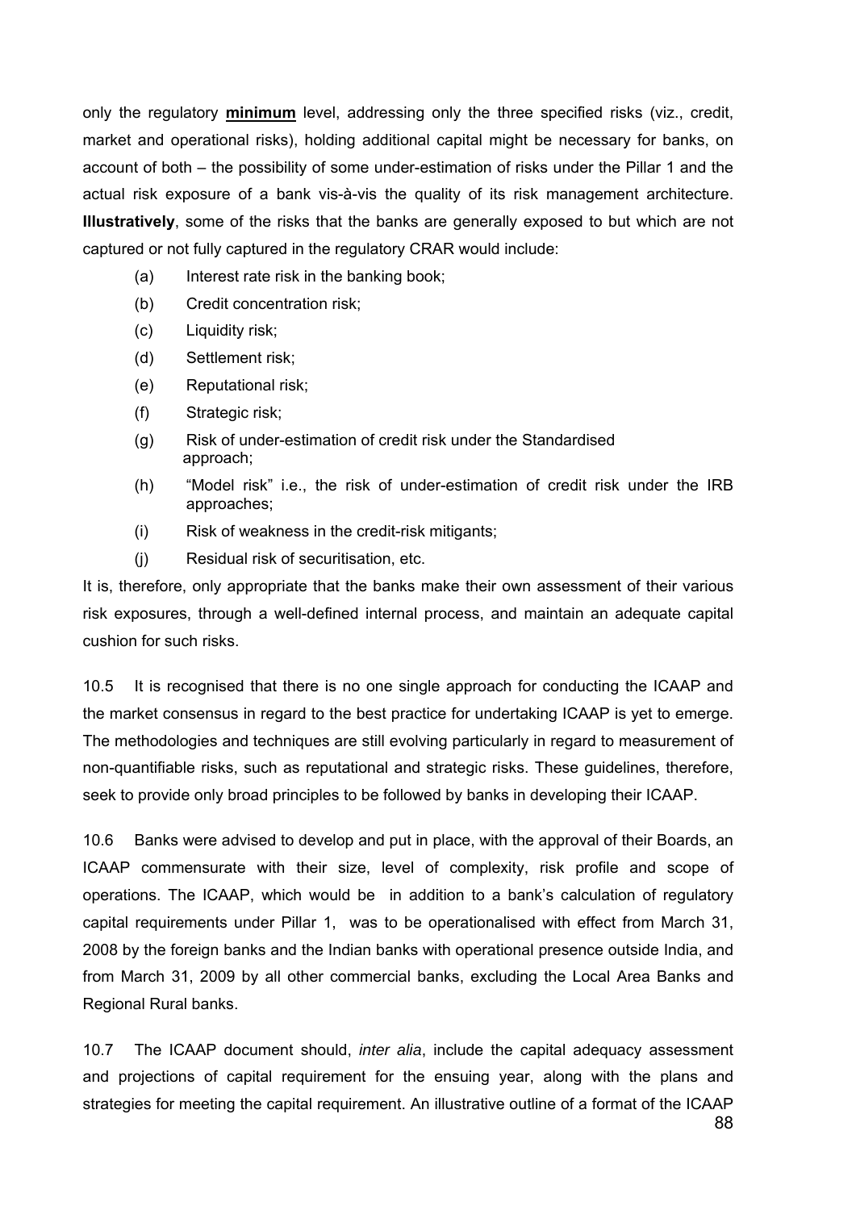only the regulatory **minimum** level, addressing only the three specified risks (viz., credit, market and operational risks), holding additional capital might be necessary for banks, on account of both – the possibility of some under-estimation of risks under the Pillar 1 and the actual risk exposure of a bank vis-à-vis the quality of its risk management architecture. **Illustratively**, some of the risks that the banks are generally exposed to but which are not captured or not fully captured in the regulatory CRAR would include:

- (a) Interest rate risk in the banking book;
- (b) Credit concentration risk;
- (c) Liquidity risk;
- (d) Settlement risk;
- (e) Reputational risk;
- (f) Strategic risk;
- (g) Risk of under-estimation of credit risk under the Standardised approach;
- (h) "Model risk" i.e., the risk of under-estimation of credit risk under the IRB approaches;
- (i) Risk of weakness in the credit-risk mitigants;
- (j) Residual risk of securitisation, etc.

It is, therefore, only appropriate that the banks make their own assessment of their various risk exposures, through a well-defined internal process, and maintain an adequate capital cushion for such risks.

10.5 It is recognised that there is no one single approach for conducting the ICAAP and the market consensus in regard to the best practice for undertaking ICAAP is yet to emerge. The methodologies and techniques are still evolving particularly in regard to measurement of non-quantifiable risks, such as reputational and strategic risks. These guidelines, therefore, seek to provide only broad principles to be followed by banks in developing their ICAAP.

10.6 Banks were advised to develop and put in place, with the approval of their Boards, an ICAAP commensurate with their size, level of complexity, risk profile and scope of operations. The ICAAP, which would be in addition to a bank's calculation of regulatory capital requirements under Pillar 1, was to be operationalised with effect from March 31, 2008 by the foreign banks and the Indian banks with operational presence outside India, and from March 31, 2009 by all other commercial banks, excluding the Local Area Banks and Regional Rural banks.

10.7 The ICAAP document should, *inter alia*, include the capital adequacy assessment and projections of capital requirement for the ensuing year, along with the plans and strategies for meeting the capital requirement. An illustrative outline of a format of the ICAAP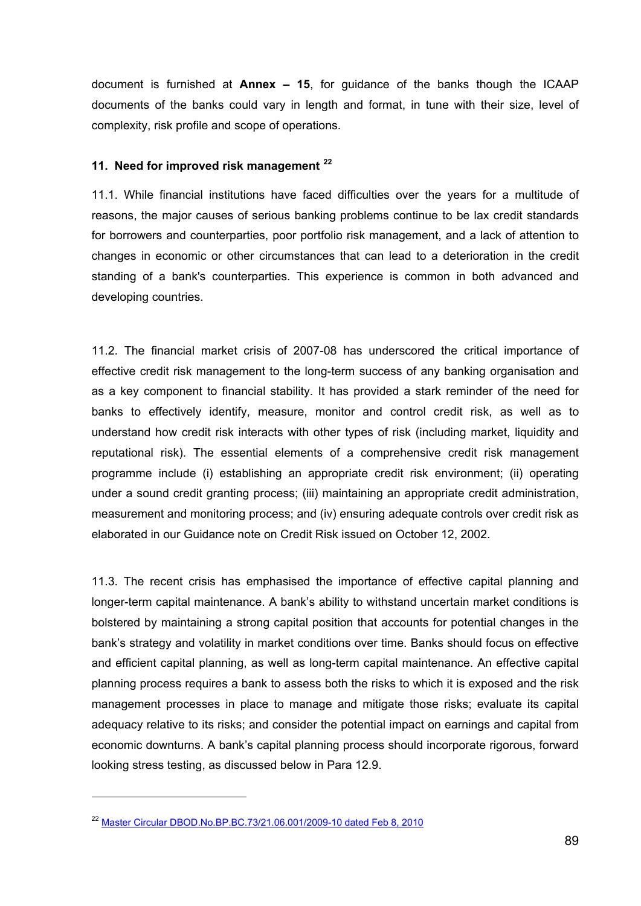document is furnished at **Annex – 15**, for guidance of the banks though the ICAAP documents of the banks could vary in length and format, in tune with their size, level of complexity, risk profile and scope of operations.

### 11. Need for improved risk management [22]

11.1. While financial institutions have faced difficulties over the years for a multitude of reasons, the major causes of serious banking problems continue to be lax credit standards for borrowers and counterparties, poor portfolio risk management, and a lack of attention to changes in economic or other circumstances that can lead to a deterioration in the credit standing of a bank's counterparties. This experience is common in both advanced and developing countries.

11.2. The financial market crisis of 2007-08 has underscored the critical importance of effective credit risk management to the long-term success of any banking organisation and as a key component to financial stability. It has provided a stark reminder of the need for banks to effectively identify, measure, monitor and control credit risk, as well as to understand how credit risk interacts with other types of risk (including market, liquidity and reputational risk). The essential elements of a comprehensive credit risk management programme include (i) establishing an appropriate credit risk environment; (ii) operating under a sound credit granting process; (iii) maintaining an appropriate credit administration, measurement and monitoring process; and (iv) ensuring adequate controls over credit risk as elaborated in our Guidance note on Credit Risk issued on October 12, 2002.

11.3. The recent crisis has emphasised the importance of effective capital planning and longer-term capital maintenance. A bank's ability to withstand uncertain market conditions is bolstered by maintaining a strong capital position that accounts for potential changes in the bank's strategy and volatility in market conditions over time. Banks should focus on effective and efficient capital planning, as well as long-term capital maintenance. An effective capital planning process requires a bank to assess both the risks to which it is exposed and the risk management processes in place to manage and mitigate those risks; evaluate its capital adequacy relative to its risks; and consider the potential impact on earnings and capital from economic downturns. A bank's capital planning process should incorporate rigorous, forward looking stress testing, as discussed below in Para 12.9.

---

[22] Master Circular DBOD.No.BP.BC.73/21.06.001/2009-10 dated Feb 8, 2010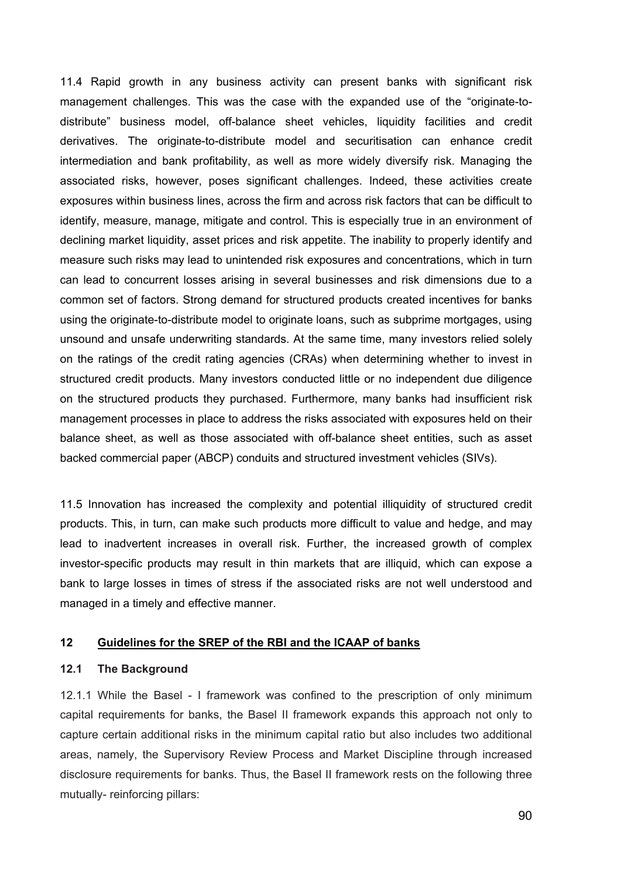11.4 Rapid growth in any business activity can present banks with significant risk management challenges. This was the case with the expanded use of the "originate-to-distribute" business model, off-balance sheet vehicles, liquidity facilities and credit derivatives. The originate-to-distribute model and securitisation can enhance credit intermediation and bank profitability, as well as more widely diversify risk. Managing the associated risks, however, poses significant challenges. Indeed, these activities create exposures within business lines, across the firm and across risk factors that can be difficult to identify, measure, manage, mitigate and control. This is especially true in an environment of declining market liquidity, asset prices and risk appetite. The inability to properly identify and measure such risks may lead to unintended risk exposures and concentrations, which in turn can lead to concurrent losses arising in several businesses and risk dimensions due to a common set of factors. Strong demand for structured products created incentives for banks using the originate-to-distribute model to originate loans, such as subprime mortgages, using unsound and unsafe underwriting standards. At the same time, many investors relied solely on the ratings of the credit rating agencies (CRAs) when determining whether to invest in structured credit products. Many investors conducted little or no independent due diligence on the structured products they purchased. Furthermore, many banks had insufficient risk management processes in place to address the risks associated with exposures held on their balance sheet, as well as those associated with off-balance sheet entities, such as asset backed commercial paper (ABCP) conduits and structured investment vehicles (SIVs).

11.5 Innovation has increased the complexity and potential illiquidity of structured credit products. This, in turn, can make such products more difficult to value and hedge, and may lead to inadvertent increases in overall risk. Further, the increased growth of complex investor-specific products may result in thin markets that are illiquid, which can expose a bank to large losses in times of stress if the associated risks are not well understood and managed in a timely and effective manner.

## 12 Guidelines for the SREP of the RBI and the ICAAP of banks

### 12.1 The Background

12.1.1 While the Basel - I framework was confined to the prescription of only minimum capital requirements for banks, the Basel II framework expands this approach not only to capture certain additional risks in the minimum capital ratio but also includes two additional areas, namely, the Supervisory Review Process and Market Discipline through increased disclosure requirements for banks. Thus, the Basel II framework rests on the following three mutually- reinforcing pillars: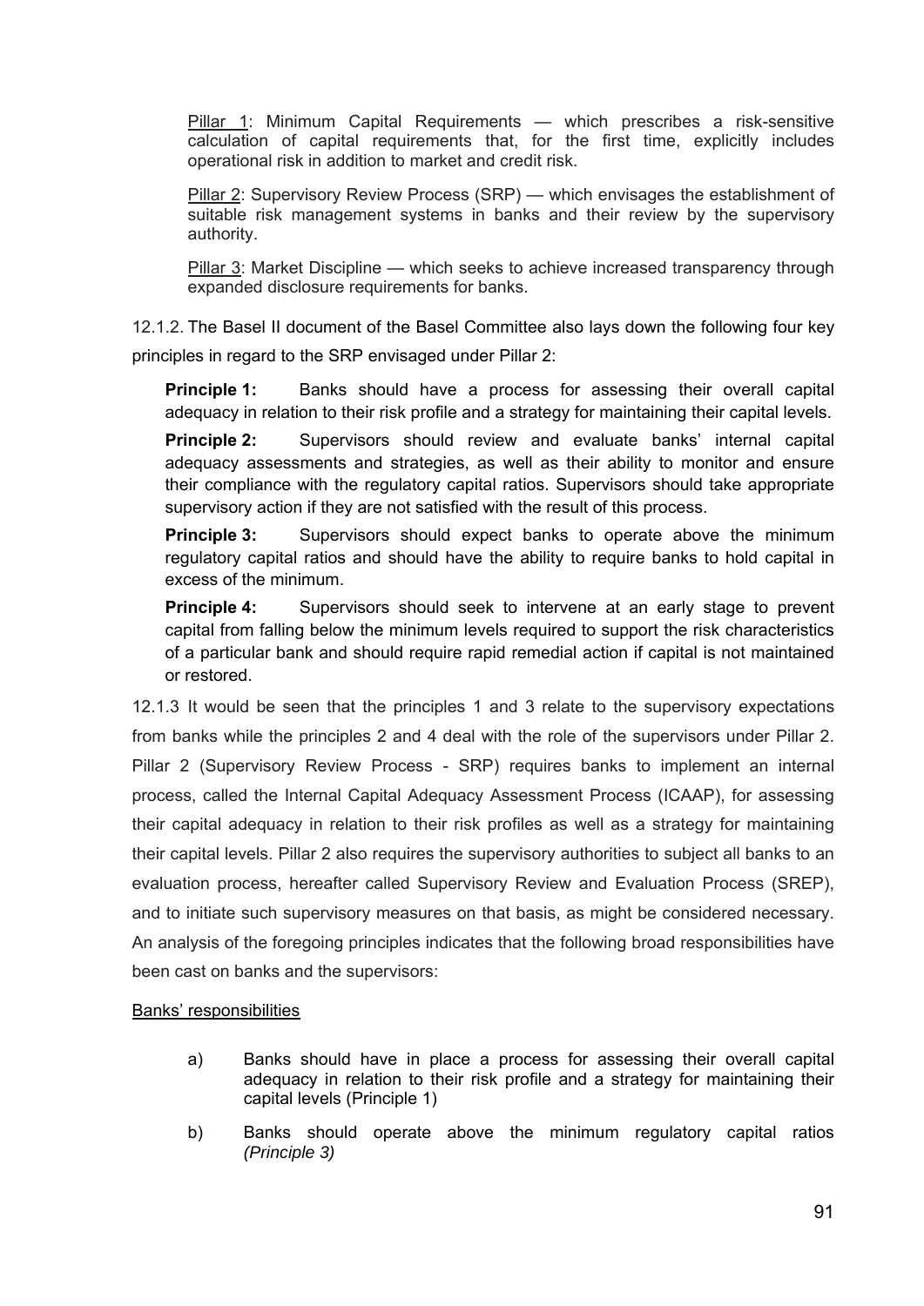Pillar 1: Minimum Capital Requirements — which prescribes a risk-sensitive calculation of capital requirements that, for the first time, explicitly includes operational risk in addition to market and credit risk.

Pillar 2: Supervisory Review Process (SRP) — which envisages the establishment of suitable risk management systems in banks and their review by the supervisory authority.

Pillar 3: Market Discipline — which seeks to achieve increased transparency through expanded disclosure requirements for banks.

12.1.2. The Basel II document of the Basel Committee also lays down the following four key principles in regard to the SRP envisaged under Pillar 2:

**Principle 1:** Banks should have a process for assessing their overall capital adequacy in relation to their risk profile and a strategy for maintaining their capital levels.

**Principle 2:** Supervisors should review and evaluate banks' internal capital adequacy assessments and strategies, as well as their ability to monitor and ensure their compliance with the regulatory capital ratios. Supervisors should take appropriate supervisory action if they are not satisfied with the result of this process.

**Principle 3:** Supervisors should expect banks to operate above the minimum regulatory capital ratios and should have the ability to require banks to hold capital in excess of the minimum.

**Principle 4:** Supervisors should seek to intervene at an early stage to prevent capital from falling below the minimum levels required to support the risk characteristics of a particular bank and should require rapid remedial action if capital is not maintained or restored.

12.1.3 It would be seen that the principles 1 and 3 relate to the supervisory expectations from banks while the principles 2 and 4 deal with the role of the supervisors under Pillar 2. Pillar 2 (Supervisory Review Process - SRP) requires banks to implement an internal process, called the Internal Capital Adequacy Assessment Process (ICAAP), for assessing their capital adequacy in relation to their risk profiles as well as a strategy for maintaining their capital levels. Pillar 2 also requires the supervisory authorities to subject all banks to an evaluation process, hereafter called Supervisory Review and Evaluation Process (SREP), and to initiate such supervisory measures on that basis, as might be considered necessary. An analysis of the foregoing principles indicates that the following broad responsibilities have been cast on banks and the supervisors:

Banks' responsibilities

a) Banks should have in place a process for assessing their overall capital adequacy in relation to their risk profile and a strategy for maintaining their capital levels (Principle 1)

b) Banks should operate above the minimum regulatory capital ratios *(Principle 3)*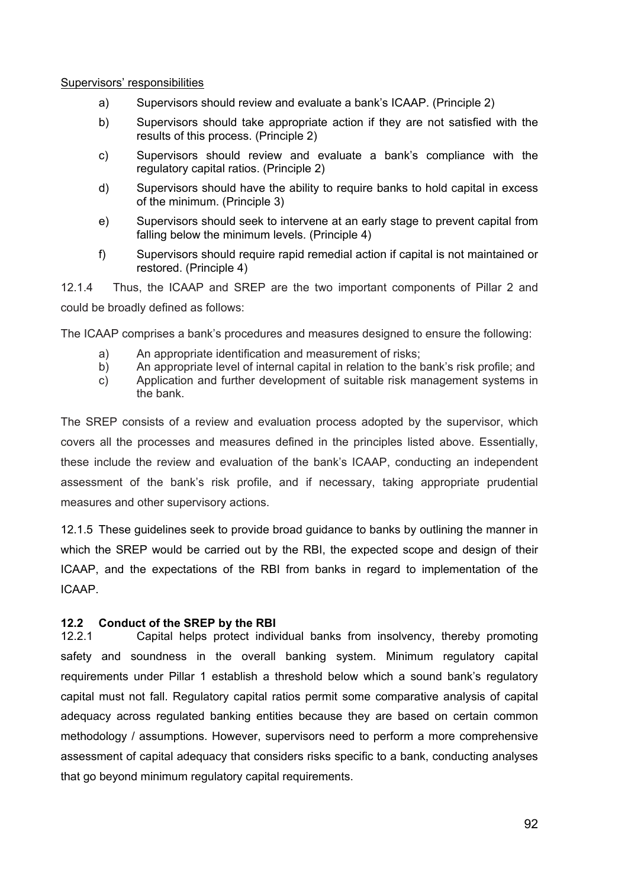Supervisors' responsibilities

a) Supervisors should review and evaluate a bank's ICAAP. (Principle 2)

b) Supervisors should take appropriate action if they are not satisfied with the results of this process. (Principle 2)

c) Supervisors should review and evaluate a bank's compliance with the regulatory capital ratios. (Principle 2)

d) Supervisors should have the ability to require banks to hold capital in excess of the minimum. (Principle 3)

e) Supervisors should seek to intervene at an early stage to prevent capital from falling below the minimum levels. (Principle 4)

f) Supervisors should require rapid remedial action if capital is not maintained or restored. (Principle 4)

12.1.4 Thus, the ICAAP and SREP are the two important components of Pillar 2 and could be broadly defined as follows:

The ICAAP comprises a bank's procedures and measures designed to ensure the following:

a) An appropriate identification and measurement of risks;
b) An appropriate level of internal capital in relation to the bank's risk profile; and
c) Application and further development of suitable risk management systems in the bank.

The SREP consists of a review and evaluation process adopted by the supervisor, which covers all the processes and measures defined in the principles listed above. Essentially, these include the review and evaluation of the bank's ICAAP, conducting an independent assessment of the bank's risk profile, and if necessary, taking appropriate prudential measures and other supervisory actions.

12.1.5 These guidelines seek to provide broad guidance to banks by outlining the manner in which the SREP would be carried out by the RBI, the expected scope and design of their ICAAP, and the expectations of the RBI from banks in regard to implementation of the ICAAP.

## 12.2 Conduct of the SREP by the RBI

12.2.1 Capital helps protect individual banks from insolvency, thereby promoting safety and soundness in the overall banking system. Minimum regulatory capital requirements under Pillar 1 establish a threshold below which a sound bank's regulatory capital must not fall. Regulatory capital ratios permit some comparative analysis of capital adequacy across regulated banking entities because they are based on certain common methodology / assumptions. However, supervisors need to perform a more comprehensive assessment of capital adequacy that considers risks specific to a bank, conducting analyses that go beyond minimum regulatory capital requirements.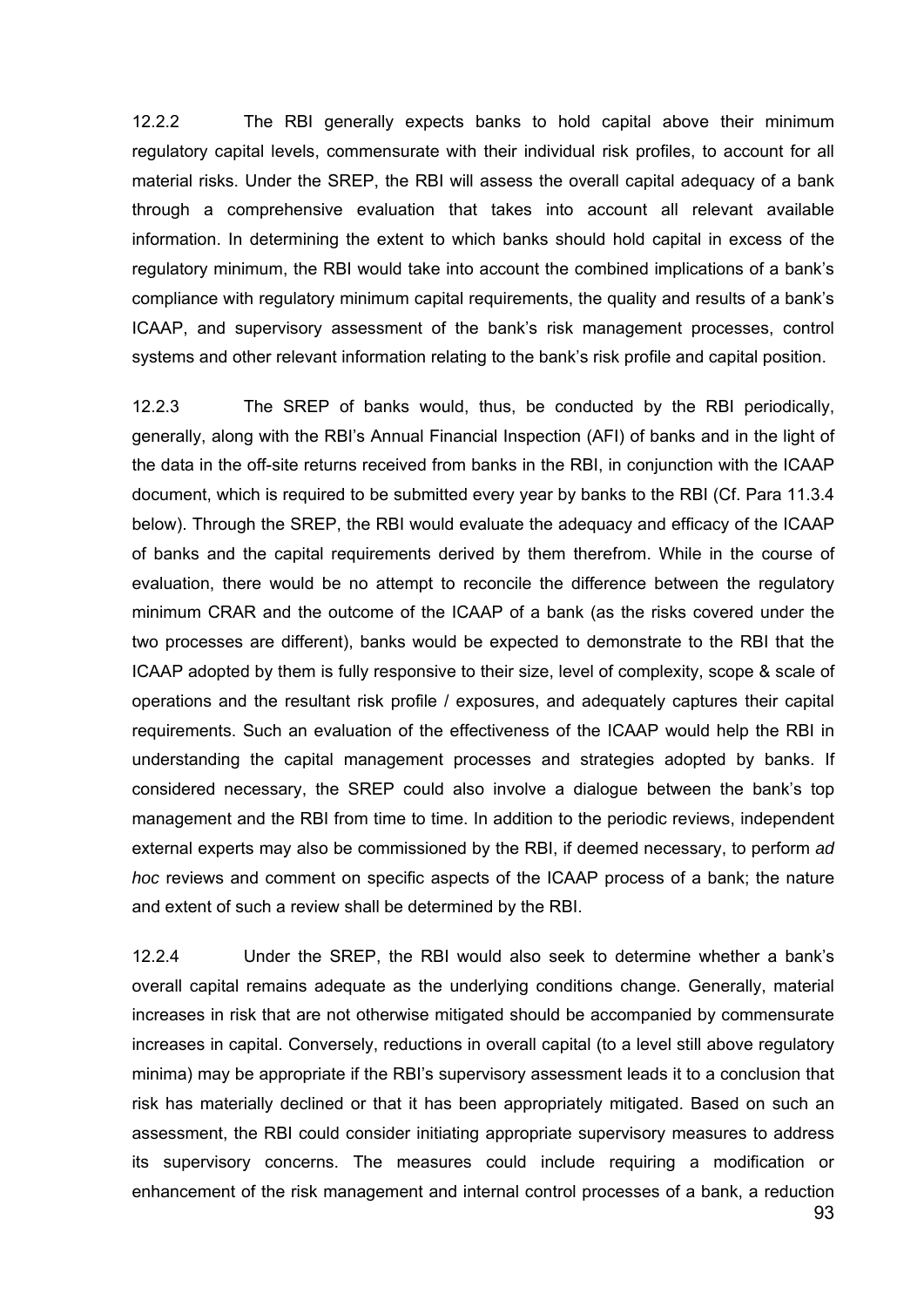12.2.2 The RBI generally expects banks to hold capital above their minimum regulatory capital levels, commensurate with their individual risk profiles, to account for all material risks. Under the SREP, the RBI will assess the overall capital adequacy of a bank through a comprehensive evaluation that takes into account all relevant available information. In determining the extent to which banks should hold capital in excess of the regulatory minimum, the RBI would take into account the combined implications of a bank's compliance with regulatory minimum capital requirements, the quality and results of a bank's ICAAP, and supervisory assessment of the bank's risk management processes, control systems and other relevant information relating to the bank's risk profile and capital position.

12.2.3 The SREP of banks would, thus, be conducted by the RBI periodically, generally, along with the RBI's Annual Financial Inspection (AFI) of banks and in the light of the data in the off-site returns received from banks in the RBI, in conjunction with the ICAAP document, which is required to be submitted every year by banks to the RBI (Cf. Para 11.3.4 below). Through the SREP, the RBI would evaluate the adequacy and efficacy of the ICAAP of banks and the capital requirements derived by them therefrom. While in the course of evaluation, there would be no attempt to reconcile the difference between the regulatory minimum CRAR and the outcome of the ICAAP of a bank (as the risks covered under the two processes are different), banks would be expected to demonstrate to the RBI that the ICAAP adopted by them is fully responsive to their size, level of complexity, scope & scale of operations and the resultant risk profile / exposures, and adequately captures their capital requirements. Such an evaluation of the effectiveness of the ICAAP would help the RBI in understanding the capital management processes and strategies adopted by banks. If considered necessary, the SREP could also involve a dialogue between the bank's top management and the RBI from time to time. In addition to the periodic reviews, independent external experts may also be commissioned by the RBI, if deemed necessary, to perform *ad hoc* reviews and comment on specific aspects of the ICAAP process of a bank; the nature and extent of such a review shall be determined by the RBI.

12.2.4 Under the SREP, the RBI would also seek to determine whether a bank's overall capital remains adequate as the underlying conditions change. Generally, material increases in risk that are not otherwise mitigated should be accompanied by commensurate increases in capital. Conversely, reductions in overall capital (to a level still above regulatory minima) may be appropriate if the RBI's supervisory assessment leads it to a conclusion that risk has materially declined or that it has been appropriately mitigated. Based on such an assessment, the RBI could consider initiating appropriate supervisory measures to address its supervisory concerns. The measures could include requiring a modification or enhancement of the risk management and internal control processes of a bank, a reduction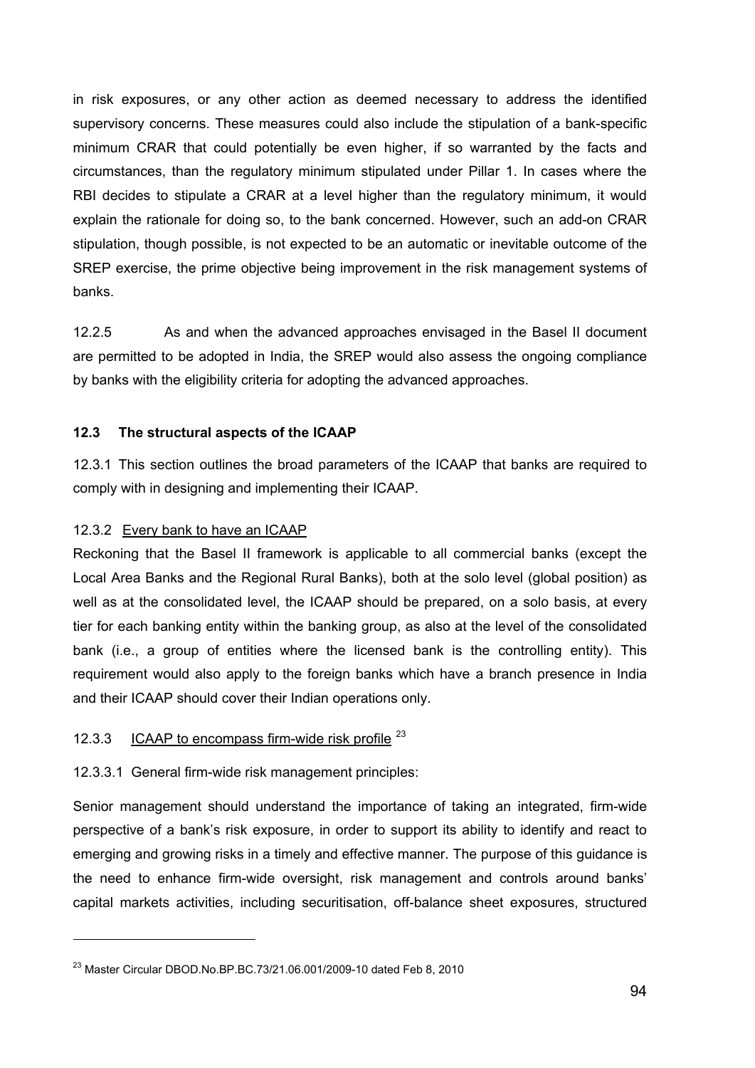in risk exposures, or any other action as deemed necessary to address the identified supervisory concerns. These measures could also include the stipulation of a bank-specific minimum CRAR that could potentially be even higher, if so warranted by the facts and circumstances, than the regulatory minimum stipulated under Pillar 1. In cases where the RBI decides to stipulate a CRAR at a level higher than the regulatory minimum, it would explain the rationale for doing so, to the bank concerned. However, such an add-on CRAR stipulation, though possible, is not expected to be an automatic or inevitable outcome of the SREP exercise, the prime objective being improvement in the risk management systems of banks.

12.2.5 As and when the advanced approaches envisaged in the Basel II document are permitted to be adopted in India, the SREP would also assess the ongoing compliance by banks with the eligibility criteria for adopting the advanced approaches.

### 12.3 The structural aspects of the ICAAP

12.3.1 This section outlines the broad parameters of the ICAAP that banks are required to comply with in designing and implementing their ICAAP.

12.3.2 <u>Every bank to have an ICAAP</u>

Reckoning that the Basel II framework is applicable to all commercial banks (except the Local Area Banks and the Regional Rural Banks), both at the solo level (global position) as well as at the consolidated level, the ICAAP should be prepared, on a solo basis, at every tier for each banking entity within the banking group, as also at the level of the consolidated bank (i.e., a group of entities where the licensed bank is the controlling entity). This requirement would also apply to the foreign banks which have a branch presence in India and their ICAAP should cover their Indian operations only.

12.3.3 <u>ICAAP to encompass firm-wide risk profile</u> [23]

12.3.3.1 General firm-wide risk management principles:

Senior management should understand the importance of taking an integrated, firm-wide perspective of a bank's risk exposure, in order to support its ability to identify and react to emerging and growing risks in a timely and effective manner. The purpose of this guidance is the need to enhance firm-wide oversight, risk management and controls around banks' capital markets activities, including securitisation, off-balance sheet exposures, structured

---

[23] Master Circular DBOD.No.BP.BC.73/21.06.001/2009-10 dated Feb 8, 2010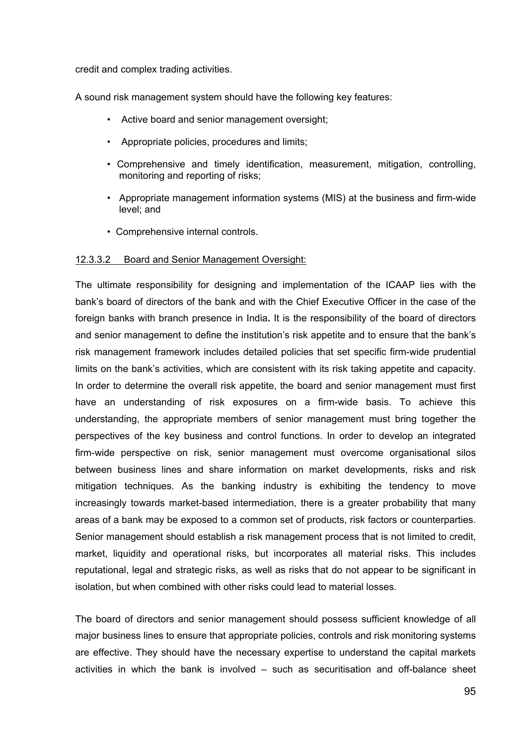credit and complex trading activities.

A sound risk management system should have the following key features:

- Active board and senior management oversight;
- Appropriate policies, procedures and limits;
- Comprehensive and timely identification, measurement, mitigation, controlling, monitoring and reporting of risks;
- Appropriate management information systems (MIS) at the business and firm-wide level; and
- Comprehensive internal controls.

12.3.3.2 Board and Senior Management Oversight:

The ultimate responsibility for designing and implementation of the ICAAP lies with the bank's board of directors of the bank and with the Chief Executive Officer in the case of the foreign banks with branch presence in India**.** It is the responsibility of the board of directors and senior management to define the institution's risk appetite and to ensure that the bank's risk management framework includes detailed policies that set specific firm-wide prudential limits on the bank's activities, which are consistent with its risk taking appetite and capacity. In order to determine the overall risk appetite, the board and senior management must first have an understanding of risk exposures on a firm-wide basis. To achieve this understanding, the appropriate members of senior management must bring together the perspectives of the key business and control functions. In order to develop an integrated firm-wide perspective on risk, senior management must overcome organisational silos between business lines and share information on market developments, risks and risk mitigation techniques. As the banking industry is exhibiting the tendency to move increasingly towards market-based intermediation, there is a greater probability that many areas of a bank may be exposed to a common set of products, risk factors or counterparties. Senior management should establish a risk management process that is not limited to credit, market, liquidity and operational risks, but incorporates all material risks. This includes reputational, legal and strategic risks, as well as risks that do not appear to be significant in isolation, but when combined with other risks could lead to material losses.

The board of directors and senior management should possess sufficient knowledge of all major business lines to ensure that appropriate policies, controls and risk monitoring systems are effective. They should have the necessary expertise to understand the capital markets activities in which the bank is involved – such as securitisation and off-balance sheet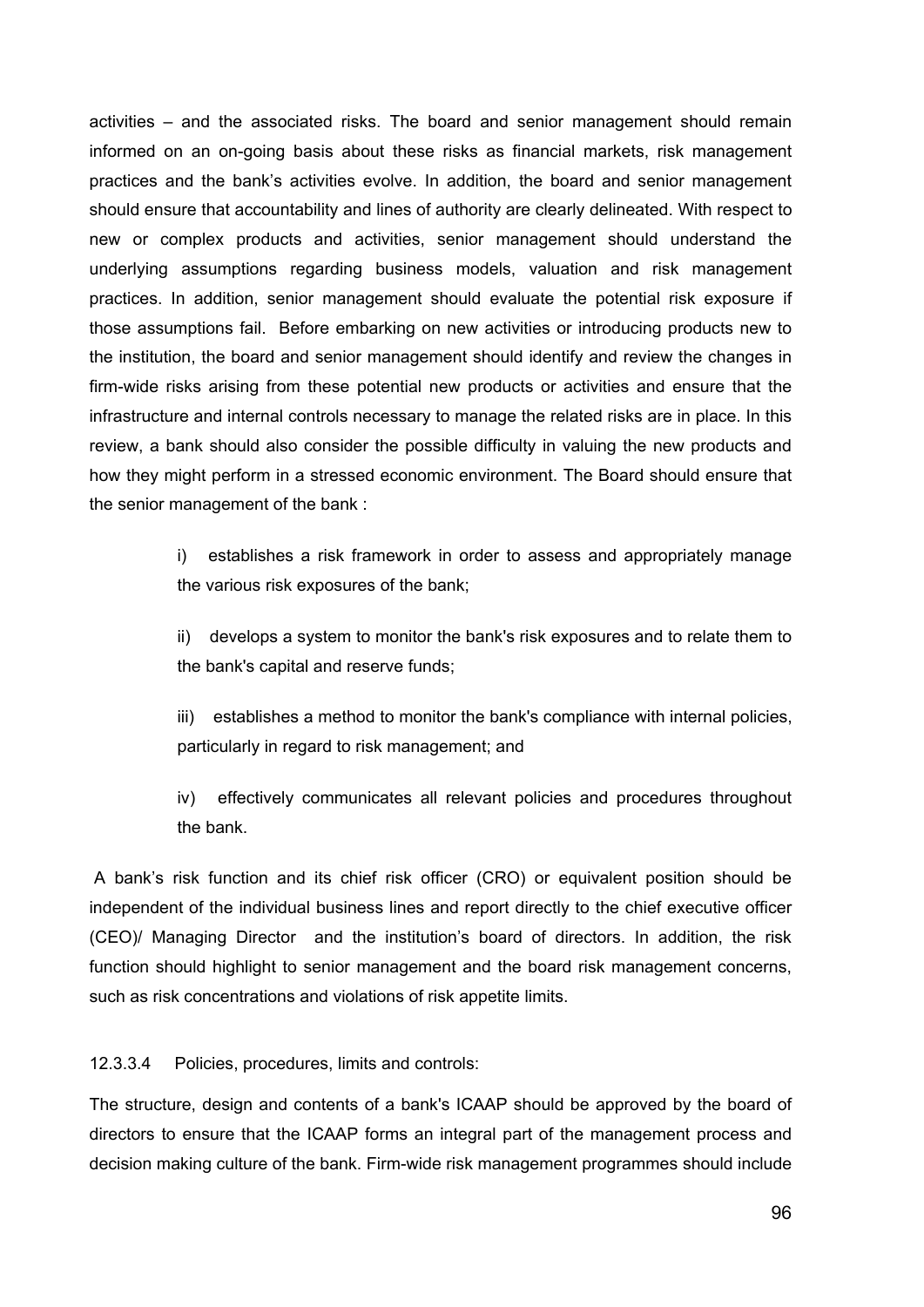activities – and the associated risks. The board and senior management should remain informed on an on-going basis about these risks as financial markets, risk management practices and the bank's activities evolve. In addition, the board and senior management should ensure that accountability and lines of authority are clearly delineated. With respect to new or complex products and activities, senior management should understand the underlying assumptions regarding business models, valuation and risk management practices. In addition, senior management should evaluate the potential risk exposure if those assumptions fail. Before embarking on new activities or introducing products new to the institution, the board and senior management should identify and review the changes in firm-wide risks arising from these potential new products or activities and ensure that the infrastructure and internal controls necessary to manage the related risks are in place. In this review, a bank should also consider the possible difficulty in valuing the new products and how they might perform in a stressed economic environment. The Board should ensure that the senior management of the bank :

> i) establishes a risk framework in order to assess and appropriately manage the various risk exposures of the bank;
>
> ii) develops a system to monitor the bank's risk exposures and to relate them to the bank's capital and reserve funds;
>
> iii) establishes a method to monitor the bank's compliance with internal policies, particularly in regard to risk management; and
>
> iv) effectively communicates all relevant policies and procedures throughout the bank.

A bank's risk function and its chief risk officer (CRO) or equivalent position should be independent of the individual business lines and report directly to the chief executive officer (CEO)/ Managing Director and the institution's board of directors. In addition, the risk function should highlight to senior management and the board risk management concerns, such as risk concentrations and violations of risk appetite limits.

12.3.3.4 Policies, procedures, limits and controls:

The structure, design and contents of a bank's ICAAP should be approved by the board of directors to ensure that the ICAAP forms an integral part of the management process and decision making culture of the bank. Firm-wide risk management programmes should include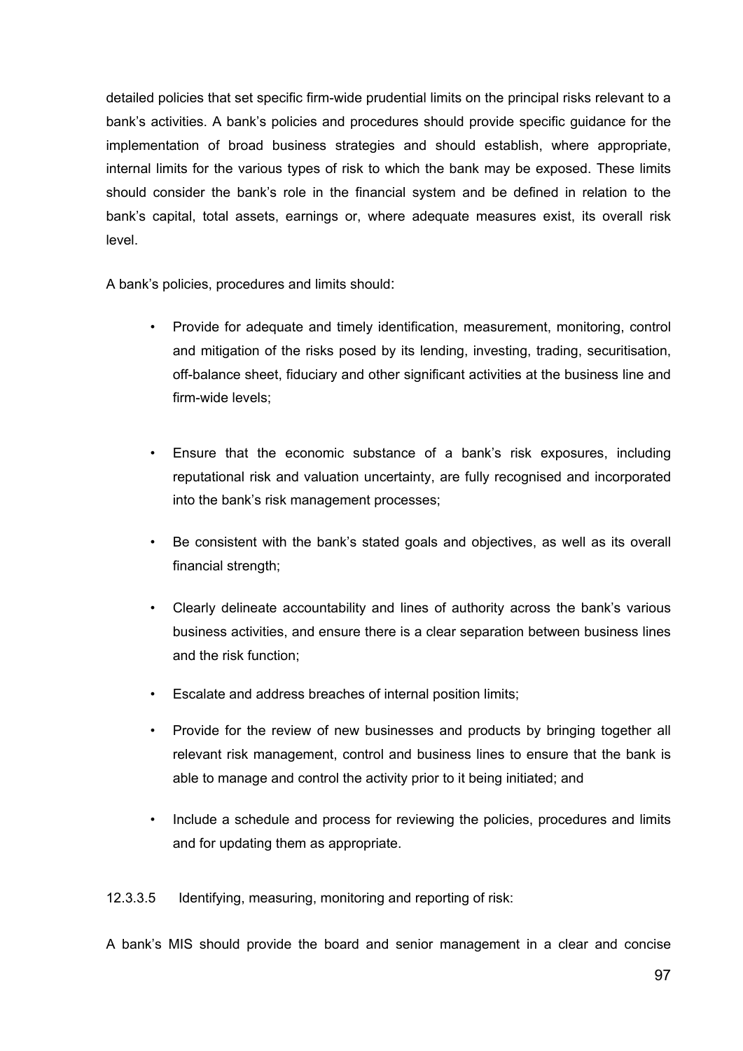detailed policies that set specific firm-wide prudential limits on the principal risks relevant to a bank's activities. A bank's policies and procedures should provide specific guidance for the implementation of broad business strategies and should establish, where appropriate, internal limits for the various types of risk to which the bank may be exposed. These limits should consider the bank's role in the financial system and be defined in relation to the bank's capital, total assets, earnings or, where adequate measures exist, its overall risk level.

A bank's policies, procedures and limits should:

- Provide for adequate and timely identification, measurement, monitoring, control and mitigation of the risks posed by its lending, investing, trading, securitisation, off-balance sheet, fiduciary and other significant activities at the business line and firm-wide levels;
- Ensure that the economic substance of a bank's risk exposures, including reputational risk and valuation uncertainty, are fully recognised and incorporated into the bank's risk management processes;
- Be consistent with the bank's stated goals and objectives, as well as its overall financial strength;
- Clearly delineate accountability and lines of authority across the bank's various business activities, and ensure there is a clear separation between business lines and the risk function;
- Escalate and address breaches of internal position limits;
- Provide for the review of new businesses and products by bringing together all relevant risk management, control and business lines to ensure that the bank is able to manage and control the activity prior to it being initiated; and
- Include a schedule and process for reviewing the policies, procedures and limits and for updating them as appropriate.

12.3.3.5 Identifying, measuring, monitoring and reporting of risk:

A bank's MIS should provide the board and senior management in a clear and concise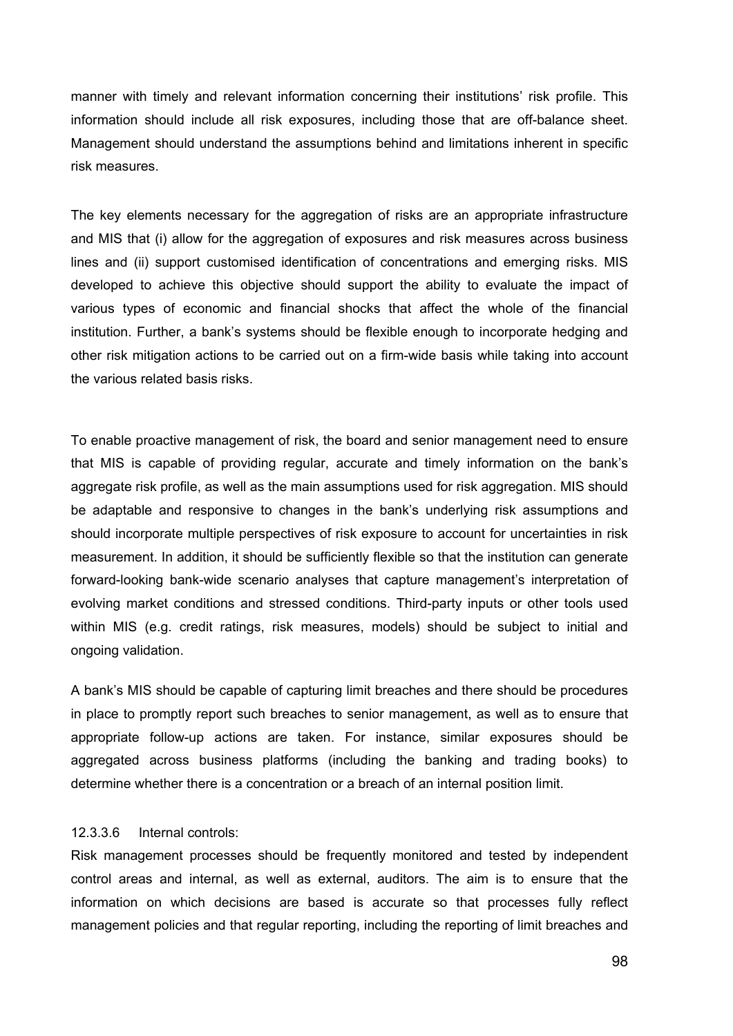manner with timely and relevant information concerning their institutions' risk profile. This information should include all risk exposures, including those that are off-balance sheet. Management should understand the assumptions behind and limitations inherent in specific risk measures.

The key elements necessary for the aggregation of risks are an appropriate infrastructure and MIS that (i) allow for the aggregation of exposures and risk measures across business lines and (ii) support customised identification of concentrations and emerging risks. MIS developed to achieve this objective should support the ability to evaluate the impact of various types of economic and financial shocks that affect the whole of the financial institution. Further, a bank's systems should be flexible enough to incorporate hedging and other risk mitigation actions to be carried out on a firm-wide basis while taking into account the various related basis risks.

To enable proactive management of risk, the board and senior management need to ensure that MIS is capable of providing regular, accurate and timely information on the bank's aggregate risk profile, as well as the main assumptions used for risk aggregation. MIS should be adaptable and responsive to changes in the bank's underlying risk assumptions and should incorporate multiple perspectives of risk exposure to account for uncertainties in risk measurement. In addition, it should be sufficiently flexible so that the institution can generate forward-looking bank-wide scenario analyses that capture management's interpretation of evolving market conditions and stressed conditions. Third-party inputs or other tools used within MIS (e.g. credit ratings, risk measures, models) should be subject to initial and ongoing validation.

A bank's MIS should be capable of capturing limit breaches and there should be procedures in place to promptly report such breaches to senior management, as well as to ensure that appropriate follow-up actions are taken. For instance, similar exposures should be aggregated across business platforms (including the banking and trading books) to determine whether there is a concentration or a breach of an internal position limit.

12.3.3.6 Internal controls:

Risk management processes should be frequently monitored and tested by independent control areas and internal, as well as external, auditors. The aim is to ensure that the information on which decisions are based is accurate so that processes fully reflect management policies and that regular reporting, including the reporting of limit breaches and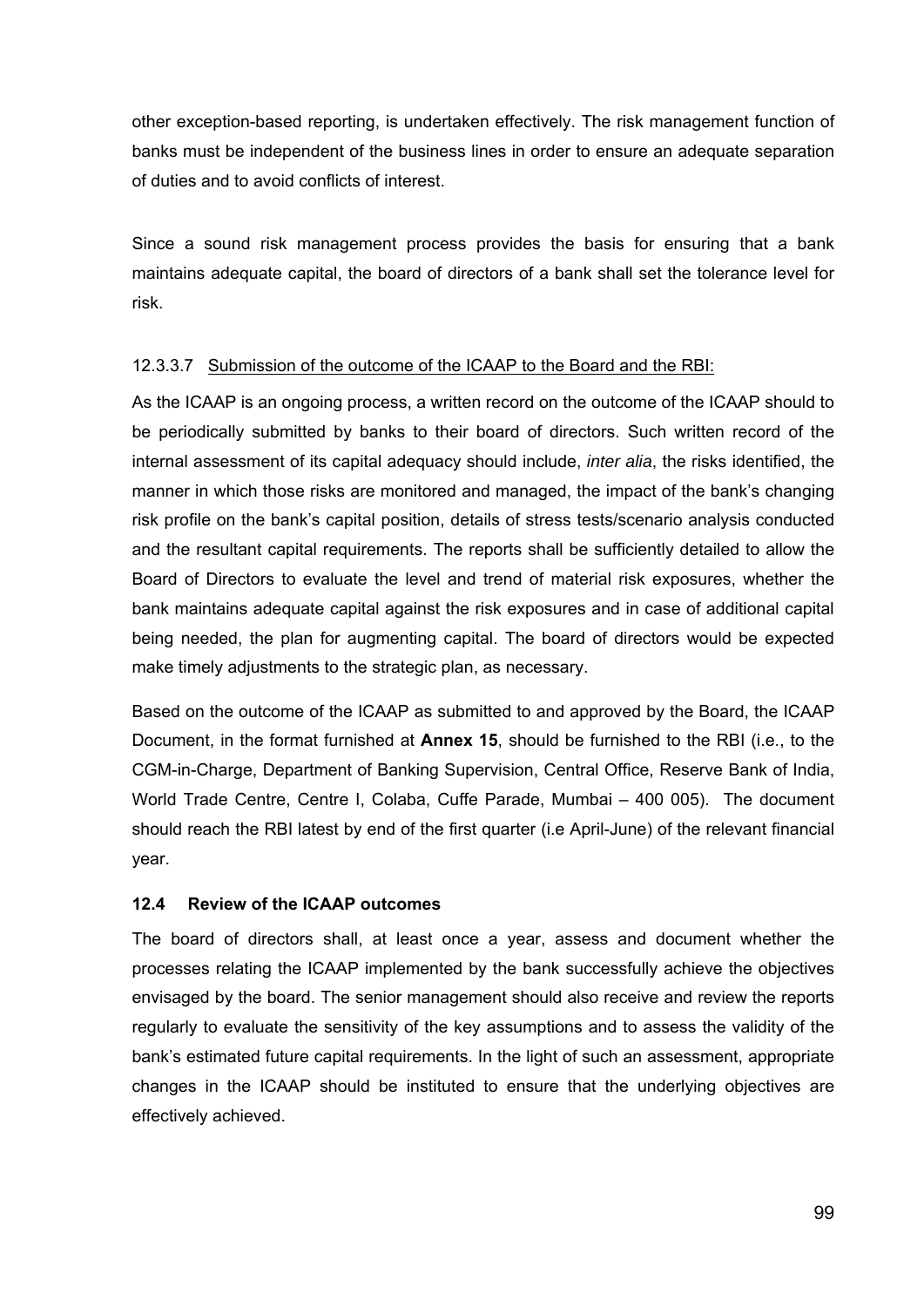other exception-based reporting, is undertaken effectively. The risk management function of banks must be independent of the business lines in order to ensure an adequate separation of duties and to avoid conflicts of interest.

Since a sound risk management process provides the basis for ensuring that a bank maintains adequate capital, the board of directors of a bank shall set the tolerance level for risk.

12.3.3.7 Submission of the outcome of the ICAAP to the Board and the RBI:

As the ICAAP is an ongoing process, a written record on the outcome of the ICAAP should to be periodically submitted by banks to their board of directors. Such written record of the internal assessment of its capital adequacy should include, *inter alia*, the risks identified, the manner in which those risks are monitored and managed, the impact of the bank's changing risk profile on the bank's capital position, details of stress tests/scenario analysis conducted and the resultant capital requirements. The reports shall be sufficiently detailed to allow the Board of Directors to evaluate the level and trend of material risk exposures, whether the bank maintains adequate capital against the risk exposures and in case of additional capital being needed, the plan for augmenting capital. The board of directors would be expected make timely adjustments to the strategic plan, as necessary.

Based on the outcome of the ICAAP as submitted to and approved by the Board, the ICAAP Document, in the format furnished at **Annex 15**, should be furnished to the RBI (i.e., to the CGM-in-Charge, Department of Banking Supervision, Central Office, Reserve Bank of India, World Trade Centre, Centre I, Colaba, Cuffe Parade, Mumbai – 400 005). The document should reach the RBI latest by end of the first quarter (i.e April-June) of the relevant financial year.

### 12.4 Review of the ICAAP outcomes

The board of directors shall, at least once a year, assess and document whether the processes relating the ICAAP implemented by the bank successfully achieve the objectives envisaged by the board. The senior management should also receive and review the reports regularly to evaluate the sensitivity of the key assumptions and to assess the validity of the bank's estimated future capital requirements. In the light of such an assessment, appropriate changes in the ICAAP should be instituted to ensure that the underlying objectives are effectively achieved.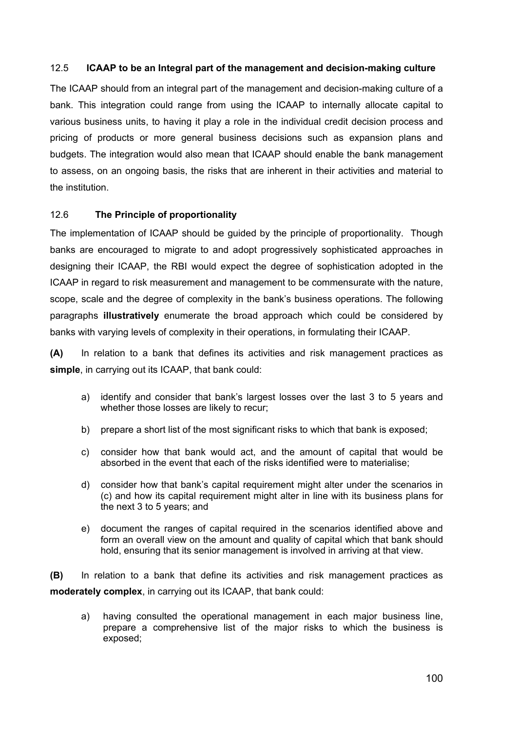### 12.5 **ICAAP to be an Integral part of the management and decision-making culture**

The ICAAP should from an integral part of the management and decision-making culture of a bank. This integration could range from using the ICAAP to internally allocate capital to various business units, to having it play a role in the individual credit decision process and pricing of products or more general business decisions such as expansion plans and budgets. The integration would also mean that ICAAP should enable the bank management to assess, on an ongoing basis, the risks that are inherent in their activities and material to the institution.

### 12.6 **The Principle of proportionality**

The implementation of ICAAP should be guided by the principle of proportionality. Though banks are encouraged to migrate to and adopt progressively sophisticated approaches in designing their ICAAP, the RBI would expect the degree of sophistication adopted in the ICAAP in regard to risk measurement and management to be commensurate with the nature, scope, scale and the degree of complexity in the bank's business operations. The following paragraphs **illustratively** enumerate the broad approach which could be considered by banks with varying levels of complexity in their operations, in formulating their ICAAP.

**(A)** In relation to a bank that defines its activities and risk management practices as **simple**, in carrying out its ICAAP, that bank could:

a) identify and consider that bank's largest losses over the last 3 to 5 years and whether those losses are likely to recur;

b) prepare a short list of the most significant risks to which that bank is exposed;

c) consider how that bank would act, and the amount of capital that would be absorbed in the event that each of the risks identified were to materialise;

d) consider how that bank's capital requirement might alter under the scenarios in (c) and how its capital requirement might alter in line with its business plans for the next 3 to 5 years; and

e) document the ranges of capital required in the scenarios identified above and form an overall view on the amount and quality of capital which that bank should hold, ensuring that its senior management is involved in arriving at that view.

**(B)** In relation to a bank that define its activities and risk management practices as **moderately complex**, in carrying out its ICAAP, that bank could:

a) having consulted the operational management in each major business line, prepare a comprehensive list of the major risks to which the business is exposed;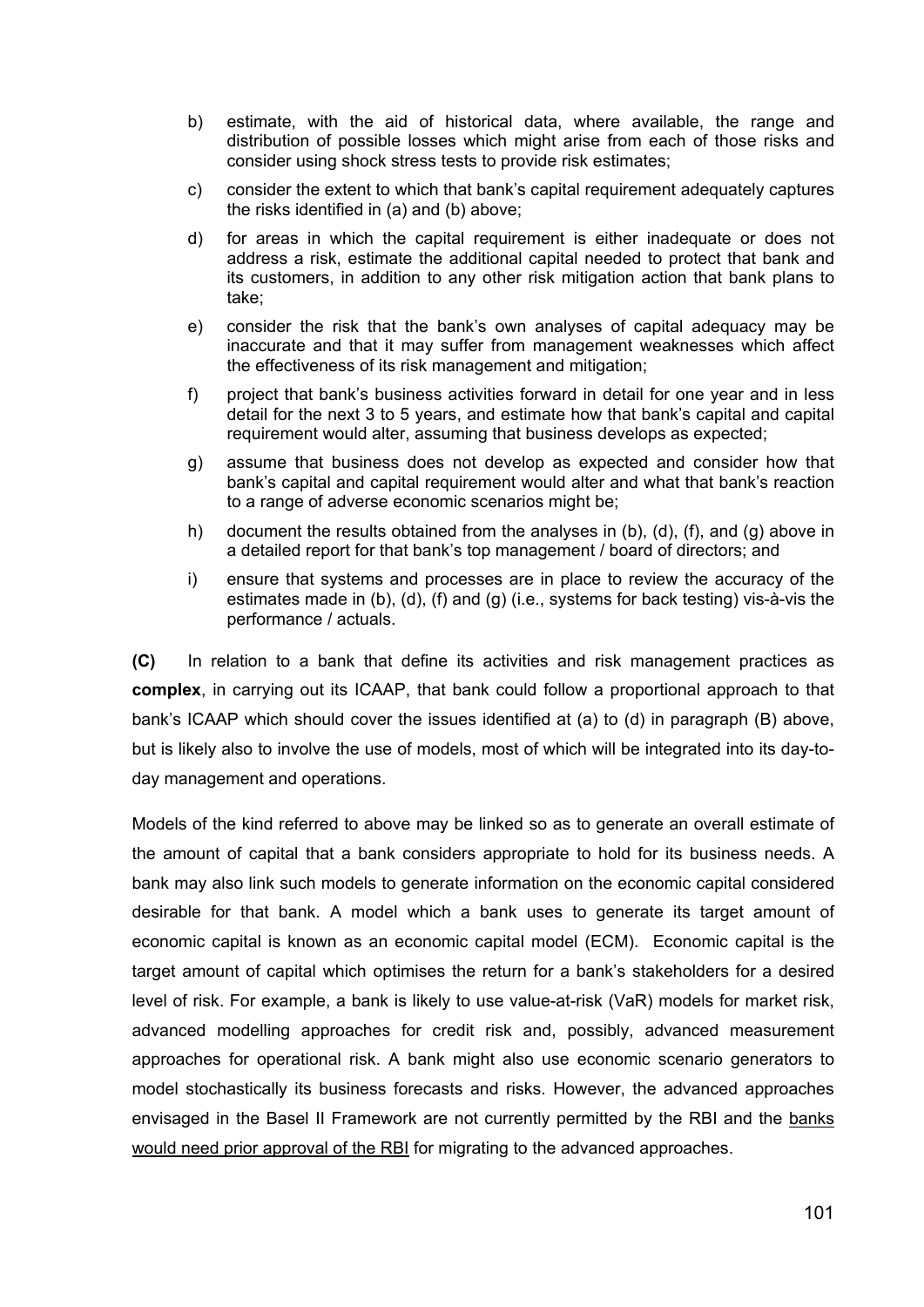b) estimate, with the aid of historical data, where available, the range and distribution of possible losses which might arise from each of those risks and consider using shock stress tests to provide risk estimates;

c) consider the extent to which that bank's capital requirement adequately captures the risks identified in (a) and (b) above;

d) for areas in which the capital requirement is either inadequate or does not address a risk, estimate the additional capital needed to protect that bank and its customers, in addition to any other risk mitigation action that bank plans to take;

e) consider the risk that the bank's own analyses of capital adequacy may be inaccurate and that it may suffer from management weaknesses which affect the effectiveness of its risk management and mitigation;

f) project that bank's business activities forward in detail for one year and in less detail for the next 3 to 5 years, and estimate how that bank's capital and capital requirement would alter, assuming that business develops as expected;

g) assume that business does not develop as expected and consider how that bank's capital and capital requirement would alter and what that bank's reaction to a range of adverse economic scenarios might be;

h) document the results obtained from the analyses in (b), (d), (f), and (g) above in a detailed report for that bank's top management / board of directors; and

i) ensure that systems and processes are in place to review the accuracy of the estimates made in (b), (d), (f) and (g) (i.e., systems for back testing) vis-à-vis the performance / actuals.

**(C)** In relation to a bank that define its activities and risk management practices as **complex**, in carrying out its ICAAP, that bank could follow a proportional approach to that bank's ICAAP which should cover the issues identified at (a) to (d) in paragraph (B) above, but is likely also to involve the use of models, most of which will be integrated into its day-to-day management and operations.

Models of the kind referred to above may be linked so as to generate an overall estimate of the amount of capital that a bank considers appropriate to hold for its business needs. A bank may also link such models to generate information on the economic capital considered desirable for that bank. A model which a bank uses to generate its target amount of economic capital is known as an economic capital model (ECM). Economic capital is the target amount of capital which optimises the return for a bank's stakeholders for a desired level of risk. For example, a bank is likely to use value-at-risk (VaR) models for market risk, advanced modelling approaches for credit risk and, possibly, advanced measurement approaches for operational risk. A bank might also use economic scenario generators to model stochastically its business forecasts and risks. However, the advanced approaches envisaged in the Basel II Framework are not currently permitted by the RBI and the banks would need prior approval of the RBI for migrating to the advanced approaches.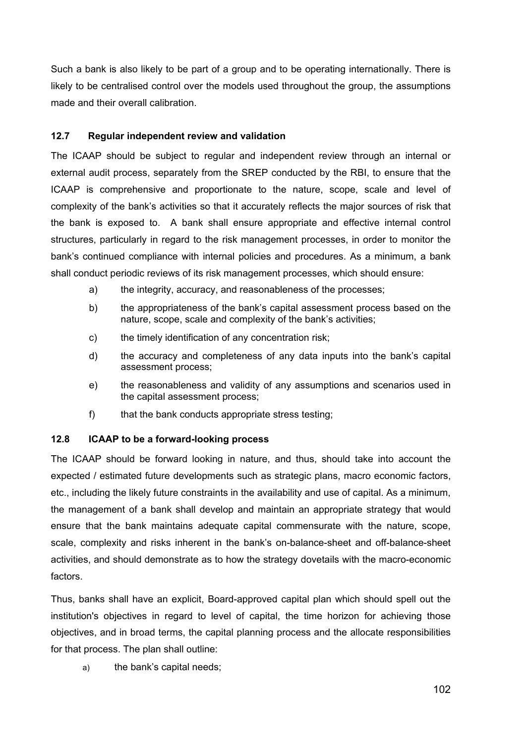Such a bank is also likely to be part of a group and to be operating internationally. There is likely to be centralised control over the models used throughout the group, the assumptions made and their overall calibration.

### 12.7 Regular independent review and validation

The ICAAP should be subject to regular and independent review through an internal or external audit process, separately from the SREP conducted by the RBI, to ensure that the ICAAP is comprehensive and proportionate to the nature, scope, scale and level of complexity of the bank's activities so that it accurately reflects the major sources of risk that the bank is exposed to. A bank shall ensure appropriate and effective internal control structures, particularly in regard to the risk management processes, in order to monitor the bank's continued compliance with internal policies and procedures. As a minimum, a bank shall conduct periodic reviews of its risk management processes, which should ensure:

a) the integrity, accuracy, and reasonableness of the processes;

b) the appropriateness of the bank's capital assessment process based on the nature, scope, scale and complexity of the bank's activities;

c) the timely identification of any concentration risk;

d) the accuracy and completeness of any data inputs into the bank's capital assessment process;

e) the reasonableness and validity of any assumptions and scenarios used in the capital assessment process;

f) that the bank conducts appropriate stress testing;

### 12.8 ICAAP to be a forward-looking process

The ICAAP should be forward looking in nature, and thus, should take into account the expected / estimated future developments such as strategic plans, macro economic factors, etc., including the likely future constraints in the availability and use of capital. As a minimum, the management of a bank shall develop and maintain an appropriate strategy that would ensure that the bank maintains adequate capital commensurate with the nature, scope, scale, complexity and risks inherent in the bank's on-balance-sheet and off-balance-sheet activities, and should demonstrate as to how the strategy dovetails with the macro-economic factors.

Thus, banks shall have an explicit, Board-approved capital plan which should spell out the institution's objectives in regard to level of capital, the time horizon for achieving those objectives, and in broad terms, the capital planning process and the allocate responsibilities for that process. The plan shall outline:

a) the bank's capital needs;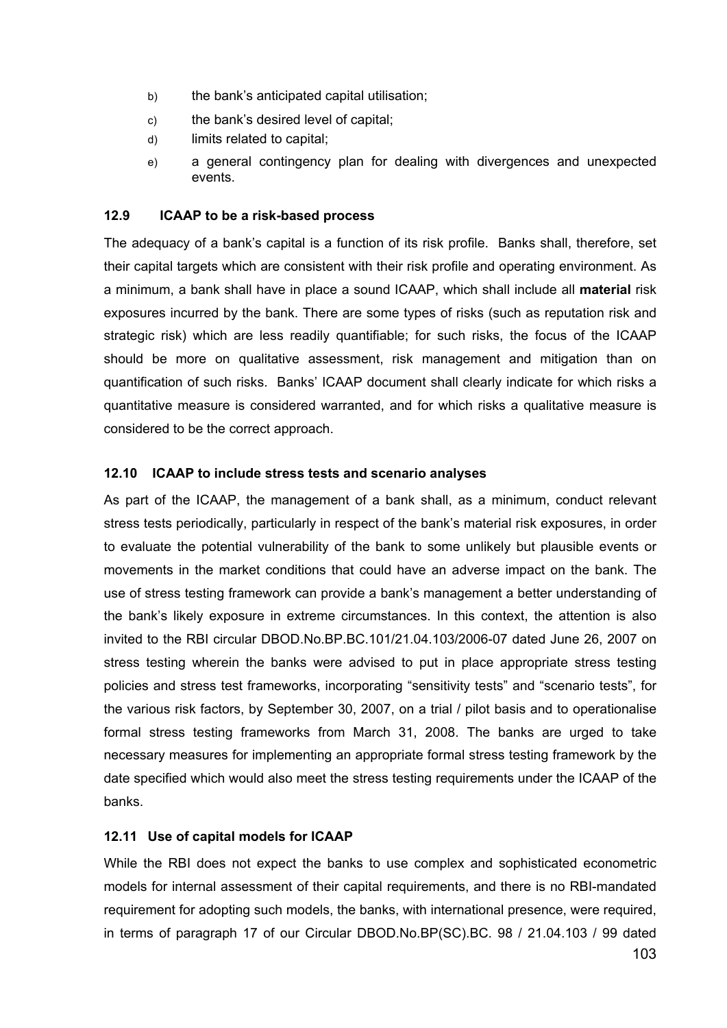b) the bank's anticipated capital utilisation;

c) the bank's desired level of capital;

d) limits related to capital;

e) a general contingency plan for dealing with divergences and unexpected events.

### 12.9 ICAAP to be a risk-based process

The adequacy of a bank's capital is a function of its risk profile. Banks shall, therefore, set their capital targets which are consistent with their risk profile and operating environment. As a minimum, a bank shall have in place a sound ICAAP, which shall include all **material** risk exposures incurred by the bank. There are some types of risks (such as reputation risk and strategic risk) which are less readily quantifiable; for such risks, the focus of the ICAAP should be more on qualitative assessment, risk management and mitigation than on quantification of such risks. Banks' ICAAP document shall clearly indicate for which risks a quantitative measure is considered warranted, and for which risks a qualitative measure is considered to be the correct approach.

### 12.10 ICAAP to include stress tests and scenario analyses

As part of the ICAAP, the management of a bank shall, as a minimum, conduct relevant stress tests periodically, particularly in respect of the bank's material risk exposures, in order to evaluate the potential vulnerability of the bank to some unlikely but plausible events or movements in the market conditions that could have an adverse impact on the bank. The use of stress testing framework can provide a bank's management a better understanding of the bank's likely exposure in extreme circumstances. In this context, the attention is also invited to the RBI circular DBOD.No.BP.BC.101/21.04.103/2006-07 dated June 26, 2007 on stress testing wherein the banks were advised to put in place appropriate stress testing policies and stress test frameworks, incorporating "sensitivity tests" and "scenario tests", for the various risk factors, by September 30, 2007, on a trial / pilot basis and to operationalise formal stress testing frameworks from March 31, 2008. The banks are urged to take necessary measures for implementing an appropriate formal stress testing framework by the date specified which would also meet the stress testing requirements under the ICAAP of the banks.

### 12.11 Use of capital models for ICAAP

While the RBI does not expect the banks to use complex and sophisticated econometric models for internal assessment of their capital requirements, and there is no RBI-mandated requirement for adopting such models, the banks, with international presence, were required, in terms of paragraph 17 of our Circular DBOD.No.BP(SC).BC. 98 / 21.04.103 / 99 dated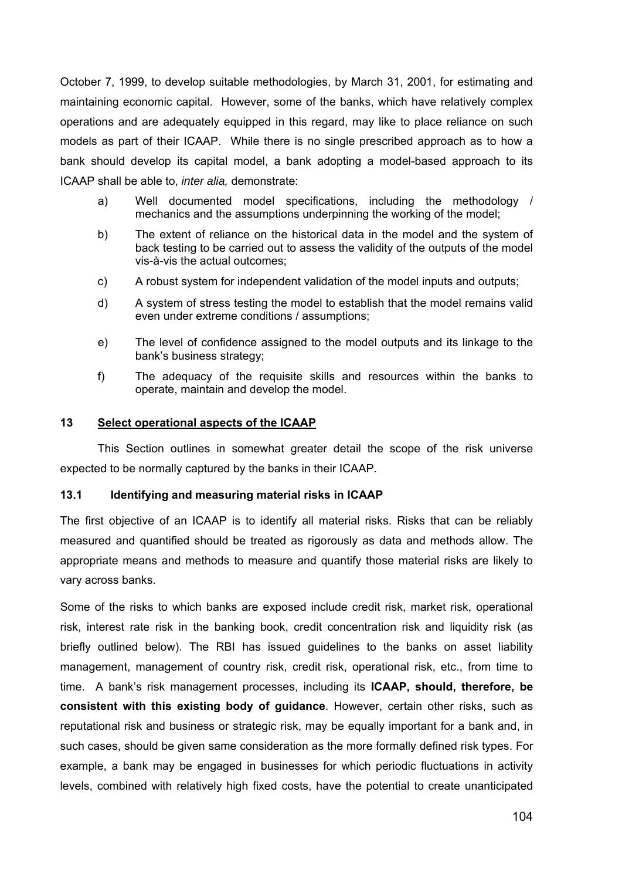October 7, 1999, to develop suitable methodologies, by March 31, 2001, for estimating and maintaining economic capital. However, some of the banks, which have relatively complex operations and are adequately equipped in this regard, may like to place reliance on such models as part of their ICAAP. While there is no single prescribed approach as to how a bank should develop its capital model, a bank adopting a model-based approach to its ICAAP shall be able to, *inter alia,* demonstrate:

a) Well documented model specifications, including the methodology / mechanics and the assumptions underpinning the working of the model;

b) The extent of reliance on the historical data in the model and the system of back testing to be carried out to assess the validity of the outputs of the model vis-à-vis the actual outcomes;

c) A robust system for independent validation of the model inputs and outputs;

d) A system of stress testing the model to establish that the model remains valid even under extreme conditions / assumptions;

e) The level of confidence assigned to the model outputs and its linkage to the bank's business strategy;

f) The adequacy of the requisite skills and resources within the banks to operate, maintain and develop the model.

## 13 Select operational aspects of the ICAAP

This Section outlines in somewhat greater detail the scope of the risk universe expected to be normally captured by the banks in their ICAAP.

### 13.1 Identifying and measuring material risks in ICAAP

The first objective of an ICAAP is to identify all material risks. Risks that can be reliably measured and quantified should be treated as rigorously as data and methods allow. The appropriate means and methods to measure and quantify those material risks are likely to vary across banks.

Some of the risks to which banks are exposed include credit risk, market risk, operational risk, interest rate risk in the banking book, credit concentration risk and liquidity risk (as briefly outlined below). The RBI has issued guidelines to the banks on asset liability management, management of country risk, credit risk, operational risk, etc., from time to time. A bank's risk management processes, including its **ICAAP, should, therefore, be consistent with this existing body of guidance**. However, certain other risks, such as reputational risk and business or strategic risk, may be equally important for a bank and, in such cases, should be given same consideration as the more formally defined risk types. For example, a bank may be engaged in businesses for which periodic fluctuations in activity levels, combined with relatively high fixed costs, have the potential to create unanticipated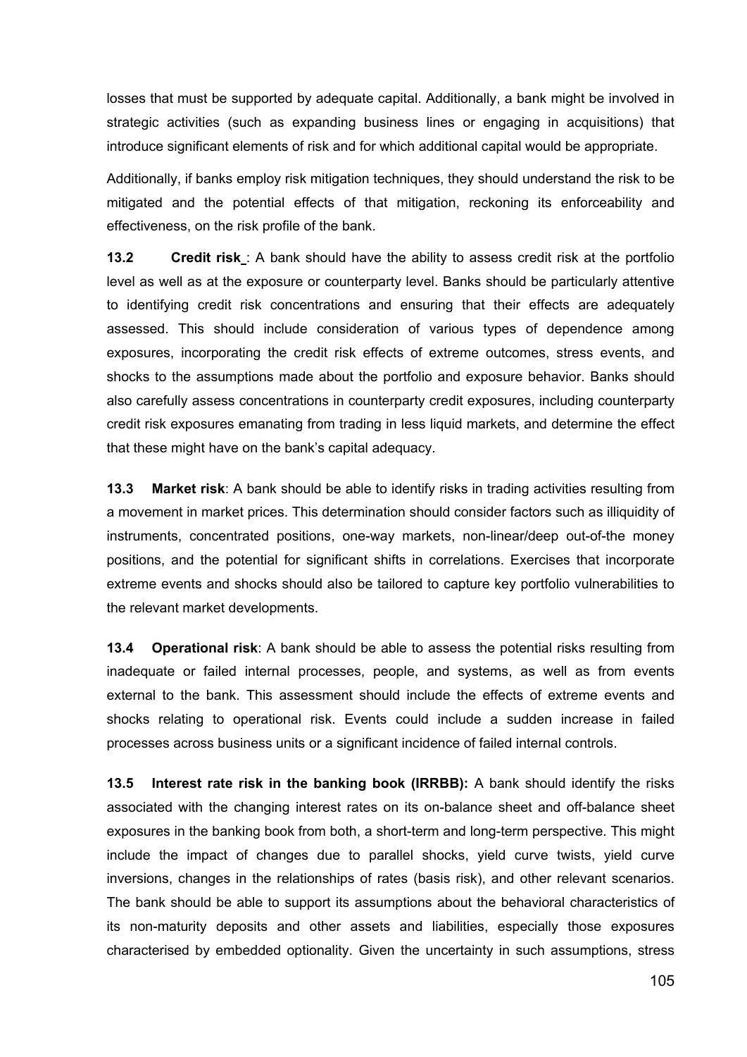losses that must be supported by adequate capital. Additionally, a bank might be involved in strategic activities (such as expanding business lines or engaging in acquisitions) that introduce significant elements of risk and for which additional capital would be appropriate.

Additionally, if banks employ risk mitigation techniques, they should understand the risk to be mitigated and the potential effects of that mitigation, reckoning its enforceability and effectiveness, on the risk profile of the bank.

**13.2 Credit risk** : A bank should have the ability to assess credit risk at the portfolio level as well as at the exposure or counterparty level. Banks should be particularly attentive to identifying credit risk concentrations and ensuring that their effects are adequately assessed. This should include consideration of various types of dependence among exposures, incorporating the credit risk effects of extreme outcomes, stress events, and shocks to the assumptions made about the portfolio and exposure behavior. Banks should also carefully assess concentrations in counterparty credit exposures, including counterparty credit risk exposures emanating from trading in less liquid markets, and determine the effect that these might have on the bank's capital adequacy.

**13.3 Market risk**: A bank should be able to identify risks in trading activities resulting from a movement in market prices. This determination should consider factors such as illiquidity of instruments, concentrated positions, one-way markets, non-linear/deep out-of-the money positions, and the potential for significant shifts in correlations. Exercises that incorporate extreme events and shocks should also be tailored to capture key portfolio vulnerabilities to the relevant market developments.

**13.4 Operational risk**: A bank should be able to assess the potential risks resulting from inadequate or failed internal processes, people, and systems, as well as from events external to the bank. This assessment should include the effects of extreme events and shocks relating to operational risk. Events could include a sudden increase in failed processes across business units or a significant incidence of failed internal controls.

**13.5 Interest rate risk in the banking book (IRRBB):** A bank should identify the risks associated with the changing interest rates on its on-balance sheet and off-balance sheet exposures in the banking book from both, a short-term and long-term perspective. This might include the impact of changes due to parallel shocks, yield curve twists, yield curve inversions, changes in the relationships of rates (basis risk), and other relevant scenarios. The bank should be able to support its assumptions about the behavioral characteristics of its non-maturity deposits and other assets and liabilities, especially those exposures characterised by embedded optionality. Given the uncertainty in such assumptions, stress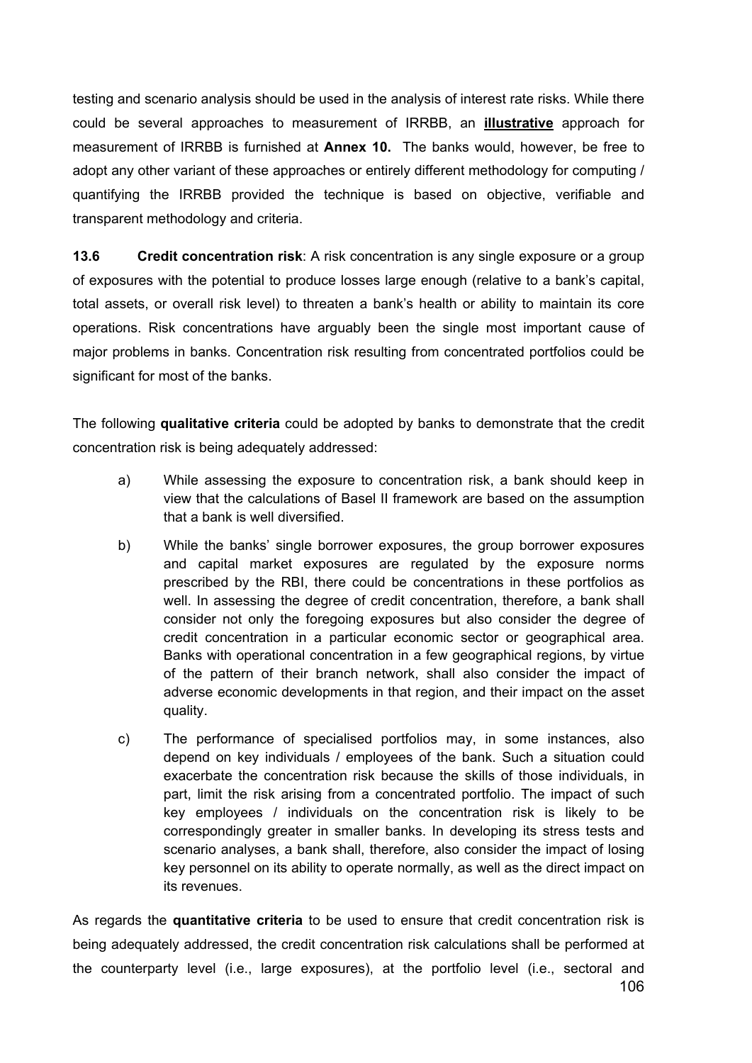testing and scenario analysis should be used in the analysis of interest rate risks. While there could be several approaches to measurement of IRRBB, an **illustrative** approach for measurement of IRRBB is furnished at **Annex 10.** The banks would, however, be free to adopt any other variant of these approaches or entirely different methodology for computing / quantifying the IRRBB provided the technique is based on objective, verifiable and transparent methodology and criteria.

**13.6 Credit concentration risk**: A risk concentration is any single exposure or a group of exposures with the potential to produce losses large enough (relative to a bank's capital, total assets, or overall risk level) to threaten a bank's health or ability to maintain its core operations. Risk concentrations have arguably been the single most important cause of major problems in banks. Concentration risk resulting from concentrated portfolios could be significant for most of the banks.

The following **qualitative criteria** could be adopted by banks to demonstrate that the credit concentration risk is being adequately addressed:

a) While assessing the exposure to concentration risk, a bank should keep in view that the calculations of Basel II framework are based on the assumption that a bank is well diversified.

b) While the banks' single borrower exposures, the group borrower exposures and capital market exposures are regulated by the exposure norms prescribed by the RBI, there could be concentrations in these portfolios as well. In assessing the degree of credit concentration, therefore, a bank shall consider not only the foregoing exposures but also consider the degree of credit concentration in a particular economic sector or geographical area. Banks with operational concentration in a few geographical regions, by virtue of the pattern of their branch network, shall also consider the impact of adverse economic developments in that region, and their impact on the asset quality.

c) The performance of specialised portfolios may, in some instances, also depend on key individuals / employees of the bank. Such a situation could exacerbate the concentration risk because the skills of those individuals, in part, limit the risk arising from a concentrated portfolio. The impact of such key employees / individuals on the concentration risk is likely to be correspondingly greater in smaller banks. In developing its stress tests and scenario analyses, a bank shall, therefore, also consider the impact of losing key personnel on its ability to operate normally, as well as the direct impact on its revenues.

As regards the **quantitative criteria** to be used to ensure that credit concentration risk is being adequately addressed, the credit concentration risk calculations shall be performed at the counterparty level (i.e., large exposures), at the portfolio level (i.e., sectoral and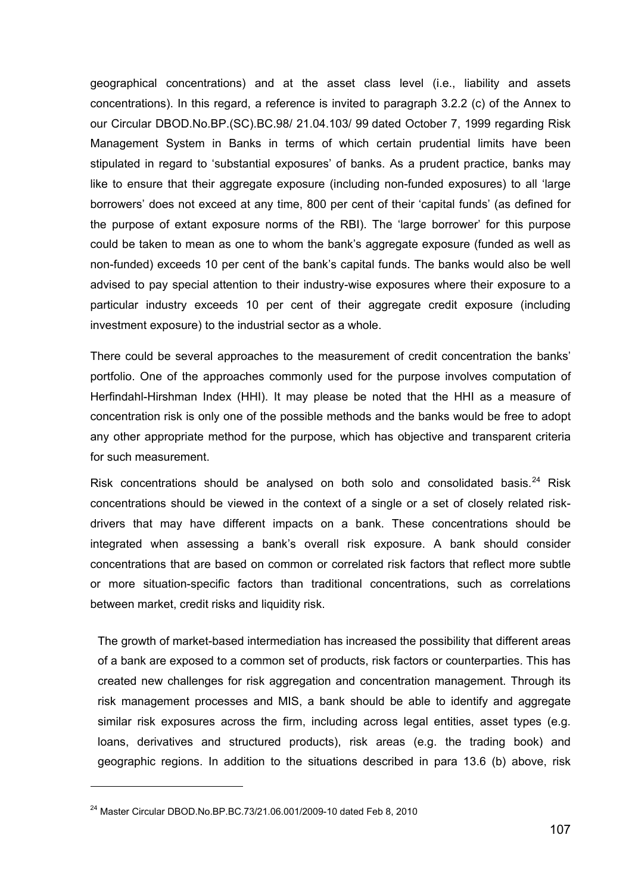geographical concentrations) and at the asset class level (i.e., liability and assets concentrations). In this regard, a reference is invited to paragraph 3.2.2 (c) of the Annex to our Circular DBOD.No.BP.(SC).BC.98/ 21.04.103/ 99 dated October 7, 1999 regarding Risk Management System in Banks in terms of which certain prudential limits have been stipulated in regard to 'substantial exposures' of banks. As a prudent practice, banks may like to ensure that their aggregate exposure (including non-funded exposures) to all 'large borrowers' does not exceed at any time, 800 per cent of their 'capital funds' (as defined for the purpose of extant exposure norms of the RBI). The 'large borrower' for this purpose could be taken to mean as one to whom the bank's aggregate exposure (funded as well as non-funded) exceeds 10 per cent of the bank's capital funds. The banks would also be well advised to pay special attention to their industry-wise exposures where their exposure to a particular industry exceeds 10 per cent of their aggregate credit exposure (including investment exposure) to the industrial sector as a whole.

There could be several approaches to the measurement of credit concentration the banks' portfolio. One of the approaches commonly used for the purpose involves computation of Herfindahl-Hirshman Index (HHI). It may please be noted that the HHI as a measure of concentration risk is only one of the possible methods and the banks would be free to adopt any other appropriate method for the purpose, which has objective and transparent criteria for such measurement.

Risk concentrations should be analysed on both solo and consolidated basis.[24] Risk concentrations should be viewed in the context of a single or a set of closely related risk-drivers that may have different impacts on a bank. These concentrations should be integrated when assessing a bank's overall risk exposure. A bank should consider concentrations that are based on common or correlated risk factors that reflect more subtle or more situation-specific factors than traditional concentrations, such as correlations between market, credit risks and liquidity risk.

The growth of market-based intermediation has increased the possibility that different areas of a bank are exposed to a common set of products, risk factors or counterparties. This has created new challenges for risk aggregation and concentration management. Through its risk management processes and MIS, a bank should be able to identify and aggregate similar risk exposures across the firm, including across legal entities, asset types (e.g. loans, derivatives and structured products), risk areas (e.g. the trading book) and geographic regions. In addition to the situations described in para 13.6 (b) above, risk

[24] Master Circular DBOD.No.BP.BC.73/21.06.001/2009-10 dated Feb 8, 2010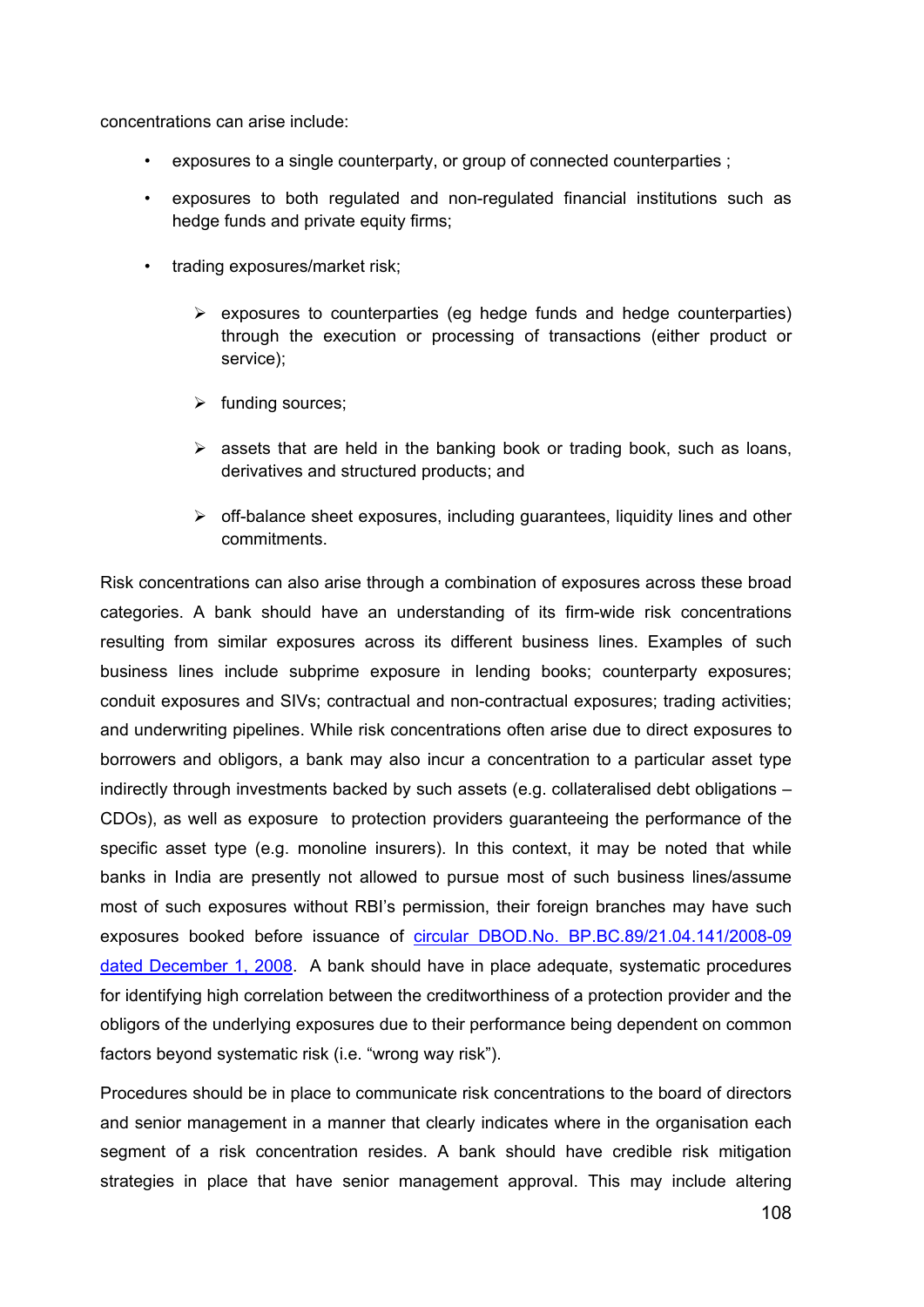concentrations can arise include:

- exposures to a single counterparty, or group of connected counterparties ;
- exposures to both regulated and non-regulated financial institutions such as hedge funds and private equity firms;
- trading exposures/market risk;
  - exposures to counterparties (eg hedge funds and hedge counterparties) through the execution or processing of transactions (either product or service);
  - funding sources;
  - assets that are held in the banking book or trading book, such as loans, derivatives and structured products; and
  - off-balance sheet exposures, including guarantees, liquidity lines and other commitments.

Risk concentrations can also arise through a combination of exposures across these broad categories. A bank should have an understanding of its firm-wide risk concentrations resulting from similar exposures across its different business lines. Examples of such business lines include subprime exposure in lending books; counterparty exposures; conduit exposures and SIVs; contractual and non-contractual exposures; trading activities; and underwriting pipelines. While risk concentrations often arise due to direct exposures to borrowers and obligors, a bank may also incur a concentration to a particular asset type indirectly through investments backed by such assets (e.g. collateralised debt obligations – CDOs), as well as exposure to protection providers guaranteeing the performance of the specific asset type (e.g. monoline insurers). In this context, it may be noted that while banks in India are presently not allowed to pursue most of such business lines/assume most of such exposures without RBI's permission, their foreign branches may have such exposures booked before issuance of circular DBOD.No. BP.BC.89/21.04.141/2008-09 dated December 1, 2008. A bank should have in place adequate, systematic procedures for identifying high correlation between the creditworthiness of a protection provider and the obligors of the underlying exposures due to their performance being dependent on common factors beyond systematic risk (i.e. "wrong way risk").

Procedures should be in place to communicate risk concentrations to the board of directors and senior management in a manner that clearly indicates where in the organisation each segment of a risk concentration resides. A bank should have credible risk mitigation strategies in place that have senior management approval. This may include altering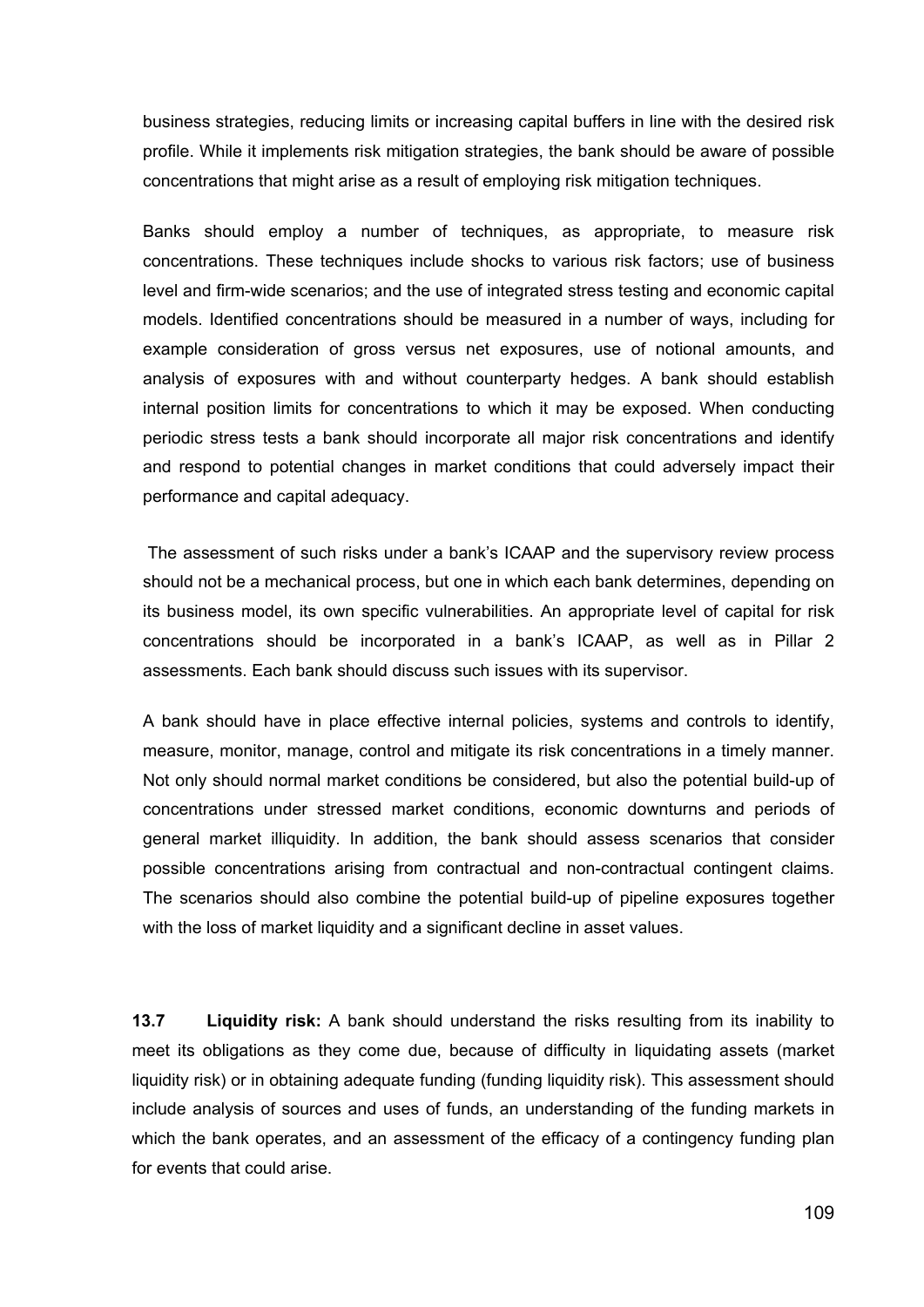business strategies, reducing limits or increasing capital buffers in line with the desired risk profile. While it implements risk mitigation strategies, the bank should be aware of possible concentrations that might arise as a result of employing risk mitigation techniques.

Banks should employ a number of techniques, as appropriate, to measure risk concentrations. These techniques include shocks to various risk factors; use of business level and firm-wide scenarios; and the use of integrated stress testing and economic capital models. Identified concentrations should be measured in a number of ways, including for example consideration of gross versus net exposures, use of notional amounts, and analysis of exposures with and without counterparty hedges. A bank should establish internal position limits for concentrations to which it may be exposed. When conducting periodic stress tests a bank should incorporate all major risk concentrations and identify and respond to potential changes in market conditions that could adversely impact their performance and capital adequacy.

The assessment of such risks under a bank's ICAAP and the supervisory review process should not be a mechanical process, but one in which each bank determines, depending on its business model, its own specific vulnerabilities. An appropriate level of capital for risk concentrations should be incorporated in a bank's ICAAP, as well as in Pillar 2 assessments. Each bank should discuss such issues with its supervisor.

A bank should have in place effective internal policies, systems and controls to identify, measure, monitor, manage, control and mitigate its risk concentrations in a timely manner. Not only should normal market conditions be considered, but also the potential build-up of concentrations under stressed market conditions, economic downturns and periods of general market illiquidity. In addition, the bank should assess scenarios that consider possible concentrations arising from contractual and non-contractual contingent claims. The scenarios should also combine the potential build-up of pipeline exposures together with the loss of market liquidity and a significant decline in asset values.

**13.7 Liquidity risk:** A bank should understand the risks resulting from its inability to meet its obligations as they come due, because of difficulty in liquidating assets (market liquidity risk) or in obtaining adequate funding (funding liquidity risk). This assessment should include analysis of sources and uses of funds, an understanding of the funding markets in which the bank operates, and an assessment of the efficacy of a contingency funding plan for events that could arise.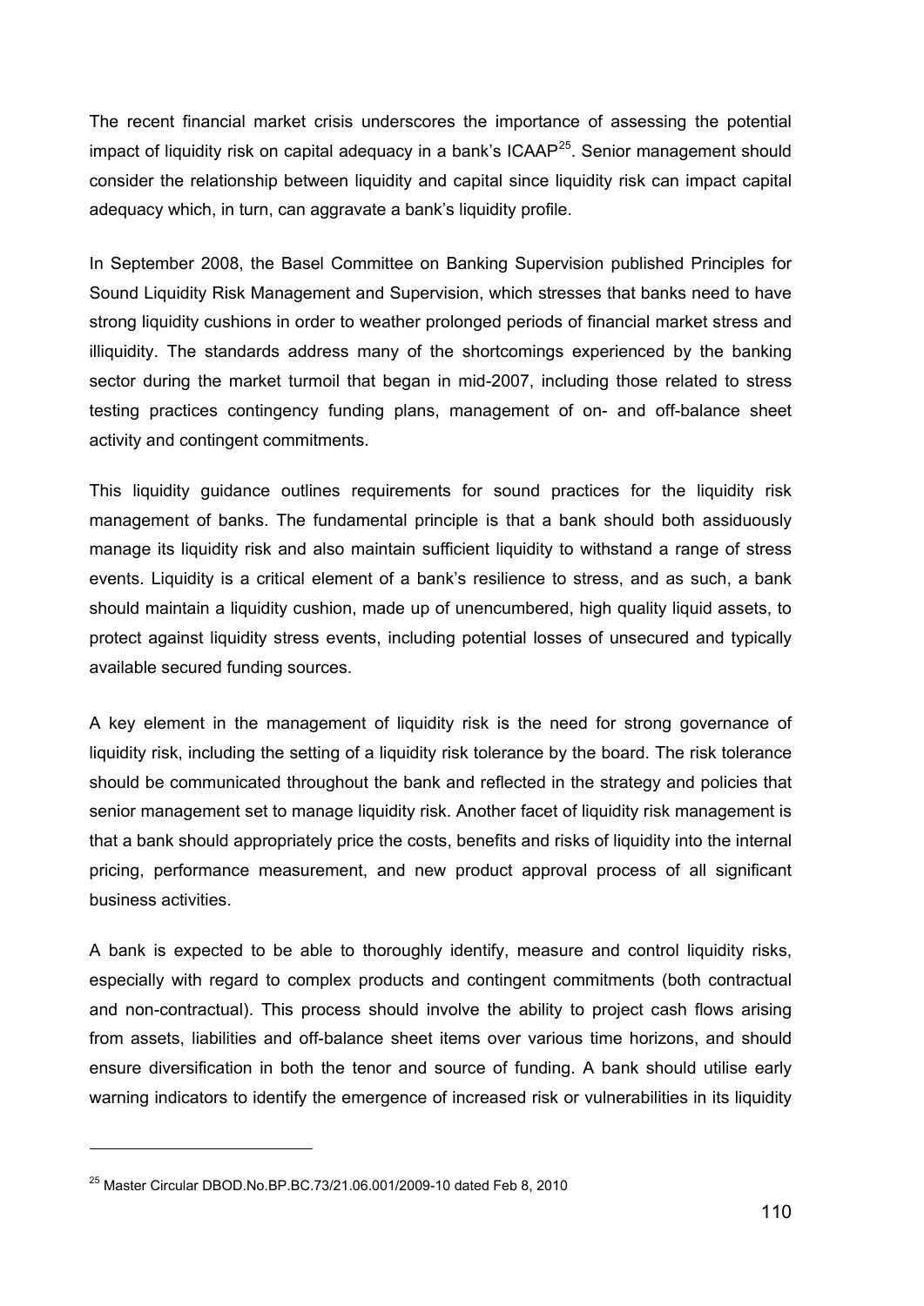The recent financial market crisis underscores the importance of assessing the potential impact of liquidity risk on capital adequacy in a bank's ICAAP[25]. Senior management should consider the relationship between liquidity and capital since liquidity risk can impact capital adequacy which, in turn, can aggravate a bank's liquidity profile.

In September 2008, the Basel Committee on Banking Supervision published Principles for Sound Liquidity Risk Management and Supervision, which stresses that banks need to have strong liquidity cushions in order to weather prolonged periods of financial market stress and illiquidity. The standards address many of the shortcomings experienced by the banking sector during the market turmoil that began in mid-2007, including those related to stress testing practices contingency funding plans, management of on- and off-balance sheet activity and contingent commitments.

This liquidity guidance outlines requirements for sound practices for the liquidity risk management of banks. The fundamental principle is that a bank should both assiduously manage its liquidity risk and also maintain sufficient liquidity to withstand a range of stress events. Liquidity is a critical element of a bank's resilience to stress, and as such, a bank should maintain a liquidity cushion, made up of unencumbered, high quality liquid assets, to protect against liquidity stress events, including potential losses of unsecured and typically available secured funding sources.

A key element in the management of liquidity risk is the need for strong governance of liquidity risk, including the setting of a liquidity risk tolerance by the board. The risk tolerance should be communicated throughout the bank and reflected in the strategy and policies that senior management set to manage liquidity risk. Another facet of liquidity risk management is that a bank should appropriately price the costs, benefits and risks of liquidity into the internal pricing, performance measurement, and new product approval process of all significant business activities.

A bank is expected to be able to thoroughly identify, measure and control liquidity risks, especially with regard to complex products and contingent commitments (both contractual and non-contractual). This process should involve the ability to project cash flows arising from assets, liabilities and off-balance sheet items over various time horizons, and should ensure diversification in both the tenor and source of funding. A bank should utilise early warning indicators to identify the emergence of increased risk or vulnerabilities in its liquidity

[25] Master Circular DBOD.No.BP.BC.73/21.06.001/2009-10 dated Feb 8, 2010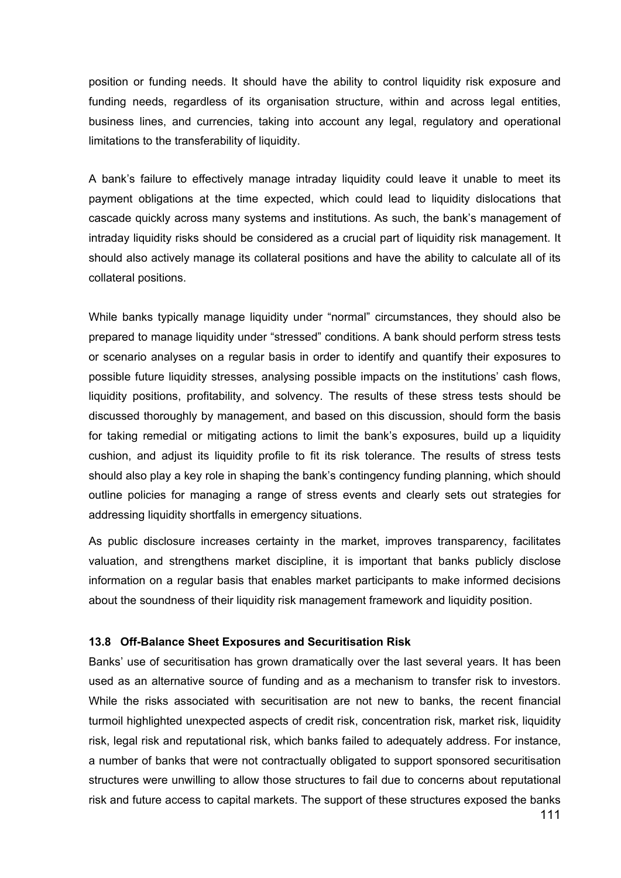position or funding needs. It should have the ability to control liquidity risk exposure and funding needs, regardless of its organisation structure, within and across legal entities, business lines, and currencies, taking into account any legal, regulatory and operational limitations to the transferability of liquidity.

A bank's failure to effectively manage intraday liquidity could leave it unable to meet its payment obligations at the time expected, which could lead to liquidity dislocations that cascade quickly across many systems and institutions. As such, the bank's management of intraday liquidity risks should be considered as a crucial part of liquidity risk management. It should also actively manage its collateral positions and have the ability to calculate all of its collateral positions.

While banks typically manage liquidity under "normal" circumstances, they should also be prepared to manage liquidity under "stressed" conditions. A bank should perform stress tests or scenario analyses on a regular basis in order to identify and quantify their exposures to possible future liquidity stresses, analysing possible impacts on the institutions' cash flows, liquidity positions, profitability, and solvency. The results of these stress tests should be discussed thoroughly by management, and based on this discussion, should form the basis for taking remedial or mitigating actions to limit the bank's exposures, build up a liquidity cushion, and adjust its liquidity profile to fit its risk tolerance. The results of stress tests should also play a key role in shaping the bank's contingency funding planning, which should outline policies for managing a range of stress events and clearly sets out strategies for addressing liquidity shortfalls in emergency situations.

As public disclosure increases certainty in the market, improves transparency, facilitates valuation, and strengthens market discipline, it is important that banks publicly disclose information on a regular basis that enables market participants to make informed decisions about the soundness of their liquidity risk management framework and liquidity position.

### 13.8 Off-Balance Sheet Exposures and Securitisation Risk

Banks' use of securitisation has grown dramatically over the last several years. It has been used as an alternative source of funding and as a mechanism to transfer risk to investors. While the risks associated with securitisation are not new to banks, the recent financial turmoil highlighted unexpected aspects of credit risk, concentration risk, market risk, liquidity risk, legal risk and reputational risk, which banks failed to adequately address. For instance, a number of banks that were not contractually obligated to support sponsored securitisation structures were unwilling to allow those structures to fail due to concerns about reputational risk and future access to capital markets. The support of these structures exposed the banks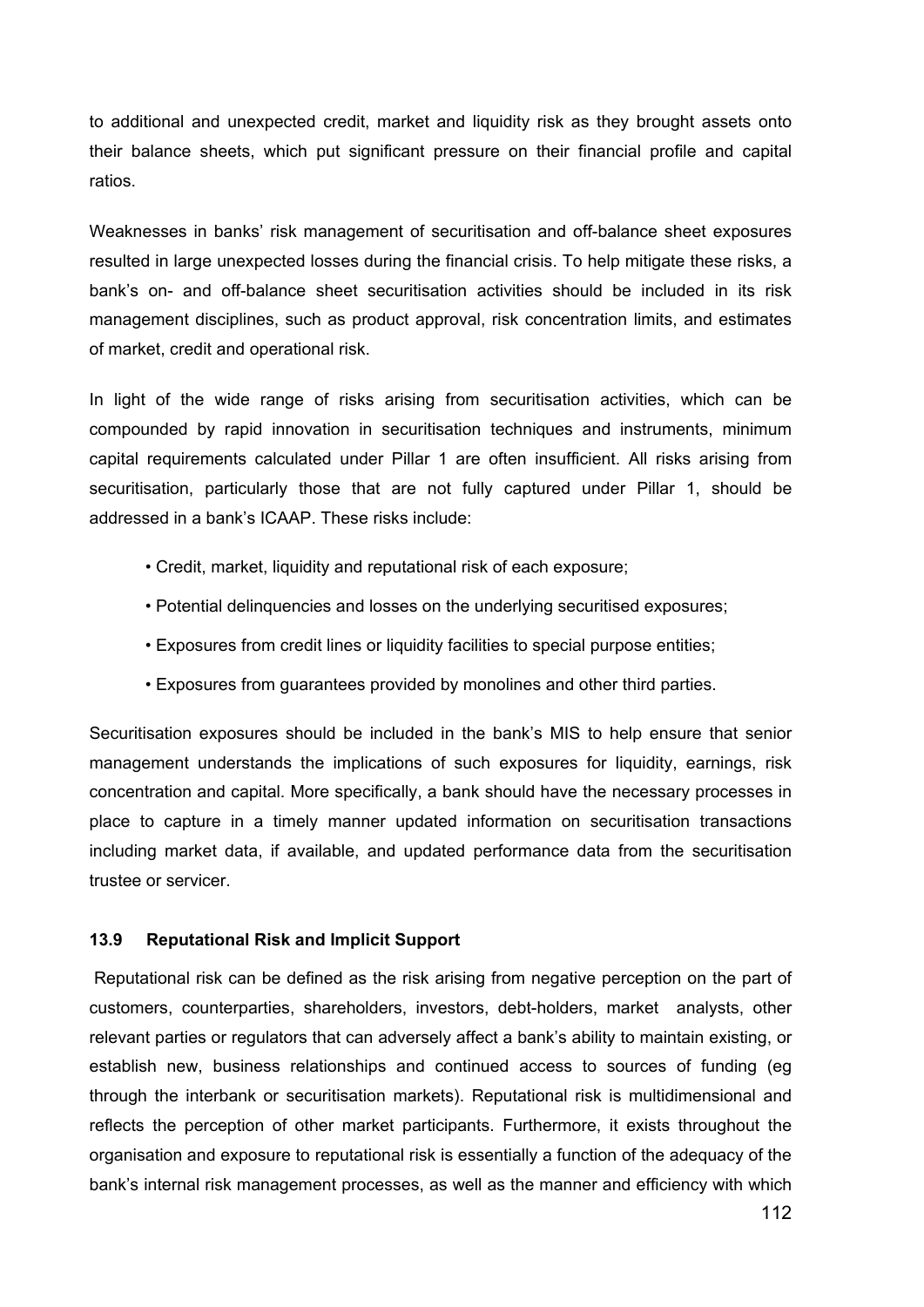to additional and unexpected credit, market and liquidity risk as they brought assets onto their balance sheets, which put significant pressure on their financial profile and capital ratios.

Weaknesses in banks' risk management of securitisation and off-balance sheet exposures resulted in large unexpected losses during the financial crisis. To help mitigate these risks, a bank's on- and off-balance sheet securitisation activities should be included in its risk management disciplines, such as product approval, risk concentration limits, and estimates of market, credit and operational risk.

In light of the wide range of risks arising from securitisation activities, which can be compounded by rapid innovation in securitisation techniques and instruments, minimum capital requirements calculated under Pillar 1 are often insufficient. All risks arising from securitisation, particularly those that are not fully captured under Pillar 1, should be addressed in a bank's ICAAP. These risks include:

- Credit, market, liquidity and reputational risk of each exposure;
- Potential delinquencies and losses on the underlying securitised exposures;
- Exposures from credit lines or liquidity facilities to special purpose entities;
- Exposures from guarantees provided by monolines and other third parties.

Securitisation exposures should be included in the bank's MIS to help ensure that senior management understands the implications of such exposures for liquidity, earnings, risk concentration and capital. More specifically, a bank should have the necessary processes in place to capture in a timely manner updated information on securitisation transactions including market data, if available, and updated performance data from the securitisation trustee or servicer.

### 13.9 Reputational Risk and Implicit Support

Reputational risk can be defined as the risk arising from negative perception on the part of customers, counterparties, shareholders, investors, debt-holders, market analysts, other relevant parties or regulators that can adversely affect a bank's ability to maintain existing, or establish new, business relationships and continued access to sources of funding (eg through the interbank or securitisation markets). Reputational risk is multidimensional and reflects the perception of other market participants. Furthermore, it exists throughout the organisation and exposure to reputational risk is essentially a function of the adequacy of the bank's internal risk management processes, as well as the manner and efficiency with which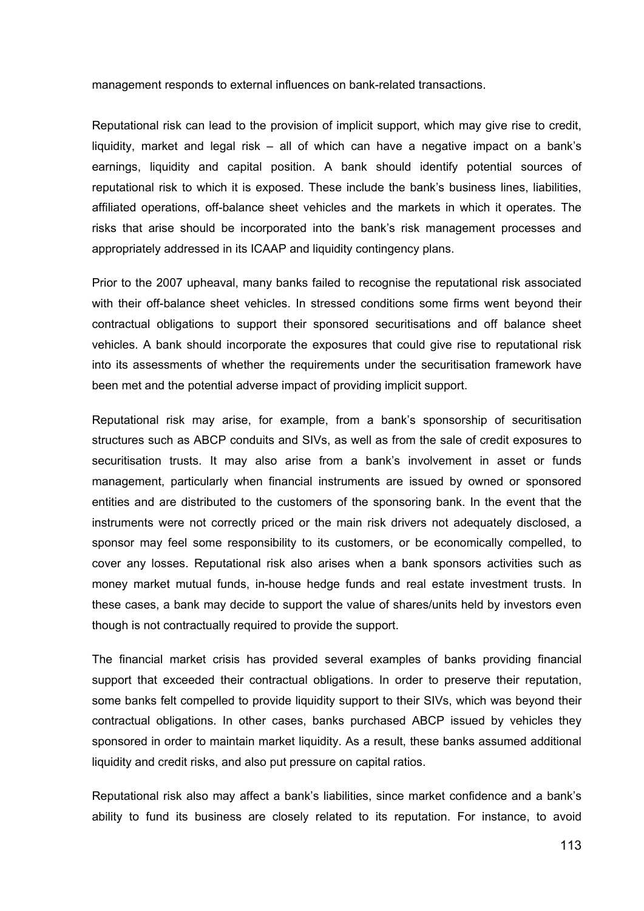management responds to external influences on bank-related transactions.

Reputational risk can lead to the provision of implicit support, which may give rise to credit, liquidity, market and legal risk – all of which can have a negative impact on a bank's earnings, liquidity and capital position. A bank should identify potential sources of reputational risk to which it is exposed. These include the bank's business lines, liabilities, affiliated operations, off-balance sheet vehicles and the markets in which it operates. The risks that arise should be incorporated into the bank's risk management processes and appropriately addressed in its ICAAP and liquidity contingency plans.

Prior to the 2007 upheaval, many banks failed to recognise the reputational risk associated with their off-balance sheet vehicles. In stressed conditions some firms went beyond their contractual obligations to support their sponsored securitisations and off balance sheet vehicles. A bank should incorporate the exposures that could give rise to reputational risk into its assessments of whether the requirements under the securitisation framework have been met and the potential adverse impact of providing implicit support.

Reputational risk may arise, for example, from a bank's sponsorship of securitisation structures such as ABCP conduits and SIVs, as well as from the sale of credit exposures to securitisation trusts. It may also arise from a bank's involvement in asset or funds management, particularly when financial instruments are issued by owned or sponsored entities and are distributed to the customers of the sponsoring bank. In the event that the instruments were not correctly priced or the main risk drivers not adequately disclosed, a sponsor may feel some responsibility to its customers, or be economically compelled, to cover any losses. Reputational risk also arises when a bank sponsors activities such as money market mutual funds, in-house hedge funds and real estate investment trusts. In these cases, a bank may decide to support the value of shares/units held by investors even though is not contractually required to provide the support.

The financial market crisis has provided several examples of banks providing financial support that exceeded their contractual obligations. In order to preserve their reputation, some banks felt compelled to provide liquidity support to their SIVs, which was beyond their contractual obligations. In other cases, banks purchased ABCP issued by vehicles they sponsored in order to maintain market liquidity. As a result, these banks assumed additional liquidity and credit risks, and also put pressure on capital ratios.

Reputational risk also may affect a bank's liabilities, since market confidence and a bank's ability to fund its business are closely related to its reputation. For instance, to avoid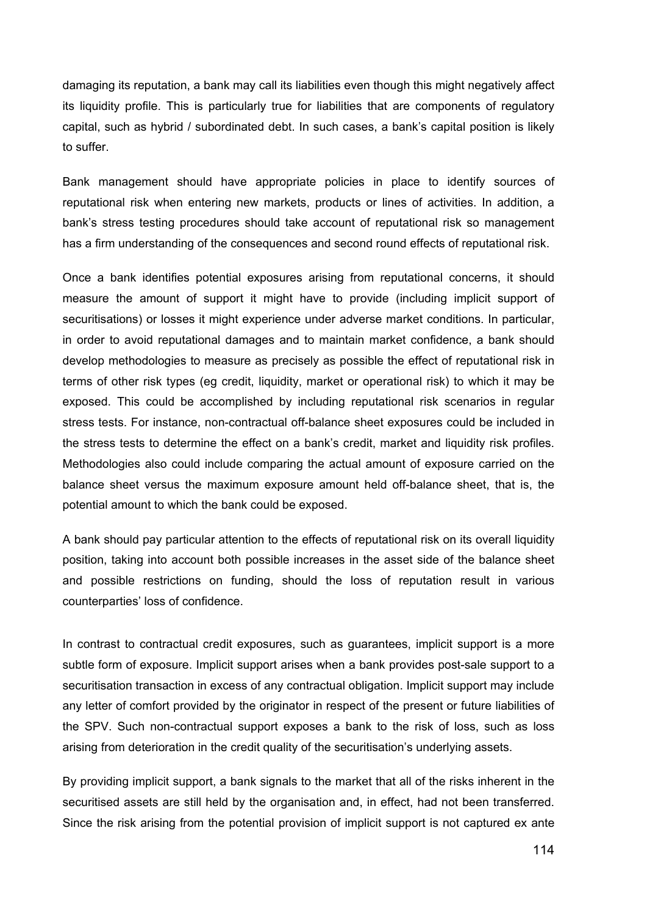damaging its reputation, a bank may call its liabilities even though this might negatively affect its liquidity profile. This is particularly true for liabilities that are components of regulatory capital, such as hybrid / subordinated debt. In such cases, a bank's capital position is likely to suffer.

Bank management should have appropriate policies in place to identify sources of reputational risk when entering new markets, products or lines of activities. In addition, a bank's stress testing procedures should take account of reputational risk so management has a firm understanding of the consequences and second round effects of reputational risk.

Once a bank identifies potential exposures arising from reputational concerns, it should measure the amount of support it might have to provide (including implicit support of securitisations) or losses it might experience under adverse market conditions. In particular, in order to avoid reputational damages and to maintain market confidence, a bank should develop methodologies to measure as precisely as possible the effect of reputational risk in terms of other risk types (eg credit, liquidity, market or operational risk) to which it may be exposed. This could be accomplished by including reputational risk scenarios in regular stress tests. For instance, non-contractual off-balance sheet exposures could be included in the stress tests to determine the effect on a bank's credit, market and liquidity risk profiles. Methodologies also could include comparing the actual amount of exposure carried on the balance sheet versus the maximum exposure amount held off-balance sheet, that is, the potential amount to which the bank could be exposed.

A bank should pay particular attention to the effects of reputational risk on its overall liquidity position, taking into account both possible increases in the asset side of the balance sheet and possible restrictions on funding, should the loss of reputation result in various counterparties' loss of confidence.

In contrast to contractual credit exposures, such as guarantees, implicit support is a more subtle form of exposure. Implicit support arises when a bank provides post-sale support to a securitisation transaction in excess of any contractual obligation. Implicit support may include any letter of comfort provided by the originator in respect of the present or future liabilities of the SPV. Such non-contractual support exposes a bank to the risk of loss, such as loss arising from deterioration in the credit quality of the securitisation's underlying assets.

By providing implicit support, a bank signals to the market that all of the risks inherent in the securitised assets are still held by the organisation and, in effect, had not been transferred. Since the risk arising from the potential provision of implicit support is not captured ex ante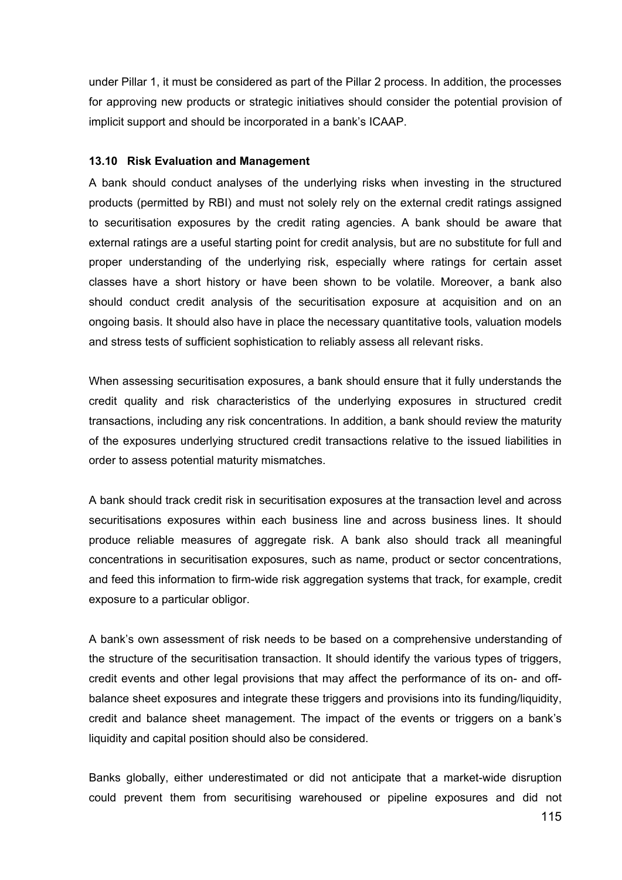under Pillar 1, it must be considered as part of the Pillar 2 process. In addition, the processes for approving new products or strategic initiatives should consider the potential provision of implicit support and should be incorporated in a bank's ICAAP.

### 13.10 Risk Evaluation and Management

A bank should conduct analyses of the underlying risks when investing in the structured products (permitted by RBI) and must not solely rely on the external credit ratings assigned to securitisation exposures by the credit rating agencies. A bank should be aware that external ratings are a useful starting point for credit analysis, but are no substitute for full and proper understanding of the underlying risk, especially where ratings for certain asset classes have a short history or have been shown to be volatile. Moreover, a bank also should conduct credit analysis of the securitisation exposure at acquisition and on an ongoing basis. It should also have in place the necessary quantitative tools, valuation models and stress tests of sufficient sophistication to reliably assess all relevant risks.

When assessing securitisation exposures, a bank should ensure that it fully understands the credit quality and risk characteristics of the underlying exposures in structured credit transactions, including any risk concentrations. In addition, a bank should review the maturity of the exposures underlying structured credit transactions relative to the issued liabilities in order to assess potential maturity mismatches.

A bank should track credit risk in securitisation exposures at the transaction level and across securitisations exposures within each business line and across business lines. It should produce reliable measures of aggregate risk. A bank also should track all meaningful concentrations in securitisation exposures, such as name, product or sector concentrations, and feed this information to firm-wide risk aggregation systems that track, for example, credit exposure to a particular obligor.

A bank's own assessment of risk needs to be based on a comprehensive understanding of the structure of the securitisation transaction. It should identify the various types of triggers, credit events and other legal provisions that may affect the performance of its on- and off-balance sheet exposures and integrate these triggers and provisions into its funding/liquidity, credit and balance sheet management. The impact of the events or triggers on a bank's liquidity and capital position should also be considered.

Banks globally, either underestimated or did not anticipate that a market-wide disruption could prevent them from securitising warehoused or pipeline exposures and did not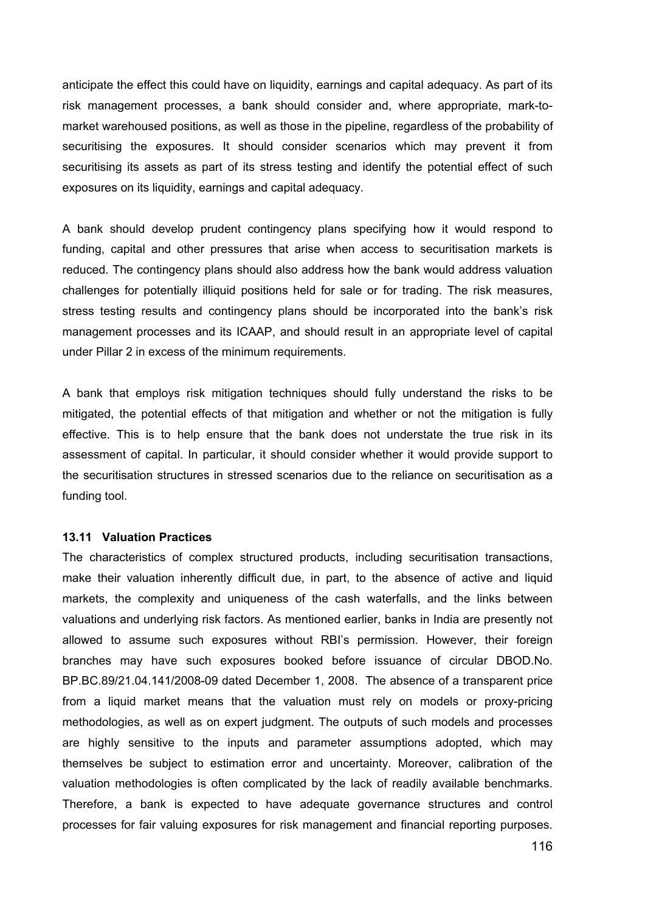anticipate the effect this could have on liquidity, earnings and capital adequacy. As part of its risk management processes, a bank should consider and, where appropriate, mark-to-market warehoused positions, as well as those in the pipeline, regardless of the probability of securitising the exposures. It should consider scenarios which may prevent it from securitising its assets as part of its stress testing and identify the potential effect of such exposures on its liquidity, earnings and capital adequacy.

A bank should develop prudent contingency plans specifying how it would respond to funding, capital and other pressures that arise when access to securitisation markets is reduced. The contingency plans should also address how the bank would address valuation challenges for potentially illiquid positions held for sale or for trading. The risk measures, stress testing results and contingency plans should be incorporated into the bank's risk management processes and its ICAAP, and should result in an appropriate level of capital under Pillar 2 in excess of the minimum requirements.

A bank that employs risk mitigation techniques should fully understand the risks to be mitigated, the potential effects of that mitigation and whether or not the mitigation is fully effective. This is to help ensure that the bank does not understate the true risk in its assessment of capital. In particular, it should consider whether it would provide support to the securitisation structures in stressed scenarios due to the reliance on securitisation as a funding tool.

**13.11 Valuation Practices**

The characteristics of complex structured products, including securitisation transactions, make their valuation inherently difficult due, in part, to the absence of active and liquid markets, the complexity and uniqueness of the cash waterfalls, and the links between valuations and underlying risk factors. As mentioned earlier, banks in India are presently not allowed to assume such exposures without RBI's permission. However, their foreign branches may have such exposures booked before issuance of circular DBOD.No. BP.BC.89/21.04.141/2008-09 dated December 1, 2008. The absence of a transparent price from a liquid market means that the valuation must rely on models or proxy-pricing methodologies, as well as on expert judgment. The outputs of such models and processes are highly sensitive to the inputs and parameter assumptions adopted, which may themselves be subject to estimation error and uncertainty. Moreover, calibration of the valuation methodologies is often complicated by the lack of readily available benchmarks. Therefore, a bank is expected to have adequate governance structures and control processes for fair valuing exposures for risk management and financial reporting purposes.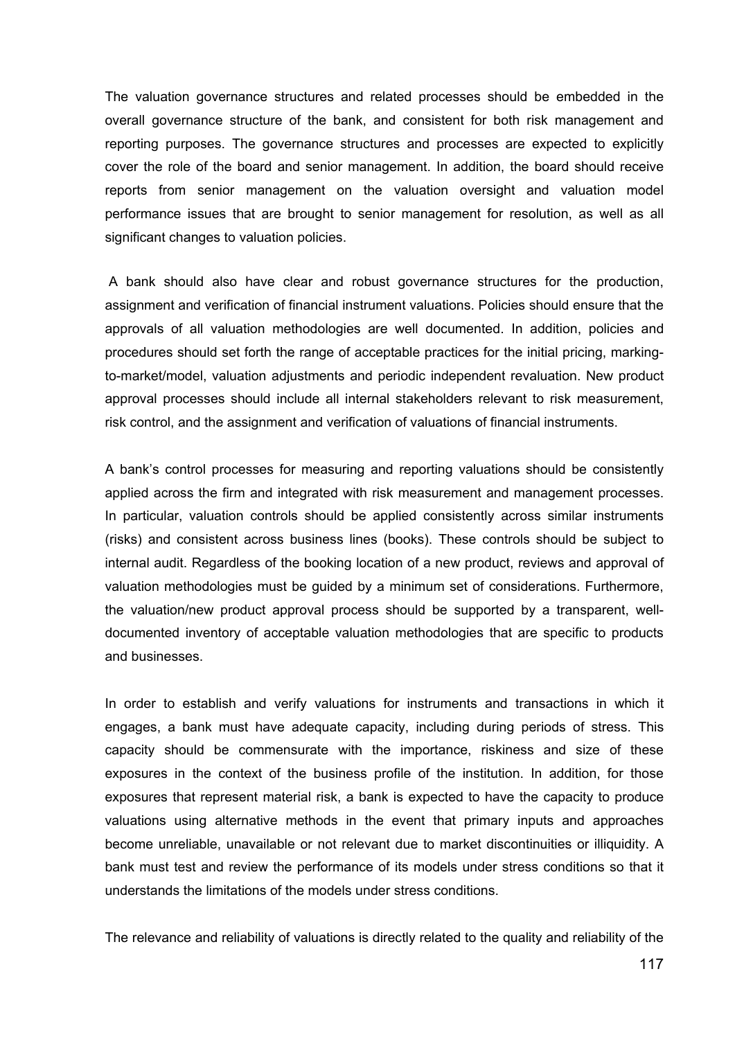The valuation governance structures and related processes should be embedded in the overall governance structure of the bank, and consistent for both risk management and reporting purposes. The governance structures and processes are expected to explicitly cover the role of the board and senior management. In addition, the board should receive reports from senior management on the valuation oversight and valuation model performance issues that are brought to senior management for resolution, as well as all significant changes to valuation policies.

A bank should also have clear and robust governance structures for the production, assignment and verification of financial instrument valuations. Policies should ensure that the approvals of all valuation methodologies are well documented. In addition, policies and procedures should set forth the range of acceptable practices for the initial pricing, marking-to-market/model, valuation adjustments and periodic independent revaluation. New product approval processes should include all internal stakeholders relevant to risk measurement, risk control, and the assignment and verification of valuations of financial instruments.

A bank's control processes for measuring and reporting valuations should be consistently applied across the firm and integrated with risk measurement and management processes. In particular, valuation controls should be applied consistently across similar instruments (risks) and consistent across business lines (books). These controls should be subject to internal audit. Regardless of the booking location of a new product, reviews and approval of valuation methodologies must be guided by a minimum set of considerations. Furthermore, the valuation/new product approval process should be supported by a transparent, well-documented inventory of acceptable valuation methodologies that are specific to products and businesses.

In order to establish and verify valuations for instruments and transactions in which it engages, a bank must have adequate capacity, including during periods of stress. This capacity should be commensurate with the importance, riskiness and size of these exposures in the context of the business profile of the institution. In addition, for those exposures that represent material risk, a bank is expected to have the capacity to produce valuations using alternative methods in the event that primary inputs and approaches become unreliable, unavailable or not relevant due to market discontinuities or illiquidity. A bank must test and review the performance of its models under stress conditions so that it understands the limitations of the models under stress conditions.

The relevance and reliability of valuations is directly related to the quality and reliability of the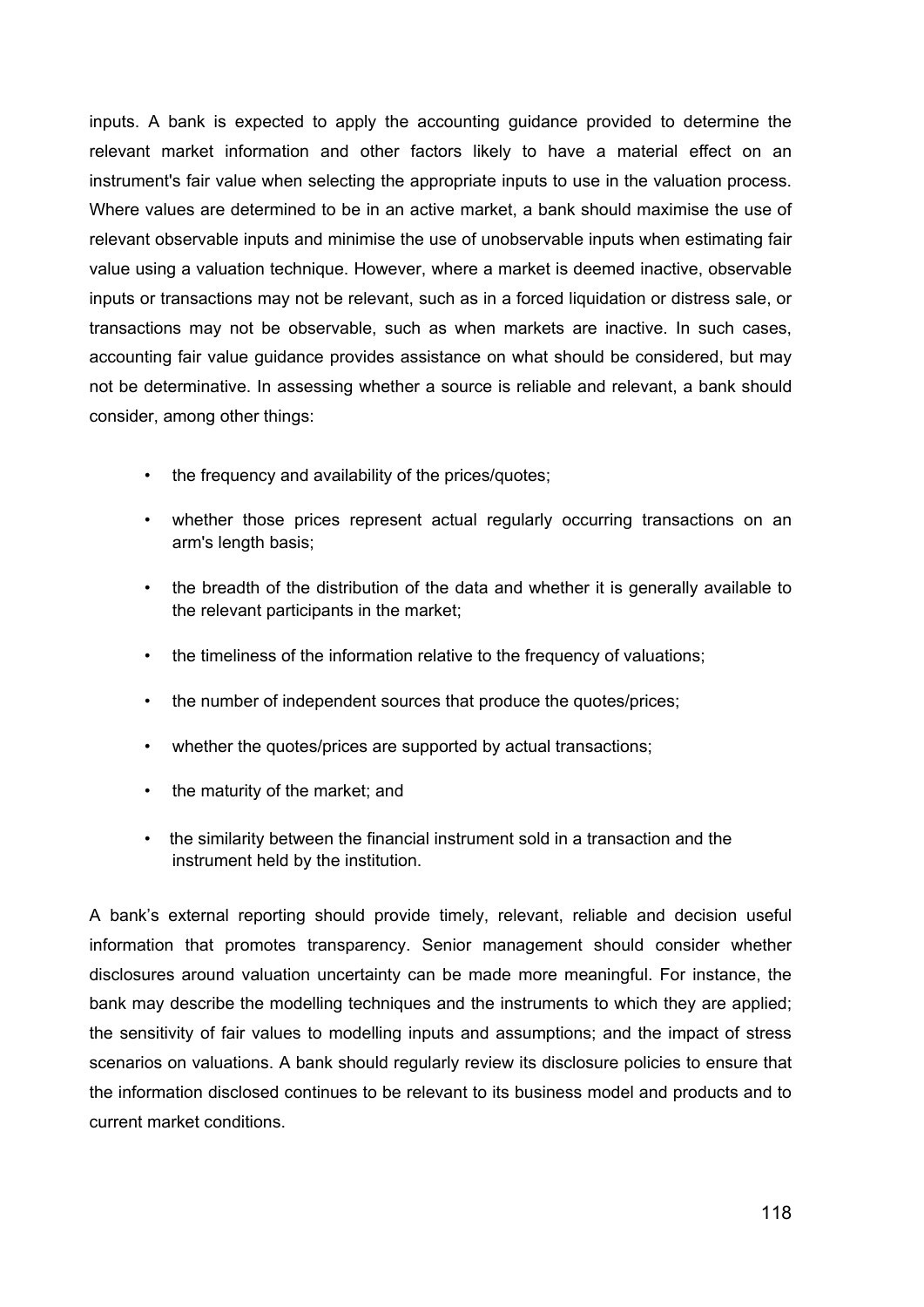inputs. A bank is expected to apply the accounting guidance provided to determine the relevant market information and other factors likely to have a material effect on an instrument's fair value when selecting the appropriate inputs to use in the valuation process. Where values are determined to be in an active market, a bank should maximise the use of relevant observable inputs and minimise the use of unobservable inputs when estimating fair value using a valuation technique. However, where a market is deemed inactive, observable inputs or transactions may not be relevant, such as in a forced liquidation or distress sale, or transactions may not be observable, such as when markets are inactive. In such cases, accounting fair value guidance provides assistance on what should be considered, but may not be determinative. In assessing whether a source is reliable and relevant, a bank should consider, among other things:

- the frequency and availability of the prices/quotes;
- whether those prices represent actual regularly occurring transactions on an arm's length basis;
- the breadth of the distribution of the data and whether it is generally available to the relevant participants in the market;
- the timeliness of the information relative to the frequency of valuations;
- the number of independent sources that produce the quotes/prices;
- whether the quotes/prices are supported by actual transactions;
- the maturity of the market; and
- the similarity between the financial instrument sold in a transaction and the instrument held by the institution.

A bank's external reporting should provide timely, relevant, reliable and decision useful information that promotes transparency. Senior management should consider whether disclosures around valuation uncertainty can be made more meaningful. For instance, the bank may describe the modelling techniques and the instruments to which they are applied; the sensitivity of fair values to modelling inputs and assumptions; and the impact of stress scenarios on valuations. A bank should regularly review its disclosure policies to ensure that the information disclosed continues to be relevant to its business model and products and to current market conditions.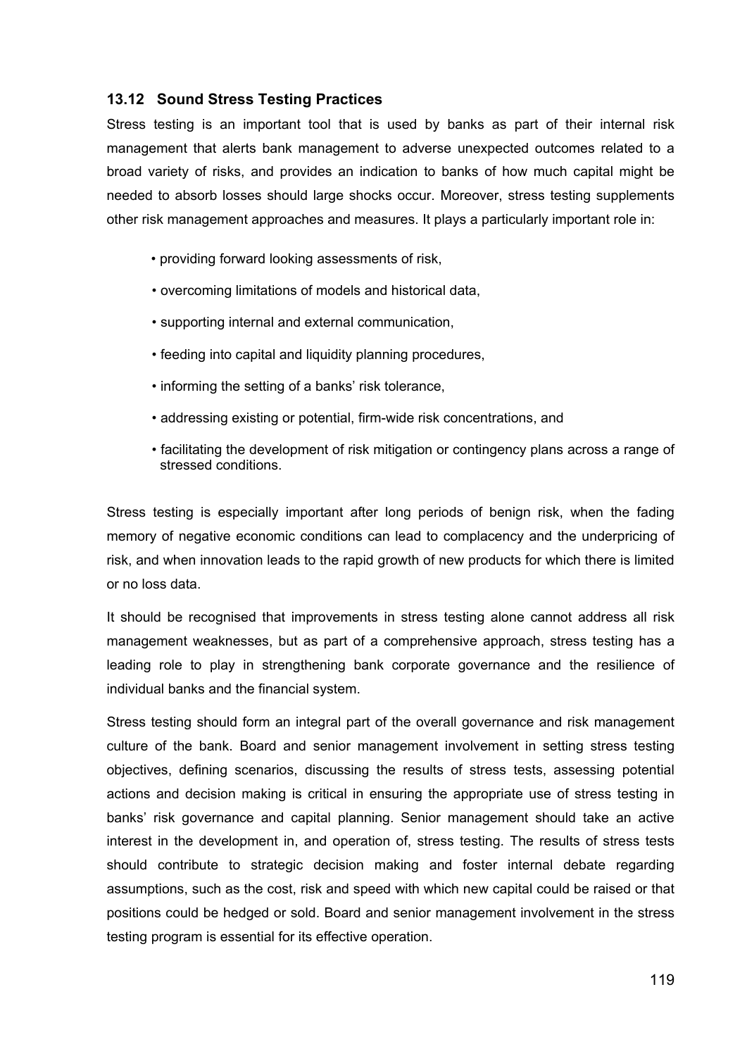### 13.12 Sound Stress Testing Practices

Stress testing is an important tool that is used by banks as part of their internal risk management that alerts bank management to adverse unexpected outcomes related to a broad variety of risks, and provides an indication to banks of how much capital might be needed to absorb losses should large shocks occur. Moreover, stress testing supplements other risk management approaches and measures. It plays a particularly important role in:

- providing forward looking assessments of risk,
- overcoming limitations of models and historical data,
- supporting internal and external communication,
- feeding into capital and liquidity planning procedures,
- informing the setting of a banks' risk tolerance,
- addressing existing or potential, firm-wide risk concentrations, and
- facilitating the development of risk mitigation or contingency plans across a range of stressed conditions.

Stress testing is especially important after long periods of benign risk, when the fading memory of negative economic conditions can lead to complacency and the underpricing of risk, and when innovation leads to the rapid growth of new products for which there is limited or no loss data.

It should be recognised that improvements in stress testing alone cannot address all risk management weaknesses, but as part of a comprehensive approach, stress testing has a leading role to play in strengthening bank corporate governance and the resilience of individual banks and the financial system.

Stress testing should form an integral part of the overall governance and risk management culture of the bank. Board and senior management involvement in setting stress testing objectives, defining scenarios, discussing the results of stress tests, assessing potential actions and decision making is critical in ensuring the appropriate use of stress testing in banks' risk governance and capital planning. Senior management should take an active interest in the development in, and operation of, stress testing. The results of stress tests should contribute to strategic decision making and foster internal debate regarding assumptions, such as the cost, risk and speed with which new capital could be raised or that positions could be hedged or sold. Board and senior management involvement in the stress testing program is essential for its effective operation.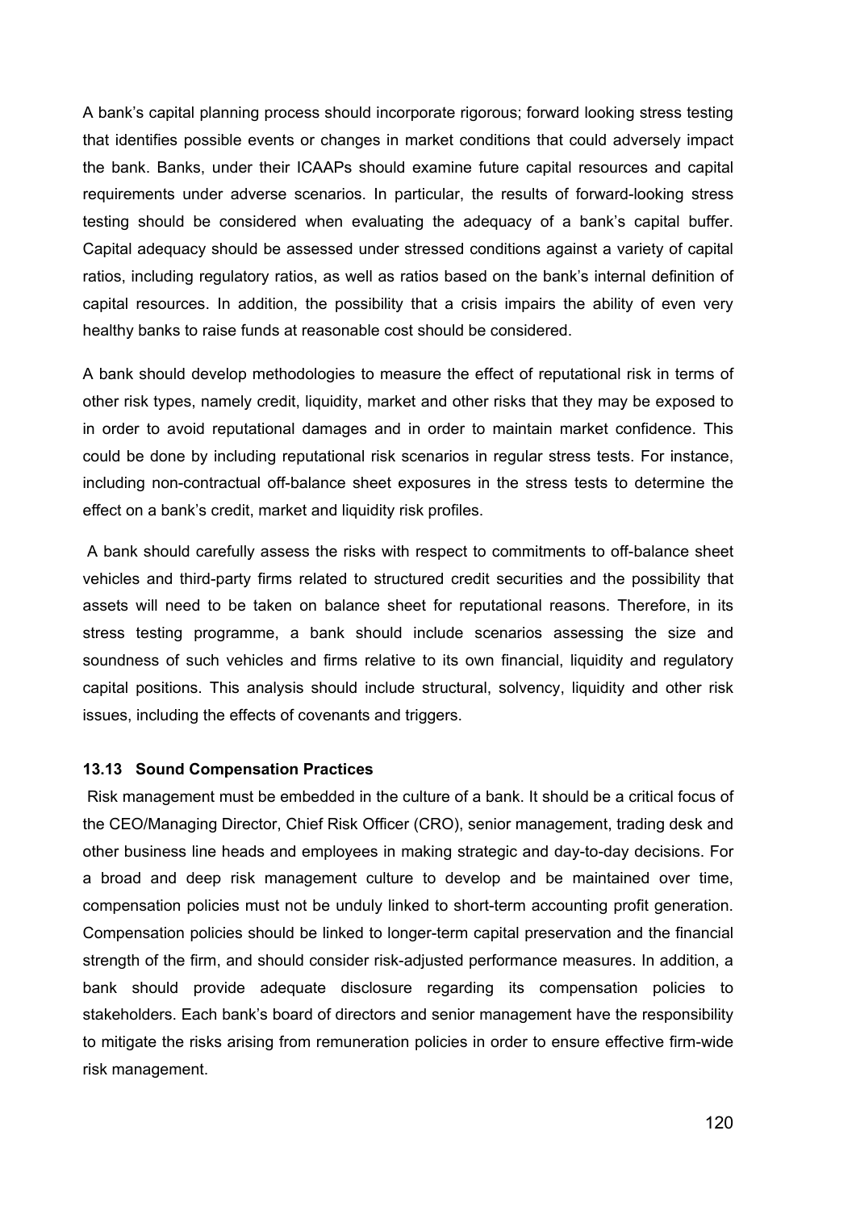A bank's capital planning process should incorporate rigorous; forward looking stress testing that identifies possible events or changes in market conditions that could adversely impact the bank. Banks, under their ICAAPs should examine future capital resources and capital requirements under adverse scenarios. In particular, the results of forward-looking stress testing should be considered when evaluating the adequacy of a bank's capital buffer. Capital adequacy should be assessed under stressed conditions against a variety of capital ratios, including regulatory ratios, as well as ratios based on the bank's internal definition of capital resources. In addition, the possibility that a crisis impairs the ability of even very healthy banks to raise funds at reasonable cost should be considered.

A bank should develop methodologies to measure the effect of reputational risk in terms of other risk types, namely credit, liquidity, market and other risks that they may be exposed to in order to avoid reputational damages and in order to maintain market confidence. This could be done by including reputational risk scenarios in regular stress tests. For instance, including non-contractual off-balance sheet exposures in the stress tests to determine the effect on a bank's credit, market and liquidity risk profiles.

A bank should carefully assess the risks with respect to commitments to off-balance sheet vehicles and third-party firms related to structured credit securities and the possibility that assets will need to be taken on balance sheet for reputational reasons. Therefore, in its stress testing programme, a bank should include scenarios assessing the size and soundness of such vehicles and firms relative to its own financial, liquidity and regulatory capital positions. This analysis should include structural, solvency, liquidity and other risk issues, including the effects of covenants and triggers.

#### 13.13 Sound Compensation Practices

Risk management must be embedded in the culture of a bank. It should be a critical focus of the CEO/Managing Director, Chief Risk Officer (CRO), senior management, trading desk and other business line heads and employees in making strategic and day-to-day decisions. For a broad and deep risk management culture to develop and be maintained over time, compensation policies must not be unduly linked to short-term accounting profit generation. Compensation policies should be linked to longer-term capital preservation and the financial strength of the firm, and should consider risk-adjusted performance measures. In addition, a bank should provide adequate disclosure regarding its compensation policies to stakeholders. Each bank's board of directors and senior management have the responsibility to mitigate the risks arising from remuneration policies in order to ensure effective firm-wide risk management.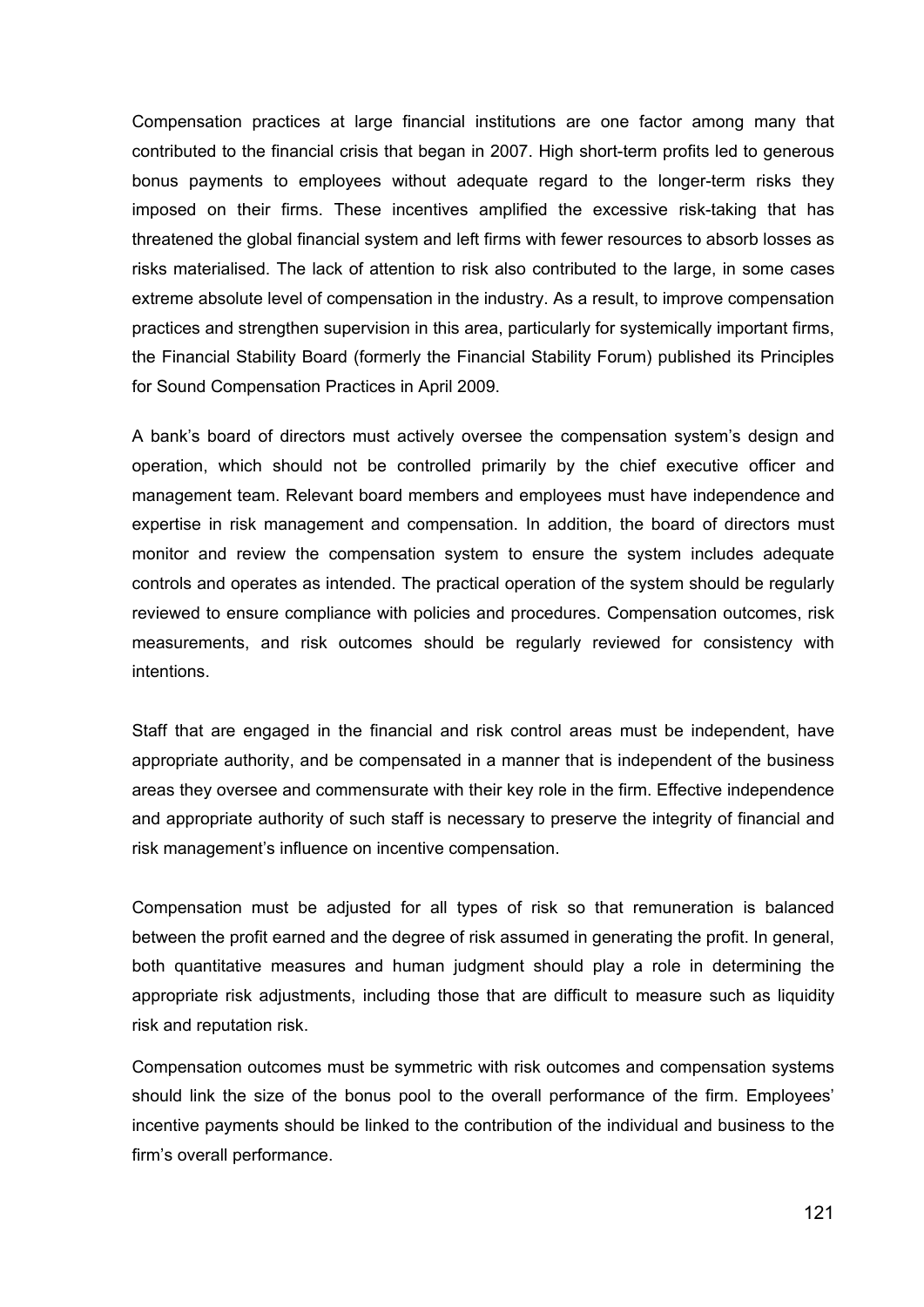Compensation practices at large financial institutions are one factor among many that contributed to the financial crisis that began in 2007. High short-term profits led to generous bonus payments to employees without adequate regard to the longer-term risks they imposed on their firms. These incentives amplified the excessive risk-taking that has threatened the global financial system and left firms with fewer resources to absorb losses as risks materialised. The lack of attention to risk also contributed to the large, in some cases extreme absolute level of compensation in the industry. As a result, to improve compensation practices and strengthen supervision in this area, particularly for systemically important firms, the Financial Stability Board (formerly the Financial Stability Forum) published its Principles for Sound Compensation Practices in April 2009.

A bank's board of directors must actively oversee the compensation system's design and operation, which should not be controlled primarily by the chief executive officer and management team. Relevant board members and employees must have independence and expertise in risk management and compensation. In addition, the board of directors must monitor and review the compensation system to ensure the system includes adequate controls and operates as intended. The practical operation of the system should be regularly reviewed to ensure compliance with policies and procedures. Compensation outcomes, risk measurements, and risk outcomes should be regularly reviewed for consistency with intentions.

Staff that are engaged in the financial and risk control areas must be independent, have appropriate authority, and be compensated in a manner that is independent of the business areas they oversee and commensurate with their key role in the firm. Effective independence and appropriate authority of such staff is necessary to preserve the integrity of financial and risk management's influence on incentive compensation.

Compensation must be adjusted for all types of risk so that remuneration is balanced between the profit earned and the degree of risk assumed in generating the profit. In general, both quantitative measures and human judgment should play a role in determining the appropriate risk adjustments, including those that are difficult to measure such as liquidity risk and reputation risk.

Compensation outcomes must be symmetric with risk outcomes and compensation systems should link the size of the bonus pool to the overall performance of the firm. Employees' incentive payments should be linked to the contribution of the individual and business to the firm's overall performance.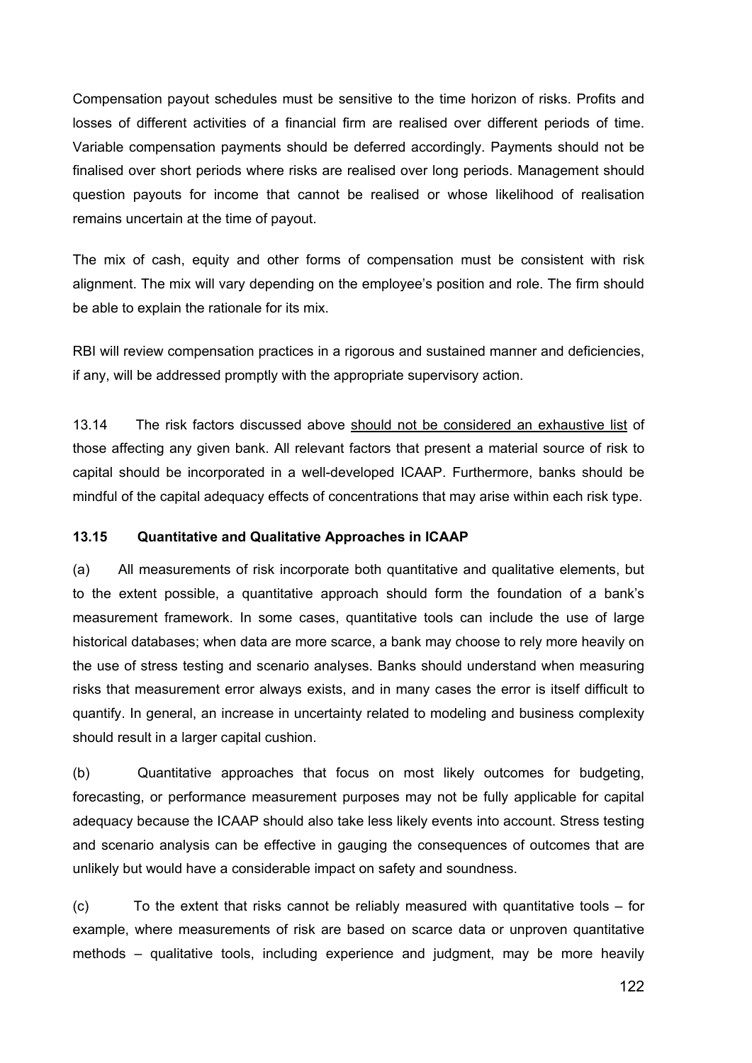Compensation payout schedules must be sensitive to the time horizon of risks. Profits and losses of different activities of a financial firm are realised over different periods of time. Variable compensation payments should be deferred accordingly. Payments should not be finalised over short periods where risks are realised over long periods. Management should question payouts for income that cannot be realised or whose likelihood of realisation remains uncertain at the time of payout.

The mix of cash, equity and other forms of compensation must be consistent with risk alignment. The mix will vary depending on the employee's position and role. The firm should be able to explain the rationale for its mix.

RBI will review compensation practices in a rigorous and sustained manner and deficiencies, if any, will be addressed promptly with the appropriate supervisory action.

13.14 The risk factors discussed above <u>should not be considered an exhaustive list</u> of those affecting any given bank. All relevant factors that present a material source of risk to capital should be incorporated in a well-developed ICAAP. Furthermore, banks should be mindful of the capital adequacy effects of concentrations that may arise within each risk type.

**13.15 Quantitative and Qualitative Approaches in ICAAP**

(a) All measurements of risk incorporate both quantitative and qualitative elements, but to the extent possible, a quantitative approach should form the foundation of a bank's measurement framework. In some cases, quantitative tools can include the use of large historical databases; when data are more scarce, a bank may choose to rely more heavily on the use of stress testing and scenario analyses. Banks should understand when measuring risks that measurement error always exists, and in many cases the error is itself difficult to quantify. In general, an increase in uncertainty related to modeling and business complexity should result in a larger capital cushion.

(b) Quantitative approaches that focus on most likely outcomes for budgeting, forecasting, or performance measurement purposes may not be fully applicable for capital adequacy because the ICAAP should also take less likely events into account. Stress testing and scenario analysis can be effective in gauging the consequences of outcomes that are unlikely but would have a considerable impact on safety and soundness.

(c) To the extent that risks cannot be reliably measured with quantitative tools – for example, where measurements of risk are based on scarce data or unproven quantitative methods – qualitative tools, including experience and judgment, may be more heavily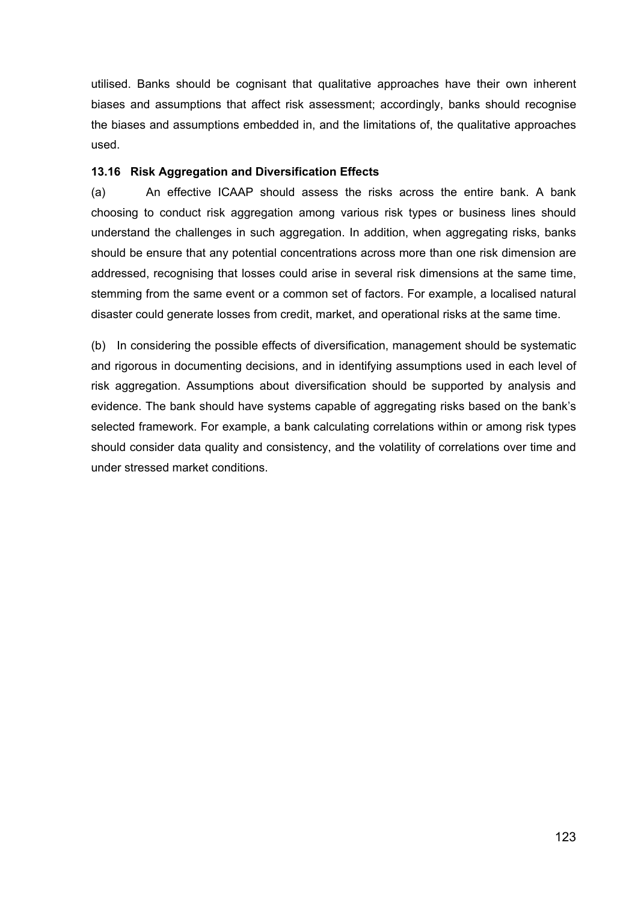utilised. Banks should be cognisant that qualitative approaches have their own inherent biases and assumptions that affect risk assessment; accordingly, banks should recognise the biases and assumptions embedded in, and the limitations of, the qualitative approaches used.

**13.16 Risk Aggregation and Diversification Effects**

(a) An effective ICAAP should assess the risks across the entire bank. A bank choosing to conduct risk aggregation among various risk types or business lines should understand the challenges in such aggregation. In addition, when aggregating risks, banks should be ensure that any potential concentrations across more than one risk dimension are addressed, recognising that losses could arise in several risk dimensions at the same time, stemming from the same event or a common set of factors. For example, a localised natural disaster could generate losses from credit, market, and operational risks at the same time.

(b) In considering the possible effects of diversification, management should be systematic and rigorous in documenting decisions, and in identifying assumptions used in each level of risk aggregation. Assumptions about diversification should be supported by analysis and evidence. The bank should have systems capable of aggregating risks based on the bank's selected framework. For example, a bank calculating correlations within or among risk types should consider data quality and consistency, and the volatility of correlations over time and under stressed market conditions.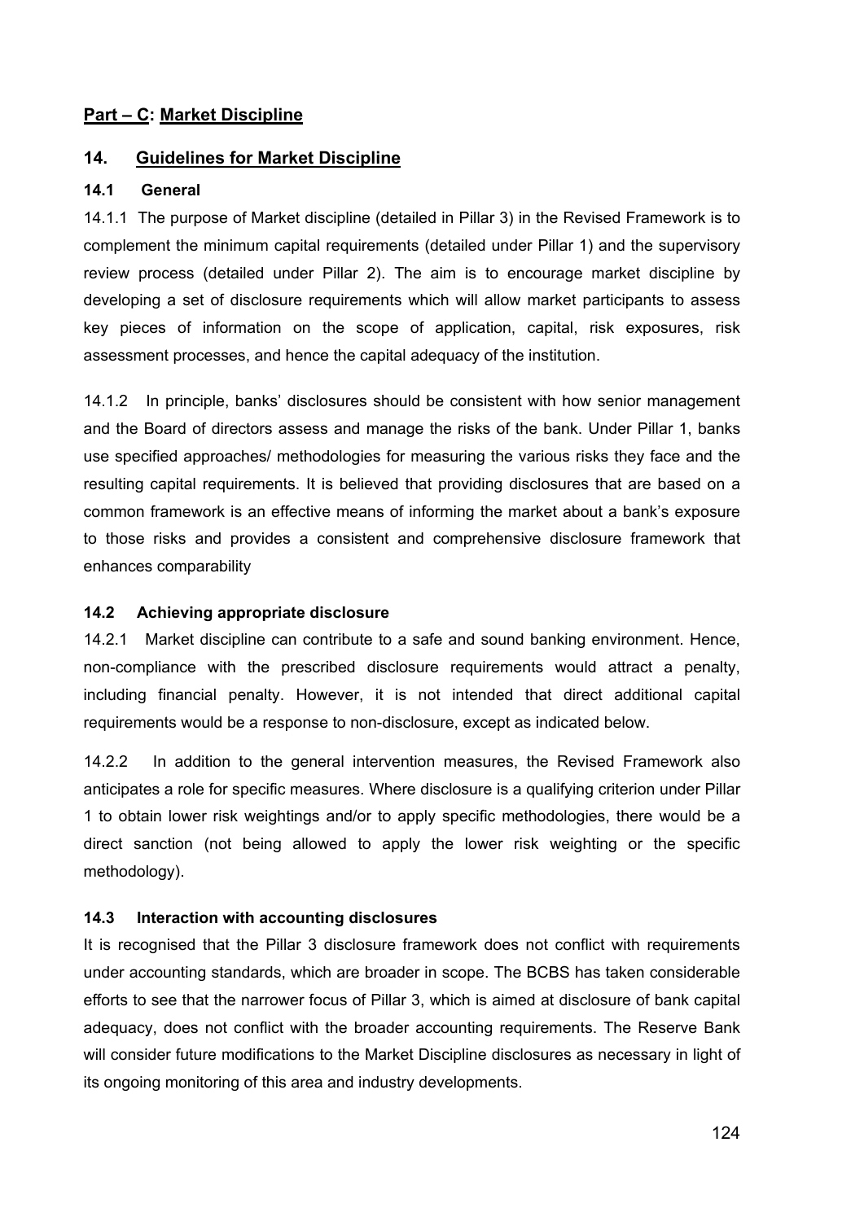## **Part – C: Market Discipline**

### **14. Guidelines for Market Discipline**

#### **14.1 General**

14.1.1 The purpose of Market discipline (detailed in Pillar 3) in the Revised Framework is to complement the minimum capital requirements (detailed under Pillar 1) and the supervisory review process (detailed under Pillar 2). The aim is to encourage market discipline by developing a set of disclosure requirements which will allow market participants to assess key pieces of information on the scope of application, capital, risk exposures, risk assessment processes, and hence the capital adequacy of the institution.

14.1.2 In principle, banks' disclosures should be consistent with how senior management and the Board of directors assess and manage the risks of the bank. Under Pillar 1, banks use specified approaches/ methodologies for measuring the various risks they face and the resulting capital requirements. It is believed that providing disclosures that are based on a common framework is an effective means of informing the market about a bank's exposure to those risks and provides a consistent and comprehensive disclosure framework that enhances comparability

#### **14.2 Achieving appropriate disclosure**

14.2.1 Market discipline can contribute to a safe and sound banking environment. Hence, non-compliance with the prescribed disclosure requirements would attract a penalty, including financial penalty. However, it is not intended that direct additional capital requirements would be a response to non-disclosure, except as indicated below.

14.2.2 In addition to the general intervention measures, the Revised Framework also anticipates a role for specific measures. Where disclosure is a qualifying criterion under Pillar 1 to obtain lower risk weightings and/or to apply specific methodologies, there would be a direct sanction (not being allowed to apply the lower risk weighting or the specific methodology).

#### **14.3 Interaction with accounting disclosures**

It is recognised that the Pillar 3 disclosure framework does not conflict with requirements under accounting standards, which are broader in scope. The BCBS has taken considerable efforts to see that the narrower focus of Pillar 3, which is aimed at disclosure of bank capital adequacy, does not conflict with the broader accounting requirements. The Reserve Bank will consider future modifications to the Market Discipline disclosures as necessary in light of its ongoing monitoring of this area and industry developments.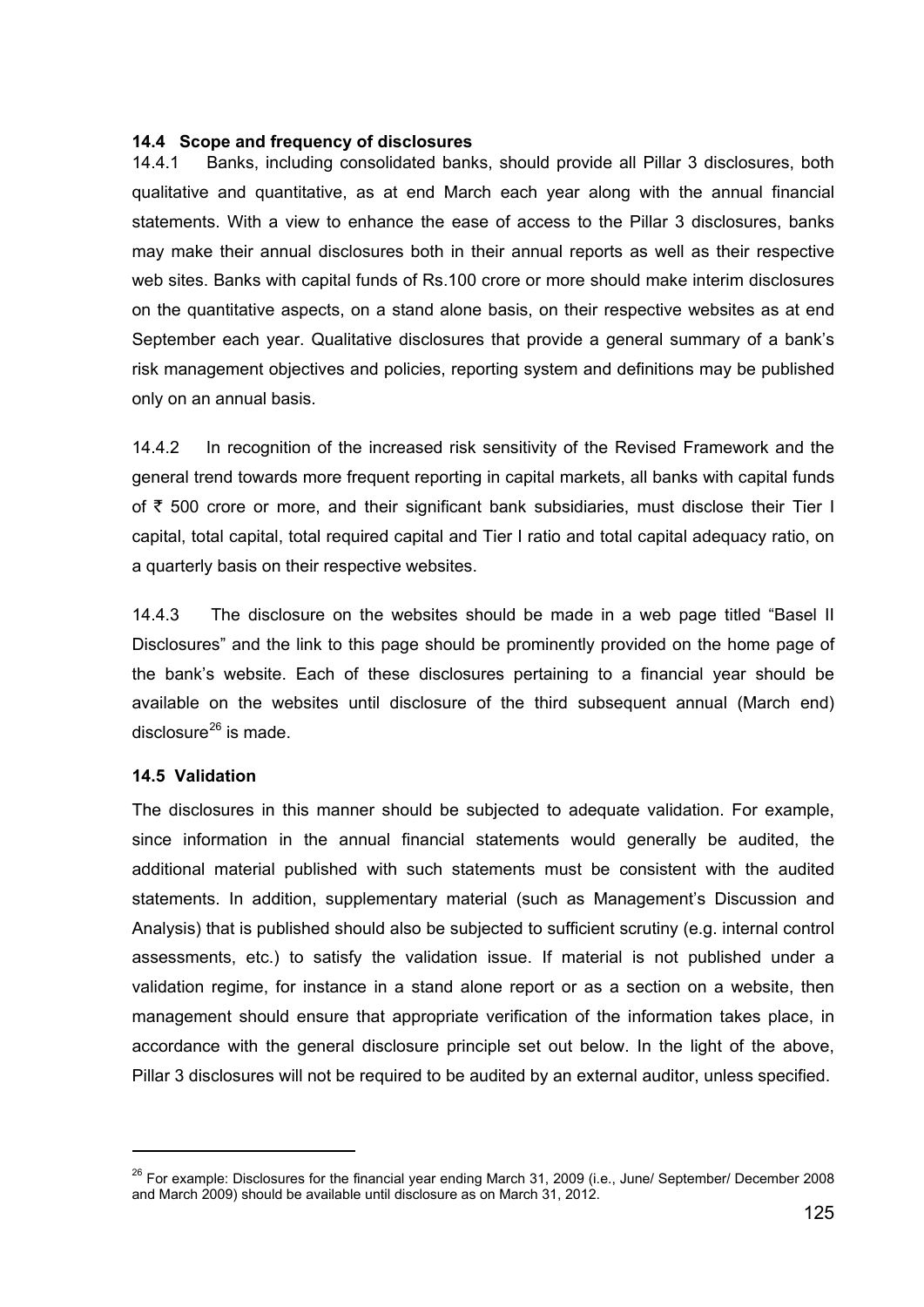### 14.4 Scope and frequency of disclosures

14.4.1 Banks, including consolidated banks, should provide all Pillar 3 disclosures, both qualitative and quantitative, as at end March each year along with the annual financial statements. With a view to enhance the ease of access to the Pillar 3 disclosures, banks may make their annual disclosures both in their annual reports as well as their respective web sites. Banks with capital funds of Rs.100 crore or more should make interim disclosures on the quantitative aspects, on a stand alone basis, on their respective websites as at end September each year. Qualitative disclosures that provide a general summary of a bank's risk management objectives and policies, reporting system and definitions may be published only on an annual basis.

14.4.2 In recognition of the increased risk sensitivity of the Revised Framework and the general trend towards more frequent reporting in capital markets, all banks with capital funds of ₹ 500 crore or more, and their significant bank subsidiaries, must disclose their Tier I capital, total capital, total required capital and Tier I ratio and total capital adequacy ratio, on a quarterly basis on their respective websites.

14.4.3 The disclosure on the websites should be made in a web page titled "Basel II Disclosures" and the link to this page should be prominently provided on the home page of the bank's website. Each of these disclosures pertaining to a financial year should be available on the websites until disclosure of the third subsequent annual (March end) disclosure[26] is made.

### 14.5 Validation

The disclosures in this manner should be subjected to adequate validation. For example, since information in the annual financial statements would generally be audited, the additional material published with such statements must be consistent with the audited statements. In addition, supplementary material (such as Management's Discussion and Analysis) that is published should also be subjected to sufficient scrutiny (e.g. internal control assessments, etc.) to satisfy the validation issue. If material is not published under a validation regime, for instance in a stand alone report or as a section on a website, then management should ensure that appropriate verification of the information takes place, in accordance with the general disclosure principle set out below. In the light of the above, Pillar 3 disclosures will not be required to be audited by an external auditor, unless specified.

---

[26] For example: Disclosures for the financial year ending March 31, 2009 (i.e., June/ September/ December 2008 and March 2009) should be available until disclosure as on March 31, 2012.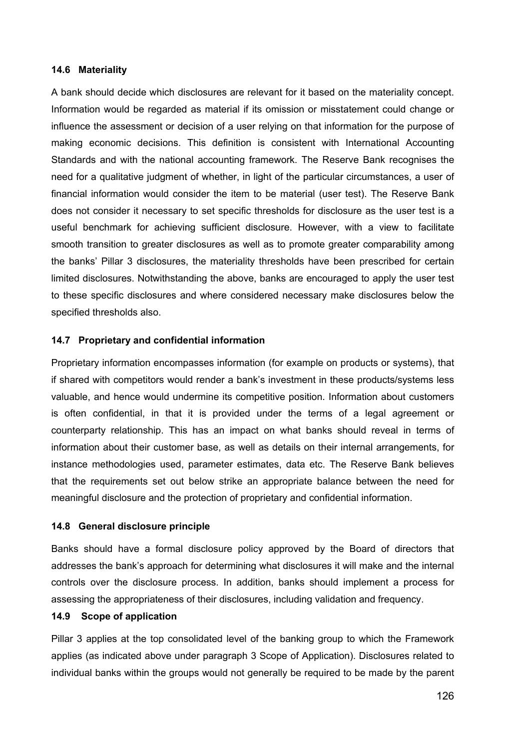### 14.6 Materiality

A bank should decide which disclosures are relevant for it based on the materiality concept. Information would be regarded as material if its omission or misstatement could change or influence the assessment or decision of a user relying on that information for the purpose of making economic decisions. This definition is consistent with International Accounting Standards and with the national accounting framework. The Reserve Bank recognises the need for a qualitative judgment of whether, in light of the particular circumstances, a user of financial information would consider the item to be material (user test). The Reserve Bank does not consider it necessary to set specific thresholds for disclosure as the user test is a useful benchmark for achieving sufficient disclosure. However, with a view to facilitate smooth transition to greater disclosures as well as to promote greater comparability among the banks' Pillar 3 disclosures, the materiality thresholds have been prescribed for certain limited disclosures. Notwithstanding the above, banks are encouraged to apply the user test to these specific disclosures and where considered necessary make disclosures below the specified thresholds also.

### 14.7 Proprietary and confidential information

Proprietary information encompasses information (for example on products or systems), that if shared with competitors would render a bank's investment in these products/systems less valuable, and hence would undermine its competitive position. Information about customers is often confidential, in that it is provided under the terms of a legal agreement or counterparty relationship. This has an impact on what banks should reveal in terms of information about their customer base, as well as details on their internal arrangements, for instance methodologies used, parameter estimates, data etc. The Reserve Bank believes that the requirements set out below strike an appropriate balance between the need for meaningful disclosure and the protection of proprietary and confidential information.

### 14.8 General disclosure principle

Banks should have a formal disclosure policy approved by the Board of directors that addresses the bank's approach for determining what disclosures it will make and the internal controls over the disclosure process. In addition, banks should implement a process for assessing the appropriateness of their disclosures, including validation and frequency.

### 14.9 Scope of application

Pillar 3 applies at the top consolidated level of the banking group to which the Framework applies (as indicated above under paragraph 3 Scope of Application). Disclosures related to individual banks within the groups would not generally be required to be made by the parent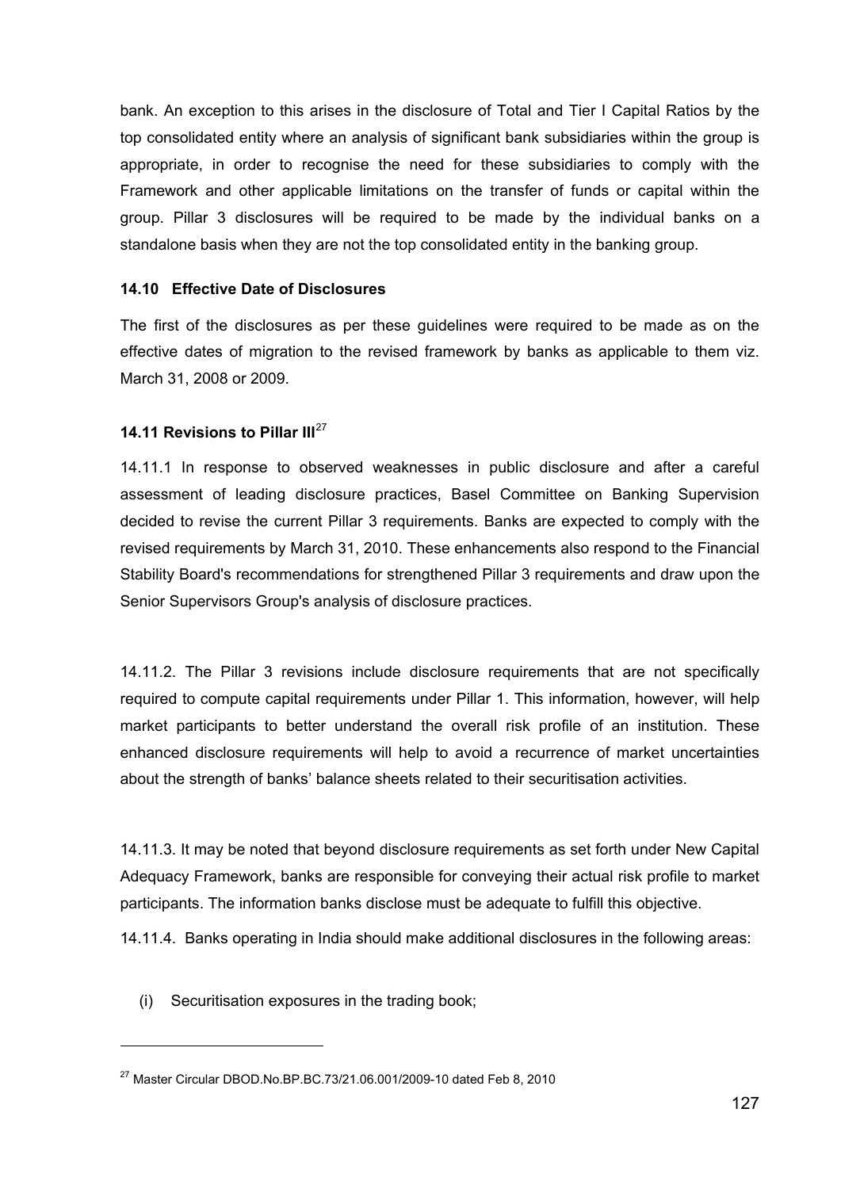bank. An exception to this arises in the disclosure of Total and Tier I Capital Ratios by the top consolidated entity where an analysis of significant bank subsidiaries within the group is appropriate, in order to recognise the need for these subsidiaries to comply with the Framework and other applicable limitations on the transfer of funds or capital within the group. Pillar 3 disclosures will be required to be made by the individual banks on a standalone basis when they are not the top consolidated entity in the banking group.

### 14.10 Effective Date of Disclosures

The first of the disclosures as per these guidelines were required to be made as on the effective dates of migration to the revised framework by banks as applicable to them viz. March 31, 2008 or 2009.

### 14.11 Revisions to Pillar III[27]

14.11.1 In response to observed weaknesses in public disclosure and after a careful assessment of leading disclosure practices, Basel Committee on Banking Supervision decided to revise the current Pillar 3 requirements. Banks are expected to comply with the revised requirements by March 31, 2010. These enhancements also respond to the Financial Stability Board's recommendations for strengthened Pillar 3 requirements and draw upon the Senior Supervisors Group's analysis of disclosure practices.

14.11.2. The Pillar 3 revisions include disclosure requirements that are not specifically required to compute capital requirements under Pillar 1. This information, however, will help market participants to better understand the overall risk profile of an institution. These enhanced disclosure requirements will help to avoid a recurrence of market uncertainties about the strength of banks' balance sheets related to their securitisation activities.

14.11.3. It may be noted that beyond disclosure requirements as set forth under New Capital Adequacy Framework, banks are responsible for conveying their actual risk profile to market participants. The information banks disclose must be adequate to fulfill this objective.

14.11.4. Banks operating in India should make additional disclosures in the following areas:

(i) Securitisation exposures in the trading book;

[27] Master Circular DBOD.No.BP.BC.73/21.06.001/2009-10 dated Feb 8, 2010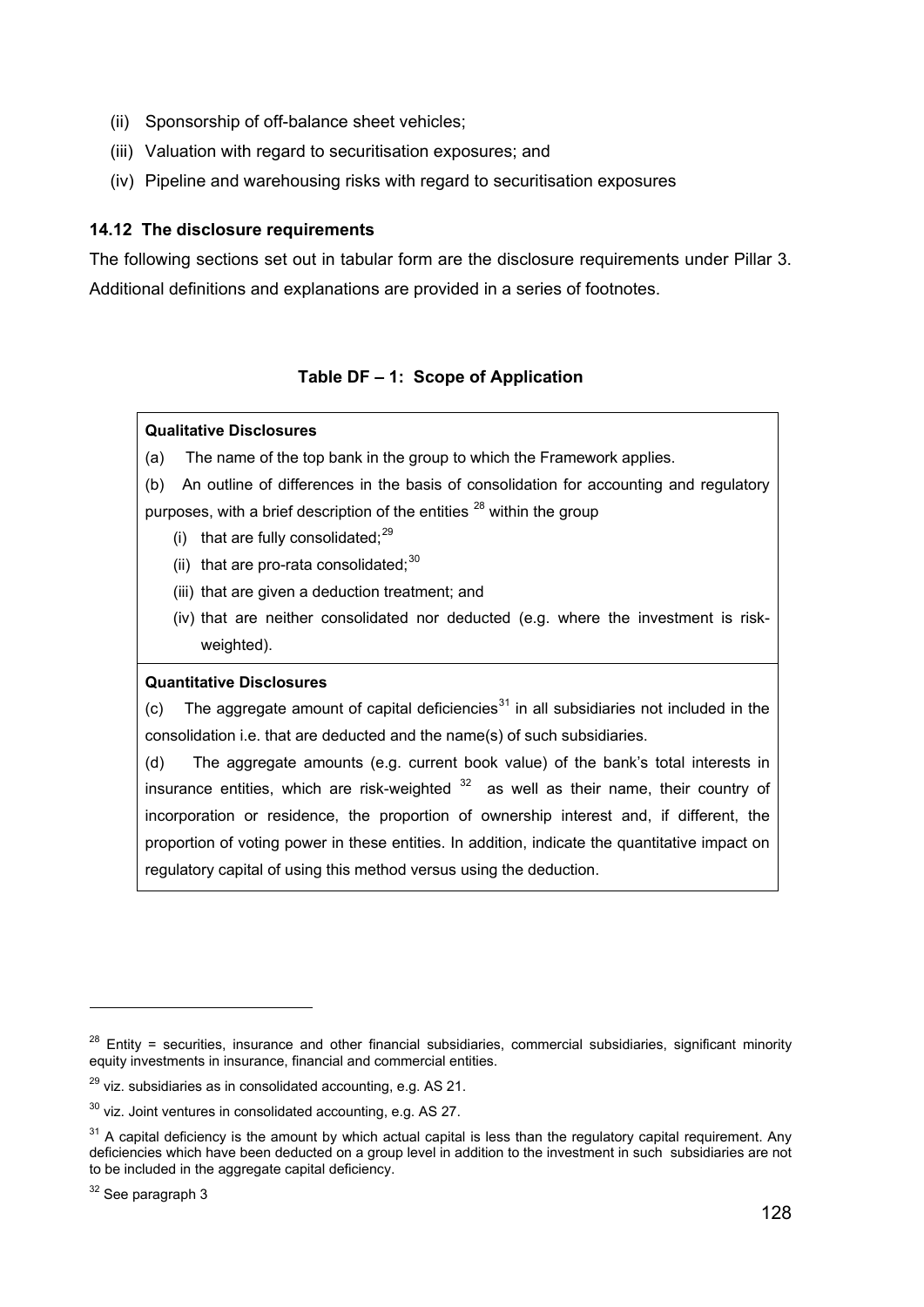(ii) Sponsorship of off-balance sheet vehicles;

(iii) Valuation with regard to securitisation exposures; and

(iv) Pipeline and warehousing risks with regard to securitisation exposures

### 14.12 The disclosure requirements

The following sections set out in tabular form are the disclosure requirements under Pillar 3. Additional definitions and explanations are provided in a series of footnotes.

**Table DF – 1: Scope of Application**

| |
|---|
| **Qualitative Disclosures** |
| (a) The name of the top bank in the group to which the Framework applies.<br>(b) An outline of differences in the basis of consolidation for accounting and regulatory purposes, with a brief description of the entities [28] within the group<br>(i) that are fully consolidated;[29]<br>(ii) that are pro-rata consolidated;[30]<br>(iii) that are given a deduction treatment; and<br>(iv) that are neither consolidated nor deducted (e.g. where the investment is risk-weighted). |
| **Quantitative Disclosures** |
| (c) The aggregate amount of capital deficiencies[31] in all subsidiaries not included in the consolidation i.e. that are deducted and the name(s) of such subsidiaries.<br>(d) The aggregate amounts (e.g. current book value) of the bank's total interests in insurance entities, which are risk-weighted [32] as well as their name, their country of incorporation or residence, the proportion of ownership interest and, if different, the proportion of voting power in these entities. In addition, indicate the quantitative impact on regulatory capital of using this method versus using the deduction. |

[28] Entity = securities, insurance and other financial subsidiaries, commercial subsidiaries, significant minority equity investments in insurance, financial and commercial entities.

[29] viz. subsidiaries as in consolidated accounting, e.g. AS 21.

[30] viz. Joint ventures in consolidated accounting, e.g. AS 27.

[31] A capital deficiency is the amount by which actual capital is less than the regulatory capital requirement. Any deficiencies which have been deducted on a group level in addition to the investment in such subsidiaries are not to be included in the aggregate capital deficiency.

[32] See paragraph 3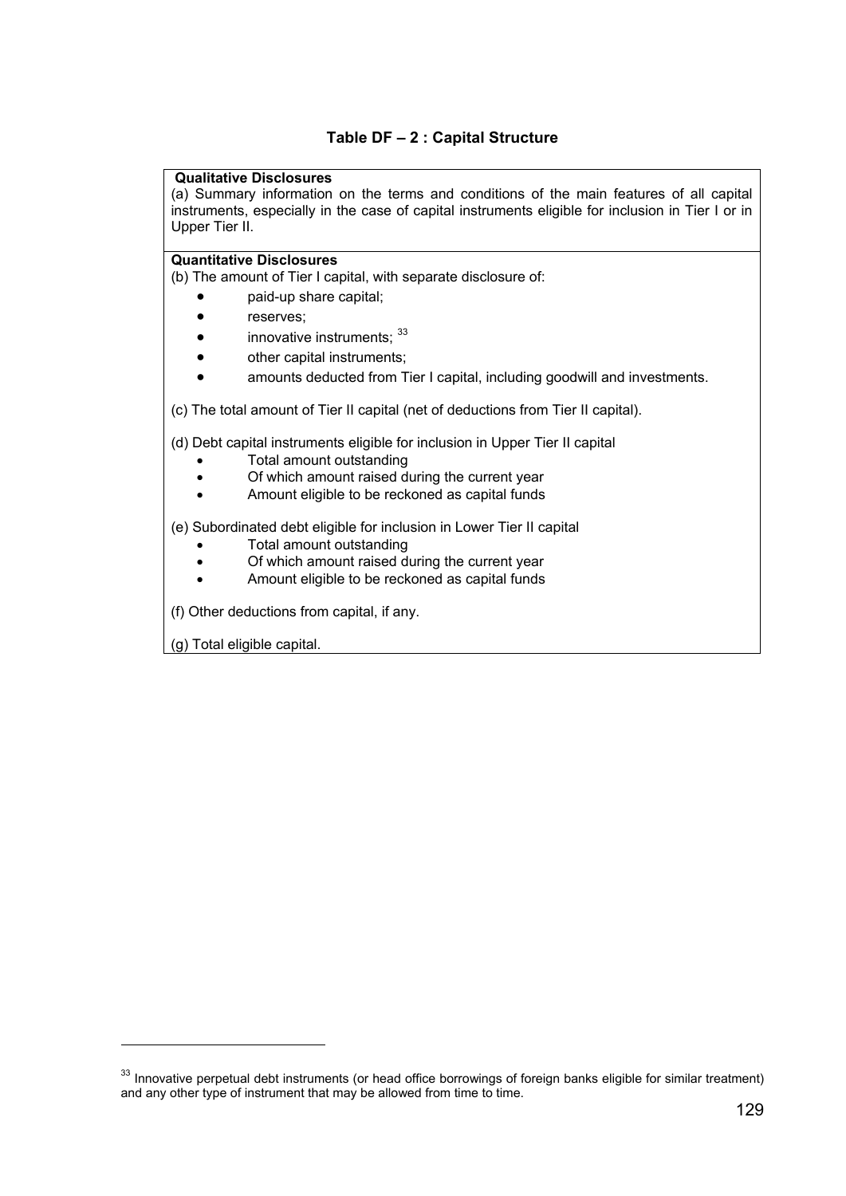### Table DF – 2 : Capital Structure

**Qualitative Disclosures**

(a) Summary information on the terms and conditions of the main features of all capital instruments, especially in the case of capital instruments eligible for inclusion in Tier I or in Upper Tier II.

**Quantitative Disclosures**

(b) The amount of Tier I capital, with separate disclosure of:

- paid-up share capital;
- reserves;
- innovative instruments; [33]
- other capital instruments;
- amounts deducted from Tier I capital, including goodwill and investments.

(c) The total amount of Tier II capital (net of deductions from Tier II capital).

(d) Debt capital instruments eligible for inclusion in Upper Tier II capital

- Total amount outstanding
- Of which amount raised during the current year
- Amount eligible to be reckoned as capital funds

(e) Subordinated debt eligible for inclusion in Lower Tier II capital

- Total amount outstanding
- Of which amount raised during the current year
- Amount eligible to be reckoned as capital funds

(f) Other deductions from capital, if any.

(g) Total eligible capital.

---

[33] Innovative perpetual debt instruments (or head office borrowings of foreign banks eligible for similar treatment) and any other type of instrument that may be allowed from time to time.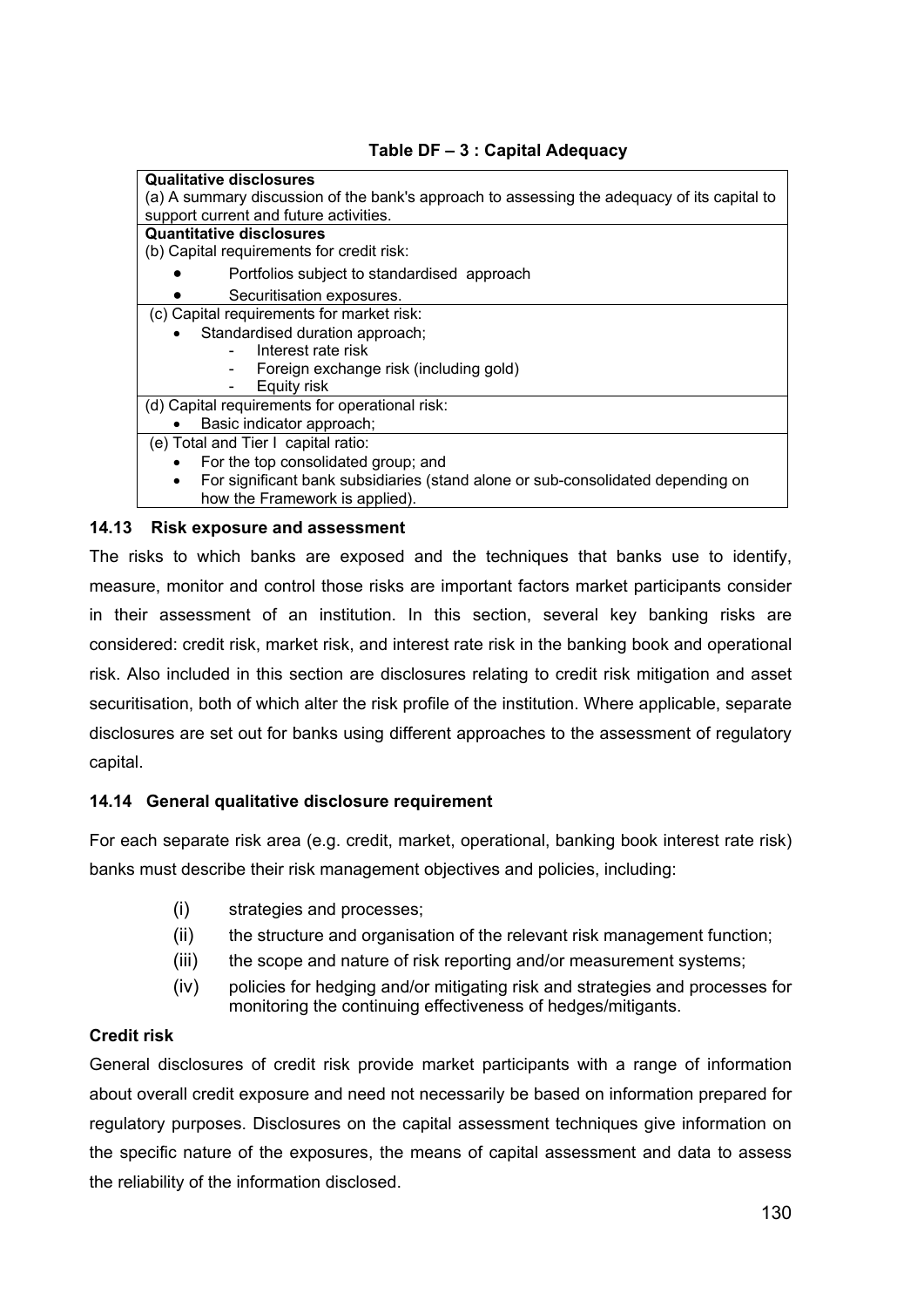**Table DF – 3 : Capital Adequacy**

| |
|---|
| **Qualitative disclosures**<br>(a) A summary discussion of the bank's approach to assessing the adequacy of its capital to support current and future activities. |
| **Quantitative disclosures**<br>(b) Capital requirements for credit risk:<br>• Portfolios subject to standardised approach<br>• Securitisation exposures. |
| (c) Capital requirements for market risk:<br>• Standardised duration approach;<br>- Interest rate risk<br>- Foreign exchange risk (including gold)<br>- Equity risk |
| (d) Capital requirements for operational risk:<br>• Basic indicator approach; |
| (e) Total and Tier I capital ratio:<br>• For the top consolidated group; and<br>• For significant bank subsidiaries (stand alone or sub-consolidated depending on how the Framework is applied). |

### 14.13 Risk exposure and assessment

The risks to which banks are exposed and the techniques that banks use to identify, measure, monitor and control those risks are important factors market participants consider in their assessment of an institution. In this section, several key banking risks are considered: credit risk, market risk, and interest rate risk in the banking book and operational risk. Also included in this section are disclosures relating to credit risk mitigation and asset securitisation, both of which alter the risk profile of the institution. Where applicable, separate disclosures are set out for banks using different approaches to the assessment of regulatory capital.

### 14.14 General qualitative disclosure requirement

For each separate risk area (e.g. credit, market, operational, banking book interest rate risk) banks must describe their risk management objectives and policies, including:

- (i) strategies and processes;
- (ii) the structure and organisation of the relevant risk management function;
- (iii) the scope and nature of risk reporting and/or measurement systems;
- (iv) policies for hedging and/or mitigating risk and strategies and processes for monitoring the continuing effectiveness of hedges/mitigants.

**Credit risk**

General disclosures of credit risk provide market participants with a range of information about overall credit exposure and need not necessarily be based on information prepared for regulatory purposes. Disclosures on the capital assessment techniques give information on the specific nature of the exposures, the means of capital assessment and data to assess the reliability of the information disclosed.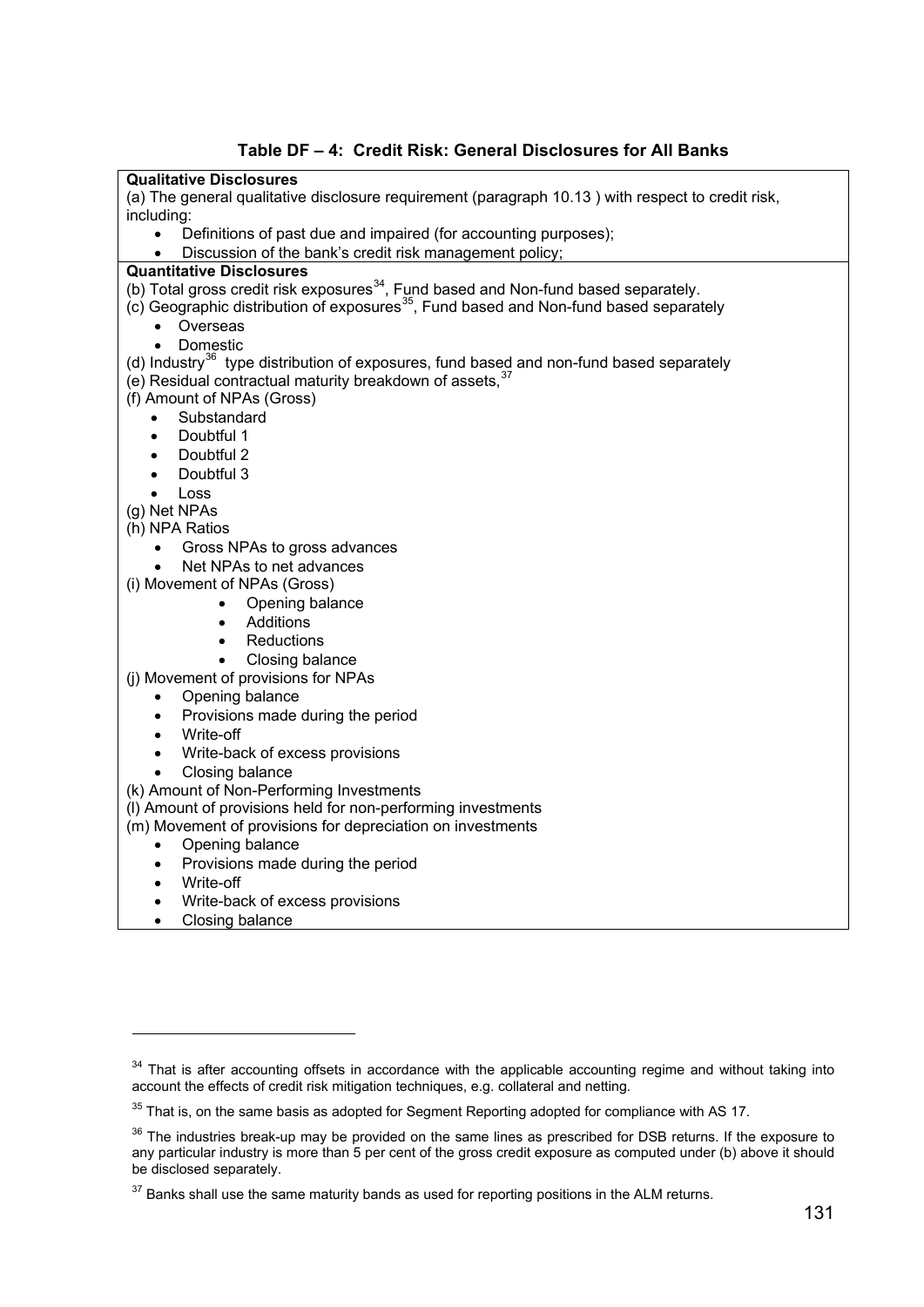### Table DF – 4: Credit Risk: General Disclosures for All Banks

**Qualitative Disclosures**

(a) The general qualitative disclosure requirement (paragraph 10.13 ) with respect to credit risk, including:

- Definitions of past due and impaired (for accounting purposes);
- Discussion of the bank's credit risk management policy;

**Quantitative Disclosures**

(b) Total gross credit risk exposures[34], Fund based and Non-fund based separately.

(c) Geographic distribution of exposures[35], Fund based and Non-fund based separately

- Overseas
- Domestic

(d) Industry[36] type distribution of exposures, fund based and non-fund based separately

(e) Residual contractual maturity breakdown of assets,[37]

(f) Amount of NPAs (Gross)

- Substandard
- Doubtful 1
- Doubtful 2
- Doubtful 3
- Loss

(g) Net NPAs

(h) NPA Ratios

- Gross NPAs to gross advances
- Net NPAs to net advances

(i) Movement of NPAs (Gross)

- Opening balance
- Additions
- Reductions
- Closing balance

(j) Movement of provisions for NPAs

- Opening balance
- Provisions made during the period
- Write-off
- Write-back of excess provisions
- Closing balance

(k) Amount of Non-Performing Investments

(l) Amount of provisions held for non-performing investments

(m) Movement of provisions for depreciation on investments

- Opening balance
- Provisions made during the period
- Write-off
- Write-back of excess provisions
- Closing balance

---

[34] That is after accounting offsets in accordance with the applicable accounting regime and without taking into account the effects of credit risk mitigation techniques, e.g. collateral and netting.

[35] That is, on the same basis as adopted for Segment Reporting adopted for compliance with AS 17.

[36] The industries break-up may be provided on the same lines as prescribed for DSB returns. If the exposure to any particular industry is more than 5 per cent of the gross credit exposure as computed under (b) above it should be disclosed separately.

[37] Banks shall use the same maturity bands as used for reporting positions in the ALM returns.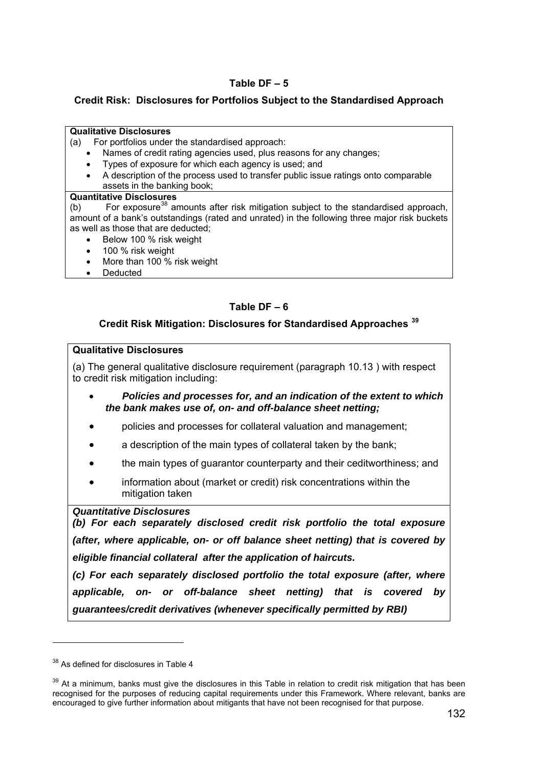**Table DF – 5**

**Credit Risk: Disclosures for Portfolios Subject to the Standardised Approach**

| |
|---|
| **Qualitative Disclosures**<br>(a) For portfolios under the standardised approach:<br>• Names of credit rating agencies used, plus reasons for any changes;<br>• Types of exposure for which each agency is used; and<br>• A description of the process used to transfer public issue ratings onto comparable assets in the banking book; |
| **Quantitative Disclosures**<br>(b) For exposure[38] amounts after risk mitigation subject to the standardised approach, amount of a bank's outstandings (rated and unrated) in the following three major risk buckets as well as those that are deducted;<br>• Below 100 % risk weight<br>• 100 % risk weight<br>• More than 100 % risk weight<br>• Deducted |

**Table DF – 6**

**Credit Risk Mitigation: Disclosures for Standardised Approaches [39]**

| |
|---|
| **Qualitative Disclosures**<br>(a) The general qualitative disclosure requirement (paragraph 10.13 ) with respect to credit risk mitigation including:<br>• ***Policies and processes for, and an indication of the extent to which the bank makes use of, on- and off-balance sheet netting;***<br>• policies and processes for collateral valuation and management;<br>• a description of the main types of collateral taken by the bank;<br>• the main types of guarantor counterparty and their ceditworthiness; and<br>• information about (market or credit) risk concentrations within the mitigation taken |
| ***Quantitative Disclosures***<br>***(b) For each separately disclosed credit risk portfolio the total exposure (after, where applicable, on- or off balance sheet netting) that is covered by eligible financial collateral after the application of haircuts.***<br>***(c) For each separately disclosed portfolio the total exposure (after, where applicable, on- or off-balance sheet netting) that is covered by guarantees/credit derivatives (whenever specifically permitted by RBI)*** |

---

[38] As defined for disclosures in Table 4

[39] At a minimum, banks must give the disclosures in this Table in relation to credit risk mitigation that has been recognised for the purposes of reducing capital requirements under this Framework. Where relevant, banks are encouraged to give further information about mitigants that have not been recognised for that purpose.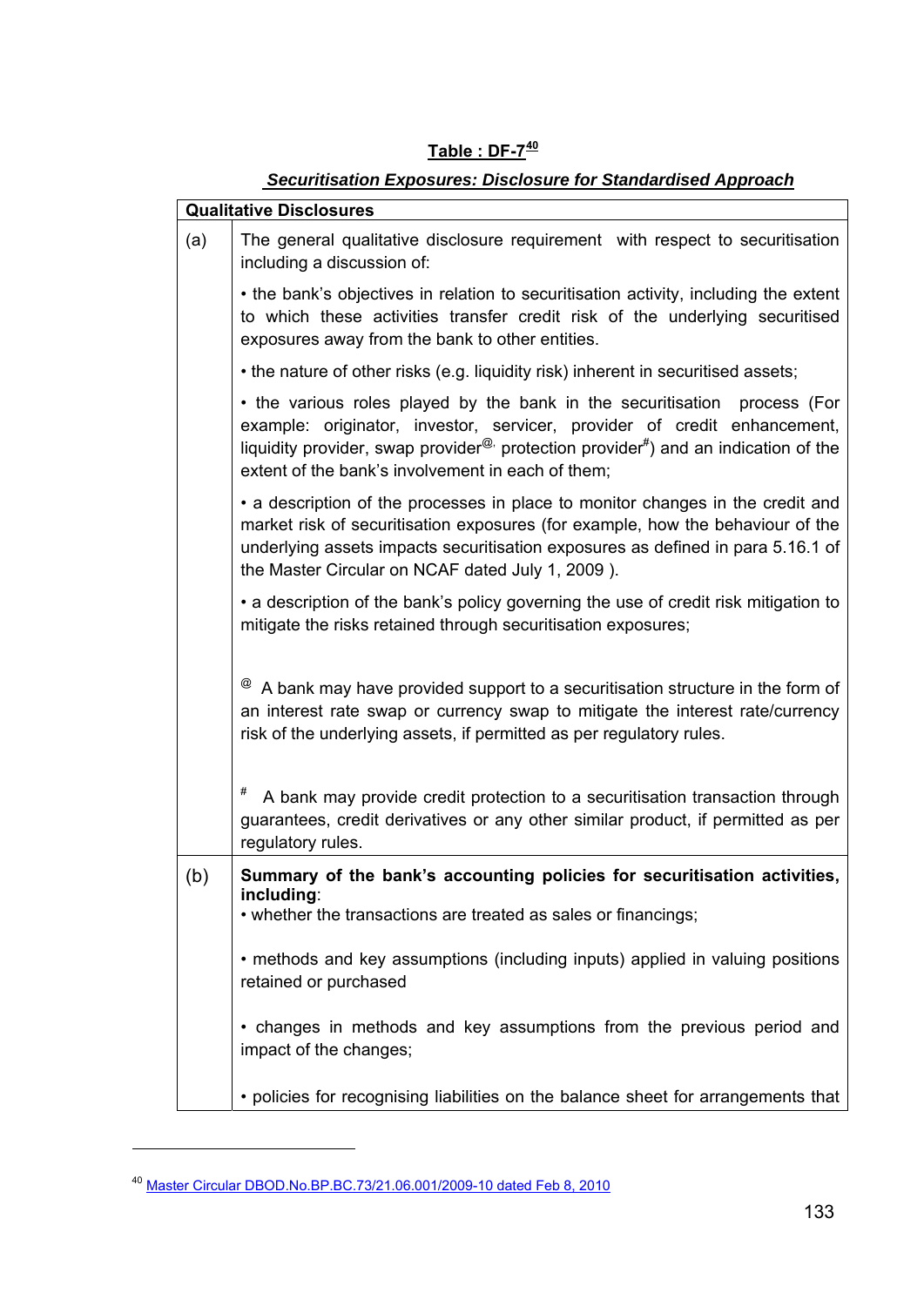**Table : DF-7[40]**

***Securitisation Exposures: Disclosure for Standardised Approach***

| **Qualitative Disclosures** | |
|---|---|
| (a) | The general qualitative disclosure requirement with respect to securitisation including a discussion of:<br><br>• the bank's objectives in relation to securitisation activity, including the extent to which these activities transfer credit risk of the underlying securitised exposures away from the bank to other entities.<br><br>• the nature of other risks (e.g. liquidity risk) inherent in securitised assets;<br><br>• the various roles played by the bank in the securitisation process (For example: originator, investor, servicer, provider of credit enhancement, liquidity provider, swap provider[@], protection provider[#]) and an indication of the extent of the bank's involvement in each of them;<br><br>• a description of the processes in place to monitor changes in the credit and market risk of securitisation exposures (for example, how the behaviour of the underlying assets impacts securitisation exposures as defined in para 5.16.1 of the Master Circular on NCAF dated July 1, 2009 ).<br><br>• a description of the bank's policy governing the use of credit risk mitigation to mitigate the risks retained through securitisation exposures;<br><br>[@] A bank may have provided support to a securitisation structure in the form of an interest rate swap or currency swap to mitigate the interest rate/currency risk of the underlying assets, if permitted as per regulatory rules.<br><br>[#] A bank may provide credit protection to a securitisation transaction through guarantees, credit derivatives or any other similar product, if permitted as per regulatory rules. |
| (b) | **Summary of the bank's accounting policies for securitisation activities, including**:<br>• whether the transactions are treated as sales or financings;<br><br>• methods and key assumptions (including inputs) applied in valuing positions retained or purchased<br><br>• changes in methods and key assumptions from the previous period and impact of the changes;<br><br>• policies for recognising liabilities on the balance sheet for arrangements that |

[40] Master Circular DBOD.No.BP.BC.73/21.06.001/2009-10 dated Feb 8, 2010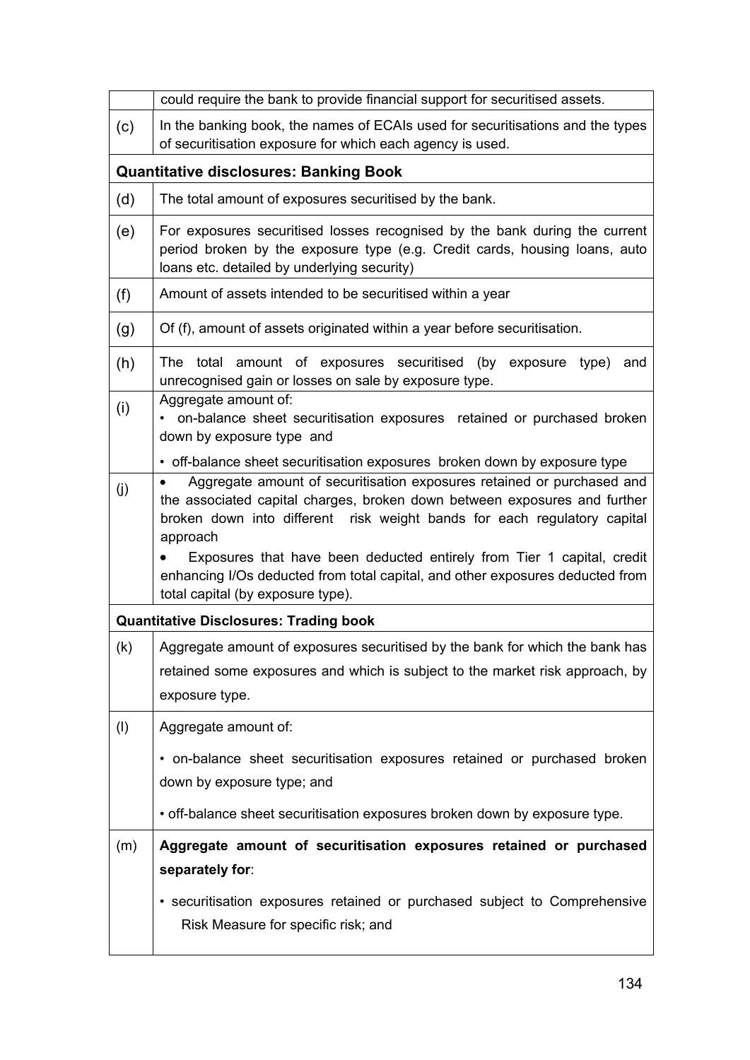| | |
|---|---|
| | could require the bank to provide financial support for securitised assets. |
| (c) | In the banking book, the names of ECAIs used for securitisations and the types of securitisation exposure for which each agency is used. |
| **Quantitative disclosures: Banking Book** | |
| (d) | The total amount of exposures securitised by the bank. |
| (e) | For exposures securitised losses recognised by the bank during the current period broken by the exposure type (e.g. Credit cards, housing loans, auto loans etc. detailed by underlying security) |
| (f) | Amount of assets intended to be securitised within a year |
| (g) | Of (f), amount of assets originated within a year before securitisation. |
| (h) | The total amount of exposures securitised (by exposure type) and unrecognised gain or losses on sale by exposure type. |
| (i) | Aggregate amount of:<br>• on-balance sheet securitisation exposures retained or purchased broken down by exposure type and<br>• off-balance sheet securitisation exposures broken down by exposure type |
| (j) | • Aggregate amount of securitisation exposures retained or purchased and the associated capital charges, broken down between exposures and further broken down into different risk weight bands for each regulatory capital approach<br>• Exposures that have been deducted entirely from Tier 1 capital, credit enhancing I/Os deducted from total capital, and other exposures deducted from total capital (by exposure type). |
| **Quantitative Disclosures: Trading book** | |
| (k) | Aggregate amount of exposures securitised by the bank for which the bank has retained some exposures and which is subject to the market risk approach, by exposure type. |
| (l) | Aggregate amount of:<br>• on-balance sheet securitisation exposures retained or purchased broken down by exposure type; and<br>• off-balance sheet securitisation exposures broken down by exposure type. |
| (m) | **Aggregate amount of securitisation exposures retained or purchased separately for**:<br>• securitisation exposures retained or purchased subject to Comprehensive Risk Measure for specific risk; and |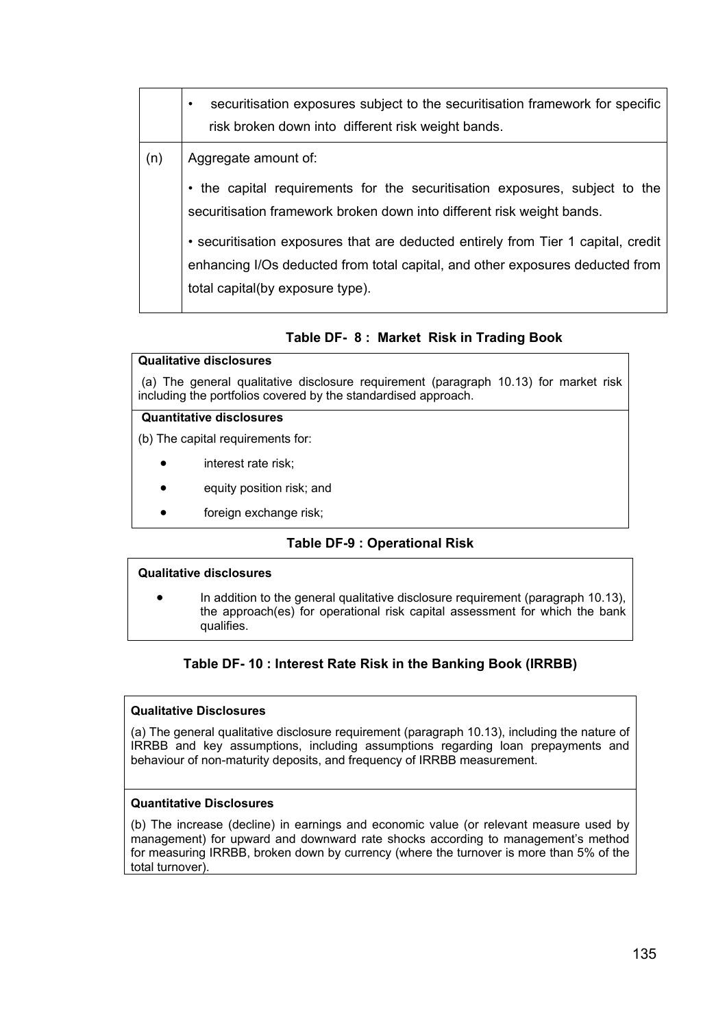| | |
|---|---|
| | • securitisation exposures subject to the securitisation framework for specific risk broken down into different risk weight bands. |
| (n) | Aggregate amount of:<br><br>• the capital requirements for the securitisation exposures, subject to the securitisation framework broken down into different risk weight bands.<br><br>• securitisation exposures that are deducted entirely from Tier 1 capital, credit enhancing I/Os deducted from total capital, and other exposures deducted from total capital(by exposure type). |

### Table DF- 8 : Market Risk in Trading Book

| |
|---|
| **Qualitative disclosures** |
| (a) The general qualitative disclosure requirement (paragraph 10.13) for market risk including the portfolios covered by the standardised approach. |
| **Quantitative disclosures** |
| (b) The capital requirements for:<br>• interest rate risk;<br>• equity position risk; and<br>• foreign exchange risk; |

### Table DF-9 : Operational Risk

| |
|---|
| **Qualitative disclosures** |
| • In addition to the general qualitative disclosure requirement (paragraph 10.13), the approach(es) for operational risk capital assessment for which the bank qualifies. |

### Table DF- 10 : Interest Rate Risk in the Banking Book (IRRBB)

| |
|---|
| **Qualitative Disclosures** |
| (a) The general qualitative disclosure requirement (paragraph 10.13), including the nature of IRRBB and key assumptions, including assumptions regarding loan prepayments and behaviour of non-maturity deposits, and frequency of IRRBB measurement. |
| **Quantitative Disclosures** |
| (b) The increase (decline) in earnings and economic value (or relevant measure used by management) for upward and downward rate shocks according to management's method for measuring IRRBB, broken down by currency (where the turnover is more than 5% of the total turnover). |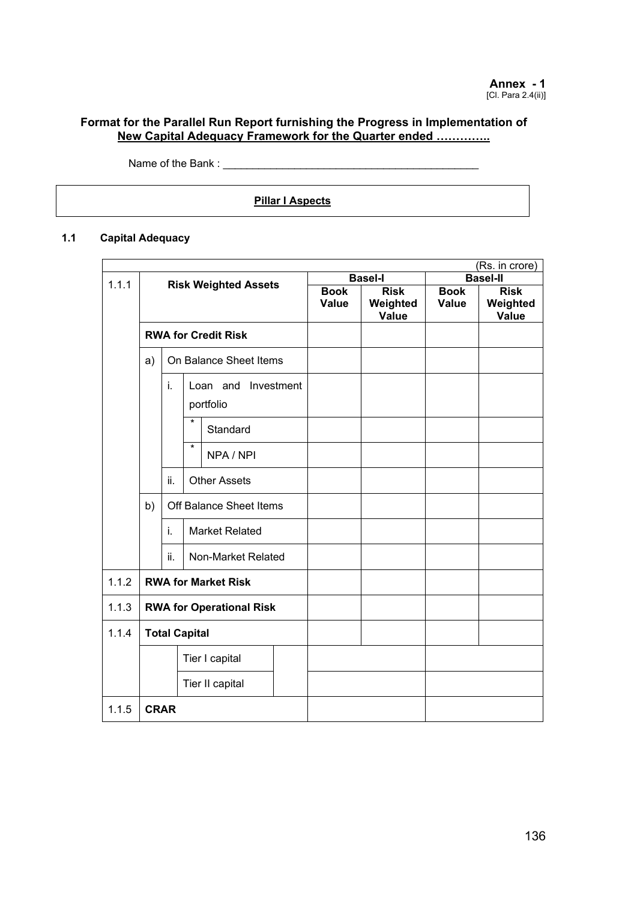**Annex - 1**
[Cl. Para 2.4(ii)]

**Format for the Parallel Run Report furnishing the Progress in Implementation of New Capital Adequacy Framework for the Quarter ended …………..**

Name of the Bank : ___________________________________________

**Pillar I Aspects**

**1.1 Capital Adequacy**

(Rs. in crore)

| | | | | | Basel-I | | Basel-II | |
|---|---|---|---|---|---|---|---|---|
| **1.1.1** | **Risk Weighted Assets** | | | | **Book Value** | **Risk Weighted Value** | **Book Value** | **Risk Weighted Value** |
| | **RWA for Credit Risk** | | | | | | | |
| | a) | On Balance Sheet Items | | | | | | |
| | | i. | Loan and Investment portfolio | | | | | |
| | | | * | Standard | | | | |
| | | | * | NPA / NPI | | | | |
| | | ii. | Other Assets | | | | | |
| | b) | Off Balance Sheet Items | | | | | | |
| | | i. | Market Related | | | | | |
| | | ii. | Non-Market Related | | | | | |
| 1.1.2 | **RWA for Market Risk** | | | | | | | |
| 1.1.3 | **RWA for Operational Risk** | | | | | | | |
| 1.1.4 | **Total Capital** | | | | | | | |
| | | | Tier I capital | | | | | |
| | | | Tier II capital | | | | | |
| 1.1.5 | **CRAR** | | | | | | | |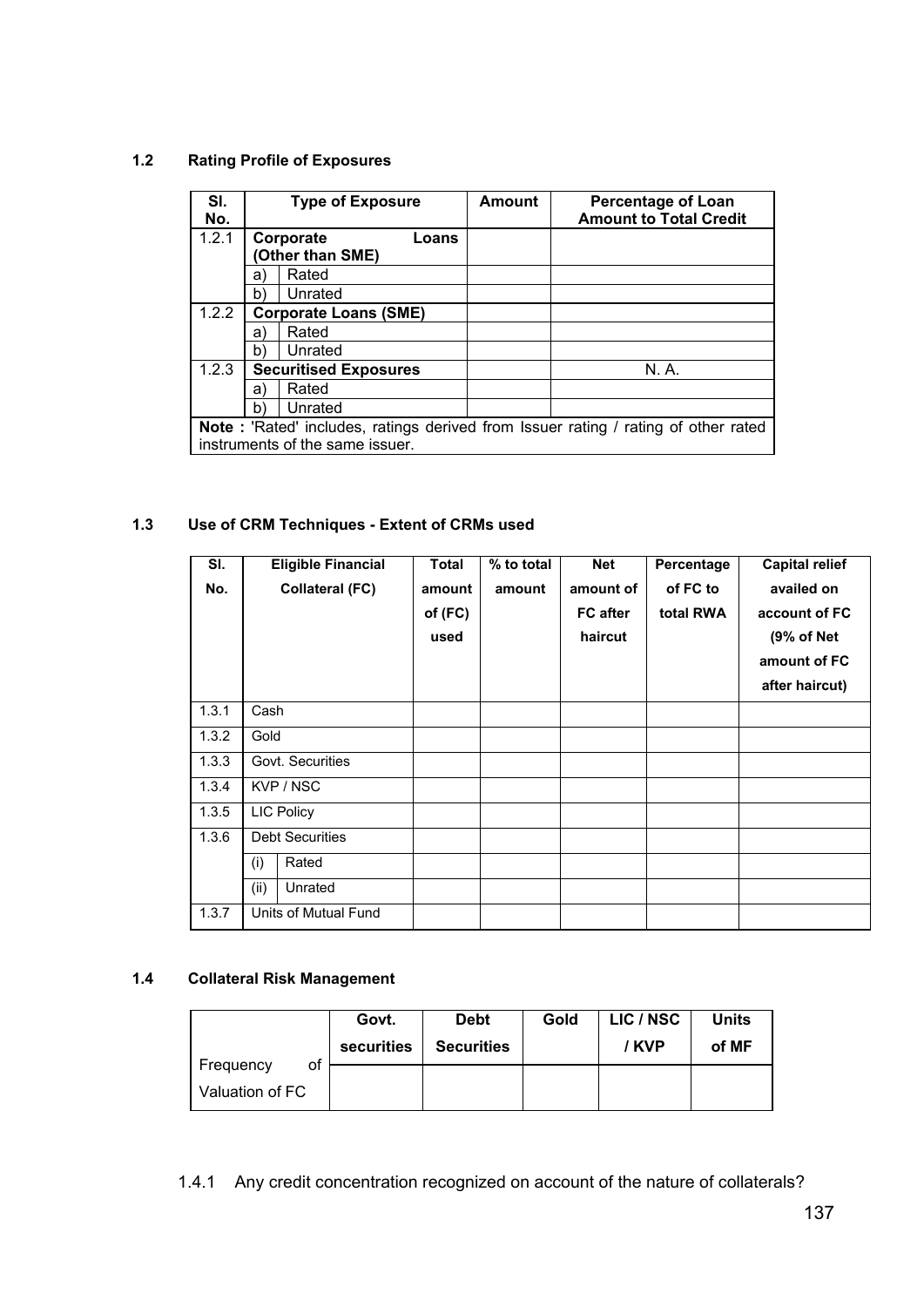### 1.2 Rating Profile of Exposures

| Sl. No. | Type of Exposure | | Amount | Percentage of Loan Amount to Total Credit |
|---|---|---|---|---|
| 1.2.1 | **Corporate Loans (Other than SME)** | | | |
| | a) | Rated | | |
| | b) | Unrated | | |
| 1.2.2 | **Corporate Loans (SME)** | | | |
| | a) | Rated | | |
| | b) | Unrated | | |
| 1.2.3 | **Securitised Exposures** | | | N. A. |
| | a) | Rated | | |
| | b) | Unrated | | |
| **Note :** 'Rated' includes, ratings derived from Issuer rating / rating of other rated instruments of the same issuer. | | | | |

### 1.3 Use of CRM Techniques - Extent of CRMs used

| Sl. No. | Eligible Financial Collateral (FC) | | Total amount of (FC) used | % to total amount | Net amount of FC after haircut | Percentage of FC to total RWA | Capital relief availed on account of FC (9% of Net amount of FC after haircut) |
|---|---|---|---|---|---|---|---|
| 1.3.1 | Cash | | | | | | |
| 1.3.2 | Gold | | | | | | |
| 1.3.3 | Govt. Securities | | | | | | |
| 1.3.4 | KVP / NSC | | | | | | |
| 1.3.5 | LIC Policy | | | | | | |
| 1.3.6 | Debt Securities | | | | | | |
| | (i) | Rated | | | | | |
| | (ii) | Unrated | | | | | |
| 1.3.7 | Units of Mutual Fund | | | | | | |

### 1.4 Collateral Risk Management

| | Govt. securities | Debt Securities | Gold | LIC / NSC / KVP | Units of MF |
|---|---|---|---|---|---|
| Frequency of Valuation of FC | | | | | |

1.4.1 Any credit concentration recognized on account of the nature of collaterals?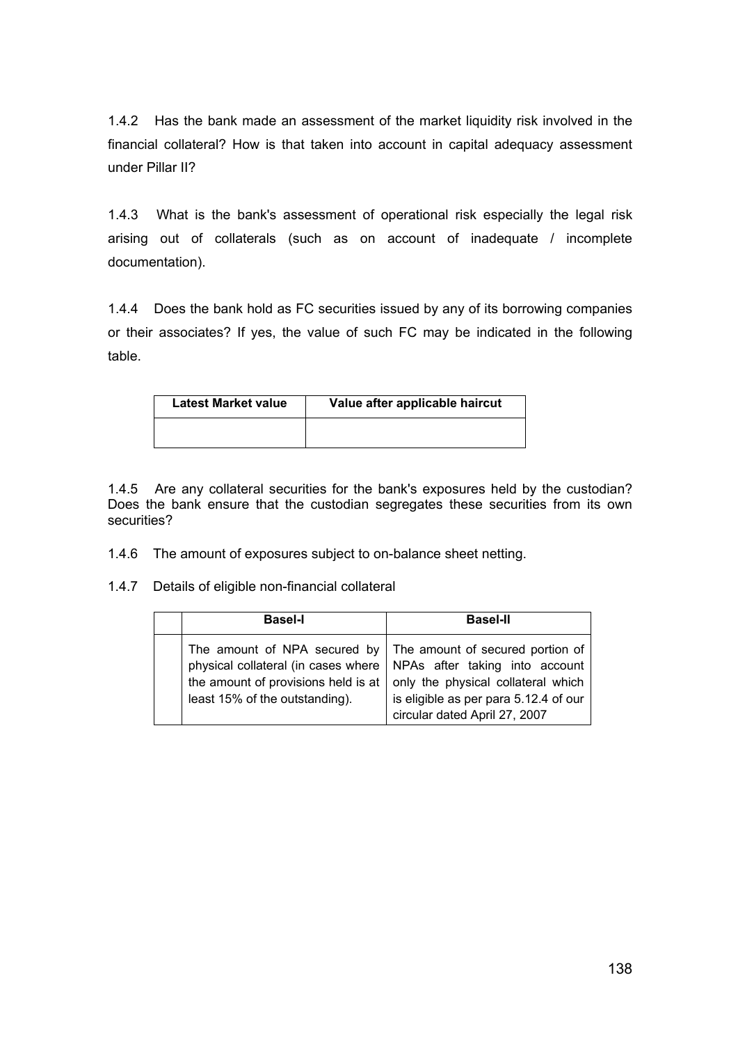1.4.2 Has the bank made an assessment of the market liquidity risk involved in the financial collateral? How is that taken into account in capital adequacy assessment under Pillar II?

1.4.3 What is the bank's assessment of operational risk especially the legal risk arising out of collaterals (such as on account of inadequate / incomplete documentation).

1.4.4 Does the bank hold as FC securities issued by any of its borrowing companies or their associates? If yes, the value of such FC may be indicated in the following table.

| Latest Market value | Value after applicable haircut |
|---|---|
| | |

1.4.5 Are any collateral securities for the bank's exposures held by the custodian? Does the bank ensure that the custodian segregates these securities from its own securities?

1.4.6 The amount of exposures subject to on-balance sheet netting.

1.4.7 Details of eligible non-financial collateral

| | Basel-I | Basel-II |
|---|---|---|
| | The amount of NPA secured by physical collateral (in cases where the amount of provisions held is at least 15% of the outstanding). | The amount of secured portion of NPAs after taking into account only the physical collateral which is eligible as per para 5.12.4 of our circular dated April 27, 2007 |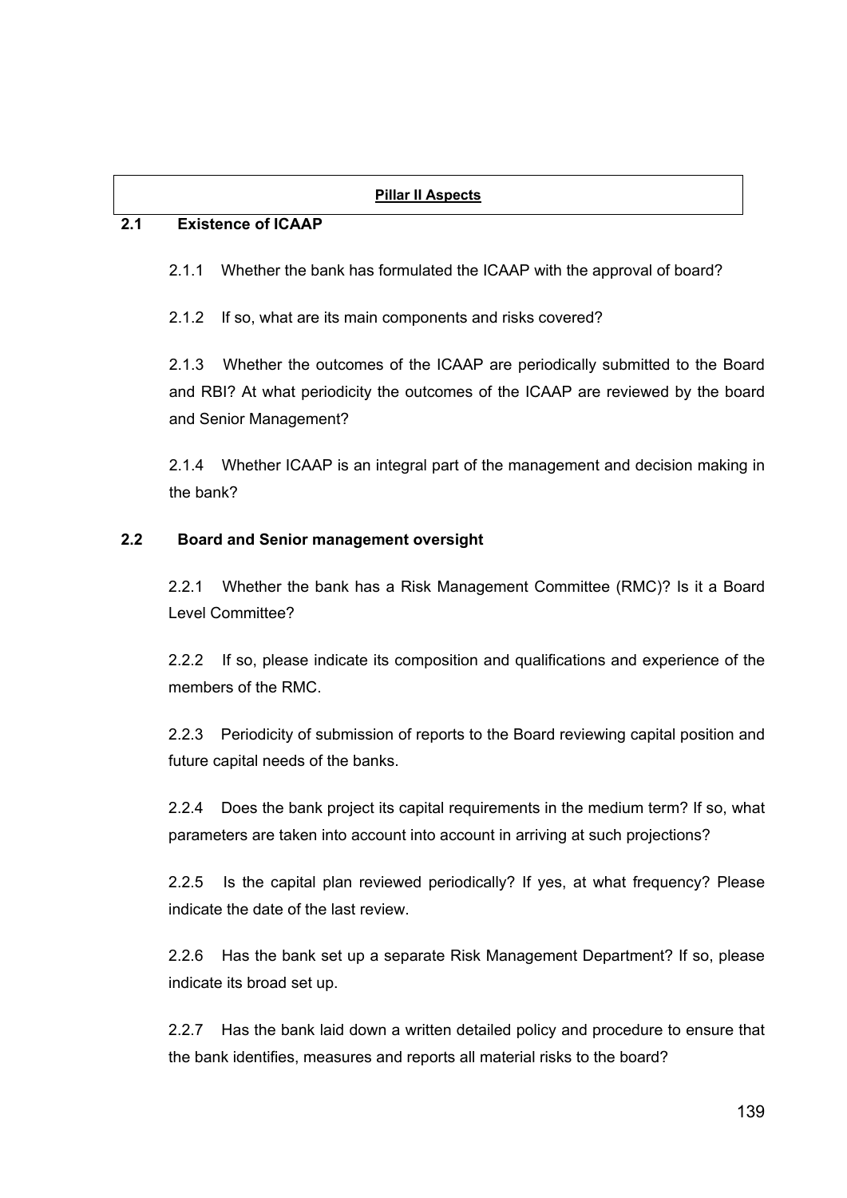**Pillar II Aspects**

## 2.1 Existence of ICAAP

2.1.1 Whether the bank has formulated the ICAAP with the approval of board?

2.1.2 If so, what are its main components and risks covered?

2.1.3 Whether the outcomes of the ICAAP are periodically submitted to the Board and RBI? At what periodicity the outcomes of the ICAAP are reviewed by the board and Senior Management?

2.1.4 Whether ICAAP is an integral part of the management and decision making in the bank?

## 2.2 Board and Senior management oversight

2.2.1 Whether the bank has a Risk Management Committee (RMC)? Is it a Board Level Committee?

2.2.2 If so, please indicate its composition and qualifications and experience of the members of the RMC.

2.2.3 Periodicity of submission of reports to the Board reviewing capital position and future capital needs of the banks.

2.2.4 Does the bank project its capital requirements in the medium term? If so, what parameters are taken into account into account in arriving at such projections?

2.2.5 Is the capital plan reviewed periodically? If yes, at what frequency? Please indicate the date of the last review.

2.2.6 Has the bank set up a separate Risk Management Department? If so, please indicate its broad set up.

2.2.7 Has the bank laid down a written detailed policy and procedure to ensure that the bank identifies, measures and reports all material risks to the board?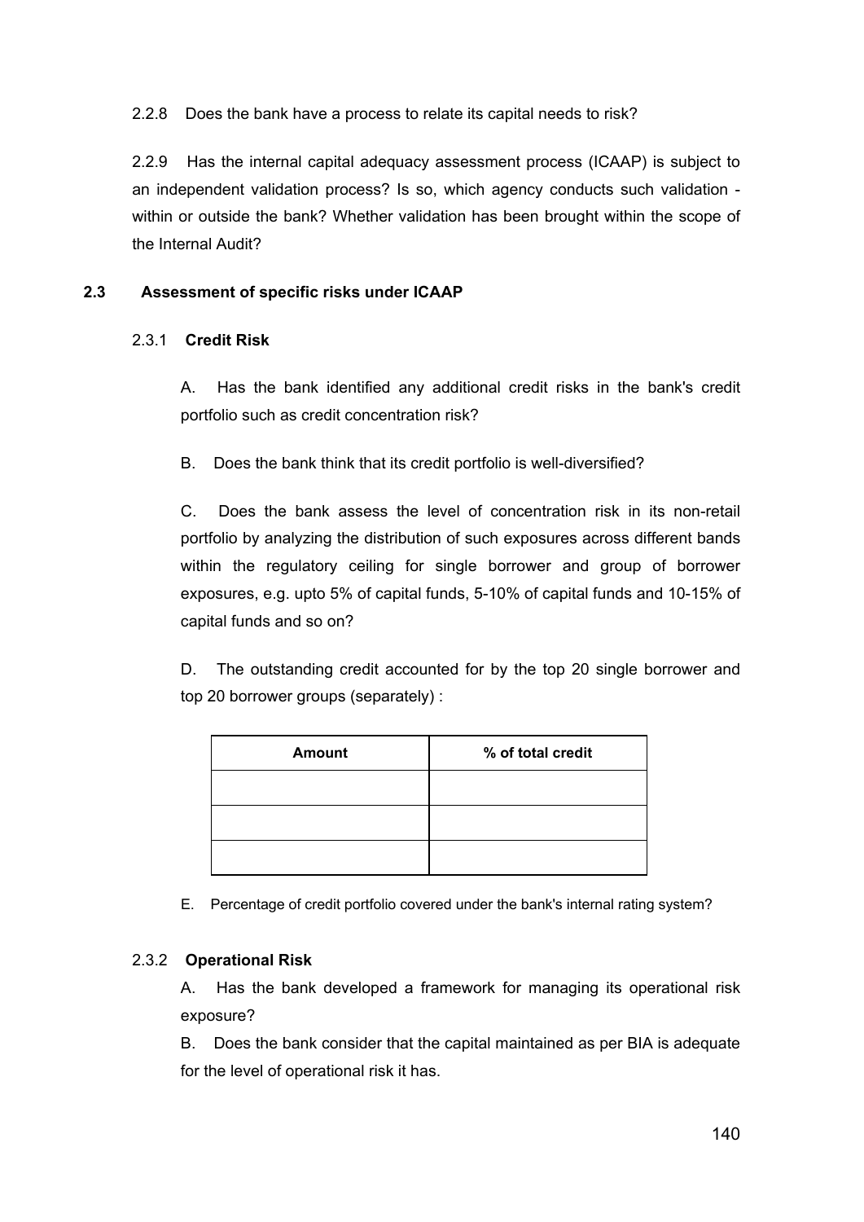2.2.8 Does the bank have a process to relate its capital needs to risk?

2.2.9 Has the internal capital adequacy assessment process (ICAAP) is subject to an independent validation process? Is so, which agency conducts such validation - within or outside the bank? Whether validation has been brought within the scope of the Internal Audit?

## 2.3 Assessment of specific risks under ICAAP

### 2.3.1 **Credit Risk**

A. Has the bank identified any additional credit risks in the bank's credit portfolio such as credit concentration risk?

B. Does the bank think that its credit portfolio is well-diversified?

C. Does the bank assess the level of concentration risk in its non-retail portfolio by analyzing the distribution of such exposures across different bands within the regulatory ceiling for single borrower and group of borrower exposures, e.g. upto 5% of capital funds, 5-10% of capital funds and 10-15% of capital funds and so on?

D. The outstanding credit accounted for by the top 20 single borrower and top 20 borrower groups (separately) :

| Amount | % of total credit |
|---|---|
| | |
| | |
| | |

E. Percentage of credit portfolio covered under the bank's internal rating system?

### 2.3.2 **Operational Risk**

A. Has the bank developed a framework for managing its operational risk exposure?

B. Does the bank consider that the capital maintained as per BIA is adequate for the level of operational risk it has.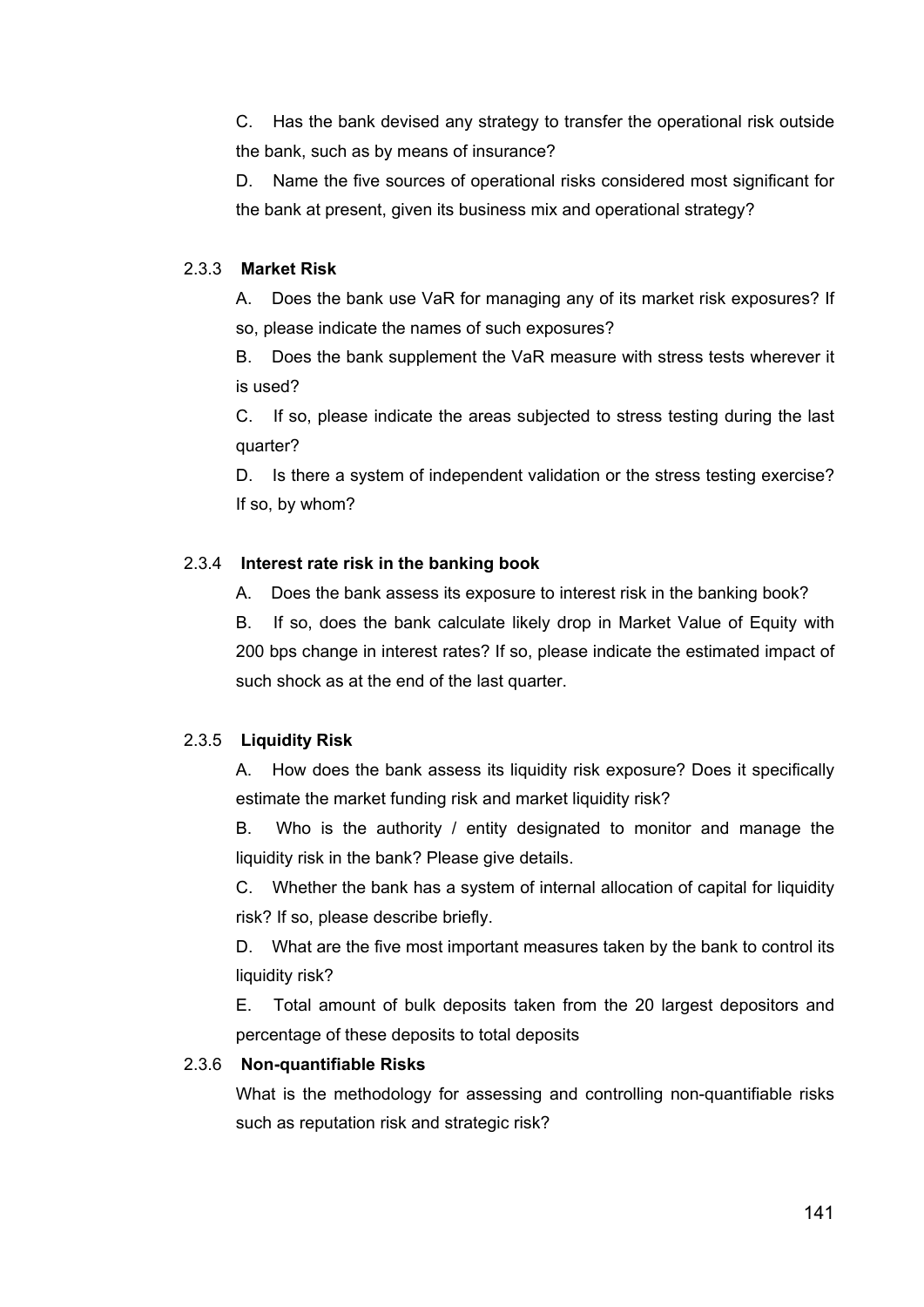C. Has the bank devised any strategy to transfer the operational risk outside the bank, such as by means of insurance?

D. Name the five sources of operational risks considered most significant for the bank at present, given its business mix and operational strategy?

### 2.3.3 Market Risk

A. Does the bank use VaR for managing any of its market risk exposures? If so, please indicate the names of such exposures?

B. Does the bank supplement the VaR measure with stress tests wherever it is used?

C. If so, please indicate the areas subjected to stress testing during the last quarter?

D. Is there a system of independent validation or the stress testing exercise? If so, by whom?

### 2.3.4 Interest rate risk in the banking book

A. Does the bank assess its exposure to interest risk in the banking book?

B. If so, does the bank calculate likely drop in Market Value of Equity with 200 bps change in interest rates? If so, please indicate the estimated impact of such shock as at the end of the last quarter.

### 2.3.5 Liquidity Risk

A. How does the bank assess its liquidity risk exposure? Does it specifically estimate the market funding risk and market liquidity risk?

B. Who is the authority / entity designated to monitor and manage the liquidity risk in the bank? Please give details.

C. Whether the bank has a system of internal allocation of capital for liquidity risk? If so, please describe briefly.

D. What are the five most important measures taken by the bank to control its liquidity risk?

E. Total amount of bulk deposits taken from the 20 largest depositors and percentage of these deposits to total deposits

### 2.3.6 Non-quantifiable Risks

What is the methodology for assessing and controlling non-quantifiable risks such as reputation risk and strategic risk?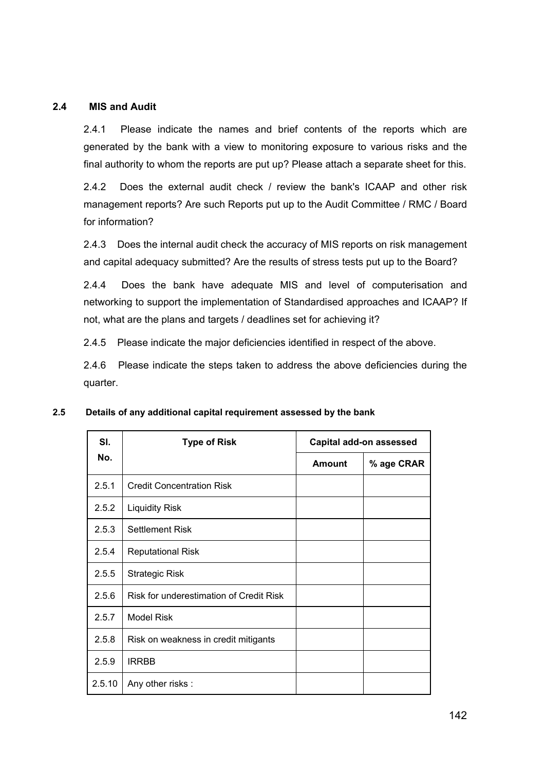### 2.4 MIS and Audit

2.4.1 Please indicate the names and brief contents of the reports which are generated by the bank with a view to monitoring exposure to various risks and the final authority to whom the reports are put up? Please attach a separate sheet for this.

2.4.2 Does the external audit check / review the bank's ICAAP and other risk management reports? Are such Reports put up to the Audit Committee / RMC / Board for information?

2.4.3 Does the internal audit check the accuracy of MIS reports on risk management and capital adequacy submitted? Are the results of stress tests put up to the Board?

2.4.4 Does the bank have adequate MIS and level of computerisation and networking to support the implementation of Standardised approaches and ICAAP? If not, what are the plans and targets / deadlines set for achieving it?

2.4.5 Please indicate the major deficiencies identified in respect of the above.

2.4.6 Please indicate the steps taken to address the above deficiencies during the quarter.

### 2.5 Details of any additional capital requirement assessed by the bank

| Sl. No. | Type of Risk | Capital add-on assessed | |
|---|---|---|---|
| | | Amount | % age CRAR |
| 2.5.1 | Credit Concentration Risk | | |
| 2.5.2 | Liquidity Risk | | |
| 2.5.3 | Settlement Risk | | |
| 2.5.4 | Reputational Risk | | |
| 2.5.5 | Strategic Risk | | |
| 2.5.6 | Risk for underestimation of Credit Risk | | |
| 2.5.7 | Model Risk | | |
| 2.5.8 | Risk on weakness in credit mitigants | | |
| 2.5.9 | IRRBB | | |
| 2.5.10 | Any other risks : | | |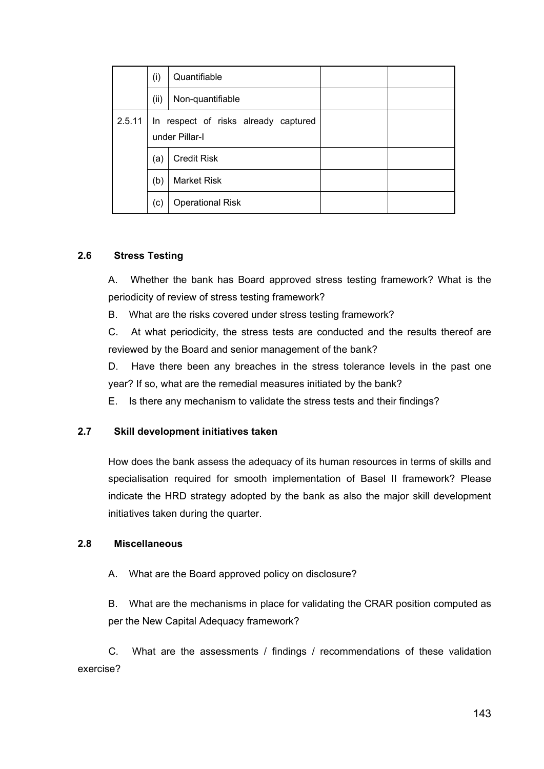| | | | | |
|---|---|---|---|---|
| | (i) | Quantifiable | | |
| | (ii) | Non-quantifiable | | |
| 2.5.11 | In respect of risks already captured under Pillar-I | | | |
| | (a) | Credit Risk | | |
| | (b) | Market Risk | | |
| | (c) | Operational Risk | | |

### 2.6 Stress Testing

A. Whether the bank has Board approved stress testing framework? What is the periodicity of review of stress testing framework?

B. What are the risks covered under stress testing framework?

C. At what periodicity, the stress tests are conducted and the results thereof are reviewed by the Board and senior management of the bank?

D. Have there been any breaches in the stress tolerance levels in the past one year? If so, what are the remedial measures initiated by the bank?

E. Is there any mechanism to validate the stress tests and their findings?

### 2.7 Skill development initiatives taken

How does the bank assess the adequacy of its human resources in terms of skills and specialisation required for smooth implementation of Basel II framework? Please indicate the HRD strategy adopted by the bank as also the major skill development initiatives taken during the quarter.

### 2.8 Miscellaneous

A. What are the Board approved policy on disclosure?

B. What are the mechanisms in place for validating the CRAR position computed as per the New Capital Adequacy framework?

C. What are the assessments / findings / recommendations of these validation exercise?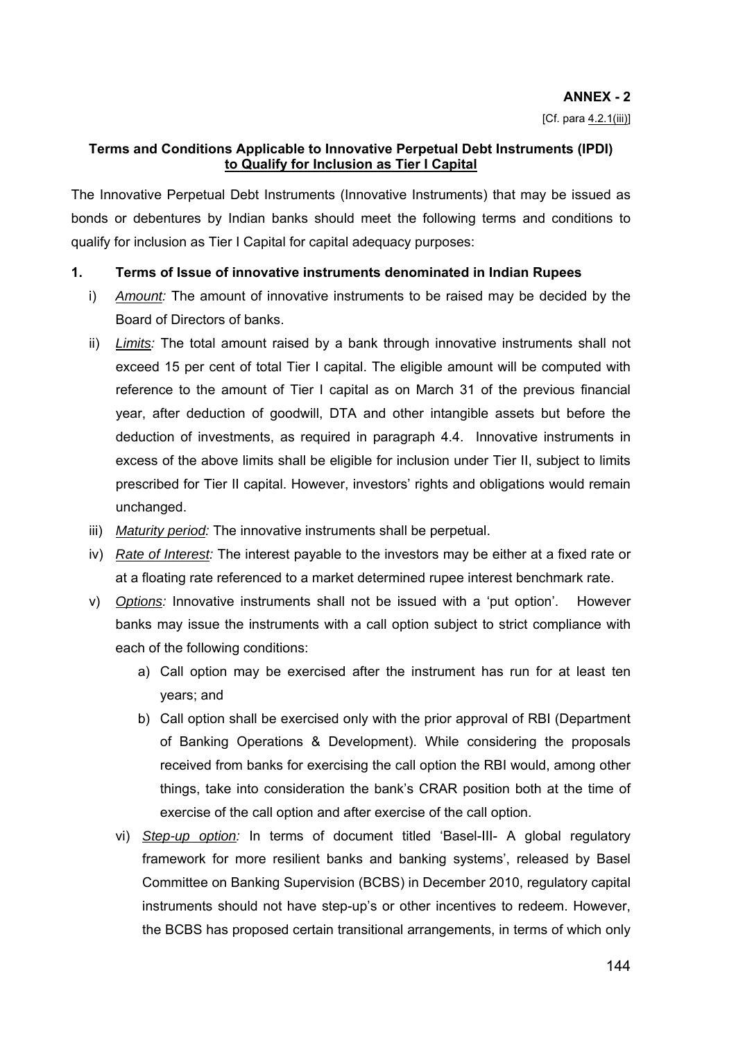**ANNEX - 2**

[Cf. para 4.2.1(iii)]

**Terms and Conditions Applicable to Innovative Perpetual Debt Instruments (IPDI) to Qualify for Inclusion as Tier I Capital**

The Innovative Perpetual Debt Instruments (Innovative Instruments) that may be issued as bonds or debentures by Indian banks should meet the following terms and conditions to qualify for inclusion as Tier I Capital for capital adequacy purposes:

**1. Terms of Issue of innovative instruments denominated in Indian Rupees**

i) *Amount:* The amount of innovative instruments to be raised may be decided by the Board of Directors of banks.

ii) *Limits:* The total amount raised by a bank through innovative instruments shall not exceed 15 per cent of total Tier I capital. The eligible amount will be computed with reference to the amount of Tier I capital as on March 31 of the previous financial year, after deduction of goodwill, DTA and other intangible assets but before the deduction of investments, as required in paragraph 4.4. Innovative instruments in excess of the above limits shall be eligible for inclusion under Tier II, subject to limits prescribed for Tier II capital. However, investors' rights and obligations would remain unchanged.

iii) *Maturity period:* The innovative instruments shall be perpetual.

iv) *Rate of Interest:* The interest payable to the investors may be either at a fixed rate or at a floating rate referenced to a market determined rupee interest benchmark rate.

v) *Options:* Innovative instruments shall not be issued with a 'put option'. However banks may issue the instruments with a call option subject to strict compliance with each of the following conditions:

a) Call option may be exercised after the instrument has run for at least ten years; and

b) Call option shall be exercised only with the prior approval of RBI (Department of Banking Operations & Development). While considering the proposals received from banks for exercising the call option the RBI would, among other things, take into consideration the bank's CRAR position both at the time of exercise of the call option and after exercise of the call option.

vi) *Step-up option:* In terms of document titled 'Basel-III- A global regulatory framework for more resilient banks and banking systems', released by Basel Committee on Banking Supervision (BCBS) in December 2010, regulatory capital instruments should not have step-up's or other incentives to redeem. However, the BCBS has proposed certain transitional arrangements, in terms of which only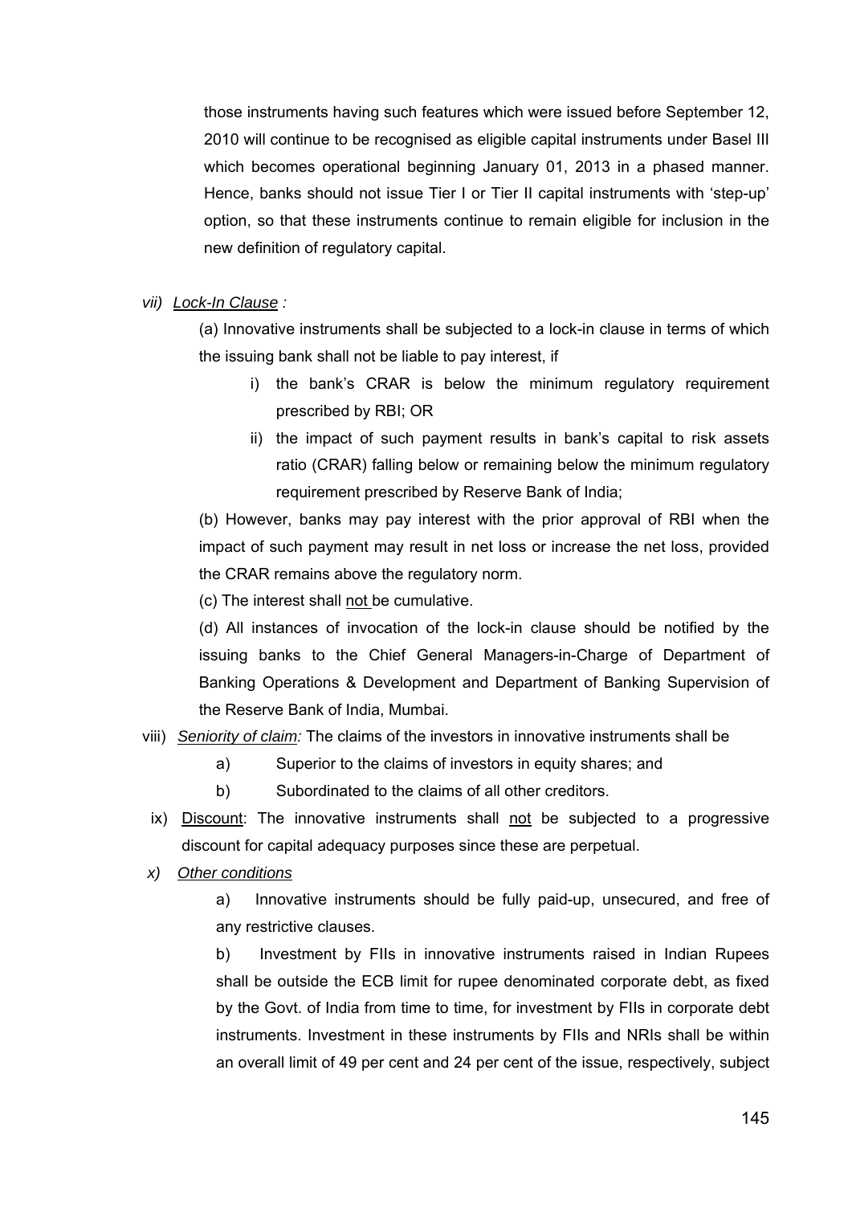those instruments having such features which were issued before September 12, 2010 will continue to be recognised as eligible capital instruments under Basel III which becomes operational beginning January 01, 2013 in a phased manner. Hence, banks should not issue Tier I or Tier II capital instruments with 'step-up' option, so that these instruments continue to remain eligible for inclusion in the new definition of regulatory capital.

vii) *Lock-In Clause* :

(a) Innovative instruments shall be subjected to a lock-in clause in terms of which the issuing bank shall not be liable to pay interest, if

i) the bank's CRAR is below the minimum regulatory requirement prescribed by RBI; OR

ii) the impact of such payment results in bank's capital to risk assets ratio (CRAR) falling below or remaining below the minimum regulatory requirement prescribed by Reserve Bank of India;

(b) However, banks may pay interest with the prior approval of RBI when the impact of such payment may result in net loss or increase the net loss, provided the CRAR remains above the regulatory norm.

(c) The interest shall not be cumulative.

(d) All instances of invocation of the lock-in clause should be notified by the issuing banks to the Chief General Managers-in-Charge of Department of Banking Operations & Development and Department of Banking Supervision of the Reserve Bank of India, Mumbai.

viii) *Seniority of claim:* The claims of the investors in innovative instruments shall be

a) Superior to the claims of investors in equity shares; and

b) Subordinated to the claims of all other creditors.

ix) Discount: The innovative instruments shall not be subjected to a progressive discount for capital adequacy purposes since these are perpetual.

x) *Other conditions*

a) Innovative instruments should be fully paid-up, unsecured, and free of any restrictive clauses.

b) Investment by FIIs in innovative instruments raised in Indian Rupees shall be outside the ECB limit for rupee denominated corporate debt, as fixed by the Govt. of India from time to time, for investment by FIIs in corporate debt instruments. Investment in these instruments by FIIs and NRIs shall be within an overall limit of 49 per cent and 24 per cent of the issue, respectively, subject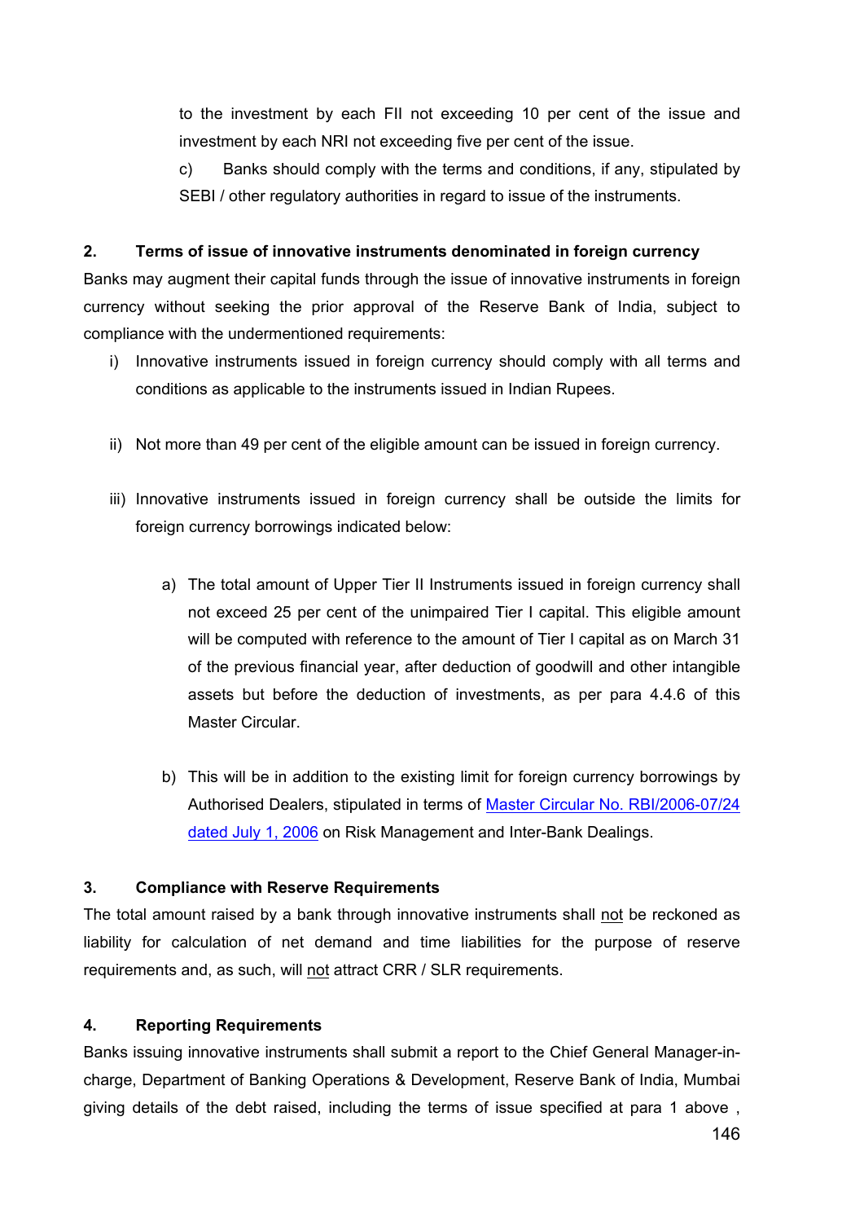to the investment by each FII not exceeding 10 per cent of the issue and investment by each NRI not exceeding five per cent of the issue.

c) Banks should comply with the terms and conditions, if any, stipulated by SEBI / other regulatory authorities in regard to issue of the instruments.

**2. Terms of issue of innovative instruments denominated in foreign currency**

Banks may augment their capital funds through the issue of innovative instruments in foreign currency without seeking the prior approval of the Reserve Bank of India, subject to compliance with the undermentioned requirements:

i) Innovative instruments issued in foreign currency should comply with all terms and conditions as applicable to the instruments issued in Indian Rupees.

ii) Not more than 49 per cent of the eligible amount can be issued in foreign currency.

iii) Innovative instruments issued in foreign currency shall be outside the limits for foreign currency borrowings indicated below:

a) The total amount of Upper Tier II Instruments issued in foreign currency shall not exceed 25 per cent of the unimpaired Tier I capital. This eligible amount will be computed with reference to the amount of Tier I capital as on March 31 of the previous financial year, after deduction of goodwill and other intangible assets but before the deduction of investments, as per para 4.4.6 of this Master Circular.

b) This will be in addition to the existing limit for foreign currency borrowings by Authorised Dealers, stipulated in terms of Master Circular No. RBI/2006-07/24 dated July 1, 2006 on Risk Management and Inter-Bank Dealings.

**3. Compliance with Reserve Requirements**

The total amount raised by a bank through innovative instruments shall not be reckoned as liability for calculation of net demand and time liabilities for the purpose of reserve requirements and, as such, will not attract CRR / SLR requirements.

**4. Reporting Requirements**

Banks issuing innovative instruments shall submit a report to the Chief General Manager-in-charge, Department of Banking Operations & Development, Reserve Bank of India, Mumbai giving details of the debt raised, including the terms of issue specified at para 1 above ,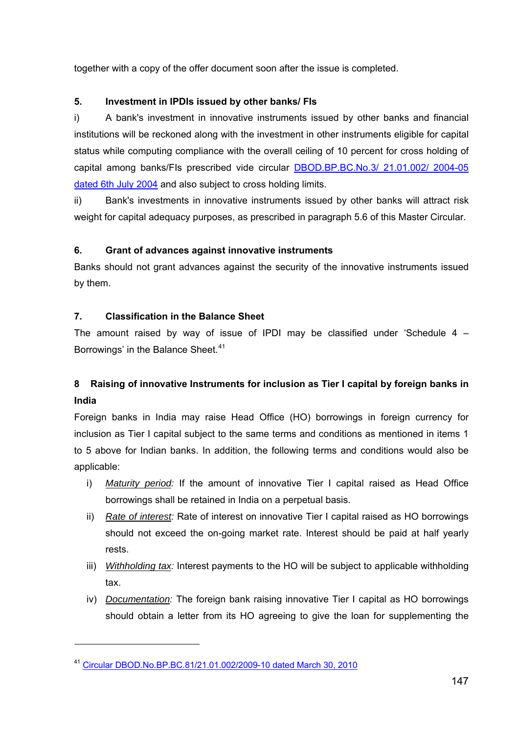together with a copy of the offer document soon after the issue is completed.

**5. Investment in IPDIs issued by other banks/ FIs**

i) A bank's investment in innovative instruments issued by other banks and financial institutions will be reckoned along with the investment in other instruments eligible for capital status while computing compliance with the overall ceiling of 10 percent for cross holding of capital among banks/FIs prescribed vide circular DBOD.BP.BC.No.3/ 21.01.002/ 2004-05 dated 6th July 2004 and also subject to cross holding limits.

ii) Bank's investments in innovative instruments issued by other banks will attract risk weight for capital adequacy purposes, as prescribed in paragraph 5.6 of this Master Circular.

**6. Grant of advances against innovative instruments**

Banks should not grant advances against the security of the innovative instruments issued by them.

**7. Classification in the Balance Sheet**

The amount raised by way of issue of IPDI may be classified under 'Schedule 4 – Borrowings' in the Balance Sheet.[41]

**8 Raising of innovative Instruments for inclusion as Tier I capital by foreign banks in India**

Foreign banks in India may raise Head Office (HO) borrowings in foreign currency for inclusion as Tier I capital subject to the same terms and conditions as mentioned in items 1 to 5 above for Indian banks. In addition, the following terms and conditions would also be applicable:

i) *Maturity period:* If the amount of innovative Tier I capital raised as Head Office borrowings shall be retained in India on a perpetual basis.

ii) *Rate of interest:* Rate of interest on innovative Tier I capital raised as HO borrowings should not exceed the on-going market rate. Interest should be paid at half yearly rests.

iii) *Withholding tax:* Interest payments to the HO will be subject to applicable withholding tax.

iv) *Documentation:* The foreign bank raising innovative Tier I capital as HO borrowings should obtain a letter from its HO agreeing to give the loan for supplementing the

---

[41] Circular DBOD.No.BP.BC.81/21.01.002/2009-10 dated March 30, 2010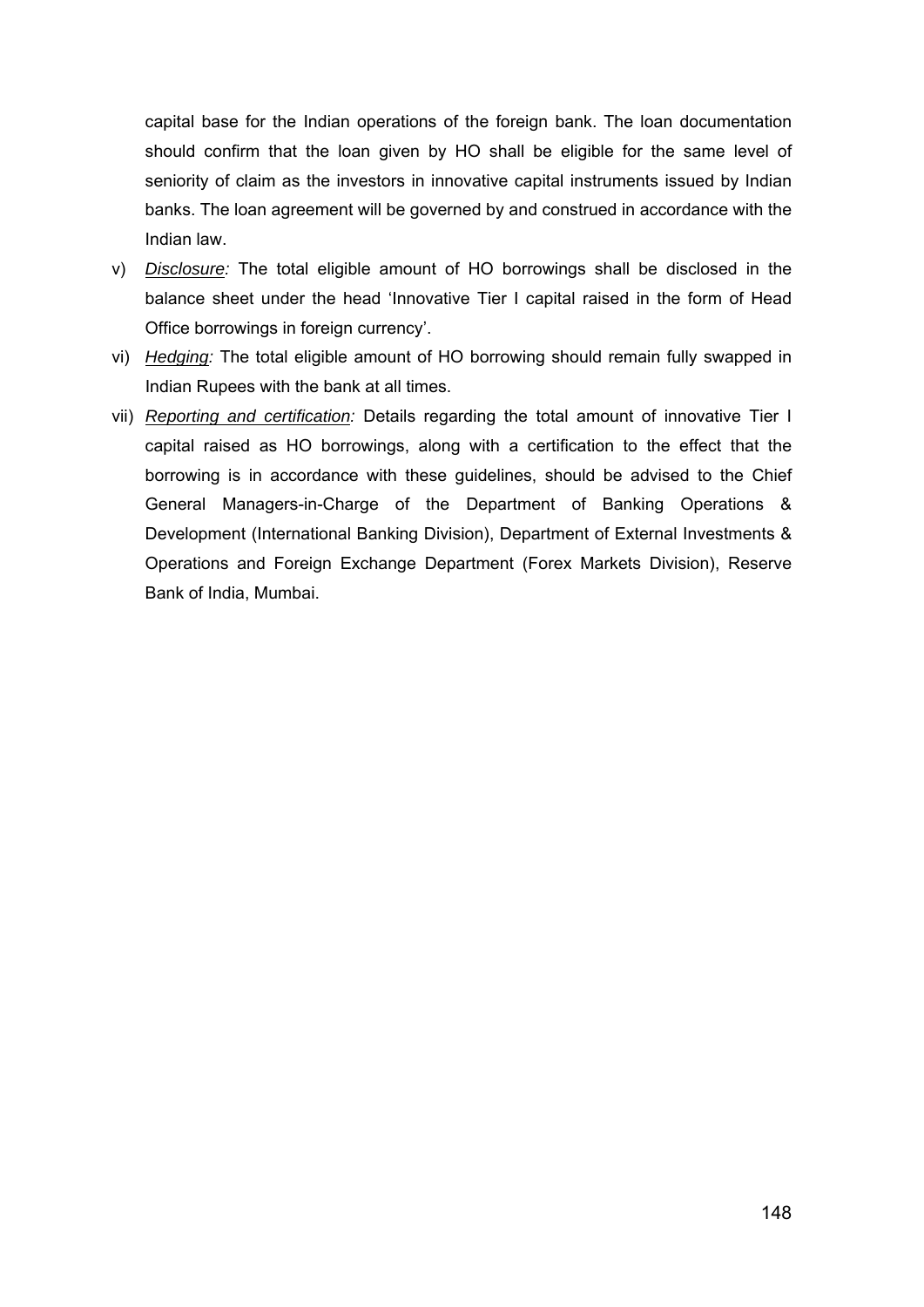capital base for the Indian operations of the foreign bank. The loan documentation should confirm that the loan given by HO shall be eligible for the same level of seniority of claim as the investors in innovative capital instruments issued by Indian banks. The loan agreement will be governed by and construed in accordance with the Indian law.

v) _Disclosure:_ The total eligible amount of HO borrowings shall be disclosed in the balance sheet under the head 'Innovative Tier I capital raised in the form of Head Office borrowings in foreign currency'.

vi) _Hedging:_ The total eligible amount of HO borrowing should remain fully swapped in Indian Rupees with the bank at all times.

vii) _Reporting and certification:_ Details regarding the total amount of innovative Tier I capital raised as HO borrowings, along with a certification to the effect that the borrowing is in accordance with these guidelines, should be advised to the Chief General Managers-in-Charge of the Department of Banking Operations & Development (International Banking Division), Department of External Investments & Operations and Foreign Exchange Department (Forex Markets Division), Reserve Bank of India, Mumbai.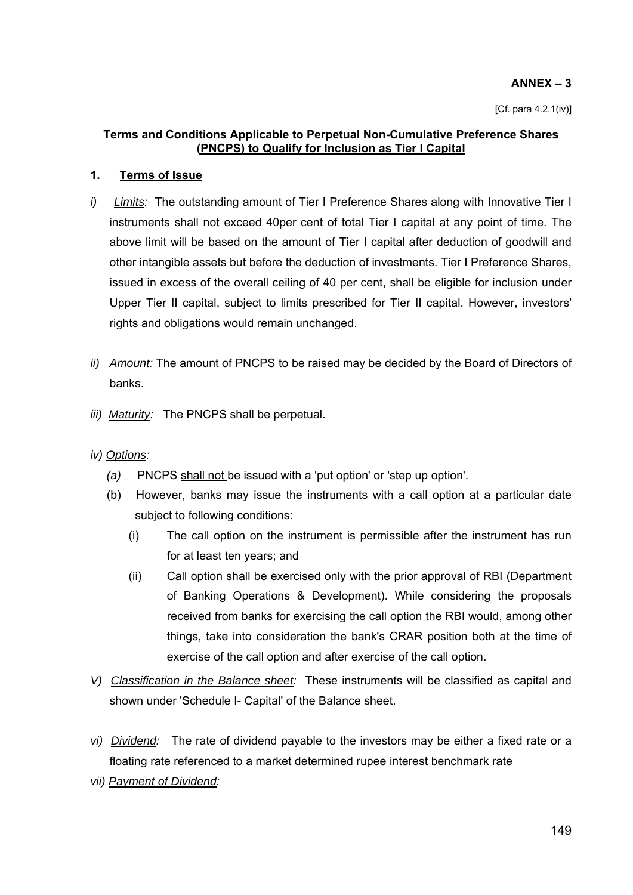**ANNEX – 3**

[Cf. para 4.2.1(iv)]

**Terms and Conditions Applicable to Perpetual Non-Cumulative Preference Shares (PNCPS) to Qualify for Inclusion as Tier I Capital**

**1. Terms of Issue**

*i)* *Limits:* The outstanding amount of Tier I Preference Shares along with Innovative Tier I instruments shall not exceed 40per cent of total Tier I capital at any point of time. The above limit will be based on the amount of Tier I capital after deduction of goodwill and other intangible assets but before the deduction of investments. Tier I Preference Shares, issued in excess of the overall ceiling of 40 per cent, shall be eligible for inclusion under Upper Tier II capital, subject to limits prescribed for Tier II capital. However, investors' rights and obligations would remain unchanged.

*ii)* *Amount:* The amount of PNCPS to be raised may be decided by the Board of Directors of banks.

*iii)* *Maturity:* The PNCPS shall be perpetual.

*iv)* *Options:*

*(a)* PNCPS shall not be issued with a 'put option' or 'step up option'.

(b) However, banks may issue the instruments with a call option at a particular date subject to following conditions:

(i) The call option on the instrument is permissible after the instrument has run for at least ten years; and

(ii) Call option shall be exercised only with the prior approval of RBI (Department of Banking Operations & Development). While considering the proposals received from banks for exercising the call option the RBI would, among other things, take into consideration the bank's CRAR position both at the time of exercise of the call option and after exercise of the call option.

*V)* *Classification in the Balance sheet:* These instruments will be classified as capital and shown under 'Schedule I- Capital' of the Balance sheet.

*vi)* *Dividend:* The rate of dividend payable to the investors may be either a fixed rate or a floating rate referenced to a market determined rupee interest benchmark rate

*vii)* *Payment of Dividend:*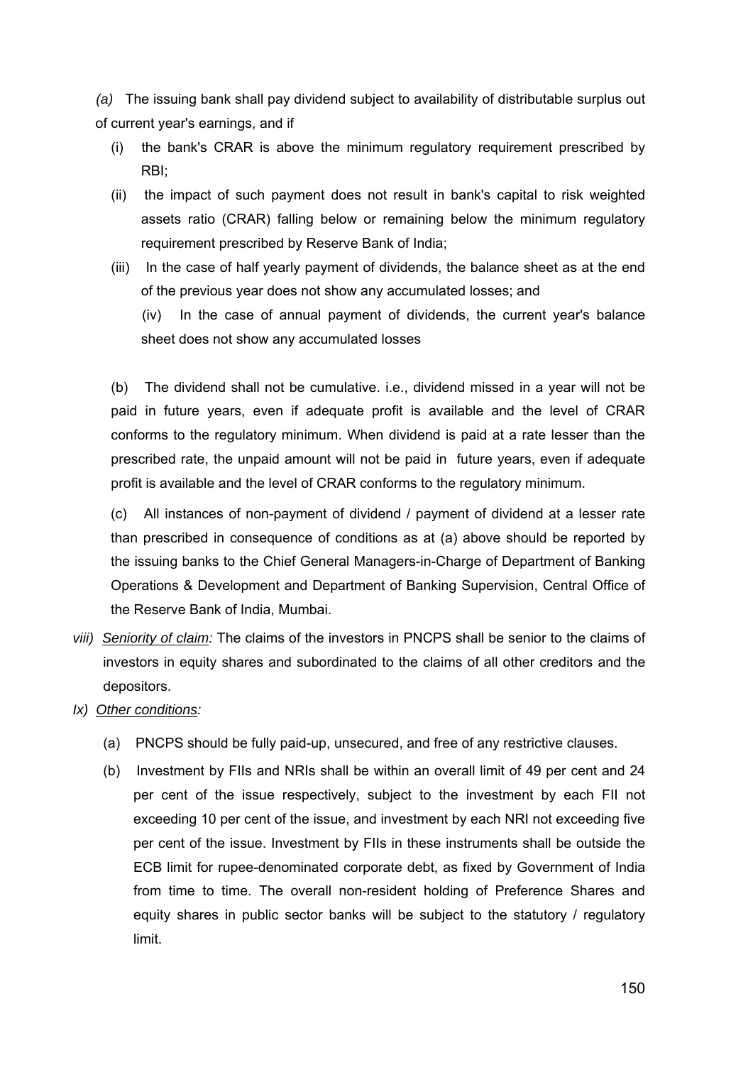*(a)* The issuing bank shall pay dividend subject to availability of distributable surplus out of current year's earnings, and if

(i) the bank's CRAR is above the minimum regulatory requirement prescribed by RBI;

(ii) the impact of such payment does not result in bank's capital to risk weighted assets ratio (CRAR) falling below or remaining below the minimum regulatory requirement prescribed by Reserve Bank of India;

(iii) In the case of half yearly payment of dividends, the balance sheet as at the end of the previous year does not show any accumulated losses; and

(iv) In the case of annual payment of dividends, the current year's balance sheet does not show any accumulated losses

(b) The dividend shall not be cumulative. i.e., dividend missed in a year will not be paid in future years, even if adequate profit is available and the level of CRAR conforms to the regulatory minimum. When dividend is paid at a rate lesser than the prescribed rate, the unpaid amount will not be paid in future years, even if adequate profit is available and the level of CRAR conforms to the regulatory minimum.

(c) All instances of non-payment of dividend / payment of dividend at a lesser rate than prescribed in consequence of conditions as at (a) above should be reported by the issuing banks to the Chief General Managers-in-Charge of Department of Banking Operations & Development and Department of Banking Supervision, Central Office of the Reserve Bank of India, Mumbai.

*viii)* _Seniority of claim:_ The claims of the investors in PNCPS shall be senior to the claims of investors in equity shares and subordinated to the claims of all other creditors and the depositors.

*Ix)* _Other conditions:_

(a) PNCPS should be fully paid-up, unsecured, and free of any restrictive clauses.

(b) Investment by FIIs and NRIs shall be within an overall limit of 49 per cent and 24 per cent of the issue respectively, subject to the investment by each FII not exceeding 10 per cent of the issue, and investment by each NRI not exceeding five per cent of the issue. Investment by FIIs in these instruments shall be outside the ECB limit for rupee-denominated corporate debt, as fixed by Government of India from time to time. The overall non-resident holding of Preference Shares and equity shares in public sector banks will be subject to the statutory / regulatory limit.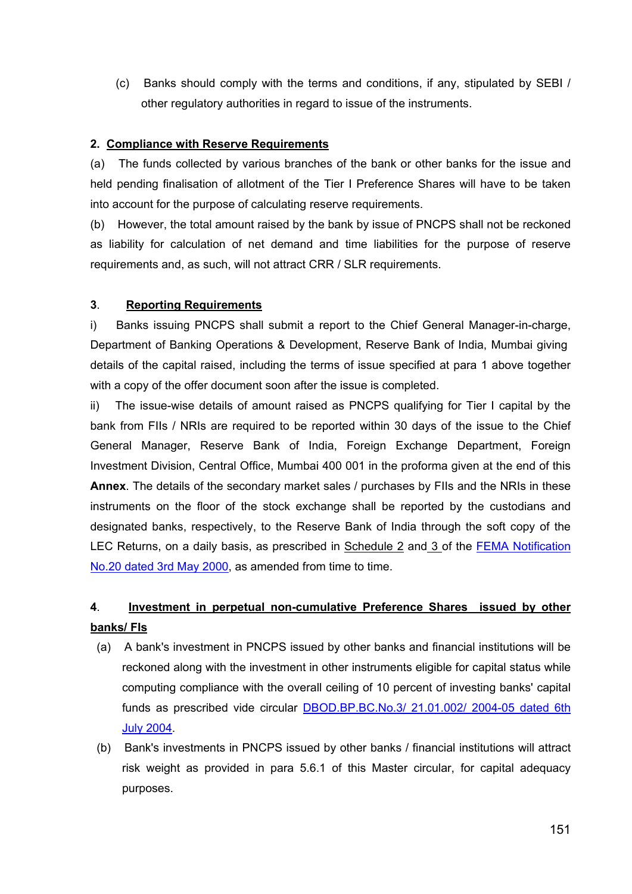(c) Banks should comply with the terms and conditions, if any, stipulated by SEBI / other regulatory authorities in regard to issue of the instruments.

**2. Compliance with Reserve Requirements**

(a) The funds collected by various branches of the bank or other banks for the issue and held pending finalisation of allotment of the Tier I Preference Shares will have to be taken into account for the purpose of calculating reserve requirements.

(b) However, the total amount raised by the bank by issue of PNCPS shall not be reckoned as liability for calculation of net demand and time liabilities for the purpose of reserve requirements and, as such, will not attract CRR / SLR requirements.

**3. Reporting Requirements**

i) Banks issuing PNCPS shall submit a report to the Chief General Manager-in-charge, Department of Banking Operations & Development, Reserve Bank of India, Mumbai giving details of the capital raised, including the terms of issue specified at para 1 above together with a copy of the offer document soon after the issue is completed.

ii) The issue-wise details of amount raised as PNCPS qualifying for Tier I capital by the bank from FIIs / NRIs are required to be reported within 30 days of the issue to the Chief General Manager, Reserve Bank of India, Foreign Exchange Department, Foreign Investment Division, Central Office, Mumbai 400 001 in the proforma given at the end of this **Annex**. The details of the secondary market sales / purchases by FIIs and the NRIs in these instruments on the floor of the stock exchange shall be reported by the custodians and designated banks, respectively, to the Reserve Bank of India through the soft copy of the LEC Returns, on a daily basis, as prescribed in Schedule 2 and 3 of the FEMA Notification No.20 dated 3rd May 2000, as amended from time to time.

**4. Investment in perpetual non-cumulative Preference Shares issued by other banks/ FIs**

(a) A bank's investment in PNCPS issued by other banks and financial institutions will be reckoned along with the investment in other instruments eligible for capital status while computing compliance with the overall ceiling of 10 percent of investing banks' capital funds as prescribed vide circular DBOD.BP.BC.No.3/ 21.01.002/ 2004-05 dated 6th July 2004.

(b) Bank's investments in PNCPS issued by other banks / financial institutions will attract risk weight as provided in para 5.6.1 of this Master circular, for capital adequacy purposes.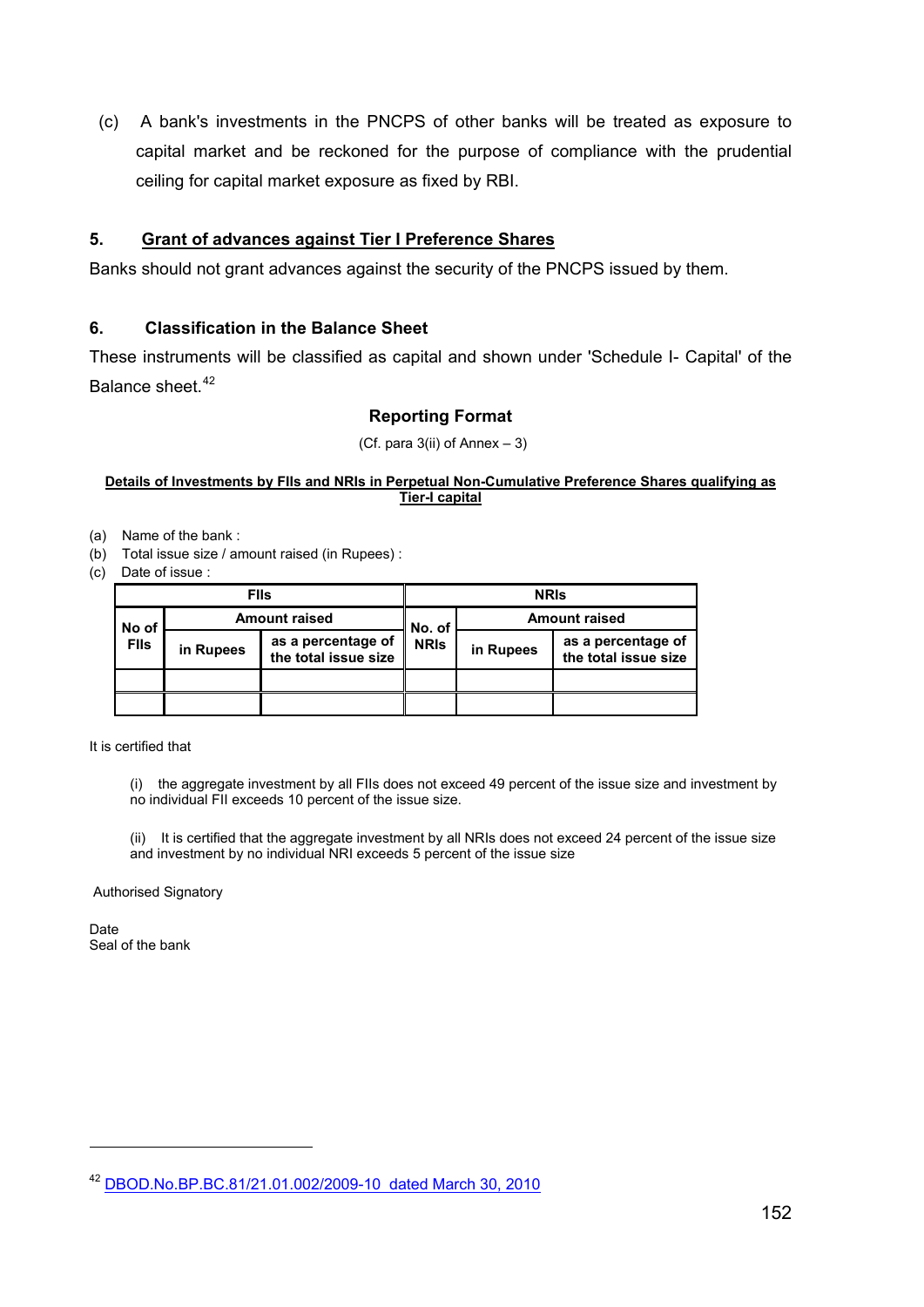(c) A bank's investments in the PNCPS of other banks will be treated as exposure to capital market and be reckoned for the purpose of compliance with the prudential ceiling for capital market exposure as fixed by RBI.

### 5. Grant of advances against Tier I Preference Shares

Banks should not grant advances against the security of the PNCPS issued by them.

### 6. Classification in the Balance Sheet

These instruments will be classified as capital and shown under 'Schedule I- Capital' of the Balance sheet.[42]

## Reporting Format

(Cf. para 3(ii) of Annex – 3)

**Details of Investments by FIIs and NRIs in Perpetual Non-Cumulative Preference Shares qualifying as Tier-I capital**

(a) Name of the bank :
(b) Total issue size / amount raised (in Rupees) :
(c) Date of issue :

| FIIs | | | NRIs | | |
|---|---|---|---|---|---|
| No of FIIs | Amount raised | | No. of NRIs | Amount raised | |
| | in Rupees | as a percentage of the total issue size | | in Rupees | as a percentage of the total issue size |
| | | | | | |
| | | | | | |

It is certified that

(i) the aggregate investment by all FIIs does not exceed 49 percent of the issue size and investment by no individual FII exceeds 10 percent of the issue size.

(ii) It is certified that the aggregate investment by all NRIs does not exceed 24 percent of the issue size and investment by no individual NRI exceeds 5 percent of the issue size

Authorised Signatory

Date
Seal of the bank

[42] DBOD.No.BP.BC.81/21.01.002/2009-10 dated March 30, 2010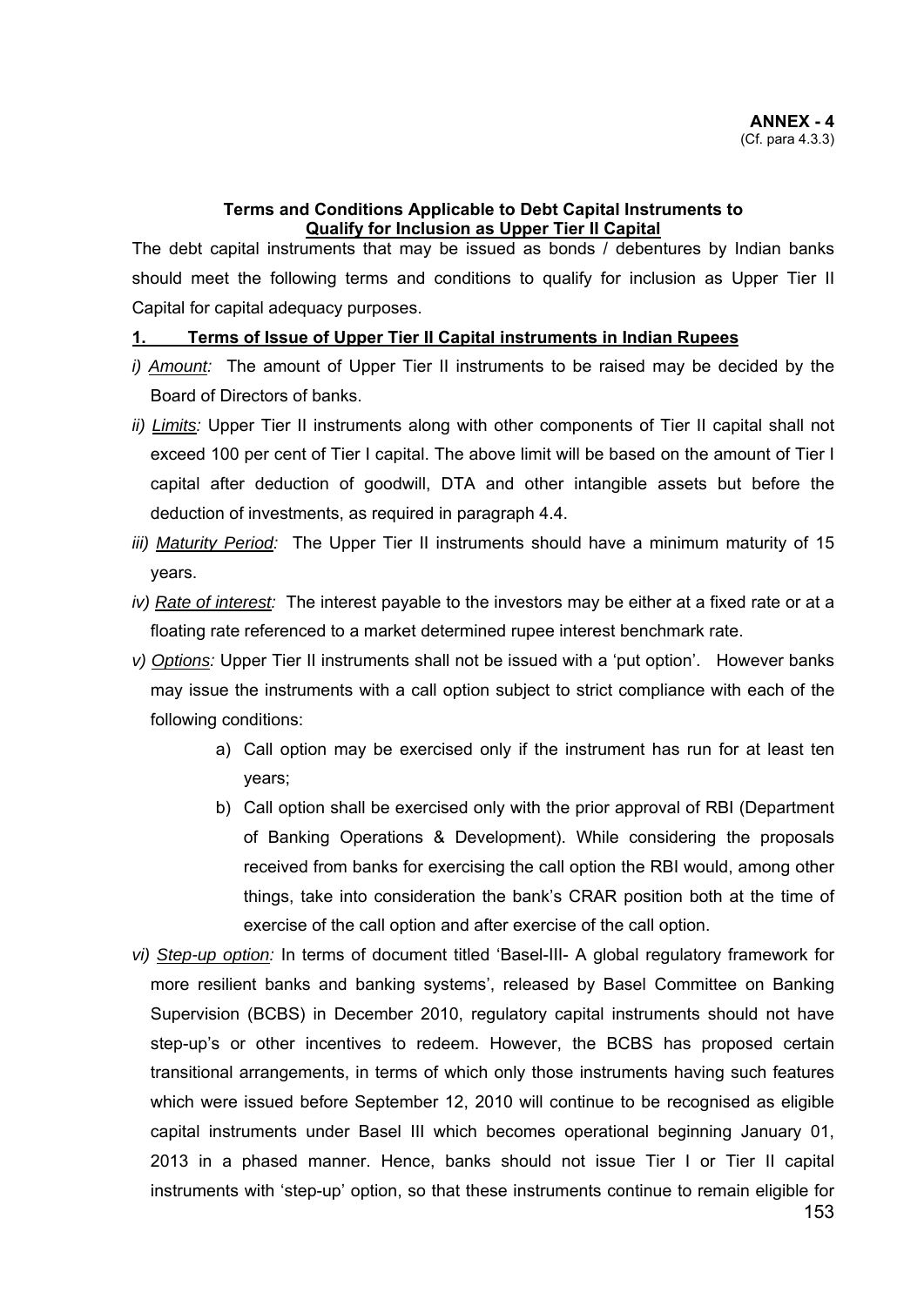**ANNEX - 4**
(Cf. para 4.3.3)

### Terms and Conditions Applicable to Debt Capital Instruments to Qualify for Inclusion as Upper Tier II Capital

The debt capital instruments that may be issued as bonds / debentures by Indian banks should meet the following terms and conditions to qualify for inclusion as Upper Tier II Capital for capital adequacy purposes.

#### 1. Terms of Issue of Upper Tier II Capital instruments in Indian Rupees

*i) Amount:* The amount of Upper Tier II instruments to be raised may be decided by the Board of Directors of banks.

*ii) Limits:* Upper Tier II instruments along with other components of Tier II capital shall not exceed 100 per cent of Tier I capital. The above limit will be based on the amount of Tier I capital after deduction of goodwill, DTA and other intangible assets but before the deduction of investments, as required in paragraph 4.4.

*iii) Maturity Period:* The Upper Tier II instruments should have a minimum maturity of 15 years.

*iv) Rate of interest:* The interest payable to the investors may be either at a fixed rate or at a floating rate referenced to a market determined rupee interest benchmark rate.

*v) Options:* Upper Tier II instruments shall not be issued with a 'put option'. However banks may issue the instruments with a call option subject to strict compliance with each of the following conditions:

a) Call option may be exercised only if the instrument has run for at least ten years;

b) Call option shall be exercised only with the prior approval of RBI (Department of Banking Operations & Development). While considering the proposals received from banks for exercising the call option the RBI would, among other things, take into consideration the bank's CRAR position both at the time of exercise of the call option and after exercise of the call option.

*vi) Step-up option:* In terms of document titled 'Basel-III- A global regulatory framework for more resilient banks and banking systems', released by Basel Committee on Banking Supervision (BCBS) in December 2010, regulatory capital instruments should not have step-up's or other incentives to redeem. However, the BCBS has proposed certain transitional arrangements, in terms of which only those instruments having such features which were issued before September 12, 2010 will continue to be recognised as eligible capital instruments under Basel III which becomes operational beginning January 01, 2013 in a phased manner. Hence, banks should not issue Tier I or Tier II capital instruments with 'step-up' option, so that these instruments continue to remain eligible for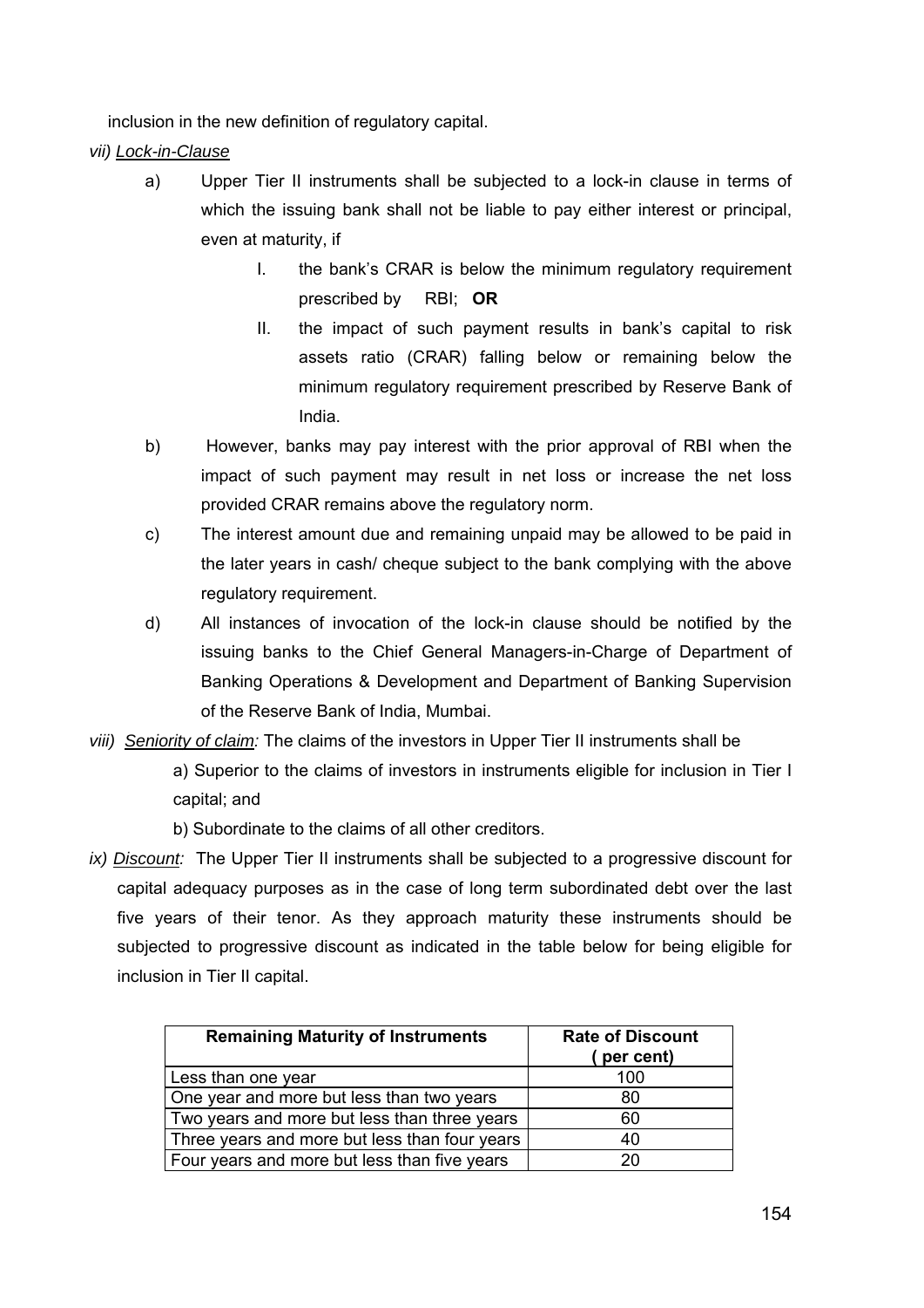inclusion in the new definition of regulatory capital.

*vii) Lock-in-Clause*

a) Upper Tier II instruments shall be subjected to a lock-in clause in terms of which the issuing bank shall not be liable to pay either interest or principal, even at maturity, if

I. the bank's CRAR is below the minimum regulatory requirement prescribed by RBI; **OR**

II. the impact of such payment results in bank's capital to risk assets ratio (CRAR) falling below or remaining below the minimum regulatory requirement prescribed by Reserve Bank of India.

b) However, banks may pay interest with the prior approval of RBI when the impact of such payment may result in net loss or increase the net loss provided CRAR remains above the regulatory norm.

c) The interest amount due and remaining unpaid may be allowed to be paid in the later years in cash/ cheque subject to the bank complying with the above regulatory requirement.

d) All instances of invocation of the lock-in clause should be notified by the issuing banks to the Chief General Managers-in-Charge of Department of Banking Operations & Development and Department of Banking Supervision of the Reserve Bank of India, Mumbai.

*viii) Seniority of claim:* The claims of the investors in Upper Tier II instruments shall be

a) Superior to the claims of investors in instruments eligible for inclusion in Tier I capital; and

b) Subordinate to the claims of all other creditors.

*ix) Discount:* The Upper Tier II instruments shall be subjected to a progressive discount for capital adequacy purposes as in the case of long term subordinated debt over the last five years of their tenor. As they approach maturity these instruments should be subjected to progressive discount as indicated in the table below for being eligible for inclusion in Tier II capital.

| Remaining Maturity of Instruments | Rate of Discount ( per cent) |
|---|---|
| Less than one year | 100 |
| One year and more but less than two years | 80 |
| Two years and more but less than three years | 60 |
| Three years and more but less than four years | 40 |
| Four years and more but less than five years | 20 |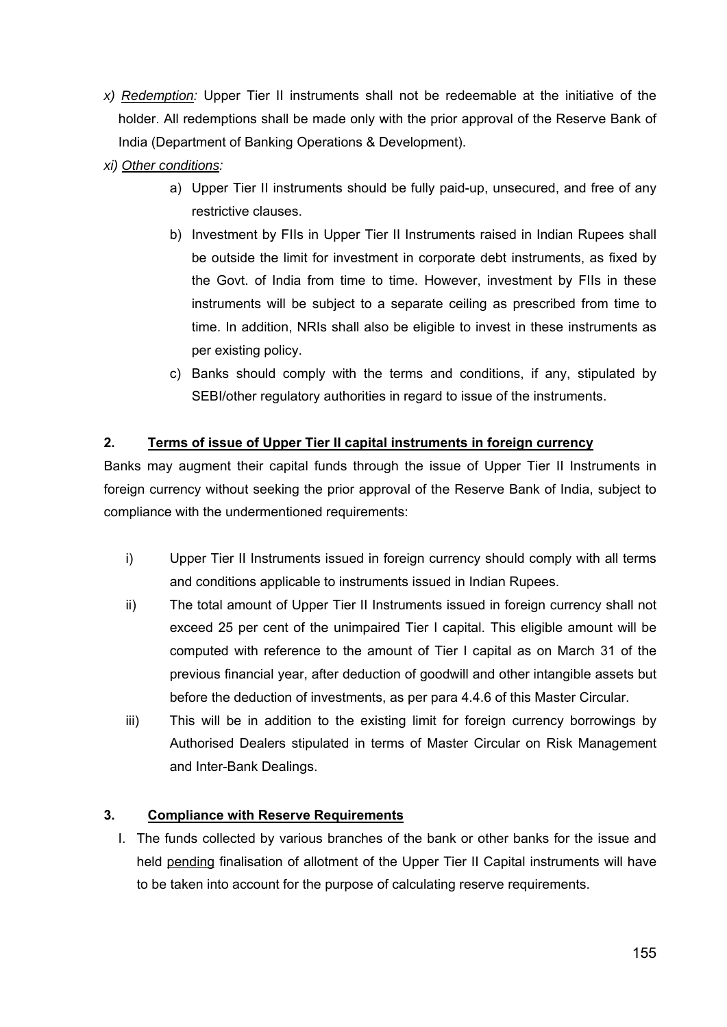x) *Redemption:* Upper Tier II instruments shall not be redeemable at the initiative of the holder. All redemptions shall be made only with the prior approval of the Reserve Bank of India (Department of Banking Operations & Development).

xi) *Other conditions:*

a) Upper Tier II instruments should be fully paid-up, unsecured, and free of any restrictive clauses.

b) Investment by FIIs in Upper Tier II Instruments raised in Indian Rupees shall be outside the limit for investment in corporate debt instruments, as fixed by the Govt. of India from time to time. However, investment by FIIs in these instruments will be subject to a separate ceiling as prescribed from time to time. In addition, NRIs shall also be eligible to invest in these instruments as per existing policy.

c) Banks should comply with the terms and conditions, if any, stipulated by SEBI/other regulatory authorities in regard to issue of the instruments.

## 2. Terms of issue of Upper Tier II capital instruments in foreign currency

Banks may augment their capital funds through the issue of Upper Tier II Instruments in foreign currency without seeking the prior approval of the Reserve Bank of India, subject to compliance with the undermentioned requirements:

i) Upper Tier II Instruments issued in foreign currency should comply with all terms and conditions applicable to instruments issued in Indian Rupees.

ii) The total amount of Upper Tier II Instruments issued in foreign currency shall not exceed 25 per cent of the unimpaired Tier I capital. This eligible amount will be computed with reference to the amount of Tier I capital as on March 31 of the previous financial year, after deduction of goodwill and other intangible assets but before the deduction of investments, as per para 4.4.6 of this Master Circular.

iii) This will be in addition to the existing limit for foreign currency borrowings by Authorised Dealers stipulated in terms of Master Circular on Risk Management and Inter-Bank Dealings.

## 3. Compliance with Reserve Requirements

I. The funds collected by various branches of the bank or other banks for the issue and held pending finalisation of allotment of the Upper Tier II Capital instruments will have to be taken into account for the purpose of calculating reserve requirements.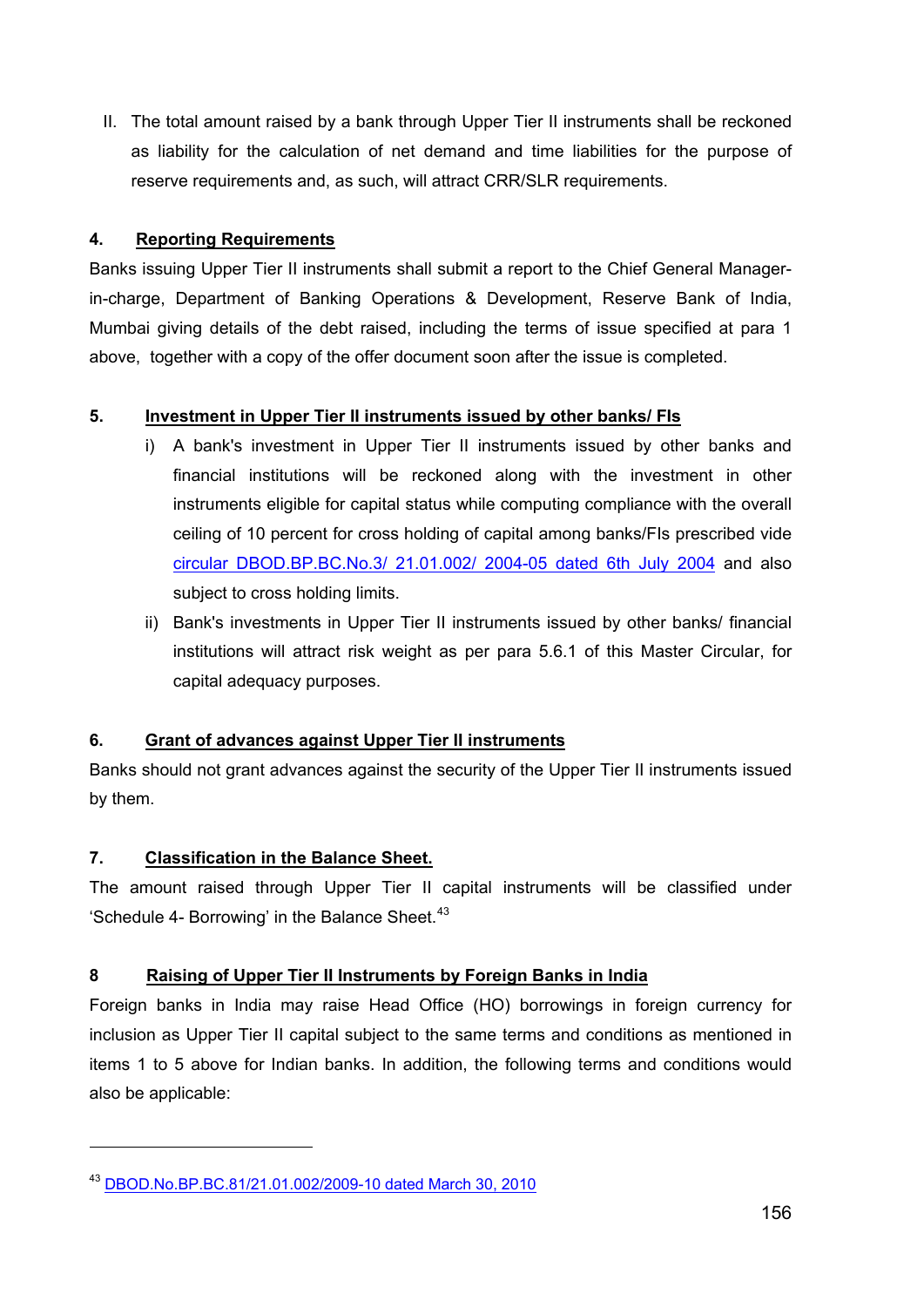II. The total amount raised by a bank through Upper Tier II instruments shall be reckoned as liability for the calculation of net demand and time liabilities for the purpose of reserve requirements and, as such, will attract CRR/SLR requirements.

**4. Reporting Requirements**

Banks issuing Upper Tier II instruments shall submit a report to the Chief General Manager-in-charge, Department of Banking Operations & Development, Reserve Bank of India, Mumbai giving details of the debt raised, including the terms of issue specified at para 1 above, together with a copy of the offer document soon after the issue is completed.

**5. Investment in Upper Tier II instruments issued by other banks/ FIs**

i) A bank's investment in Upper Tier II instruments issued by other banks and financial institutions will be reckoned along with the investment in other instruments eligible for capital status while computing compliance with the overall ceiling of 10 percent for cross holding of capital among banks/FIs prescribed vide circular DBOD.BP.BC.No.3/ 21.01.002/ 2004-05 dated 6th July 2004 and also subject to cross holding limits.

ii) Bank's investments in Upper Tier II instruments issued by other banks/ financial institutions will attract risk weight as per para 5.6.1 of this Master Circular, for capital adequacy purposes.

**6. Grant of advances against Upper Tier II instruments**

Banks should not grant advances against the security of the Upper Tier II instruments issued by them.

**7. Classification in the Balance Sheet.**

The amount raised through Upper Tier II capital instruments will be classified under 'Schedule 4- Borrowing' in the Balance Sheet.[43]

**8 Raising of Upper Tier II Instruments by Foreign Banks in India**

Foreign banks in India may raise Head Office (HO) borrowings in foreign currency for inclusion as Upper Tier II capital subject to the same terms and conditions as mentioned in items 1 to 5 above for Indian banks. In addition, the following terms and conditions would also be applicable:

---

[43] DBOD.No.BP.BC.81/21.01.002/2009-10 dated March 30, 2010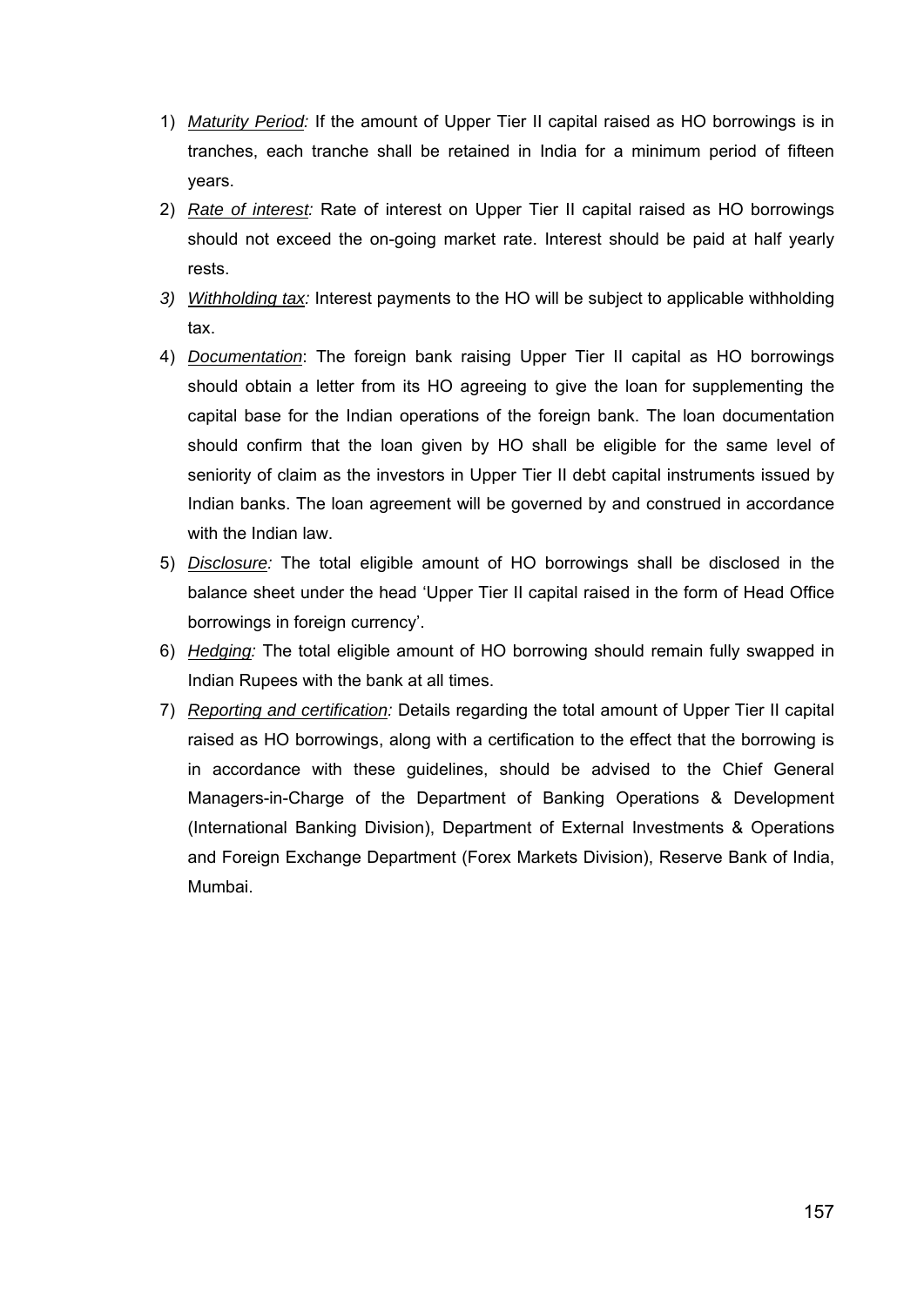1) *Maturity Period:* If the amount of Upper Tier II capital raised as HO borrowings is in tranches, each tranche shall be retained in India for a minimum period of fifteen years.
2) *Rate of interest:* Rate of interest on Upper Tier II capital raised as HO borrowings should not exceed the on-going market rate. Interest should be paid at half yearly rests.
3) *Withholding tax:* Interest payments to the HO will be subject to applicable withholding tax.
4) *Documentation*: The foreign bank raising Upper Tier II capital as HO borrowings should obtain a letter from its HO agreeing to give the loan for supplementing the capital base for the Indian operations of the foreign bank. The loan documentation should confirm that the loan given by HO shall be eligible for the same level of seniority of claim as the investors in Upper Tier II debt capital instruments issued by Indian banks. The loan agreement will be governed by and construed in accordance with the Indian law.
5) *Disclosure:* The total eligible amount of HO borrowings shall be disclosed in the balance sheet under the head 'Upper Tier II capital raised in the form of Head Office borrowings in foreign currency'.
6) *Hedging:* The total eligible amount of HO borrowing should remain fully swapped in Indian Rupees with the bank at all times.
7) *Reporting and certification:* Details regarding the total amount of Upper Tier II capital raised as HO borrowings, along with a certification to the effect that the borrowing is in accordance with these guidelines, should be advised to the Chief General Managers-in-Charge of the Department of Banking Operations & Development (International Banking Division), Department of External Investments & Operations and Foreign Exchange Department (Forex Markets Division), Reserve Bank of India, Mumbai.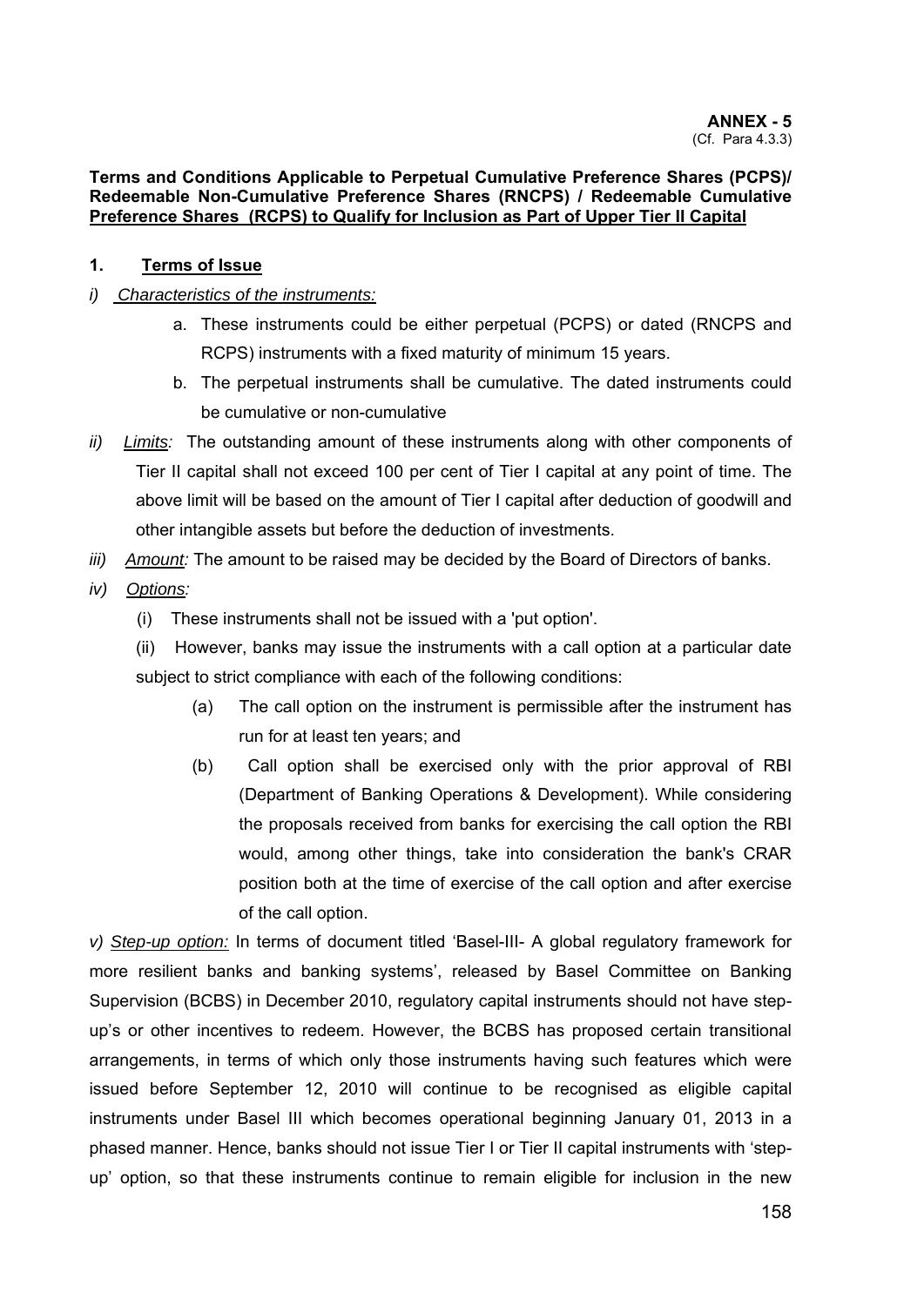**ANNEX - 5**
(Cf. Para 4.3.3)

**Terms and Conditions Applicable to Perpetual Cumulative Preference Shares (PCPS)/ Redeemable Non-Cumulative Preference Shares (RNCPS) / Redeemable Cumulative Preference Shares (RCPS) to Qualify for Inclusion as Part of Upper Tier II Capital**

**1. Terms of Issue**

*i) Characteristics of the instruments:*

a. These instruments could be either perpetual (PCPS) or dated (RNCPS and RCPS) instruments with a fixed maturity of minimum 15 years.

b. The perpetual instruments shall be cumulative. The dated instruments could be cumulative or non-cumulative

*ii) Limits:* The outstanding amount of these instruments along with other components of Tier II capital shall not exceed 100 per cent of Tier I capital at any point of time. The above limit will be based on the amount of Tier I capital after deduction of goodwill and other intangible assets but before the deduction of investments.

*iii) Amount:* The amount to be raised may be decided by the Board of Directors of banks.

*iv) Options:*

(i) These instruments shall not be issued with a 'put option'.

(ii) However, banks may issue the instruments with a call option at a particular date subject to strict compliance with each of the following conditions:

(a) The call option on the instrument is permissible after the instrument has run for at least ten years; and

(b) Call option shall be exercised only with the prior approval of RBI (Department of Banking Operations & Development). While considering the proposals received from banks for exercising the call option the RBI would, among other things, take into consideration the bank's CRAR position both at the time of exercise of the call option and after exercise of the call option.

*v) Step-up option:* In terms of document titled 'Basel-III- A global regulatory framework for more resilient banks and banking systems', released by Basel Committee on Banking Supervision (BCBS) in December 2010, regulatory capital instruments should not have step-up's or other incentives to redeem. However, the BCBS has proposed certain transitional arrangements, in terms of which only those instruments having such features which were issued before September 12, 2010 will continue to be recognised as eligible capital instruments under Basel III which becomes operational beginning January 01, 2013 in a phased manner. Hence, banks should not issue Tier I or Tier II capital instruments with 'step-up' option, so that these instruments continue to remain eligible for inclusion in the new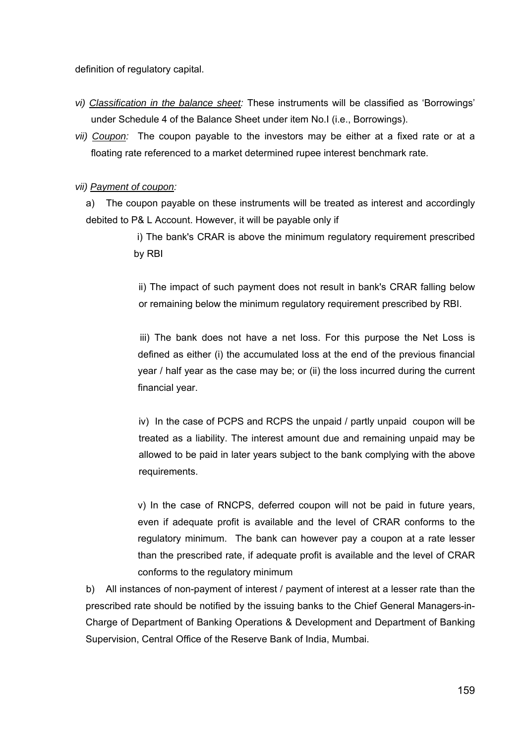definition of regulatory capital.

*vi) Classification in the balance sheet:* These instruments will be classified as 'Borrowings' under Schedule 4 of the Balance Sheet under item No.I (i.e., Borrowings).

*vii) Coupon:* The coupon payable to the investors may be either at a fixed rate or at a floating rate referenced to a market determined rupee interest benchmark rate.

*vii) Payment of coupon:*

a) The coupon payable on these instruments will be treated as interest and accordingly debited to P& L Account. However, it will be payable only if

i) The bank's CRAR is above the minimum regulatory requirement prescribed by RBI

ii) The impact of such payment does not result in bank's CRAR falling below or remaining below the minimum regulatory requirement prescribed by RBI.

iii) The bank does not have a net loss. For this purpose the Net Loss is defined as either (i) the accumulated loss at the end of the previous financial year / half year as the case may be; or (ii) the loss incurred during the current financial year.

iv) In the case of PCPS and RCPS the unpaid / partly unpaid coupon will be treated as a liability. The interest amount due and remaining unpaid may be allowed to be paid in later years subject to the bank complying with the above requirements.

v) In the case of RNCPS, deferred coupon will not be paid in future years, even if adequate profit is available and the level of CRAR conforms to the regulatory minimum. The bank can however pay a coupon at a rate lesser than the prescribed rate, if adequate profit is available and the level of CRAR conforms to the regulatory minimum

b) All instances of non-payment of interest / payment of interest at a lesser rate than the prescribed rate should be notified by the issuing banks to the Chief General Managers-in-Charge of Department of Banking Operations & Development and Department of Banking Supervision, Central Office of the Reserve Bank of India, Mumbai.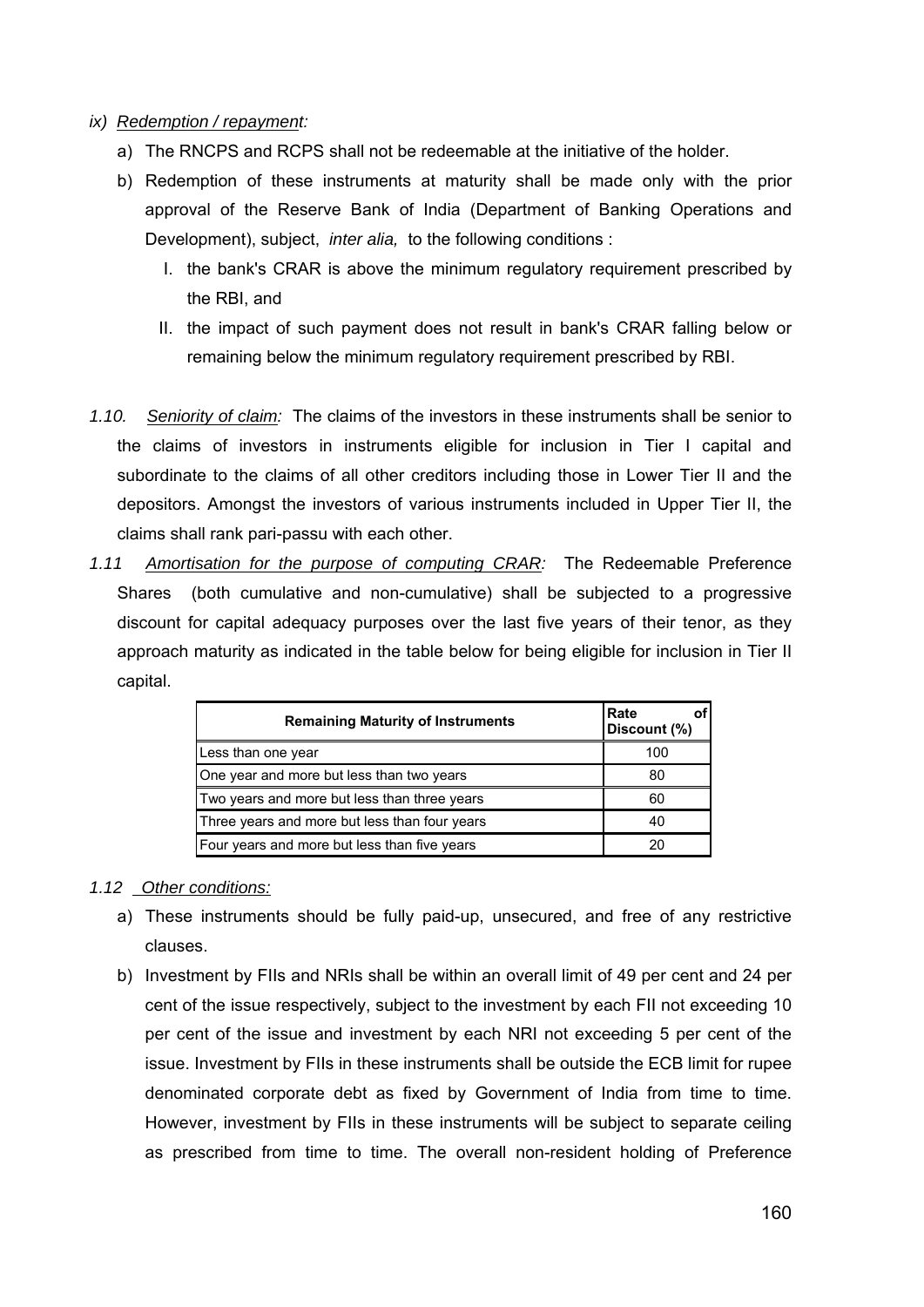*ix) Redemption / repayment:*

a) The RNCPS and RCPS shall not be redeemable at the initiative of the holder.

b) Redemption of these instruments at maturity shall be made only with the prior approval of the Reserve Bank of India (Department of Banking Operations and Development), subject, *inter alia,* to the following conditions :

   I. the bank's CRAR is above the minimum regulatory requirement prescribed by the RBI, and

   II. the impact of such payment does not result in bank's CRAR falling below or remaining below the minimum regulatory requirement prescribed by RBI.

*1.10. Seniority of claim:* The claims of the investors in these instruments shall be senior to the claims of investors in instruments eligible for inclusion in Tier I capital and subordinate to the claims of all other creditors including those in Lower Tier II and the depositors. Amongst the investors of various instruments included in Upper Tier II, the claims shall rank pari-passu with each other.

*1.11 Amortisation for the purpose of computing CRAR:* The Redeemable Preference Shares (both cumulative and non-cumulative) shall be subjected to a progressive discount for capital adequacy purposes over the last five years of their tenor, as they approach maturity as indicated in the table below for being eligible for inclusion in Tier II capital.

| Remaining Maturity of Instruments | Rate of Discount (%) |
|---|---|
| Less than one year | 100 |
| One year and more but less than two years | 80 |
| Two years and more but less than three years | 60 |
| Three years and more but less than four years | 40 |
| Four years and more but less than five years | 20 |

*1.12 Other conditions:*

a) These instruments should be fully paid-up, unsecured, and free of any restrictive clauses.

b) Investment by FIIs and NRIs shall be within an overall limit of 49 per cent and 24 per cent of the issue respectively, subject to the investment by each FII not exceeding 10 per cent of the issue and investment by each NRI not exceeding 5 per cent of the issue. Investment by FIIs in these instruments shall be outside the ECB limit for rupee denominated corporate debt as fixed by Government of India from time to time. However, investment by FIIs in these instruments will be subject to separate ceiling as prescribed from time to time. The overall non-resident holding of Preference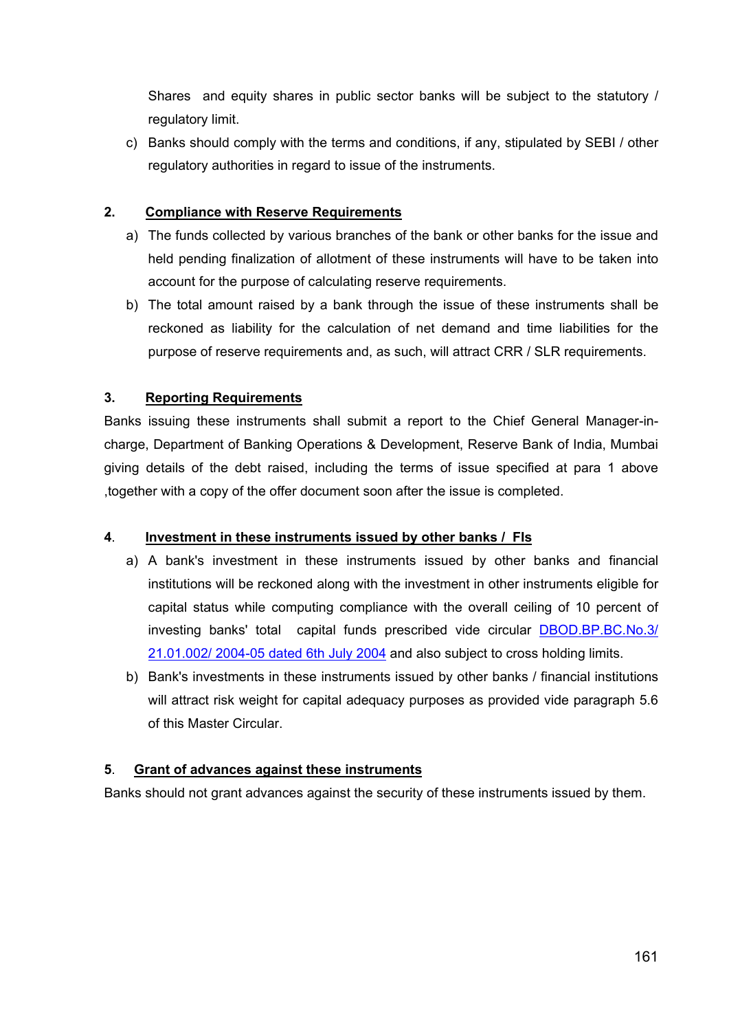Shares and equity shares in public sector banks will be subject to the statutory / regulatory limit.

c) Banks should comply with the terms and conditions, if any, stipulated by SEBI / other regulatory authorities in regard to issue of the instruments.

**2. Compliance with Reserve Requirements**

a) The funds collected by various branches of the bank or other banks for the issue and held pending finalization of allotment of these instruments will have to be taken into account for the purpose of calculating reserve requirements.

b) The total amount raised by a bank through the issue of these instruments shall be reckoned as liability for the calculation of net demand and time liabilities for the purpose of reserve requirements and, as such, will attract CRR / SLR requirements.

**3. Reporting Requirements**

Banks issuing these instruments shall submit a report to the Chief General Manager-in-charge, Department of Banking Operations & Development, Reserve Bank of India, Mumbai giving details of the debt raised, including the terms of issue specified at para 1 above ,together with a copy of the offer document soon after the issue is completed.

**4. Investment in these instruments issued by other banks / FIs**

a) A bank's investment in these instruments issued by other banks and financial institutions will be reckoned along with the investment in other instruments eligible for capital status while computing compliance with the overall ceiling of 10 percent of investing banks' total capital funds prescribed vide circular DBOD.BP.BC.No.3/ 21.01.002/ 2004-05 dated 6th July 2004 and also subject to cross holding limits.

b) Bank's investments in these instruments issued by other banks / financial institutions will attract risk weight for capital adequacy purposes as provided vide paragraph 5.6 of this Master Circular.

**5. Grant of advances against these instruments**

Banks should not grant advances against the security of these instruments issued by them.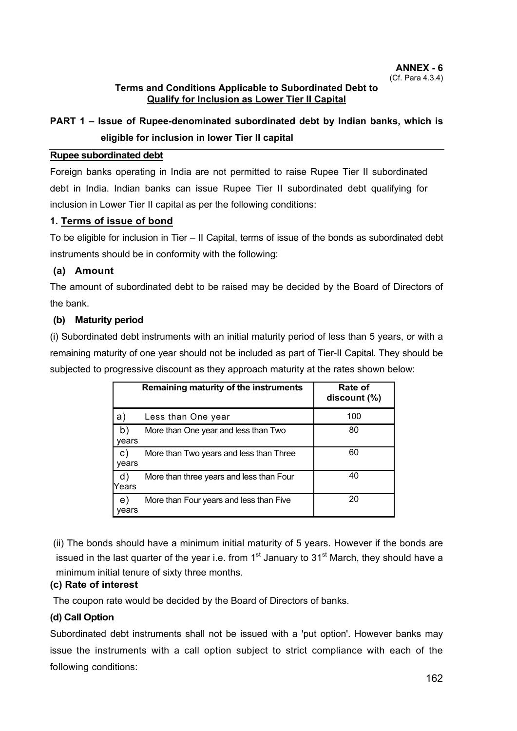**ANNEX - 6**
(Cf. Para 4.3.4)

**Terms and Conditions Applicable to Subordinated Debt to Qualify for Inclusion as Lower Tier II Capital**

## PART 1 – Issue of Rupee-denominated subordinated debt by Indian banks, which is eligible for inclusion in lower Tier II capital

**Rupee subordinated debt**

Foreign banks operating in India are not permitted to raise Rupee Tier II subordinated debt in India. Indian banks can issue Rupee Tier II subordinated debt qualifying for inclusion in Lower Tier II capital as per the following conditions:

### 1. Terms of issue of bond

To be eligible for inclusion in Tier – II Capital, terms of issue of the bonds as subordinated debt instruments should be in conformity with the following:

**(a) Amount**

The amount of subordinated debt to be raised may be decided by the Board of Directors of the bank.

**(b) Maturity period**

(i) Subordinated debt instruments with an initial maturity period of less than 5 years, or with a remaining maturity of one year should not be included as part of Tier-II Capital. They should be subjected to progressive discount as they approach maturity at the rates shown below:

| Remaining maturity of the instruments | Rate of discount (%) |
|---|---|
| a) Less than One year | 100 |
| b) More than One year and less than Two years | 80 |
| c) More than Two years and less than Three years | 60 |
| d) More than three years and less than Four Years | 40 |
| e) More than Four years and less than Five years | 20 |

(ii) The bonds should have a minimum initial maturity of 5 years. However if the bonds are issued in the last quarter of the year i.e. from 1st January to 31st March, they should have a minimum initial tenure of sixty three months.

**(c) Rate of interest**

The coupon rate would be decided by the Board of Directors of banks.

**(d) Call Option**

Subordinated debt instruments shall not be issued with a 'put option'. However banks may issue the instruments with a call option subject to strict compliance with each of the following conditions: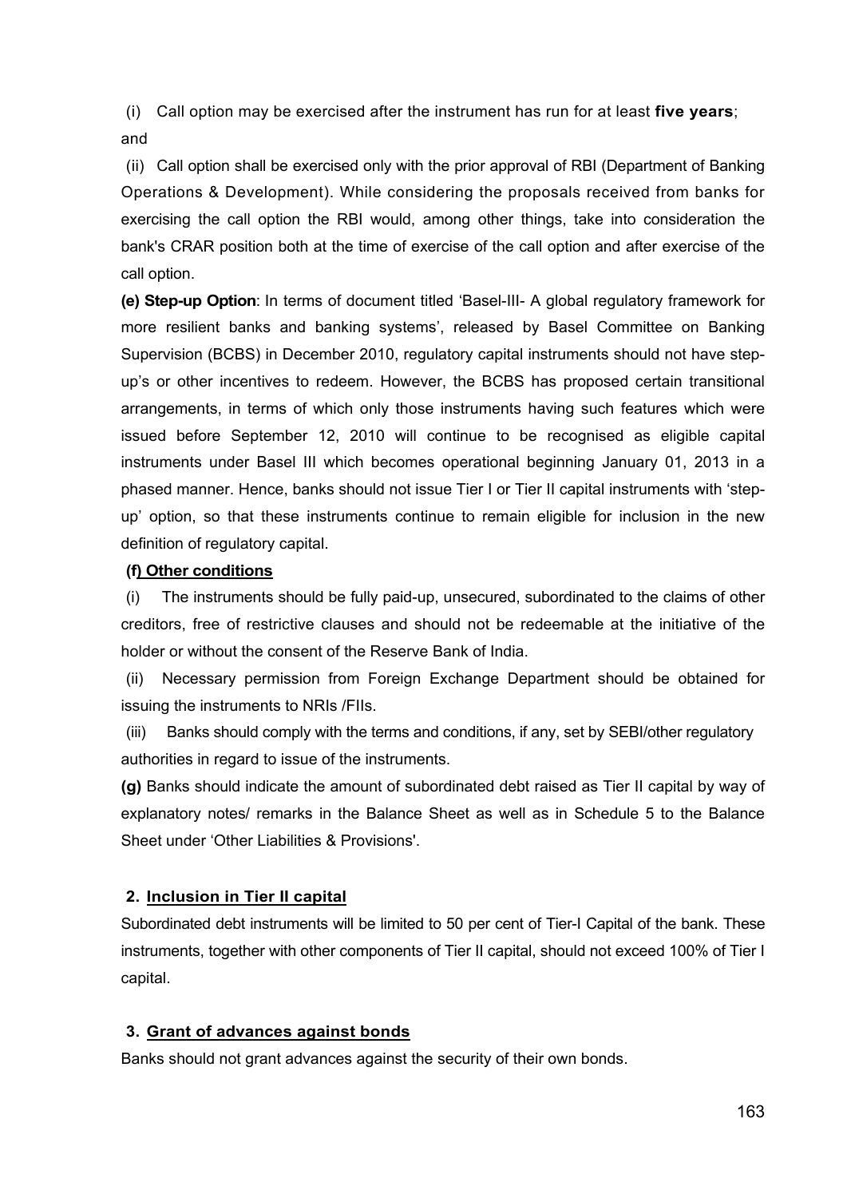(i) Call option may be exercised after the instrument has run for at least **five years**; and

(ii) Call option shall be exercised only with the prior approval of RBI (Department of Banking Operations & Development). While considering the proposals received from banks for exercising the call option the RBI would, among other things, take into consideration the bank's CRAR position both at the time of exercise of the call option and after exercise of the call option.

**(e) Step-up Option**: In terms of document titled 'Basel-III- A global regulatory framework for more resilient banks and banking systems', released by Basel Committee on Banking Supervision (BCBS) in December 2010, regulatory capital instruments should not have step-up's or other incentives to redeem. However, the BCBS has proposed certain transitional arrangements, in terms of which only those instruments having such features which were issued before September 12, 2010 will continue to be recognised as eligible capital instruments under Basel III which becomes operational beginning January 01, 2013 in a phased manner. Hence, banks should not issue Tier I or Tier II capital instruments with 'step-up' option, so that these instruments continue to remain eligible for inclusion in the new definition of regulatory capital.

**(f) Other conditions**

(i) The instruments should be fully paid-up, unsecured, subordinated to the claims of other creditors, free of restrictive clauses and should not be redeemable at the initiative of the holder or without the consent of the Reserve Bank of India.

(ii) Necessary permission from Foreign Exchange Department should be obtained for issuing the instruments to NRIs /FIIs.

(iii) Banks should comply with the terms and conditions, if any, set by SEBI/other regulatory authorities in regard to issue of the instruments.

**(g)** Banks should indicate the amount of subordinated debt raised as Tier II capital by way of explanatory notes/ remarks in the Balance Sheet as well as in Schedule 5 to the Balance Sheet under 'Other Liabilities & Provisions'.

## 2. Inclusion in Tier II capital

Subordinated debt instruments will be limited to 50 per cent of Tier-I Capital of the bank. These instruments, together with other components of Tier II capital, should not exceed 100% of Tier I capital.

## 3. Grant of advances against bonds

Banks should not grant advances against the security of their own bonds.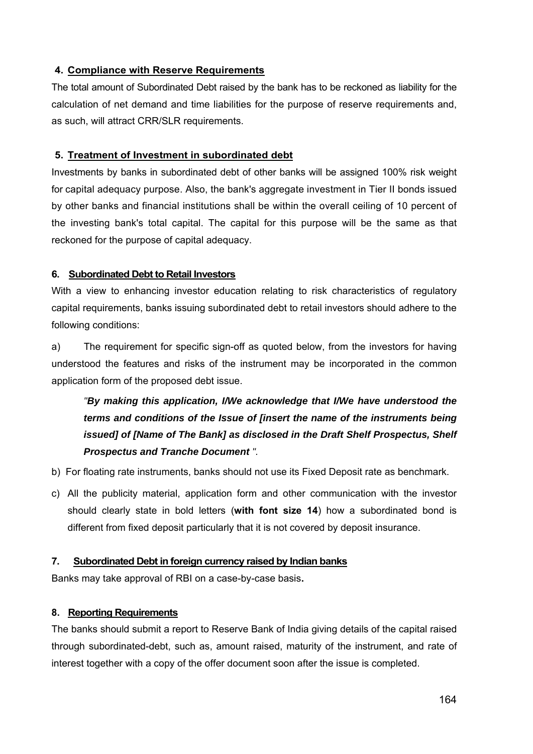### 4. Compliance with Reserve Requirements

The total amount of Subordinated Debt raised by the bank has to be reckoned as liability for the calculation of net demand and time liabilities for the purpose of reserve requirements and, as such, will attract CRR/SLR requirements.

### 5. Treatment of Investment in subordinated debt

Investments by banks in subordinated debt of other banks will be assigned 100% risk weight for capital adequacy purpose. Also, the bank's aggregate investment in Tier II bonds issued by other banks and financial institutions shall be within the overall ceiling of 10 percent of the investing bank's total capital. The capital for this purpose will be the same as that reckoned for the purpose of capital adequacy.

### 6. Subordinated Debt to Retail Investors

With a view to enhancing investor education relating to risk characteristics of regulatory capital requirements, banks issuing subordinated debt to retail investors should adhere to the following conditions:

a) The requirement for specific sign-off as quoted below, from the investors for having understood the features and risks of the instrument may be incorporated in the common application form of the proposed debt issue.

> *"**By making this application, I/We acknowledge that I/We have understood the terms and conditions of the Issue of [insert the name of the instruments being issued] of [Name of The Bank] as disclosed in the Draft Shelf Prospectus, Shelf Prospectus and Tranche Document** ".*

b) For floating rate instruments, banks should not use its Fixed Deposit rate as benchmark.

c) All the publicity material, application form and other communication with the investor should clearly state in bold letters (**with font size 14**) how a subordinated bond is different from fixed deposit particularly that it is not covered by deposit insurance.

### 7. Subordinated Debt in foreign currency raised by Indian banks

Banks may take approval of RBI on a case-by-case basis**.**

### 8. Reporting Requirements

The banks should submit a report to Reserve Bank of India giving details of the capital raised through subordinated-debt, such as, amount raised, maturity of the instrument, and rate of interest together with a copy of the offer document soon after the issue is completed.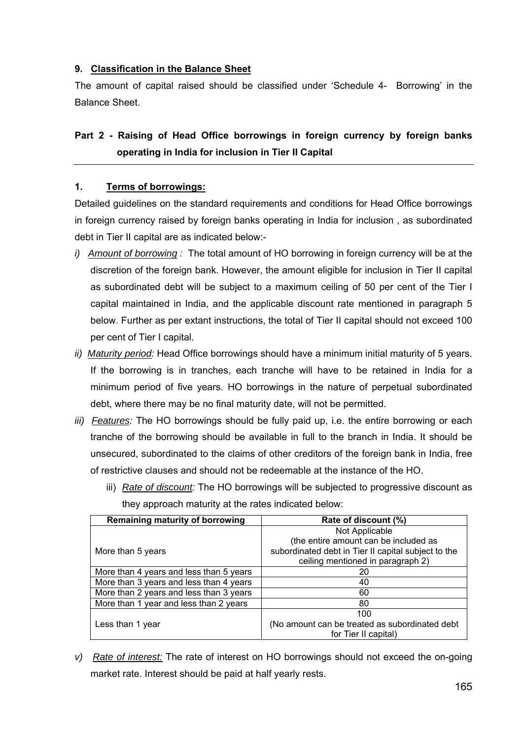## 9. Classification in the Balance Sheet

The amount of capital raised should be classified under 'Schedule 4- Borrowing' in the Balance Sheet.

## Part 2 - Raising of Head Office borrowings in foreign currency by foreign banks operating in India for inclusion in Tier II Capital

### 1. Terms of borrowings:

Detailed guidelines on the standard requirements and conditions for Head Office borrowings in foreign currency raised by foreign banks operating in India for inclusion , as subordinated debt in Tier II capital are as indicated below:-

i) *Amount of borrowing :* The total amount of HO borrowing in foreign currency will be at the discretion of the foreign bank. However, the amount eligible for inclusion in Tier II capital as subordinated debt will be subject to a maximum ceiling of 50 per cent of the Tier I capital maintained in India, and the applicable discount rate mentioned in paragraph 5 below. Further as per extant instructions, the total of Tier II capital should not exceed 100 per cent of Tier I capital.

ii) *Maturity period:* Head Office borrowings should have a minimum initial maturity of 5 years. If the borrowing is in tranches, each tranche will have to be retained in India for a minimum period of five years. HO borrowings in the nature of perpetual subordinated debt, where there may be no final maturity date, will not be permitted.

iii) *Features:* The HO borrowings should be fully paid up, i.e. the entire borrowing or each tranche of the borrowing should be available in full to the branch in India. It should be unsecured, subordinated to the claims of other creditors of the foreign bank in India, free of restrictive clauses and should not be redeemable at the instance of the HO.

iii) *Rate of discount:* The HO borrowings will be subjected to progressive discount as they approach maturity at the rates indicated below:

| Remaining maturity of borrowing | Rate of discount (%) |
|---|---|
| More than 5 years | Not Applicable (the entire amount can be included as subordinated debt in Tier II capital subject to the ceiling mentioned in paragraph 2) |
| More than 4 years and less than 5 years | 20 |
| More than 3 years and less than 4 years | 40 |
| More than 2 years and less than 3 years | 60 |
| More than 1 year and less than 2 years | 80 |
| Less than 1 year | 100 (No amount can be treated as subordinated debt for Tier II capital) |

v) *Rate of interest:* The rate of interest on HO borrowings should not exceed the on-going market rate. Interest should be paid at half yearly rests.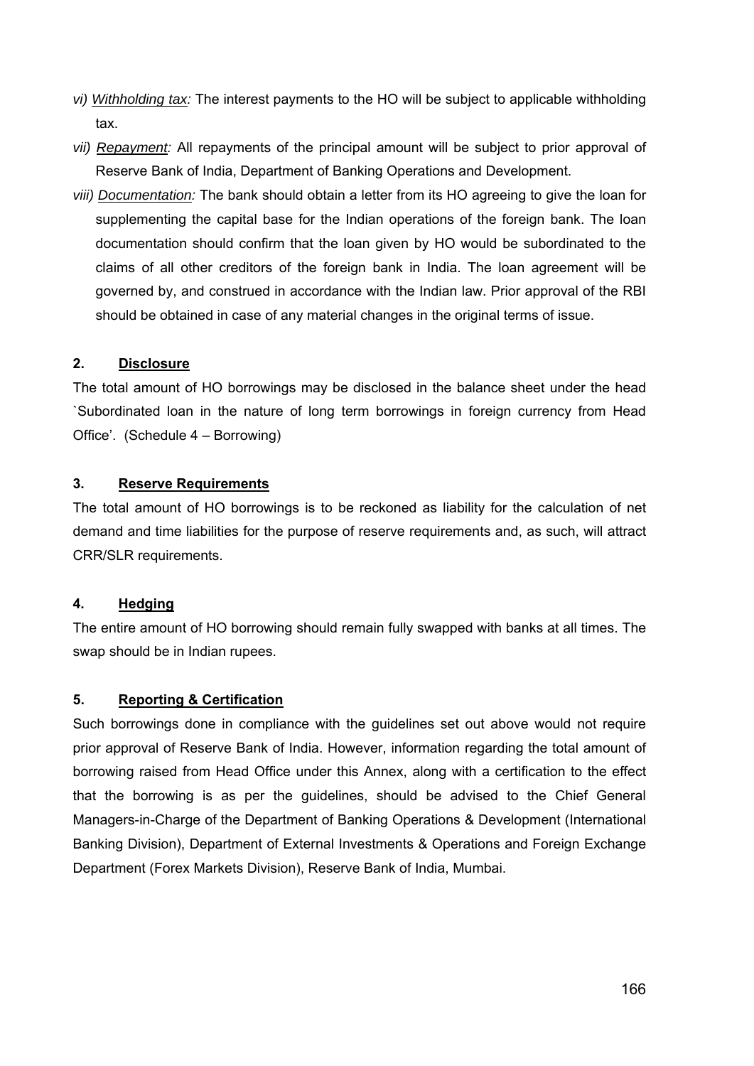vi) *Withholding tax:* The interest payments to the HO will be subject to applicable withholding tax.

vii) *Repayment:* All repayments of the principal amount will be subject to prior approval of Reserve Bank of India, Department of Banking Operations and Development.

viii) *Documentation:* The bank should obtain a letter from its HO agreeing to give the loan for supplementing the capital base for the Indian operations of the foreign bank. The loan documentation should confirm that the loan given by HO would be subordinated to the claims of all other creditors of the foreign bank in India. The loan agreement will be governed by, and construed in accordance with the Indian law. Prior approval of the RBI should be obtained in case of any material changes in the original terms of issue.

## 2. Disclosure

The total amount of HO borrowings may be disclosed in the balance sheet under the head `Subordinated loan in the nature of long term borrowings in foreign currency from Head Office'. (Schedule 4 – Borrowing)

## 3. Reserve Requirements

The total amount of HO borrowings is to be reckoned as liability for the calculation of net demand and time liabilities for the purpose of reserve requirements and, as such, will attract CRR/SLR requirements.

## 4. Hedging

The entire amount of HO borrowing should remain fully swapped with banks at all times. The swap should be in Indian rupees.

## 5. Reporting & Certification

Such borrowings done in compliance with the guidelines set out above would not require prior approval of Reserve Bank of India. However, information regarding the total amount of borrowing raised from Head Office under this Annex, along with a certification to the effect that the borrowing is as per the guidelines, should be advised to the Chief General Managers-in-Charge of the Department of Banking Operations & Development (International Banking Division), Department of External Investments & Operations and Foreign Exchange Department (Forex Markets Division), Reserve Bank of India, Mumbai.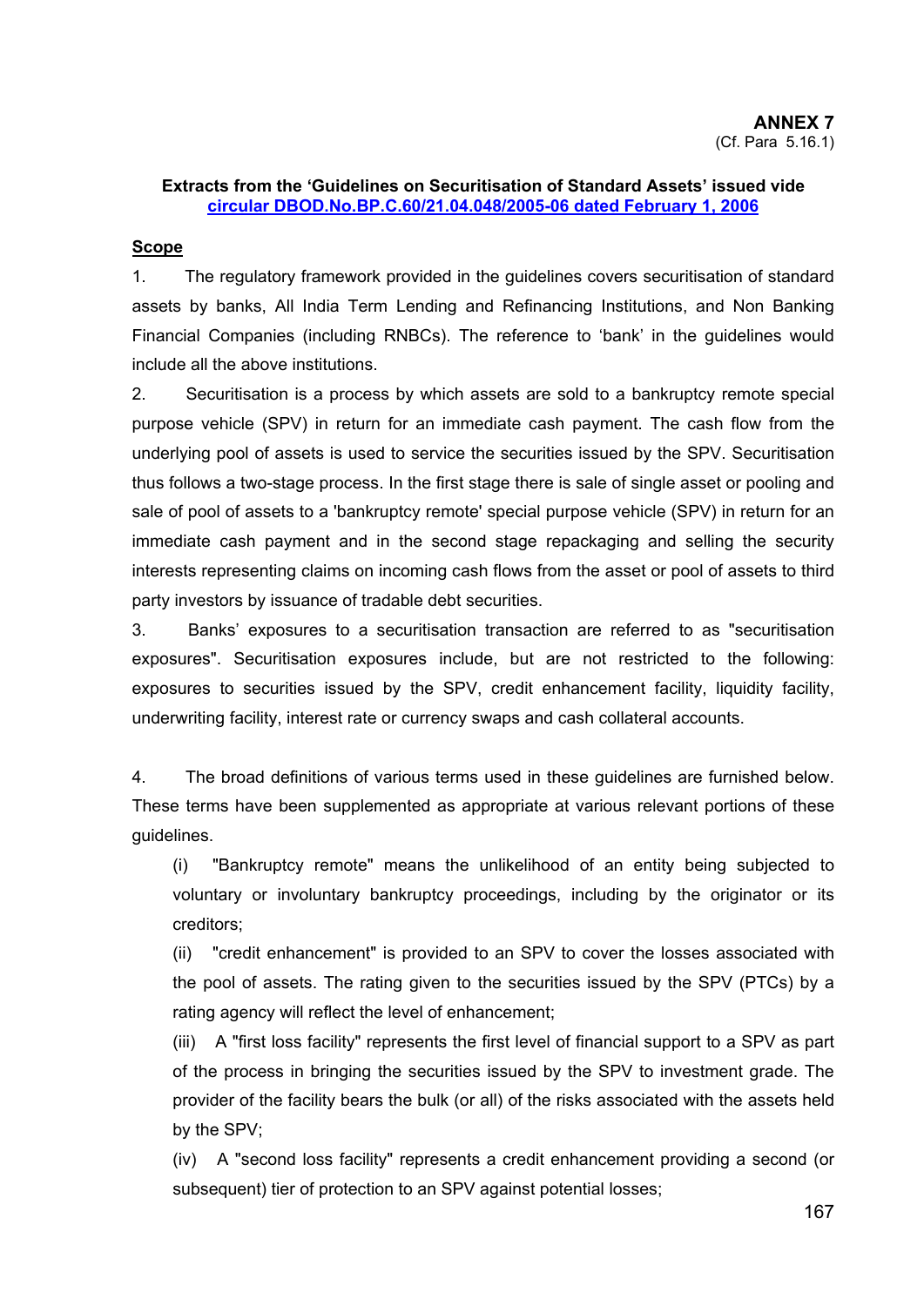**ANNEX 7**
(Cf. Para 5.16.1)

**Extracts from the 'Guidelines on Securitisation of Standard Assets' issued vide circular DBOD.No.BP.C.60/21.04.048/2005-06 dated February 1, 2006**

**Scope**

1. The regulatory framework provided in the guidelines covers securitisation of standard assets by banks, All India Term Lending and Refinancing Institutions, and Non Banking Financial Companies (including RNBCs). The reference to 'bank' in the guidelines would include all the above institutions.

2. Securitisation is a process by which assets are sold to a bankruptcy remote special purpose vehicle (SPV) in return for an immediate cash payment. The cash flow from the underlying pool of assets is used to service the securities issued by the SPV. Securitisation thus follows a two-stage process. In the first stage there is sale of single asset or pooling and sale of pool of assets to a 'bankruptcy remote' special purpose vehicle (SPV) in return for an immediate cash payment and in the second stage repackaging and selling the security interests representing claims on incoming cash flows from the asset or pool of assets to third party investors by issuance of tradable debt securities.

3. Banks' exposures to a securitisation transaction are referred to as "securitisation exposures". Securitisation exposures include, but are not restricted to the following: exposures to securities issued by the SPV, credit enhancement facility, liquidity facility, underwriting facility, interest rate or currency swaps and cash collateral accounts.

4. The broad definitions of various terms used in these guidelines are furnished below. These terms have been supplemented as appropriate at various relevant portions of these guidelines.

   (i) "Bankruptcy remote" means the unlikelihood of an entity being subjected to voluntary or involuntary bankruptcy proceedings, including by the originator or its creditors;

   (ii) "credit enhancement" is provided to an SPV to cover the losses associated with the pool of assets. The rating given to the securities issued by the SPV (PTCs) by a rating agency will reflect the level of enhancement;

   (iii) A "first loss facility" represents the first level of financial support to a SPV as part of the process in bringing the securities issued by the SPV to investment grade. The provider of the facility bears the bulk (or all) of the risks associated with the assets held by the SPV;

   (iv) A "second loss facility" represents a credit enhancement providing a second (or subsequent) tier of protection to an SPV against potential losses;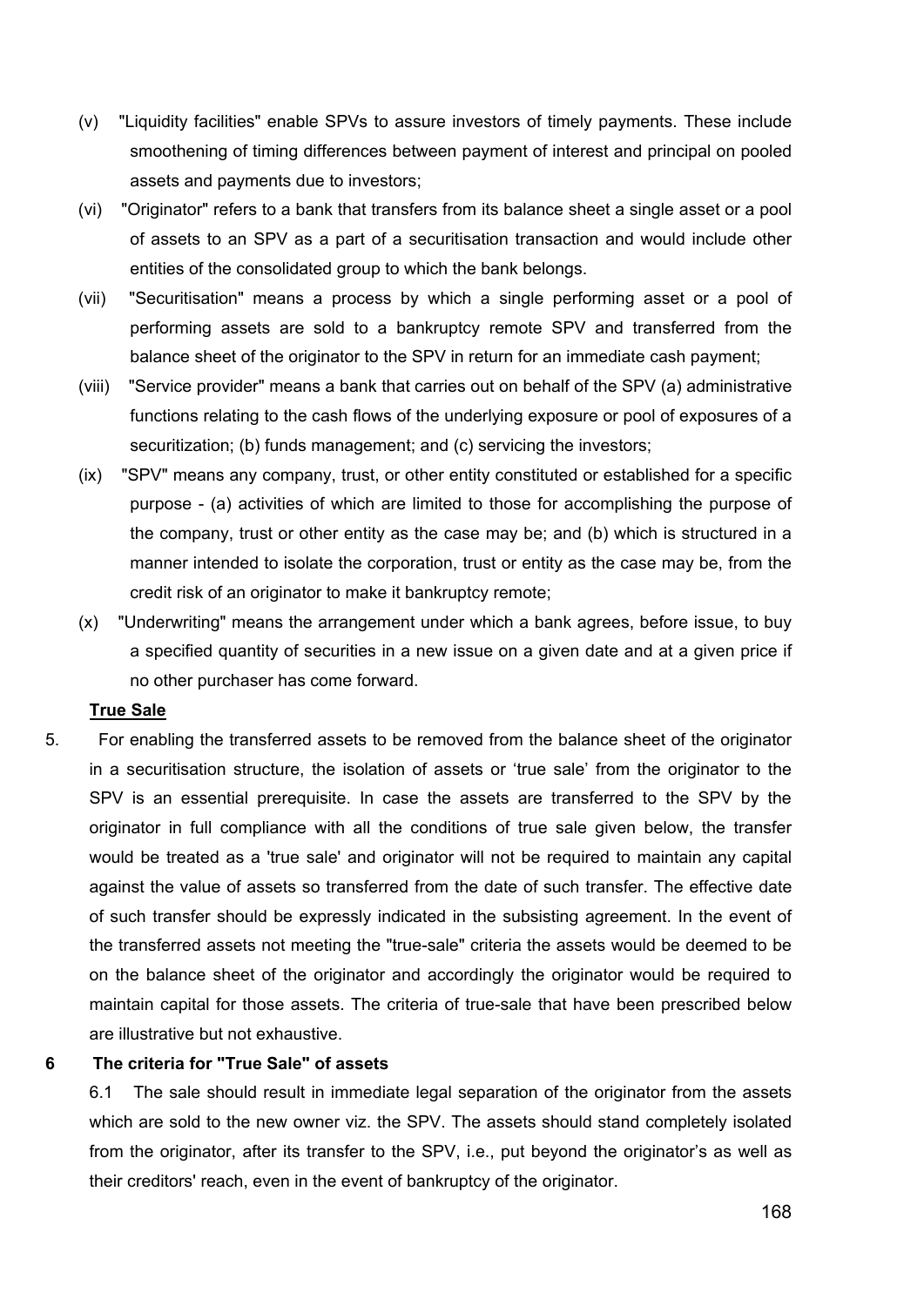(v) "Liquidity facilities" enable SPVs to assure investors of timely payments. These include smoothening of timing differences between payment of interest and principal on pooled assets and payments due to investors;

(vi) "Originator" refers to a bank that transfers from its balance sheet a single asset or a pool of assets to an SPV as a part of a securitisation transaction and would include other entities of the consolidated group to which the bank belongs.

(vii) "Securitisation" means a process by which a single performing asset or a pool of performing assets are sold to a bankruptcy remote SPV and transferred from the balance sheet of the originator to the SPV in return for an immediate cash payment;

(viii) "Service provider" means a bank that carries out on behalf of the SPV (a) administrative functions relating to the cash flows of the underlying exposure or pool of exposures of a securitization; (b) funds management; and (c) servicing the investors;

(ix) "SPV" means any company, trust, or other entity constituted or established for a specific purpose - (a) activities of which are limited to those for accomplishing the purpose of the company, trust or other entity as the case may be; and (b) which is structured in a manner intended to isolate the corporation, trust or entity as the case may be, from the credit risk of an originator to make it bankruptcy remote;

(x) "Underwriting" means the arrangement under which a bank agrees, before issue, to buy a specified quantity of securities in a new issue on a given date and at a given price if no other purchaser has come forward.

**True Sale**

5. For enabling the transferred assets to be removed from the balance sheet of the originator in a securitisation structure, the isolation of assets or 'true sale' from the originator to the SPV is an essential prerequisite. In case the assets are transferred to the SPV by the originator in full compliance with all the conditions of true sale given below, the transfer would be treated as a 'true sale' and originator will not be required to maintain any capital against the value of assets so transferred from the date of such transfer. The effective date of such transfer should be expressly indicated in the subsisting agreement. In the event of the transferred assets not meeting the "true-sale" criteria the assets would be deemed to be on the balance sheet of the originator and accordingly the originator would be required to maintain capital for those assets. The criteria of true-sale that have been prescribed below are illustrative but not exhaustive.

**6 The criteria for "True Sale" of assets**

6.1 The sale should result in immediate legal separation of the originator from the assets which are sold to the new owner viz. the SPV. The assets should stand completely isolated from the originator, after its transfer to the SPV, i.e., put beyond the originator's as well as their creditors' reach, even in the event of bankruptcy of the originator.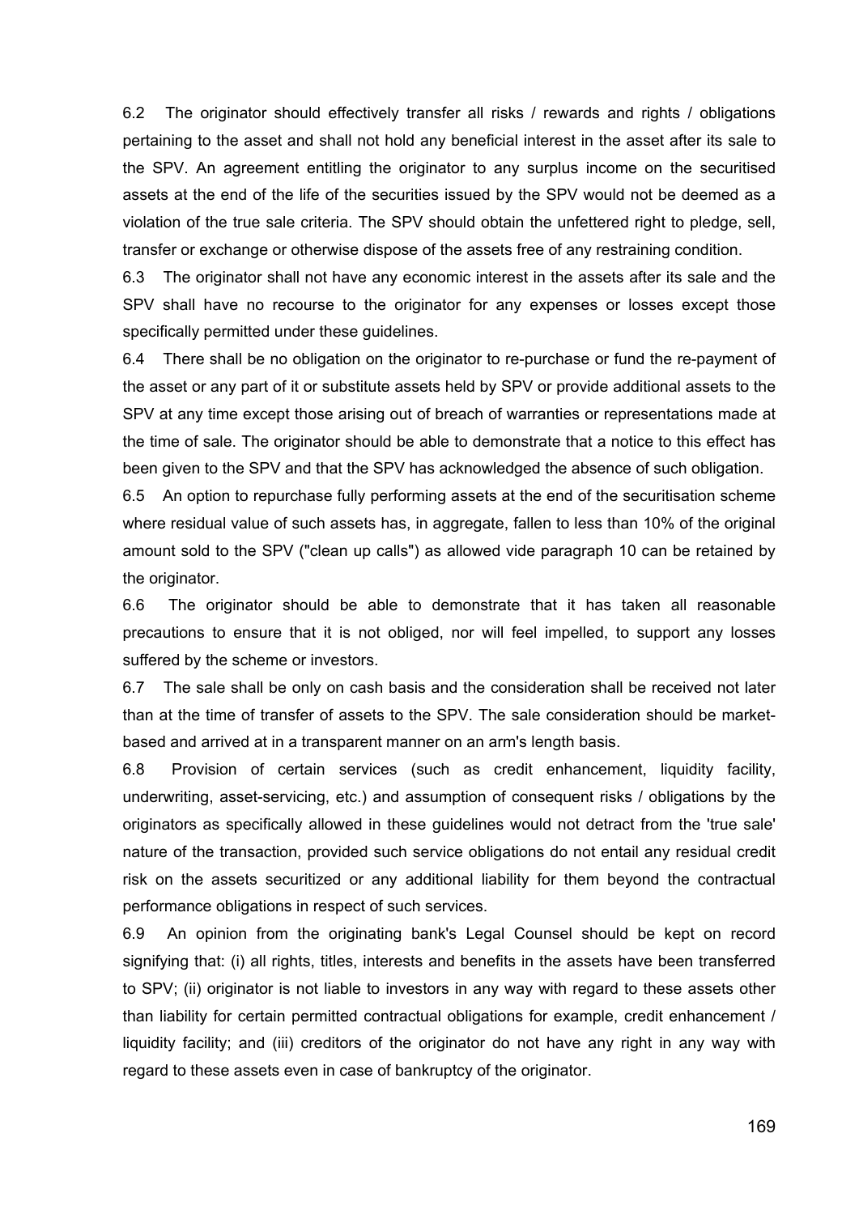6.2 The originator should effectively transfer all risks / rewards and rights / obligations pertaining to the asset and shall not hold any beneficial interest in the asset after its sale to the SPV. An agreement entitling the originator to any surplus income on the securitised assets at the end of the life of the securities issued by the SPV would not be deemed as a violation of the true sale criteria. The SPV should obtain the unfettered right to pledge, sell, transfer or exchange or otherwise dispose of the assets free of any restraining condition.

6.3 The originator shall not have any economic interest in the assets after its sale and the SPV shall have no recourse to the originator for any expenses or losses except those specifically permitted under these guidelines.

6.4 There shall be no obligation on the originator to re-purchase or fund the re-payment of the asset or any part of it or substitute assets held by SPV or provide additional assets to the SPV at any time except those arising out of breach of warranties or representations made at the time of sale. The originator should be able to demonstrate that a notice to this effect has been given to the SPV and that the SPV has acknowledged the absence of such obligation.

6.5 An option to repurchase fully performing assets at the end of the securitisation scheme where residual value of such assets has, in aggregate, fallen to less than 10% of the original amount sold to the SPV ("clean up calls") as allowed vide paragraph 10 can be retained by the originator.

6.6 The originator should be able to demonstrate that it has taken all reasonable precautions to ensure that it is not obliged, nor will feel impelled, to support any losses suffered by the scheme or investors.

6.7 The sale shall be only on cash basis and the consideration shall be received not later than at the time of transfer of assets to the SPV. The sale consideration should be market-based and arrived at in a transparent manner on an arm's length basis.

6.8 Provision of certain services (such as credit enhancement, liquidity facility, underwriting, asset-servicing, etc.) and assumption of consequent risks / obligations by the originators as specifically allowed in these guidelines would not detract from the 'true sale' nature of the transaction, provided such service obligations do not entail any residual credit risk on the assets securitized or any additional liability for them beyond the contractual performance obligations in respect of such services.

6.9 An opinion from the originating bank's Legal Counsel should be kept on record signifying that: (i) all rights, titles, interests and benefits in the assets have been transferred to SPV; (ii) originator is not liable to investors in any way with regard to these assets other than liability for certain permitted contractual obligations for example, credit enhancement / liquidity facility; and (iii) creditors of the originator do not have any right in any way with regard to these assets even in case of bankruptcy of the originator.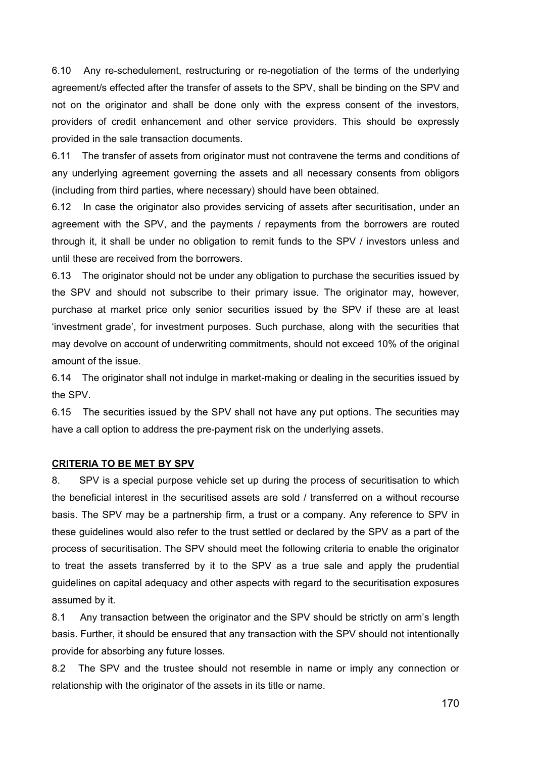6.10 Any re-schedulement, restructuring or re-negotiation of the terms of the underlying agreement/s effected after the transfer of assets to the SPV, shall be binding on the SPV and not on the originator and shall be done only with the express consent of the investors, providers of credit enhancement and other service providers. This should be expressly provided in the sale transaction documents.

6.11 The transfer of assets from originator must not contravene the terms and conditions of any underlying agreement governing the assets and all necessary consents from obligors (including from third parties, where necessary) should have been obtained.

6.12 In case the originator also provides servicing of assets after securitisation, under an agreement with the SPV, and the payments / repayments from the borrowers are routed through it, it shall be under no obligation to remit funds to the SPV / investors unless and until these are received from the borrowers.

6.13 The originator should not be under any obligation to purchase the securities issued by the SPV and should not subscribe to their primary issue. The originator may, however, purchase at market price only senior securities issued by the SPV if these are at least 'investment grade', for investment purposes. Such purchase, along with the securities that may devolve on account of underwriting commitments, should not exceed 10% of the original amount of the issue.

6.14 The originator shall not indulge in market-making or dealing in the securities issued by the SPV.

6.15 The securities issued by the SPV shall not have any put options. The securities may have a call option to address the pre-payment risk on the underlying assets.

**CRITERIA TO BE MET BY SPV**

8. SPV is a special purpose vehicle set up during the process of securitisation to which the beneficial interest in the securitised assets are sold / transferred on a without recourse basis. The SPV may be a partnership firm, a trust or a company. Any reference to SPV in these guidelines would also refer to the trust settled or declared by the SPV as a part of the process of securitisation. The SPV should meet the following criteria to enable the originator to treat the assets transferred by it to the SPV as a true sale and apply the prudential guidelines on capital adequacy and other aspects with regard to the securitisation exposures assumed by it.

8.1 Any transaction between the originator and the SPV should be strictly on arm's length basis. Further, it should be ensured that any transaction with the SPV should not intentionally provide for absorbing any future losses.

8.2 The SPV and the trustee should not resemble in name or imply any connection or relationship with the originator of the assets in its title or name.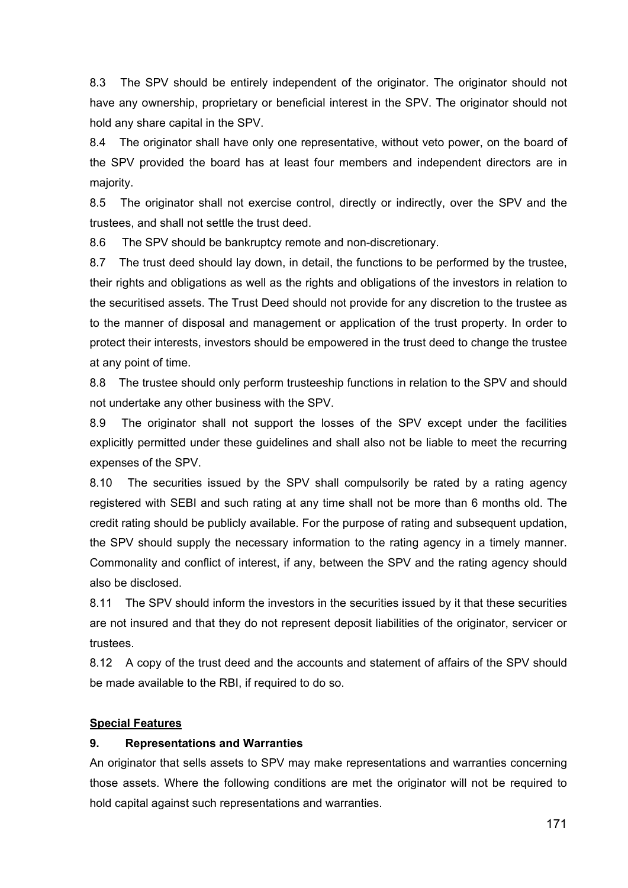8.3 The SPV should be entirely independent of the originator. The originator should not have any ownership, proprietary or beneficial interest in the SPV. The originator should not hold any share capital in the SPV.

8.4 The originator shall have only one representative, without veto power, on the board of the SPV provided the board has at least four members and independent directors are in majority.

8.5 The originator shall not exercise control, directly or indirectly, over the SPV and the trustees, and shall not settle the trust deed.

8.6 The SPV should be bankruptcy remote and non-discretionary.

8.7 The trust deed should lay down, in detail, the functions to be performed by the trustee, their rights and obligations as well as the rights and obligations of the investors in relation to the securitised assets. The Trust Deed should not provide for any discretion to the trustee as to the manner of disposal and management or application of the trust property. In order to protect their interests, investors should be empowered in the trust deed to change the trustee at any point of time.

8.8 The trustee should only perform trusteeship functions in relation to the SPV and should not undertake any other business with the SPV.

8.9 The originator shall not support the losses of the SPV except under the facilities explicitly permitted under these guidelines and shall also not be liable to meet the recurring expenses of the SPV.

8.10 The securities issued by the SPV shall compulsorily be rated by a rating agency registered with SEBI and such rating at any time shall not be more than 6 months old. The credit rating should be publicly available. For the purpose of rating and subsequent updation, the SPV should supply the necessary information to the rating agency in a timely manner. Commonality and conflict of interest, if any, between the SPV and the rating agency should also be disclosed.

8.11 The SPV should inform the investors in the securities issued by it that these securities are not insured and that they do not represent deposit liabilities of the originator, servicer or trustees.

8.12 A copy of the trust deed and the accounts and statement of affairs of the SPV should be made available to the RBI, if required to do so.

**Special Features**

**9. Representations and Warranties**

An originator that sells assets to SPV may make representations and warranties concerning those assets. Where the following conditions are met the originator will not be required to hold capital against such representations and warranties.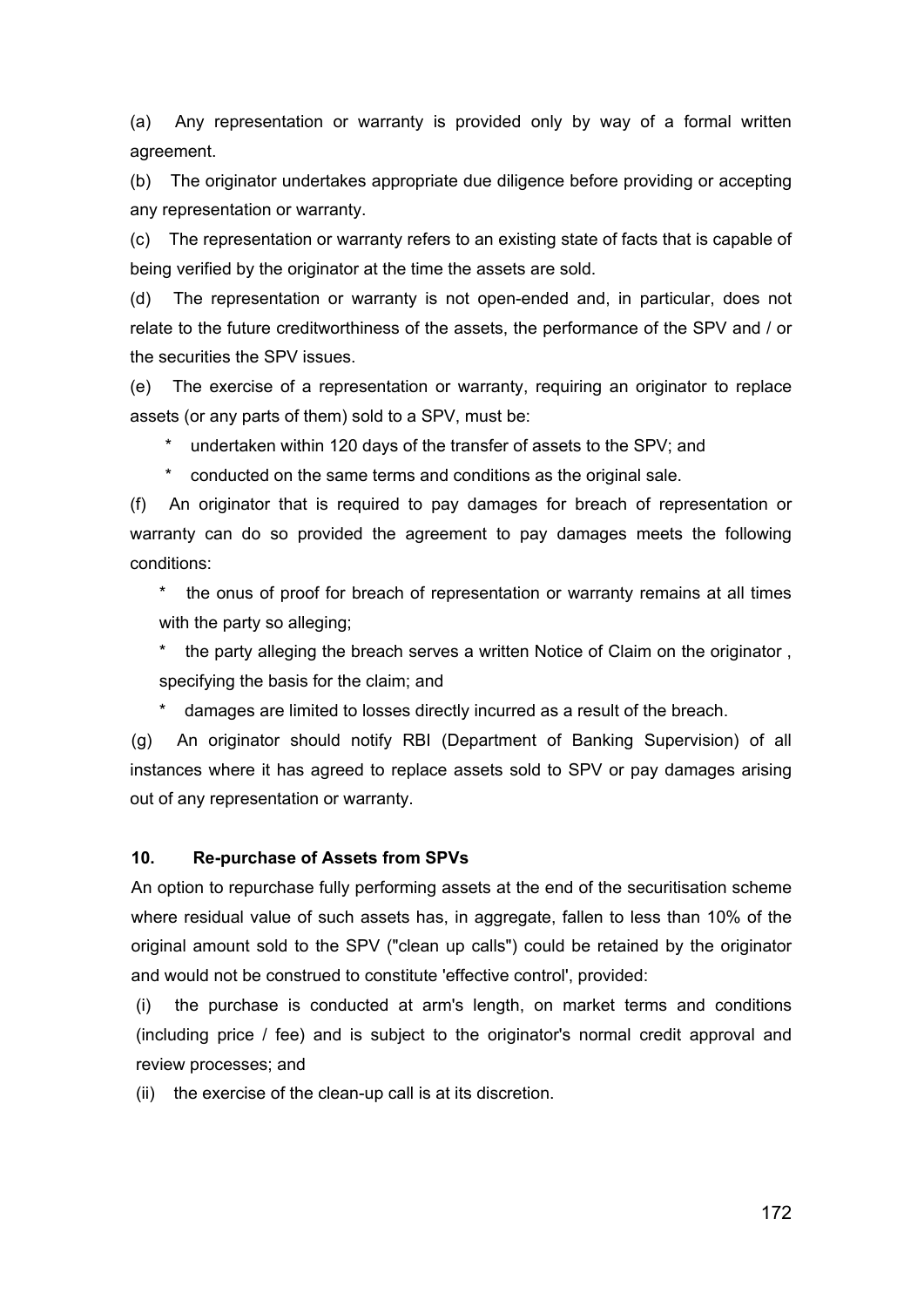(a) Any representation or warranty is provided only by way of a formal written agreement.

(b) The originator undertakes appropriate due diligence before providing or accepting any representation or warranty.

(c) The representation or warranty refers to an existing state of facts that is capable of being verified by the originator at the time the assets are sold.

(d) The representation or warranty is not open-ended and, in particular, does not relate to the future creditworthiness of the assets, the performance of the SPV and / or the securities the SPV issues.

(e) The exercise of a representation or warranty, requiring an originator to replace assets (or any parts of them) sold to a SPV, must be:

* undertaken within 120 days of the transfer of assets to the SPV; and
* conducted on the same terms and conditions as the original sale.

(f) An originator that is required to pay damages for breach of representation or warranty can do so provided the agreement to pay damages meets the following conditions:

* the onus of proof for breach of representation or warranty remains at all times with the party so alleging;
* the party alleging the breach serves a written Notice of Claim on the originator , specifying the basis for the claim; and
* damages are limited to losses directly incurred as a result of the breach.

(g) An originator should notify RBI (Department of Banking Supervision) of all instances where it has agreed to replace assets sold to SPV or pay damages arising out of any representation or warranty.

**10. Re-purchase of Assets from SPVs**

An option to repurchase fully performing assets at the end of the securitisation scheme where residual value of such assets has, in aggregate, fallen to less than 10% of the original amount sold to the SPV ("clean up calls") could be retained by the originator and would not be construed to constitute 'effective control', provided:

(i) the purchase is conducted at arm's length, on market terms and conditions (including price / fee) and is subject to the originator's normal credit approval and review processes; and

(ii) the exercise of the clean-up call is at its discretion.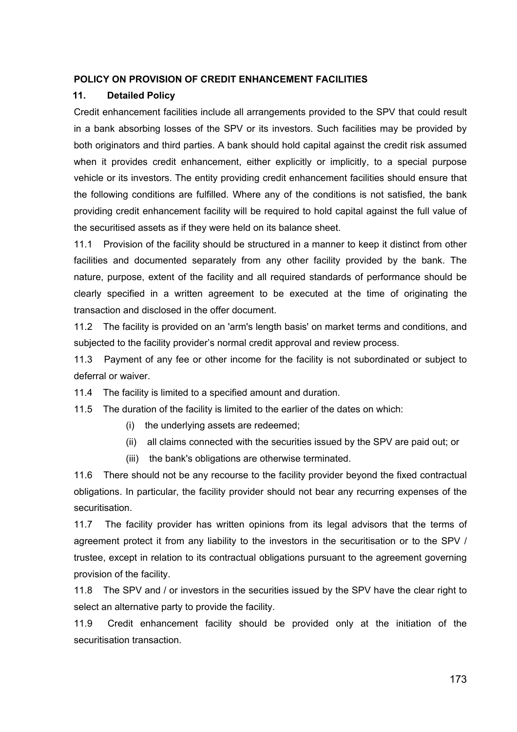**POLICY ON PROVISION OF CREDIT ENHANCEMENT FACILITIES**

**11. Detailed Policy**

Credit enhancement facilities include all arrangements provided to the SPV that could result in a bank absorbing losses of the SPV or its investors. Such facilities may be provided by both originators and third parties. A bank should hold capital against the credit risk assumed when it provides credit enhancement, either explicitly or implicitly, to a special purpose vehicle or its investors. The entity providing credit enhancement facilities should ensure that the following conditions are fulfilled. Where any of the conditions is not satisfied, the bank providing credit enhancement facility will be required to hold capital against the full value of the securitised assets as if they were held on its balance sheet.

11.1 Provision of the facility should be structured in a manner to keep it distinct from other facilities and documented separately from any other facility provided by the bank. The nature, purpose, extent of the facility and all required standards of performance should be clearly specified in a written agreement to be executed at the time of originating the transaction and disclosed in the offer document.

11.2 The facility is provided on an 'arm's length basis' on market terms and conditions, and subjected to the facility provider's normal credit approval and review process.

11.3 Payment of any fee or other income for the facility is not subordinated or subject to deferral or waiver.

11.4 The facility is limited to a specified amount and duration.

11.5 The duration of the facility is limited to the earlier of the dates on which:

(i) the underlying assets are redeemed;

(ii) all claims connected with the securities issued by the SPV are paid out; or

(iii) the bank's obligations are otherwise terminated.

11.6 There should not be any recourse to the facility provider beyond the fixed contractual obligations. In particular, the facility provider should not bear any recurring expenses of the securitisation.

11.7 The facility provider has written opinions from its legal advisors that the terms of agreement protect it from any liability to the investors in the securitisation or to the SPV / trustee, except in relation to its contractual obligations pursuant to the agreement governing provision of the facility.

11.8 The SPV and / or investors in the securities issued by the SPV have the clear right to select an alternative party to provide the facility.

11.9 Credit enhancement facility should be provided only at the initiation of the securitisation transaction.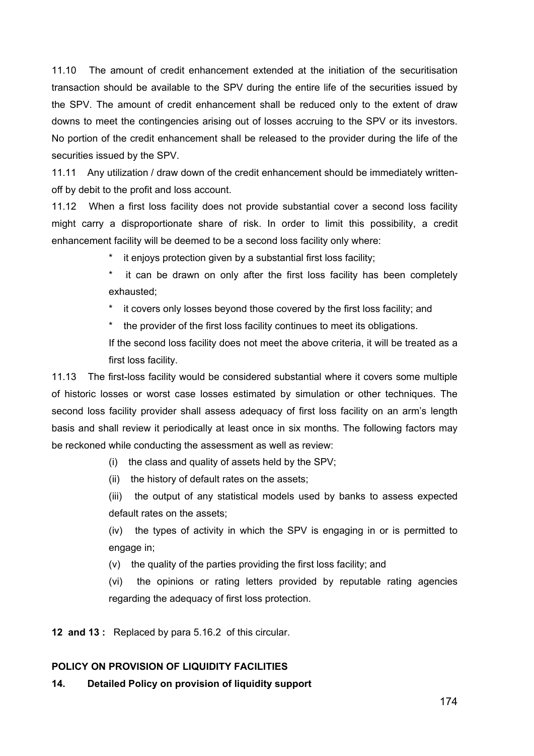11.10 The amount of credit enhancement extended at the initiation of the securitisation transaction should be available to the SPV during the entire life of the securities issued by the SPV. The amount of credit enhancement shall be reduced only to the extent of draw downs to meet the contingencies arising out of losses accruing to the SPV or its investors. No portion of the credit enhancement shall be released to the provider during the life of the securities issued by the SPV.

11.11 Any utilization / draw down of the credit enhancement should be immediately written-off by debit to the profit and loss account.

11.12 When a first loss facility does not provide substantial cover a second loss facility might carry a disproportionate share of risk. In order to limit this possibility, a credit enhancement facility will be deemed to be a second loss facility only where:

- it enjoys protection given by a substantial first loss facility;
- it can be drawn on only after the first loss facility has been completely exhausted;
- it covers only losses beyond those covered by the first loss facility; and
- the provider of the first loss facility continues to meet its obligations.

If the second loss facility does not meet the above criteria, it will be treated as a first loss facility.

11.13 The first-loss facility would be considered substantial where it covers some multiple of historic losses or worst case losses estimated by simulation or other techniques. The second loss facility provider shall assess adequacy of first loss facility on an arm's length basis and shall review it periodically at least once in six months. The following factors may be reckoned while conducting the assessment as well as review:

(i) the class and quality of assets held by the SPV;

(ii) the history of default rates on the assets;

(iii) the output of any statistical models used by banks to assess expected default rates on the assets;

(iv) the types of activity in which the SPV is engaging in or is permitted to engage in;

(v) the quality of the parties providing the first loss facility; and

(vi) the opinions or rating letters provided by reputable rating agencies regarding the adequacy of first loss protection.

**12 and 13 :** Replaced by para 5.16.2 of this circular.

**POLICY ON PROVISION OF LIQUIDITY FACILITIES**

**14. Detailed Policy on provision of liquidity support**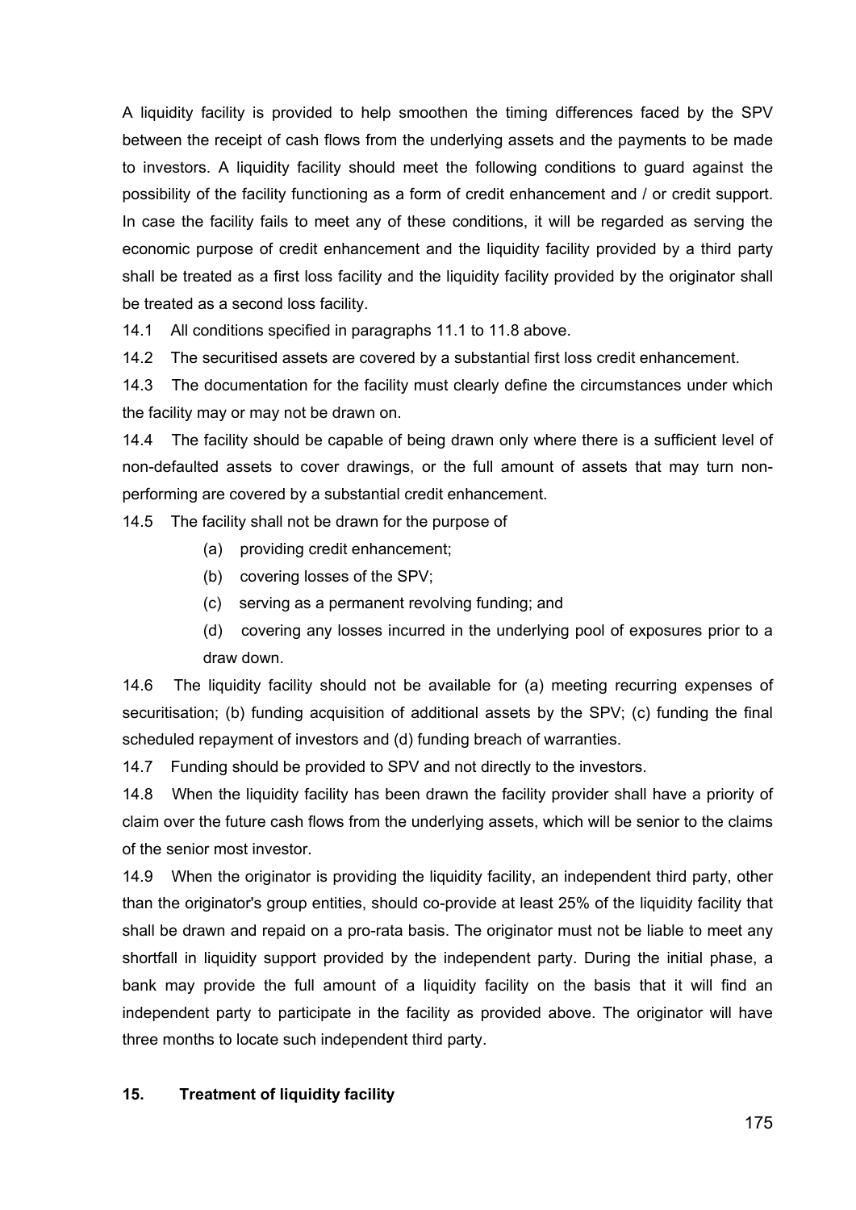A liquidity facility is provided to help smoothen the timing differences faced by the SPV between the receipt of cash flows from the underlying assets and the payments to be made to investors. A liquidity facility should meet the following conditions to guard against the possibility of the facility functioning as a form of credit enhancement and / or credit support. In case the facility fails to meet any of these conditions, it will be regarded as serving the economic purpose of credit enhancement and the liquidity facility provided by a third party shall be treated as a first loss facility and the liquidity facility provided by the originator shall be treated as a second loss facility.

14.1 All conditions specified in paragraphs 11.1 to 11.8 above.

14.2 The securitised assets are covered by a substantial first loss credit enhancement.

14.3 The documentation for the facility must clearly define the circumstances under which the facility may or may not be drawn on.

14.4 The facility should be capable of being drawn only where there is a sufficient level of non-defaulted assets to cover drawings, or the full amount of assets that may turn non-performing are covered by a substantial credit enhancement.

14.5 The facility shall not be drawn for the purpose of

- (a) providing credit enhancement;
- (b) covering losses of the SPV;
- (c) serving as a permanent revolving funding; and
- (d) covering any losses incurred in the underlying pool of exposures prior to a draw down.

14.6 The liquidity facility should not be available for (a) meeting recurring expenses of securitisation; (b) funding acquisition of additional assets by the SPV; (c) funding the final scheduled repayment of investors and (d) funding breach of warranties.

14.7 Funding should be provided to SPV and not directly to the investors.

14.8 When the liquidity facility has been drawn the facility provider shall have a priority of claim over the future cash flows from the underlying assets, which will be senior to the claims of the senior most investor.

14.9 When the originator is providing the liquidity facility, an independent third party, other than the originator's group entities, should co-provide at least 25% of the liquidity facility that shall be drawn and repaid on a pro-rata basis. The originator must not be liable to meet any shortfall in liquidity support provided by the independent party. During the initial phase, a bank may provide the full amount of a liquidity facility on the basis that it will find an independent party to participate in the facility as provided above. The originator will have three months to locate such independent third party.

## 15. Treatment of liquidity facility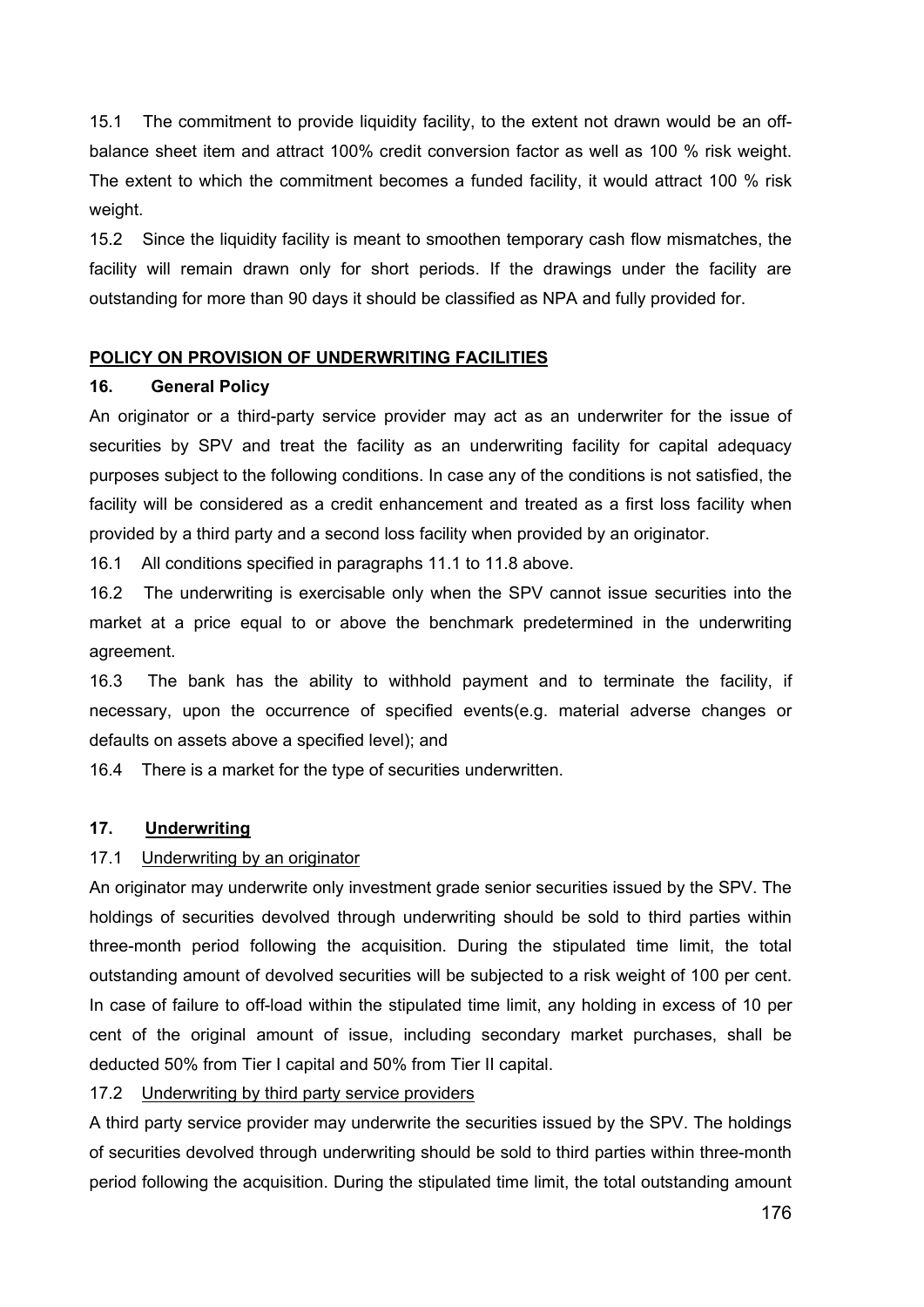15.1 The commitment to provide liquidity facility, to the extent not drawn would be an off-balance sheet item and attract 100% credit conversion factor as well as 100 % risk weight. The extent to which the commitment becomes a funded facility, it would attract 100 % risk weight.

15.2 Since the liquidity facility is meant to smoothen temporary cash flow mismatches, the facility will remain drawn only for short periods. If the drawings under the facility are outstanding for more than 90 days it should be classified as NPA and fully provided for.

## POLICY ON PROVISION OF UNDERWRITING FACILITIES

### 16. General Policy

An originator or a third-party service provider may act as an underwriter for the issue of securities by SPV and treat the facility as an underwriting facility for capital adequacy purposes subject to the following conditions. In case any of the conditions is not satisfied, the facility will be considered as a credit enhancement and treated as a first loss facility when provided by a third party and a second loss facility when provided by an originator.

16.1 All conditions specified in paragraphs 11.1 to 11.8 above.

16.2 The underwriting is exercisable only when the SPV cannot issue securities into the market at a price equal to or above the benchmark predetermined in the underwriting agreement.

16.3 The bank has the ability to withhold payment and to terminate the facility, if necessary, upon the occurrence of specified events(e.g. material adverse changes or defaults on assets above a specified level); and

16.4 There is a market for the type of securities underwritten.

### 17. Underwriting

17.1 Underwriting by an originator

An originator may underwrite only investment grade senior securities issued by the SPV. The holdings of securities devolved through underwriting should be sold to third parties within three-month period following the acquisition. During the stipulated time limit, the total outstanding amount of devolved securities will be subjected to a risk weight of 100 per cent. In case of failure to off-load within the stipulated time limit, any holding in excess of 10 per cent of the original amount of issue, including secondary market purchases, shall be deducted 50% from Tier I capital and 50% from Tier II capital.

17.2 Underwriting by third party service providers

A third party service provider may underwrite the securities issued by the SPV. The holdings of securities devolved through underwriting should be sold to third parties within three-month period following the acquisition. During the stipulated time limit, the total outstanding amount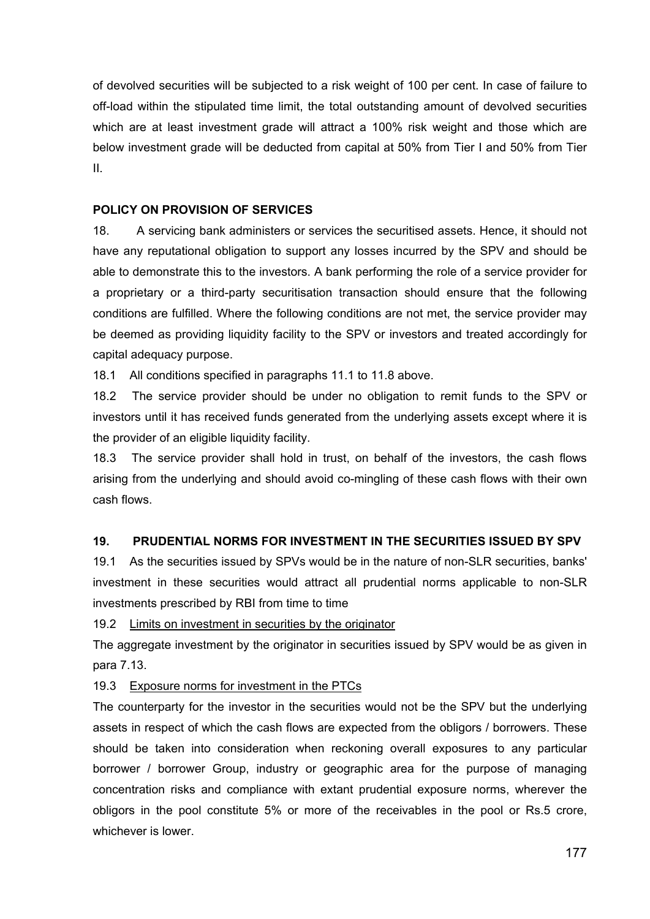of devolved securities will be subjected to a risk weight of 100 per cent. In case of failure to off-load within the stipulated time limit, the total outstanding amount of devolved securities which are at least investment grade will attract a 100% risk weight and those which are below investment grade will be deducted from capital at 50% from Tier I and 50% from Tier II.

**POLICY ON PROVISION OF SERVICES**

18. A servicing bank administers or services the securitised assets. Hence, it should not have any reputational obligation to support any losses incurred by the SPV and should be able to demonstrate this to the investors. A bank performing the role of a service provider for a proprietary or a third-party securitisation transaction should ensure that the following conditions are fulfilled. Where the following conditions are not met, the service provider may be deemed as providing liquidity facility to the SPV or investors and treated accordingly for capital adequacy purpose.

18.1 All conditions specified in paragraphs 11.1 to 11.8 above.

18.2 The service provider should be under no obligation to remit funds to the SPV or investors until it has received funds generated from the underlying assets except where it is the provider of an eligible liquidity facility.

18.3 The service provider shall hold in trust, on behalf of the investors, the cash flows arising from the underlying and should avoid co-mingling of these cash flows with their own cash flows.

**19. PRUDENTIAL NORMS FOR INVESTMENT IN THE SECURITIES ISSUED BY SPV**

19.1 As the securities issued by SPVs would be in the nature of non-SLR securities, banks' investment in these securities would attract all prudential norms applicable to non-SLR investments prescribed by RBI from time to time

19.2 Limits on investment in securities by the originator

The aggregate investment by the originator in securities issued by SPV would be as given in para 7.13.

19.3 Exposure norms for investment in the PTCs

The counterparty for the investor in the securities would not be the SPV but the underlying assets in respect of which the cash flows are expected from the obligors / borrowers. These should be taken into consideration when reckoning overall exposures to any particular borrower / borrower Group, industry or geographic area for the purpose of managing concentration risks and compliance with extant prudential exposure norms, wherever the obligors in the pool constitute 5% or more of the receivables in the pool or Rs.5 crore, whichever is lower.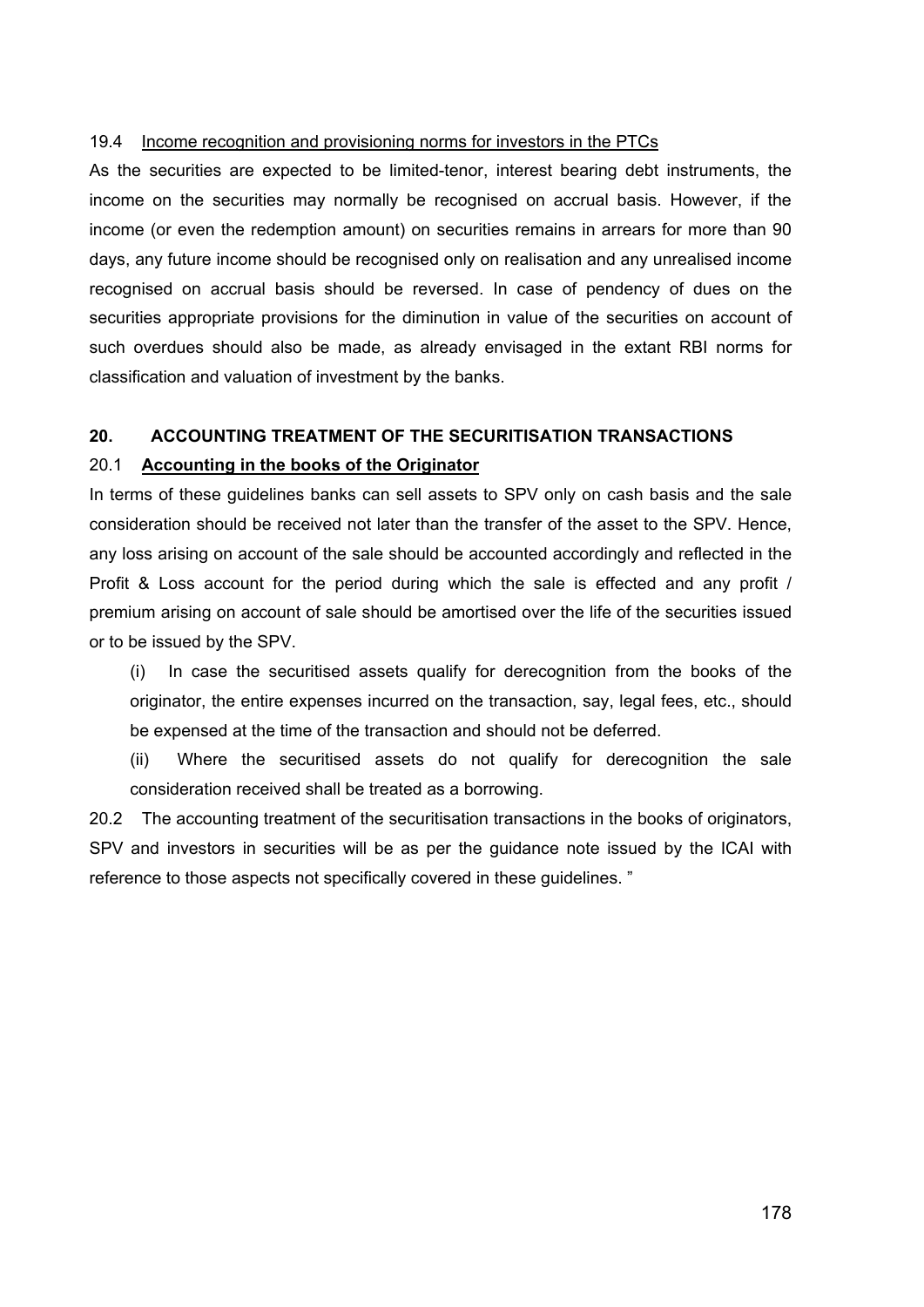19.4 Income recognition and provisioning norms for investors in the PTCs

As the securities are expected to be limited-tenor, interest bearing debt instruments, the income on the securities may normally be recognised on accrual basis. However, if the income (or even the redemption amount) on securities remains in arrears for more than 90 days, any future income should be recognised only on realisation and any unrealised income recognised on accrual basis should be reversed. In case of pendency of dues on the securities appropriate provisions for the diminution in value of the securities on account of such overdues should also be made, as already envisaged in the extant RBI norms for classification and valuation of investment by the banks.

**20. ACCOUNTING TREATMENT OF THE SECURITISATION TRANSACTIONS**

20.1 **Accounting in the books of the Originator**

In terms of these guidelines banks can sell assets to SPV only on cash basis and the sale consideration should be received not later than the transfer of the asset to the SPV. Hence, any loss arising on account of the sale should be accounted accordingly and reflected in the Profit & Loss account for the period during which the sale is effected and any profit / premium arising on account of sale should be amortised over the life of the securities issued or to be issued by the SPV.

(i) In case the securitised assets qualify for derecognition from the books of the originator, the entire expenses incurred on the transaction, say, legal fees, etc., should be expensed at the time of the transaction and should not be deferred.

(ii) Where the securitised assets do not qualify for derecognition the sale consideration received shall be treated as a borrowing.

20.2 The accounting treatment of the securitisation transactions in the books of originators, SPV and investors in securities will be as per the guidance note issued by the ICAI with reference to those aspects not specifically covered in these guidelines. "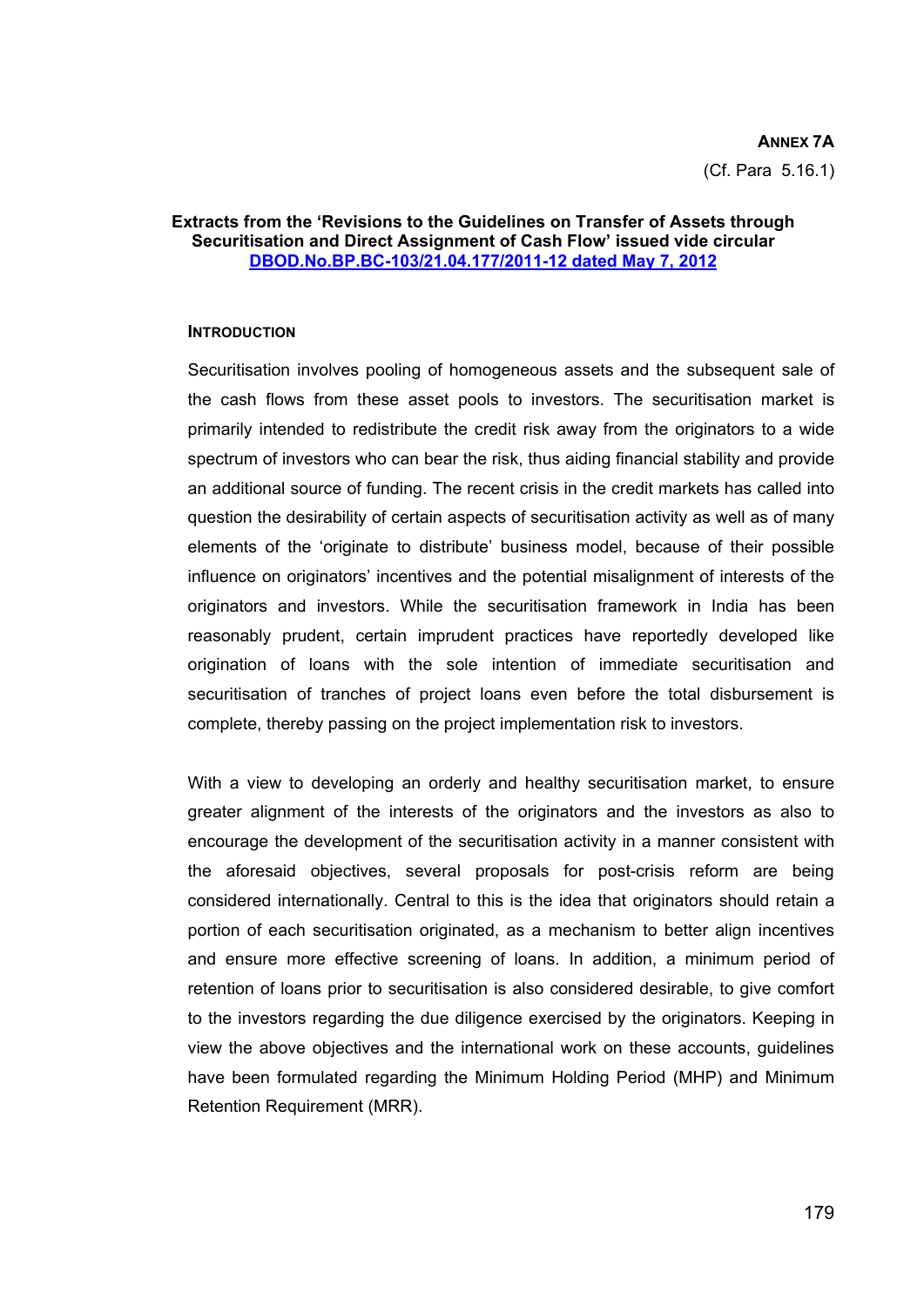**ANNEX 7A**

(Cf. Para 5.16.1)

**Extracts from the 'Revisions to the Guidelines on Transfer of Assets through Securitisation and Direct Assignment of Cash Flow' issued vide circular DBOD.No.BP.BC-103/21.04.177/2011-12 dated May 7, 2012**

**INTRODUCTION**

Securitisation involves pooling of homogeneous assets and the subsequent sale of the cash flows from these asset pools to investors. The securitisation market is primarily intended to redistribute the credit risk away from the originators to a wide spectrum of investors who can bear the risk, thus aiding financial stability and provide an additional source of funding. The recent crisis in the credit markets has called into question the desirability of certain aspects of securitisation activity as well as of many elements of the 'originate to distribute' business model, because of their possible influence on originators' incentives and the potential misalignment of interests of the originators and investors. While the securitisation framework in India has been reasonably prudent, certain imprudent practices have reportedly developed like origination of loans with the sole intention of immediate securitisation and securitisation of tranches of project loans even before the total disbursement is complete, thereby passing on the project implementation risk to investors.

With a view to developing an orderly and healthy securitisation market, to ensure greater alignment of the interests of the originators and the investors as also to encourage the development of the securitisation activity in a manner consistent with the aforesaid objectives, several proposals for post-crisis reform are being considered internationally. Central to this is the idea that originators should retain a portion of each securitisation originated, as a mechanism to better align incentives and ensure more effective screening of loans. In addition, a minimum period of retention of loans prior to securitisation is also considered desirable, to give comfort to the investors regarding the due diligence exercised by the originators. Keeping in view the above objectives and the international work on these accounts, guidelines have been formulated regarding the Minimum Holding Period (MHP) and Minimum Retention Requirement (MRR).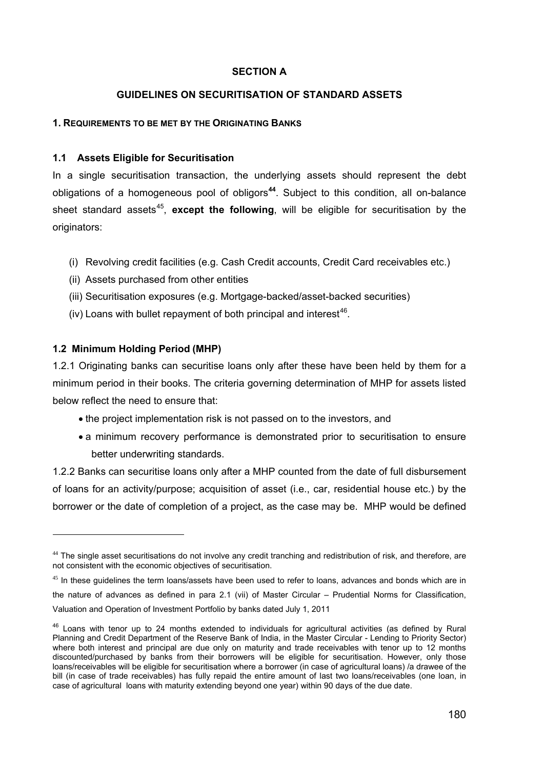## SECTION A

## GUIDELINES ON SECURITISATION OF STANDARD ASSETS

### 1. REQUIREMENTS TO BE MET BY THE ORIGINATING BANKS

#### 1.1 Assets Eligible for Securitisation

In a single securitisation transaction, the underlying assets should represent the debt obligations of a homogeneous pool of obligors[44]. Subject to this condition, all on-balance sheet standard assets[45], **except the following**, will be eligible for securitisation by the originators:

(i) Revolving credit facilities (e.g. Cash Credit accounts, Credit Card receivables etc.)

(ii) Assets purchased from other entities

(iii) Securitisation exposures (e.g. Mortgage-backed/asset-backed securities)

(iv) Loans with bullet repayment of both principal and interest[46].

#### 1.2 Minimum Holding Period (MHP)

1.2.1 Originating banks can securitise loans only after these have been held by them for a minimum period in their books. The criteria governing determination of MHP for assets listed below reflect the need to ensure that:

- the project implementation risk is not passed on to the investors, and
- a minimum recovery performance is demonstrated prior to securitisation to ensure better underwriting standards.

1.2.2 Banks can securitise loans only after a MHP counted from the date of full disbursement of loans for an activity/purpose; acquisition of asset (i.e., car, residential house etc.) by the borrower or the date of completion of a project, as the case may be. MHP would be defined

---

[44] The single asset securitisations do not involve any credit tranching and redistribution of risk, and therefore, are not consistent with the economic objectives of securitisation.

[45] In these guidelines the term loans/assets have been used to refer to loans, advances and bonds which are in the nature of advances as defined in para 2.1 (vii) of Master Circular – Prudential Norms for Classification, Valuation and Operation of Investment Portfolio by banks dated July 1, 2011

[46] Loans with tenor up to 24 months extended to individuals for agricultural activities (as defined by Rural Planning and Credit Department of the Reserve Bank of India, in the Master Circular - Lending to Priority Sector) where both interest and principal are due only on maturity and trade receivables with tenor up to 12 months discounted/purchased by banks from their borrowers will be eligible for securitisation. However, only those loans/receivables will be eligible for securitisation where a borrower (in case of agricultural loans) /a drawee of the bill (in case of trade receivables) has fully repaid the entire amount of last two loans/receivables (one loan, in case of agricultural loans with maturity extending beyond one year) within 90 days of the due date.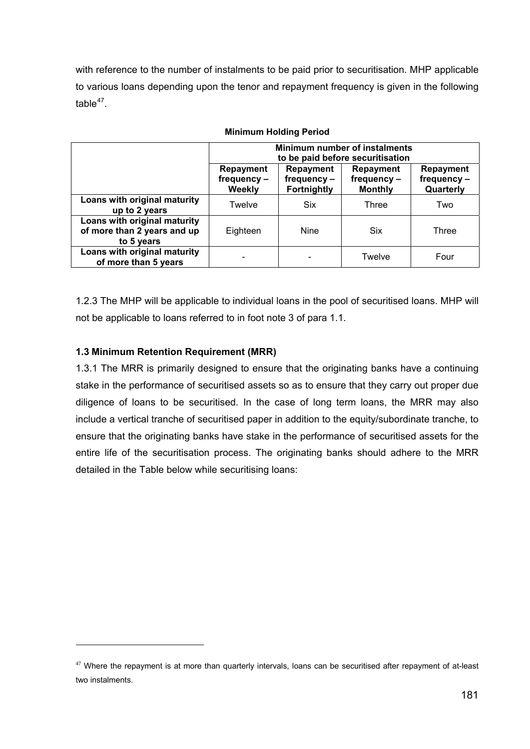with reference to the number of instalments to be paid prior to securitisation. MHP applicable to various loans depending upon the tenor and repayment frequency is given in the following table[47].

**Minimum Holding Period**

| | Minimum number of instalments to be paid before securitisation | | | |
|---|---|---|---|---|
| | **Repayment frequency – Weekly** | **Repayment frequency – Fortnightly** | **Repayment frequency – Monthly** | **Repayment frequency – Quarterly** |
| **Loans with original maturity up to 2 years** | Twelve | Six | Three | Two |
| **Loans with original maturity of more than 2 years and up to 5 years** | Eighteen | Nine | Six | Three |
| **Loans with original maturity of more than 5 years** | - | - | Twelve | Four |

1.2.3 The MHP will be applicable to individual loans in the pool of securitised loans. MHP will not be applicable to loans referred to in foot note 3 of para 1.1.

### 1.3 Minimum Retention Requirement (MRR)

1.3.1 The MRR is primarily designed to ensure that the originating banks have a continuing stake in the performance of securitised assets so as to ensure that they carry out proper due diligence of loans to be securitised. In the case of long term loans, the MRR may also include a vertical tranche of securitised paper in addition to the equity/subordinate tranche, to ensure that the originating banks have stake in the performance of securitised assets for the entire life of the securitisation process. The originating banks should adhere to the MRR detailed in the Table below while securitising loans:

[47] Where the repayment is at more than quarterly intervals, loans can be securitised after repayment of at-least two instalments.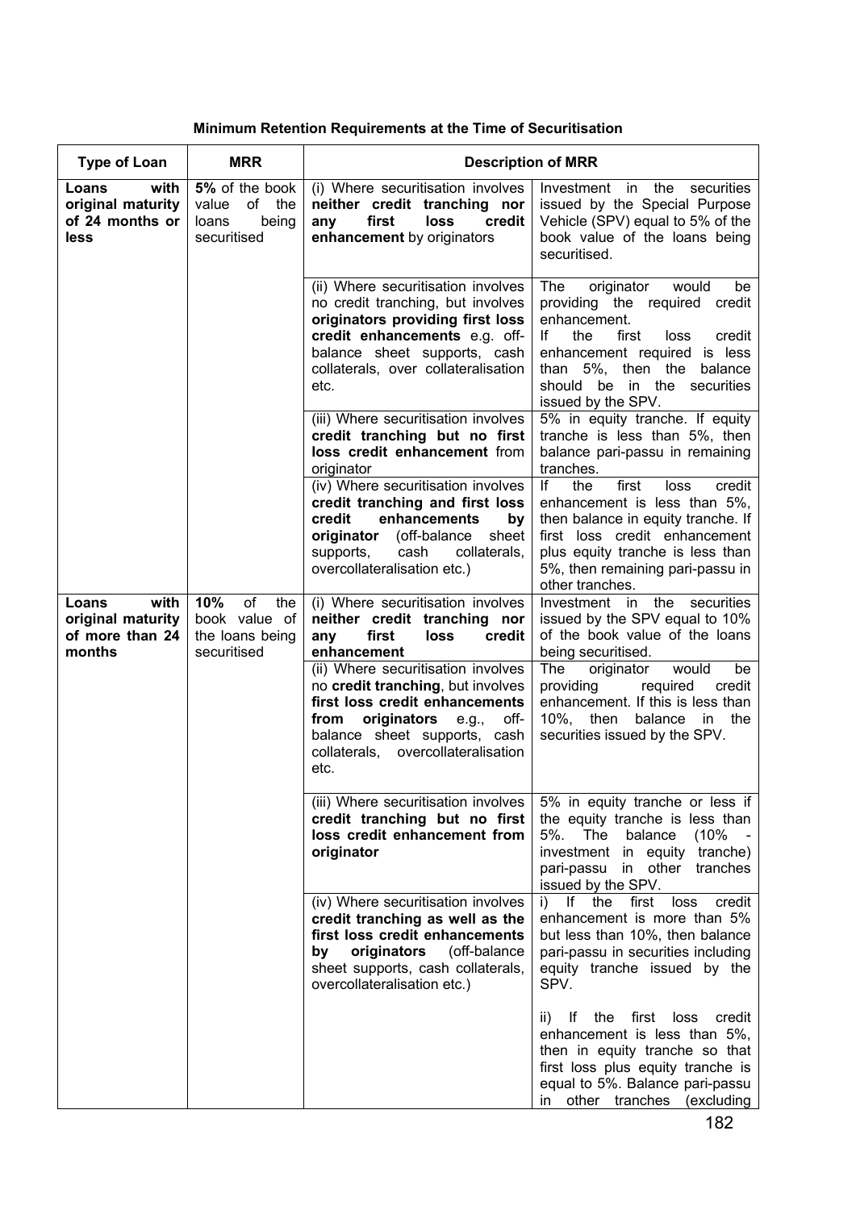**Minimum Retention Requirements at the Time of Securitisation**

| Type of Loan | MRR | Description of MRR | |
|---|---|---|---|
| **Loans with original maturity of 24 months or less** | **5%** of the book value of the loans being securitised | (i) Where securitisation involves **neither credit tranching nor any first loss credit enhancement** by originators | Investment in the securities issued by the Special Purpose Vehicle (SPV) equal to 5% of the book value of the loans being securitised. |
| | | (ii) Where securitisation involves no credit tranching, but involves **originators providing first loss credit enhancements** e.g. off-balance sheet supports, cash collaterals, over collateralisation etc. | The originator would be providing the required credit enhancement. If the first loss credit enhancement required is less than 5%, then the balance should be in the securities issued by the SPV. |
| | | (iii) Where securitisation involves **credit tranching but no first loss credit enhancement** from originator | 5% in equity tranche. If equity tranche is less than 5%, then balance pari-passu in remaining tranches. |
| | | (iv) Where securitisation involves **credit tranching and first loss credit enhancements by originator** (off-balance sheet supports, cash collaterals, overcollateralisation etc.) | If the first loss credit enhancement is less than 5%, then balance in equity tranche. If first loss credit enhancement plus equity tranche is less than 5%, then remaining pari-passu in other tranches. |
| **Loans with original maturity of more than 24 months** | **10%** of the book value of the loans being securitised | (i) Where securitisation involves **neither credit tranching nor any first loss credit enhancement** | Investment in the securities issued by the SPV equal to 10% of the book value of the loans being securitised. |
| | | (ii) Where securitisation involves no **credit tranching**, but involves **first loss credit enhancements from originators** e.g., off-balance sheet supports, cash collaterals, overcollateralisation etc. | The originator would be providing required credit enhancement. If this is less than 10%, then balance in the securities issued by the SPV. |
| | | (iii) Where securitisation involves **credit tranching but no first loss credit enhancement from originator** | 5% in equity tranche or less if the equity tranche is less than 5%. The balance (10% - investment in equity tranche) pari-passu in other tranches issued by the SPV. |
| | | (iv) Where securitisation involves **credit tranching as well as the first loss credit enhancements by originators** (off-balance sheet supports, cash collaterals, overcollateralisation etc.) | i) If the first loss credit enhancement is more than 5% but less than 10%, then balance pari-passu in securities including equity tranche issued by the SPV.<br><br>ii) If the first loss credit enhancement is less than 5%, then in equity tranche so that first loss plus equity tranche is equal to 5%. Balance pari-passu in other tranches (excluding |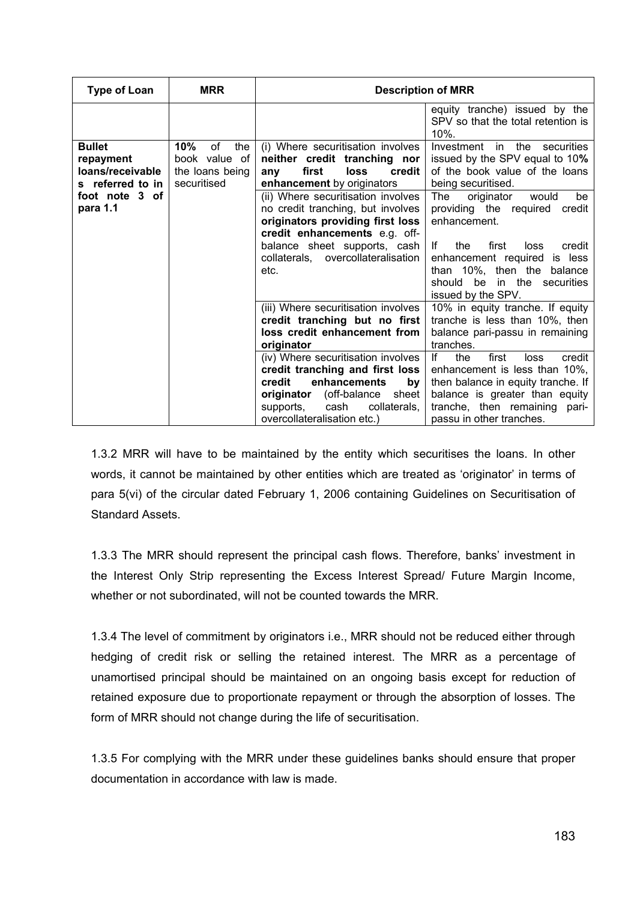| Type of Loan | MRR | Description of MRR | |
|---|---|---|---|
| | | | equity tranche) issued by the SPV so that the total retention is 10%. |
| **Bullet repayment loans/receivables referred to in foot note 3 of para 1.1** | **10%** of the book value of the loans being securitised | (i) Where securitisation involves **neither credit tranching nor any first loss credit enhancement** by originators | Investment in the securities issued by the SPV equal to 10**%** of the book value of the loans being securitised. |
| | | (ii) Where securitisation involves no credit tranching, but involves **originators providing first loss credit enhancements** e.g. off-balance sheet supports, cash collaterals, overcollateralisation etc. | The originator would be providing the required credit enhancement.<br><br>If the first loss credit enhancement required is less than 10%, then the balance should be in the securities issued by the SPV. |
| | | (iii) Where securitisation involves **credit tranching but no first loss credit enhancement from originator** | 10% in equity tranche. If equity tranche is less than 10%, then balance pari-passu in remaining tranches. |
| | | (iv) Where securitisation involves **credit tranching and first loss credit enhancements by originator** (off-balance sheet supports, cash collaterals, overcollateralisation etc.) | If the first loss credit enhancement is less than 10%, then balance in equity tranche. If balance is greater than equity tranche, then remaining pari-passu in other tranches. |

1.3.2 MRR will have to be maintained by the entity which securitises the loans. In other words, it cannot be maintained by other entities which are treated as 'originator' in terms of para 5(vi) of the circular dated February 1, 2006 containing Guidelines on Securitisation of Standard Assets.

1.3.3 The MRR should represent the principal cash flows. Therefore, banks' investment in the Interest Only Strip representing the Excess Interest Spread/ Future Margin Income, whether or not subordinated, will not be counted towards the MRR.

1.3.4 The level of commitment by originators i.e., MRR should not be reduced either through hedging of credit risk or selling the retained interest. The MRR as a percentage of unamortised principal should be maintained on an ongoing basis except for reduction of retained exposure due to proportionate repayment or through the absorption of losses. The form of MRR should not change during the life of securitisation.

1.3.5 For complying with the MRR under these guidelines banks should ensure that proper documentation in accordance with law is made.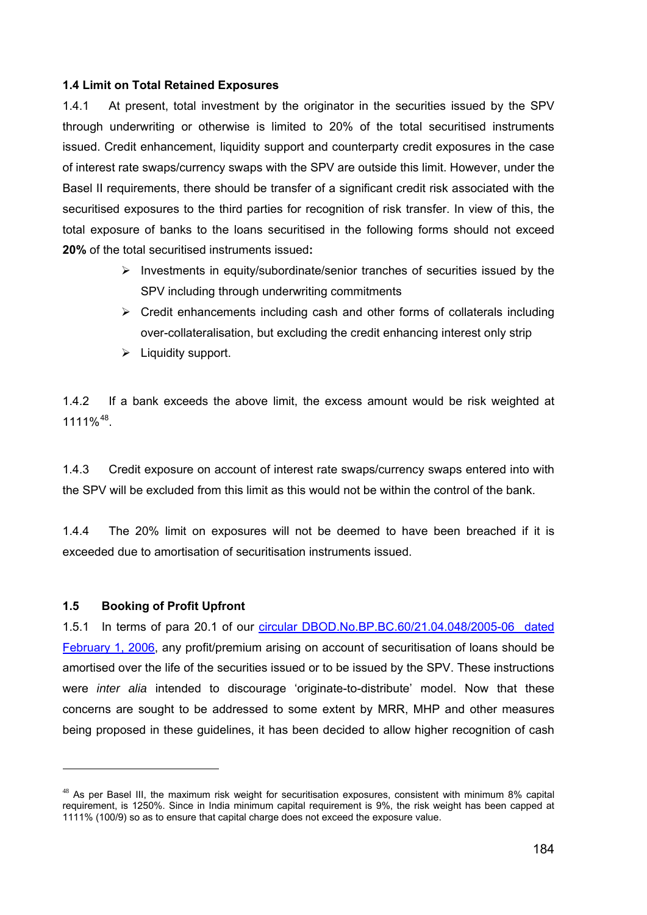**1.4 Limit on Total Retained Exposures**

1.4.1 At present, total investment by the originator in the securities issued by the SPV through underwriting or otherwise is limited to 20% of the total securitised instruments issued. Credit enhancement, liquidity support and counterparty credit exposures in the case of interest rate swaps/currency swaps with the SPV are outside this limit. However, under the Basel II requirements, there should be transfer of a significant credit risk associated with the securitised exposures to the third parties for recognition of risk transfer. In view of this, the total exposure of banks to the loans securitised in the following forms should not exceed **20%** of the total securitised instruments issued**:**

- Investments in equity/subordinate/senior tranches of securities issued by the SPV including through underwriting commitments
- Credit enhancements including cash and other forms of collaterals including over-collateralisation, but excluding the credit enhancing interest only strip
- Liquidity support.

1.4.2 If a bank exceeds the above limit, the excess amount would be risk weighted at 1111%[48].

1.4.3 Credit exposure on account of interest rate swaps/currency swaps entered into with the SPV will be excluded from this limit as this would not be within the control of the bank.

1.4.4 The 20% limit on exposures will not be deemed to have been breached if it is exceeded due to amortisation of securitisation instruments issued.

**1.5 Booking of Profit Upfront**

1.5.1 In terms of para 20.1 of our circular DBOD.No.BP.BC.60/21.04.048/2005-06 dated February 1, 2006, any profit/premium arising on account of securitisation of loans should be amortised over the life of the securities issued or to be issued by the SPV. These instructions were *inter alia* intended to discourage 'originate-to-distribute' model. Now that these concerns are sought to be addressed to some extent by MRR, MHP and other measures being proposed in these guidelines, it has been decided to allow higher recognition of cash

---

[48] As per Basel III, the maximum risk weight for securitisation exposures, consistent with minimum 8% capital requirement, is 1250%. Since in India minimum capital requirement is 9%, the risk weight has been capped at 1111% (100/9) so as to ensure that capital charge does not exceed the exposure value.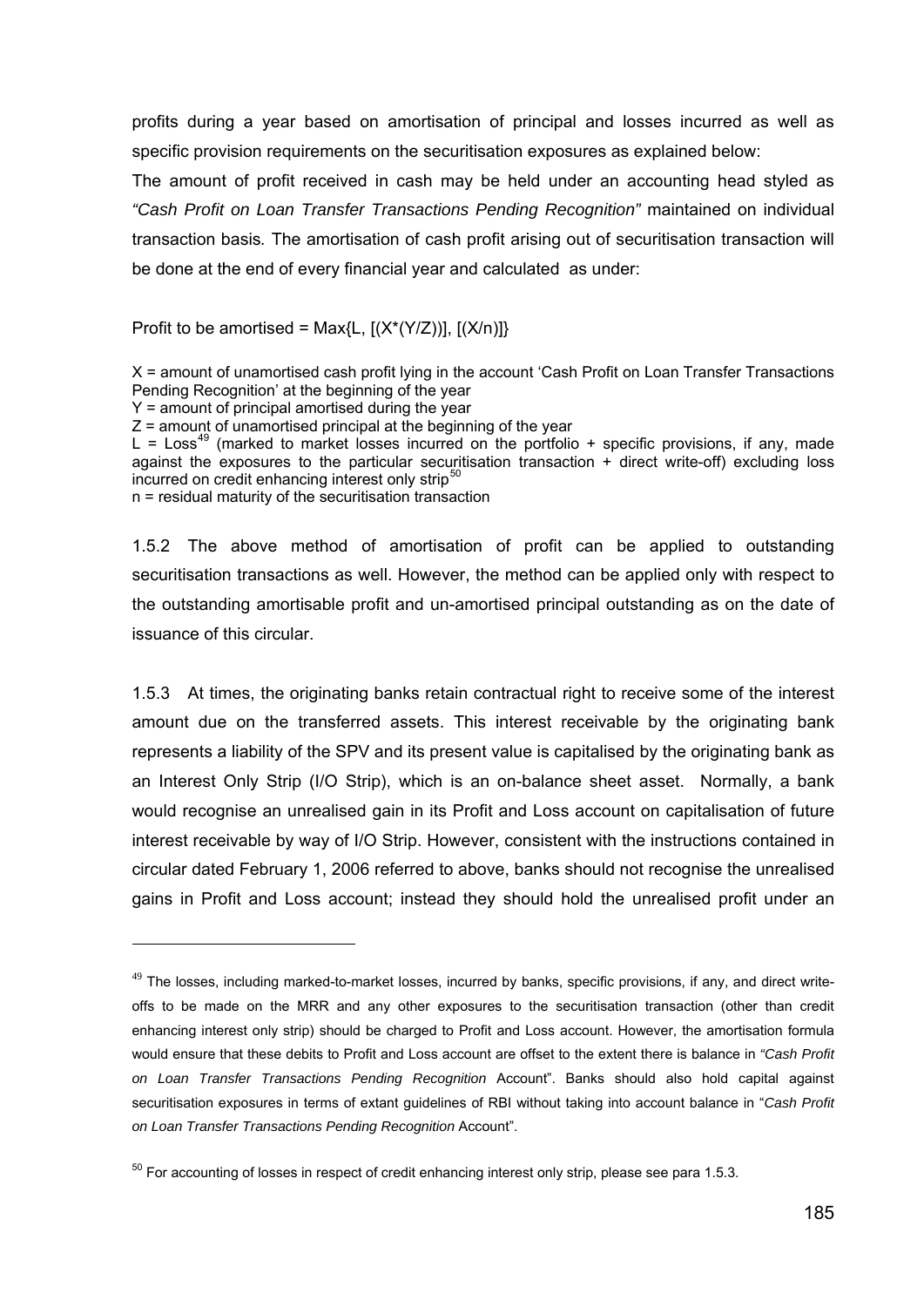profits during a year based on amortisation of principal and losses incurred as well as specific provision requirements on the securitisation exposures as explained below:

The amount of profit received in cash may be held under an accounting head styled as *"Cash Profit on Loan Transfer Transactions Pending Recognition"* maintained on individual transaction basis. The amortisation of cash profit arising out of securitisation transaction will be done at the end of every financial year and calculated as under:

Profit to be amortised = $\text{Max}\{L, [(X*(Y/Z))], [(X/n)]\}$

X = amount of unamortised cash profit lying in the account 'Cash Profit on Loan Transfer Transactions Pending Recognition' at the beginning of the year

Y = amount of principal amortised during the year

Z = amount of unamortised principal at the beginning of the year

L = Loss[49] (marked to market losses incurred on the portfolio + specific provisions, if any, made against the exposures to the particular securitisation transaction + direct write-off) excluding loss incurred on credit enhancing interest only strip[50]

n = residual maturity of the securitisation transaction

1.5.2 The above method of amortisation of profit can be applied to outstanding securitisation transactions as well. However, the method can be applied only with respect to the outstanding amortisable profit and un-amortised principal outstanding as on the date of issuance of this circular.

1.5.3 At times, the originating banks retain contractual right to receive some of the interest amount due on the transferred assets. This interest receivable by the originating bank represents a liability of the SPV and its present value is capitalised by the originating bank as an Interest Only Strip (I/O Strip), which is an on-balance sheet asset. Normally, a bank would recognise an unrealised gain in its Profit and Loss account on capitalisation of future interest receivable by way of I/O Strip. However, consistent with the instructions contained in circular dated February 1, 2006 referred to above, banks should not recognise the unrealised gains in Profit and Loss account; instead they should hold the unrealised profit under an

---

[49] The losses, including marked-to-market losses, incurred by banks, specific provisions, if any, and direct write-offs to be made on the MRR and any other exposures to the securitisation transaction (other than credit enhancing interest only strip) should be charged to Profit and Loss account. However, the amortisation formula would ensure that these debits to Profit and Loss account are offset to the extent there is balance in *"Cash Profit on Loan Transfer Transactions Pending Recognition* Account". Banks should also hold capital against securitisation exposures in terms of extant guidelines of RBI without taking into account balance in "*Cash Profit on Loan Transfer Transactions Pending Recognition* Account".

[50] For accounting of losses in respect of credit enhancing interest only strip, please see para 1.5.3.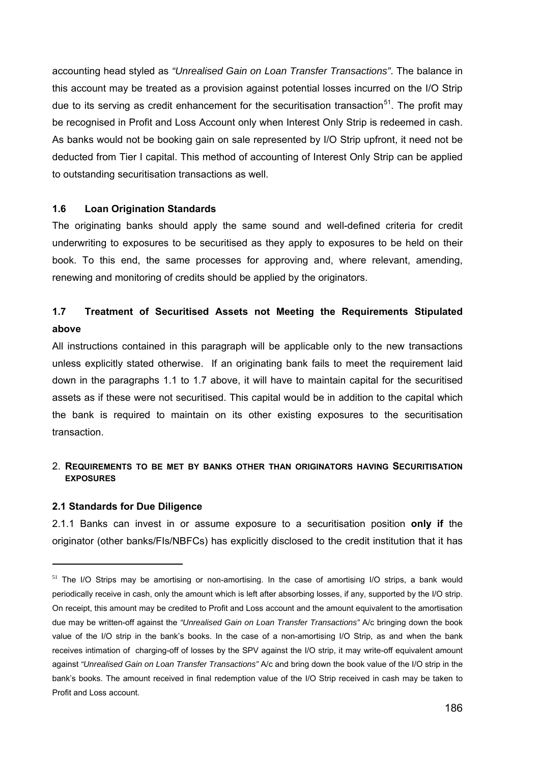accounting head styled as *"Unrealised Gain on Loan Transfer Transactions"*. The balance in this account may be treated as a provision against potential losses incurred on the I/O Strip due to its serving as credit enhancement for the securitisation transaction[51]. The profit may be recognised in Profit and Loss Account only when Interest Only Strip is redeemed in cash. As banks would not be booking gain on sale represented by I/O Strip upfront, it need not be deducted from Tier I capital. This method of accounting of Interest Only Strip can be applied to outstanding securitisation transactions as well.

### 1.6 Loan Origination Standards

The originating banks should apply the same sound and well-defined criteria for credit underwriting to exposures to be securitised as they apply to exposures to be held on their book. To this end, the same processes for approving and, where relevant, amending, renewing and monitoring of credits should be applied by the originators.

### 1.7 Treatment of Securitised Assets not Meeting the Requirements Stipulated above

All instructions contained in this paragraph will be applicable only to the new transactions unless explicitly stated otherwise. If an originating bank fails to meet the requirement laid down in the paragraphs 1.1 to 1.7 above, it will have to maintain capital for the securitised assets as if these were not securitised. This capital would be in addition to the capital which the bank is required to maintain on its other existing exposures to the securitisation transaction.

## 2. REQUIREMENTS TO BE MET BY BANKS OTHER THAN ORIGINATORS HAVING SECURITISATION EXPOSURES

### 2.1 Standards for Due Diligence

2.1.1 Banks can invest in or assume exposure to a securitisation position **only if** the originator (other banks/FIs/NBFCs) has explicitly disclosed to the credit institution that it has

---

[51] The I/O Strips may be amortising or non-amortising. In the case of amortising I/O strips, a bank would periodically receive in cash, only the amount which is left after absorbing losses, if any, supported by the I/O strip. On receipt, this amount may be credited to Profit and Loss account and the amount equivalent to the amortisation due may be written-off against the *"Unrealised Gain on Loan Transfer Transactions"* A/c bringing down the book value of the I/O strip in the bank's books. In the case of a non-amortising I/O Strip, as and when the bank receives intimation of charging-off of losses by the SPV against the I/O strip, it may write-off equivalent amount against *"Unrealised Gain on Loan Transfer Transactions"* A/c and bring down the book value of the I/O strip in the bank's books. The amount received in final redemption value of the I/O Strip received in cash may be taken to Profit and Loss account.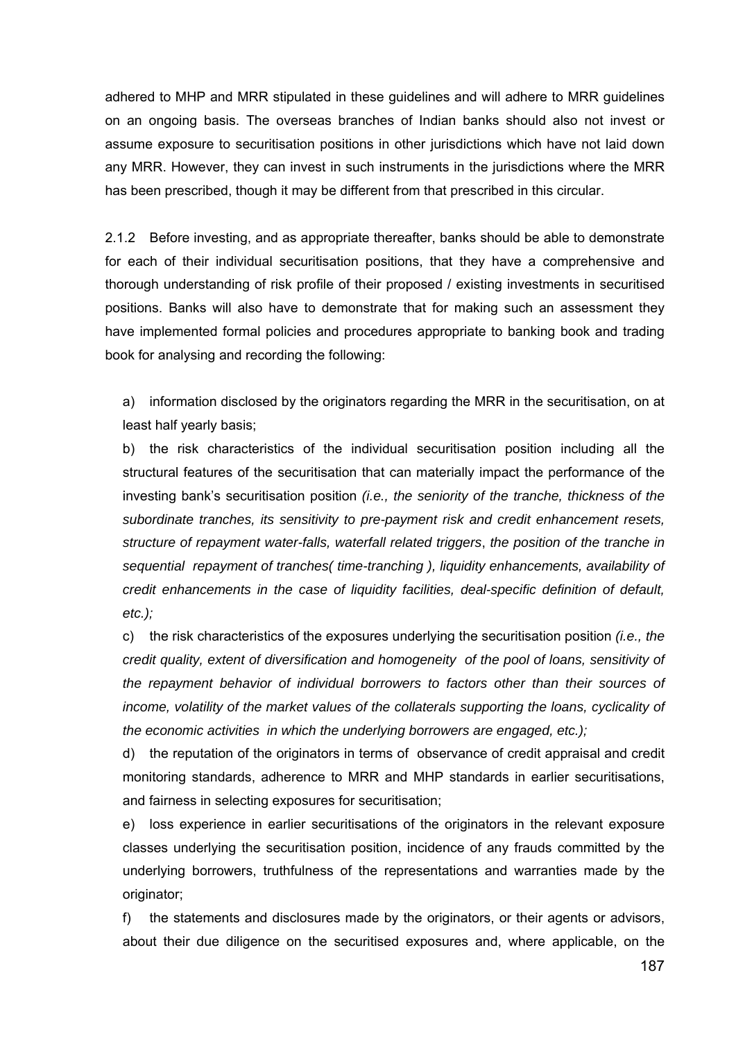adhered to MHP and MRR stipulated in these guidelines and will adhere to MRR guidelines on an ongoing basis. The overseas branches of Indian banks should also not invest or assume exposure to securitisation positions in other jurisdictions which have not laid down any MRR. However, they can invest in such instruments in the jurisdictions where the MRR has been prescribed, though it may be different from that prescribed in this circular.

2.1.2 Before investing, and as appropriate thereafter, banks should be able to demonstrate for each of their individual securitisation positions, that they have a comprehensive and thorough understanding of risk profile of their proposed / existing investments in securitised positions. Banks will also have to demonstrate that for making such an assessment they have implemented formal policies and procedures appropriate to banking book and trading book for analysing and recording the following:

a) information disclosed by the originators regarding the MRR in the securitisation, on at least half yearly basis;

b) the risk characteristics of the individual securitisation position including all the structural features of the securitisation that can materially impact the performance of the investing bank's securitisation position *(i.e., the seniority of the tranche, thickness of the subordinate tranches, its sensitivity to pre-payment risk and credit enhancement resets, structure of repayment water-falls, waterfall related triggers*, *the position of the tranche in sequential repayment of tranches( time-tranching ), liquidity enhancements, availability of credit enhancements in the case of liquidity facilities, deal-specific definition of default, etc.);*

c) the risk characteristics of the exposures underlying the securitisation position *(i.e., the credit quality, extent of diversification and homogeneity of the pool of loans, sensitivity of the repayment behavior of individual borrowers to factors other than their sources of income, volatility of the market values of the collaterals supporting the loans, cyclicality of the economic activities in which the underlying borrowers are engaged, etc.);*

d) the reputation of the originators in terms of observance of credit appraisal and credit monitoring standards, adherence to MRR and MHP standards in earlier securitisations, and fairness in selecting exposures for securitisation;

e) loss experience in earlier securitisations of the originators in the relevant exposure classes underlying the securitisation position, incidence of any frauds committed by the underlying borrowers, truthfulness of the representations and warranties made by the originator;

f) the statements and disclosures made by the originators, or their agents or advisors, about their due diligence on the securitised exposures and, where applicable, on the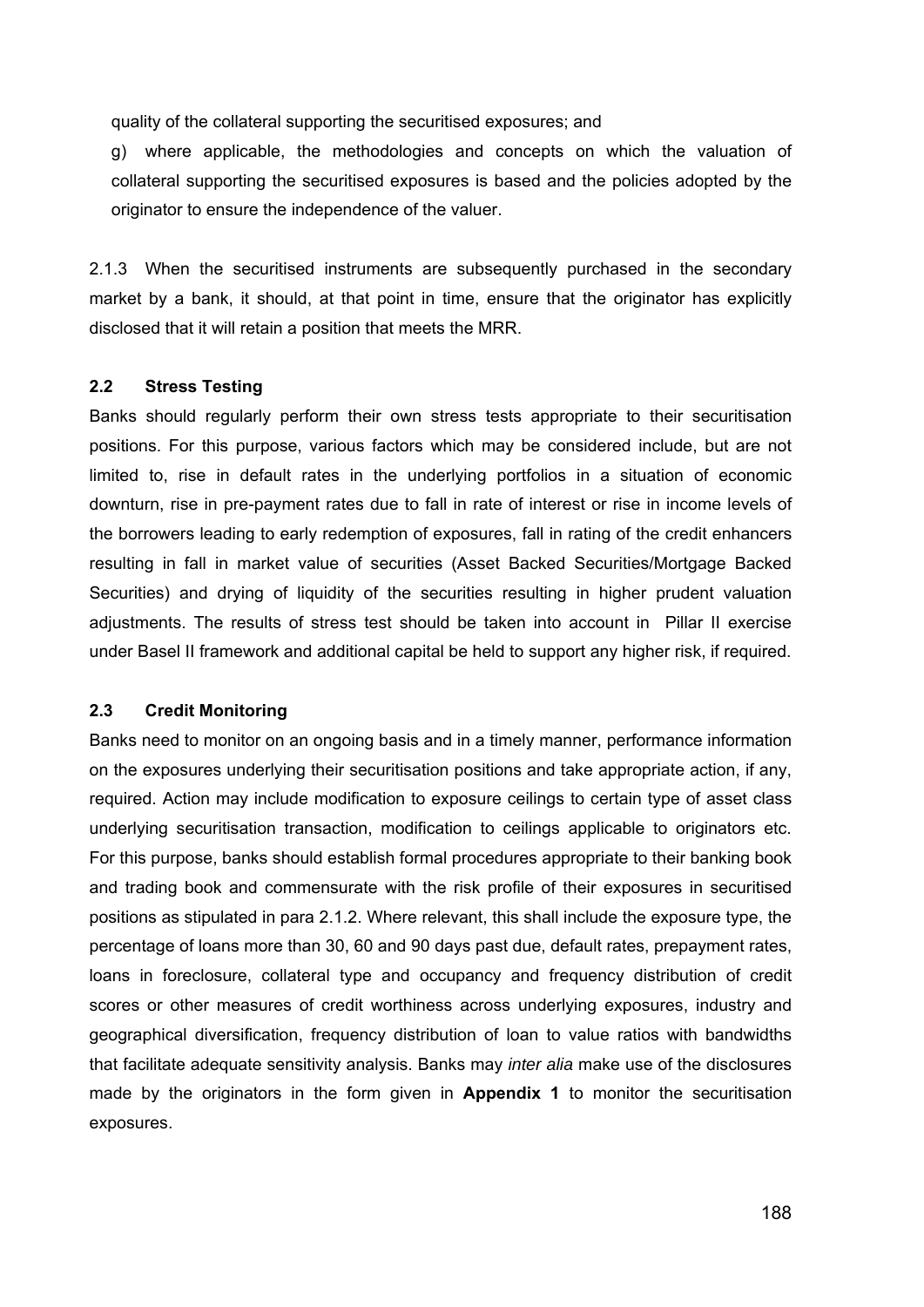quality of the collateral supporting the securitised exposures; and

g) where applicable, the methodologies and concepts on which the valuation of collateral supporting the securitised exposures is based and the policies adopted by the originator to ensure the independence of the valuer.

2.1.3 When the securitised instruments are subsequently purchased in the secondary market by a bank, it should, at that point in time, ensure that the originator has explicitly disclosed that it will retain a position that meets the MRR.

### 2.2 Stress Testing

Banks should regularly perform their own stress tests appropriate to their securitisation positions. For this purpose, various factors which may be considered include, but are not limited to, rise in default rates in the underlying portfolios in a situation of economic downturn, rise in pre-payment rates due to fall in rate of interest or rise in income levels of the borrowers leading to early redemption of exposures, fall in rating of the credit enhancers resulting in fall in market value of securities (Asset Backed Securities/Mortgage Backed Securities) and drying of liquidity of the securities resulting in higher prudent valuation adjustments. The results of stress test should be taken into account in Pillar II exercise under Basel II framework and additional capital be held to support any higher risk, if required.

### 2.3 Credit Monitoring

Banks need to monitor on an ongoing basis and in a timely manner, performance information on the exposures underlying their securitisation positions and take appropriate action, if any, required. Action may include modification to exposure ceilings to certain type of asset class underlying securitisation transaction, modification to ceilings applicable to originators etc. For this purpose, banks should establish formal procedures appropriate to their banking book and trading book and commensurate with the risk profile of their exposures in securitised positions as stipulated in para 2.1.2. Where relevant, this shall include the exposure type, the percentage of loans more than 30, 60 and 90 days past due, default rates, prepayment rates, loans in foreclosure, collateral type and occupancy and frequency distribution of credit scores or other measures of credit worthiness across underlying exposures, industry and geographical diversification, frequency distribution of loan to value ratios with bandwidths that facilitate adequate sensitivity analysis. Banks may *inter alia* make use of the disclosures made by the originators in the form given in **Appendix 1** to monitor the securitisation exposures.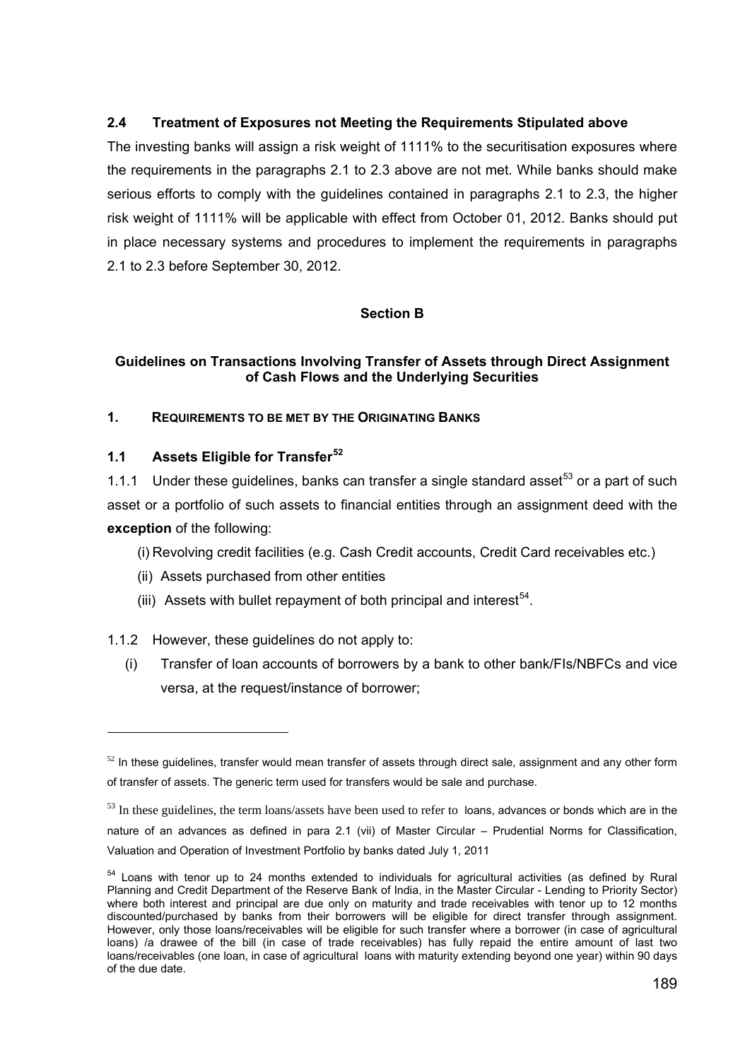## 2.4 Treatment of Exposures not Meeting the Requirements Stipulated above

The investing banks will assign a risk weight of 1111% to the securitisation exposures where the requirements in the paragraphs 2.1 to 2.3 above are not met. While banks should make serious efforts to comply with the guidelines contained in paragraphs 2.1 to 2.3, the higher risk weight of 1111% will be applicable with effect from October 01, 2012. Banks should put in place necessary systems and procedures to implement the requirements in paragraphs 2.1 to 2.3 before September 30, 2012.

**Section B**

**Guidelines on Transactions Involving Transfer of Assets through Direct Assignment of Cash Flows and the Underlying Securities**

## 1. REQUIREMENTS TO BE MET BY THE ORIGINATING BANKS

### 1.1 Assets Eligible for Transfer[52]

1.1.1 Under these guidelines, banks can transfer a single standard asset[53] or a part of such asset or a portfolio of such assets to financial entities through an assignment deed with the **exception** of the following:

(i) Revolving credit facilities (e.g. Cash Credit accounts, Credit Card receivables etc.)

(ii) Assets purchased from other entities

(iii) Assets with bullet repayment of both principal and interest[54].

1.1.2 However, these guidelines do not apply to:

(i) Transfer of loan accounts of borrowers by a bank to other bank/FIs/NBFCs and vice versa, at the request/instance of borrower;

---

[52] In these guidelines, transfer would mean transfer of assets through direct sale, assignment and any other form of transfer of assets. The generic term used for transfers would be sale and purchase.

[53] In these guidelines, the term loans/assets have been used to refer to loans, advances or bonds which are in the nature of an advances as defined in para 2.1 (vii) of Master Circular – Prudential Norms for Classification, Valuation and Operation of Investment Portfolio by banks dated July 1, 2011

[54] Loans with tenor up to 24 months extended to individuals for agricultural activities (as defined by Rural Planning and Credit Department of the Reserve Bank of India, in the Master Circular - Lending to Priority Sector) where both interest and principal are due only on maturity and trade receivables with tenor up to 12 months discounted/purchased by banks from their borrowers will be eligible for direct transfer through assignment. However, only those loans/receivables will be eligible for such transfer where a borrower (in case of agricultural loans) /a drawee of the bill (in case of trade receivables) has fully repaid the entire amount of last two loans/receivables (one loan, in case of agricultural loans with maturity extending beyond one year) within 90 days of the due date.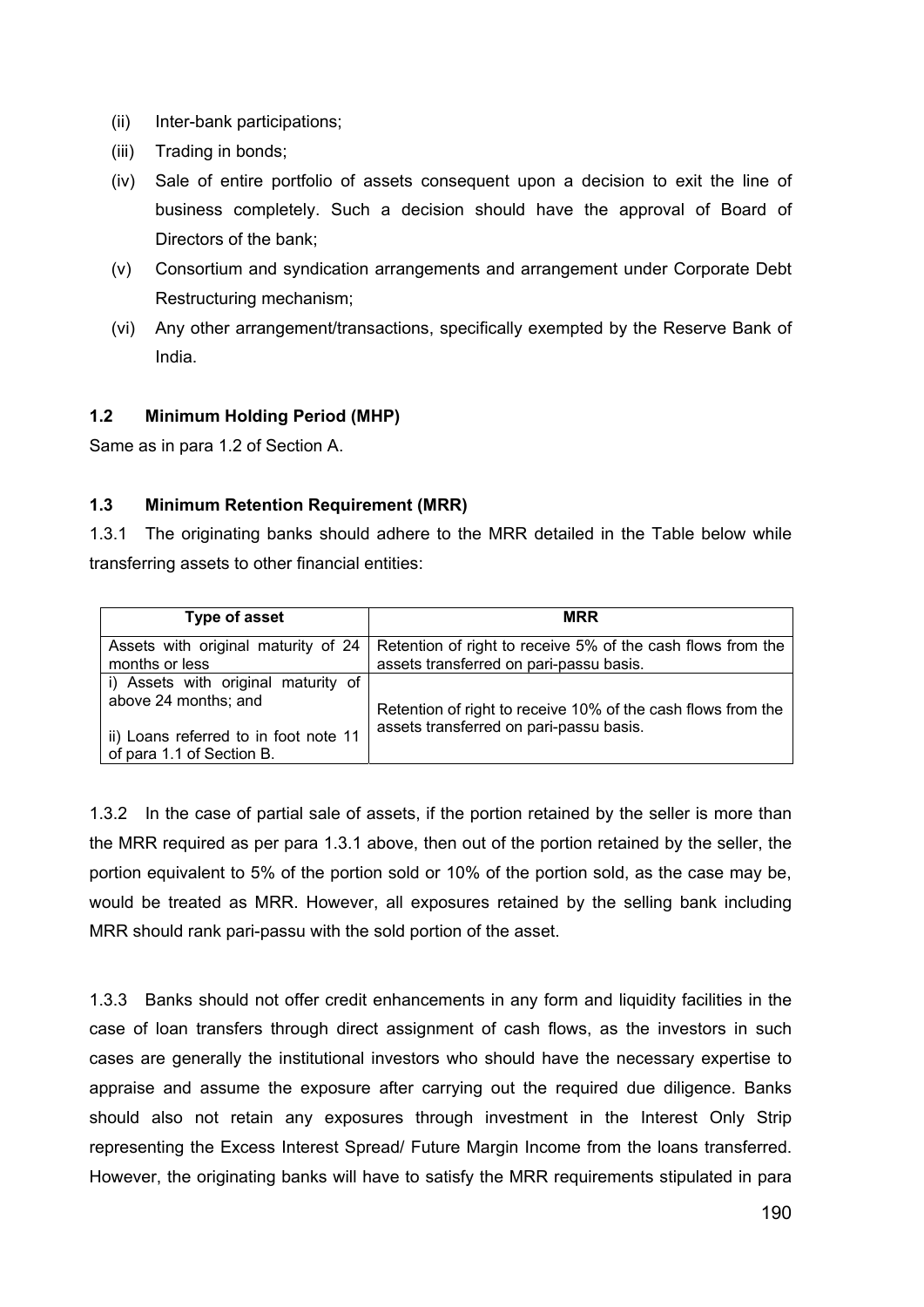(ii) Inter-bank participations;

(iii) Trading in bonds;

(iv) Sale of entire portfolio of assets consequent upon a decision to exit the line of business completely. Such a decision should have the approval of Board of Directors of the bank;

(v) Consortium and syndication arrangements and arrangement under Corporate Debt Restructuring mechanism;

(vi) Any other arrangement/transactions, specifically exempted by the Reserve Bank of India.

### 1.2 Minimum Holding Period (MHP)

Same as in para 1.2 of Section A.

### 1.3 Minimum Retention Requirement (MRR)

1.3.1 The originating banks should adhere to the MRR detailed in the Table below while transferring assets to other financial entities:

| Type of asset | MRR |
|---|---|
| Assets with original maturity of 24 months or less | Retention of right to receive 5% of the cash flows from the assets transferred on pari-passu basis. |
| i) Assets with original maturity of above 24 months; and<br><br>ii) Loans referred to in foot note 11 of para 1.1 of Section B. | Retention of right to receive 10% of the cash flows from the assets transferred on pari-passu basis. |

1.3.2 In the case of partial sale of assets, if the portion retained by the seller is more than the MRR required as per para 1.3.1 above, then out of the portion retained by the seller, the portion equivalent to 5% of the portion sold or 10% of the portion sold, as the case may be, would be treated as MRR. However, all exposures retained by the selling bank including MRR should rank pari-passu with the sold portion of the asset.

1.3.3 Banks should not offer credit enhancements in any form and liquidity facilities in the case of loan transfers through direct assignment of cash flows, as the investors in such cases are generally the institutional investors who should have the necessary expertise to appraise and assume the exposure after carrying out the required due diligence. Banks should also not retain any exposures through investment in the Interest Only Strip representing the Excess Interest Spread/ Future Margin Income from the loans transferred. However, the originating banks will have to satisfy the MRR requirements stipulated in para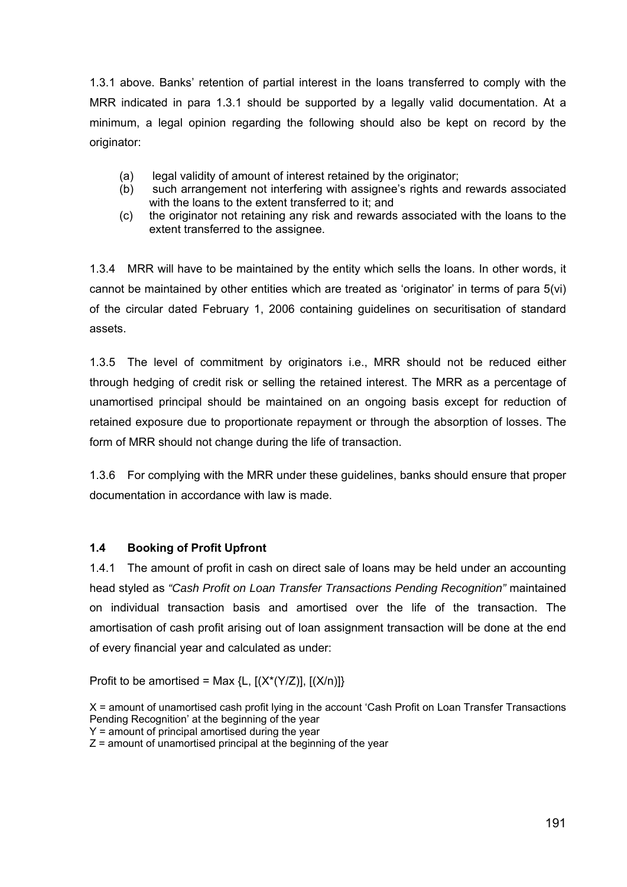1.3.1 above. Banks' retention of partial interest in the loans transferred to comply with the MRR indicated in para 1.3.1 should be supported by a legally valid documentation. At a minimum, a legal opinion regarding the following should also be kept on record by the originator:

(a) legal validity of amount of interest retained by the originator;
(b) such arrangement not interfering with assignee's rights and rewards associated with the loans to the extent transferred to it; and
(c) the originator not retaining any risk and rewards associated with the loans to the extent transferred to the assignee.

1.3.4 MRR will have to be maintained by the entity which sells the loans. In other words, it cannot be maintained by other entities which are treated as 'originator' in terms of para 5(vi) of the circular dated February 1, 2006 containing guidelines on securitisation of standard assets.

1.3.5 The level of commitment by originators i.e., MRR should not be reduced either through hedging of credit risk or selling the retained interest. The MRR as a percentage of unamortised principal should be maintained on an ongoing basis except for reduction of retained exposure due to proportionate repayment or through the absorption of losses. The form of MRR should not change during the life of transaction.

1.3.6 For complying with the MRR under these guidelines, banks should ensure that proper documentation in accordance with law is made.

### 1.4 Booking of Profit Upfront

1.4.1 The amount of profit in cash on direct sale of loans may be held under an accounting head styled as *"Cash Profit on Loan Transfer Transactions Pending Recognition"* maintained on individual transaction basis and amortised over the life of the transaction. The amortisation of cash profit arising out of loan assignment transaction will be done at the end of every financial year and calculated as under:

$$\text{Profit to be amortised} = \text{Max}\{L, [(X*(Y/Z)], [(X/n)]\}$$

X = amount of unamortised cash profit lying in the account 'Cash Profit on Loan Transfer Transactions Pending Recognition' at the beginning of the year
Y = amount of principal amortised during the year
Z = amount of unamortised principal at the beginning of the year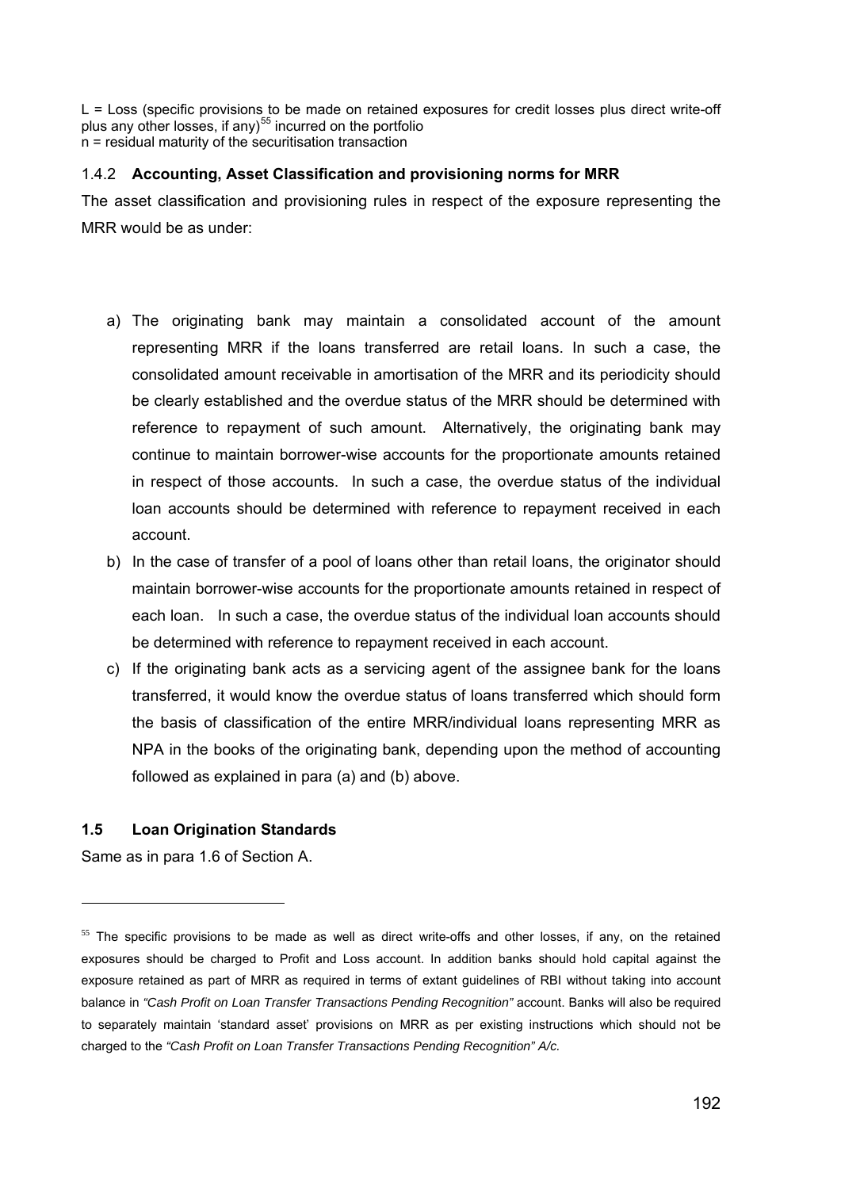L = Loss (specific provisions to be made on retained exposures for credit losses plus direct write-off plus any other losses, if any)[55] incurred on the portfolio
n = residual maturity of the securitisation transaction

### 1.4.2 Accounting, Asset Classification and provisioning norms for MRR

The asset classification and provisioning rules in respect of the exposure representing the MRR would be as under:

a) The originating bank may maintain a consolidated account of the amount representing MRR if the loans transferred are retail loans. In such a case, the consolidated amount receivable in amortisation of the MRR and its periodicity should be clearly established and the overdue status of the MRR should be determined with reference to repayment of such amount. Alternatively, the originating bank may continue to maintain borrower-wise accounts for the proportionate amounts retained in respect of those accounts. In such a case, the overdue status of the individual loan accounts should be determined with reference to repayment received in each account.

b) In the case of transfer of a pool of loans other than retail loans, the originator should maintain borrower-wise accounts for the proportionate amounts retained in respect of each loan. In such a case, the overdue status of the individual loan accounts should be determined with reference to repayment received in each account.

c) If the originating bank acts as a servicing agent of the assignee bank for the loans transferred, it would know the overdue status of loans transferred which should form the basis of classification of the entire MRR/individual loans representing MRR as NPA in the books of the originating bank, depending upon the method of accounting followed as explained in para (a) and (b) above.

### 1.5 Loan Origination Standards

Same as in para 1.6 of Section A.

---

[55] The specific provisions to be made as well as direct write-offs and other losses, if any, on the retained exposures should be charged to Profit and Loss account. In addition banks should hold capital against the exposure retained as part of MRR as required in terms of extant guidelines of RBI without taking into account balance in *"Cash Profit on Loan Transfer Transactions Pending Recognition"* account. Banks will also be required to separately maintain 'standard asset' provisions on MRR as per existing instructions which should not be charged to the *"Cash Profit on Loan Transfer Transactions Pending Recognition" A/c.*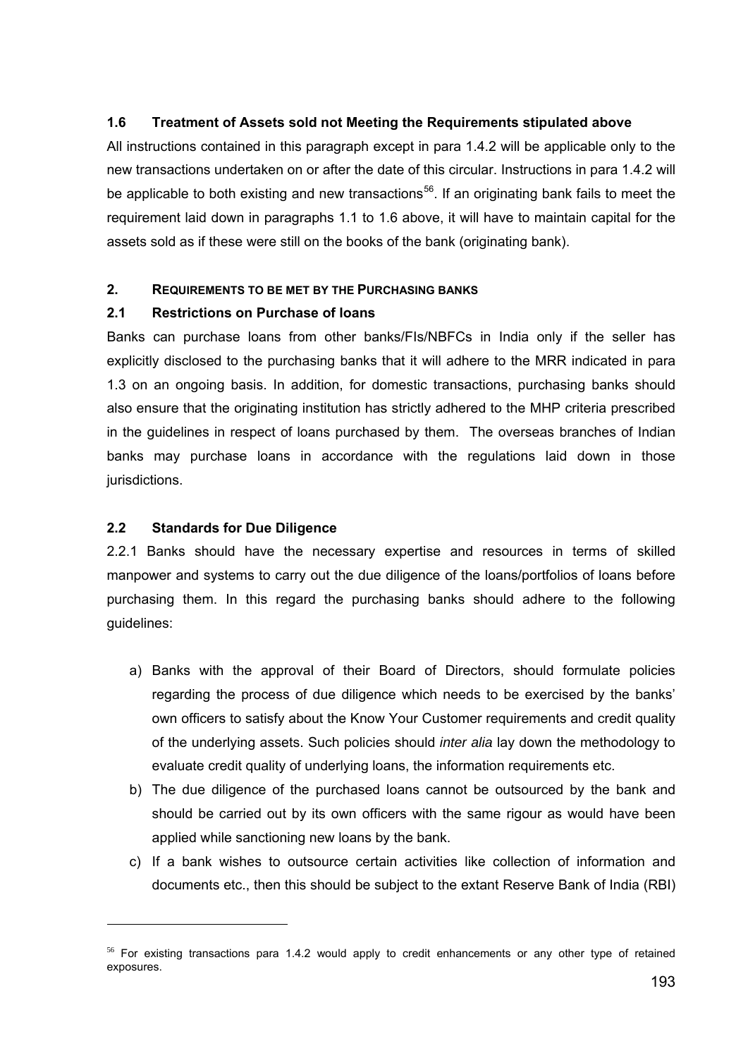### 1.6 Treatment of Assets sold not Meeting the Requirements stipulated above

All instructions contained in this paragraph except in para 1.4.2 will be applicable only to the new transactions undertaken on or after the date of this circular. Instructions in para 1.4.2 will be applicable to both existing and new transactions[56]. If an originating bank fails to meet the requirement laid down in paragraphs 1.1 to 1.6 above, it will have to maintain capital for the assets sold as if these were still on the books of the bank (originating bank).

## 2. REQUIREMENTS TO BE MET BY THE PURCHASING BANKS

### 2.1 Restrictions on Purchase of loans

Banks can purchase loans from other banks/FIs/NBFCs in India only if the seller has explicitly disclosed to the purchasing banks that it will adhere to the MRR indicated in para 1.3 on an ongoing basis. In addition, for domestic transactions, purchasing banks should also ensure that the originating institution has strictly adhered to the MHP criteria prescribed in the guidelines in respect of loans purchased by them. The overseas branches of Indian banks may purchase loans in accordance with the regulations laid down in those jurisdictions.

### 2.2 Standards for Due Diligence

2.2.1 Banks should have the necessary expertise and resources in terms of skilled manpower and systems to carry out the due diligence of the loans/portfolios of loans before purchasing them. In this regard the purchasing banks should adhere to the following guidelines:

a) Banks with the approval of their Board of Directors, should formulate policies regarding the process of due diligence which needs to be exercised by the banks' own officers to satisfy about the Know Your Customer requirements and credit quality of the underlying assets. Such policies should *inter alia* lay down the methodology to evaluate credit quality of underlying loans, the information requirements etc.

b) The due diligence of the purchased loans cannot be outsourced by the bank and should be carried out by its own officers with the same rigour as would have been applied while sanctioning new loans by the bank.

c) If a bank wishes to outsource certain activities like collection of information and documents etc., then this should be subject to the extant Reserve Bank of India (RBI)

---

[56] For existing transactions para 1.4.2 would apply to credit enhancements or any other type of retained exposures.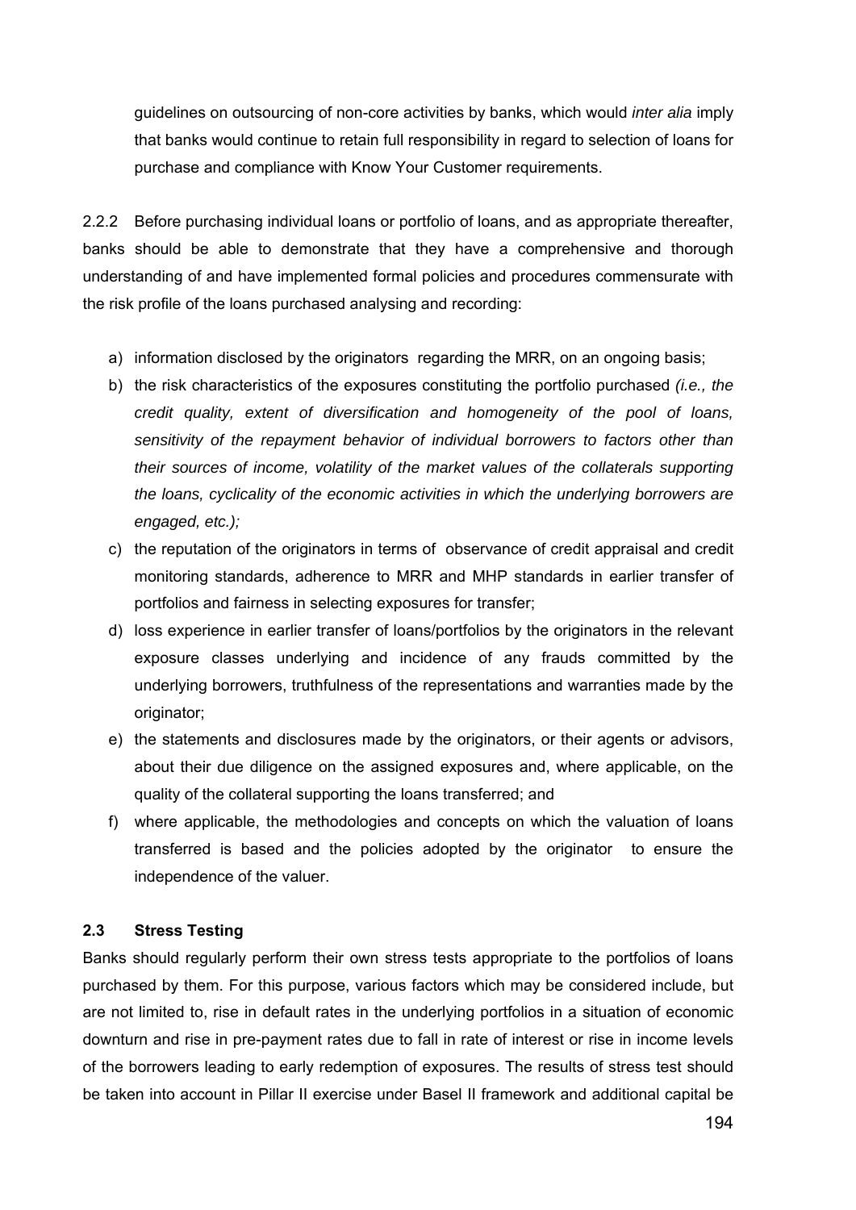guidelines on outsourcing of non-core activities by banks, which would *inter alia* imply that banks would continue to retain full responsibility in regard to selection of loans for purchase and compliance with Know Your Customer requirements.

2.2.2 Before purchasing individual loans or portfolio of loans, and as appropriate thereafter, banks should be able to demonstrate that they have a comprehensive and thorough understanding of and have implemented formal policies and procedures commensurate with the risk profile of the loans purchased analysing and recording:

a) information disclosed by the originators regarding the MRR, on an ongoing basis;
b) the risk characteristics of the exposures constituting the portfolio purchased *(i.e., the credit quality, extent of diversification and homogeneity of the pool of loans, sensitivity of the repayment behavior of individual borrowers to factors other than their sources of income, volatility of the market values of the collaterals supporting the loans, cyclicality of the economic activities in which the underlying borrowers are engaged, etc.);*
c) the reputation of the originators in terms of observance of credit appraisal and credit monitoring standards, adherence to MRR and MHP standards in earlier transfer of portfolios and fairness in selecting exposures for transfer;
d) loss experience in earlier transfer of loans/portfolios by the originators in the relevant exposure classes underlying and incidence of any frauds committed by the underlying borrowers, truthfulness of the representations and warranties made by the originator;
e) the statements and disclosures made by the originators, or their agents or advisors, about their due diligence on the assigned exposures and, where applicable, on the quality of the collateral supporting the loans transferred; and
f) where applicable, the methodologies and concepts on which the valuation of loans transferred is based and the policies adopted by the originator to ensure the independence of the valuer.

### 2.3 Stress Testing

Banks should regularly perform their own stress tests appropriate to the portfolios of loans purchased by them. For this purpose, various factors which may be considered include, but are not limited to, rise in default rates in the underlying portfolios in a situation of economic downturn and rise in pre-payment rates due to fall in rate of interest or rise in income levels of the borrowers leading to early redemption of exposures. The results of stress test should be taken into account in Pillar II exercise under Basel II framework and additional capital be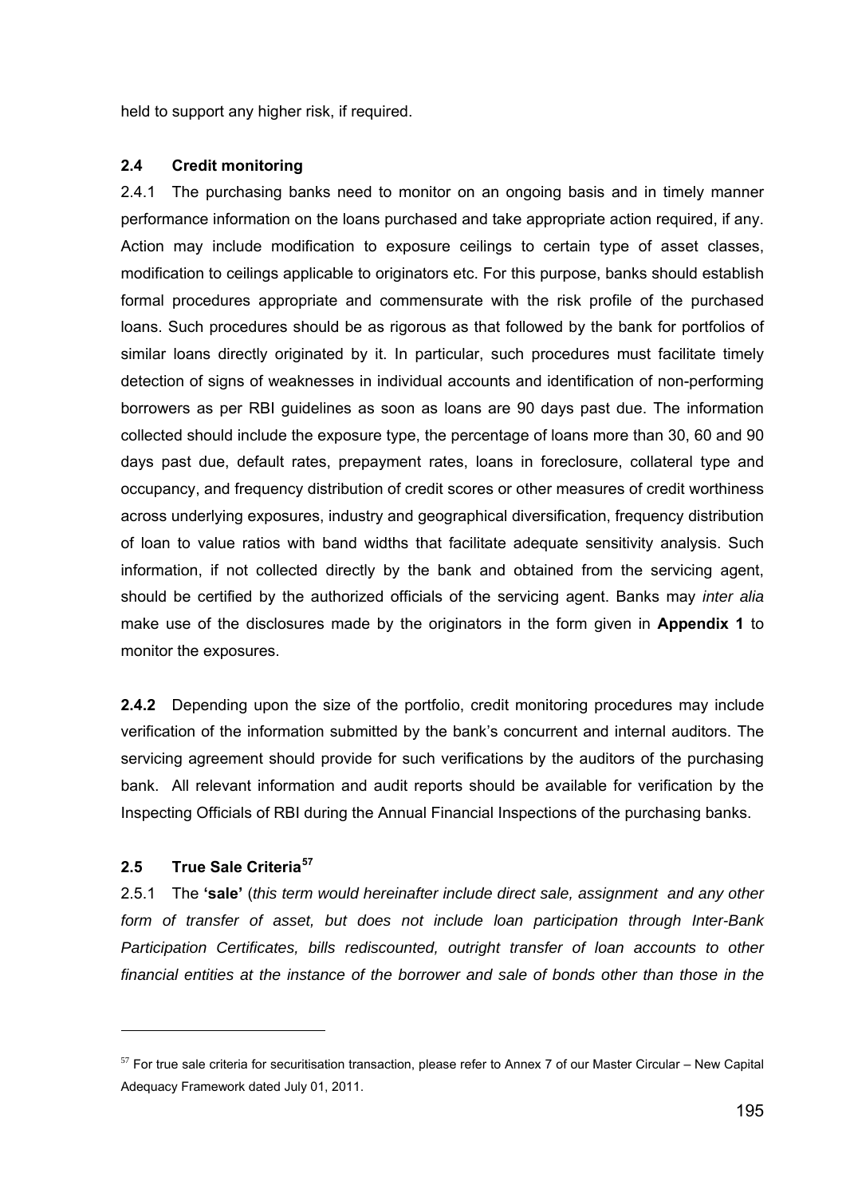held to support any higher risk, if required.

### 2.4 Credit monitoring

2.4.1 The purchasing banks need to monitor on an ongoing basis and in timely manner performance information on the loans purchased and take appropriate action required, if any. Action may include modification to exposure ceilings to certain type of asset classes, modification to ceilings applicable to originators etc. For this purpose, banks should establish formal procedures appropriate and commensurate with the risk profile of the purchased loans. Such procedures should be as rigorous as that followed by the bank for portfolios of similar loans directly originated by it. In particular, such procedures must facilitate timely detection of signs of weaknesses in individual accounts and identification of non-performing borrowers as per RBI guidelines as soon as loans are 90 days past due. The information collected should include the exposure type, the percentage of loans more than 30, 60 and 90 days past due, default rates, prepayment rates, loans in foreclosure, collateral type and occupancy, and frequency distribution of credit scores or other measures of credit worthiness across underlying exposures, industry and geographical diversification, frequency distribution of loan to value ratios with band widths that facilitate adequate sensitivity analysis. Such information, if not collected directly by the bank and obtained from the servicing agent, should be certified by the authorized officials of the servicing agent. Banks may *inter alia* make use of the disclosures made by the originators in the form given in **Appendix 1** to monitor the exposures.

**2.4.2** Depending upon the size of the portfolio, credit monitoring procedures may include verification of the information submitted by the bank's concurrent and internal auditors. The servicing agreement should provide for such verifications by the auditors of the purchasing bank. All relevant information and audit reports should be available for verification by the Inspecting Officials of RBI during the Annual Financial Inspections of the purchasing banks.

### 2.5 True Sale Criteria[57]

2.5.1 The **'sale'** (*this term would hereinafter include direct sale, assignment and any other form of transfer of asset, but does not include loan participation through Inter-Bank Participation Certificates, bills rediscounted, outright transfer of loan accounts to other financial entities at the instance of the borrower and sale of bonds other than those in the*

---

[57] For true sale criteria for securitisation transaction, please refer to Annex 7 of our Master Circular – New Capital Adequacy Framework dated July 01, 2011.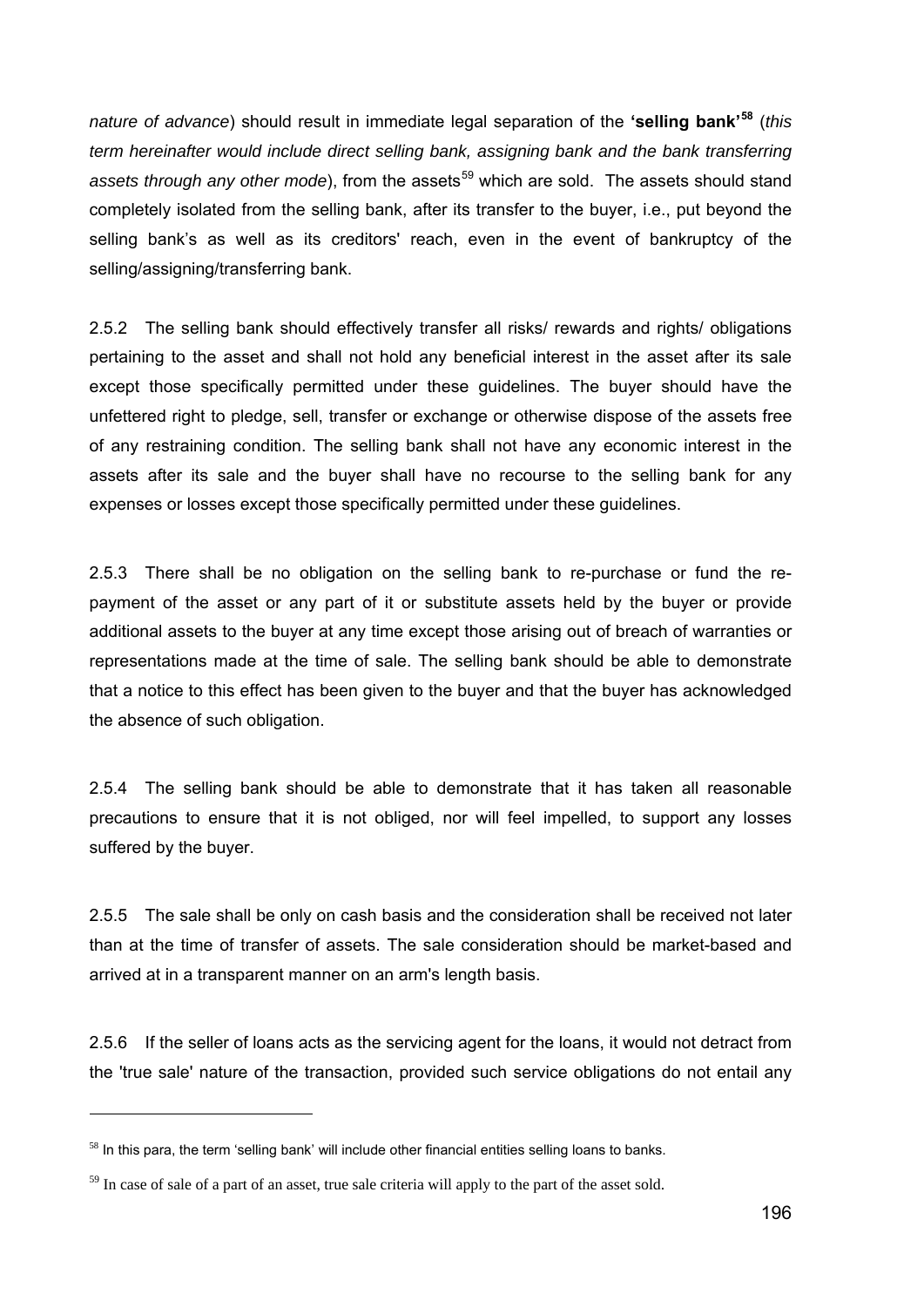*nature of advance*) should result in immediate legal separation of the **'selling bank'**[58] (*this term hereinafter would include direct selling bank, assigning bank and the bank transferring assets through any other mode*), from the assets[59] which are sold. The assets should stand completely isolated from the selling bank, after its transfer to the buyer, i.e., put beyond the selling bank's as well as its creditors' reach, even in the event of bankruptcy of the selling/assigning/transferring bank.

2.5.2 The selling bank should effectively transfer all risks/ rewards and rights/ obligations pertaining to the asset and shall not hold any beneficial interest in the asset after its sale except those specifically permitted under these guidelines. The buyer should have the unfettered right to pledge, sell, transfer or exchange or otherwise dispose of the assets free of any restraining condition. The selling bank shall not have any economic interest in the assets after its sale and the buyer shall have no recourse to the selling bank for any expenses or losses except those specifically permitted under these guidelines.

2.5.3 There shall be no obligation on the selling bank to re-purchase or fund the re-payment of the asset or any part of it or substitute assets held by the buyer or provide additional assets to the buyer at any time except those arising out of breach of warranties or representations made at the time of sale. The selling bank should be able to demonstrate that a notice to this effect has been given to the buyer and that the buyer has acknowledged the absence of such obligation.

2.5.4 The selling bank should be able to demonstrate that it has taken all reasonable precautions to ensure that it is not obliged, nor will feel impelled, to support any losses suffered by the buyer.

2.5.5 The sale shall be only on cash basis and the consideration shall be received not later than at the time of transfer of assets. The sale consideration should be market-based and arrived at in a transparent manner on an arm's length basis.

2.5.6 If the seller of loans acts as the servicing agent for the loans, it would not detract from the 'true sale' nature of the transaction, provided such service obligations do not entail any

---

[58] In this para, the term 'selling bank' will include other financial entities selling loans to banks.

[59] In case of sale of a part of an asset, true sale criteria will apply to the part of the asset sold.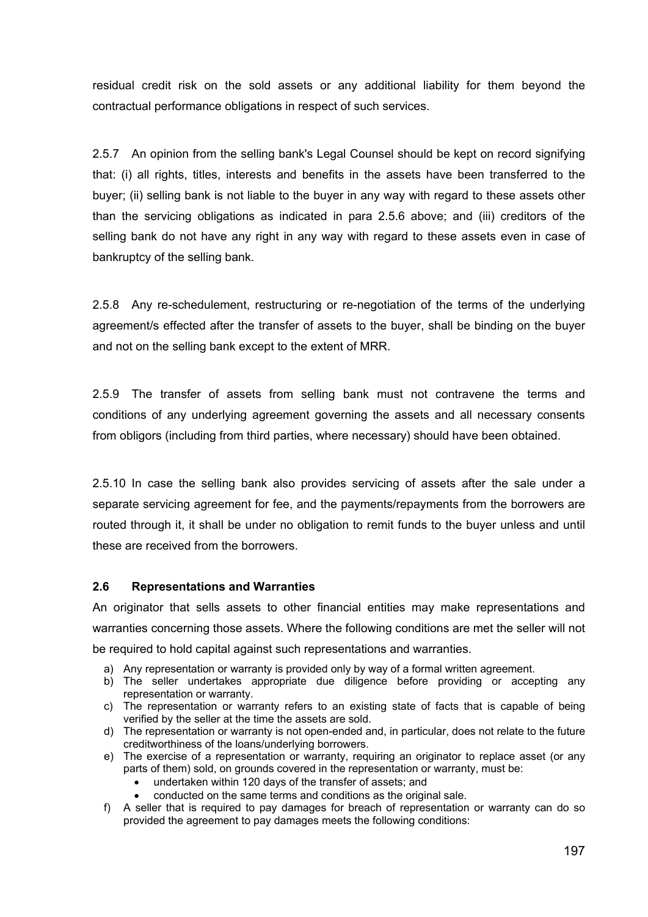residual credit risk on the sold assets or any additional liability for them beyond the contractual performance obligations in respect of such services.

2.5.7 An opinion from the selling bank's Legal Counsel should be kept on record signifying that: (i) all rights, titles, interests and benefits in the assets have been transferred to the buyer; (ii) selling bank is not liable to the buyer in any way with regard to these assets other than the servicing obligations as indicated in para 2.5.6 above; and (iii) creditors of the selling bank do not have any right in any way with regard to these assets even in case of bankruptcy of the selling bank.

2.5.8 Any re-schedulement, restructuring or re-negotiation of the terms of the underlying agreement/s effected after the transfer of assets to the buyer, shall be binding on the buyer and not on the selling bank except to the extent of MRR.

2.5.9 The transfer of assets from selling bank must not contravene the terms and conditions of any underlying agreement governing the assets and all necessary consents from obligors (including from third parties, where necessary) should have been obtained.

2.5.10 In case the selling bank also provides servicing of assets after the sale under a separate servicing agreement for fee, and the payments/repayments from the borrowers are routed through it, it shall be under no obligation to remit funds to the buyer unless and until these are received from the borrowers.

### 2.6 Representations and Warranties

An originator that sells assets to other financial entities may make representations and warranties concerning those assets. Where the following conditions are met the seller will not be required to hold capital against such representations and warranties.

a) Any representation or warranty is provided only by way of a formal written agreement.
b) The seller undertakes appropriate due diligence before providing or accepting any representation or warranty.
c) The representation or warranty refers to an existing state of facts that is capable of being verified by the seller at the time the assets are sold.
d) The representation or warranty is not open-ended and, in particular, does not relate to the future creditworthiness of the loans/underlying borrowers.
e) The exercise of a representation or warranty, requiring an originator to replace asset (or any parts of them) sold, on grounds covered in the representation or warranty, must be:
    - undertaken within 120 days of the transfer of assets; and
    - conducted on the same terms and conditions as the original sale.
f) A seller that is required to pay damages for breach of representation or warranty can do so provided the agreement to pay damages meets the following conditions: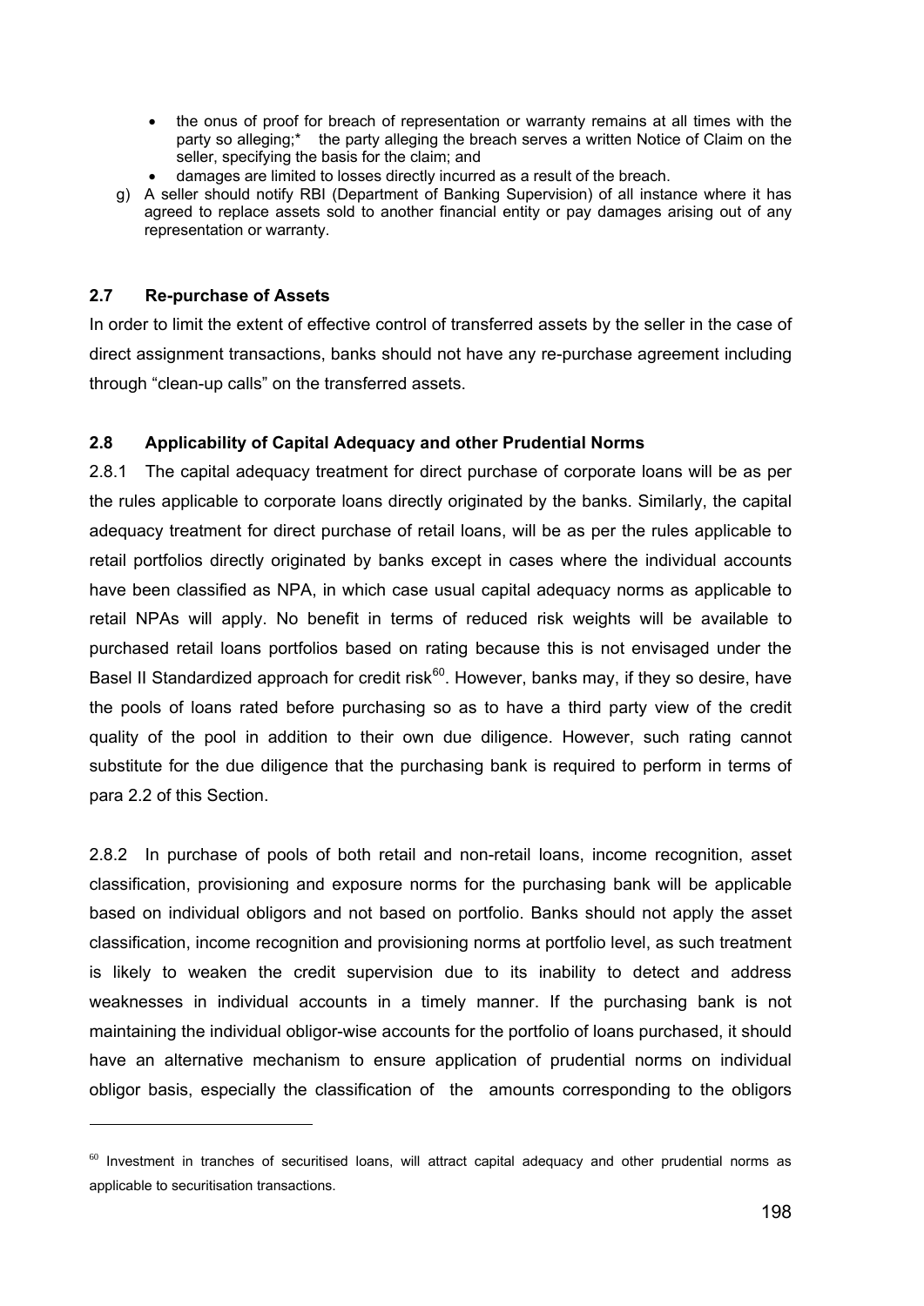- the onus of proof for breach of representation or warranty remains at all times with the party so alleging;* the party alleging the breach serves a written Notice of Claim on the seller, specifying the basis for the claim; and
- damages are limited to losses directly incurred as a result of the breach.

g) A seller should notify RBI (Department of Banking Supervision) of all instance where it has agreed to replace assets sold to another financial entity or pay damages arising out of any representation or warranty.

### 2.7 Re-purchase of Assets

In order to limit the extent of effective control of transferred assets by the seller in the case of direct assignment transactions, banks should not have any re-purchase agreement including through "clean-up calls" on the transferred assets.

### 2.8 Applicability of Capital Adequacy and other Prudential Norms

2.8.1 The capital adequacy treatment for direct purchase of corporate loans will be as per the rules applicable to corporate loans directly originated by the banks. Similarly, the capital adequacy treatment for direct purchase of retail loans, will be as per the rules applicable to retail portfolios directly originated by banks except in cases where the individual accounts have been classified as NPA, in which case usual capital adequacy norms as applicable to retail NPAs will apply. No benefit in terms of reduced risk weights will be available to purchased retail loans portfolios based on rating because this is not envisaged under the Basel II Standardized approach for credit risk[60]. However, banks may, if they so desire, have the pools of loans rated before purchasing so as to have a third party view of the credit quality of the pool in addition to their own due diligence. However, such rating cannot substitute for the due diligence that the purchasing bank is required to perform in terms of para 2.2 of this Section.

2.8.2 In purchase of pools of both retail and non-retail loans, income recognition, asset classification, provisioning and exposure norms for the purchasing bank will be applicable based on individual obligors and not based on portfolio. Banks should not apply the asset classification, income recognition and provisioning norms at portfolio level, as such treatment is likely to weaken the credit supervision due to its inability to detect and address weaknesses in individual accounts in a timely manner. If the purchasing bank is not maintaining the individual obligor-wise accounts for the portfolio of loans purchased, it should have an alternative mechanism to ensure application of prudential norms on individual obligor basis, especially the classification of the amounts corresponding to the obligors

---

[60] Investment in tranches of securitised loans, will attract capital adequacy and other prudential norms as applicable to securitisation transactions.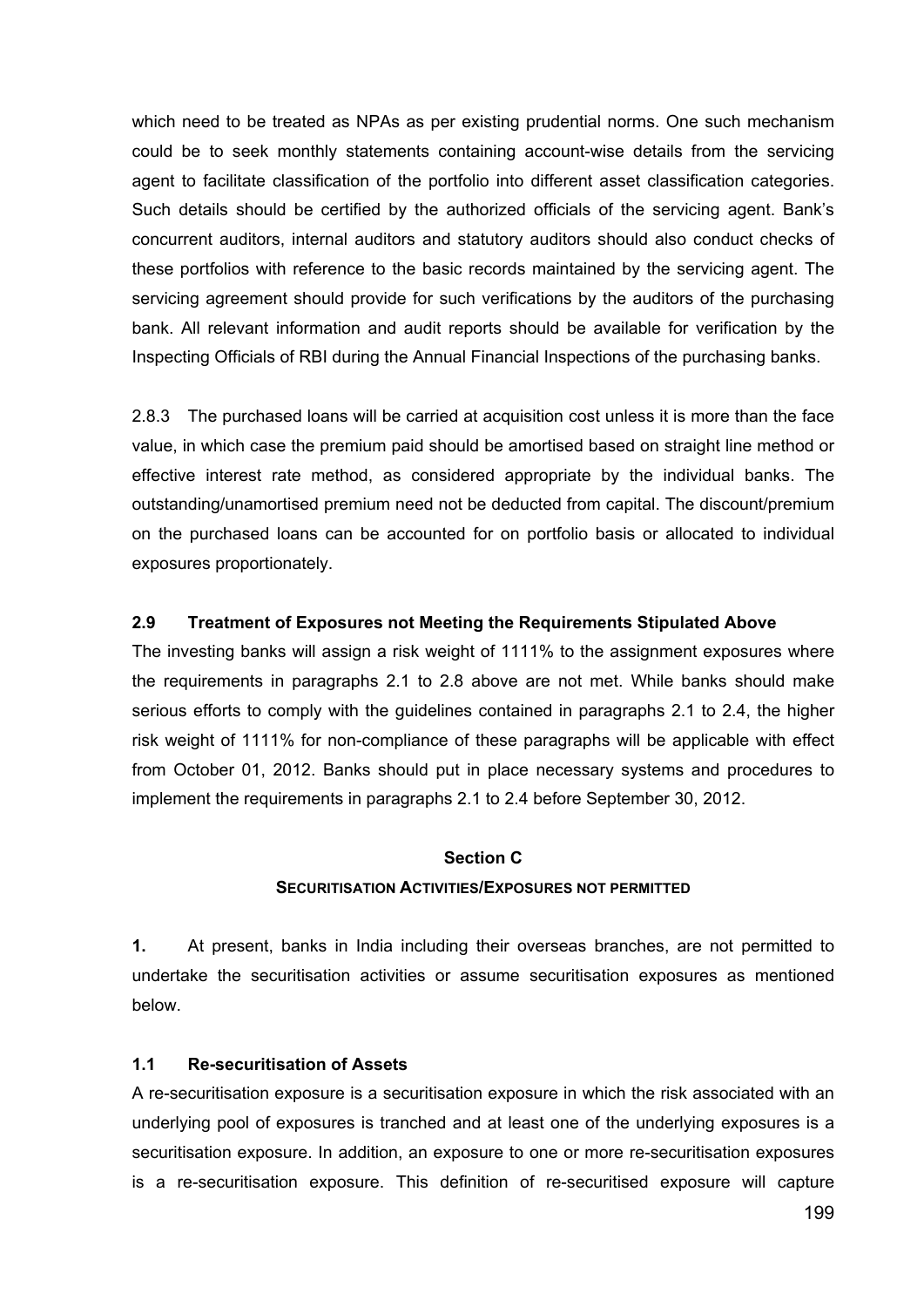which need to be treated as NPAs as per existing prudential norms. One such mechanism could be to seek monthly statements containing account-wise details from the servicing agent to facilitate classification of the portfolio into different asset classification categories. Such details should be certified by the authorized officials of the servicing agent. Bank's concurrent auditors, internal auditors and statutory auditors should also conduct checks of these portfolios with reference to the basic records maintained by the servicing agent. The servicing agreement should provide for such verifications by the auditors of the purchasing bank. All relevant information and audit reports should be available for verification by the Inspecting Officials of RBI during the Annual Financial Inspections of the purchasing banks.

2.8.3 The purchased loans will be carried at acquisition cost unless it is more than the face value, in which case the premium paid should be amortised based on straight line method or effective interest rate method, as considered appropriate by the individual banks. The outstanding/unamortised premium need not be deducted from capital. The discount/premium on the purchased loans can be accounted for on portfolio basis or allocated to individual exposures proportionately.

**2.9 Treatment of Exposures not Meeting the Requirements Stipulated Above**

The investing banks will assign a risk weight of 1111% to the assignment exposures where the requirements in paragraphs 2.1 to 2.8 above are not met. While banks should make serious efforts to comply with the guidelines contained in paragraphs 2.1 to 2.4, the higher risk weight of 1111% for non-compliance of these paragraphs will be applicable with effect from October 01, 2012. Banks should put in place necessary systems and procedures to implement the requirements in paragraphs 2.1 to 2.4 before September 30, 2012.

## Section C

### SECURITISATION ACTIVITIES/EXPOSURES NOT PERMITTED

**1.** At present, banks in India including their overseas branches, are not permitted to undertake the securitisation activities or assume securitisation exposures as mentioned below.

**1.1 Re-securitisation of Assets**

A re-securitisation exposure is a securitisation exposure in which the risk associated with an underlying pool of exposures is tranched and at least one of the underlying exposures is a securitisation exposure. In addition, an exposure to one or more re-securitisation exposures is a re-securitisation exposure. This definition of re-securitised exposure will capture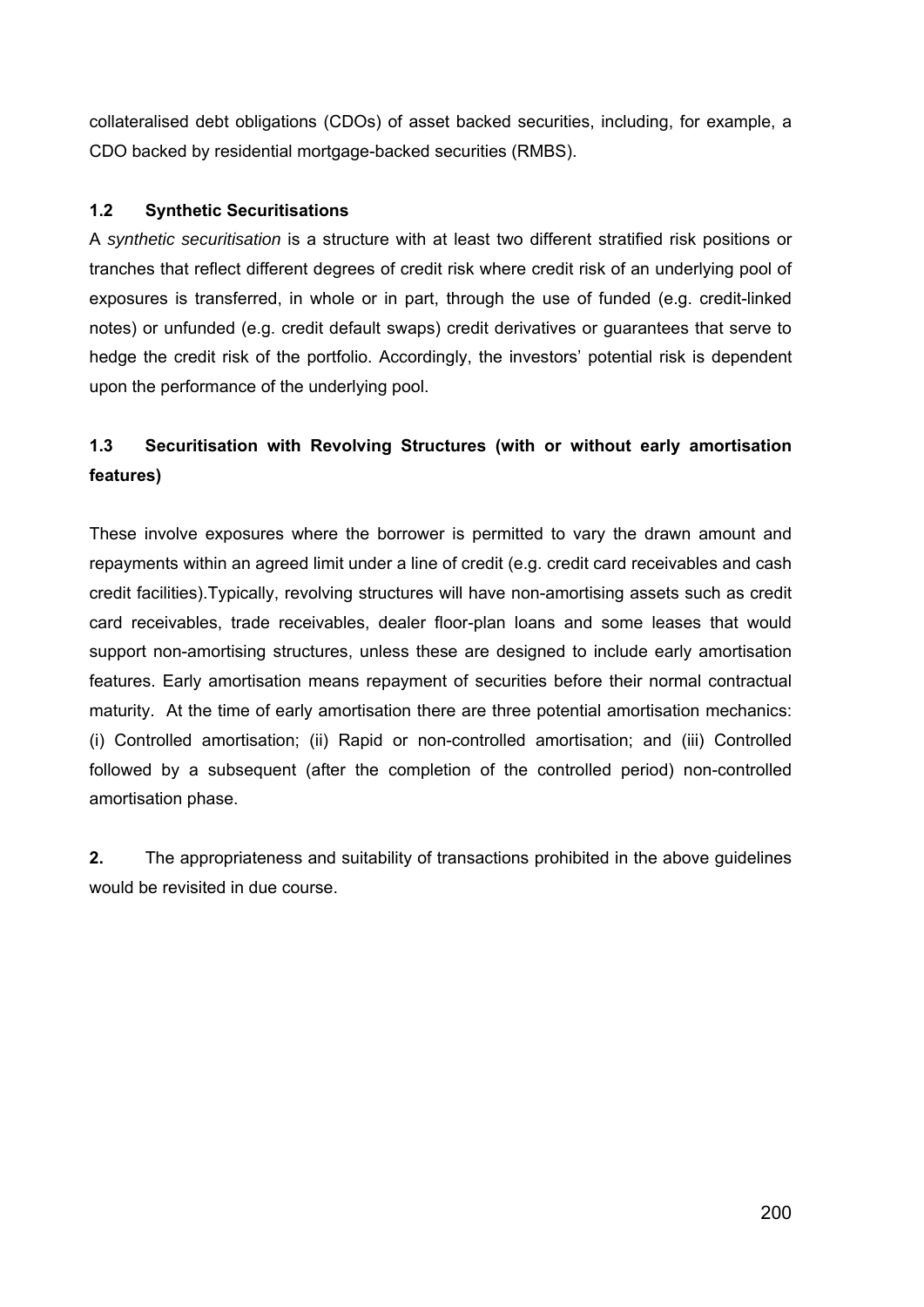collateralised debt obligations (CDOs) of asset backed securities, including, for example, a CDO backed by residential mortgage-backed securities (RMBS).

### 1.2 Synthetic Securitisations

A *synthetic securitisation* is a structure with at least two different stratified risk positions or tranches that reflect different degrees of credit risk where credit risk of an underlying pool of exposures is transferred, in whole or in part, through the use of funded (e.g. credit-linked notes) or unfunded (e.g. credit default swaps) credit derivatives or guarantees that serve to hedge the credit risk of the portfolio. Accordingly, the investors' potential risk is dependent upon the performance of the underlying pool.

### 1.3 Securitisation with Revolving Structures (with or without early amortisation features)

These involve exposures where the borrower is permitted to vary the drawn amount and repayments within an agreed limit under a line of credit (e.g. credit card receivables and cash credit facilities).Typically, revolving structures will have non-amortising assets such as credit card receivables, trade receivables, dealer floor-plan loans and some leases that would support non-amortising structures, unless these are designed to include early amortisation features. Early amortisation means repayment of securities before their normal contractual maturity. At the time of early amortisation there are three potential amortisation mechanics: (i) Controlled amortisation; (ii) Rapid or non-controlled amortisation; and (iii) Controlled followed by a subsequent (after the completion of the controlled period) non-controlled amortisation phase.

**2.** The appropriateness and suitability of transactions prohibited in the above guidelines would be revisited in due course.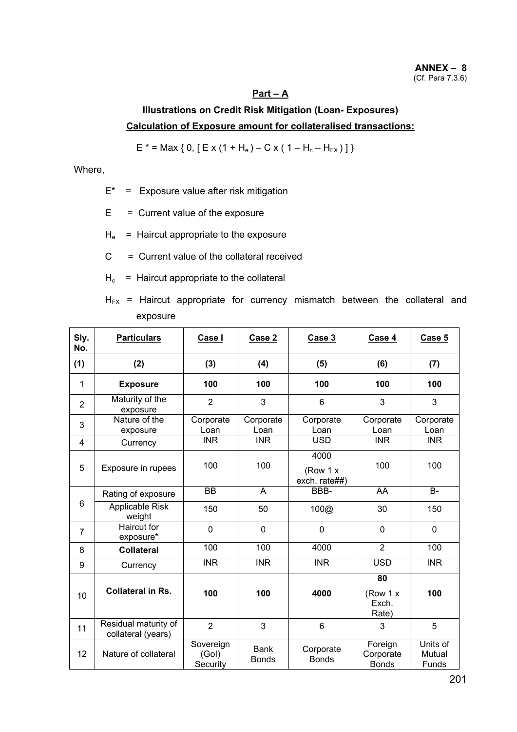**ANNEX – 8**
(Cf. Para 7.3.6)

## Part – A

### Illustrations on Credit Risk Mitigation (Loan- Exposures)

**Calculation of Exposure amount for collateralised transactions:**

$$E^* = \text{Max}\ \{ 0, [ E \times (1 + H_e) – C \times ( 1 – H_c – H_{FX} ) ] \}$$

Where,

- $E^*$ = Exposure value after risk mitigation
- $E$ = Current value of the exposure
- $H_e$ = Haircut appropriate to the exposure
- $C$ = Current value of the collateral received
- $H_c$ = Haircut appropriate to the collateral
- $H_{FX}$ = Haircut appropriate for currency mismatch between the collateral and exposure

| Sly. No. | Particulars | Case I | Case 2 | Case 3 | Case 4 | Case 5 |
|---|---|---|---|---|---|---|
| **(1)** | **(2)** | **(3)** | **(4)** | **(5)** | **(6)** | **(7)** |
| 1 | **Exposure** | **100** | **100** | **100** | **100** | **100** |
| 2 | Maturity of the exposure | 2 | 3 | 6 | 3 | 3 |
| 3 | Nature of the exposure | Corporate Loan | Corporate Loan | Corporate Loan | Corporate Loan | Corporate Loan |
| 4 | Currency | INR | INR | USD | INR | INR |
| 5 | Exposure in rupees | 100 | 100 | 4000 (Row 1 x exch. rate##) | 100 | 100 |
| 6 | Rating of exposure | BB | A | BBB- | AA | B- |
| | Applicable Risk weight | 150 | 50 | 100@ | 30 | 150 |
| 7 | Haircut for exposure* | 0 | 0 | 0 | 0 | 0 |
| 8 | **Collateral** | 100 | 100 | 4000 | 2 | 100 |
| 9 | Currency | INR | INR | INR | USD | INR |
| 10 | **Collateral in Rs.** | **100** | **100** | **4000** | **80** (Row 1 x Exch. Rate) | **100** |
| 11 | Residual maturity of collateral (years) | 2 | 3 | 6 | 3 | 5 |
| 12 | Nature of collateral | Sovereign (GoI) Security | Bank Bonds | Corporate Bonds | Foreign Corporate Bonds | Units of Mutual Funds |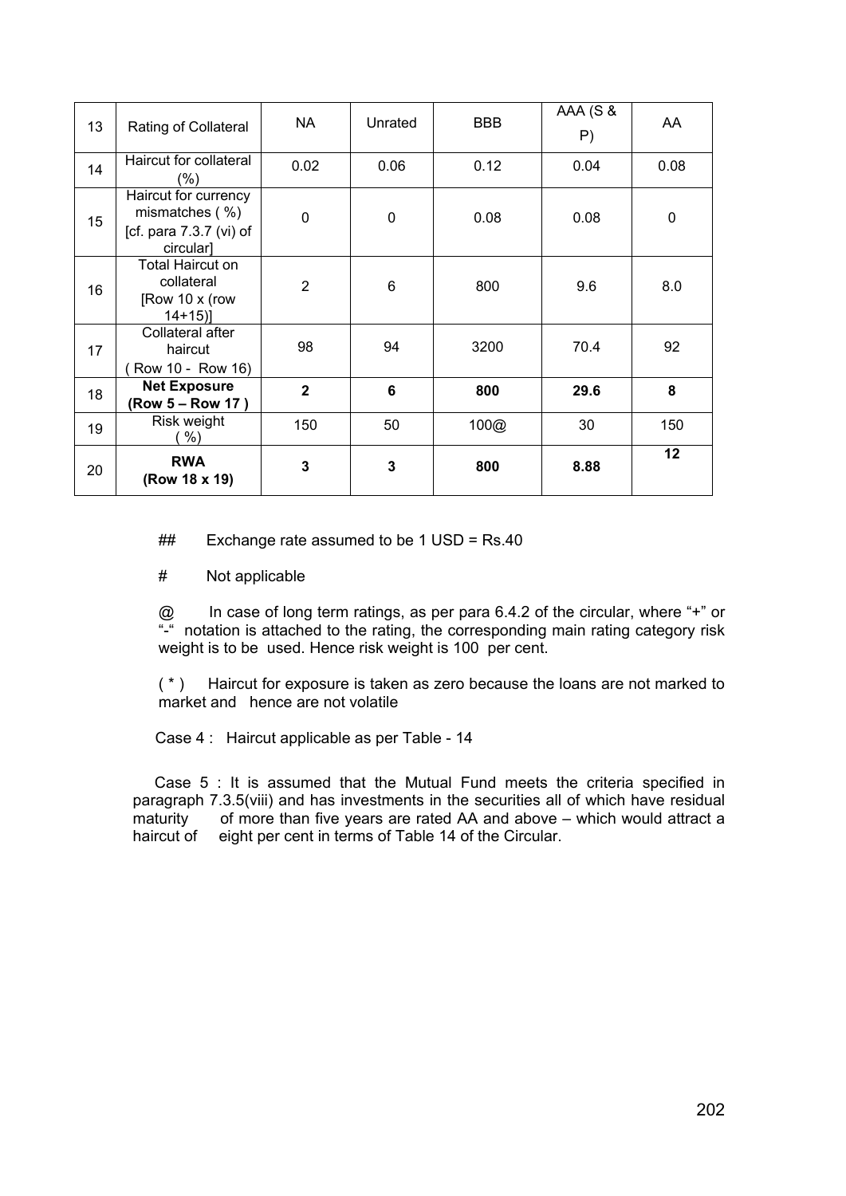| | | | | | | |
|---|---|---|---|---|---|---|
| 13 | Rating of Collateral | NA | Unrated | BBB | AAA (S & P) | AA |
| 14 | Haircut for collateral (%) | 0.02 | 0.06 | 0.12 | 0.04 | 0.08 |
| 15 | Haircut for currency mismatches ( %) [cf. para 7.3.7 (vi) of circular] | 0 | 0 | 0.08 | 0.08 | 0 |
| 16 | Total Haircut on collateral [Row 10 x (row 14+15)] | 2 | 6 | 800 | 9.6 | 8.0 |
| 17 | Collateral after haircut ( Row 10 - Row 16) | 98 | 94 | 3200 | 70.4 | 92 |
| 18 | **Net Exposure (Row 5 – Row 17 )** | **2** | **6** | **800** | **29.6** | **8** |
| 19 | Risk weight ( %) | 150 | 50 | 100@ | 30 | 150 |
| 20 | **RWA (Row 18 x 19)** | **3** | **3** | **800** | **8.88** | **12** |

## Exchange rate assumed to be 1 USD = Rs.40

# Not applicable

@ In case of long term ratings, as per para 6.4.2 of the circular, where "+" or "-" notation is attached to the rating, the corresponding main rating category risk weight is to be used. Hence risk weight is 100 per cent.

( * ) Haircut for exposure is taken as zero because the loans are not marked to market and hence are not volatile

Case 4 : Haircut applicable as per Table - 14

Case 5 : It is assumed that the Mutual Fund meets the criteria specified in paragraph 7.3.5(viii) and has investments in the securities all of which have residual maturity of more than five years are rated AA and above – which would attract a haircut of eight per cent in terms of Table 14 of the Circular.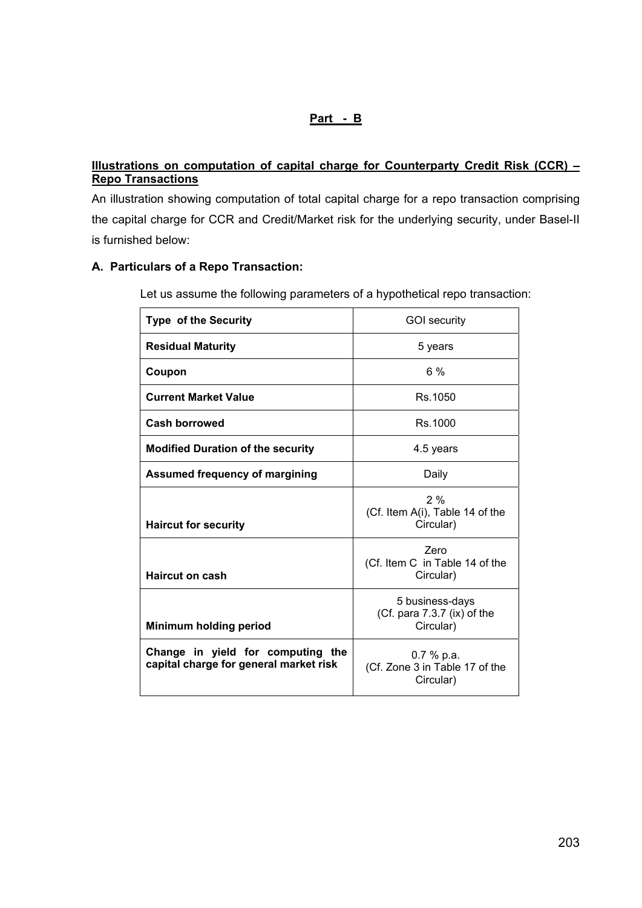## Part - B

### Illustrations on computation of capital charge for Counterparty Credit Risk (CCR) – Repo Transactions

An illustration showing computation of total capital charge for a repo transaction comprising the capital charge for CCR and Credit/Market risk for the underlying security, under Basel-II is furnished below:

### A. Particulars of a Repo Transaction:

Let us assume the following parameters of a hypothetical repo transaction:

| | |
|---|---|
| **Type of the Security** | GOI security |
| **Residual Maturity** | 5 years |
| **Coupon** | 6 % |
| **Current Market Value** | Rs.1050 |
| **Cash borrowed** | Rs.1000 |
| **Modified Duration of the security** | 4.5 years |
| **Assumed frequency of margining** | Daily |
| **Haircut for security** | 2 % (Cf. Item A(i), Table 14 of the Circular) |
| **Haircut on cash** | Zero (Cf. Item C in Table 14 of the Circular) |
| **Minimum holding period** | 5 business-days (Cf. para 7.3.7 (ix) of the Circular) |
| **Change in yield for computing the capital charge for general market risk** | 0.7 % p.a. (Cf. Zone 3 in Table 17 of the Circular) |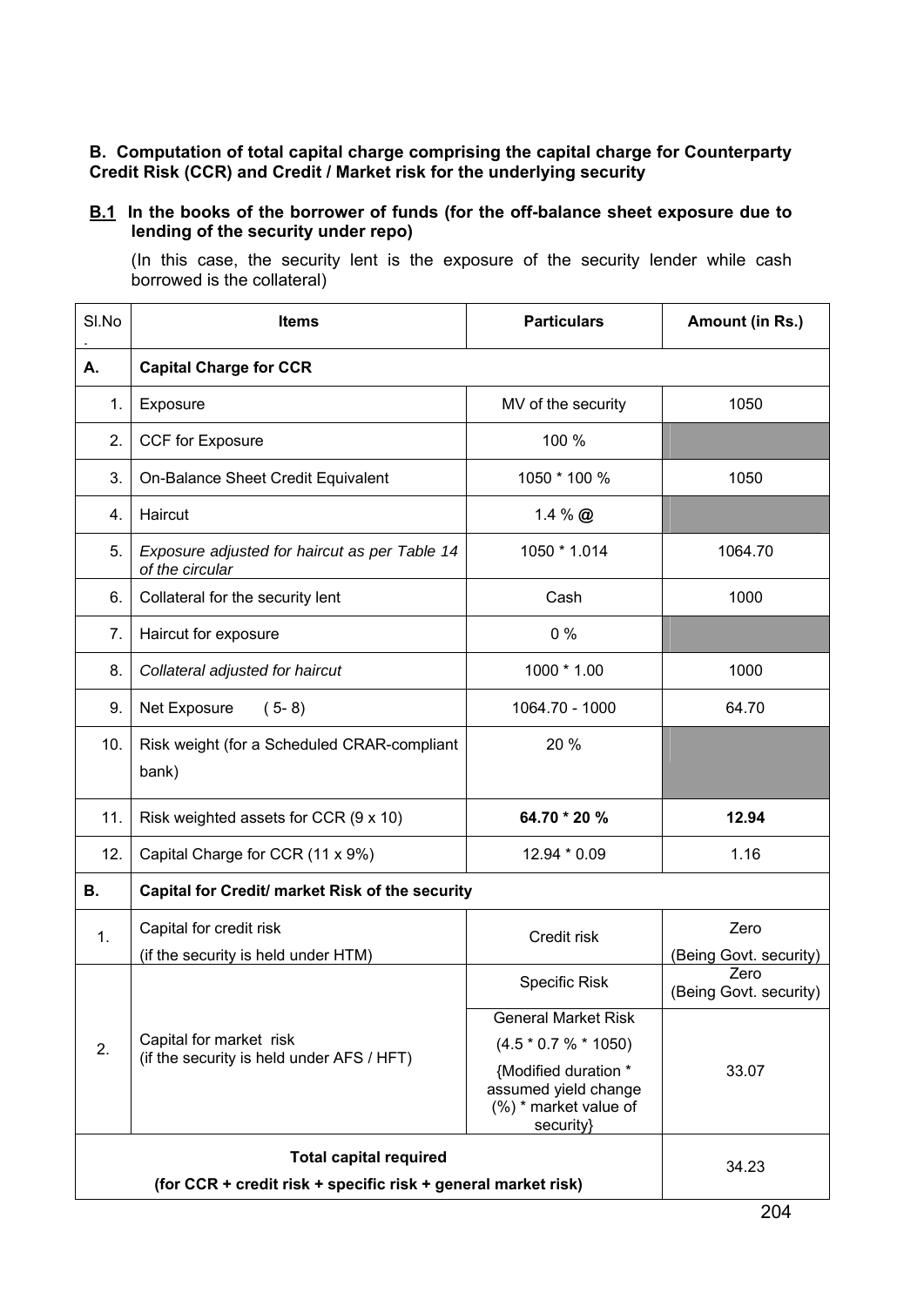**B. Computation of total capital charge comprising the capital charge for Counterparty Credit Risk (CCR) and Credit / Market risk for the underlying security**

**B.1 In the books of the borrower of funds (for the off-balance sheet exposure due to lending of the security under repo)**

(In this case, the security lent is the exposure of the security lender while cash borrowed is the collateral)

| Sl.No. | Items | Particulars | Amount (in Rs.) |
|---|---|---|---|
| **A.** | **Capital Charge for CCR** | | |
| 1. | Exposure | MV of the security | 1050 |
| 2. | CCF for Exposure | 100 % | |
| 3. | On-Balance Sheet Credit Equivalent | 1050 * 100 % | 1050 |
| 4. | Haircut | 1.4 % **@** | |
| 5. | *Exposure adjusted for haircut as per Table 14 of the circular* | 1050 * 1.014 | 1064.70 |
| 6. | Collateral for the security lent | Cash | 1000 |
| 7. | Haircut for exposure | 0 % | |
| 8. | *Collateral adjusted for haircut* | 1000 * 1.00 | 1000 |
| 9. | Net Exposure ( 5- 8) | 1064.70 - 1000 | 64.70 |
| 10. | Risk weight (for a Scheduled CRAR-compliant bank) | 20 % | |
| 11. | Risk weighted assets for CCR (9 x 10) | **64.70 * 20 %** | **12.94** |
| 12. | Capital Charge for CCR (11 x 9%) | 12.94 * 0.09 | 1.16 |
| **B.** | **Capital for Credit/ market Risk of the security** | | |
| 1. | Capital for credit risk (if the security is held under HTM) | Credit risk | Zero (Being Govt. security) |
| 2. | Capital for market risk (if the security is held under AFS / HFT) | Specific Risk | Zero (Being Govt. security) |
| | | General Market Risk (4.5 * 0.7 % * 1050) {Modified duration * assumed yield change (%) * market value of security} | 33.07 |
| **Total capital required (for CCR + credit risk + specific risk + general market risk)** | | | 34.23 |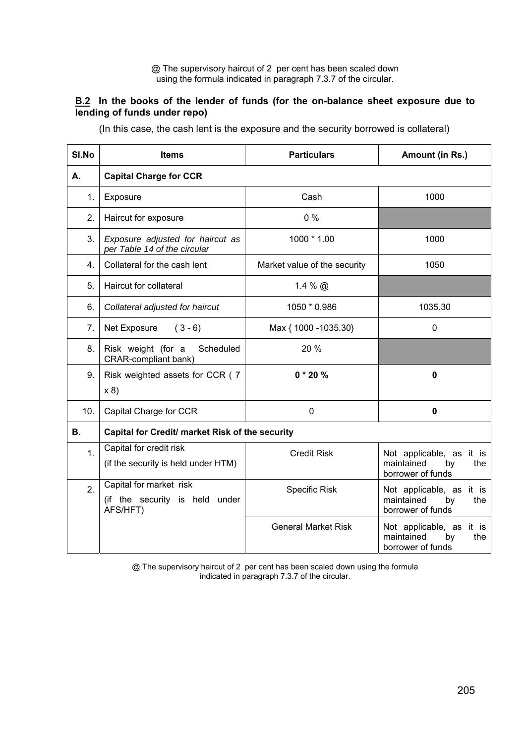@ The supervisory haircut of 2 per cent has been scaled down using the formula indicated in paragraph 7.3.7 of the circular.

**B.2 In the books of the lender of funds (for the on-balance sheet exposure due to lending of funds under repo)**

(In this case, the cash lent is the exposure and the security borrowed is collateral)

| Sl.No | Items | Particulars | Amount (in Rs.) |
|---|---|---|---|
| **A.** | **Capital Charge for CCR** | | |
| 1. | Exposure | Cash | 1000 |
| 2. | Haircut for exposure | 0 % | |
| 3. | *Exposure adjusted for haircut as per Table 14 of the circular* | 1000 * 1.00 | 1000 |
| 4. | Collateral for the cash lent | Market value of the security | 1050 |
| 5. | Haircut for collateral | 1.4 % @ | |
| 6. | *Collateral adjusted for haircut* | 1050 * 0.986 | 1035.30 |
| 7. | Net Exposure ( 3 - 6) | Max { 1000 -1035.30} | 0 |
| 8. | Risk weight (for a Scheduled CRAR-compliant bank) | 20 % | |
| 9. | Risk weighted assets for CCR ( 7 x 8) | **0 * 20 %** | **0** |
| 10. | Capital Charge for CCR | 0 | **0** |
| **B.** | **Capital for Credit/ market Risk of the security** | | |
| 1. | Capital for credit risk (if the security is held under HTM) | Credit Risk | Not applicable, as it is maintained by the borrower of funds |
| 2. | Capital for market risk (if the security is held under AFS/HFT) | Specific Risk | Not applicable, as it is maintained by the borrower of funds |
| | | General Market Risk | Not applicable, as it is maintained by the borrower of funds |

@ The supervisory haircut of 2 per cent has been scaled down using the formula indicated in paragraph 7.3.7 of the circular.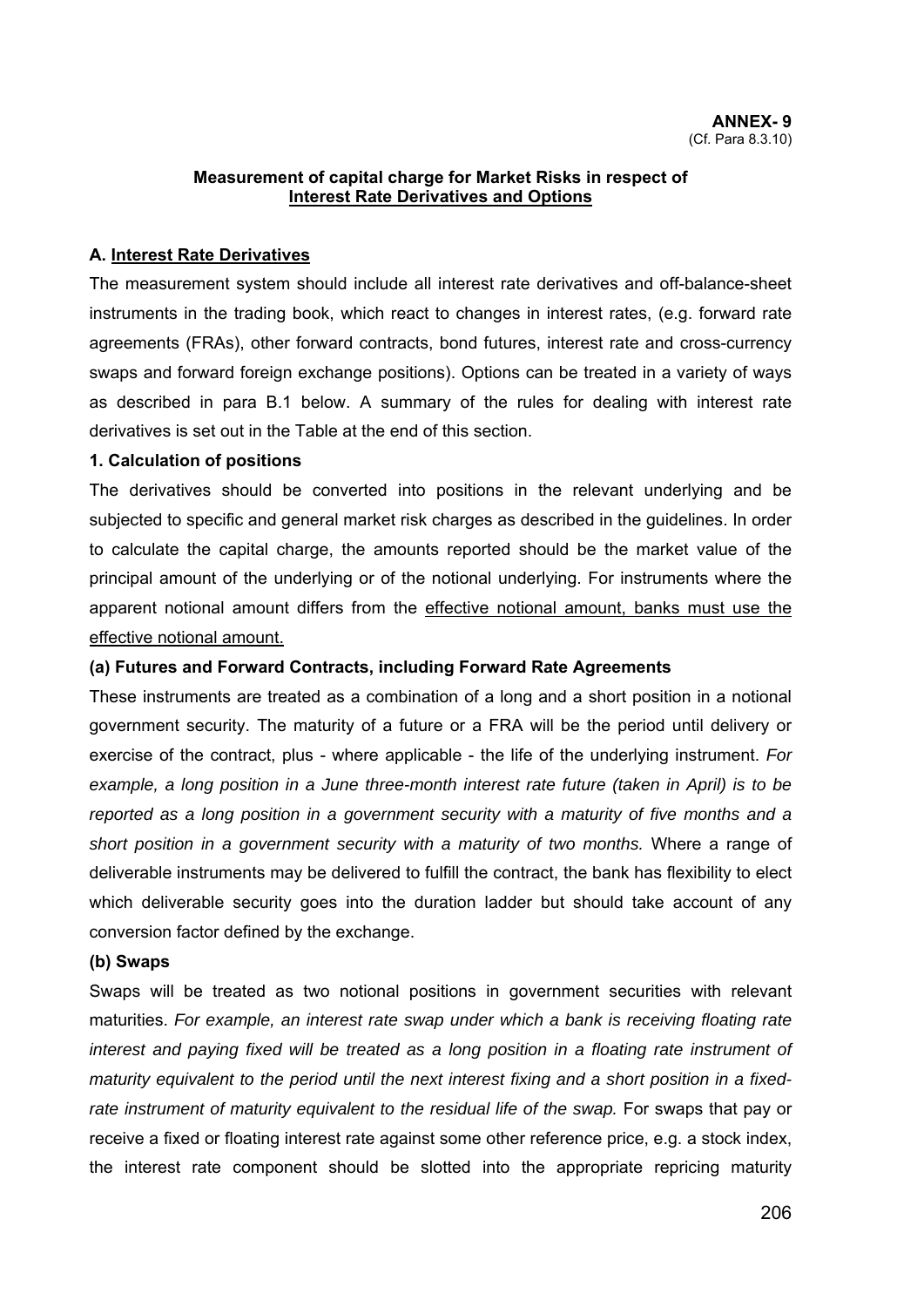**ANNEX- 9**
(Cf. Para 8.3.10)

**Measurement of capital charge for Market Risks in respect of Interest Rate Derivatives and Options**

### A. Interest Rate Derivatives

The measurement system should include all interest rate derivatives and off-balance-sheet instruments in the trading book, which react to changes in interest rates, (e.g. forward rate agreements (FRAs), other forward contracts, bond futures, interest rate and cross-currency swaps and forward foreign exchange positions). Options can be treated in a variety of ways as described in para B.1 below. A summary of the rules for dealing with interest rate derivatives is set out in the Table at the end of this section.

**1. Calculation of positions**

The derivatives should be converted into positions in the relevant underlying and be subjected to specific and general market risk charges as described in the guidelines. In order to calculate the capital charge, the amounts reported should be the market value of the principal amount of the underlying or of the notional underlying. For instruments where the apparent notional amount differs from the effective notional amount, banks must use the effective notional amount.

**(a) Futures and Forward Contracts, including Forward Rate Agreements**

These instruments are treated as a combination of a long and a short position in a notional government security. The maturity of a future or a FRA will be the period until delivery or exercise of the contract, plus - where applicable - the life of the underlying instrument. *For example, a long position in a June three-month interest rate future (taken in April) is to be reported as a long position in a government security with a maturity of five months and a short position in a government security with a maturity of two months.* Where a range of deliverable instruments may be delivered to fulfill the contract, the bank has flexibility to elect which deliverable security goes into the duration ladder but should take account of any conversion factor defined by the exchange.

**(b) Swaps**

Swaps will be treated as two notional positions in government securities with relevant maturities. *For example, an interest rate swap under which a bank is receiving floating rate interest and paying fixed will be treated as a long position in a floating rate instrument of maturity equivalent to the period until the next interest fixing and a short position in a fixed-rate instrument of maturity equivalent to the residual life of the swap.* For swaps that pay or receive a fixed or floating interest rate against some other reference price, e.g. a stock index, the interest rate component should be slotted into the appropriate repricing maturity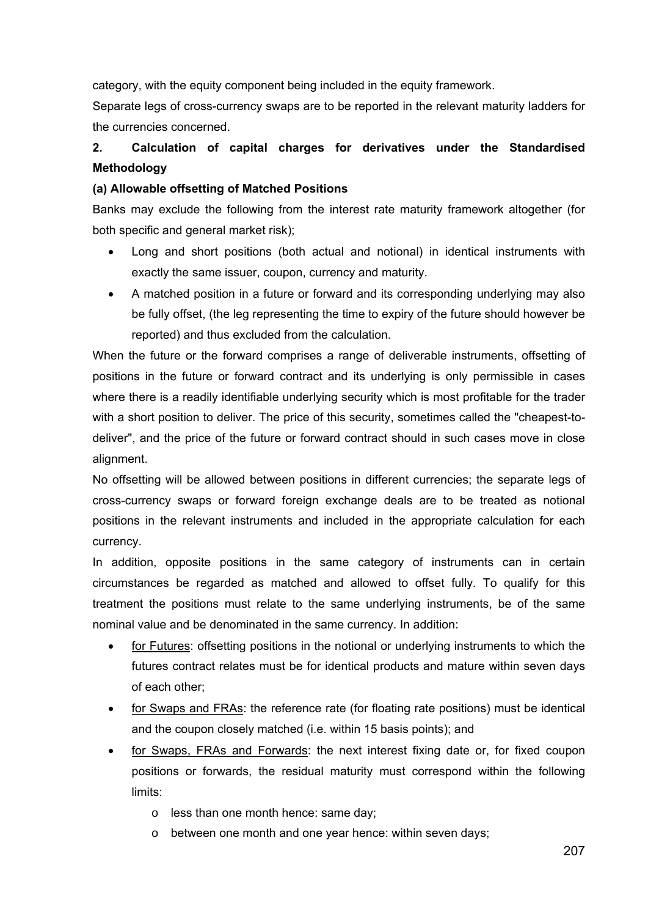category, with the equity component being included in the equity framework.

Separate legs of cross-currency swaps are to be reported in the relevant maturity ladders for the currencies concerned.

## 2. Calculation of capital charges for derivatives under the Standardised Methodology

### (a) Allowable offsetting of Matched Positions

Banks may exclude the following from the interest rate maturity framework altogether (for both specific and general market risk);

- Long and short positions (both actual and notional) in identical instruments with exactly the same issuer, coupon, currency and maturity.
- A matched position in a future or forward and its corresponding underlying may also be fully offset, (the leg representing the time to expiry of the future should however be reported) and thus excluded from the calculation.

When the future or the forward comprises a range of deliverable instruments, offsetting of positions in the future or forward contract and its underlying is only permissible in cases where there is a readily identifiable underlying security which is most profitable for the trader with a short position to deliver. The price of this security, sometimes called the "cheapest-to-deliver", and the price of the future or forward contract should in such cases move in close alignment.

No offsetting will be allowed between positions in different currencies; the separate legs of cross-currency swaps or forward foreign exchange deals are to be treated as notional positions in the relevant instruments and included in the appropriate calculation for each currency.

In addition, opposite positions in the same category of instruments can in certain circumstances be regarded as matched and allowed to offset fully. To qualify for this treatment the positions must relate to the same underlying instruments, be of the same nominal value and be denominated in the same currency. In addition:

- for Futures: offsetting positions in the notional or underlying instruments to which the futures contract relates must be for identical products and mature within seven days of each other;
- for Swaps and FRAs: the reference rate (for floating rate positions) must be identical and the coupon closely matched (i.e. within 15 basis points); and
- for Swaps, FRAs and Forwards: the next interest fixing date or, for fixed coupon positions or forwards, the residual maturity must correspond within the following limits:
  - less than one month hence: same day;
  - between one month and one year hence: within seven days;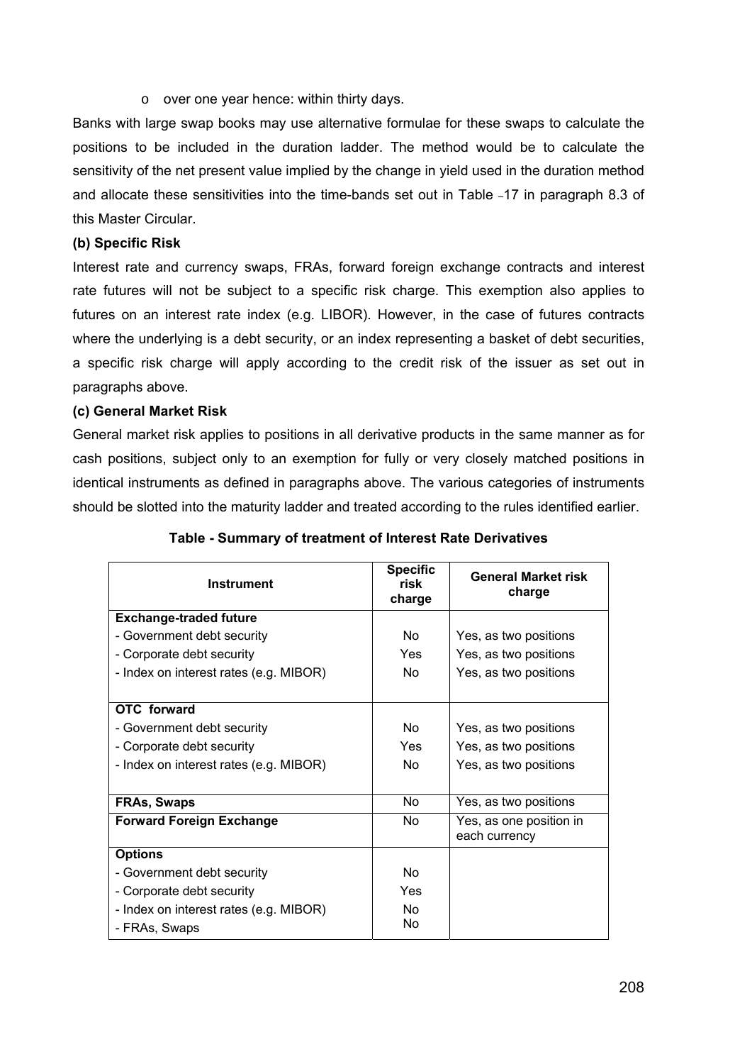- over one year hence: within thirty days.

Banks with large swap books may use alternative formulae for these swaps to calculate the positions to be included in the duration ladder. The method would be to calculate the sensitivity of the net present value implied by the change in yield used in the duration method and allocate these sensitivities into the time-bands set out in Table -17 in paragraph 8.3 of this Master Circular.

**(b) Specific Risk**

Interest rate and currency swaps, FRAs, forward foreign exchange contracts and interest rate futures will not be subject to a specific risk charge. This exemption also applies to futures on an interest rate index (e.g. LIBOR). However, in the case of futures contracts where the underlying is a debt security, or an index representing a basket of debt securities, a specific risk charge will apply according to the credit risk of the issuer as set out in paragraphs above.

**(c) General Market Risk**

General market risk applies to positions in all derivative products in the same manner as for cash positions, subject only to an exemption for fully or very closely matched positions in identical instruments as defined in paragraphs above. The various categories of instruments should be slotted into the maturity ladder and treated according to the rules identified earlier.

**Table - Summary of treatment of Interest Rate Derivatives**

| Instrument | Specific risk charge | General Market risk charge |
|---|---|---|
| **Exchange-traded future** | | |
| - Government debt security | No | Yes, as two positions |
| - Corporate debt security | Yes | Yes, as two positions |
| - Index on interest rates (e.g. MIBOR) | No | Yes, as two positions |
| **OTC forward** | | |
| - Government debt security | No | Yes, as two positions |
| - Corporate debt security | Yes | Yes, as two positions |
| - Index on interest rates (e.g. MIBOR) | No | Yes, as two positions |
| **FRAs, Swaps** | No | Yes, as two positions |
| **Forward Foreign Exchange** | No | Yes, as one position in each currency |
| **Options** | | |
| - Government debt security | No | |
| - Corporate debt security | Yes | |
| - Index on interest rates (e.g. MIBOR) | No | |
| - FRAs, Swaps | No | |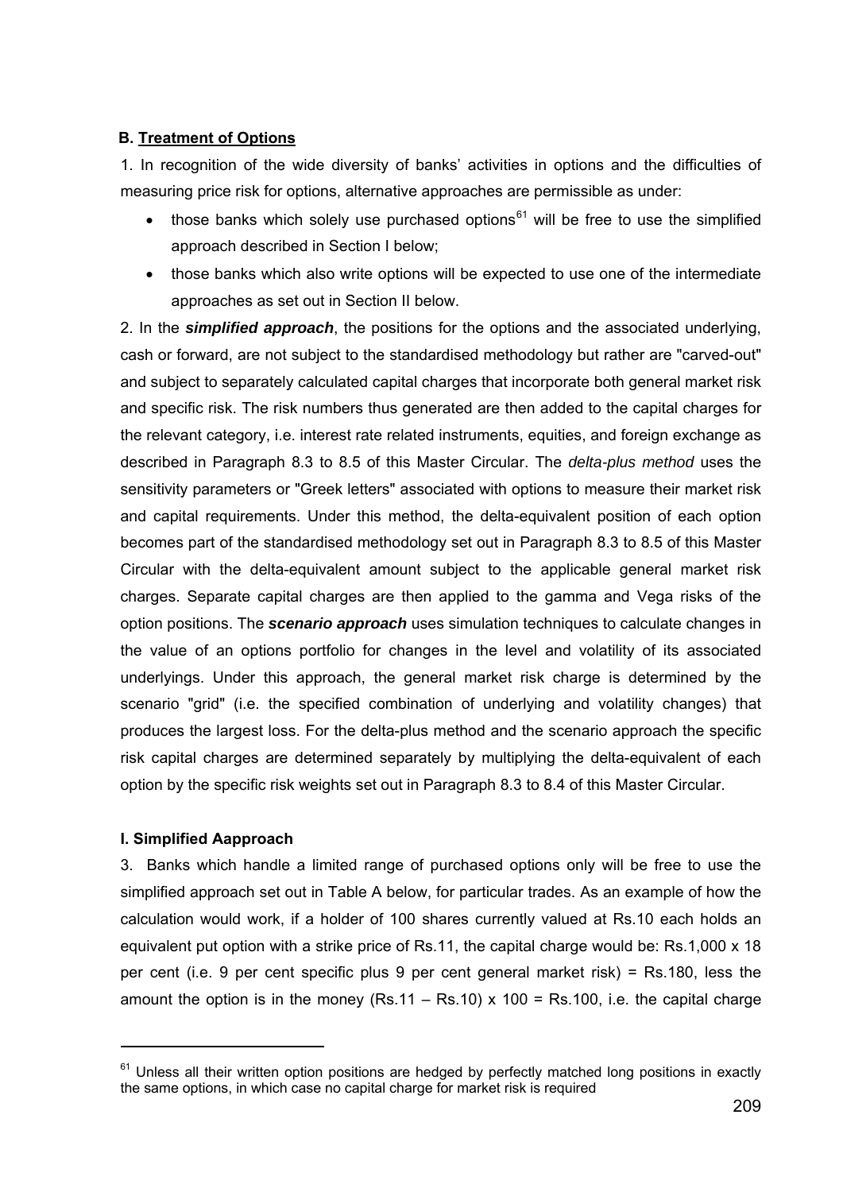## B. Treatment of Options

1. In recognition of the wide diversity of banks' activities in options and the difficulties of measuring price risk for options, alternative approaches are permissible as under:

- those banks which solely use purchased options[61] will be free to use the simplified approach described in Section I below;
- those banks which also write options will be expected to use one of the intermediate approaches as set out in Section II below.

2. In the ***simplified approach***, the positions for the options and the associated underlying, cash or forward, are not subject to the standardised methodology but rather are "carved-out" and subject to separately calculated capital charges that incorporate both general market risk and specific risk. The risk numbers thus generated are then added to the capital charges for the relevant category, i.e. interest rate related instruments, equities, and foreign exchange as described in Paragraph 8.3 to 8.5 of this Master Circular. The *delta-plus method* uses the sensitivity parameters or "Greek letters" associated with options to measure their market risk and capital requirements. Under this method, the delta-equivalent position of each option becomes part of the standardised methodology set out in Paragraph 8.3 to 8.5 of this Master Circular with the delta-equivalent amount subject to the applicable general market risk charges. Separate capital charges are then applied to the gamma and Vega risks of the option positions. The ***scenario approach*** uses simulation techniques to calculate changes in the value of an options portfolio for changes in the level and volatility of its associated underlyings. Under this approach, the general market risk charge is determined by the scenario "grid" (i.e. the specified combination of underlying and volatility changes) that produces the largest loss. For the delta-plus method and the scenario approach the specific risk capital charges are determined separately by multiplying the delta-equivalent of each option by the specific risk weights set out in Paragraph 8.3 to 8.4 of this Master Circular.

### I. Simplified Aapproach

3. Banks which handle a limited range of purchased options only will be free to use the simplified approach set out in Table A below, for particular trades. As an example of how the calculation would work, if a holder of 100 shares currently valued at Rs.10 each holds an equivalent put option with a strike price of Rs.11, the capital charge would be: Rs.1,000 x 18 per cent (i.e. 9 per cent specific plus 9 per cent general market risk) = Rs.180, less the amount the option is in the money (Rs.11 – Rs.10) x 100 = Rs.100, i.e. the capital charge

[61] Unless all their written option positions are hedged by perfectly matched long positions in exactly the same options, in which case no capital charge for market risk is required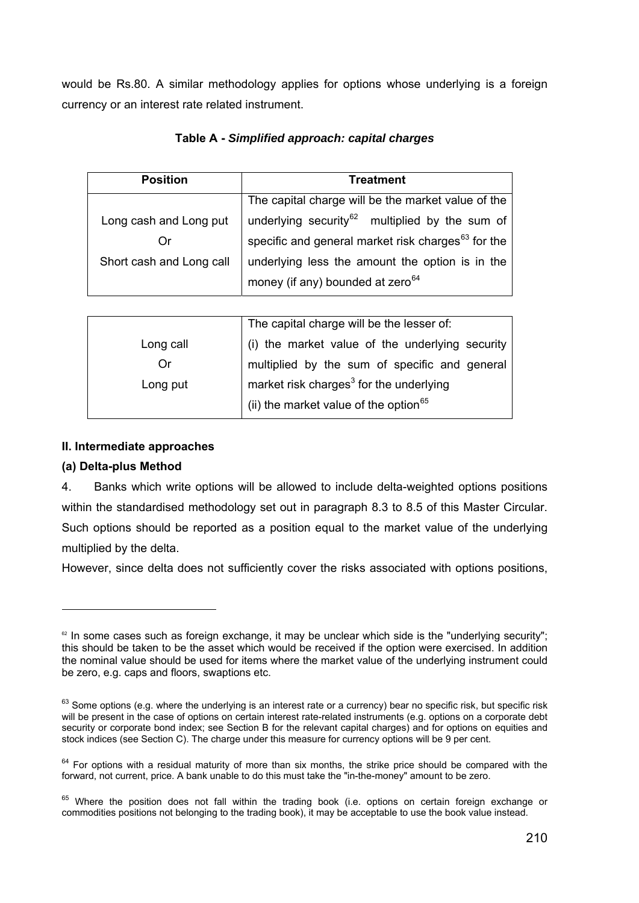would be Rs.80. A similar methodology applies for options whose underlying is a foreign currency or an interest rate related instrument.

**Table A - *Simplified approach: capital charges***

| Position | Treatment |
|---|---|
| Long cash and Long put<br>Or<br>Short cash and Long call | The capital charge will be the market value of the underlying security[62] multiplied by the sum of specific and general market risk charges[63] for the underlying less the amount the option is in the money (if any) bounded at zero[64] |
| Long call<br>Or<br>Long put | The capital charge will be the lesser of:<br>(i) the market value of the underlying security multiplied by the sum of specific and general market risk charges[3] for the underlying<br>(ii) the market value of the option[65] |

**II. Intermediate approaches**

**(a) Delta-plus Method**

4. Banks which write options will be allowed to include delta-weighted options positions within the standardised methodology set out in paragraph 8.3 to 8.5 of this Master Circular. Such options should be reported as a position equal to the market value of the underlying multiplied by the delta.

However, since delta does not sufficiently cover the risks associated with options positions,

---

[62] In some cases such as foreign exchange, it may be unclear which side is the "underlying security"; this should be taken to be the asset which would be received if the option were exercised. In addition the nominal value should be used for items where the market value of the underlying instrument could be zero, e.g. caps and floors, swaptions etc.

[63] Some options (e.g. where the underlying is an interest rate or a currency) bear no specific risk, but specific risk will be present in the case of options on certain interest rate-related instruments (e.g. options on a corporate debt security or corporate bond index; see Section B for the relevant capital charges) and for options on equities and stock indices (see Section C). The charge under this measure for currency options will be 9 per cent.

[64] For options with a residual maturity of more than six months, the strike price should be compared with the forward, not current, price. A bank unable to do this must take the "in-the-money" amount to be zero.

[65] Where the position does not fall within the trading book (i.e. options on certain foreign exchange or commodities positions not belonging to the trading book), it may be acceptable to use the book value instead.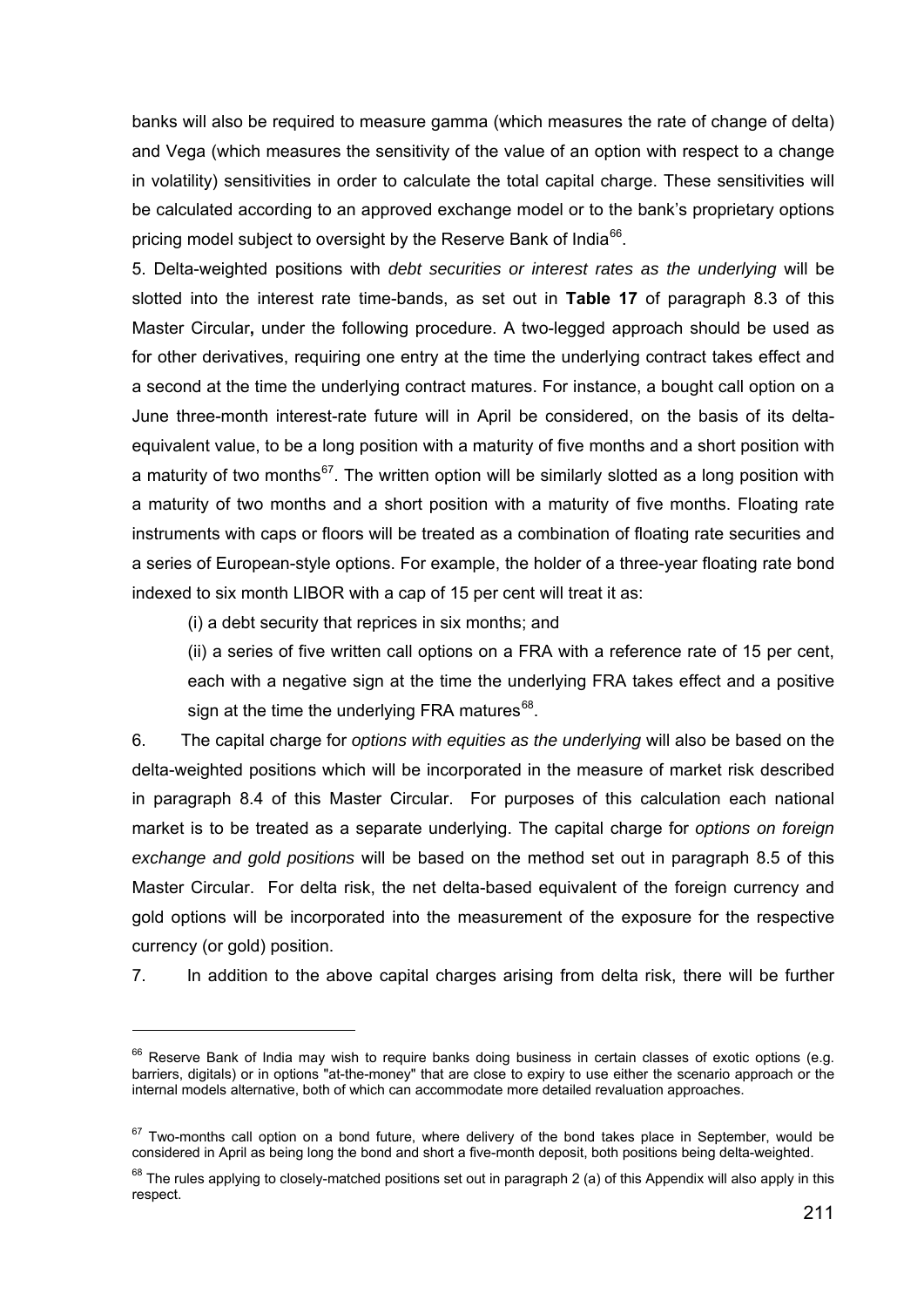banks will also be required to measure gamma (which measures the rate of change of delta) and Vega (which measures the sensitivity of the value of an option with respect to a change in volatility) sensitivities in order to calculate the total capital charge. These sensitivities will be calculated according to an approved exchange model or to the bank's proprietary options pricing model subject to oversight by the Reserve Bank of India[66].

5. Delta-weighted positions with *debt securities or interest rates as the underlying* will be slotted into the interest rate time-bands, as set out in **Table 17** of paragraph 8.3 of this Master Circular**,** under the following procedure. A two-legged approach should be used as for other derivatives, requiring one entry at the time the underlying contract takes effect and a second at the time the underlying contract matures. For instance, a bought call option on a June three-month interest-rate future will in April be considered, on the basis of its delta-equivalent value, to be a long position with a maturity of five months and a short position with a maturity of two months[67]. The written option will be similarly slotted as a long position with a maturity of two months and a short position with a maturity of five months. Floating rate instruments with caps or floors will be treated as a combination of floating rate securities and a series of European-style options. For example, the holder of a three-year floating rate bond indexed to six month LIBOR with a cap of 15 per cent will treat it as:

(i) a debt security that reprices in six months; and

(ii) a series of five written call options on a FRA with a reference rate of 15 per cent, each with a negative sign at the time the underlying FRA takes effect and a positive sign at the time the underlying FRA matures[68].

6. The capital charge for *options with equities as the underlying* will also be based on the delta-weighted positions which will be incorporated in the measure of market risk described in paragraph 8.4 of this Master Circular. For purposes of this calculation each national market is to be treated as a separate underlying. The capital charge for *options on foreign exchange and gold positions* will be based on the method set out in paragraph 8.5 of this Master Circular. For delta risk, the net delta-based equivalent of the foreign currency and gold options will be incorporated into the measurement of the exposure for the respective currency (or gold) position.

7. In addition to the above capital charges arising from delta risk, there will be further

---

[66] Reserve Bank of India may wish to require banks doing business in certain classes of exotic options (e.g. barriers, digitals) or in options "at-the-money" that are close to expiry to use either the scenario approach or the internal models alternative, both of which can accommodate more detailed revaluation approaches.

[67] Two-months call option on a bond future, where delivery of the bond takes place in September, would be considered in April as being long the bond and short a five-month deposit, both positions being delta-weighted.

[68] The rules applying to closely-matched positions set out in paragraph 2 (a) of this Appendix will also apply in this respect.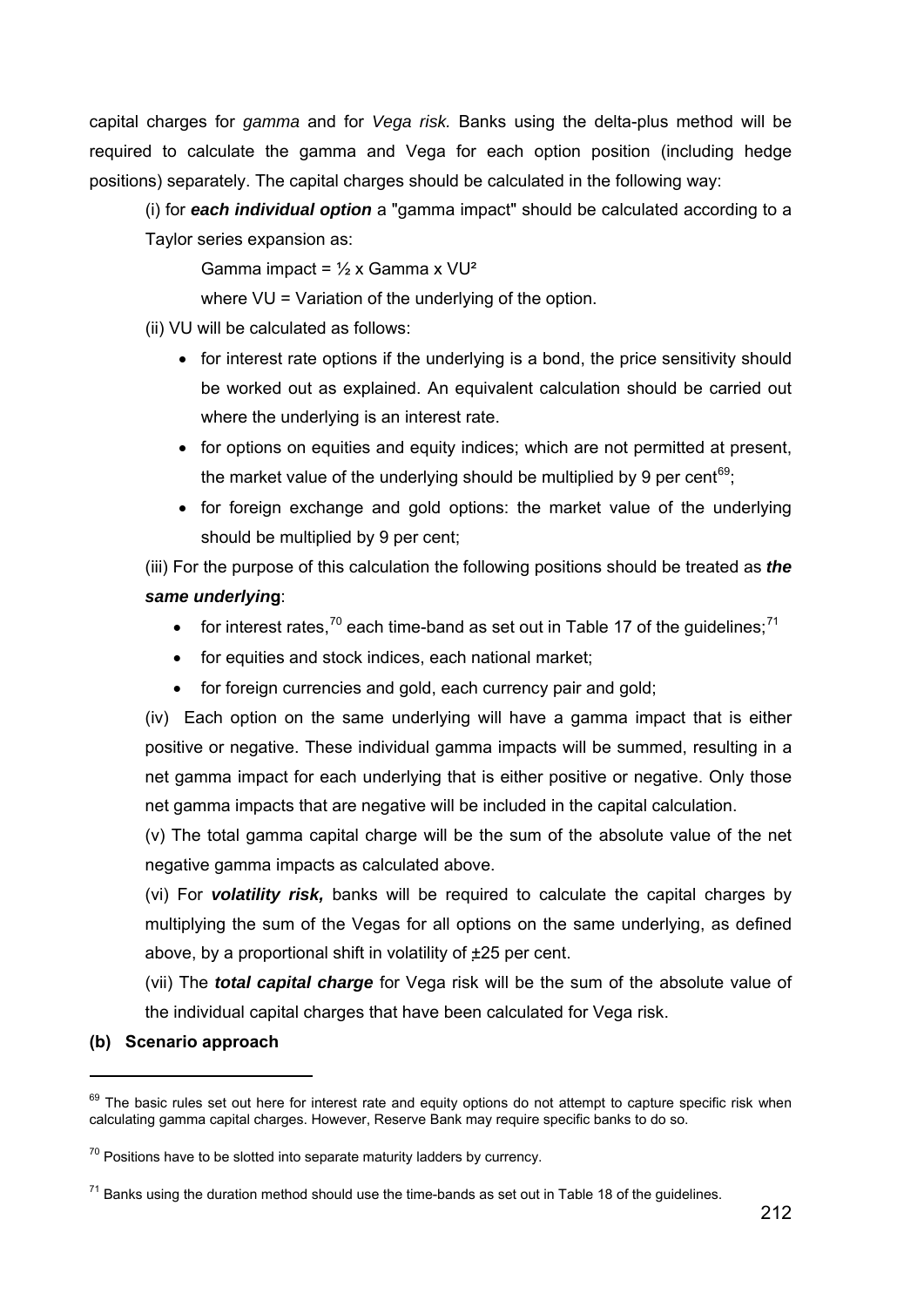capital charges for *gamma* and for *Vega risk.* Banks using the delta-plus method will be required to calculate the gamma and Vega for each option position (including hedge positions) separately. The capital charges should be calculated in the following way:

(i) for ***each individual option*** a "gamma impact" should be calculated according to a Taylor series expansion as:

Gamma impact = $\frac{1}{2}$ x Gamma x $VU^2$

where VU = Variation of the underlying of the option.

(ii) VU will be calculated as follows:

- for interest rate options if the underlying is a bond, the price sensitivity should be worked out as explained. An equivalent calculation should be carried out where the underlying is an interest rate.
- for options on equities and equity indices; which are not permitted at present, the market value of the underlying should be multiplied by 9 per cent[69];
- for foreign exchange and gold options: the market value of the underlying should be multiplied by 9 per cent;

(iii) For the purpose of this calculation the following positions should be treated as ***the same underlying***:

- for interest rates,[70] each time-band as set out in Table 17 of the guidelines;[71]
- for equities and stock indices, each national market;
- for foreign currencies and gold, each currency pair and gold;

(iv) Each option on the same underlying will have a gamma impact that is either positive or negative. These individual gamma impacts will be summed, resulting in a net gamma impact for each underlying that is either positive or negative. Only those net gamma impacts that are negative will be included in the capital calculation.

(v) The total gamma capital charge will be the sum of the absolute value of the net negative gamma impacts as calculated above.

(vi) For ***volatility risk,*** banks will be required to calculate the capital charges by multiplying the sum of the Vegas for all options on the same underlying, as defined above, by a proportional shift in volatility of ±25 per cent.

(vii) The ***total capital charge*** for Vega risk will be the sum of the absolute value of the individual capital charges that have been calculated for Vega risk.

**(b) Scenario approach**

---

[69] The basic rules set out here for interest rate and equity options do not attempt to capture specific risk when calculating gamma capital charges. However, Reserve Bank may require specific banks to do so.

[70] Positions have to be slotted into separate maturity ladders by currency.

[71] Banks using the duration method should use the time-bands as set out in Table 18 of the guidelines.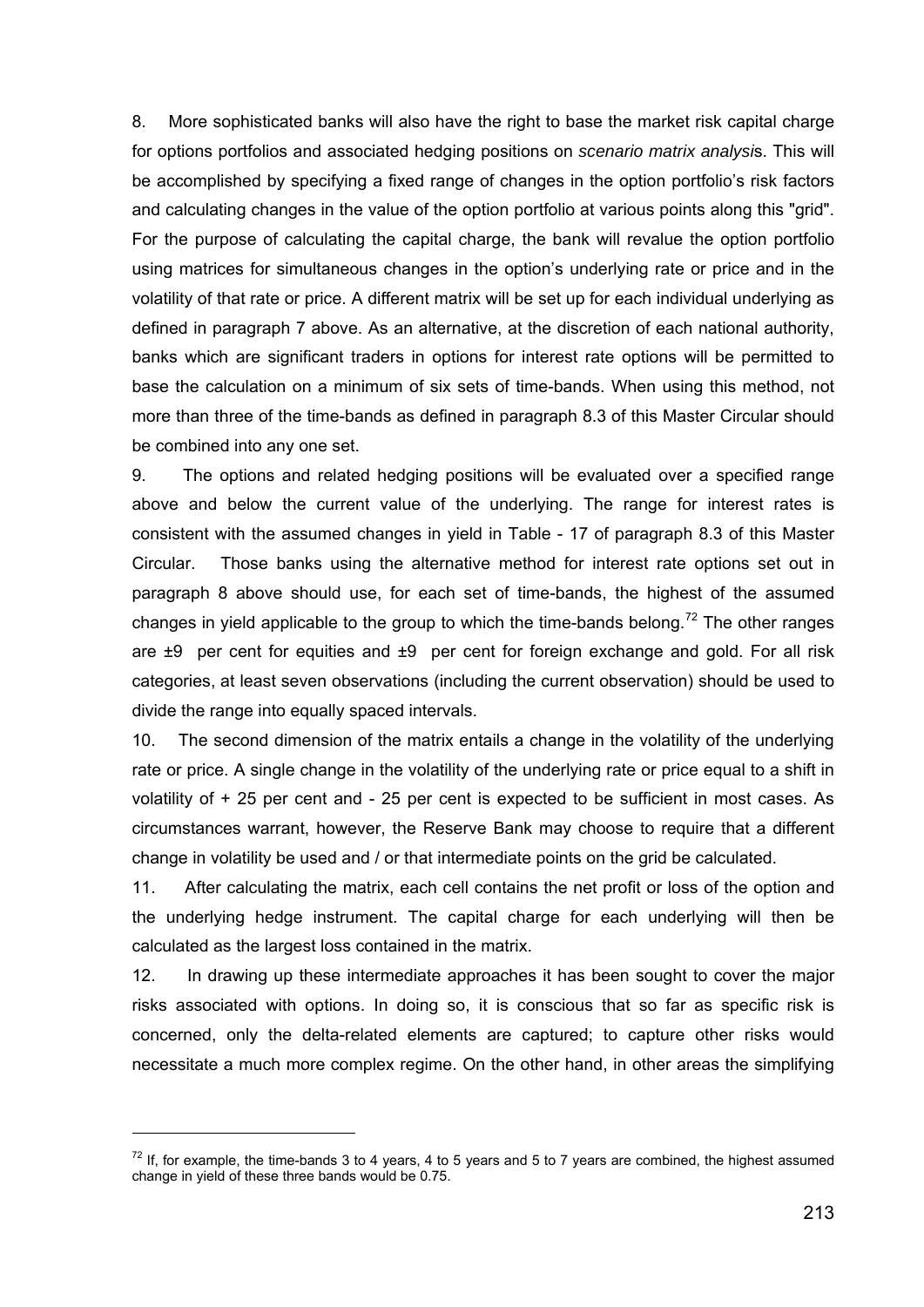8. More sophisticated banks will also have the right to base the market risk capital charge for options portfolios and associated hedging positions on *scenario matrix analysis*. This will be accomplished by specifying a fixed range of changes in the option portfolio's risk factors and calculating changes in the value of the option portfolio at various points along this "grid". For the purpose of calculating the capital charge, the bank will revalue the option portfolio using matrices for simultaneous changes in the option's underlying rate or price and in the volatility of that rate or price. A different matrix will be set up for each individual underlying as defined in paragraph 7 above. As an alternative, at the discretion of each national authority, banks which are significant traders in options for interest rate options will be permitted to base the calculation on a minimum of six sets of time-bands. When using this method, not more than three of the time-bands as defined in paragraph 8.3 of this Master Circular should be combined into any one set.

9. The options and related hedging positions will be evaluated over a specified range above and below the current value of the underlying. The range for interest rates is consistent with the assumed changes in yield in Table - 17 of paragraph 8.3 of this Master Circular. Those banks using the alternative method for interest rate options set out in paragraph 8 above should use, for each set of time-bands, the highest of the assumed changes in yield applicable to the group to which the time-bands belong.[72] The other ranges are ±9 per cent for equities and ±9 per cent for foreign exchange and gold. For all risk categories, at least seven observations (including the current observation) should be used to divide the range into equally spaced intervals.

10. The second dimension of the matrix entails a change in the volatility of the underlying rate or price. A single change in the volatility of the underlying rate or price equal to a shift in volatility of + 25 per cent and - 25 per cent is expected to be sufficient in most cases. As circumstances warrant, however, the Reserve Bank may choose to require that a different change in volatility be used and / or that intermediate points on the grid be calculated.

11. After calculating the matrix, each cell contains the net profit or loss of the option and the underlying hedge instrument. The capital charge for each underlying will then be calculated as the largest loss contained in the matrix.

12. In drawing up these intermediate approaches it has been sought to cover the major risks associated with options. In doing so, it is conscious that so far as specific risk is concerned, only the delta-related elements are captured; to capture other risks would necessitate a much more complex regime. On the other hand, in other areas the simplifying

---

[72] If, for example, the time-bands 3 to 4 years, 4 to 5 years and 5 to 7 years are combined, the highest assumed change in yield of these three bands would be 0.75.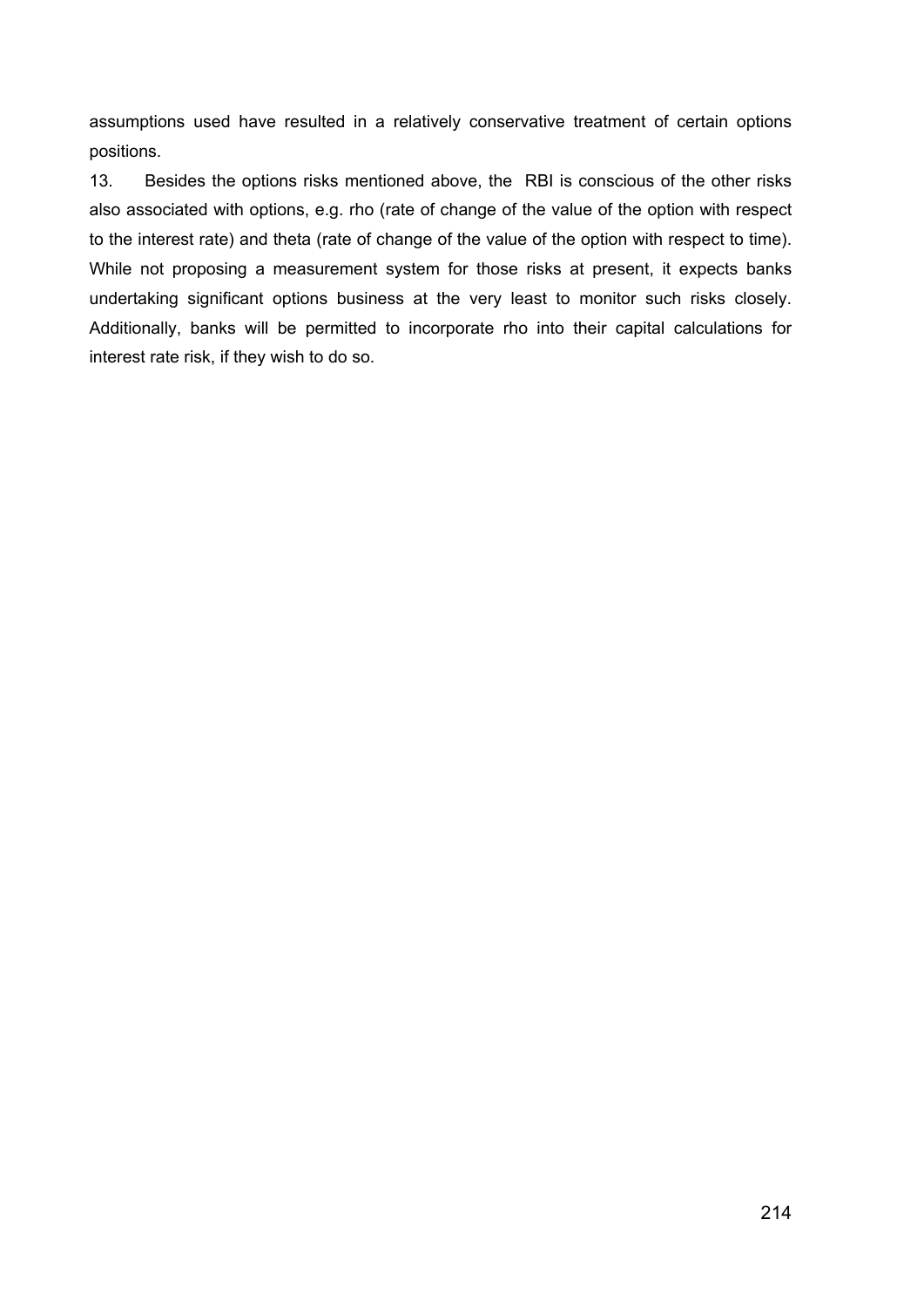assumptions used have resulted in a relatively conservative treatment of certain options positions.

13. Besides the options risks mentioned above, the RBI is conscious of the other risks also associated with options, e.g. rho (rate of change of the value of the option with respect to the interest rate) and theta (rate of change of the value of the option with respect to time). While not proposing a measurement system for those risks at present, it expects banks undertaking significant options business at the very least to monitor such risks closely. Additionally, banks will be permitted to incorporate rho into their capital calculations for interest rate risk, if they wish to do so.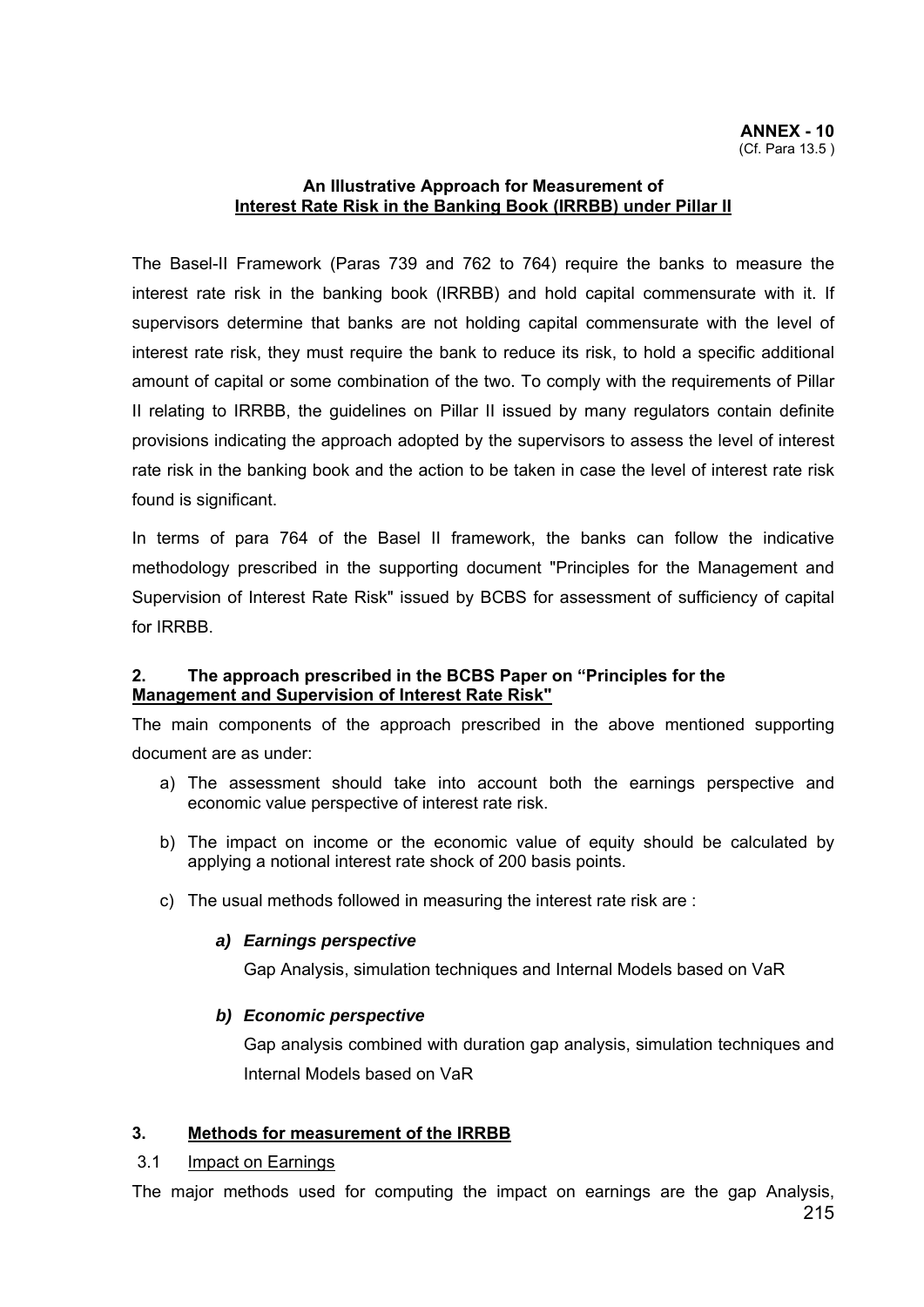**ANNEX - 10**
(Cf. Para 13.5 )

**An Illustrative Approach for Measurement of**
**Interest Rate Risk in the Banking Book (IRRBB) under Pillar II**

The Basel-II Framework (Paras 739 and 762 to 764) require the banks to measure the interest rate risk in the banking book (IRRBB) and hold capital commensurate with it. If supervisors determine that banks are not holding capital commensurate with the level of interest rate risk, they must require the bank to reduce its risk, to hold a specific additional amount of capital or some combination of the two. To comply with the requirements of Pillar II relating to IRRBB, the guidelines on Pillar II issued by many regulators contain definite provisions indicating the approach adopted by the supervisors to assess the level of interest rate risk in the banking book and the action to be taken in case the level of interest rate risk found is significant.

In terms of para 764 of the Basel II framework, the banks can follow the indicative methodology prescribed in the supporting document "Principles for the Management and Supervision of Interest Rate Risk" issued by BCBS for assessment of sufficiency of capital for IRRBB.

## 2. The approach prescribed in the BCBS Paper on "Principles for the Management and Supervision of Interest Rate Risk"

The main components of the approach prescribed in the above mentioned supporting document are as under:

a) The assessment should take into account both the earnings perspective and economic value perspective of interest rate risk.

b) The impact on income or the economic value of equity should be calculated by applying a notional interest rate shock of 200 basis points.

c) The usual methods followed in measuring the interest rate risk are :

   ***a) Earnings perspective***

   Gap Analysis, simulation techniques and Internal Models based on VaR

   ***b) Economic perspective***

   Gap analysis combined with duration gap analysis, simulation techniques and Internal Models based on VaR

## 3. Methods for measurement of the IRRBB

### 3.1 Impact on Earnings

The major methods used for computing the impact on earnings are the gap Analysis,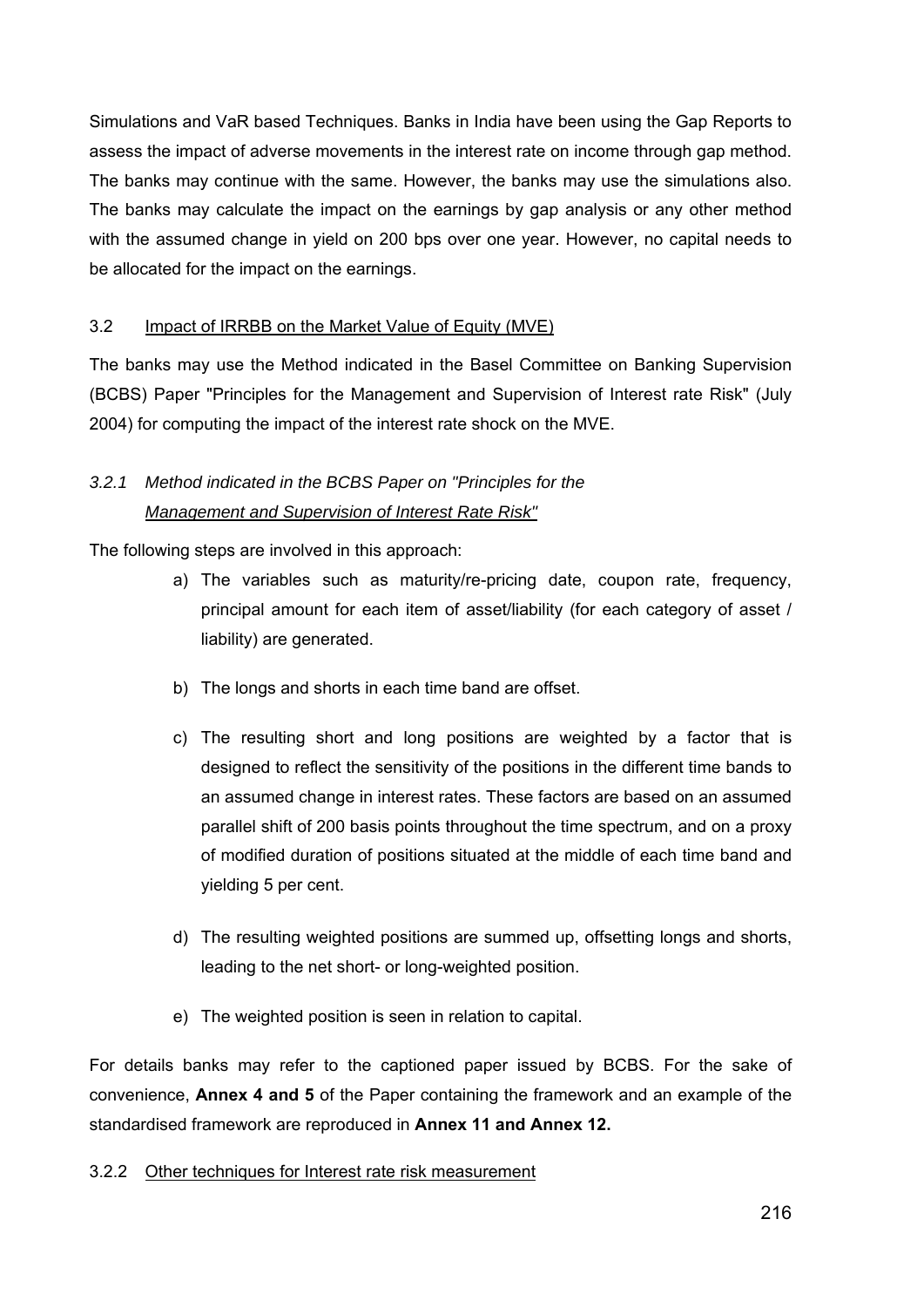Simulations and VaR based Techniques. Banks in India have been using the Gap Reports to assess the impact of adverse movements in the interest rate on income through gap method. The banks may continue with the same. However, the banks may use the simulations also. The banks may calculate the impact on the earnings by gap analysis or any other method with the assumed change in yield on 200 bps over one year. However, no capital needs to be allocated for the impact on the earnings.

### 3.2 <u>Impact of IRRBB on the Market Value of Equity (MVE)</u>

The banks may use the Method indicated in the Basel Committee on Banking Supervision (BCBS) Paper "Principles for the Management and Supervision of Interest rate Risk" (July 2004) for computing the impact of the interest rate shock on the MVE.

#### *3.2.1 Method indicated in the BCBS Paper on "Principles for the <u>Management and Supervision of Interest Rate Risk"</u>*

The following steps are involved in this approach:

a) The variables such as maturity/re-pricing date, coupon rate, frequency, principal amount for each item of asset/liability (for each category of asset / liability) are generated.

b) The longs and shorts in each time band are offset.

c) The resulting short and long positions are weighted by a factor that is designed to reflect the sensitivity of the positions in the different time bands to an assumed change in interest rates. These factors are based on an assumed parallel shift of 200 basis points throughout the time spectrum, and on a proxy of modified duration of positions situated at the middle of each time band and yielding 5 per cent.

d) The resulting weighted positions are summed up, offsetting longs and shorts, leading to the net short- or long-weighted position.

e) The weighted position is seen in relation to capital.

For details banks may refer to the captioned paper issued by BCBS. For the sake of convenience, **Annex 4 and 5** of the Paper containing the framework and an example of the standardised framework are reproduced in **Annex 11 and Annex 12.**

#### 3.2.2 <u>Other techniques for Interest rate risk measurement</u>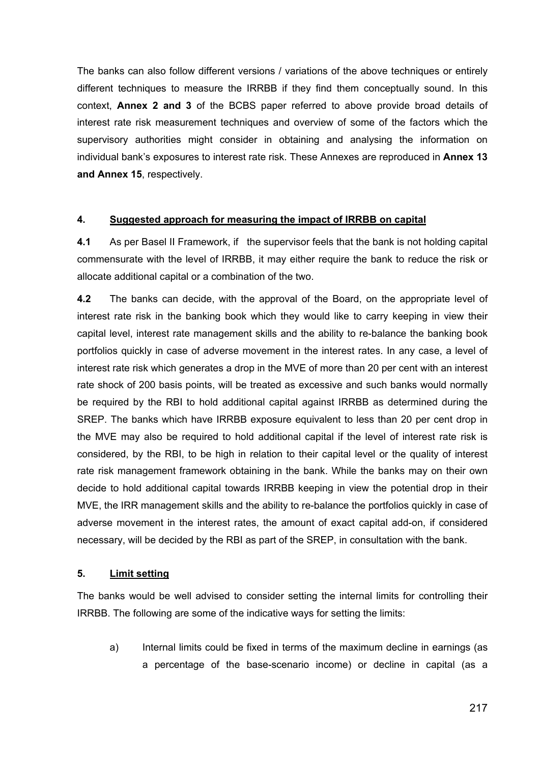The banks can also follow different versions / variations of the above techniques or entirely different techniques to measure the IRRBB if they find them conceptually sound. In this context, **Annex 2 and 3** of the BCBS paper referred to above provide broad details of interest rate risk measurement techniques and overview of some of the factors which the supervisory authorities might consider in obtaining and analysing the information on individual bank's exposures to interest rate risk. These Annexes are reproduced in **Annex 13 and Annex 15**, respectively.

## 4. Suggested approach for measuring the impact of IRRBB on capital

**4.1** As per Basel II Framework, if the supervisor feels that the bank is not holding capital commensurate with the level of IRRBB, it may either require the bank to reduce the risk or allocate additional capital or a combination of the two.

**4.2** The banks can decide, with the approval of the Board, on the appropriate level of interest rate risk in the banking book which they would like to carry keeping in view their capital level, interest rate management skills and the ability to re-balance the banking book portfolios quickly in case of adverse movement in the interest rates. In any case, a level of interest rate risk which generates a drop in the MVE of more than 20 per cent with an interest rate shock of 200 basis points, will be treated as excessive and such banks would normally be required by the RBI to hold additional capital against IRRBB as determined during the SREP. The banks which have IRRBB exposure equivalent to less than 20 per cent drop in the MVE may also be required to hold additional capital if the level of interest rate risk is considered, by the RBI, to be high in relation to their capital level or the quality of interest rate risk management framework obtaining in the bank. While the banks may on their own decide to hold additional capital towards IRRBB keeping in view the potential drop in their MVE, the IRR management skills and the ability to re-balance the portfolios quickly in case of adverse movement in the interest rates, the amount of exact capital add-on, if considered necessary, will be decided by the RBI as part of the SREP, in consultation with the bank.

## 5. Limit setting

The banks would be well advised to consider setting the internal limits for controlling their IRRBB. The following are some of the indicative ways for setting the limits:

a) Internal limits could be fixed in terms of the maximum decline in earnings (as a percentage of the base-scenario income) or decline in capital (as a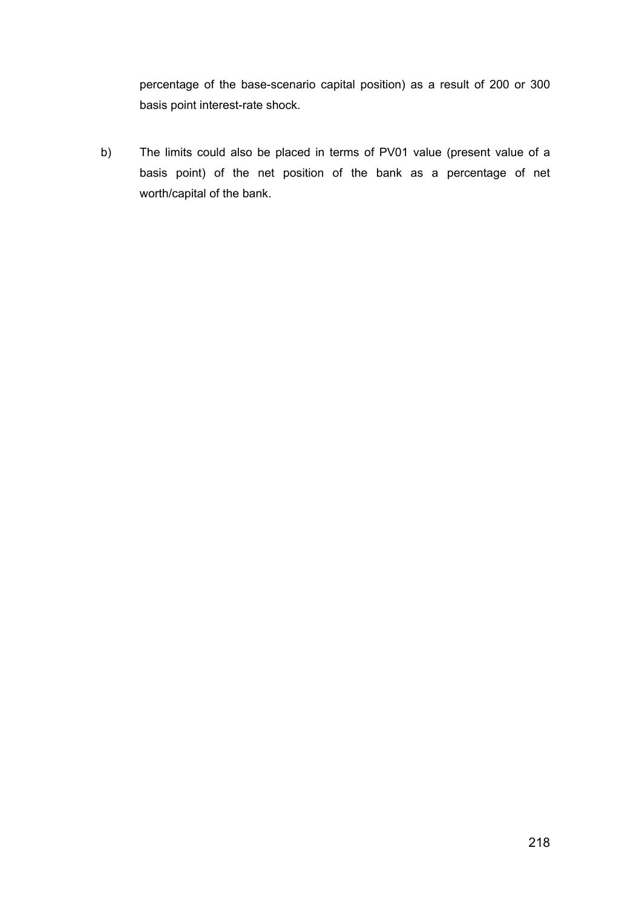percentage of the base-scenario capital position) as a result of 200 or 300 basis point interest-rate shock.

b) The limits could also be placed in terms of PV01 value (present value of a basis point) of the net position of the bank as a percentage of net worth/capital of the bank.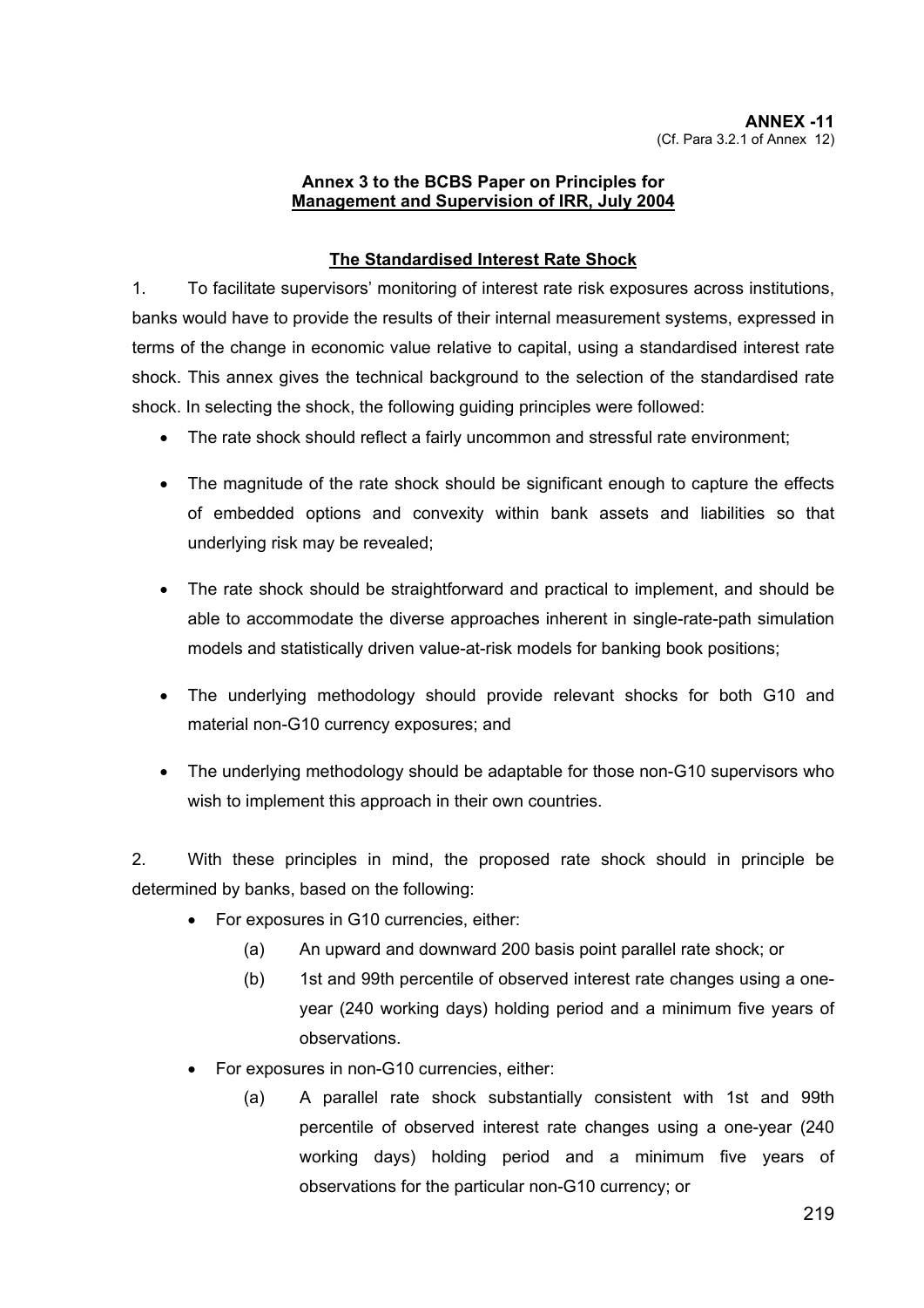**ANNEX -11**
(Cf. Para 3.2.1 of Annex 12)

**Annex 3 to the BCBS Paper on Principles for Management and Supervision of IRR, July 2004**

**The Standardised Interest Rate Shock**

1. To facilitate supervisors' monitoring of interest rate risk exposures across institutions, banks would have to provide the results of their internal measurement systems, expressed in terms of the change in economic value relative to capital, using a standardised interest rate shock. This annex gives the technical background to the selection of the standardised rate shock. In selecting the shock, the following guiding principles were followed:

- The rate shock should reflect a fairly uncommon and stressful rate environment;
- The magnitude of the rate shock should be significant enough to capture the effects of embedded options and convexity within bank assets and liabilities so that underlying risk may be revealed;
- The rate shock should be straightforward and practical to implement, and should be able to accommodate the diverse approaches inherent in single-rate-path simulation models and statistically driven value-at-risk models for banking book positions;
- The underlying methodology should provide relevant shocks for both G10 and material non-G10 currency exposures; and
- The underlying methodology should be adaptable for those non-G10 supervisors who wish to implement this approach in their own countries.

2. With these principles in mind, the proposed rate shock should in principle be determined by banks, based on the following:

- For exposures in G10 currencies, either:
  - (a) An upward and downward 200 basis point parallel rate shock; or
  - (b) 1st and 99th percentile of observed interest rate changes using a one-year (240 working days) holding period and a minimum five years of observations.
- For exposures in non-G10 currencies, either:
  - (a) A parallel rate shock substantially consistent with 1st and 99th percentile of observed interest rate changes using a one-year (240 working days) holding period and a minimum five years of observations for the particular non-G10 currency; or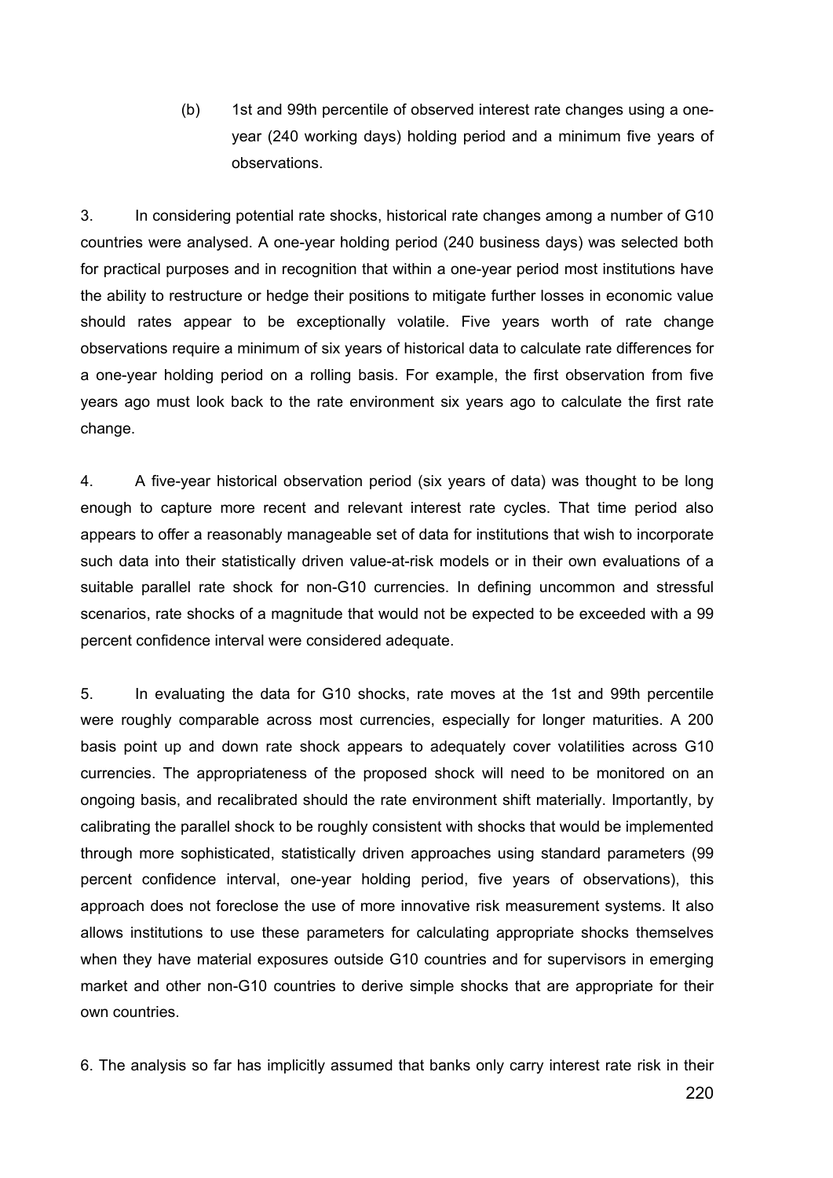(b) 1st and 99th percentile of observed interest rate changes using a one-year (240 working days) holding period and a minimum five years of observations.

3. In considering potential rate shocks, historical rate changes among a number of G10 countries were analysed. A one-year holding period (240 business days) was selected both for practical purposes and in recognition that within a one-year period most institutions have the ability to restructure or hedge their positions to mitigate further losses in economic value should rates appear to be exceptionally volatile. Five years worth of rate change observations require a minimum of six years of historical data to calculate rate differences for a one-year holding period on a rolling basis. For example, the first observation from five years ago must look back to the rate environment six years ago to calculate the first rate change.

4. A five-year historical observation period (six years of data) was thought to be long enough to capture more recent and relevant interest rate cycles. That time period also appears to offer a reasonably manageable set of data for institutions that wish to incorporate such data into their statistically driven value-at-risk models or in their own evaluations of a suitable parallel rate shock for non-G10 currencies. In defining uncommon and stressful scenarios, rate shocks of a magnitude that would not be expected to be exceeded with a 99 percent confidence interval were considered adequate.

5. In evaluating the data for G10 shocks, rate moves at the 1st and 99th percentile were roughly comparable across most currencies, especially for longer maturities. A 200 basis point up and down rate shock appears to adequately cover volatilities across G10 currencies. The appropriateness of the proposed shock will need to be monitored on an ongoing basis, and recalibrated should the rate environment shift materially. Importantly, by calibrating the parallel shock to be roughly consistent with shocks that would be implemented through more sophisticated, statistically driven approaches using standard parameters (99 percent confidence interval, one-year holding period, five years of observations), this approach does not foreclose the use of more innovative risk measurement systems. It also allows institutions to use these parameters for calculating appropriate shocks themselves when they have material exposures outside G10 countries and for supervisors in emerging market and other non-G10 countries to derive simple shocks that are appropriate for their own countries.

6. The analysis so far has implicitly assumed that banks only carry interest rate risk in their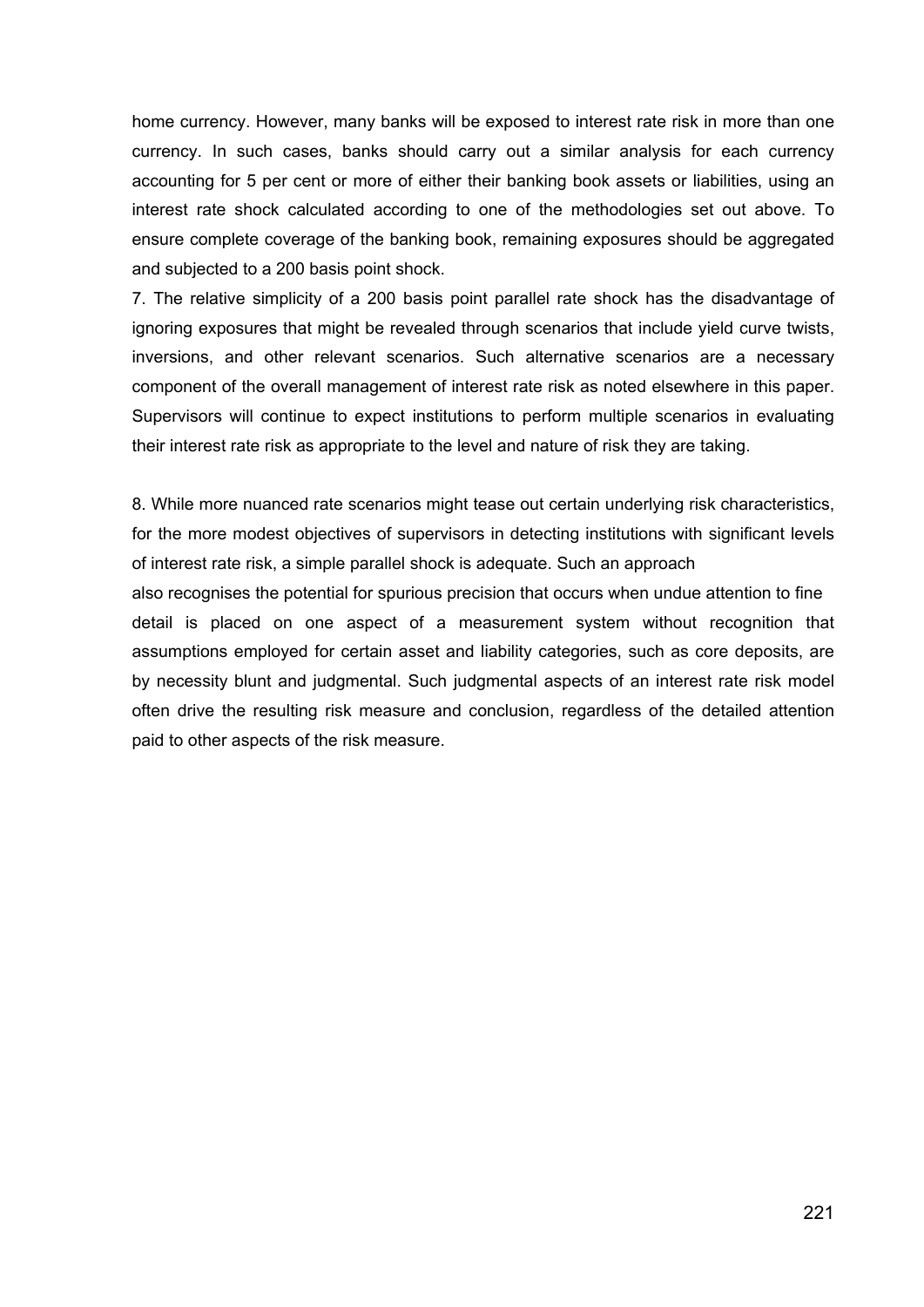home currency. However, many banks will be exposed to interest rate risk in more than one currency. In such cases, banks should carry out a similar analysis for each currency accounting for 5 per cent or more of either their banking book assets or liabilities, using an interest rate shock calculated according to one of the methodologies set out above. To ensure complete coverage of the banking book, remaining exposures should be aggregated and subjected to a 200 basis point shock.

7. The relative simplicity of a 200 basis point parallel rate shock has the disadvantage of ignoring exposures that might be revealed through scenarios that include yield curve twists, inversions, and other relevant scenarios. Such alternative scenarios are a necessary component of the overall management of interest rate risk as noted elsewhere in this paper. Supervisors will continue to expect institutions to perform multiple scenarios in evaluating their interest rate risk as appropriate to the level and nature of risk they are taking.

8. While more nuanced rate scenarios might tease out certain underlying risk characteristics, for the more modest objectives of supervisors in detecting institutions with significant levels of interest rate risk, a simple parallel shock is adequate. Such an approach also recognises the potential for spurious precision that occurs when undue attention to fine detail is placed on one aspect of a measurement system without recognition that assumptions employed for certain asset and liability categories, such as core deposits, are by necessity blunt and judgmental. Such judgmental aspects of an interest rate risk model often drive the resulting risk measure and conclusion, regardless of the detailed attention paid to other aspects of the risk measure.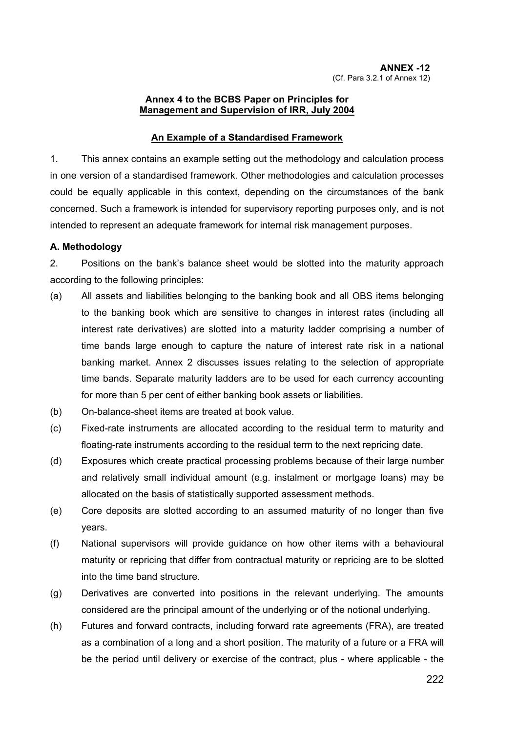**ANNEX -12**
(Cf. Para 3.2.1 of Annex 12)

**Annex 4 to the BCBS Paper on Principles for Management and Supervision of IRR, July 2004**

**An Example of a Standardised Framework**

1. This annex contains an example setting out the methodology and calculation process in one version of a standardised framework. Other methodologies and calculation processes could be equally applicable in this context, depending on the circumstances of the bank concerned. Such a framework is intended for supervisory reporting purposes only, and is not intended to represent an adequate framework for internal risk management purposes.

**A. Methodology**

2. Positions on the bank's balance sheet would be slotted into the maturity approach according to the following principles:

(a) All assets and liabilities belonging to the banking book and all OBS items belonging to the banking book which are sensitive to changes in interest rates (including all interest rate derivatives) are slotted into a maturity ladder comprising a number of time bands large enough to capture the nature of interest rate risk in a national banking market. Annex 2 discusses issues relating to the selection of appropriate time bands. Separate maturity ladders are to be used for each currency accounting for more than 5 per cent of either banking book assets or liabilities.

(b) On-balance-sheet items are treated at book value.

(c) Fixed-rate instruments are allocated according to the residual term to maturity and floating-rate instruments according to the residual term to the next repricing date.

(d) Exposures which create practical processing problems because of their large number and relatively small individual amount (e.g. instalment or mortgage loans) may be allocated on the basis of statistically supported assessment methods.

(e) Core deposits are slotted according to an assumed maturity of no longer than five years.

(f) National supervisors will provide guidance on how other items with a behavioural maturity or repricing that differ from contractual maturity or repricing are to be slotted into the time band structure.

(g) Derivatives are converted into positions in the relevant underlying. The amounts considered are the principal amount of the underlying or of the notional underlying.

(h) Futures and forward contracts, including forward rate agreements (FRA), are treated as a combination of a long and a short position. The maturity of a future or a FRA will be the period until delivery or exercise of the contract, plus - where applicable - the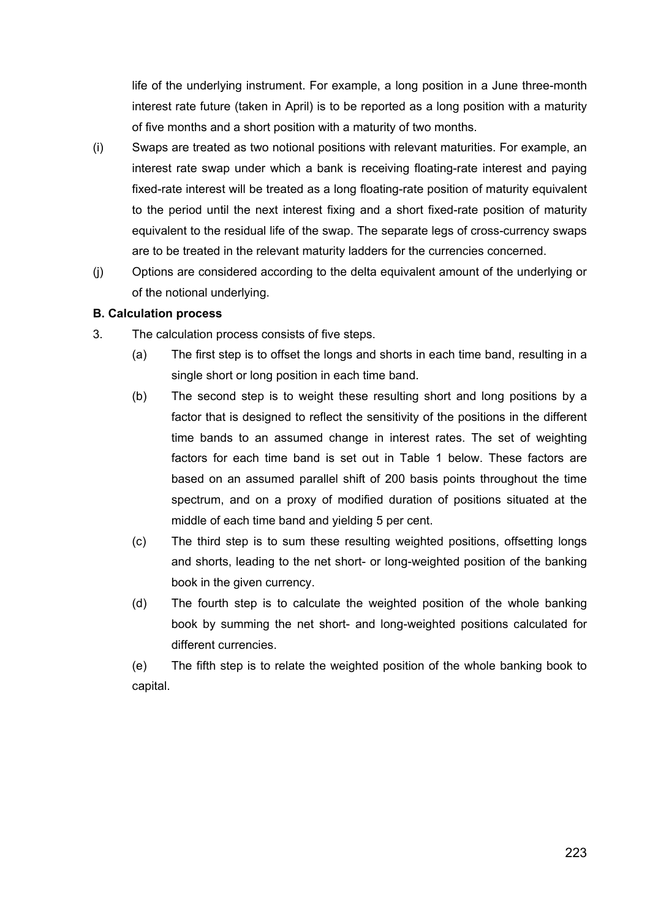life of the underlying instrument. For example, a long position in a June three-month interest rate future (taken in April) is to be reported as a long position with a maturity of five months and a short position with a maturity of two months.

(i) Swaps are treated as two notional positions with relevant maturities. For example, an interest rate swap under which a bank is receiving floating-rate interest and paying fixed-rate interest will be treated as a long floating-rate position of maturity equivalent to the period until the next interest fixing and a short fixed-rate position of maturity equivalent to the residual life of the swap. The separate legs of cross-currency swaps are to be treated in the relevant maturity ladders for the currencies concerned.

(j) Options are considered according to the delta equivalent amount of the underlying or of the notional underlying.

**B. Calculation process**

3. The calculation process consists of five steps.

   (a) The first step is to offset the longs and shorts in each time band, resulting in a single short or long position in each time band.

   (b) The second step is to weight these resulting short and long positions by a factor that is designed to reflect the sensitivity of the positions in the different time bands to an assumed change in interest rates. The set of weighting factors for each time band is set out in Table 1 below. These factors are based on an assumed parallel shift of 200 basis points throughout the time spectrum, and on a proxy of modified duration of positions situated at the middle of each time band and yielding 5 per cent.

   (c) The third step is to sum these resulting weighted positions, offsetting longs and shorts, leading to the net short- or long-weighted position of the banking book in the given currency.

   (d) The fourth step is to calculate the weighted position of the whole banking book by summing the net short- and long-weighted positions calculated for different currencies.

   (e) The fifth step is to relate the weighted position of the whole banking book to capital.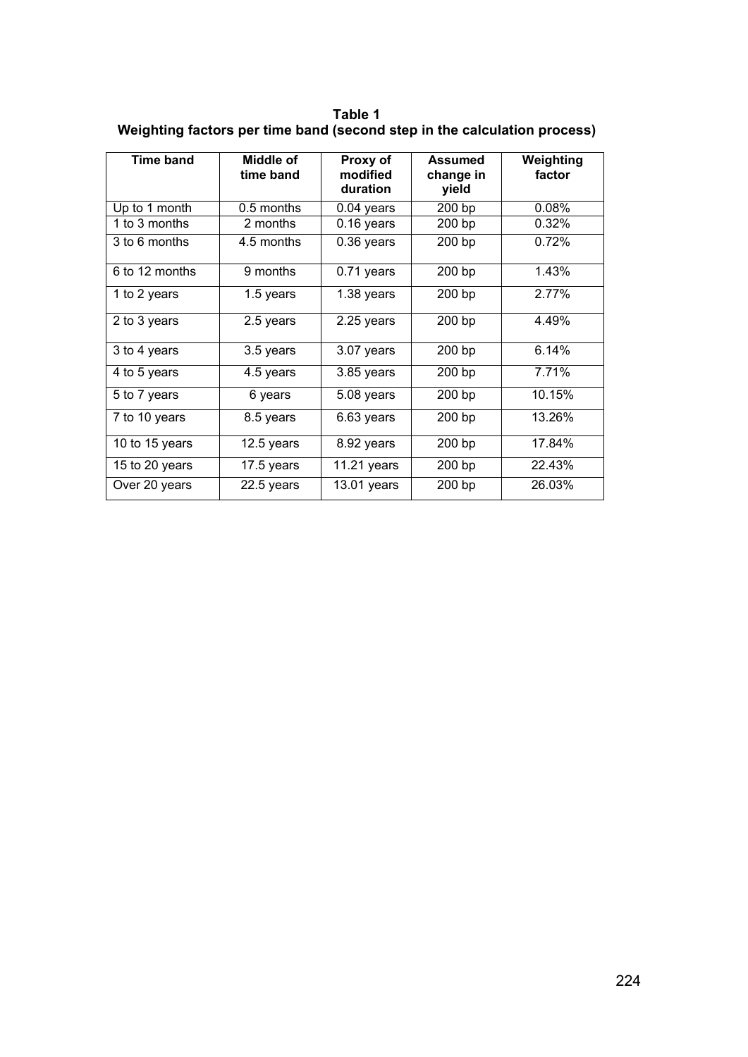**Table 1**
**Weighting factors per time band (second step in the calculation process)**

| Time band | Middle of time band | Proxy of modified duration | Assumed change in yield | Weighting factor |
|---|---|---|---|---|
| Up to 1 month | 0.5 months | 0.04 years | 200 bp | 0.08% |
| 1 to 3 months | 2 months | 0.16 years | 200 bp | 0.32% |
| 3 to 6 months | 4.5 months | 0.36 years | 200 bp | 0.72% |
| 6 to 12 months | 9 months | 0.71 years | 200 bp | 1.43% |
| 1 to 2 years | 1.5 years | 1.38 years | 200 bp | 2.77% |
| 2 to 3 years | 2.5 years | 2.25 years | 200 bp | 4.49% |
| 3 to 4 years | 3.5 years | 3.07 years | 200 bp | 6.14% |
| 4 to 5 years | 4.5 years | 3.85 years | 200 bp | 7.71% |
| 5 to 7 years | 6 years | 5.08 years | 200 bp | 10.15% |
| 7 to 10 years | 8.5 years | 6.63 years | 200 bp | 13.26% |
| 10 to 15 years | 12.5 years | 8.92 years | 200 bp | 17.84% |
| 15 to 20 years | 17.5 years | 11.21 years | 200 bp | 22.43% |
| Over 20 years | 22.5 years | 13.01 years | 200 bp | 26.03% |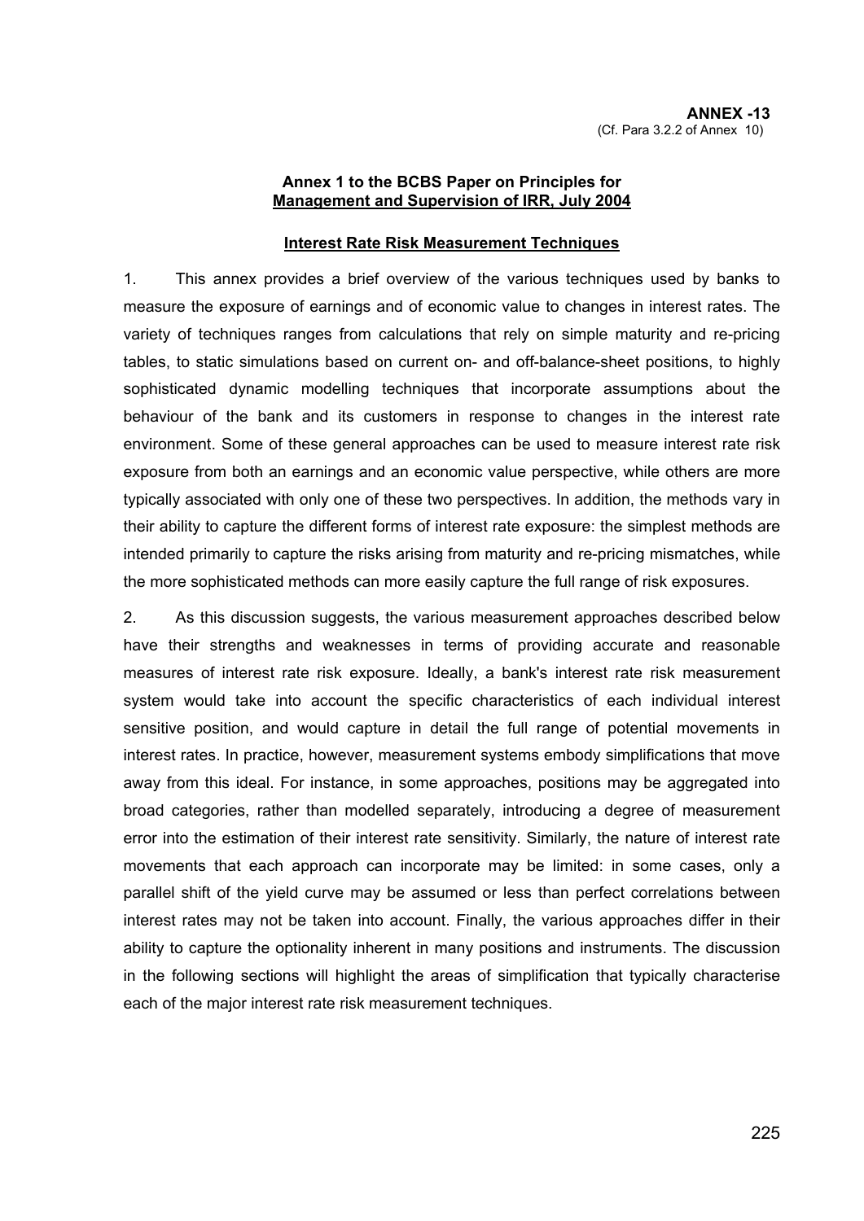**ANNEX -13**
(Cf. Para 3.2.2 of Annex 10)

**Annex 1 to the BCBS Paper on Principles for Management and Supervision of IRR, July 2004**

**Interest Rate Risk Measurement Techniques**

1. This annex provides a brief overview of the various techniques used by banks to measure the exposure of earnings and of economic value to changes in interest rates. The variety of techniques ranges from calculations that rely on simple maturity and re-pricing tables, to static simulations based on current on- and off-balance-sheet positions, to highly sophisticated dynamic modelling techniques that incorporate assumptions about the behaviour of the bank and its customers in response to changes in the interest rate environment. Some of these general approaches can be used to measure interest rate risk exposure from both an earnings and an economic value perspective, while others are more typically associated with only one of these two perspectives. In addition, the methods vary in their ability to capture the different forms of interest rate exposure: the simplest methods are intended primarily to capture the risks arising from maturity and re-pricing mismatches, while the more sophisticated methods can more easily capture the full range of risk exposures.

2. As this discussion suggests, the various measurement approaches described below have their strengths and weaknesses in terms of providing accurate and reasonable measures of interest rate risk exposure. Ideally, a bank's interest rate risk measurement system would take into account the specific characteristics of each individual interest sensitive position, and would capture in detail the full range of potential movements in interest rates. In practice, however, measurement systems embody simplifications that move away from this ideal. For instance, in some approaches, positions may be aggregated into broad categories, rather than modelled separately, introducing a degree of measurement error into the estimation of their interest rate sensitivity. Similarly, the nature of interest rate movements that each approach can incorporate may be limited: in some cases, only a parallel shift of the yield curve may be assumed or less than perfect correlations between interest rates may not be taken into account. Finally, the various approaches differ in their ability to capture the optionality inherent in many positions and instruments. The discussion in the following sections will highlight the areas of simplification that typically characterise each of the major interest rate risk measurement techniques.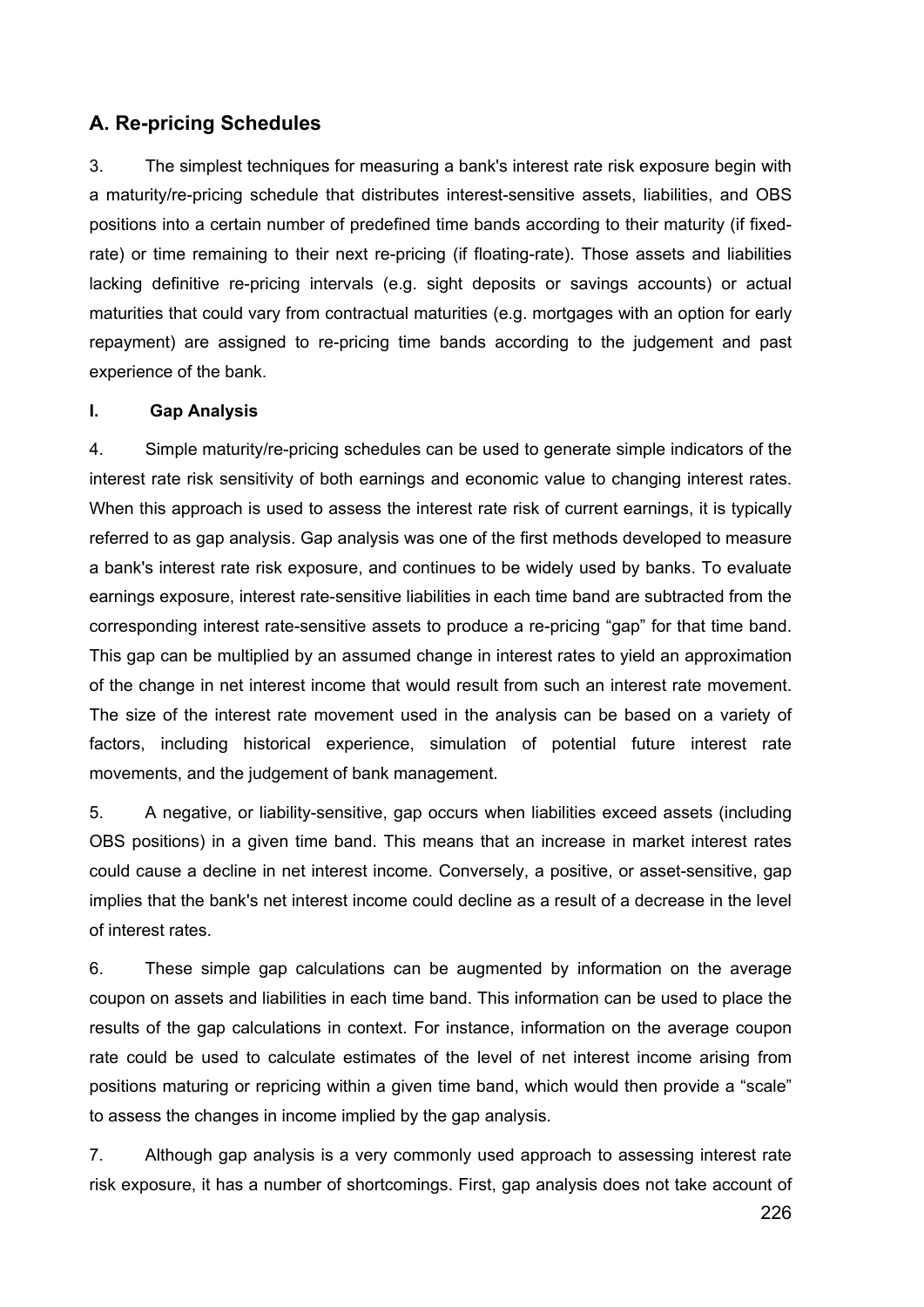## A. Re-pricing Schedules

3. The simplest techniques for measuring a bank's interest rate risk exposure begin with a maturity/re-pricing schedule that distributes interest-sensitive assets, liabilities, and OBS positions into a certain number of predefined time bands according to their maturity (if fixed-rate) or time remaining to their next re-pricing (if floating-rate). Those assets and liabilities lacking definitive re-pricing intervals (e.g. sight deposits or savings accounts) or actual maturities that could vary from contractual maturities (e.g. mortgages with an option for early repayment) are assigned to re-pricing time bands according to the judgement and past experience of the bank.

### I. Gap Analysis

4. Simple maturity/re-pricing schedules can be used to generate simple indicators of the interest rate risk sensitivity of both earnings and economic value to changing interest rates. When this approach is used to assess the interest rate risk of current earnings, it is typically referred to as gap analysis. Gap analysis was one of the first methods developed to measure a bank's interest rate risk exposure, and continues to be widely used by banks. To evaluate earnings exposure, interest rate-sensitive liabilities in each time band are subtracted from the corresponding interest rate-sensitive assets to produce a re-pricing "gap" for that time band. This gap can be multiplied by an assumed change in interest rates to yield an approximation of the change in net interest income that would result from such an interest rate movement. The size of the interest rate movement used in the analysis can be based on a variety of factors, including historical experience, simulation of potential future interest rate movements, and the judgement of bank management.

5. A negative, or liability-sensitive, gap occurs when liabilities exceed assets (including OBS positions) in a given time band. This means that an increase in market interest rates could cause a decline in net interest income. Conversely, a positive, or asset-sensitive, gap implies that the bank's net interest income could decline as a result of a decrease in the level of interest rates.

6. These simple gap calculations can be augmented by information on the average coupon on assets and liabilities in each time band. This information can be used to place the results of the gap calculations in context. For instance, information on the average coupon rate could be used to calculate estimates of the level of net interest income arising from positions maturing or repricing within a given time band, which would then provide a "scale" to assess the changes in income implied by the gap analysis.

7. Although gap analysis is a very commonly used approach to assessing interest rate risk exposure, it has a number of shortcomings. First, gap analysis does not take account of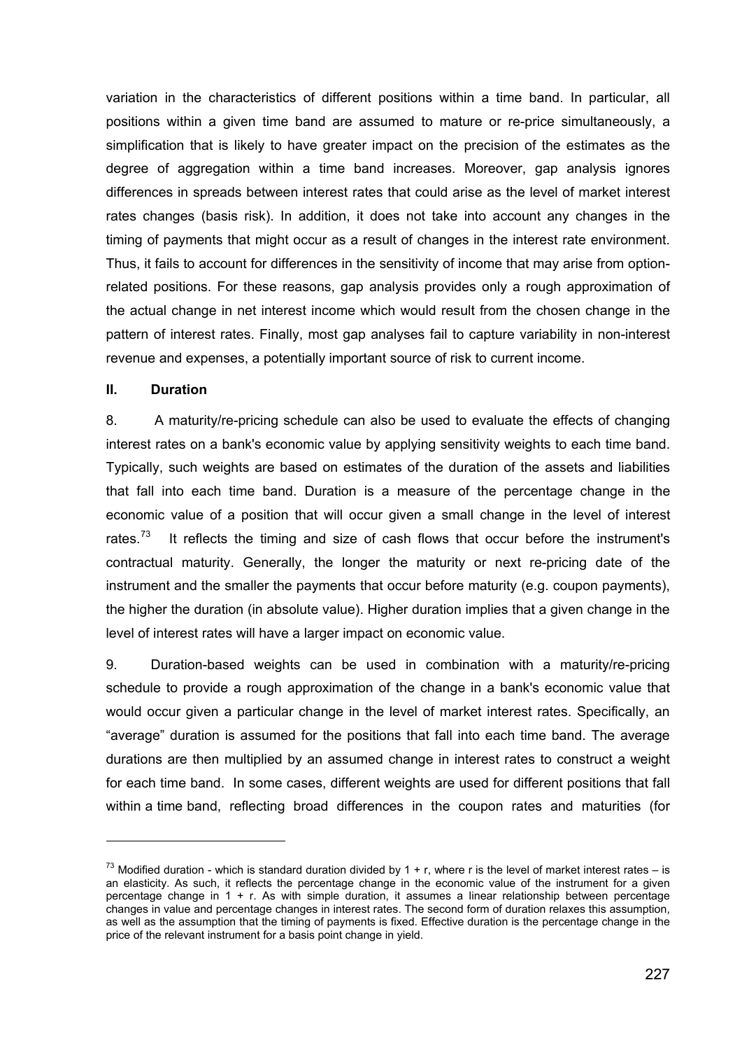variation in the characteristics of different positions within a time band. In particular, all positions within a given time band are assumed to mature or re-price simultaneously, a simplification that is likely to have greater impact on the precision of the estimates as the degree of aggregation within a time band increases. Moreover, gap analysis ignores differences in spreads between interest rates that could arise as the level of market interest rates changes (basis risk). In addition, it does not take into account any changes in the timing of payments that might occur as a result of changes in the interest rate environment. Thus, it fails to account for differences in the sensitivity of income that may arise from option-related positions. For these reasons, gap analysis provides only a rough approximation of the actual change in net interest income which would result from the chosen change in the pattern of interest rates. Finally, most gap analyses fail to capture variability in non-interest revenue and expenses, a potentially important source of risk to current income.

### II. Duration

8. A maturity/re-pricing schedule can also be used to evaluate the effects of changing interest rates on a bank's economic value by applying sensitivity weights to each time band. Typically, such weights are based on estimates of the duration of the assets and liabilities that fall into each time band. Duration is a measure of the percentage change in the economic value of a position that will occur given a small change in the level of interest rates.[73] It reflects the timing and size of cash flows that occur before the instrument's contractual maturity. Generally, the longer the maturity or next re-pricing date of the instrument and the smaller the payments that occur before maturity (e.g. coupon payments), the higher the duration (in absolute value). Higher duration implies that a given change in the level of interest rates will have a larger impact on economic value.

9. Duration-based weights can be used in combination with a maturity/re-pricing schedule to provide a rough approximation of the change in a bank's economic value that would occur given a particular change in the level of market interest rates. Specifically, an "average" duration is assumed for the positions that fall into each time band. The average durations are then multiplied by an assumed change in interest rates to construct a weight for each time band. In some cases, different weights are used for different positions that fall within a time band, reflecting broad differences in the coupon rates and maturities (for

---

[73] Modified duration - which is standard duration divided by $1 + r$, where $r$ is the level of market interest rates – is an elasticity. As such, it reflects the percentage change in the economic value of the instrument for a given percentage change in $1 + r$. As with simple duration, it assumes a linear relationship between percentage changes in value and percentage changes in interest rates. The second form of duration relaxes this assumption, as well as the assumption that the timing of payments is fixed. Effective duration is the percentage change in the price of the relevant instrument for a basis point change in yield.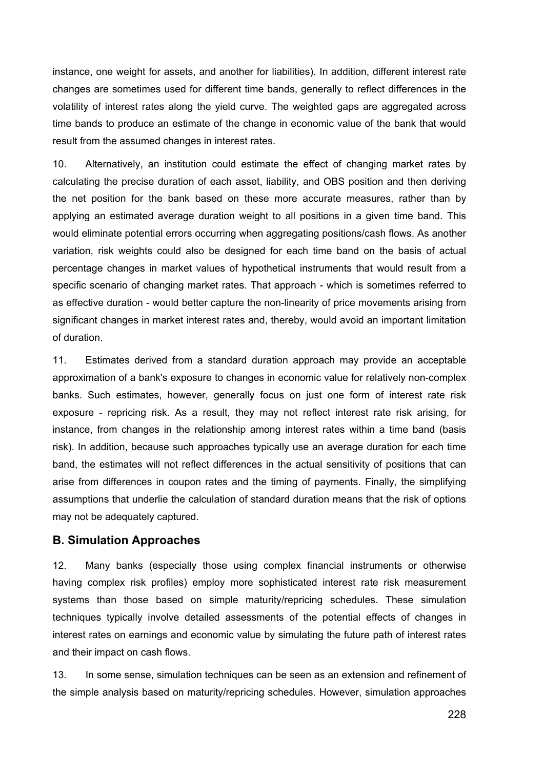instance, one weight for assets, and another for liabilities). In addition, different interest rate changes are sometimes used for different time bands, generally to reflect differences in the volatility of interest rates along the yield curve. The weighted gaps are aggregated across time bands to produce an estimate of the change in economic value of the bank that would result from the assumed changes in interest rates.

10. Alternatively, an institution could estimate the effect of changing market rates by calculating the precise duration of each asset, liability, and OBS position and then deriving the net position for the bank based on these more accurate measures, rather than by applying an estimated average duration weight to all positions in a given time band. This would eliminate potential errors occurring when aggregating positions/cash flows. As another variation, risk weights could also be designed for each time band on the basis of actual percentage changes in market values of hypothetical instruments that would result from a specific scenario of changing market rates. That approach - which is sometimes referred to as effective duration - would better capture the non-linearity of price movements arising from significant changes in market interest rates and, thereby, would avoid an important limitation of duration.

11. Estimates derived from a standard duration approach may provide an acceptable approximation of a bank's exposure to changes in economic value for relatively non-complex banks. Such estimates, however, generally focus on just one form of interest rate risk exposure - repricing risk. As a result, they may not reflect interest rate risk arising, for instance, from changes in the relationship among interest rates within a time band (basis risk). In addition, because such approaches typically use an average duration for each time band, the estimates will not reflect differences in the actual sensitivity of positions that can arise from differences in coupon rates and the timing of payments. Finally, the simplifying assumptions that underlie the calculation of standard duration means that the risk of options may not be adequately captured.

## B. Simulation Approaches

12. Many banks (especially those using complex financial instruments or otherwise having complex risk profiles) employ more sophisticated interest rate risk measurement systems than those based on simple maturity/repricing schedules. These simulation techniques typically involve detailed assessments of the potential effects of changes in interest rates on earnings and economic value by simulating the future path of interest rates and their impact on cash flows.

13. In some sense, simulation techniques can be seen as an extension and refinement of the simple analysis based on maturity/repricing schedules. However, simulation approaches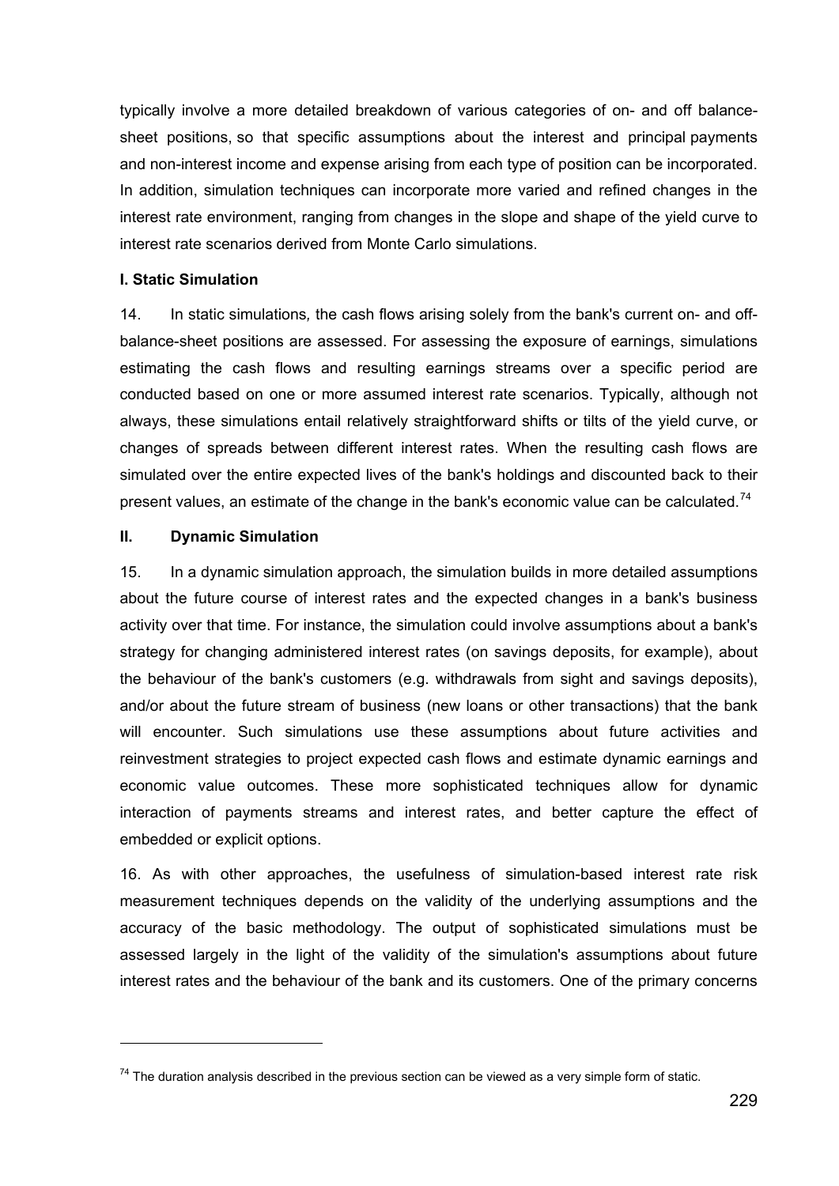typically involve a more detailed breakdown of various categories of on- and off balance-sheet positions, so that specific assumptions about the interest and principal payments and non-interest income and expense arising from each type of position can be incorporated. In addition, simulation techniques can incorporate more varied and refined changes in the interest rate environment, ranging from changes in the slope and shape of the yield curve to interest rate scenarios derived from Monte Carlo simulations.

**I. Static Simulation**

14. In static simulations, the cash flows arising solely from the bank's current on- and off-balance-sheet positions are assessed. For assessing the exposure of earnings, simulations estimating the cash flows and resulting earnings streams over a specific period are conducted based on one or more assumed interest rate scenarios. Typically, although not always, these simulations entail relatively straightforward shifts or tilts of the yield curve, or changes of spreads between different interest rates. When the resulting cash flows are simulated over the entire expected lives of the bank's holdings and discounted back to their present values, an estimate of the change in the bank's economic value can be calculated.[74]

**II. Dynamic Simulation**

15. In a dynamic simulation approach, the simulation builds in more detailed assumptions about the future course of interest rates and the expected changes in a bank's business activity over that time. For instance, the simulation could involve assumptions about a bank's strategy for changing administered interest rates (on savings deposits, for example), about the behaviour of the bank's customers (e.g. withdrawals from sight and savings deposits), and/or about the future stream of business (new loans or other transactions) that the bank will encounter. Such simulations use these assumptions about future activities and reinvestment strategies to project expected cash flows and estimate dynamic earnings and economic value outcomes. These more sophisticated techniques allow for dynamic interaction of payments streams and interest rates, and better capture the effect of embedded or explicit options.

16. As with other approaches, the usefulness of simulation-based interest rate risk measurement techniques depends on the validity of the underlying assumptions and the accuracy of the basic methodology. The output of sophisticated simulations must be assessed largely in the light of the validity of the simulation's assumptions about future interest rates and the behaviour of the bank and its customers. One of the primary concerns

[74] The duration analysis described in the previous section can be viewed as a very simple form of static.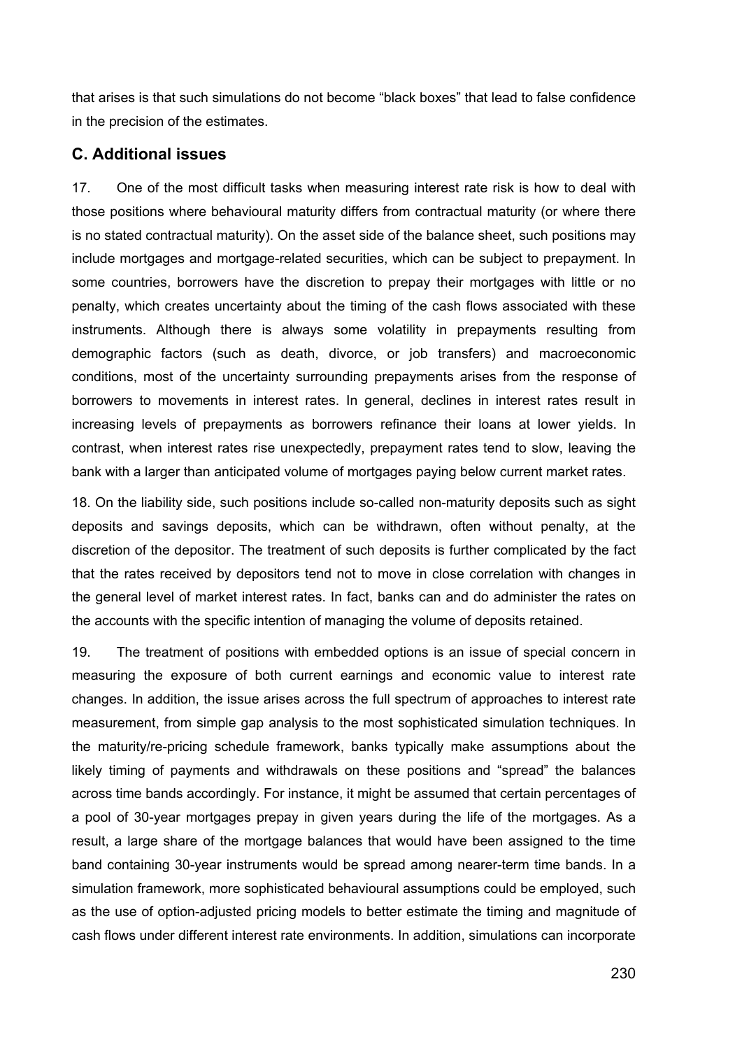that arises is that such simulations do not become "black boxes" that lead to false confidence in the precision of the estimates.

## C. Additional issues

17. One of the most difficult tasks when measuring interest rate risk is how to deal with those positions where behavioural maturity differs from contractual maturity (or where there is no stated contractual maturity). On the asset side of the balance sheet, such positions may include mortgages and mortgage-related securities, which can be subject to prepayment. In some countries, borrowers have the discretion to prepay their mortgages with little or no penalty, which creates uncertainty about the timing of the cash flows associated with these instruments. Although there is always some volatility in prepayments resulting from demographic factors (such as death, divorce, or job transfers) and macroeconomic conditions, most of the uncertainty surrounding prepayments arises from the response of borrowers to movements in interest rates. In general, declines in interest rates result in increasing levels of prepayments as borrowers refinance their loans at lower yields. In contrast, when interest rates rise unexpectedly, prepayment rates tend to slow, leaving the bank with a larger than anticipated volume of mortgages paying below current market rates.

18. On the liability side, such positions include so-called non-maturity deposits such as sight deposits and savings deposits, which can be withdrawn, often without penalty, at the discretion of the depositor. The treatment of such deposits is further complicated by the fact that the rates received by depositors tend not to move in close correlation with changes in the general level of market interest rates. In fact, banks can and do administer the rates on the accounts with the specific intention of managing the volume of deposits retained.

19. The treatment of positions with embedded options is an issue of special concern in measuring the exposure of both current earnings and economic value to interest rate changes. In addition, the issue arises across the full spectrum of approaches to interest rate measurement, from simple gap analysis to the most sophisticated simulation techniques. In the maturity/re-pricing schedule framework, banks typically make assumptions about the likely timing of payments and withdrawals on these positions and "spread" the balances across time bands accordingly. For instance, it might be assumed that certain percentages of a pool of 30-year mortgages prepay in given years during the life of the mortgages. As a result, a large share of the mortgage balances that would have been assigned to the time band containing 30-year instruments would be spread among nearer-term time bands. In a simulation framework, more sophisticated behavioural assumptions could be employed, such as the use of option-adjusted pricing models to better estimate the timing and magnitude of cash flows under different interest rate environments. In addition, simulations can incorporate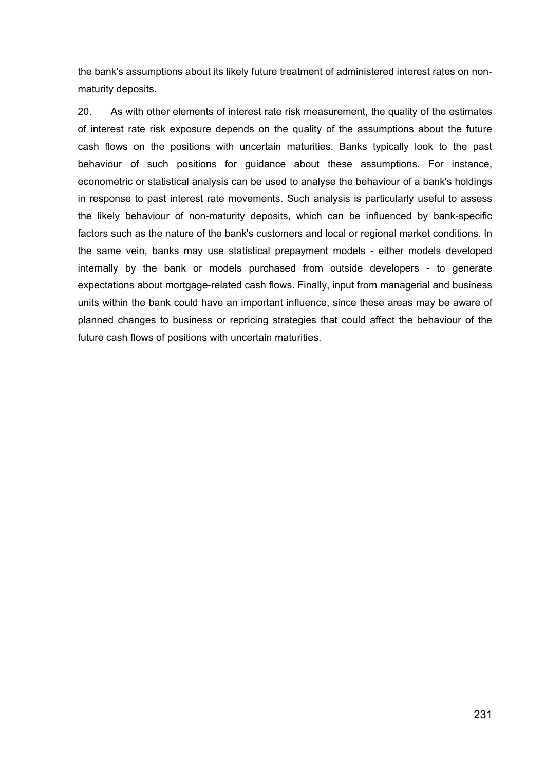the bank's assumptions about its likely future treatment of administered interest rates on non-maturity deposits.

20. As with other elements of interest rate risk measurement, the quality of the estimates of interest rate risk exposure depends on the quality of the assumptions about the future cash flows on the positions with uncertain maturities. Banks typically look to the past behaviour of such positions for guidance about these assumptions. For instance, econometric or statistical analysis can be used to analyse the behaviour of a bank's holdings in response to past interest rate movements. Such analysis is particularly useful to assess the likely behaviour of non-maturity deposits, which can be influenced by bank-specific factors such as the nature of the bank's customers and local or regional market conditions. In the same vein, banks may use statistical prepayment models - either models developed internally by the bank or models purchased from outside developers - to generate expectations about mortgage-related cash flows. Finally, input from managerial and business units within the bank could have an important influence, since these areas may be aware of planned changes to business or repricing strategies that could affect the behaviour of the future cash flows of positions with uncertain maturities.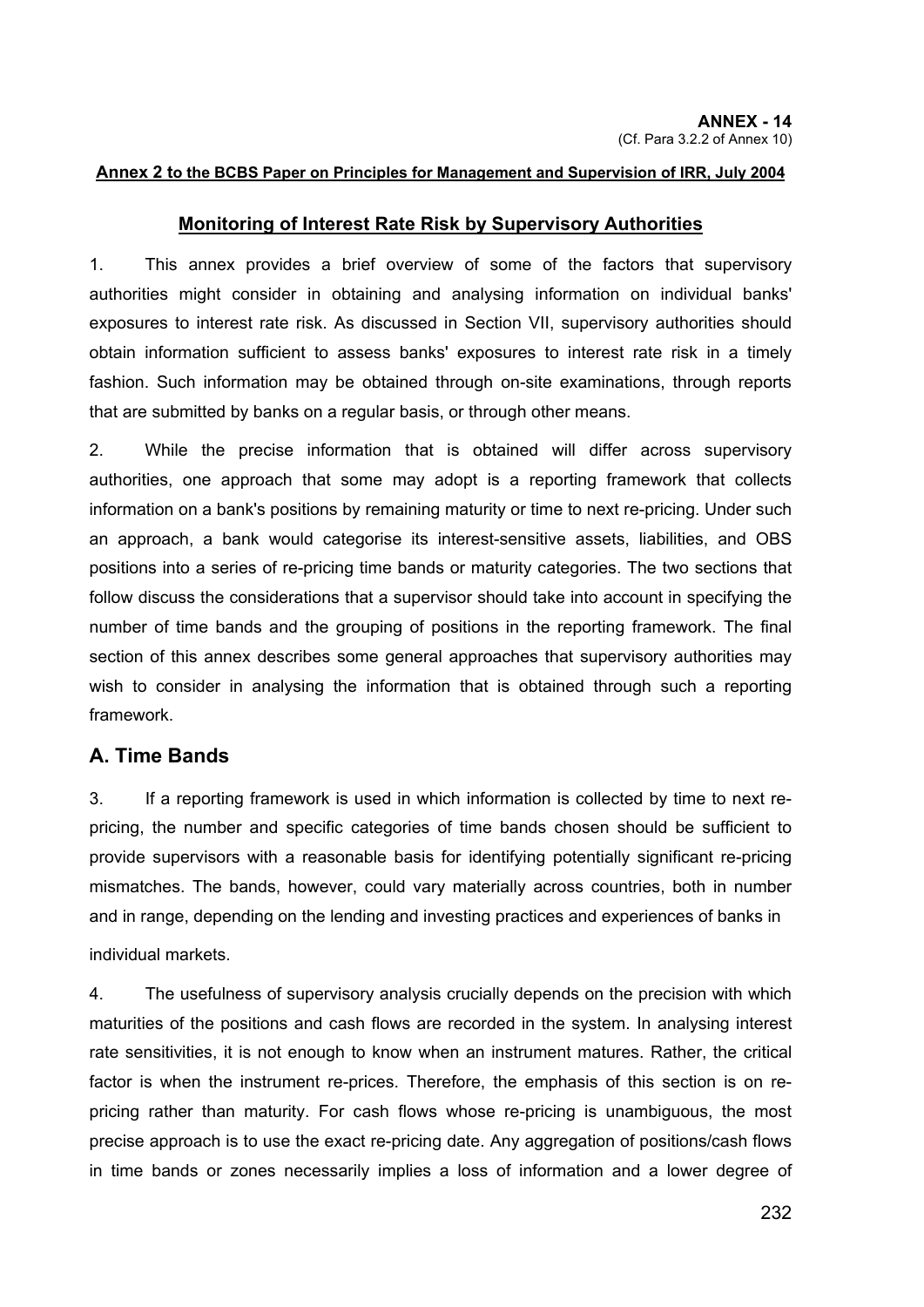**ANNEX - 14**
(Cf. Para 3.2.2 of Annex 10)

**Annex 2 to the BCBS Paper on Principles for Management and Supervision of IRR, July 2004**

## Monitoring of Interest Rate Risk by Supervisory Authorities

1. This annex provides a brief overview of some of the factors that supervisory authorities might consider in obtaining and analysing information on individual banks' exposures to interest rate risk. As discussed in Section VII, supervisory authorities should obtain information sufficient to assess banks' exposures to interest rate risk in a timely fashion. Such information may be obtained through on-site examinations, through reports that are submitted by banks on a regular basis, or through other means.

2. While the precise information that is obtained will differ across supervisory authorities, one approach that some may adopt is a reporting framework that collects information on a bank's positions by remaining maturity or time to next re-pricing. Under such an approach, a bank would categorise its interest-sensitive assets, liabilities, and OBS positions into a series of re-pricing time bands or maturity categories. The two sections that follow discuss the considerations that a supervisor should take into account in specifying the number of time bands and the grouping of positions in the reporting framework. The final section of this annex describes some general approaches that supervisory authorities may wish to consider in analysing the information that is obtained through such a reporting framework.

## A. Time Bands

3. If a reporting framework is used in which information is collected by time to next re-pricing, the number and specific categories of time bands chosen should be sufficient to provide supervisors with a reasonable basis for identifying potentially significant re-pricing mismatches. The bands, however, could vary materially across countries, both in number and in range, depending on the lending and investing practices and experiences of banks in individual markets.

4. The usefulness of supervisory analysis crucially depends on the precision with which maturities of the positions and cash flows are recorded in the system. In analysing interest rate sensitivities, it is not enough to know when an instrument matures. Rather, the critical factor is when the instrument re-prices. Therefore, the emphasis of this section is on re-pricing rather than maturity. For cash flows whose re-pricing is unambiguous, the most precise approach is to use the exact re-pricing date. Any aggregation of positions/cash flows in time bands or zones necessarily implies a loss of information and a lower degree of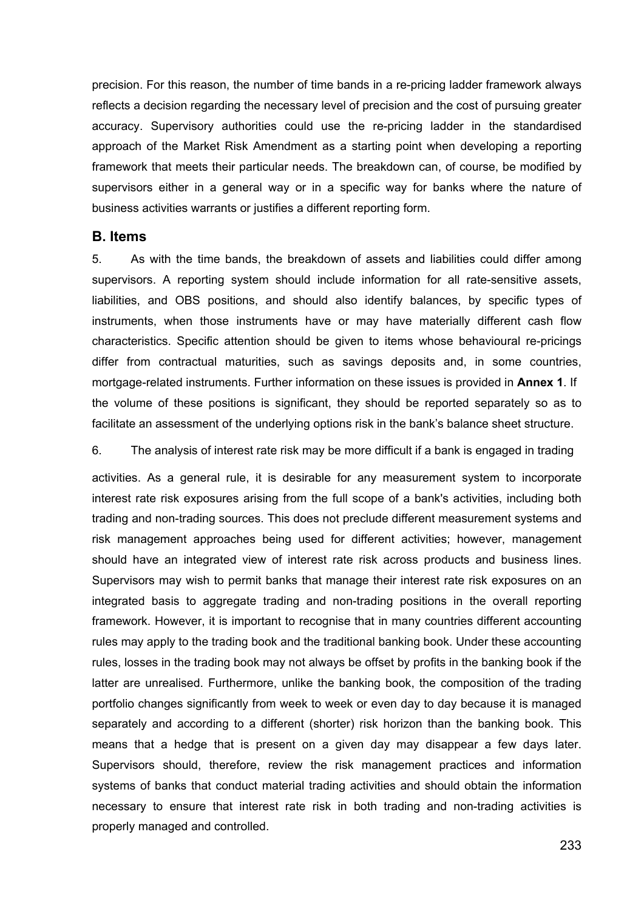precision. For this reason, the number of time bands in a re-pricing ladder framework always reflects a decision regarding the necessary level of precision and the cost of pursuing greater accuracy. Supervisory authorities could use the re-pricing ladder in the standardised approach of the Market Risk Amendment as a starting point when developing a reporting framework that meets their particular needs. The breakdown can, of course, be modified by supervisors either in a general way or in a specific way for banks where the nature of business activities warrants or justifies a different reporting form.

## B. Items

5. As with the time bands, the breakdown of assets and liabilities could differ among supervisors. A reporting system should include information for all rate-sensitive assets, liabilities, and OBS positions, and should also identify balances, by specific types of instruments, when those instruments have or may have materially different cash flow characteristics. Specific attention should be given to items whose behavioural re-pricings differ from contractual maturities, such as savings deposits and, in some countries, mortgage-related instruments. Further information on these issues is provided in **Annex 1**. If the volume of these positions is significant, they should be reported separately so as to facilitate an assessment of the underlying options risk in the bank's balance sheet structure.

6. The analysis of interest rate risk may be more difficult if a bank is engaged in trading activities. As a general rule, it is desirable for any measurement system to incorporate interest rate risk exposures arising from the full scope of a bank's activities, including both trading and non-trading sources. This does not preclude different measurement systems and risk management approaches being used for different activities; however, management should have an integrated view of interest rate risk across products and business lines. Supervisors may wish to permit banks that manage their interest rate risk exposures on an integrated basis to aggregate trading and non-trading positions in the overall reporting framework. However, it is important to recognise that in many countries different accounting rules may apply to the trading book and the traditional banking book. Under these accounting rules, losses in the trading book may not always be offset by profits in the banking book if the latter are unrealised. Furthermore, unlike the banking book, the composition of the trading portfolio changes significantly from week to week or even day to day because it is managed separately and according to a different (shorter) risk horizon than the banking book. This means that a hedge that is present on a given day may disappear a few days later. Supervisors should, therefore, review the risk management practices and information systems of banks that conduct material trading activities and should obtain the information necessary to ensure that interest rate risk in both trading and non-trading activities is properly managed and controlled.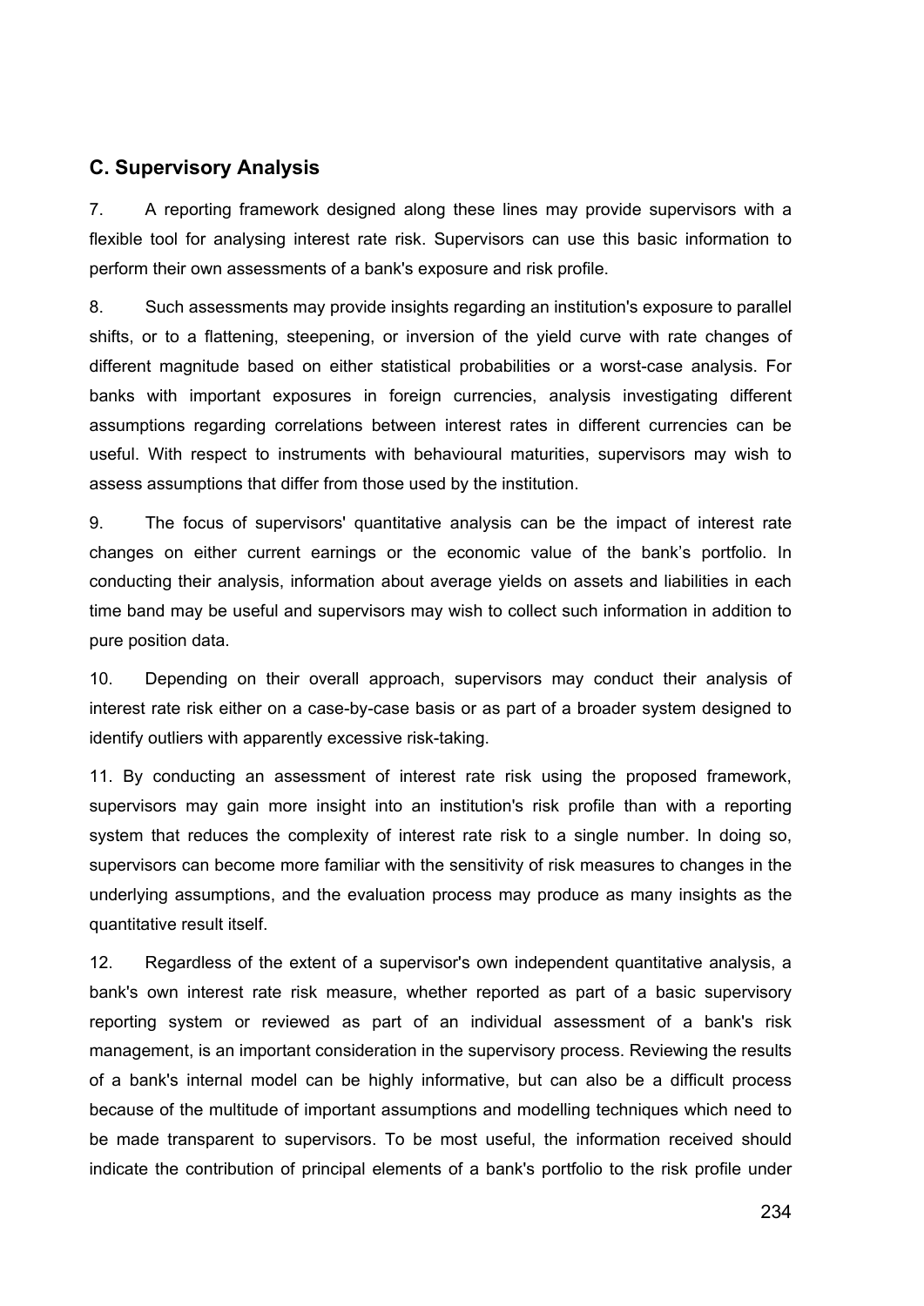## C. Supervisory Analysis

7. A reporting framework designed along these lines may provide supervisors with a flexible tool for analysing interest rate risk. Supervisors can use this basic information to perform their own assessments of a bank's exposure and risk profile.

8. Such assessments may provide insights regarding an institution's exposure to parallel shifts, or to a flattening, steepening, or inversion of the yield curve with rate changes of different magnitude based on either statistical probabilities or a worst-case analysis. For banks with important exposures in foreign currencies, analysis investigating different assumptions regarding correlations between interest rates in different currencies can be useful. With respect to instruments with behavioural maturities, supervisors may wish to assess assumptions that differ from those used by the institution.

9. The focus of supervisors' quantitative analysis can be the impact of interest rate changes on either current earnings or the economic value of the bank's portfolio. In conducting their analysis, information about average yields on assets and liabilities in each time band may be useful and supervisors may wish to collect such information in addition to pure position data.

10. Depending on their overall approach, supervisors may conduct their analysis of interest rate risk either on a case-by-case basis or as part of a broader system designed to identify outliers with apparently excessive risk-taking.

11. By conducting an assessment of interest rate risk using the proposed framework, supervisors may gain more insight into an institution's risk profile than with a reporting system that reduces the complexity of interest rate risk to a single number. In doing so, supervisors can become more familiar with the sensitivity of risk measures to changes in the underlying assumptions, and the evaluation process may produce as many insights as the quantitative result itself.

12. Regardless of the extent of a supervisor's own independent quantitative analysis, a bank's own interest rate risk measure, whether reported as part of a basic supervisory reporting system or reviewed as part of an individual assessment of a bank's risk management, is an important consideration in the supervisory process. Reviewing the results of a bank's internal model can be highly informative, but can also be a difficult process because of the multitude of important assumptions and modelling techniques which need to be made transparent to supervisors. To be most useful, the information received should indicate the contribution of principal elements of a bank's portfolio to the risk profile under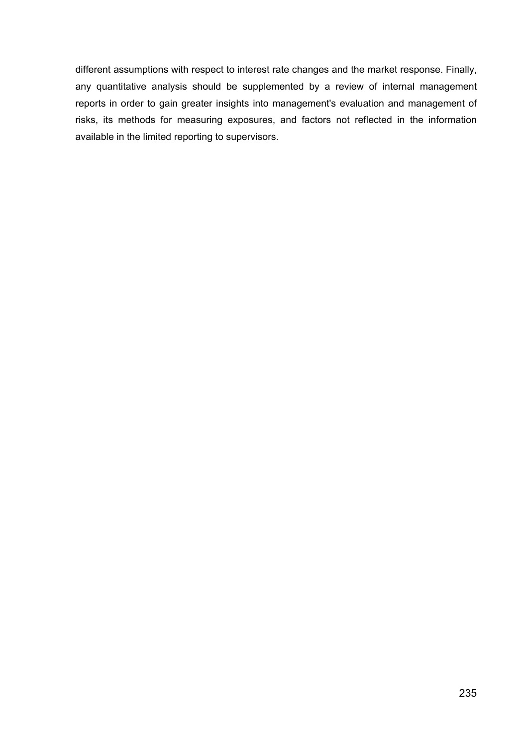different assumptions with respect to interest rate changes and the market response. Finally, any quantitative analysis should be supplemented by a review of internal management reports in order to gain greater insights into management's evaluation and management of risks, its methods for measuring exposures, and factors not reflected in the information available in the limited reporting to supervisors.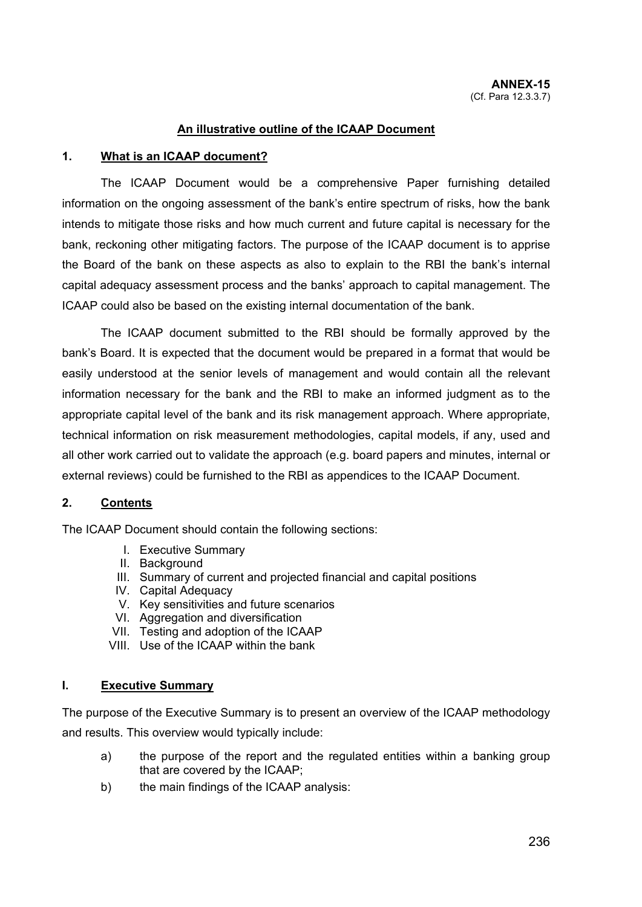**ANNEX-15**
(Cf. Para 12.3.3.7)

## An illustrative outline of the ICAAP Document

### 1. What is an ICAAP document?

The ICAAP Document would be a comprehensive Paper furnishing detailed information on the ongoing assessment of the bank's entire spectrum of risks, how the bank intends to mitigate those risks and how much current and future capital is necessary for the bank, reckoning other mitigating factors. The purpose of the ICAAP document is to apprise the Board of the bank on these aspects as also to explain to the RBI the bank's internal capital adequacy assessment process and the banks' approach to capital management. The ICAAP could also be based on the existing internal documentation of the bank.

The ICAAP document submitted to the RBI should be formally approved by the bank's Board. It is expected that the document would be prepared in a format that would be easily understood at the senior levels of management and would contain all the relevant information necessary for the bank and the RBI to make an informed judgment as to the appropriate capital level of the bank and its risk management approach. Where appropriate, technical information on risk measurement methodologies, capital models, if any, used and all other work carried out to validate the approach (e.g. board papers and minutes, internal or external reviews) could be furnished to the RBI as appendices to the ICAAP Document.

### 2. Contents

The ICAAP Document should contain the following sections:

I. Executive Summary
II. Background
III. Summary of current and projected financial and capital positions
IV. Capital Adequacy
V. Key sensitivities and future scenarios
VI. Aggregation and diversification
VII. Testing and adoption of the ICAAP
VIII. Use of the ICAAP within the bank

### I. Executive Summary

The purpose of the Executive Summary is to present an overview of the ICAAP methodology and results. This overview would typically include:

a) the purpose of the report and the regulated entities within a banking group that are covered by the ICAAP;

b) the main findings of the ICAAP analysis: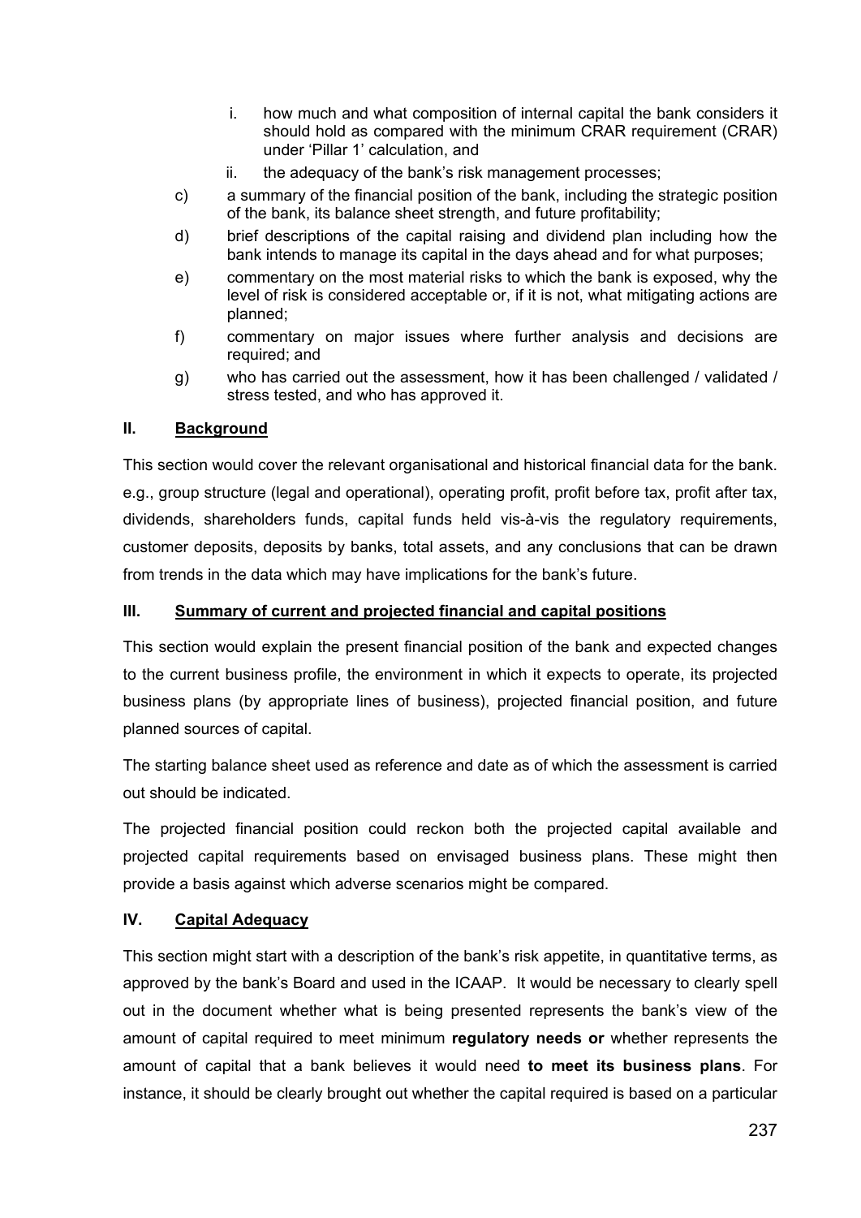i. how much and what composition of internal capital the bank considers it should hold as compared with the minimum CRAR requirement (CRAR) under 'Pillar 1' calculation, and
   ii. the adequacy of the bank's risk management processes;

c) a summary of the financial position of the bank, including the strategic position of the bank, its balance sheet strength, and future profitability;

d) brief descriptions of the capital raising and dividend plan including how the bank intends to manage its capital in the days ahead and for what purposes;

e) commentary on the most material risks to which the bank is exposed, why the level of risk is considered acceptable or, if it is not, what mitigating actions are planned;

f) commentary on major issues where further analysis and decisions are required; and

g) who has carried out the assessment, how it has been challenged / validated / stress tested, and who has approved it.

## II. <u>Background</u>

This section would cover the relevant organisational and historical financial data for the bank. e.g., group structure (legal and operational), operating profit, profit before tax, profit after tax, dividends, shareholders funds, capital funds held vis-à-vis the regulatory requirements, customer deposits, deposits by banks, total assets, and any conclusions that can be drawn from trends in the data which may have implications for the bank's future.

## III. <u>Summary of current and projected financial and capital positions</u>

This section would explain the present financial position of the bank and expected changes to the current business profile, the environment in which it expects to operate, its projected business plans (by appropriate lines of business), projected financial position, and future planned sources of capital.

The starting balance sheet used as reference and date as of which the assessment is carried out should be indicated.

The projected financial position could reckon both the projected capital available and projected capital requirements based on envisaged business plans. These might then provide a basis against which adverse scenarios might be compared.

## IV. <u>Capital Adequacy</u>

This section might start with a description of the bank's risk appetite, in quantitative terms, as approved by the bank's Board and used in the ICAAP. It would be necessary to clearly spell out in the document whether what is being presented represents the bank's view of the amount of capital required to meet minimum **regulatory needs or** whether represents the amount of capital that a bank believes it would need **to meet its business plans**. For instance, it should be clearly brought out whether the capital required is based on a particular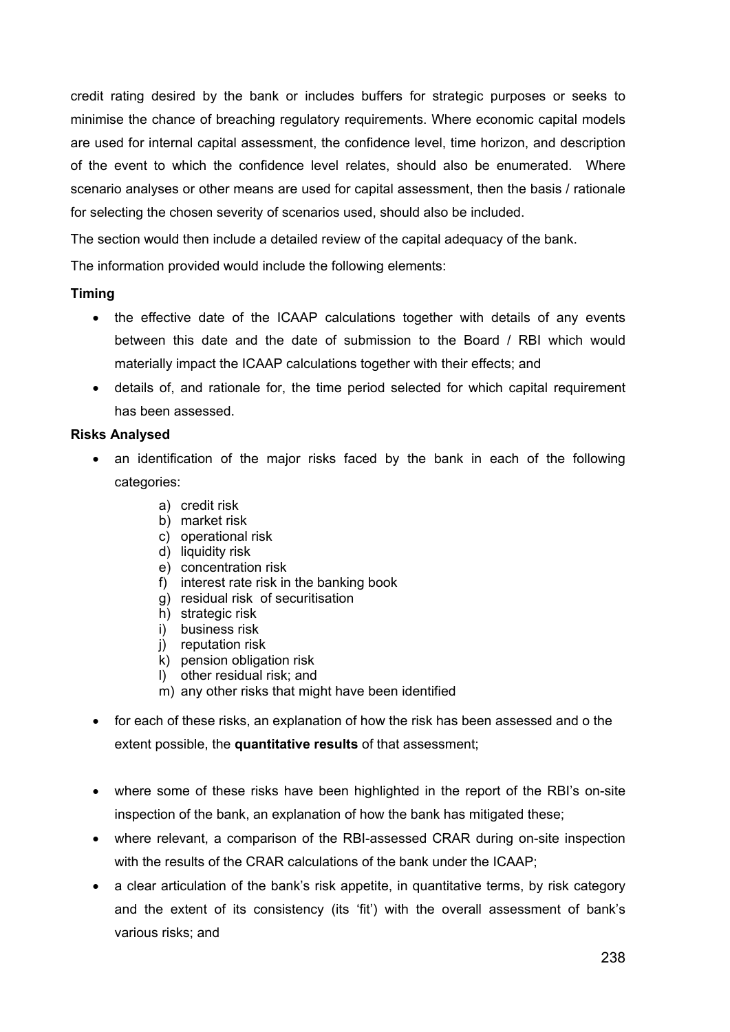credit rating desired by the bank or includes buffers for strategic purposes or seeks to minimise the chance of breaching regulatory requirements. Where economic capital models are used for internal capital assessment, the confidence level, time horizon, and description of the event to which the confidence level relates, should also be enumerated. Where scenario analyses or other means are used for capital assessment, then the basis / rationale for selecting the chosen severity of scenarios used, should also be included.

The section would then include a detailed review of the capital adequacy of the bank.

The information provided would include the following elements:

**Timing**

- the effective date of the ICAAP calculations together with details of any events between this date and the date of submission to the Board / RBI which would materially impact the ICAAP calculations together with their effects; and
- details of, and rationale for, the time period selected for which capital requirement has been assessed.

**Risks Analysed**

- an identification of the major risks faced by the bank in each of the following categories:
  a) credit risk
  b) market risk
  c) operational risk
  d) liquidity risk
  e) concentration risk
  f) interest rate risk in the banking book
  g) residual risk of securitisation
  h) strategic risk
  i) business risk
  j) reputation risk
  k) pension obligation risk
  l) other residual risk; and
  m) any other risks that might have been identified
- for each of these risks, an explanation of how the risk has been assessed and o the extent possible, the **quantitative results** of that assessment;
- where some of these risks have been highlighted in the report of the RBI's on-site inspection of the bank, an explanation of how the bank has mitigated these;
- where relevant, a comparison of the RBI-assessed CRAR during on-site inspection with the results of the CRAR calculations of the bank under the ICAAP;
- a clear articulation of the bank's risk appetite, in quantitative terms, by risk category and the extent of its consistency (its 'fit') with the overall assessment of bank's various risks; and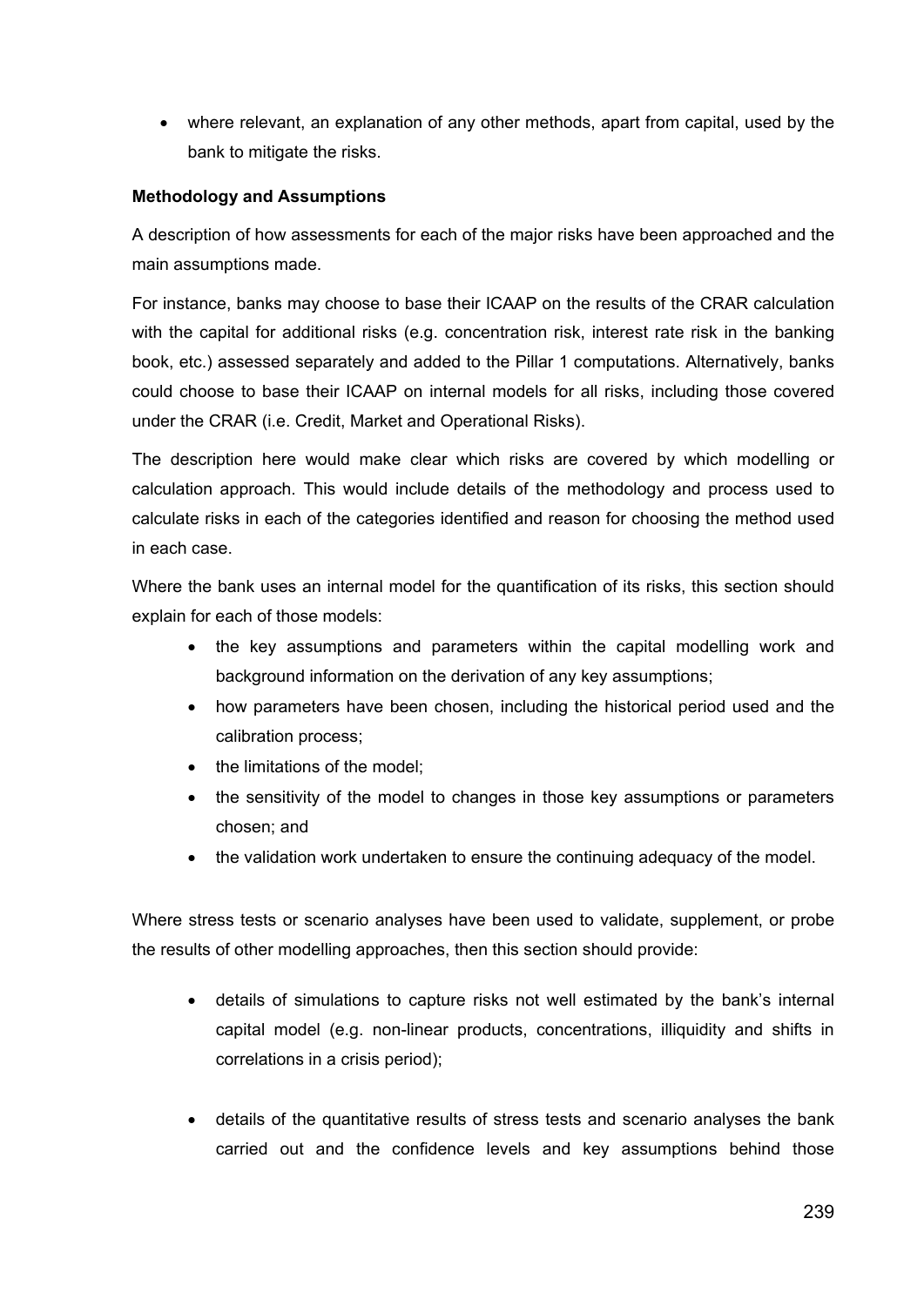- where relevant, an explanation of any other methods, apart from capital, used by the bank to mitigate the risks.

**Methodology and Assumptions**

A description of how assessments for each of the major risks have been approached and the main assumptions made.

For instance, banks may choose to base their ICAAP on the results of the CRAR calculation with the capital for additional risks (e.g. concentration risk, interest rate risk in the banking book, etc.) assessed separately and added to the Pillar 1 computations. Alternatively, banks could choose to base their ICAAP on internal models for all risks, including those covered under the CRAR (i.e. Credit, Market and Operational Risks).

The description here would make clear which risks are covered by which modelling or calculation approach. This would include details of the methodology and process used to calculate risks in each of the categories identified and reason for choosing the method used in each case.

Where the bank uses an internal model for the quantification of its risks, this section should explain for each of those models:

- the key assumptions and parameters within the capital modelling work and background information on the derivation of any key assumptions;
- how parameters have been chosen, including the historical period used and the calibration process;
- the limitations of the model;
- the sensitivity of the model to changes in those key assumptions or parameters chosen; and
- the validation work undertaken to ensure the continuing adequacy of the model.

Where stress tests or scenario analyses have been used to validate, supplement, or probe the results of other modelling approaches, then this section should provide:

- details of simulations to capture risks not well estimated by the bank's internal capital model (e.g. non-linear products, concentrations, illiquidity and shifts in correlations in a crisis period);
- details of the quantitative results of stress tests and scenario analyses the bank carried out and the confidence levels and key assumptions behind those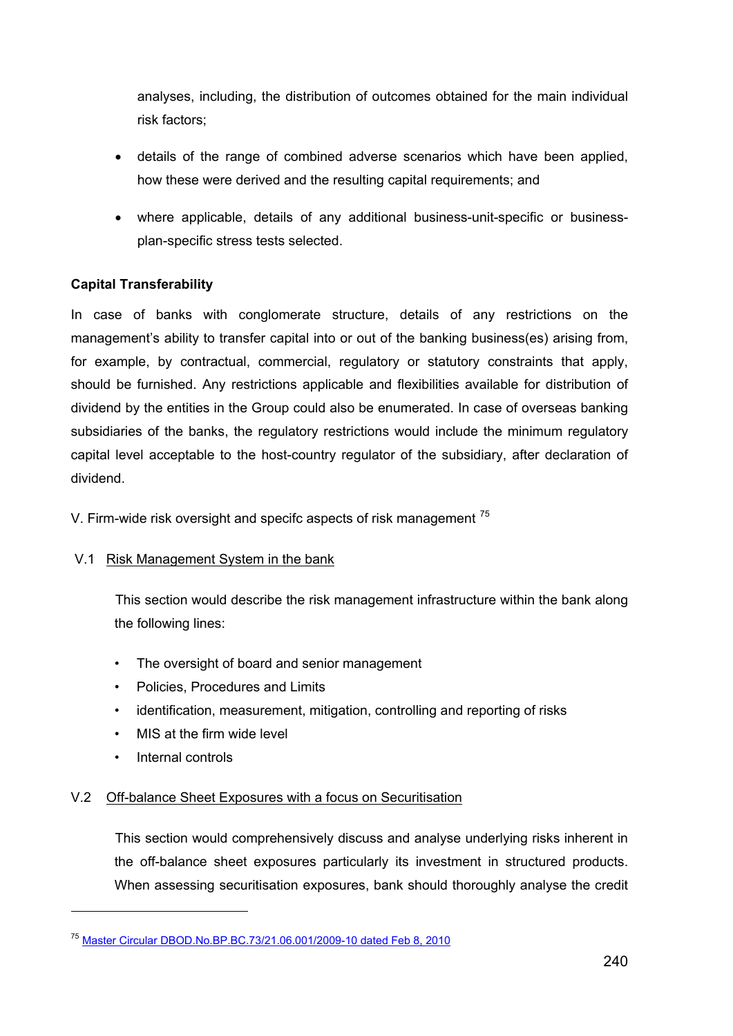analyses, including, the distribution of outcomes obtained for the main individual risk factors;

- details of the range of combined adverse scenarios which have been applied, how these were derived and the resulting capital requirements; and
- where applicable, details of any additional business-unit-specific or business-plan-specific stress tests selected.

**Capital Transferability**

In case of banks with conglomerate structure, details of any restrictions on the management's ability to transfer capital into or out of the banking business(es) arising from, for example, by contractual, commercial, regulatory or statutory constraints that apply, should be furnished. Any restrictions applicable and flexibilities available for distribution of dividend by the entities in the Group could also be enumerated. In case of overseas banking subsidiaries of the banks, the regulatory restrictions would include the minimum regulatory capital level acceptable to the host-country regulator of the subsidiary, after declaration of dividend.

V. Firm-wide risk oversight and specifc aspects of risk management [75]

V.1 Risk Management System in the bank

This section would describe the risk management infrastructure within the bank along the following lines:

- The oversight of board and senior management
- Policies, Procedures and Limits
- identification, measurement, mitigation, controlling and reporting of risks
- MIS at the firm wide level
- Internal controls

V.2 Off-balance Sheet Exposures with a focus on Securitisation

This section would comprehensively discuss and analyse underlying risks inherent in the off-balance sheet exposures particularly its investment in structured products. When assessing securitisation exposures, bank should thoroughly analyse the credit

---

[75] Master Circular DBOD.No.BP.BC.73/21.06.001/2009-10 dated Feb 8, 2010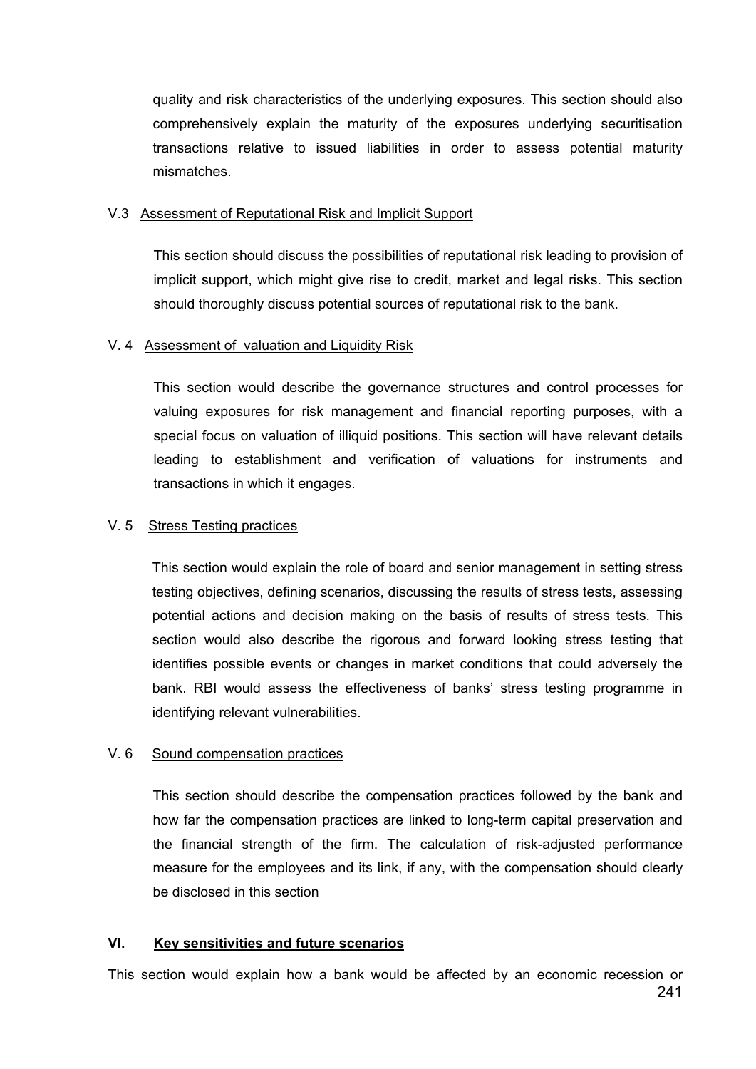quality and risk characteristics of the underlying exposures. This section should also comprehensively explain the maturity of the exposures underlying securitisation transactions relative to issued liabilities in order to assess potential maturity mismatches.

V.3 Assessment of Reputational Risk and Implicit Support

This section should discuss the possibilities of reputational risk leading to provision of implicit support, which might give rise to credit, market and legal risks. This section should thoroughly discuss potential sources of reputational risk to the bank.

V. 4 Assessment of valuation and Liquidity Risk

This section would describe the governance structures and control processes for valuing exposures for risk management and financial reporting purposes, with a special focus on valuation of illiquid positions. This section will have relevant details leading to establishment and verification of valuations for instruments and transactions in which it engages.

V. 5 Stress Testing practices

This section would explain the role of board and senior management in setting stress testing objectives, defining scenarios, discussing the results of stress tests, assessing potential actions and decision making on the basis of results of stress tests. This section would also describe the rigorous and forward looking stress testing that identifies possible events or changes in market conditions that could adversely the bank. RBI would assess the effectiveness of banks' stress testing programme in identifying relevant vulnerabilities.

V. 6 Sound compensation practices

This section should describe the compensation practices followed by the bank and how far the compensation practices are linked to long-term capital preservation and the financial strength of the firm. The calculation of risk-adjusted performance measure for the employees and its link, if any, with the compensation should clearly be disclosed in this section

## VI. Key sensitivities and future scenarios

This section would explain how a bank would be affected by an economic recession or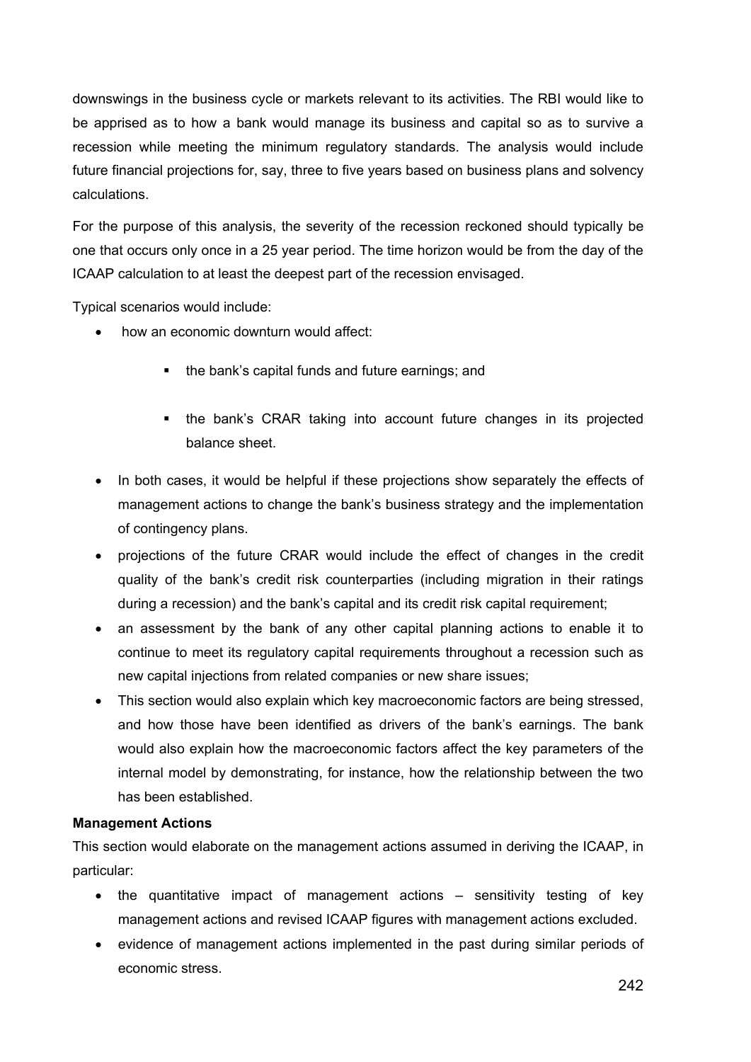downswings in the business cycle or markets relevant to its activities. The RBI would like to be apprised as to how a bank would manage its business and capital so as to survive a recession while meeting the minimum regulatory standards. The analysis would include future financial projections for, say, three to five years based on business plans and solvency calculations.

For the purpose of this analysis, the severity of the recession reckoned should typically be one that occurs only once in a 25 year period. The time horizon would be from the day of the ICAAP calculation to at least the deepest part of the recession envisaged.

Typical scenarios would include:

- how an economic downturn would affect:
  - the bank's capital funds and future earnings; and
  - the bank's CRAR taking into account future changes in its projected balance sheet.
- In both cases, it would be helpful if these projections show separately the effects of management actions to change the bank's business strategy and the implementation of contingency plans.
- projections of the future CRAR would include the effect of changes in the credit quality of the bank's credit risk counterparties (including migration in their ratings during a recession) and the bank's capital and its credit risk capital requirement;
- an assessment by the bank of any other capital planning actions to enable it to continue to meet its regulatory capital requirements throughout a recession such as new capital injections from related companies or new share issues;
- This section would also explain which key macroeconomic factors are being stressed, and how those have been identified as drivers of the bank's earnings. The bank would also explain how the macroeconomic factors affect the key parameters of the internal model by demonstrating, for instance, how the relationship between the two has been established.

**Management Actions**

This section would elaborate on the management actions assumed in deriving the ICAAP, in particular:

- the quantitative impact of management actions – sensitivity testing of key management actions and revised ICAAP figures with management actions excluded.
- evidence of management actions implemented in the past during similar periods of economic stress.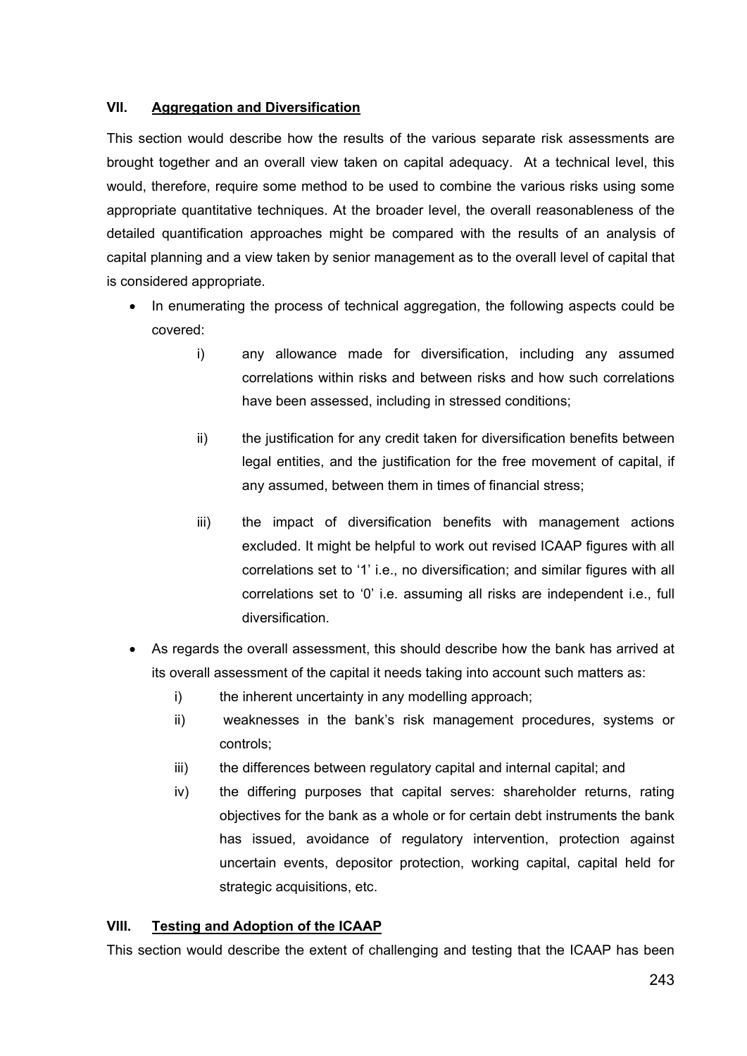### VII. Aggregation and Diversification

This section would describe how the results of the various separate risk assessments are brought together and an overall view taken on capital adequacy. At a technical level, this would, therefore, require some method to be used to combine the various risks using some appropriate quantitative techniques. At the broader level, the overall reasonableness of the detailed quantification approaches might be compared with the results of an analysis of capital planning and a view taken by senior management as to the overall level of capital that is considered appropriate.

- In enumerating the process of technical aggregation, the following aspects could be covered:
    - i) any allowance made for diversification, including any assumed correlations within risks and between risks and how such correlations have been assessed, including in stressed conditions;
    - ii) the justification for any credit taken for diversification benefits between legal entities, and the justification for the free movement of capital, if any assumed, between them in times of financial stress;
    - iii) the impact of diversification benefits with management actions excluded. It might be helpful to work out revised ICAAP figures with all correlations set to '1' i.e., no diversification; and similar figures with all correlations set to '0' i.e. assuming all risks are independent i.e., full diversification.
- As regards the overall assessment, this should describe how the bank has arrived at its overall assessment of the capital it needs taking into account such matters as:
    - i) the inherent uncertainty in any modelling approach;
    - ii) weaknesses in the bank's risk management procedures, systems or controls;
    - iii) the differences between regulatory capital and internal capital; and
    - iv) the differing purposes that capital serves: shareholder returns, rating objectives for the bank as a whole or for certain debt instruments the bank has issued, avoidance of regulatory intervention, protection against uncertain events, depositor protection, working capital, capital held for strategic acquisitions, etc.

### VIII. Testing and Adoption of the ICAAP

This section would describe the extent of challenging and testing that the ICAAP has been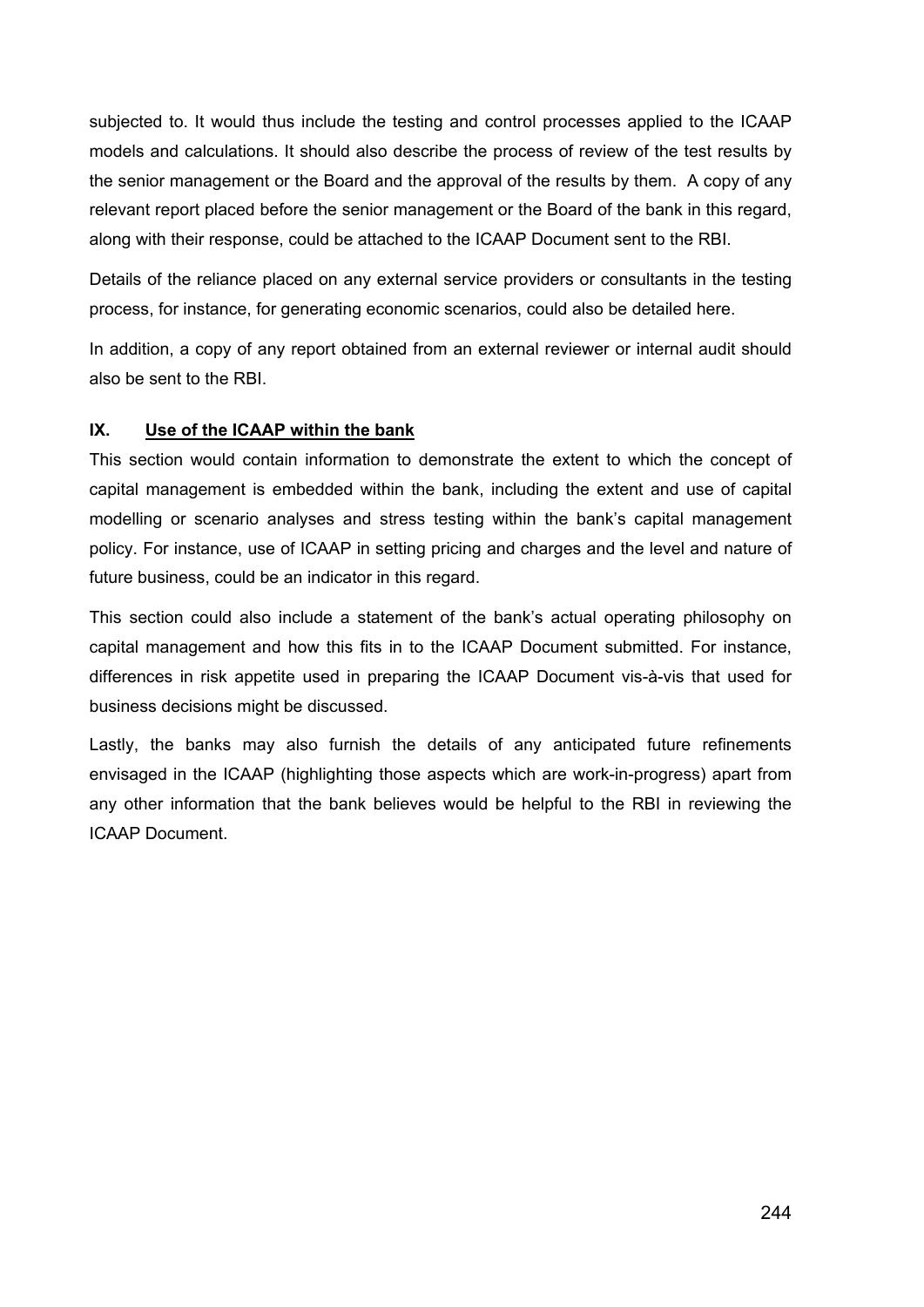subjected to. It would thus include the testing and control processes applied to the ICAAP models and calculations. It should also describe the process of review of the test results by the senior management or the Board and the approval of the results by them. A copy of any relevant report placed before the senior management or the Board of the bank in this regard, along with their response, could be attached to the ICAAP Document sent to the RBI.

Details of the reliance placed on any external service providers or consultants in the testing process, for instance, for generating economic scenarios, could also be detailed here.

In addition, a copy of any report obtained from an external reviewer or internal audit should also be sent to the RBI.

### IX. Use of the ICAAP within the bank

This section would contain information to demonstrate the extent to which the concept of capital management is embedded within the bank, including the extent and use of capital modelling or scenario analyses and stress testing within the bank's capital management policy. For instance, use of ICAAP in setting pricing and charges and the level and nature of future business, could be an indicator in this regard.

This section could also include a statement of the bank's actual operating philosophy on capital management and how this fits in to the ICAAP Document submitted. For instance, differences in risk appetite used in preparing the ICAAP Document vis-à-vis that used for business decisions might be discussed.

Lastly, the banks may also furnish the details of any anticipated future refinements envisaged in the ICAAP (highlighting those aspects which are work-in-progress) apart from any other information that the bank believes would be helpful to the RBI in reviewing the ICAAP Document.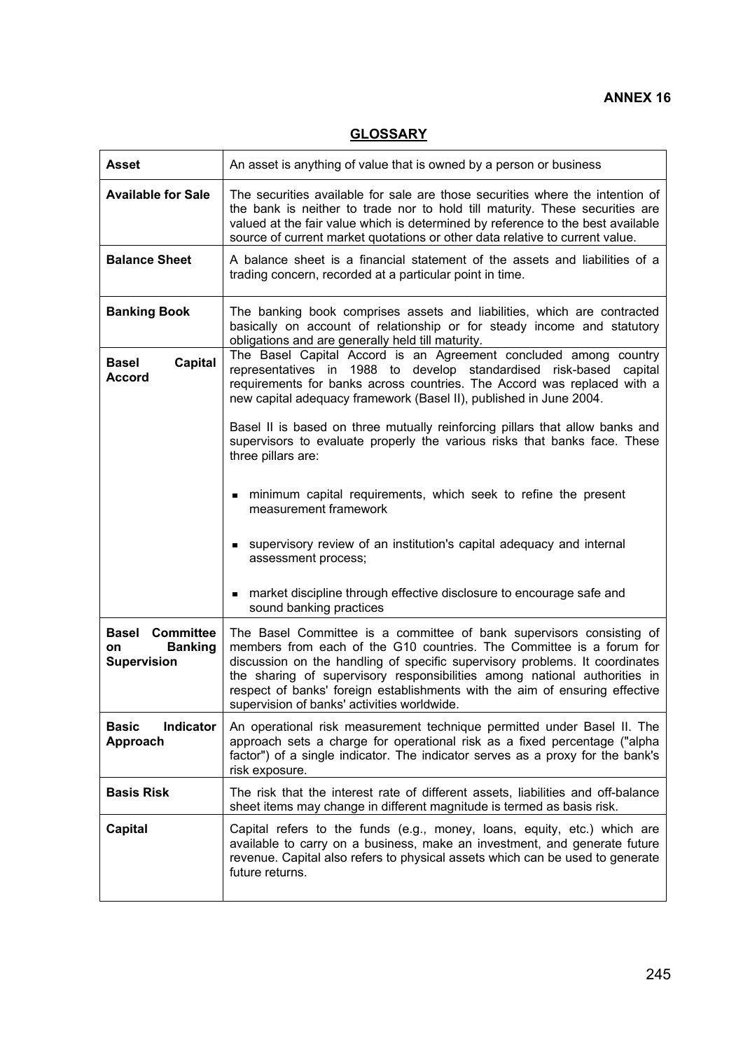**ANNEX 16**

## GLOSSARY

| | |
|---|---|
| **Asset** | An asset is anything of value that is owned by a person or business |
| **Available for Sale** | The securities available for sale are those securities where the intention of the bank is neither to trade nor to hold till maturity. These securities are valued at the fair value which is determined by reference to the best available source of current market quotations or other data relative to current value. |
| **Balance Sheet** | A balance sheet is a financial statement of the assets and liabilities of a trading concern, recorded at a particular point in time. |
| **Banking Book** | The banking book comprises assets and liabilities, which are contracted basically on account of relationship or for steady income and statutory obligations and are generally held till maturity. |
| **Basel Capital Accord** | The Basel Capital Accord is an Agreement concluded among country representatives in 1988 to develop standardised risk-based capital requirements for banks across countries. The Accord was replaced with a new capital adequacy framework (Basel II), published in June 2004.<br><br>Basel II is based on three mutually reinforcing pillars that allow banks and supervisors to evaluate properly the various risks that banks face. These three pillars are:<br><br>▪ minimum capital requirements, which seek to refine the present measurement framework<br><br>▪ supervisory review of an institution's capital adequacy and internal assessment process;<br><br>▪ market discipline through effective disclosure to encourage safe and sound banking practices |
| **Basel Committee on Banking Supervision** | The Basel Committee is a committee of bank supervisors consisting of members from each of the G10 countries. The Committee is a forum for discussion on the handling of specific supervisory problems. It coordinates the sharing of supervisory responsibilities among national authorities in respect of banks' foreign establishments with the aim of ensuring effective supervision of banks' activities worldwide. |
| **Basic Indicator Approach** | An operational risk measurement technique permitted under Basel II. The approach sets a charge for operational risk as a fixed percentage ("alpha factor") of a single indicator. The indicator serves as a proxy for the bank's risk exposure. |
| **Basis Risk** | The risk that the interest rate of different assets, liabilities and off-balance sheet items may change in different magnitude is termed as basis risk. |
| **Capital** | Capital refers to the funds (e.g., money, loans, equity, etc.) which are available to carry on a business, make an investment, and generate future revenue. Capital also refers to physical assets which can be used to generate future returns. |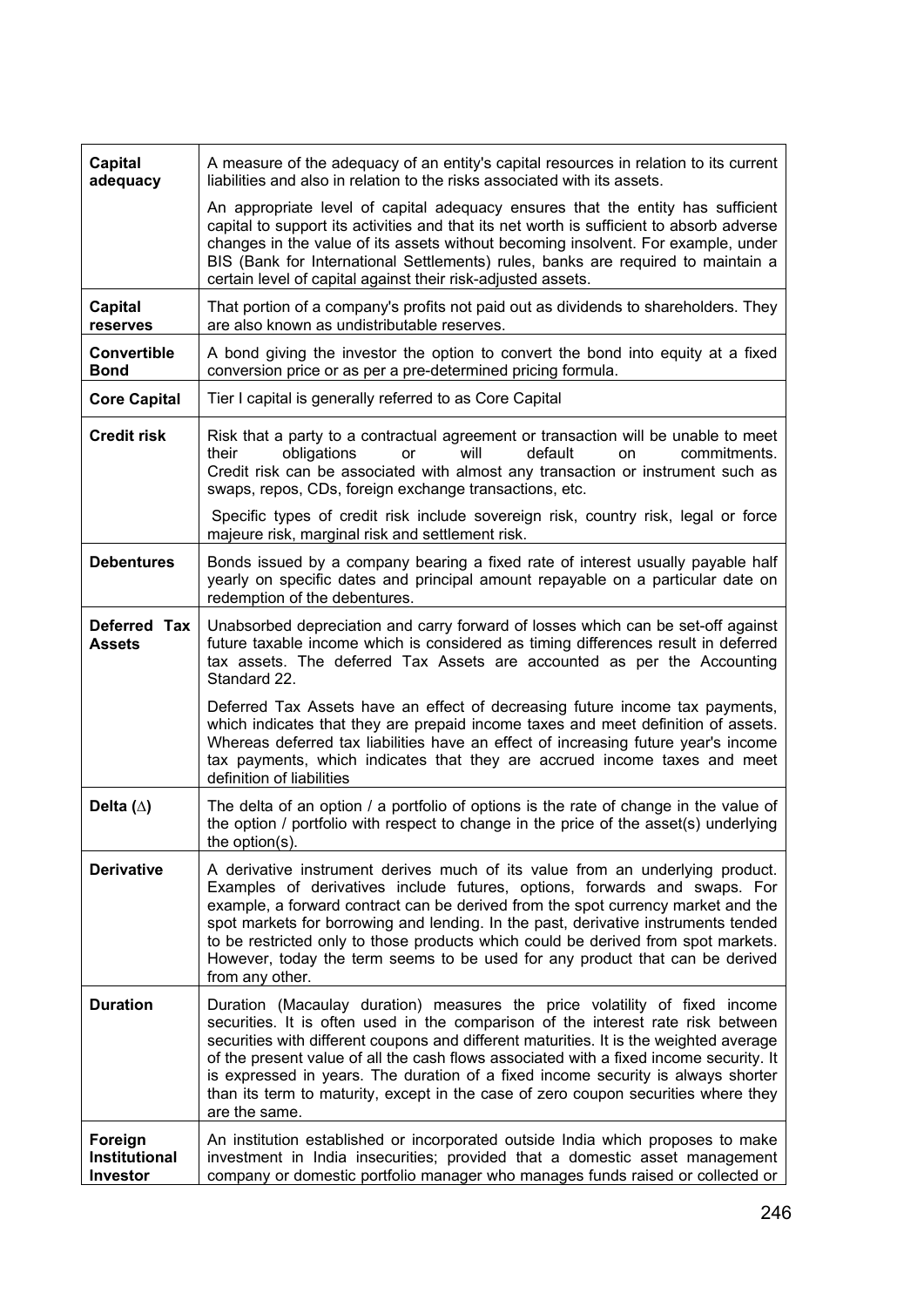| | |
|---|---|
| **Capital adequacy** | A measure of the adequacy of an entity's capital resources in relation to its current liabilities and also in relation to the risks associated with its assets.<br><br>An appropriate level of capital adequacy ensures that the entity has sufficient capital to support its activities and that its net worth is sufficient to absorb adverse changes in the value of its assets without becoming insolvent. For example, under BIS (Bank for International Settlements) rules, banks are required to maintain a certain level of capital against their risk-adjusted assets. |
| **Capital reserves** | That portion of a company's profits not paid out as dividends to shareholders. They are also known as undistributable reserves. |
| **Convertible Bond** | A bond giving the investor the option to convert the bond into equity at a fixed conversion price or as per a pre-determined pricing formula. |
| **Core Capital** | Tier I capital is generally referred to as Core Capital |
| **Credit risk** | Risk that a party to a contractual agreement or transaction will be unable to meet their obligations or will default on commitments. Credit risk can be associated with almost any transaction or instrument such as swaps, repos, CDs, foreign exchange transactions, etc.<br><br>Specific types of credit risk include sovereign risk, country risk, legal or force majeure risk, marginal risk and settlement risk. |
| **Debentures** | Bonds issued by a company bearing a fixed rate of interest usually payable half yearly on specific dates and principal amount repayable on a particular date on redemption of the debentures. |
| **Deferred Tax Assets** | Unabsorbed depreciation and carry forward of losses which can be set-off against future taxable income which is considered as timing differences result in deferred tax assets. The deferred Tax Assets are accounted as per the Accounting Standard 22.<br><br>Deferred Tax Assets have an effect of decreasing future income tax payments, which indicates that they are prepaid income taxes and meet definition of assets. Whereas deferred tax liabilities have an effect of increasing future year's income tax payments, which indicates that they are accrued income taxes and meet definition of liabilities |
| **Delta ($\Delta$)** | The delta of an option / a portfolio of options is the rate of change in the value of the option / portfolio with respect to change in the price of the asset(s) underlying the option(s). |
| **Derivative** | A derivative instrument derives much of its value from an underlying product. Examples of derivatives include futures, options, forwards and swaps. For example, a forward contract can be derived from the spot currency market and the spot markets for borrowing and lending. In the past, derivative instruments tended to be restricted only to those products which could be derived from spot markets. However, today the term seems to be used for any product that can be derived from any other. |
| **Duration** | Duration (Macaulay duration) measures the price volatility of fixed income securities. It is often used in the comparison of the interest rate risk between securities with different coupons and different maturities. It is the weighted average of the present value of all the cash flows associated with a fixed income security. It is expressed in years. The duration of a fixed income security is always shorter than its term to maturity, except in the case of zero coupon securities where they are the same. |
| **Foreign Institutional Investor** | An institution established or incorporated outside India which proposes to make investment in India insecurities; provided that a domestic asset management company or domestic portfolio manager who manages funds raised or collected or |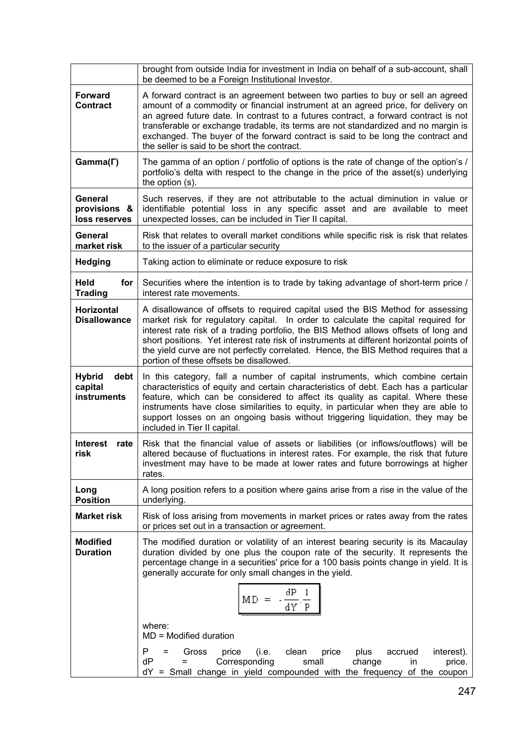| | |
|---|---|
| | brought from outside India for investment in India on behalf of a sub-account, shall be deemed to be a Foreign Institutional Investor. |
| **Forward Contract** | A forward contract is an agreement between two parties to buy or sell an agreed amount of a commodity or financial instrument at an agreed price, for delivery on an agreed future date. In contrast to a futures contract, a forward contract is not transferable or exchange tradable, its terms are not standardized and no margin is exchanged. The buyer of the forward contract is said to be long the contract and the seller is said to be short the contract. |
| **Gamma(Γ)** | The gamma of an option / portfolio of options is the rate of change of the option's / portfolio's delta with respect to the change in the price of the asset(s) underlying the option (s). |
| **General provisions & loss reserves** | Such reserves, if they are not attributable to the actual diminution in value or identifiable potential loss in any specific asset and are available to meet unexpected losses, can be included in Tier II capital. |
| **General market risk** | Risk that relates to overall market conditions while specific risk is risk that relates to the issuer of a particular security |
| **Hedging** | Taking action to eliminate or reduce exposure to risk |
| **Held for Trading** | Securities where the intention is to trade by taking advantage of short-term price / interest rate movements. |
| **Horizontal Disallowance** | A disallowance of offsets to required capital used the BIS Method for assessing market risk for regulatory capital. In order to calculate the capital required for interest rate risk of a trading portfolio, the BIS Method allows offsets of long and short positions. Yet interest rate risk of instruments at different horizontal points of the yield curve are not perfectly correlated. Hence, the BIS Method requires that a portion of these offsets be disallowed. |
| **Hybrid debt capital instruments** | In this category, fall a number of capital instruments, which combine certain characteristics of equity and certain characteristics of debt. Each has a particular feature, which can be considered to affect its quality as capital. Where these instruments have close similarities to equity, in particular when they are able to support losses on an ongoing basis without triggering liquidation, they may be included in Tier II capital. |
| **Interest rate risk** | Risk that the financial value of assets or liabilities (or inflows/outflows) will be altered because of fluctuations in interest rates. For example, the risk that future investment may have to be made at lower rates and future borrowings at higher rates. |
| **Long Position** | A long position refers to a position where gains arise from a rise in the value of the underlying. |
| **Market risk** | Risk of loss arising from movements in market prices or rates away from the rates or prices set out in a transaction or agreement. |
| **Modified Duration** | The modified duration or volatility of an interest bearing security is its Macaulay duration divided by one plus the coupon rate of the security. It represents the percentage change in a securities' price for a 100 basis points change in yield. It is generally accurate for only small changes in the yield. $MD = -\frac{dP}{dY} \cdot \frac{1}{P}$ where: MD = Modified duration P = Gross price (i.e. clean price plus accrued interest). dP = Corresponding small change in price. dY = Small change in yield compounded with the frequency of the coupon |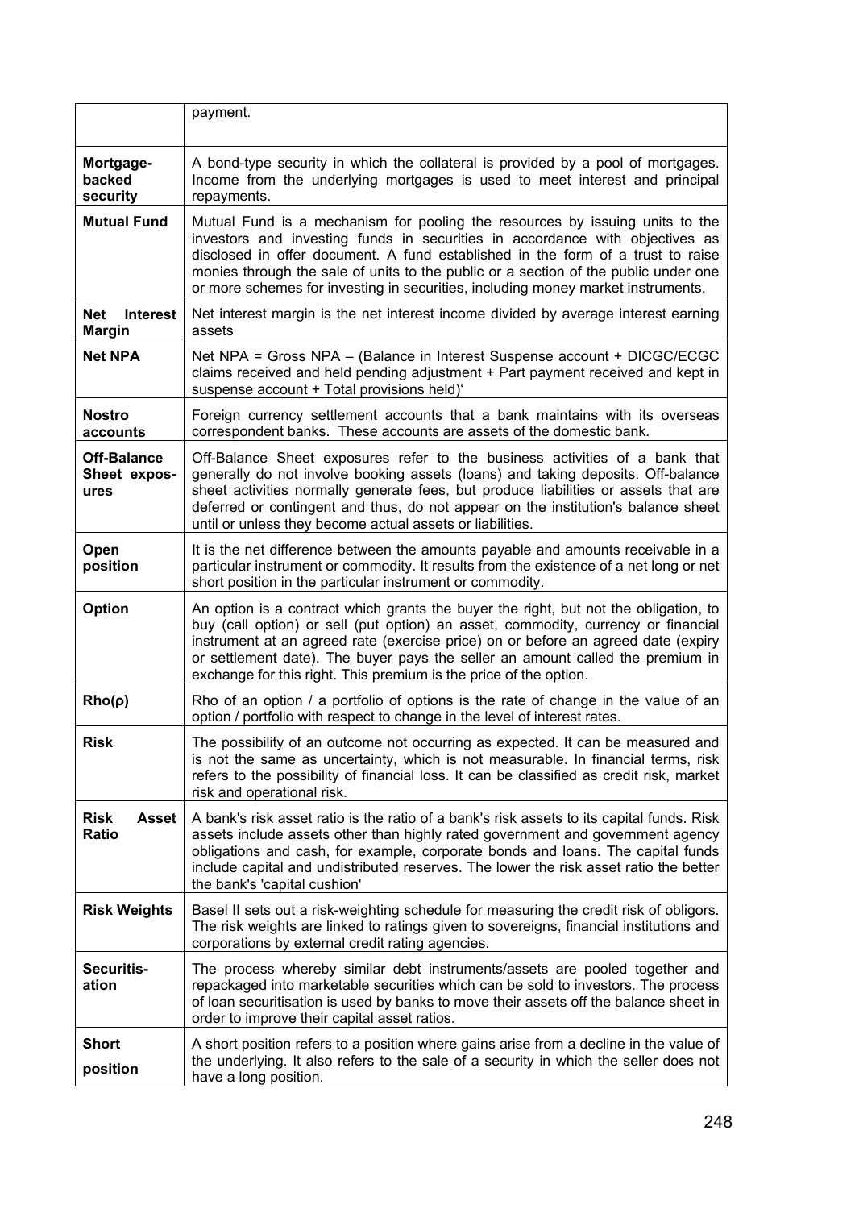| | |
|---|---|
| | payment. |
| **Mortgage-backed security** | A bond-type security in which the collateral is provided by a pool of mortgages. Income from the underlying mortgages is used to meet interest and principal repayments. |
| **Mutual Fund** | Mutual Fund is a mechanism for pooling the resources by issuing units to the investors and investing funds in securities in accordance with objectives as disclosed in offer document. A fund established in the form of a trust to raise monies through the sale of units to the public or a section of the public under one or more schemes for investing in securities, including money market instruments. |
| **Net Interest Margin** | Net interest margin is the net interest income divided by average interest earning assets |
| **Net NPA** | Net NPA = Gross NPA – (Balance in Interest Suspense account + DICGC/ECGC claims received and held pending adjustment + Part payment received and kept in suspense account + Total provisions held)' |
| **Nostro accounts** | Foreign currency settlement accounts that a bank maintains with its overseas correspondent banks. These accounts are assets of the domestic bank. |
| **Off-Balance Sheet exposures** | Off-Balance Sheet exposures refer to the business activities of a bank that generally do not involve booking assets (loans) and taking deposits. Off-balance sheet activities normally generate fees, but produce liabilities or assets that are deferred or contingent and thus, do not appear on the institution's balance sheet until or unless they become actual assets or liabilities. |
| **Open position** | It is the net difference between the amounts payable and amounts receivable in a particular instrument or commodity. It results from the existence of a net long or net short position in the particular instrument or commodity. |
| **Option** | An option is a contract which grants the buyer the right, but not the obligation, to buy (call option) or sell (put option) an asset, commodity, currency or financial instrument at an agreed rate (exercise price) on or before an agreed date (expiry or settlement date). The buyer pays the seller an amount called the premium in exchange for this right. This premium is the price of the option. |
| **Rho(ρ)** | Rho of an option / a portfolio of options is the rate of change in the value of an option / portfolio with respect to change in the level of interest rates. |
| **Risk** | The possibility of an outcome not occurring as expected. It can be measured and is not the same as uncertainty, which is not measurable. In financial terms, risk refers to the possibility of financial loss. It can be classified as credit risk, market risk and operational risk. |
| **Risk Asset Ratio** | A bank's risk asset ratio is the ratio of a bank's risk assets to its capital funds. Risk assets include assets other than highly rated government and government agency obligations and cash, for example, corporate bonds and loans. The capital funds include capital and undistributed reserves. The lower the risk asset ratio the better the bank's 'capital cushion' |
| **Risk Weights** | Basel II sets out a risk-weighting schedule for measuring the credit risk of obligors. The risk weights are linked to ratings given to sovereigns, financial institutions and corporations by external credit rating agencies. |
| **Securitisation** | The process whereby similar debt instruments/assets are pooled together and repackaged into marketable securities which can be sold to investors. The process of loan securitisation is used by banks to move their assets off the balance sheet in order to improve their capital asset ratios. |
| **Short position** | A short position refers to a position where gains arise from a decline in the value of the underlying. It also refers to the sale of a security in which the seller does not have a long position. |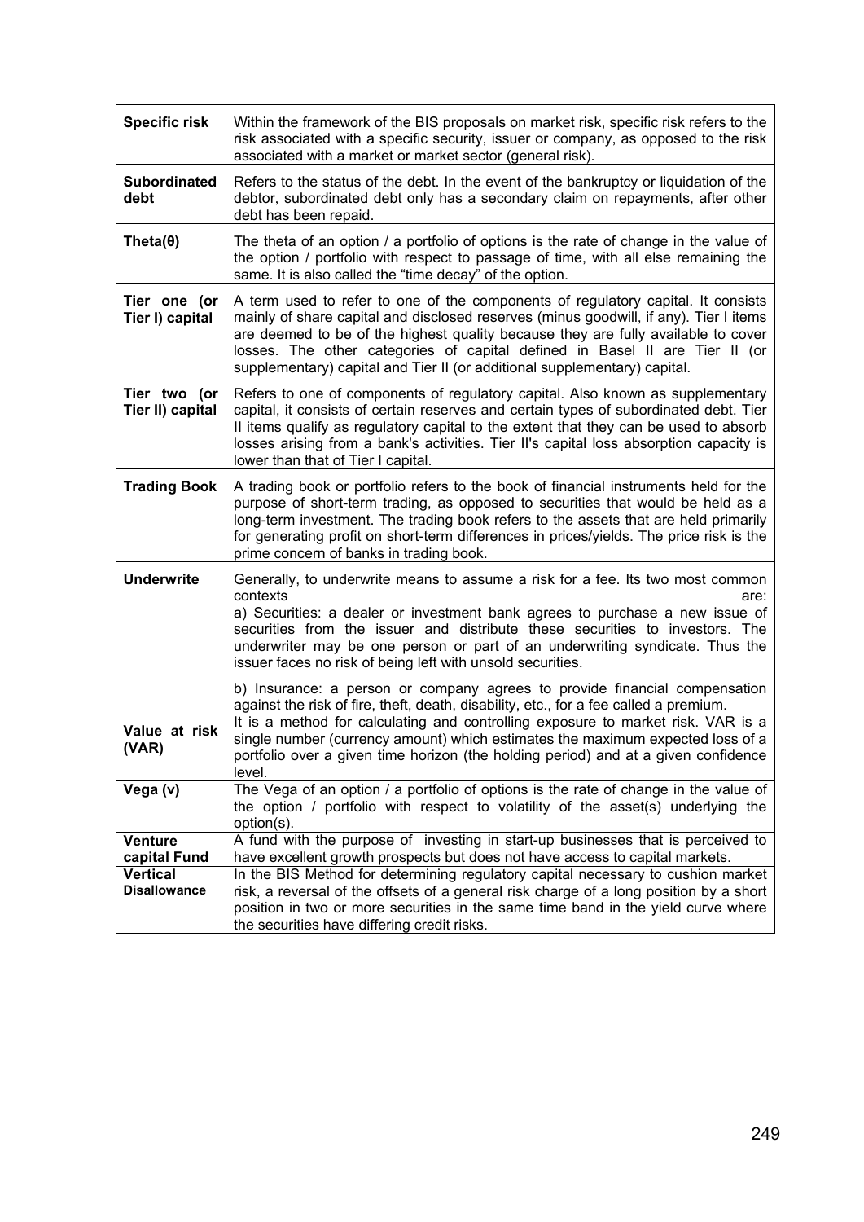| | |
|---|---|
| **Specific risk** | Within the framework of the BIS proposals on market risk, specific risk refers to the risk associated with a specific security, issuer or company, as opposed to the risk associated with a market or market sector (general risk). |
| **Subordinated debt** | Refers to the status of the debt. In the event of the bankruptcy or liquidation of the debtor, subordinated debt only has a secondary claim on repayments, after other debt has been repaid. |
| **Theta(θ)** | The theta of an option / a portfolio of options is the rate of change in the value of the option / portfolio with respect to passage of time, with all else remaining the same. It is also called the "time decay" of the option. |
| **Tier one (or Tier I) capital** | A term used to refer to one of the components of regulatory capital. It consists mainly of share capital and disclosed reserves (minus goodwill, if any). Tier I items are deemed to be of the highest quality because they are fully available to cover losses. The other categories of capital defined in Basel II are Tier II (or supplementary) capital and Tier II (or additional supplementary) capital. |
| **Tier two (or Tier II) capital** | Refers to one of components of regulatory capital. Also known as supplementary capital, it consists of certain reserves and certain types of subordinated debt. Tier II items qualify as regulatory capital to the extent that they can be used to absorb losses arising from a bank's activities. Tier II's capital loss absorption capacity is lower than that of Tier I capital. |
| **Trading Book** | A trading book or portfolio refers to the book of financial instruments held for the purpose of short-term trading, as opposed to securities that would be held as a long-term investment. The trading book refers to the assets that are held primarily for generating profit on short-term differences in prices/yields. The price risk is the prime concern of banks in trading book. |
| **Underwrite** | Generally, to underwrite means to assume a risk for a fee. Its two most common contexts are:<br>a) Securities: a dealer or investment bank agrees to purchase a new issue of securities from the issuer and distribute these securities to investors. The underwriter may be one person or part of an underwriting syndicate. Thus the issuer faces no risk of being left with unsold securities.<br>b) Insurance: a person or company agrees to provide financial compensation against the risk of fire, theft, death, disability, etc., for a fee called a premium. |
| **Value at risk (VAR)** | It is a method for calculating and controlling exposure to market risk. VAR is a single number (currency amount) which estimates the maximum expected loss of a portfolio over a given time horizon (the holding period) and at a given confidence level. |
| **Vega (v)** | The Vega of an option / a portfolio of options is the rate of change in the value of the option / portfolio with respect to volatility of the asset(s) underlying the option(s). |
| **Venture capital Fund** | A fund with the purpose of investing in start-up businesses that is perceived to have excellent growth prospects but does not have access to capital markets. |
| **Vertical Disallowance** | In the BIS Method for determining regulatory capital necessary to cushion market risk, a reversal of the offsets of a general risk charge of a long position by a short position in two or more securities in the same time band in the yield curve where the securities have differing credit risks. |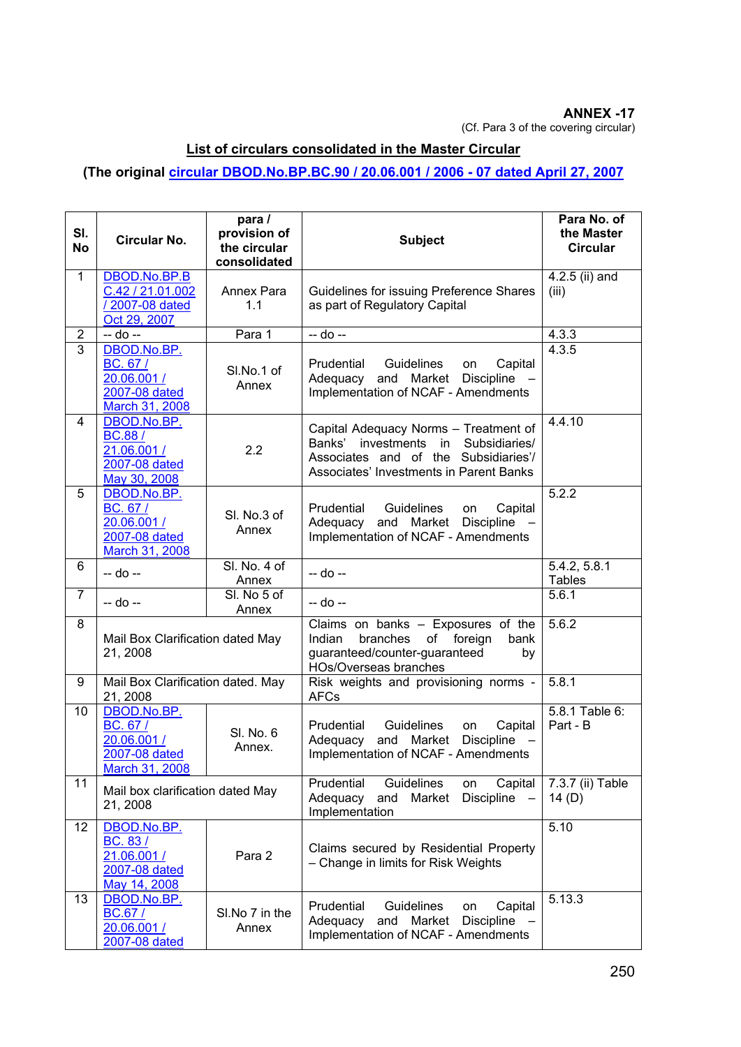**ANNEX -17**

(Cf. Para 3 of the covering circular)

**List of circulars consolidated in the Master Circular**

**(The original circular DBOD.No.BP.BC.90 / 20.06.001 / 2006 - 07 dated April 27, 2007**

| Sl. No | Circular No. | para / provision of the circular consolidated | Subject | Para No. of the Master Circular |
|---|---|---|---|---|
| 1 | DBOD.No.BP.BC.42 / 21.01.002 / 2007-08 dated Oct 29, 2007 | Annex Para 1.1 | Guidelines for issuing Preference Shares as part of Regulatory Capital | 4.2.5 (ii) and (iii) |
| 2 | -- do -- | Para 1 | -- do -- | 4.3.3 |
| 3 | DBOD.No.BP. BC. 67 / 20.06.001 / 2007-08 dated March 31, 2008 | Sl.No.1 of Annex | Prudential Guidelines on Capital Adequacy and Market Discipline – Implementation of NCAF - Amendments | 4.3.5 |
| 4 | DBOD.No.BP. BC.88 / 21.06.001 / 2007-08 dated May 30, 2008 | 2.2 | Capital Adequacy Norms – Treatment of Banks' investments in Subsidiaries/ Associates and of the Subsidiaries'/ Associates' Investments in Parent Banks | 4.4.10 |
| 5 | DBOD.No.BP. BC. 67 / 20.06.001 / 2007-08 dated March 31, 2008 | Sl. No.3 of Annex | Prudential Guidelines on Capital Adequacy and Market Discipline – Implementation of NCAF - Amendments | 5.2.2 |
| 6 | -- do -- | Sl. No. 4 of Annex | -- do -- | 5.4.2, 5.8.1 Tables |
| 7 | -- do -- | Sl. No 5 of Annex | -- do -- | 5.6.1 |
| 8 | Mail Box Clarification dated May 21, 2008 | | Claims on banks – Exposures of the Indian branches of foreign bank guaranteed/counter-guaranteed by HOs/Overseas branches | 5.6.2 |
| 9 | Mail Box Clarification dated. May 21, 2008 | | Risk weights and provisioning norms - AFCs | 5.8.1 |
| 10 | DBOD.No.BP. BC. 67 / 20.06.001 / 2007-08 dated March 31, 2008 | Sl. No. 6 Annex. | Prudential Guidelines on Capital Adequacy and Market Discipline – Implementation of NCAF - Amendments | 5.8.1 Table 6: Part - B |
| 11 | Mail box clarification dated May 21, 2008 | | Prudential Guidelines on Capital Adequacy and Market Discipline – Implementation | 7.3.7 (ii) Table 14 (D) |
| 12 | DBOD.No.BP. BC. 83 / 21.06.001 / 2007-08 dated May 14, 2008 | Para 2 | Claims secured by Residential Property – Change in limits for Risk Weights | 5.10 |
| 13 | DBOD.No.BP. BC.67 / 20.06.001 / 2007-08 dated | Sl.No 7 in the Annex | Prudential Guidelines on Capital Adequacy and Market Discipline – Implementation of NCAF - Amendments | 5.13.3 |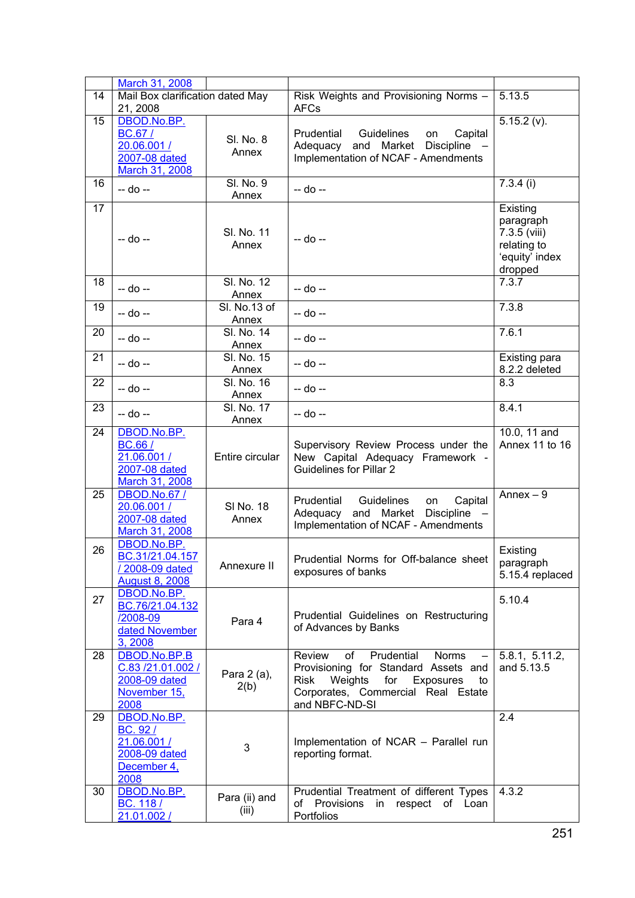| | | | | |
|---|---|---|---|---|
| | March 31, 2008 | | | |
| 14 | Mail Box clarification dated May 21, 2008 | | Risk Weights and Provisioning Norms – AFCs | 5.13.5 |
| 15 | DBOD.No.BP. BC.67 / 20.06.001 / 2007-08 dated March 31, 2008 | Sl. No. 8 Annex | Prudential Guidelines on Capital Adequacy and Market Discipline – Implementation of NCAF - Amendments | 5.15.2 (v). |
| 16 | -- do -- | Sl. No. 9 Annex | -- do -- | 7.3.4 (i) |
| 17 | -- do -- | Sl. No. 11 Annex | -- do -- | Existing paragraph 7.3.5 (viii) relating to 'equity' index dropped |
| 18 | -- do -- | Sl. No. 12 Annex | -- do -- | 7.3.7 |
| 19 | -- do -- | Sl. No.13 of Annex | -- do -- | 7.3.8 |
| 20 | -- do -- | Sl. No. 14 Annex | -- do -- | 7.6.1 |
| 21 | -- do -- | Sl. No. 15 Annex | -- do -- | Existing para 8.2.2 deleted |
| 22 | -- do -- | Sl. No. 16 Annex | -- do -- | 8.3 |
| 23 | -- do -- | Sl. No. 17 Annex | -- do -- | 8.4.1 |
| 24 | DBOD.No.BP. BC.66 / 21.06.001 / 2007-08 dated March 31, 2008 | Entire circular | Supervisory Review Process under the New Capital Adequacy Framework - Guidelines for Pillar 2 | 10.0, 11 and Annex 11 to 16 |
| 25 | DBOD.No.67 / 20.06.001 / 2007-08 dated March 31, 2008 | Sl No. 18 Annex | Prudential Guidelines on Capital Adequacy and Market Discipline – Implementation of NCAF - Amendments | Annex – 9 |
| 26 | DBOD.No.BP. BC.31/21.04.157 / 2008-09 dated August 8, 2008 | Annexure II | Prudential Norms for Off-balance sheet exposures of banks | Existing paragraph 5.15.4 replaced |
| 27 | DBOD.No.BP. BC.76/21.04.132 /2008-09 dated November 3, 2008 | Para 4 | Prudential Guidelines on Restructuring of Advances by Banks | 5.10.4 |
| 28 | DBOD.No.BP.BC.83 /21.01.002 / 2008-09 dated November 15, 2008 | Para 2 (a), 2(b) | Review of Prudential Norms – Provisioning for Standard Assets and Risk Weights for Exposures to Corporates, Commercial Real Estate and NBFC-ND-SI | 5.8.1, 5.11.2, and 5.13.5 |
| 29 | DBOD.No.BP. BC. 92 / 21.06.001 / 2008-09 dated December 4, 2008 | 3 | Implementation of NCAR – Parallel run reporting format. | 2.4 |
| 30 | DBOD.No.BP. BC. 118 / 21.01.002 / | Para (ii) and (iii) | Prudential Treatment of different Types of Provisions in respect of Loan Portfolios | 4.3.2 |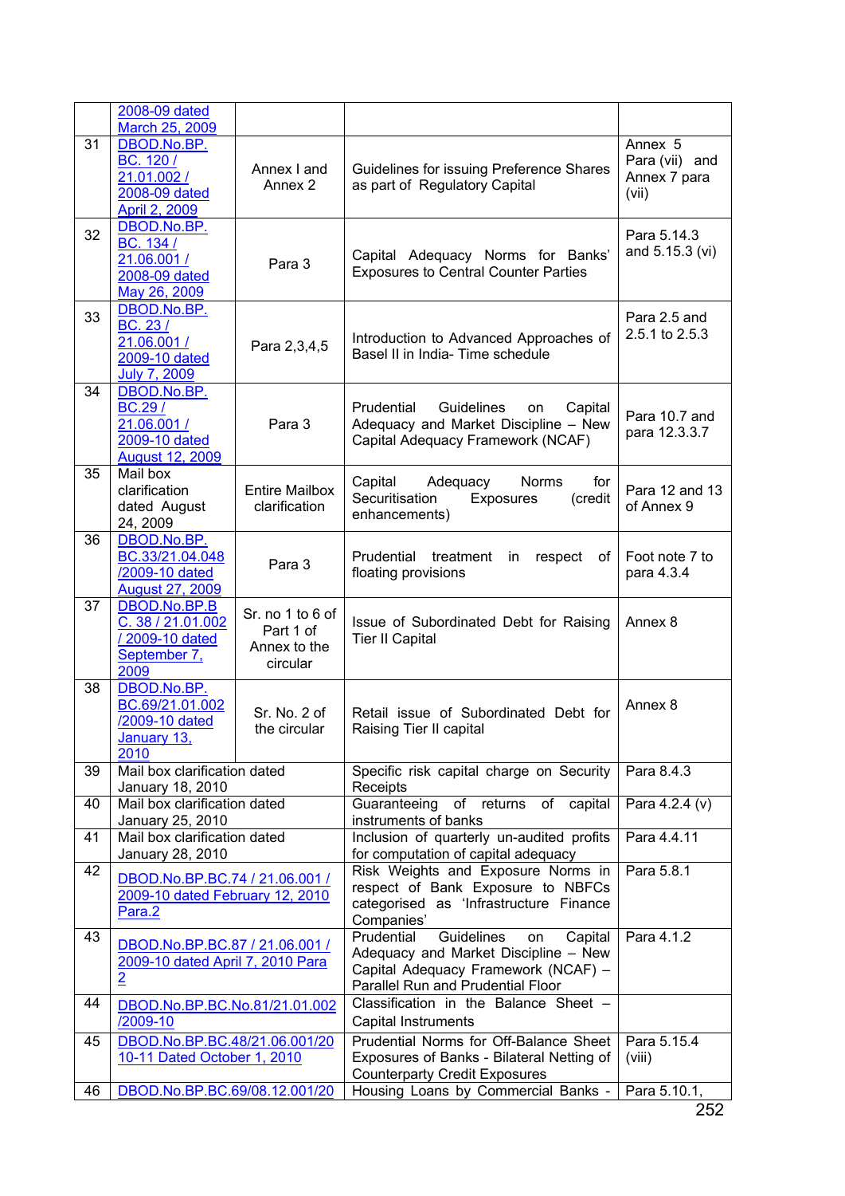| | | | | |
|---|---|---|---|---|
| | 2008-09 dated March 25, 2009 | | | |
| 31 | DBOD.No.BP. BC. 120 / 21.01.002 / 2008-09 dated April 2, 2009 | Annex I and Annex 2 | Guidelines for issuing Preference Shares as part of Regulatory Capital | Annex 5 Para (vii) and Annex 7 para (vii) |
| 32 | DBOD.No.BP. BC. 134 / 21.06.001 / 2008-09 dated May 26, 2009 | Para 3 | Capital Adequacy Norms for Banks' Exposures to Central Counter Parties | Para 5.14.3 and 5.15.3 (vi) |
| 33 | DBOD.No.BP. BC. 23 / 21.06.001 / 2009-10 dated July 7, 2009 | Para 2,3,4,5 | Introduction to Advanced Approaches of Basel II in India- Time schedule | Para 2.5 and 2.5.1 to 2.5.3 |
| 34 | DBOD.No.BP. BC.29 / 21.06.001 / 2009-10 dated August 12, 2009 | Para 3 | Prudential Guidelines on Capital Adequacy and Market Discipline – New Capital Adequacy Framework (NCAF) | Para 10.7 and para 12.3.3.7 |
| 35 | Mail box clarification dated August 24, 2009 | Entire Mailbox clarification | Capital Adequacy Norms for Securitisation Exposures (credit enhancements) | Para 12 and 13 of Annex 9 |
| 36 | DBOD.No.BP. BC.33/21.04.048 /2009-10 dated August 27, 2009 | Para 3 | Prudential treatment in respect of floating provisions | Foot note 7 to para 4.3.4 |
| 37 | DBOD.No.BP.B C. 38 / 21.01.002 / 2009-10 dated September 7, 2009 | Sr. no 1 to 6 of Part 1 of Annex to the circular | Issue of Subordinated Debt for Raising Tier II Capital | Annex 8 |
| 38 | DBOD.No.BP. BC.69/21.01.002 /2009-10 dated January 13, 2010 | Sr. No. 2 of the circular | Retail issue of Subordinated Debt for Raising Tier II capital | Annex 8 |
| 39 | Mail box clarification dated January 18, 2010 | | Specific risk capital charge on Security Receipts | Para 8.4.3 |
| 40 | Mail box clarification dated January 25, 2010 | | Guaranteeing of returns of capital instruments of banks | Para 4.2.4 (v) |
| 41 | Mail box clarification dated January 28, 2010 | | Inclusion of quarterly un-audited profits for computation of capital adequacy | Para 4.4.11 |
| 42 | DBOD.No.BP.BC.74 / 21.06.001 / 2009-10 dated February 12, 2010 Para.2 | | Risk Weights and Exposure Norms in respect of Bank Exposure to NBFCs categorised as 'Infrastructure Finance Companies' | Para 5.8.1 |
| 43 | DBOD.No.BP.BC.87 / 21.06.001 / 2009-10 dated April 7, 2010 Para 2 | | Prudential Guidelines on Capital Adequacy and Market Discipline – New Capital Adequacy Framework (NCAF) – Parallel Run and Prudential Floor | Para 4.1.2 |
| 44 | DBOD.No.BP.BC.No.81/21.01.002 /2009-10 | | Classification in the Balance Sheet – Capital Instruments | |
| 45 | DBOD.No.BP.BC.48/21.06.001/2010-11 Dated October 1, 2010 | | Prudential Norms for Off-Balance Sheet Exposures of Banks - Bilateral Netting of Counterparty Credit Exposures | Para 5.15.4 (viii) |
| 46 | DBOD.No.BP.BC.69/08.12.001/20 | | Housing Loans by Commercial Banks - | Para 5.10.1, |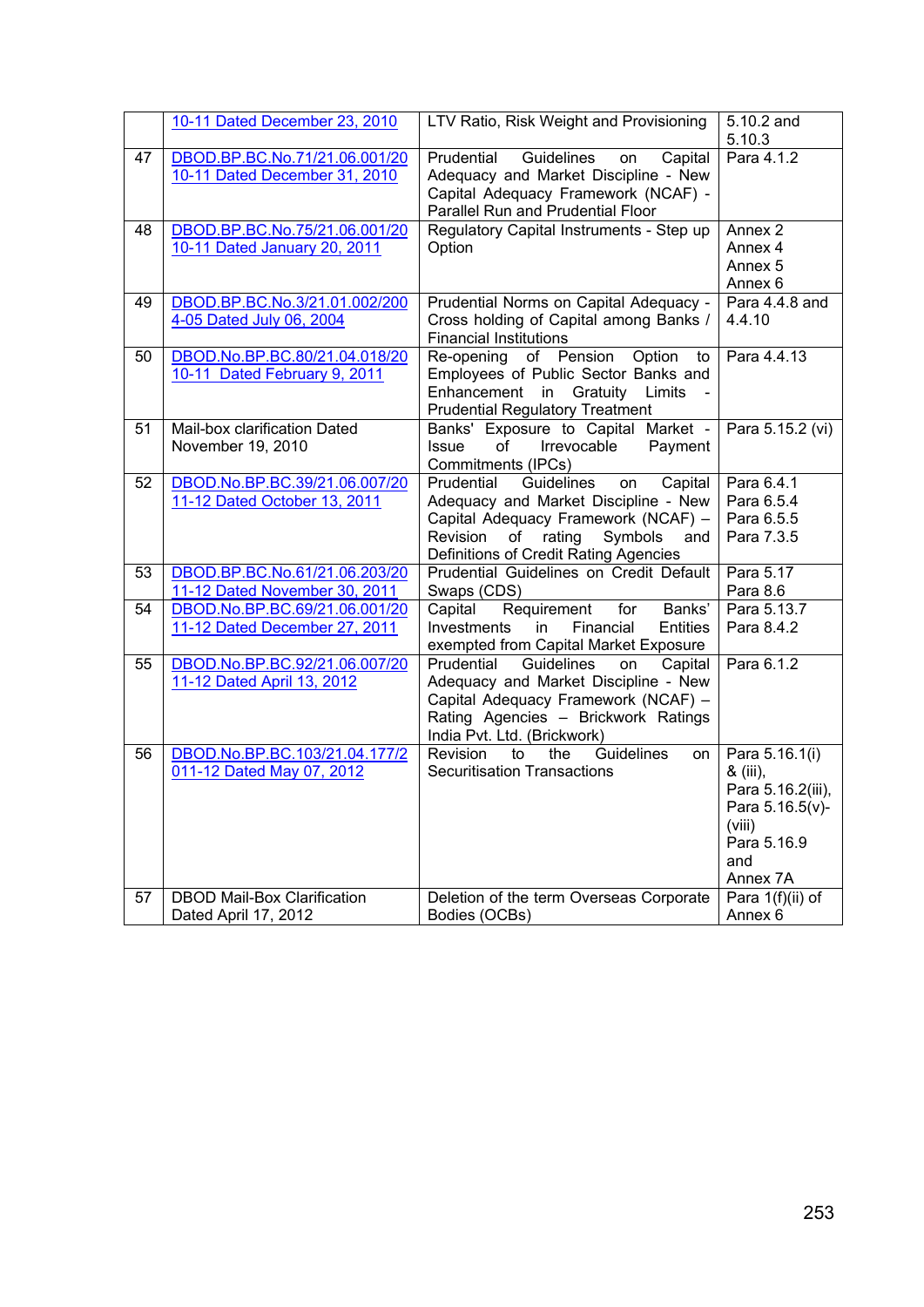| | | | |
|---|---|---|---|
| | 10-11 Dated December 23, 2010 | LTV Ratio, Risk Weight and Provisioning | 5.10.2 and 5.10.3 |
| 47 | DBOD.BP.BC.No.71/21.06.001/2010-11 Dated December 31, 2010 | Prudential Guidelines on Capital Adequacy and Market Discipline - New Capital Adequacy Framework (NCAF) - Parallel Run and Prudential Floor | Para 4.1.2 |
| 48 | DBOD.BP.BC.No.75/21.06.001/2010-11 Dated January 20, 2011 | Regulatory Capital Instruments - Step up Option | Annex 2<br>Annex 4<br>Annex 5<br>Annex 6 |
| 49 | DBOD.BP.BC.No.3/21.01.002/2004-05 Dated July 06, 2004 | Prudential Norms on Capital Adequacy - Cross holding of Capital among Banks / Financial Institutions | Para 4.4.8 and 4.4.10 |
| 50 | DBOD.No.BP.BC.80/21.04.018/2010-11 Dated February 9, 2011 | Re-opening of Pension Option to Employees of Public Sector Banks and Enhancement in Gratuity Limits - Prudential Regulatory Treatment | Para 4.4.13 |
| 51 | Mail-box clarification Dated November 19, 2010 | Banks' Exposure to Capital Market - Issue of Irrevocable Payment Commitments (IPCs) | Para 5.15.2 (vi) |
| 52 | DBOD.No.BP.BC.39/21.06.007/2011-12 Dated October 13, 2011 | Prudential Guidelines on Capital Adequacy and Market Discipline - New Capital Adequacy Framework (NCAF) – Revision of rating Symbols and Definitions of Credit Rating Agencies | Para 6.4.1<br>Para 6.5.4<br>Para 6.5.5<br>Para 7.3.5 |
| 53 | DBOD.BP.BC.No.61/21.06.203/2011-12 Dated November 30, 2011 | Prudential Guidelines on Credit Default Swaps (CDS) | Para 5.17<br>Para 8.6 |
| 54 | DBOD.No.BP.BC.69/21.06.001/2011-12 Dated December 27, 2011 | Capital Requirement for Banks' Investments in Financial Entities exempted from Capital Market Exposure | Para 5.13.7<br>Para 8.4.2 |
| 55 | DBOD.No.BP.BC.92/21.06.007/2011-12 Dated April 13, 2012 | Prudential Guidelines on Capital Adequacy and Market Discipline - New Capital Adequacy Framework (NCAF) – Rating Agencies – Brickwork Ratings India Pvt. Ltd. (Brickwork) | Para 6.1.2 |
| 56 | DBOD.No.BP.BC.103/21.04.177/2011-12 Dated May 07, 2012 | Revision to the Guidelines on Securitisation Transactions | Para 5.16.1(i) & (iii),<br>Para 5.16.2(iii),<br>Para 5.16.5(v)-(viii)<br>Para 5.16.9 and<br>Annex 7A |
| 57 | DBOD Mail-Box Clarification Dated April 17, 2012 | Deletion of the term Overseas Corporate Bodies (OCBs) | Para 1(f)(ii) of Annex 6 |